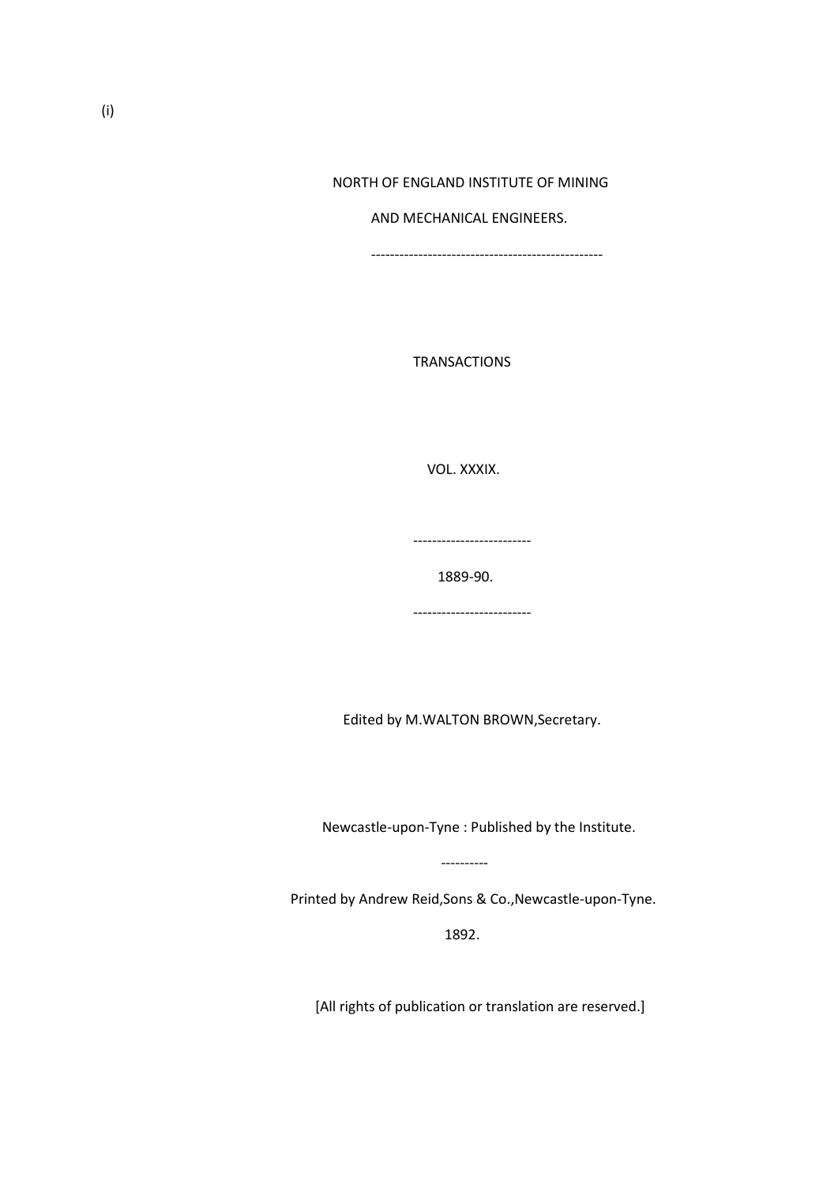# NORTH OF ENGLAND INSTITUTE OF MINING AND MECHANICAL ENGINEERS.

---

## TRANSACTIONS

### VOL. XXXIX.

---

1889-90.

---

Edited by M.WALTON BROWN,Secretary.

Newcastle-upon-Tyne : Published by the Institute.

---

Printed by Andrew Reid,Sons & Co.,Newcastle-upon-Tyne.

1892.

[All rights of publication or translation are reserved.]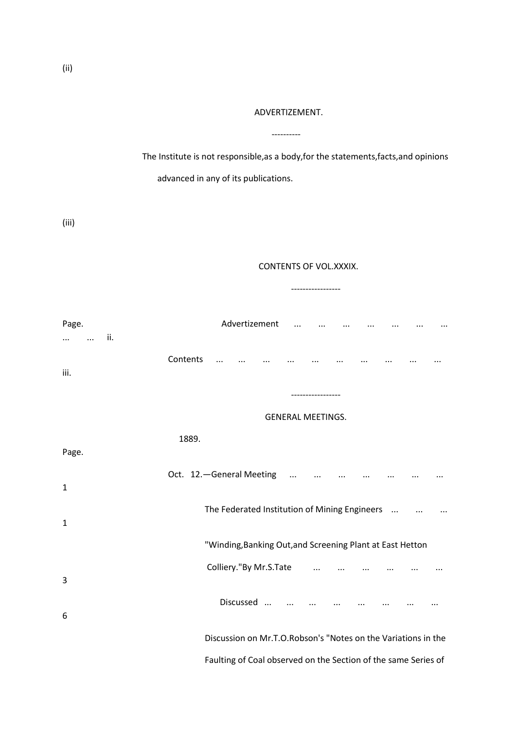## ADVERTIZEMENT.

----------

The Institute is not responsible, as a body, for the statements, facts, and opinions advanced in any of its publications.

## CONTENTS OF VOL. XXXIX.

-----------------

| Page. | |
|---|---|
| Advertizement ... ... ... ... ... ... ... ... ... | ii. |
| Contents ... ... ... ... ... ... ... ... ... ... | iii. |

-----------------

### GENERAL MEETINGS.

| 1889. | Page. |
|---|---|
| Oct. 12.—General Meeting ... ... ... ... ... ... ... | 1 |
| The Federated Institution of Mining Engineers ... ... ... | 1 |
| "Winding, Banking Out, and Screening Plant at East Hetton Colliery." By Mr. S. Tate ... ... ... ... ... ... | 3 |
| Discussed ... ... ... ... ... ... ... ... | 6 |
| Discussion on Mr. T. O. Robson's "Notes on the Variations in the Faulting of Coal observed on the Section of the same Series of | |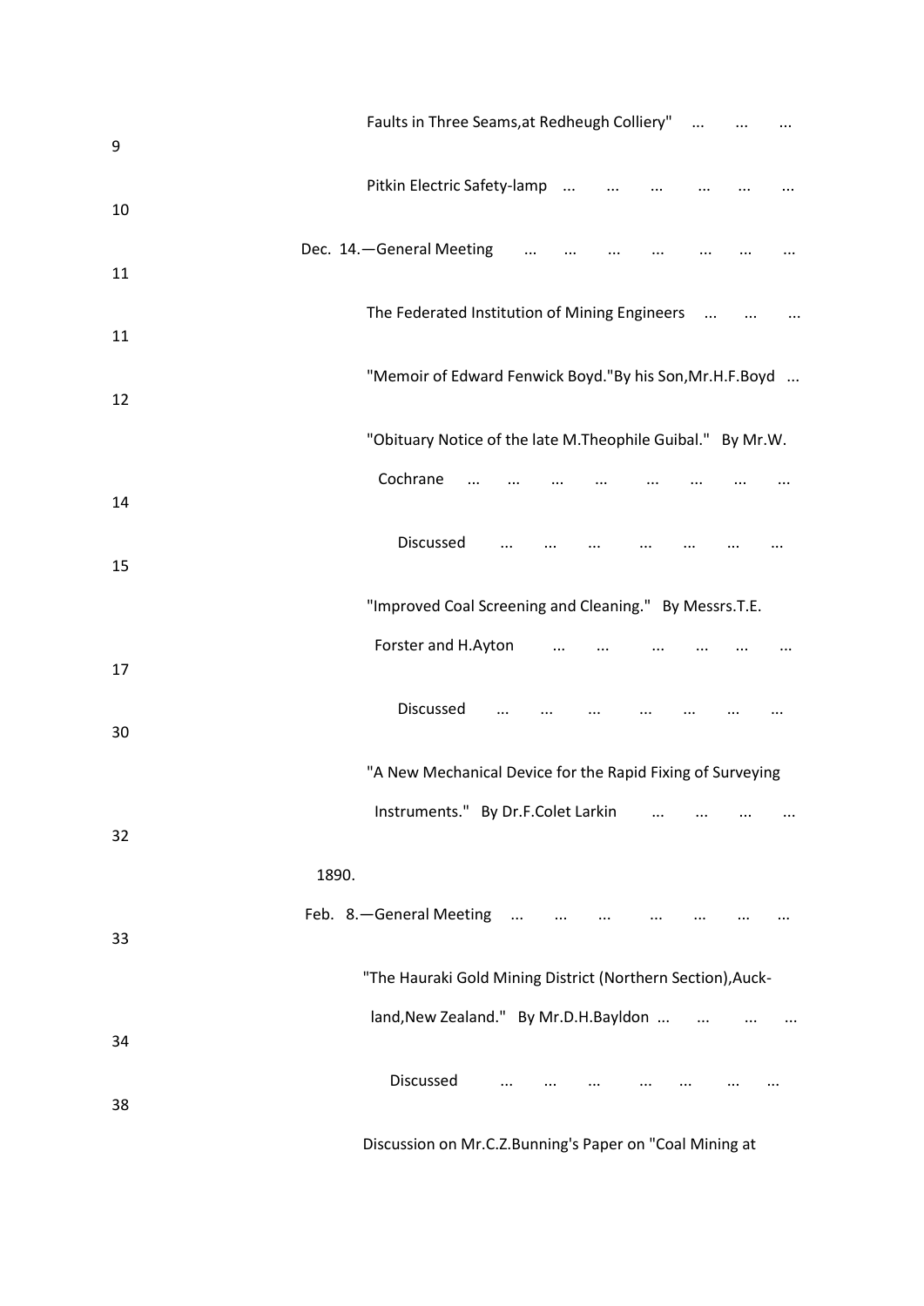Faults in Three Seams,at Redheugh Colliery" ... ... ... 9

Pitkin Electric Safety-lamp ... ... ... ... ... ... 10

Dec. 14.—General Meeting ... ... ... ... ... ... ... 11

The Federated Institution of Mining Engineers ... ... ... 11

"Memoir of Edward Fenwick Boyd."By his Son,Mr.H.F.Boyd ... 12

"Obituary Notice of the late M.Theophile Guibal." By Mr.W. Cochrane ... ... ... ... ... ... ... ... 14

Discussed ... ... ... ... ... ... ... 15

"Improved Coal Screening and Cleaning." By Messrs.T.E. Forster and H.Ayton ... ... ... ... ... ... 17

Discussed ... ... ... ... ... ... ... 30

"A New Mechanical Device for the Rapid Fixing of Surveying Instruments." By Dr.F.Colet Larkin ... ... ... ... 32

1890.

Feb. 8.—General Meeting ... ... ... ... ... ... ... 33

"The Hauraki Gold Mining District (Northern Section),Auckland,New Zealand." By Mr.D.H.Bayldon ... ... ... ... 34

Discussed ... ... ... ... ... ... ... 38

Discussion on Mr.C.Z.Bunning's Paper on "Coal Mining at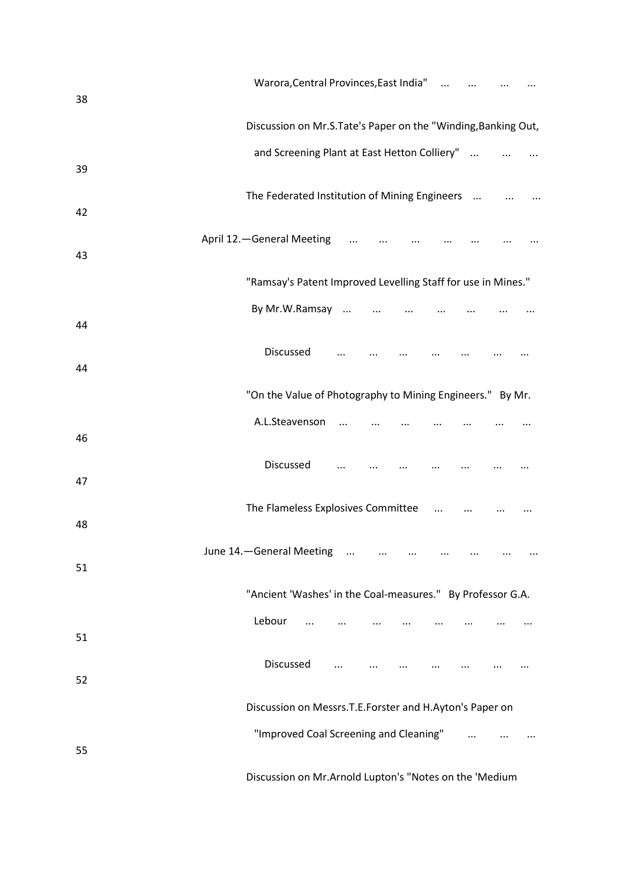Warora,Central Provinces,East India" ... ... ... ... 38

Discussion on Mr.S.Tate's Paper on the "Winding,Banking Out, and Screening Plant at East Hetton Colliery" ... ... ... 39

The Federated Institution of Mining Engineers ... ... ... 42

April 12.—General Meeting ... ... ... ... ... ... ... 43

"Ramsay's Patent Improved Levelling Staff for use in Mines." By Mr.W.Ramsay ... ... ... ... ... ... ... 44

Discussed ... ... ... ... ... ... ... 44

"On the Value of Photography to Mining Engineers." By Mr. A.L.Steavenson ... ... ... ... ... ... ... 46

Discussed ... ... ... ... ... ... ... 47

The Flameless Explosives Committee ... ... ... ... 48

June 14.—General Meeting ... ... ... ... ... ... ... 51

"Ancient 'Washes' in the Coal-measures." By Professor G.A. Lebour ... ... ... ... ... ... ... ... 51

Discussed ... ... ... ... ... ... ... 52

Discussion on Messrs.T.E.Forster and H.Ayton's Paper on "Improved Coal Screening and Cleaning" ... ... ... 55

Discussion on Mr.Arnold Lupton's "Notes on the 'Medium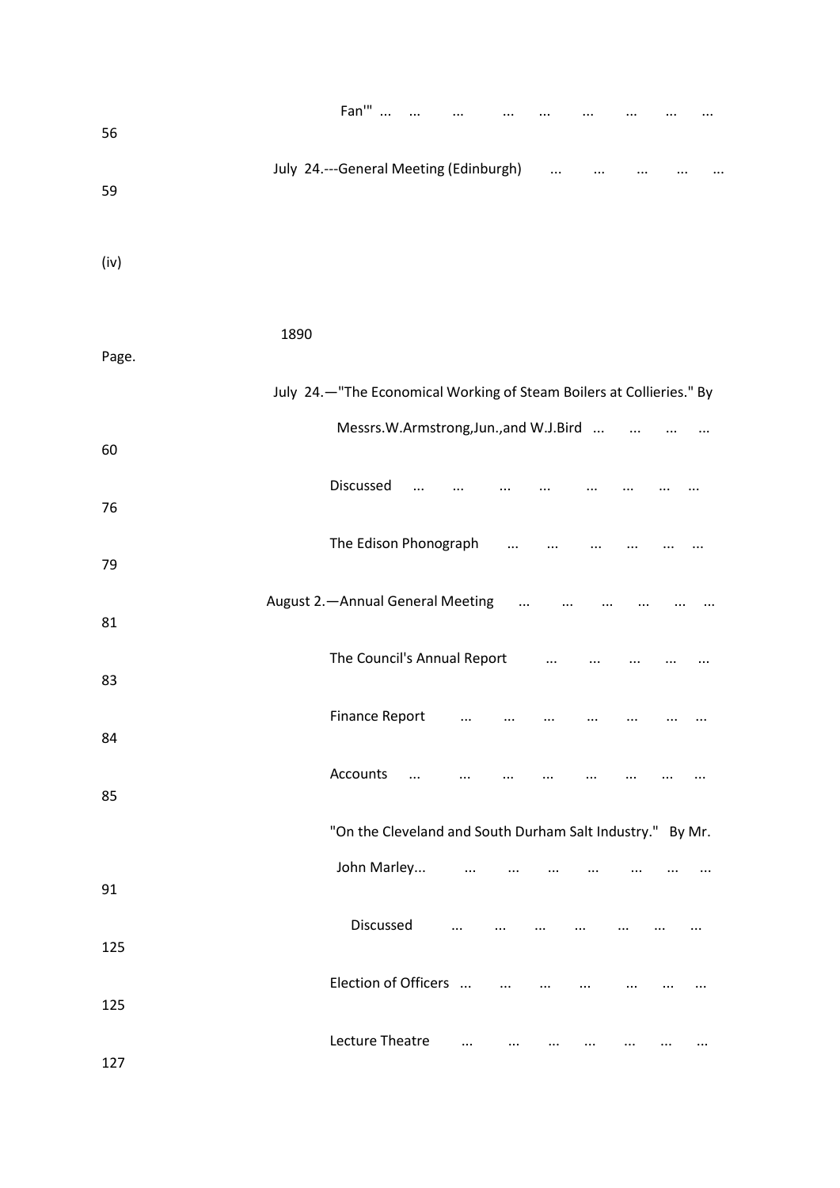Fan'" ... ... ... ... ... ... ... ... ... 56

July 24.---General Meeting (Edinburgh) ... ... ... ... ... 59

(iv)

| 1890 | Page. |
|---|---|
| July 24.—"The Economical Working of Steam Boilers at Collieries." By Messrs.W.Armstrong,Jun.,and W.J.Bird ... ... ... ... | 60 |
| Discussed ... ... ... ... ... ... ... ... | 76 |
| The Edison Phonograph ... ... ... ... ... ... | 79 |
| August 2.—Annual General Meeting ... ... ... ... ... ... | 81 |
| The Council's Annual Report ... ... ... ... ... | 83 |
| Finance Report ... ... ... ... ... ... ... | 84 |
| Accounts ... ... ... ... ... ... ... ... | 85 |
| "On the Cleveland and South Durham Salt Industry." By Mr. John Marley... ... ... ... ... ... ... ... | 91 |
| Discussed ... ... ... ... ... ... ... | 125 |
| Election of Officers ... ... ... ... ... ... ... | 125 |
| Lecture Theatre ... ... ... ... ... ... ... | 127 |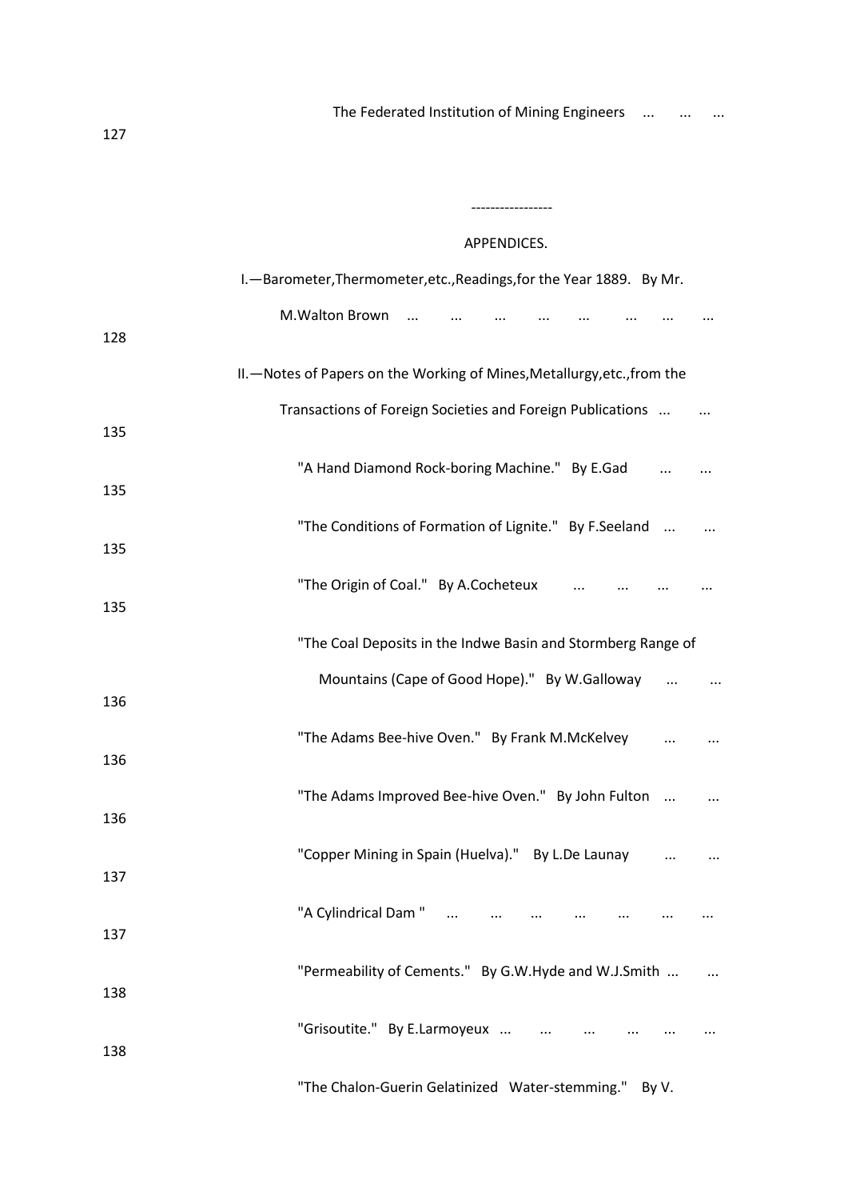The Federated Institution of Mining Engineers ... ... ... 127

-----------------

APPENDICES.

I.—Barometer,Thermometer,etc.,Readings,for the Year 1889. By Mr. M.Walton Brown ... ... ... ... ... ... ... ... 128

II.—Notes of Papers on the Working of Mines,Metallurgy,etc.,from the Transactions of Foreign Societies and Foreign Publications ... ... 135

"A Hand Diamond Rock-boring Machine." By E.Gad ... ... 135

"The Conditions of Formation of Lignite." By F.Seeland ... ... 135

"The Origin of Coal." By A.Cocheteux ... ... ... ... 135

"The Coal Deposits in the Indwe Basin and Stormberg Range of Mountains (Cape of Good Hope)." By W.Galloway ... ... 136

"The Adams Bee-hive Oven." By Frank M.McKelvey ... ... 136

"The Adams Improved Bee-hive Oven." By John Fulton ... ... 136

"Copper Mining in Spain (Huelva)." By L.De Launay ... ... 137

"A Cylindrical Dam " ... ... ... ... ... ... ... 137

"Permeability of Cements." By G.W.Hyde and W.J.Smith ... ... 138

"Grisoutite." By E.Larmoyeux ... ... ... ... ... ... 138

"The Chalon-Guerin Gelatinized Water-stemming." By V.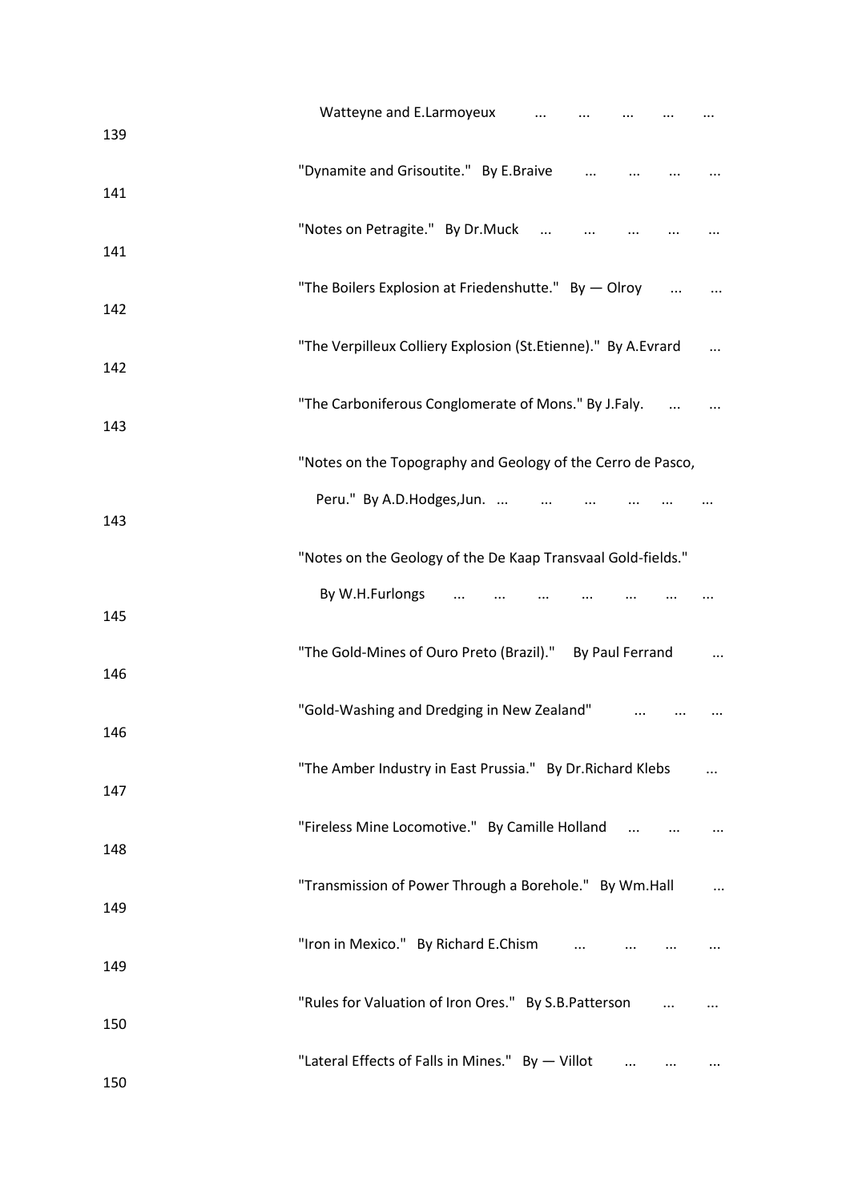Watteyne and E.Larmoyeux ... ... ... ... ... 139

"Dynamite and Grisoutite." By E.Braive ... ... ... ... 141

"Notes on Petragite." By Dr.Muck ... ... ... ... ... 141

"The Boilers Explosion at Friedenshutte." By — Olroy ... ... 142

"The Verpilleux Colliery Explosion (St.Etienne)." By A.Evrard ... 142

"The Carboniferous Conglomerate of Mons." By J.Faly. ... ... 143

"Notes on the Topography and Geology of the Cerro de Pasco, Peru." By A.D.Hodges,Jun. ... ... ... ... ... ... 143

"Notes on the Geology of the De Kaap Transvaal Gold-fields." By W.H.Furlongs ... ... ... ... ... ... ... 145

"The Gold-Mines of Ouro Preto (Brazil)." By Paul Ferrand ... 146

"Gold-Washing and Dredging in New Zealand" ... ... ... 146

"The Amber Industry in East Prussia." By Dr.Richard Klebs ... 147

"Fireless Mine Locomotive." By Camille Holland ... ... ... 148

"Transmission of Power Through a Borehole." By Wm.Hall ... 149

"Iron in Mexico." By Richard E.Chism ... ... ... ... 149

"Rules for Valuation of Iron Ores." By S.B.Patterson ... ... 150

"Lateral Effects of Falls in Mines." By — Villot ... ... ... 150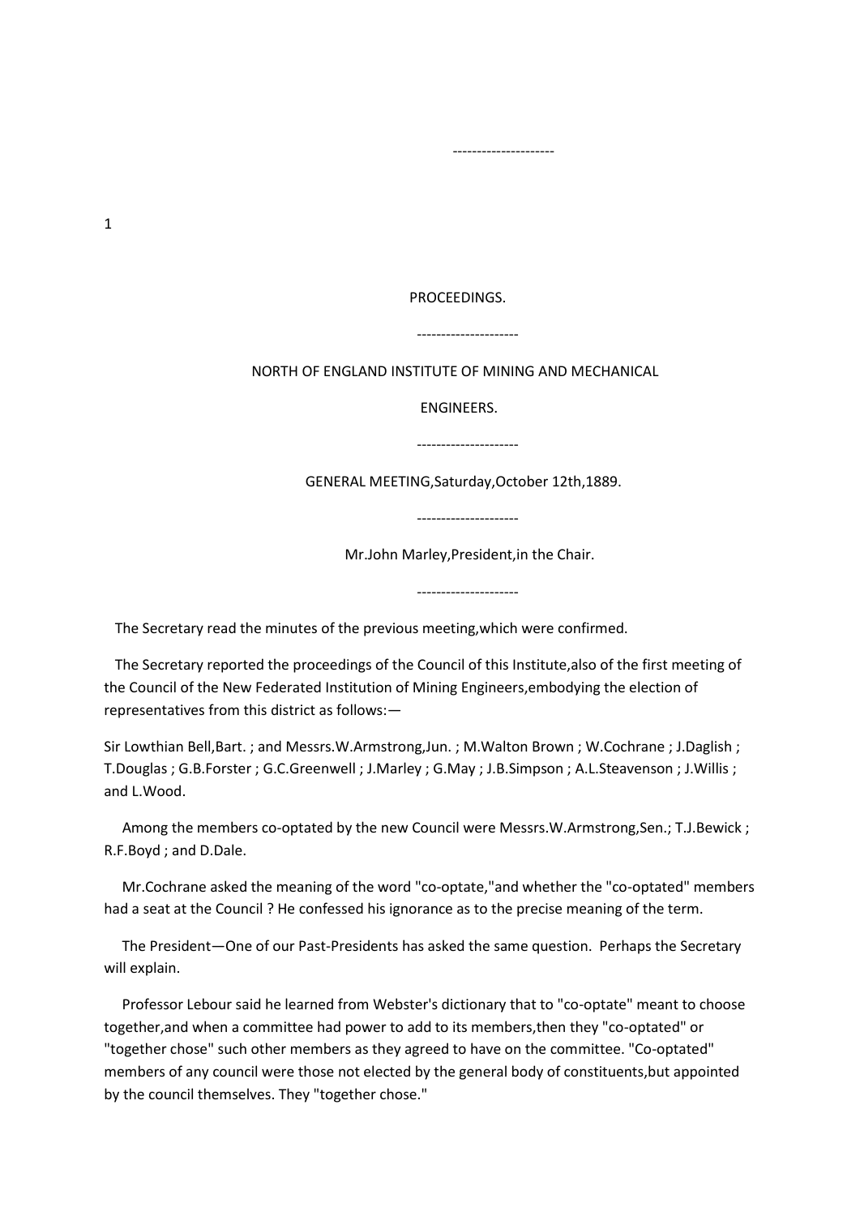---------------------

PROCEEDINGS.

---------------------

NORTH OF ENGLAND INSTITUTE OF MINING AND MECHANICAL ENGINEERS.

---------------------

GENERAL MEETING,Saturday,October 12th,1889.

---------------------

Mr.John Marley,President,in the Chair.

---------------------

The Secretary read the minutes of the previous meeting,which were confirmed.

The Secretary reported the proceedings of the Council of this Institute,also of the first meeting of the Council of the New Federated Institution of Mining Engineers,embodying the election of representatives from this district as follows:—

Sir Lowthian Bell,Bart. ; and Messrs.W.Armstrong,Jun. ; M.Walton Brown ; W.Cochrane ; J.Daglish ; T.Douglas ; G.B.Forster ; G.C.Greenwell ; J.Marley ; G.May ; J.B.Simpson ; A.L.Steavenson ; J.Willis ; and L.Wood.

Among the members co-optated by the new Council were Messrs.W.Armstrong,Sen.; T.J.Bewick ; R.F.Boyd ; and D.Dale.

Mr.Cochrane asked the meaning of the word "co-optate,"and whether the "co-optated" members had a seat at the Council ? He confessed his ignorance as to the precise meaning of the term.

The President—One of our Past-Presidents has asked the same question. Perhaps the Secretary will explain.

Professor Lebour said he learned from Webster's dictionary that to "co-optate" meant to choose together,and when a committee had power to add to its members,then they "co-optated" or "together chose" such other members as they agreed to have on the committee. "Co-optated" members of any council were those not elected by the general body of constituents,but appointed by the council themselves. They "together chose."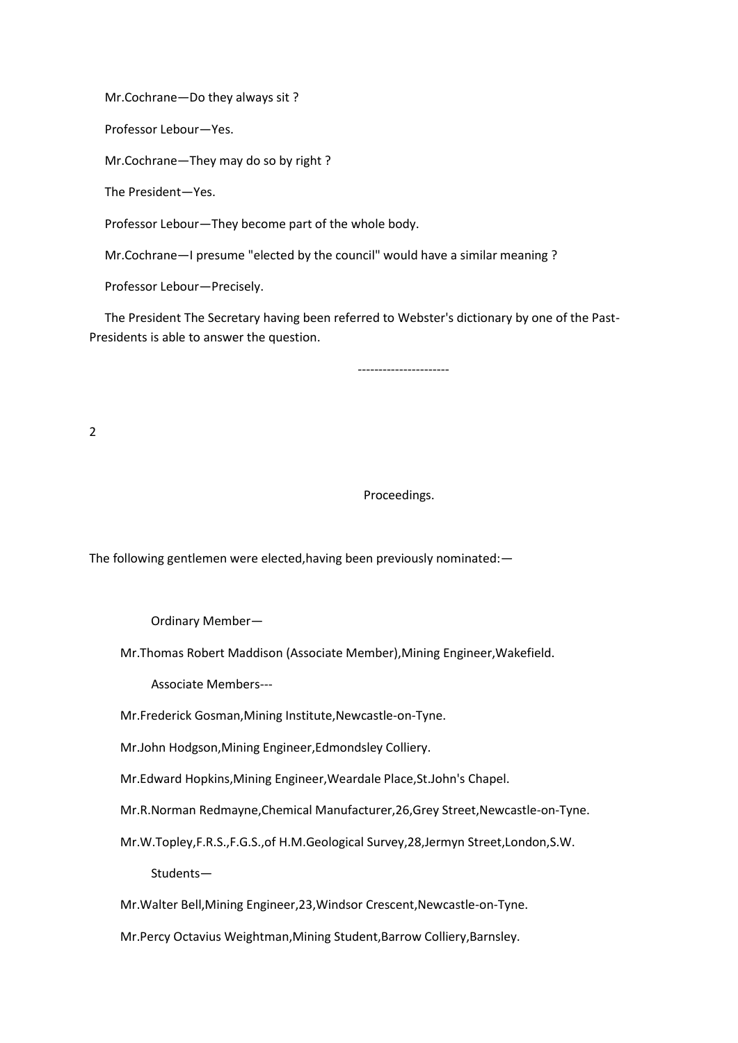Mr.Cochrane—Do they always sit ?

Professor Lebour—Yes.

Mr.Cochrane—They may do so by right ?

The President—Yes.

Professor Lebour—They become part of the whole body.

Mr.Cochrane—I presume "elected by the council" would have a similar meaning ?

Professor Lebour—Precisely.

The President The Secretary having been referred to Webster's dictionary by one of the Past-Presidents is able to answer the question.

----------------------

## Proceedings.

The following gentlemen were elected,having been previously nominated:—

Ordinary Member—

Mr.Thomas Robert Maddison (Associate Member),Mining Engineer,Wakefield.

Associate Members---

Mr.Frederick Gosman,Mining Institute,Newcastle-on-Tyne.

Mr.John Hodgson,Mining Engineer,Edmondsley Colliery.

Mr.Edward Hopkins,Mining Engineer,Weardale Place,St.John's Chapel.

Mr.R.Norman Redmayne,Chemical Manufacturer,26,Grey Street,Newcastle-on-Tyne.

Mr.W.Topley,F.R.S.,F.G.S.,of H.M.Geological Survey,28,Jermyn Street,London,S.W.

Students—

Mr.Walter Bell,Mining Engineer,23,Windsor Crescent,Newcastle-on-Tyne.

Mr.Percy Octavius Weightman,Mining Student,Barrow Colliery,Barnsley.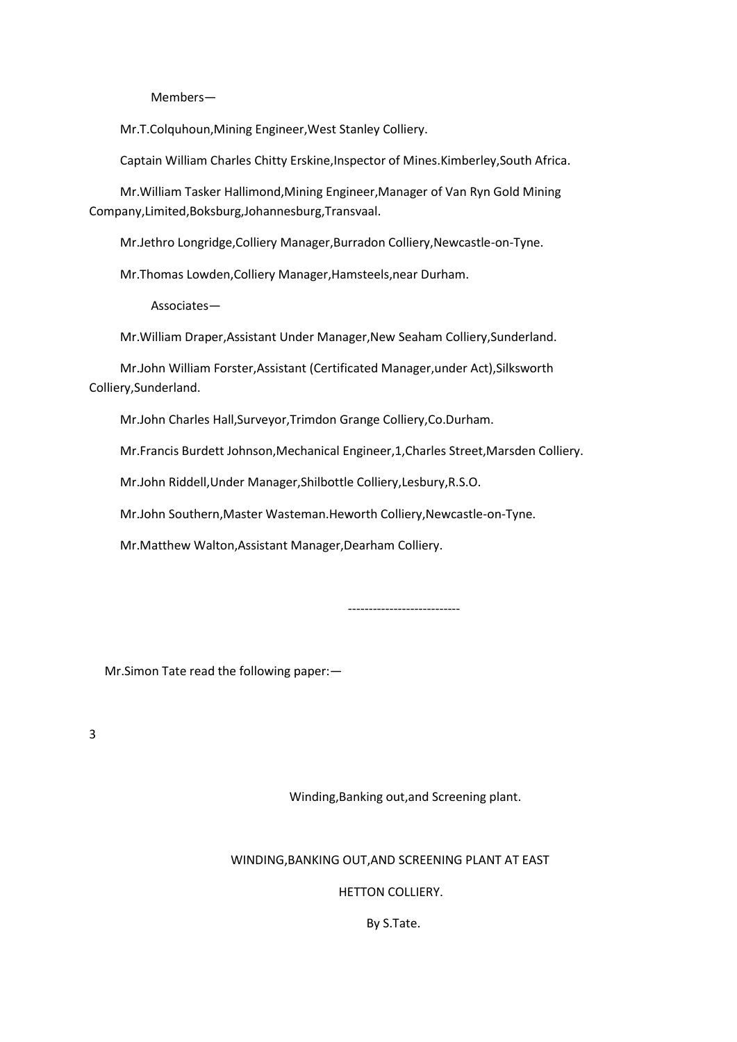Members—

Mr.T.Colquhoun,Mining Engineer,West Stanley Colliery.

Captain William Charles Chitty Erskine,Inspector of Mines.Kimberley,South Africa.

Mr.William Tasker Hallimond,Mining Engineer,Manager of Van Ryn Gold Mining Company,Limited,Boksburg,Johannesburg,Transvaal.

Mr.Jethro Longridge,Colliery Manager,Burradon Colliery,Newcastle-on-Tyne.

Mr.Thomas Lowden,Colliery Manager,Hamsteels,near Durham.

Associates—

Mr.William Draper,Assistant Under Manager,New Seaham Colliery,Sunderland.

Mr.John William Forster,Assistant (Certificated Manager,under Act),Silksworth Colliery,Sunderland.

Mr.John Charles Hall,Surveyor,Trimdon Grange Colliery,Co.Durham.

Mr.Francis Burdett Johnson,Mechanical Engineer,1,Charles Street,Marsden Colliery.

Mr.John Riddell,Under Manager,Shilbottle Colliery,Lesbury,R.S.O.

Mr.John Southern,Master Wasteman.Heworth Colliery,Newcastle-on-Tyne.

Mr.Matthew Walton,Assistant Manager,Dearham Colliery.

---

Mr.Simon Tate read the following paper:—

Winding,Banking out,and Screening plant.

# WINDING,BANKING OUT,AND SCREENING PLANT AT EAST HETTON COLLIERY.

By S.Tate.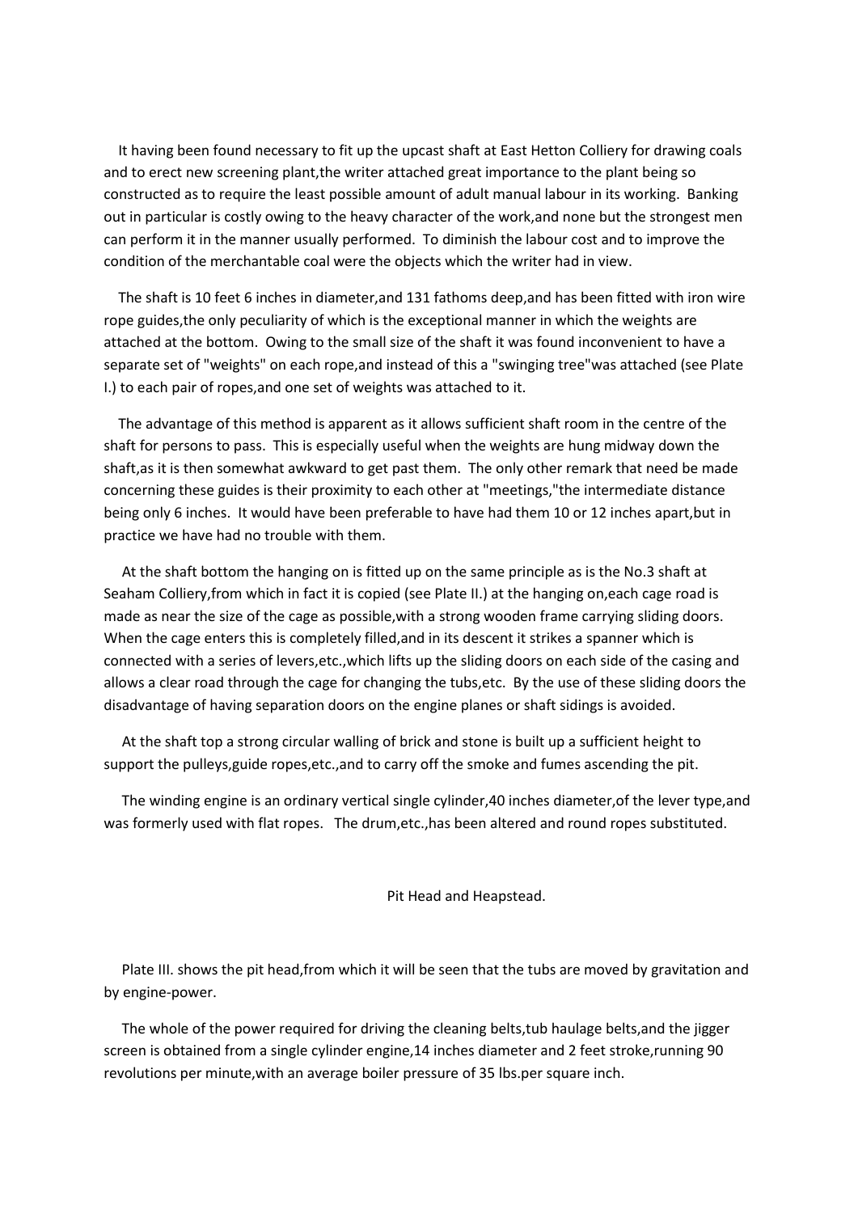It having been found necessary to fit up the upcast shaft at East Hetton Colliery for drawing coals and to erect new screening plant,the writer attached great importance to the plant being so constructed as to require the least possible amount of adult manual labour in its working. Banking out in particular is costly owing to the heavy character of the work,and none but the strongest men can perform it in the manner usually performed. To diminish the labour cost and to improve the condition of the merchantable coal were the objects which the writer had in view.

The shaft is 10 feet 6 inches in diameter,and 131 fathoms deep,and has been fitted with iron wire rope guides,the only peculiarity of which is the exceptional manner in which the weights are attached at the bottom. Owing to the small size of the shaft it was found inconvenient to have a separate set of "weights" on each rope,and instead of this a "swinging tree"was attached (see Plate I.) to each pair of ropes,and one set of weights was attached to it.

The advantage of this method is apparent as it allows sufficient shaft room in the centre of the shaft for persons to pass. This is especially useful when the weights are hung midway down the shaft,as it is then somewhat awkward to get past them. The only other remark that need be made concerning these guides is their proximity to each other at "meetings,"the intermediate distance being only 6 inches. It would have been preferable to have had them 10 or 12 inches apart,but in practice we have had no trouble with them.

At the shaft bottom the hanging on is fitted up on the same principle as is the No.3 shaft at Seaham Colliery,from which in fact it is copied (see Plate II.) at the hanging on,each cage road is made as near the size of the cage as possible,with a strong wooden frame carrying sliding doors. When the cage enters this is completely filled,and in its descent it strikes a spanner which is connected with a series of levers,etc.,which lifts up the sliding doors on each side of the casing and allows a clear road through the cage for changing the tubs,etc. By the use of these sliding doors the disadvantage of having separation doors on the engine planes or shaft sidings is avoided.

At the shaft top a strong circular walling of brick and stone is built up a sufficient height to support the pulleys,guide ropes,etc.,and to carry off the smoke and fumes ascending the pit.

The winding engine is an ordinary vertical single cylinder,40 inches diameter,of the lever type,and was formerly used with flat ropes. The drum,etc.,has been altered and round ropes substituted.

## Pit Head and Heapstead.

Plate III. shows the pit head,from which it will be seen that the tubs are moved by gravitation and by engine-power.

The whole of the power required for driving the cleaning belts,tub haulage belts,and the jigger screen is obtained from a single cylinder engine,14 inches diameter and 2 feet stroke,running 90 revolutions per minute,with an average boiler pressure of 35 lbs.per square inch.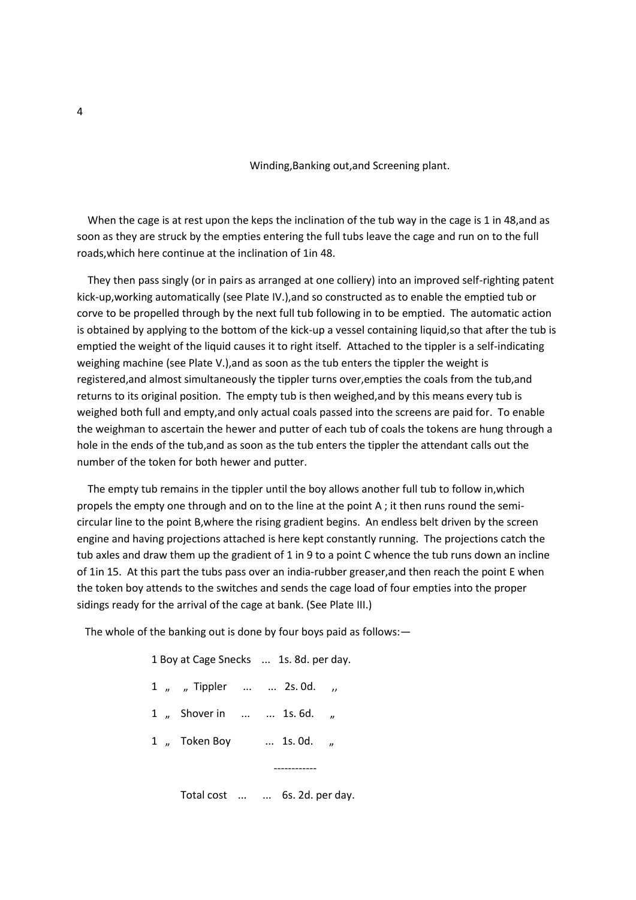## Winding, Banking out, and Screening plant.

When the cage is at rest upon the keps the inclination of the tub way in the cage is 1 in 48, and as soon as they are struck by the empties entering the full tubs leave the cage and run on to the full roads, which here continue at the inclination of 1in 48.

They then pass singly (or in pairs as arranged at one colliery) into an improved self-righting patent kick-up, working automatically (see Plate IV.), and so constructed as to enable the emptied tub or corve to be propelled through by the next full tub following in to be emptied. The automatic action is obtained by applying to the bottom of the kick-up a vessel containing liquid, so that after the tub is emptied the weight of the liquid causes it to right itself. Attached to the tippler is a self-indicating weighing machine (see Plate V.), and as soon as the tub enters the tippler the weight is registered, and almost simultaneously the tippler turns over, empties the coals from the tub, and returns to its original position. The empty tub is then weighed, and by this means every tub is weighed both full and empty, and only actual coals passed into the screens are paid for. To enable the weighman to ascertain the hewer and putter of each tub of coals the tokens are hung through a hole in the ends of the tub, and as soon as the tub enters the tippler the attendant calls out the number of the token for both hewer and putter.

The empty tub remains in the tippler until the boy allows another full tub to follow in, which propels the empty one through and on to the line at the point A ; it then runs round the semi-circular line to the point B, where the rising gradient begins. An endless belt driven by the screen engine and having projections attached is here kept constantly running. The projections catch the tub axles and draw them up the gradient of 1 in 9 to a point C whence the tub runs down an incline of 1in 15. At this part the tubs pass over an india-rubber greaser, and then reach the point E when the token boy attends to the switches and sends the cage load of four empties into the proper sidings ready for the arrival of the cage at bank. (See Plate III.)

The whole of the banking out is done by four boys paid as follows:—

| | | |
|---|---|---|
| 1 Boy at Cage Snecks | ... | 1s. 8d. per day. |
| 1 „ „ Tippler | ... ... | 2s. 0d. „ |
| 1 „ Shover in | ... ... | 1s. 6d. „ |
| 1 „ Token Boy | ... | 1s. 0d. „ |
| Total cost | ... ... | 6s. 2d. per day. |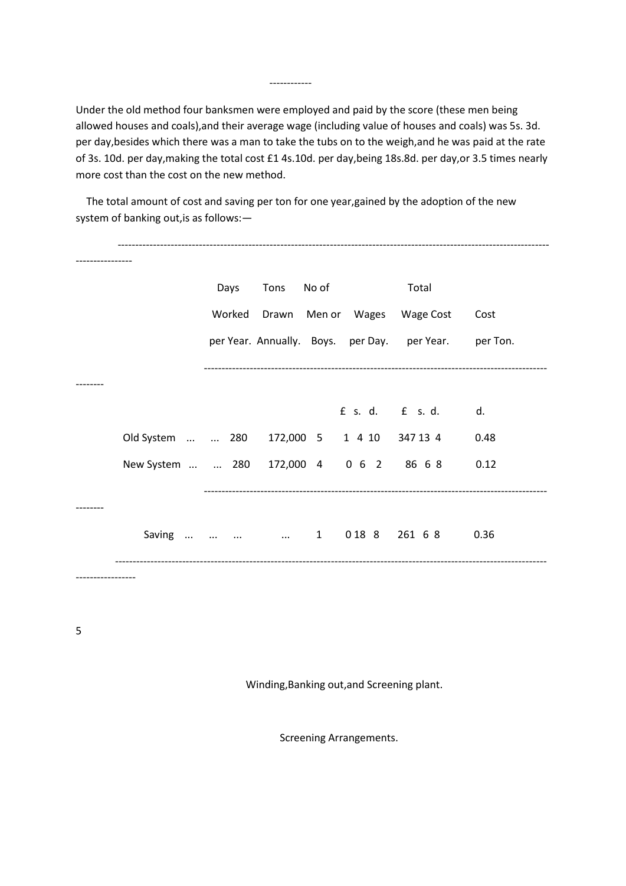------------

Under the old method four banksmen were employed and paid by the score (these men being allowed houses and coals),and their average wage (including value of houses and coals) was 5s. 3d. per day,besides which there was a man to take the tubs on to the weigh,and he was paid at the rate of 3s. 10d. per day,making the total cost £1 4s.10d. per day,being 18s.8d. per day,or 3.5 times nearly more cost than the cost on the new method.

The total amount of cost and saving per ton for one year,gained by the adoption of the new system of banking out,is as follows:—

| | Days Worked per Year. | Tons Drawn Annually. | No of Men or Boys. | Wages per Day. | Total Wage Cost per Year. | Cost per Ton. |
|---|---|---|---|---|---|---|
| | | | | £ s. d. | £ s. d. | d. |
| Old System ... ... | 280 | 172,000 | 5 | 1 4 10 | 347 13 4 | 0.48 |
| New System ... ... | 280 | 172,000 | 4 | 0 6 2 | 86 6 8 | 0.12 |
| Saving ... ... ... | | ... | 1 | 0 18 8 | 261 6 8 | 0.36 |

5

Winding,Banking out,and Screening plant.

Screening Arrangements.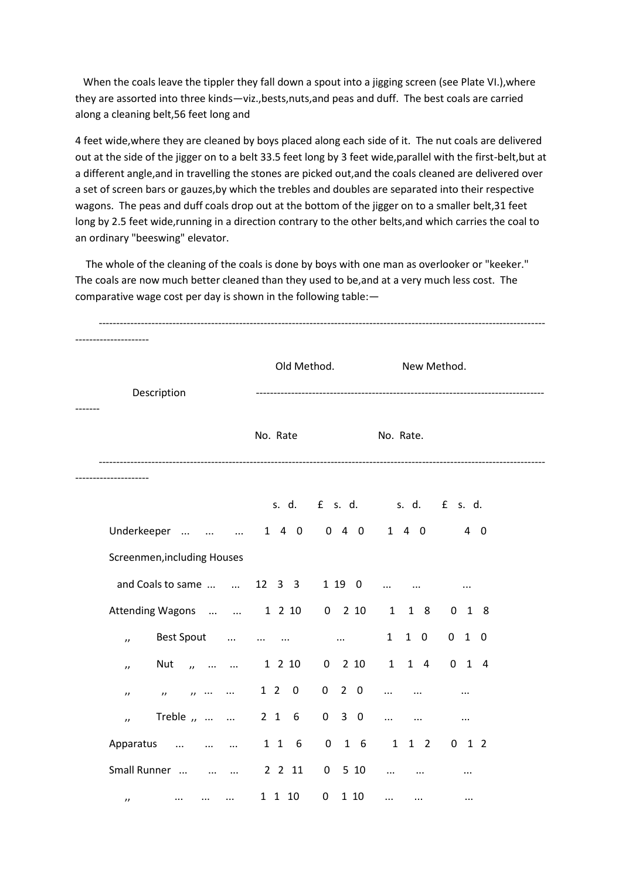When the coals leave the tippler they fall down a spout into a jigging screen (see Plate VI.),where they are assorted into three kinds—viz.,bests,nuts,and peas and duff. The best coals are carried along a cleaning belt,56 feet long and

4 feet wide,where they are cleaned by boys placed along each side of it. The nut coals are delivered out at the side of the jigger on to a belt 33.5 feet long by 3 feet wide,parallel with the first-belt,but at a different angle,and in travelling the stones are picked out,and the coals cleaned are delivered over a set of screen bars or gauzes,by which the trebles and doubles are separated into their respective wagons. The peas and duff coals drop out at the bottom of the jigger on to a smaller belt,31 feet long by 2.5 feet wide,running in a direction contrary to the other belts,and which carries the coal to an ordinary "beeswing" elevator.

The whole of the cleaning of the coals is done by boys with one man as overlooker or "keeker." The coals are now much better cleaned than they used to be,and at a very much less cost. The comparative wage cost per day is shown in the following table:—

| Description | Old Method. | | | New Method. | | |
|---|---|---|---|---|---|---|
| | No. | Rate | | No. | Rate. | |
| | | s. d. | £ s. d. | | s. d. | £ s. d. |
| Underkeeper ... ... ... | 1 | 4 0 | 0 4 0 | 1 | 4 0 | 4 0 |
| Screenmen,including Houses and Coals to same ... ... | 12 | 3 3 | 1 19 0 | ... | ... | ... |
| Attending Wagons ... ... | 1 | 2 10 | 0 2 10 | 1 | 1 8 | 0 1 8 |
| ,, Best Spout ... | ... | ... | ... | 1 | 1 0 | 0 1 0 |
| ,, Nut ,, ... ... | 1 | 2 10 | 0 2 10 | 1 | 1 4 | 0 1 4 |
| ,, ,, ,, ... ... | 1 | 2 0 | 0 2 0 | ... | ... | ... |
| ,, Treble ,, ... ... | 2 | 1 6 | 0 3 0 | ... | ... | ... |
| Apparatus ... ... ... | 1 | 1 6 | 0 1 6 | 1 | 1 2 | 0 1 2 |
| Small Runner ... ... ... | 2 | 2 11 | 0 5 10 | ... | ... | ... |
| ,, ... ... ... | 1 | 1 10 | 0 1 10 | ... | ... | ... |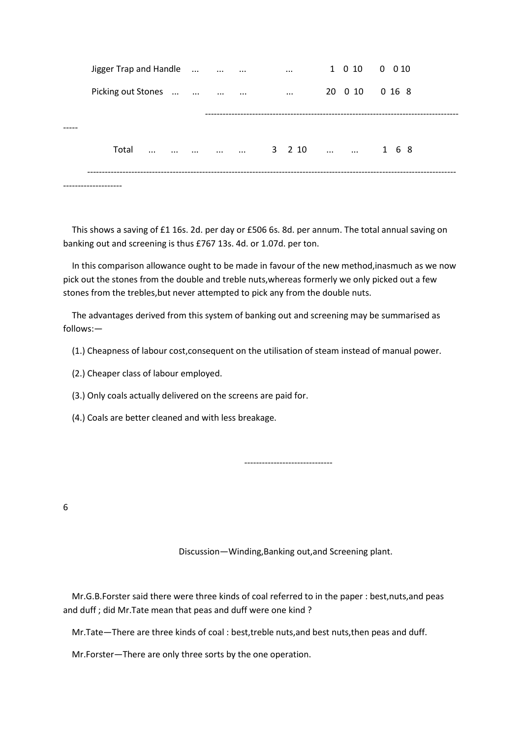| | | | | |
|---|---|---|---|---|
| Jigger Trap and Handle ... ... ... | ... | 1 0 10 | 0 0 10 | |
| Picking out Stones ... ... ... ... | ... | 20 0 10 | 0 16 8 | |
| Total ... ... ... ... ... | 3 2 10 | ... | ... | 1 6 8 |

This shows a saving of £1 16s. 2d. per day or £506 6s. 8d. per annum. The total annual saving on banking out and screening is thus £767 13s. 4d. or 1.07d. per ton.

In this comparison allowance ought to be made in favour of the new method,inasmuch as we now pick out the stones from the double and treble nuts,whereas formerly we only picked out a few stones from the trebles,but never attempted to pick any from the double nuts.

The advantages derived from this system of banking out and screening may be summarised as follows:—

(1.) Cheapness of labour cost,consequent on the utilisation of steam instead of manual power.

(2.) Cheaper class of labour employed.

(3.) Only coals actually delivered on the screens are paid for.

(4.) Coals are better cleaned and with less breakage.

------------------------------

## Discussion—Winding,Banking out,and Screening plant.

Mr.G.B.Forster said there were three kinds of coal referred to in the paper : best,nuts,and peas and duff ; did Mr.Tate mean that peas and duff were one kind ?

Mr.Tate—There are three kinds of coal : best,treble nuts,and best nuts,then peas and duff.

Mr.Forster—There are only three sorts by the one operation.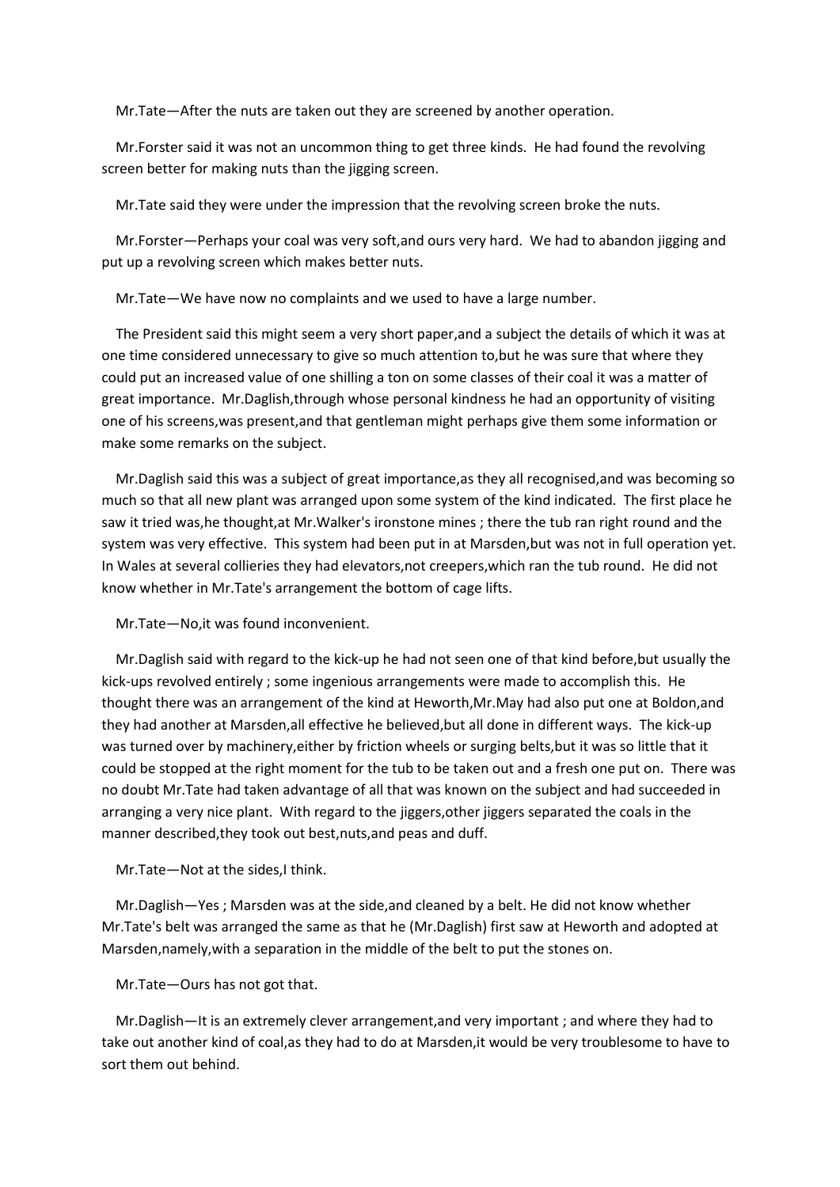Mr.Tate—After the nuts are taken out they are screened by another operation.

Mr.Forster said it was not an uncommon thing to get three kinds. He had found the revolving screen better for making nuts than the jigging screen.

Mr.Tate said they were under the impression that the revolving screen broke the nuts.

Mr.Forster—Perhaps your coal was very soft,and ours very hard. We had to abandon jigging and put up a revolving screen which makes better nuts.

Mr.Tate—We have now no complaints and we used to have a large number.

The President said this might seem a very short paper,and a subject the details of which it was at one time considered unnecessary to give so much attention to,but he was sure that where they could put an increased value of one shilling a ton on some classes of their coal it was a matter of great importance. Mr.Daglish,through whose personal kindness he had an opportunity of visiting one of his screens,was present,and that gentleman might perhaps give them some information or make some remarks on the subject.

Mr.Daglish said this was a subject of great importance,as they all recognised,and was becoming so much so that all new plant was arranged upon some system of the kind indicated. The first place he saw it tried was,he thought,at Mr.Walker's ironstone mines ; there the tub ran right round and the system was very effective. This system had been put in at Marsden,but was not in full operation yet. In Wales at several collieries they had elevators,not creepers,which ran the tub round. He did not know whether in Mr.Tate's arrangement the bottom of cage lifts.

Mr.Tate—No,it was found inconvenient.

Mr.Daglish said with regard to the kick-up he had not seen one of that kind before,but usually the kick-ups revolved entirely ; some ingenious arrangements were made to accomplish this. He thought there was an arrangement of the kind at Heworth,Mr.May had also put one at Boldon,and they had another at Marsden,all effective he believed,but all done in different ways. The kick-up was turned over by machinery,either by friction wheels or surging belts,but it was so little that it could be stopped at the right moment for the tub to be taken out and a fresh one put on. There was no doubt Mr.Tate had taken advantage of all that was known on the subject and had succeeded in arranging a very nice plant. With regard to the jiggers,other jiggers separated the coals in the manner described,they took out best,nuts,and peas and duff.

Mr.Tate—Not at the sides,I think.

Mr.Daglish—Yes ; Marsden was at the side,and cleaned by a belt. He did not know whether Mr.Tate's belt was arranged the same as that he (Mr.Daglish) first saw at Heworth and adopted at Marsden,namely,with a separation in the middle of the belt to put the stones on.

Mr.Tate—Ours has not got that.

Mr.Daglish—It is an extremely clever arrangement,and very important ; and where they had to take out another kind of coal,as they had to do at Marsden,it would be very troublesome to have to sort them out behind.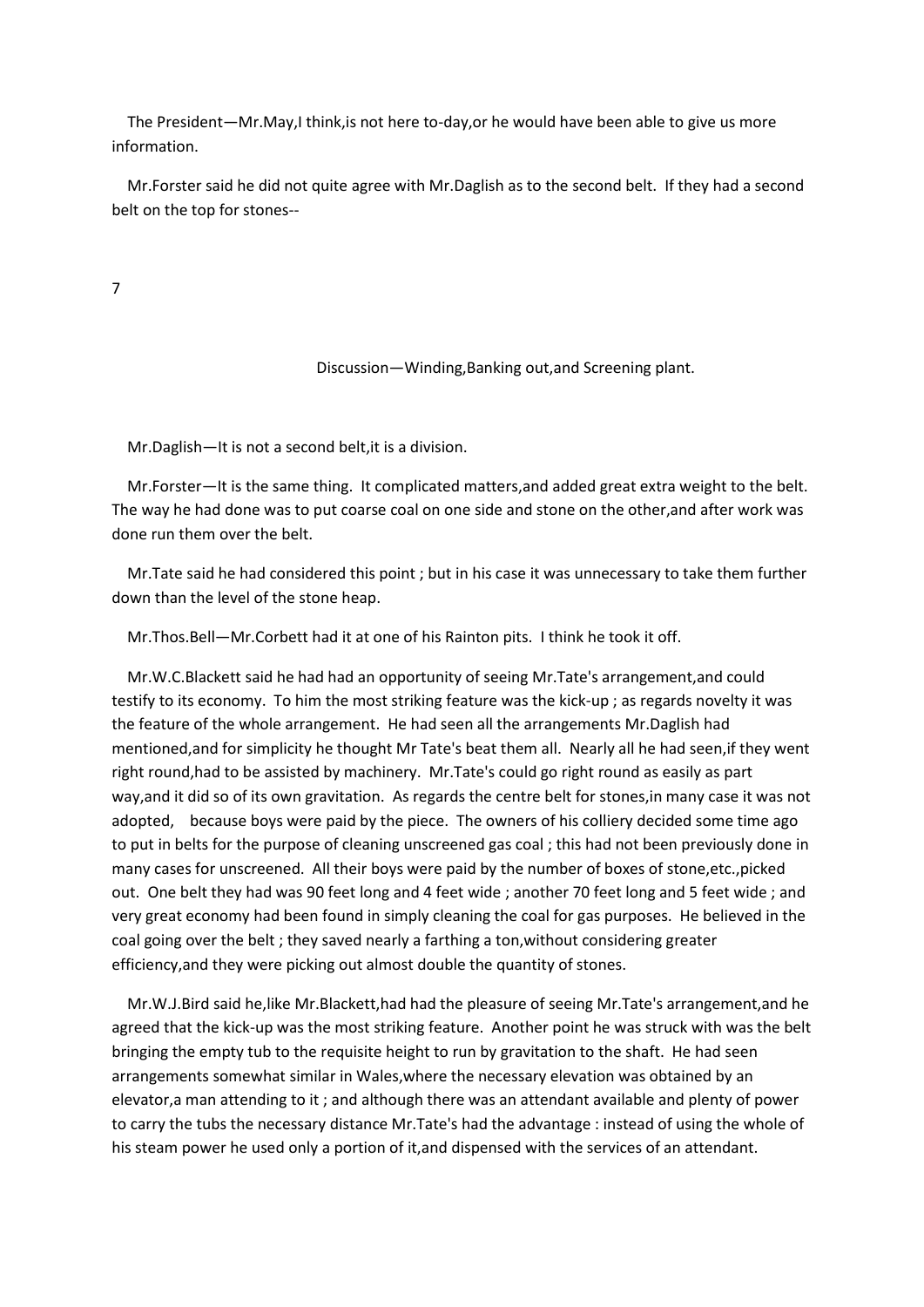The President—Mr.May,I think,is not here to-day,or he would have been able to give us more information.

Mr.Forster said he did not quite agree with Mr.Daglish as to the second belt. If they had a second belt on the top for stones--

Mr.Daglish—It is not a second belt,it is a division.

Mr.Forster—It is the same thing. It complicated matters,and added great extra weight to the belt. The way he had done was to put coarse coal on one side and stone on the other,and after work was done run them over the belt.

Mr.Tate said he had considered this point ; but in his case it was unnecessary to take them further down than the level of the stone heap.

Mr.Thos.Bell—Mr.Corbett had it at one of his Rainton pits. I think he took it off.

Mr.W.C.Blackett said he had had an opportunity of seeing Mr.Tate's arrangement,and could testify to its economy. To him the most striking feature was the kick-up ; as regards novelty it was the feature of the whole arrangement. He had seen all the arrangements Mr.Daglish had mentioned,and for simplicity he thought Mr Tate's beat them all. Nearly all he had seen,if they went right round,had to be assisted by machinery. Mr.Tate's could go right round as easily as part way,and it did so of its own gravitation. As regards the centre belt for stones,in many case it was not adopted, because boys were paid by the piece. The owners of his colliery decided some time ago to put in belts for the purpose of cleaning unscreened gas coal ; this had not been previously done in many cases for unscreened. All their boys were paid by the number of boxes of stone,etc.,picked out. One belt they had was 90 feet long and 4 feet wide ; another 70 feet long and 5 feet wide ; and very great economy had been found in simply cleaning the coal for gas purposes. He believed in the coal going over the belt ; they saved nearly a farthing a ton,without considering greater efficiency,and they were picking out almost double the quantity of stones.

Mr.W.J.Bird said he,like Mr.Blackett,had had the pleasure of seeing Mr.Tate's arrangement,and he agreed that the kick-up was the most striking feature. Another point he was struck with was the belt bringing the empty tub to the requisite height to run by gravitation to the shaft. He had seen arrangements somewhat similar in Wales,where the necessary elevation was obtained by an elevator,a man attending to it ; and although there was an attendant available and plenty of power to carry the tubs the necessary distance Mr.Tate's had the advantage : instead of using the whole of his steam power he used only a portion of it,and dispensed with the services of an attendant.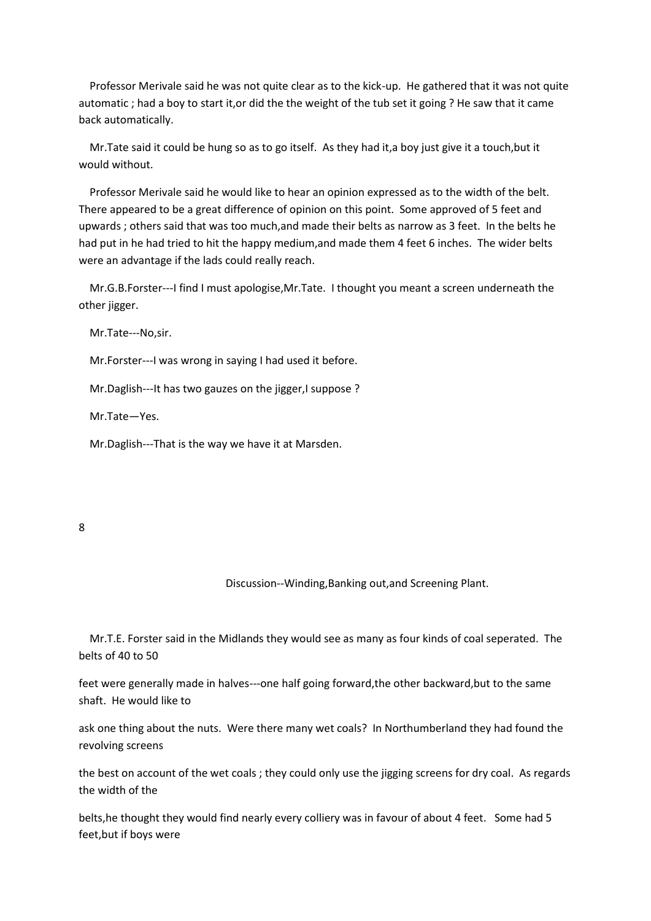Professor Merivale said he was not quite clear as to the kick-up. He gathered that it was not quite automatic ; had a boy to start it,or did the the weight of the tub set it going ? He saw that it came back automatically.

Mr.Tate said it could be hung so as to go itself. As they had it,a boy just give it a touch,but it would without.

Professor Merivale said he would like to hear an opinion expressed as to the width of the belt. There appeared to be a great difference of opinion on this point. Some approved of 5 feet and upwards ; others said that was too much,and made their belts as narrow as 3 feet. In the belts he had put in he had tried to hit the happy medium,and made them 4 feet 6 inches. The wider belts were an advantage if the lads could really reach.

Mr.G.B.Forster---I find I must apologise,Mr.Tate. I thought you meant a screen underneath the other jigger.

Mr.Tate---No,sir.

Mr.Forster---I was wrong in saying I had used it before.

Mr.Daglish---It has two gauzes on the jigger,I suppose ?

Mr.Tate—Yes.

Mr.Daglish---That is the way we have it at Marsden.

Discussion--Winding,Banking out,and Screening Plant.

Mr.T.E. Forster said in the Midlands they would see as many as four kinds of coal seperated. The belts of 40 to 50 feet were generally made in halves---one half going forward,the other backward,but to the same shaft. He would like to ask one thing about the nuts. Were there many wet coals? In Northumberland they had found the revolving screens the best on account of the wet coals ; they could only use the jigging screens for dry coal. As regards the width of the belts,he thought they would find nearly every colliery was in favour of about 4 feet. Some had 5 feet,but if boys were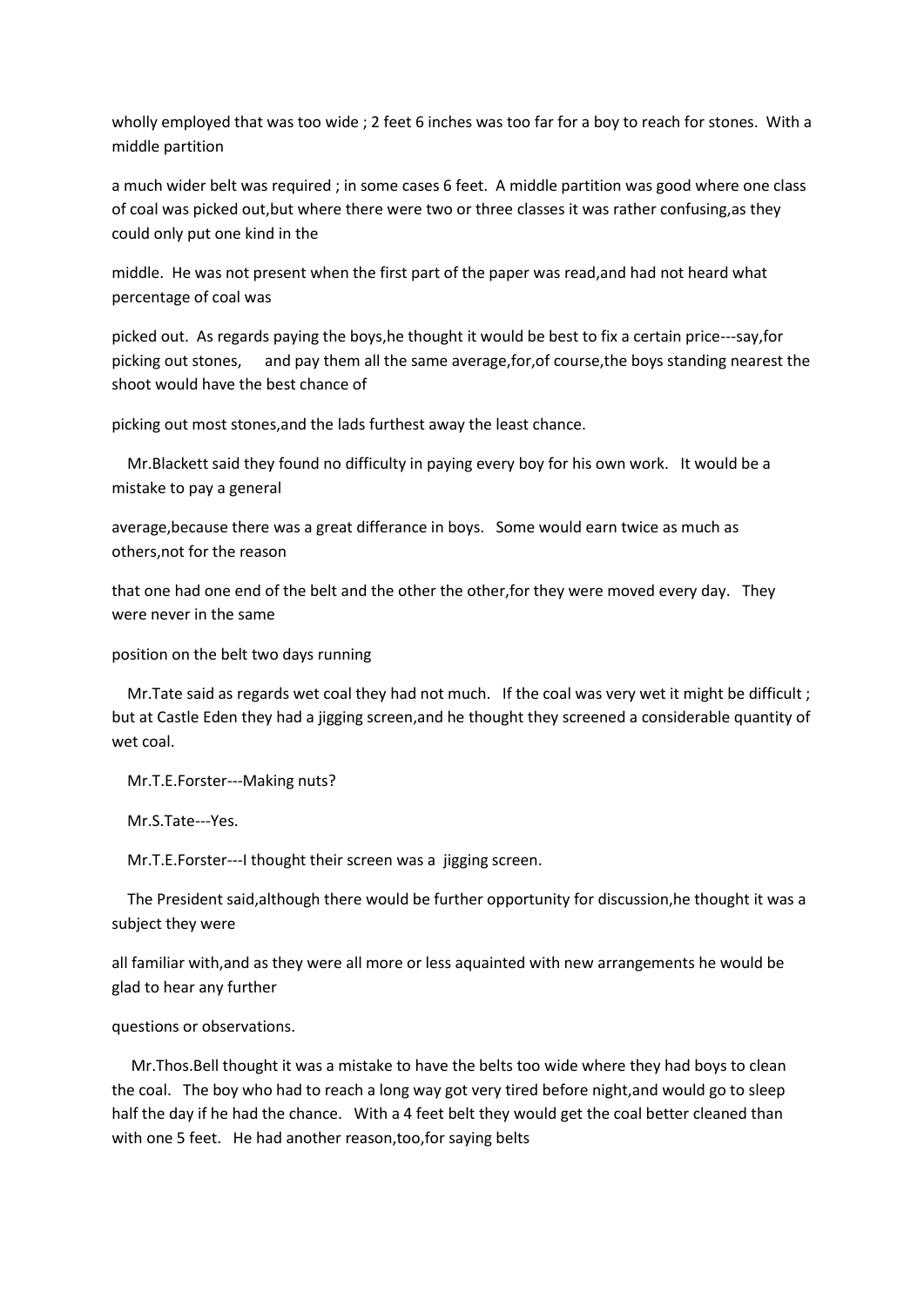wholly employed that was too wide ; 2 feet 6 inches was too far for a boy to reach for stones. With a middle partition a much wider belt was required ; in some cases 6 feet. A middle partition was good where one class of coal was picked out,but where there were two or three classes it was rather confusing,as they could only put one kind in the middle. He was not present when the first part of the paper was read,and had not heard what percentage of coal was picked out. As regards paying the boys,he thought it would be best to fix a certain price---say,for picking out stones, and pay them all the same average,for,of course,the boys standing nearest the shoot would have the best chance of picking out most stones,and the lads furthest away the least chance.

Mr.Blackett said they found no difficulty in paying every boy for his own work. It would be a mistake to pay a general average,because there was a great differance in boys. Some would earn twice as much as others,not for the reason that one had one end of the belt and the other the other,for they were moved every day. They were never in the same position on the belt two days running

Mr.Tate said as regards wet coal they had not much. If the coal was very wet it might be difficult ; but at Castle Eden they had a jigging screen,and he thought they screened a considerable quantity of wet coal.

Mr.T.E.Forster---Making nuts?

Mr.S.Tate---Yes.

Mr.T.E.Forster---I thought their screen was a jigging screen.

The President said,although there would be further opportunity for discussion,he thought it was a subject they were all familiar with,and as they were all more or less aquainted with new arrangements he would be glad to hear any further questions or observations.

Mr.Thos.Bell thought it was a mistake to have the belts too wide where they had boys to clean the coal. The boy who had to reach a long way got very tired before night,and would go to sleep half the day if he had the chance. With a 4 feet belt they would get the coal better cleaned than with one 5 feet. He had another reason,too,for saying belts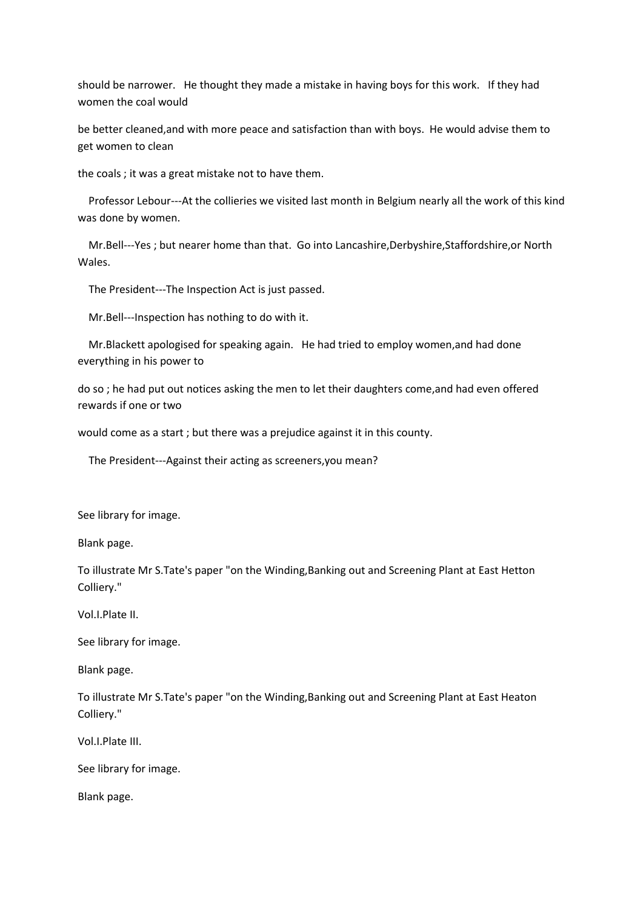should be narrower. He thought they made a mistake in having boys for this work. If they had women the coal would be better cleaned,and with more peace and satisfaction than with boys. He would advise them to get women to clean the coals ; it was a great mistake not to have them.

Professor Lebour---At the collieries we visited last month in Belgium nearly all the work of this kind was done by women.

Mr.Bell---Yes ; but nearer home than that. Go into Lancashire,Derbyshire,Staffordshire,or North Wales.

The President---The Inspection Act is just passed.

Mr.Bell---Inspection has nothing to do with it.

Mr.Blackett apologised for speaking again. He had tried to employ women,and had done everything in his power to do so ; he had put out notices asking the men to let their daughters come,and had even offered rewards if one or two would come as a start ; but there was a prejudice against it in this county.

The President---Against their acting as screeners,you mean?

See library for image.

Blank page.

To illustrate Mr S.Tate's paper "on the Winding,Banking out and Screening Plant at East Hetton Colliery."

Vol.I.Plate II.

See library for image.

Blank page.

To illustrate Mr S.Tate's paper "on the Winding,Banking out and Screening Plant at East Heaton Colliery."

Vol.I.Plate III.

See library for image.

Blank page.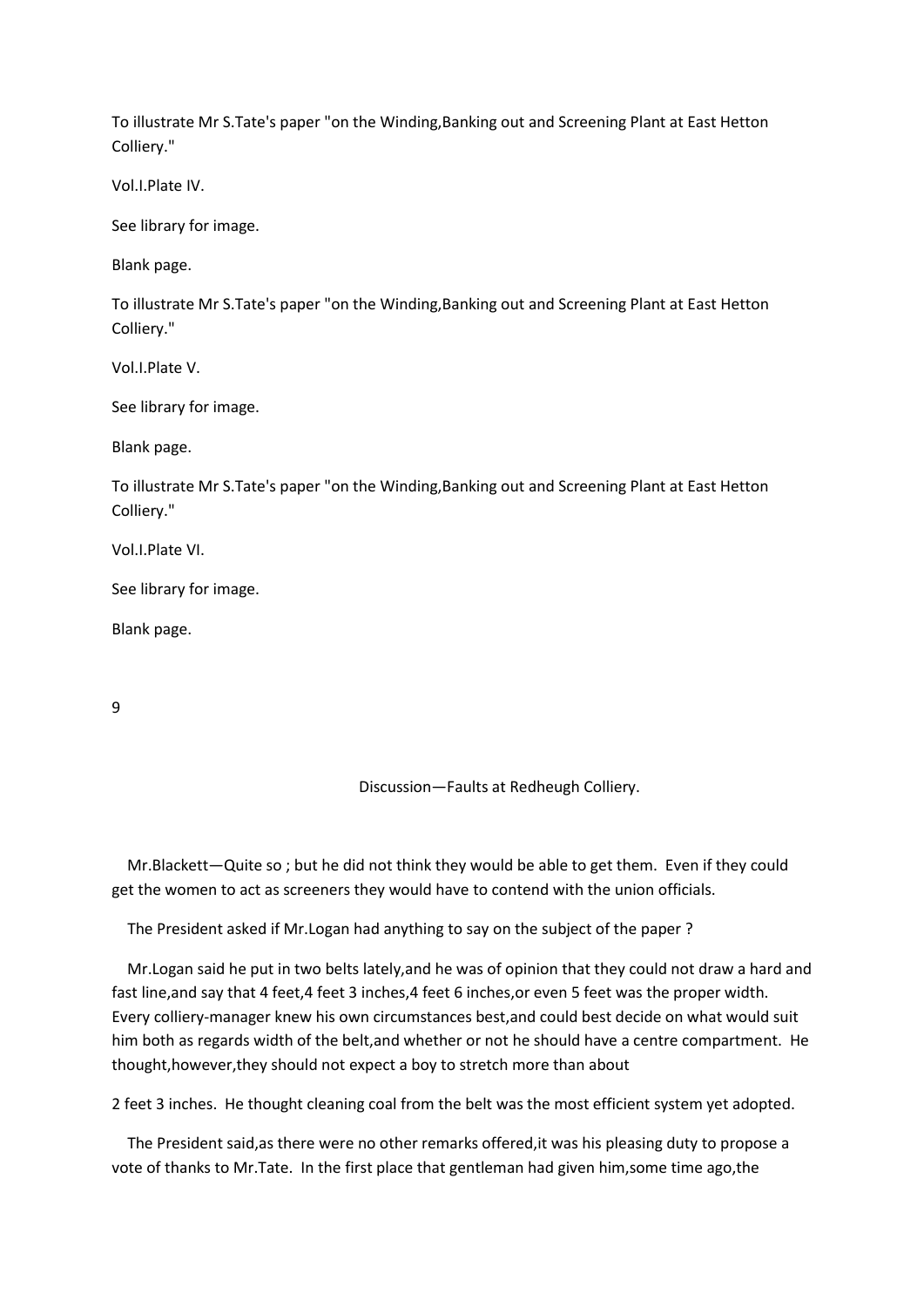To illustrate Mr S.Tate's paper "on the Winding,Banking out and Screening Plant at East Hetton Colliery."

Vol.I.Plate IV.

See library for image.

Blank page.

To illustrate Mr S.Tate's paper "on the Winding,Banking out and Screening Plant at East Hetton Colliery."

Vol.I.Plate V.

See library for image.

Blank page.

To illustrate Mr S.Tate's paper "on the Winding,Banking out and Screening Plant at East Hetton Colliery."

Vol.I.Plate VI.

See library for image.

Blank page.

Discussion—Faults at Redheugh Colliery.

Mr.Blackett—Quite so ; but he did not think they would be able to get them. Even if they could get the women to act as screeners they would have to contend with the union officials.

The President asked if Mr.Logan had anything to say on the subject of the paper ?

Mr.Logan said he put in two belts lately,and he was of opinion that they could not draw a hard and fast line,and say that 4 feet,4 feet 3 inches,4 feet 6 inches,or even 5 feet was the proper width. Every colliery-manager knew his own circumstances best,and could best decide on what would suit him both as regards width of the belt,and whether or not he should have a centre compartment. He thought,however,they should not expect a boy to stretch more than about 2 feet 3 inches. He thought cleaning coal from the belt was the most efficient system yet adopted.

The President said,as there were no other remarks offered,it was his pleasing duty to propose a vote of thanks to Mr.Tate. In the first place that gentleman had given him,some time ago,the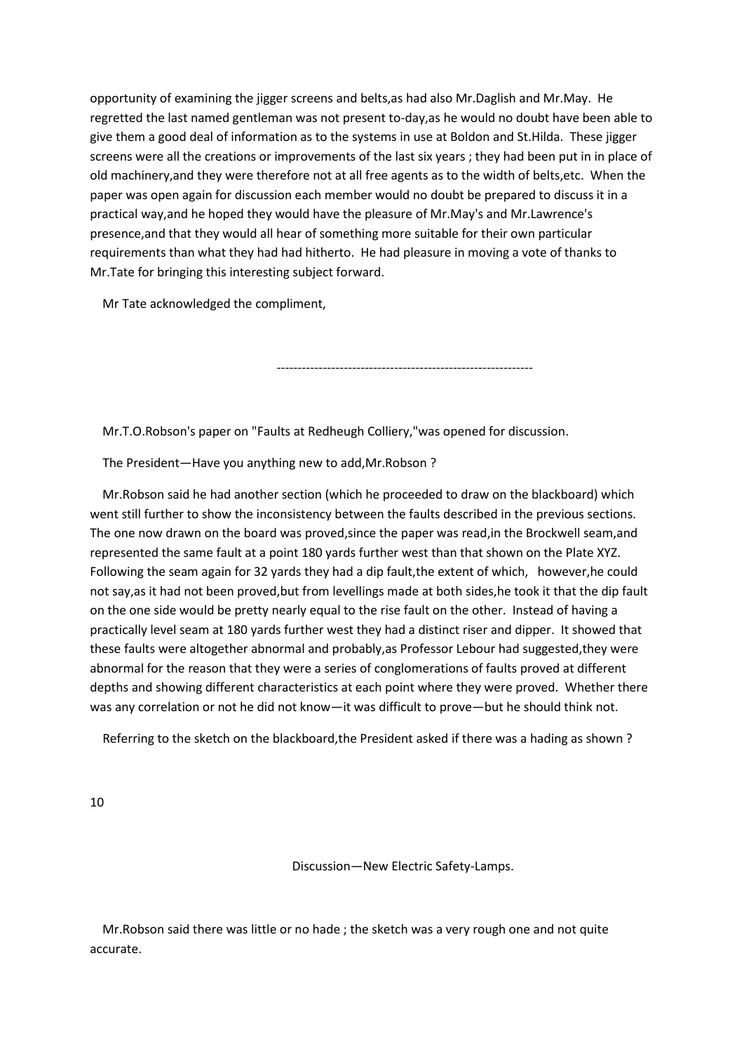opportunity of examining the jigger screens and belts,as had also Mr.Daglish and Mr.May. He regretted the last named gentleman was not present to-day,as he would no doubt have been able to give them a good deal of information as to the systems in use at Boldon and St.Hilda. These jigger screens were all the creations or improvements of the last six years ; they had been put in in place of old machinery,and they were therefore not at all free agents as to the width of belts,etc. When the paper was open again for discussion each member would no doubt be prepared to discuss it in a practical way,and he hoped they would have the pleasure of Mr.May's and Mr.Lawrence's presence,and that they would all hear of something more suitable for their own particular requirements than what they had had hitherto. He had pleasure in moving a vote of thanks to Mr.Tate for bringing this interesting subject forward.

Mr Tate acknowledged the compliment,

---

Mr.T.O.Robson's paper on "Faults at Redheugh Colliery,"was opened for discussion.

The President—Have you anything new to add,Mr.Robson ?

Mr.Robson said he had another section (which he proceeded to draw on the blackboard) which went still further to show the inconsistency between the faults described in the previous sections. The one now drawn on the board was proved,since the paper was read,in the Brockwell seam,and represented the same fault at a point 180 yards further west than that shown on the Plate XYZ. Following the seam again for 32 yards they had a dip fault,the extent of which, however,he could not say,as it had not been proved,but from levellings made at both sides,he took it that the dip fault on the one side would be pretty nearly equal to the rise fault on the other. Instead of having a practically level seam at 180 yards further west they had a distinct riser and dipper. It showed that these faults were altogether abnormal and probably,as Professor Lebour had suggested,they were abnormal for the reason that they were a series of conglomerations of faults proved at different depths and showing different characteristics at each point where they were proved. Whether there was any correlation or not he did not know—it was difficult to prove—but he should think not.

Referring to the sketch on the blackboard,the President asked if there was a hading as shown ?

Mr.Robson said there was little or no hade ; the sketch was a very rough one and not quite accurate.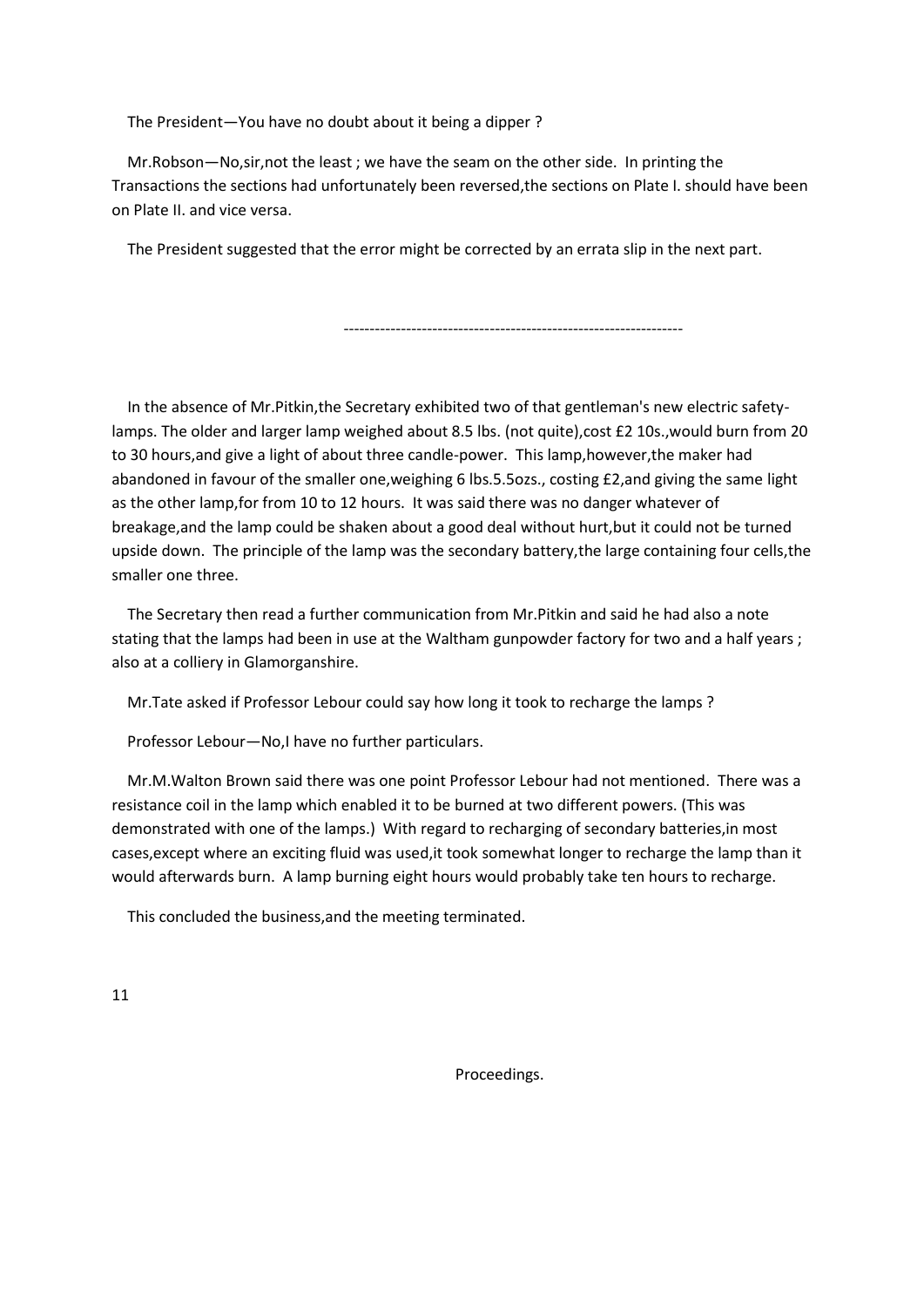The President—You have no doubt about it being a dipper ?

Mr.Robson—No,sir,not the least ; we have the seam on the other side. In printing the Transactions the sections had unfortunately been reversed,the sections on Plate I. should have been on Plate II. and vice versa.

The President suggested that the error might be corrected by an errata slip in the next part.

-----------------------------------------------------------------

In the absence of Mr.Pitkin,the Secretary exhibited two of that gentleman's new electric safety-lamps. The older and larger lamp weighed about 8.5 lbs. (not quite),cost £2 10s.,would burn from 20 to 30 hours,and give a light of about three candle-power. This lamp,however,the maker had abandoned in favour of the smaller one,weighing 6 lbs.5.5ozs., costing £2,and giving the same light as the other lamp,for from 10 to 12 hours. It was said there was no danger whatever of breakage,and the lamp could be shaken about a good deal without hurt,but it could not be turned upside down. The principle of the lamp was the secondary battery,the large containing four cells,the smaller one three.

The Secretary then read a further communication from Mr.Pitkin and said he had also a note stating that the lamps had been in use at the Waltham gunpowder factory for two and a half years ; also at a colliery in Glamorganshire.

Mr.Tate asked if Professor Lebour could say how long it took to recharge the lamps ?

Professor Lebour—No,I have no further particulars.

Mr.M.Walton Brown said there was one point Professor Lebour had not mentioned. There was a resistance coil in the lamp which enabled it to be burned at two different powers. (This was demonstrated with one of the lamps.) With regard to recharging of secondary batteries,in most cases,except where an exciting fluid was used,it took somewhat longer to recharge the lamp than it would afterwards burn. A lamp burning eight hours would probably take ten hours to recharge.

This concluded the business,and the meeting terminated.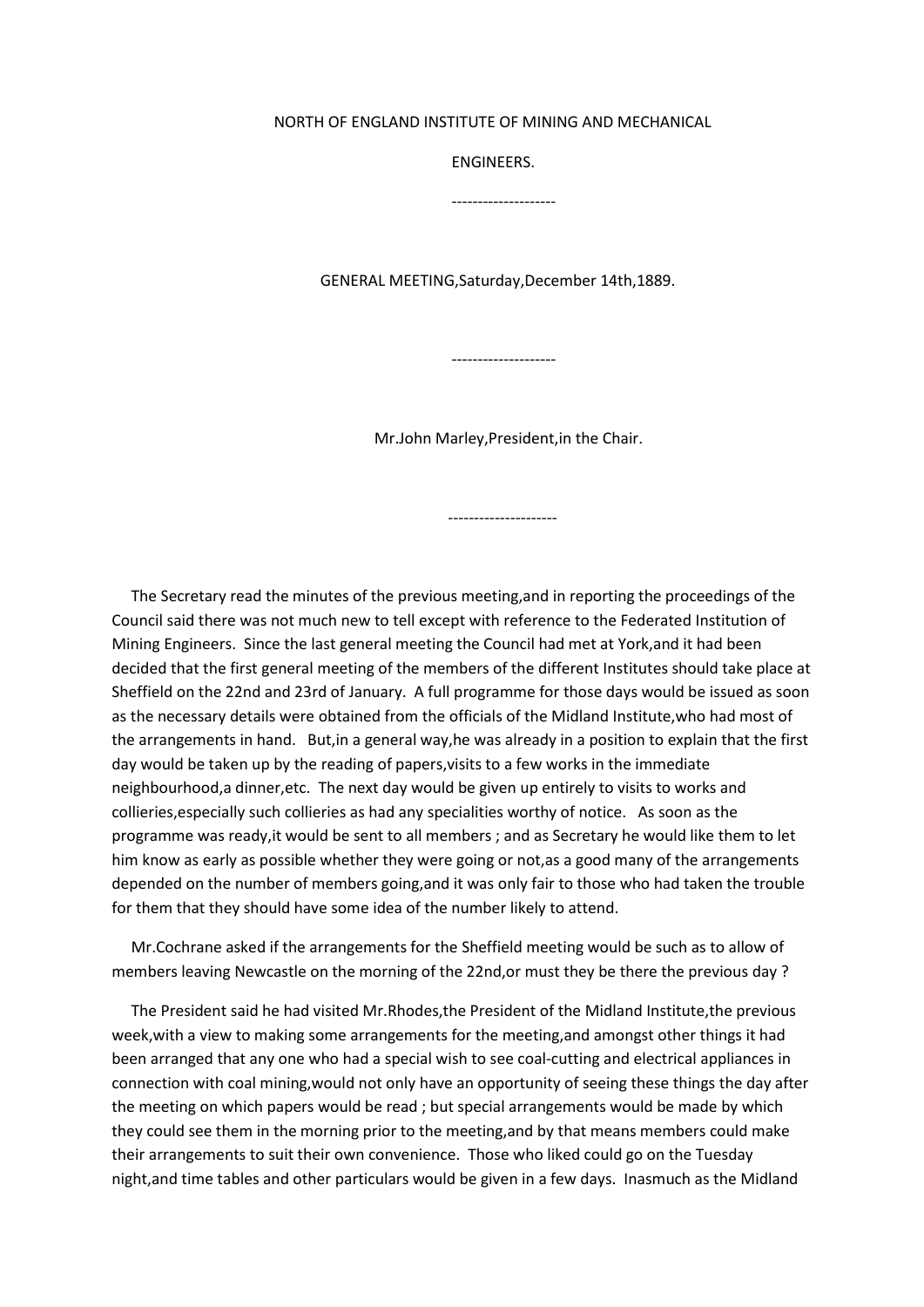NORTH OF ENGLAND INSTITUTE OF MINING AND MECHANICAL

ENGINEERS.

--------------------

GENERAL MEETING,Saturday,December 14th,1889.

--------------------

Mr.John Marley,President,in the Chair.

---------------------

The Secretary read the minutes of the previous meeting,and in reporting the proceedings of the Council said there was not much new to tell except with reference to the Federated Institution of Mining Engineers. Since the last general meeting the Council had met at York,and it had been decided that the first general meeting of the members of the different Institutes should take place at Sheffield on the 22nd and 23rd of January. A full programme for those days would be issued as soon as the necessary details were obtained from the officials of the Midland Institute,who had most of the arrangements in hand. But,in a general way,he was already in a position to explain that the first day would be taken up by the reading of papers,visits to a few works in the immediate neighbourhood,a dinner,etc. The next day would be given up entirely to visits to works and collieries,especially such collieries as had any specialities worthy of notice. As soon as the programme was ready,it would be sent to all members ; and as Secretary he would like them to let him know as early as possible whether they were going or not,as a good many of the arrangements depended on the number of members going,and it was only fair to those who had taken the trouble for them that they should have some idea of the number likely to attend.

Mr.Cochrane asked if the arrangements for the Sheffield meeting would be such as to allow of members leaving Newcastle on the morning of the 22nd,or must they be there the previous day ?

The President said he had visited Mr.Rhodes,the President of the Midland Institute,the previous week,with a view to making some arrangements for the meeting,and amongst other things it had been arranged that any one who had a special wish to see coal-cutting and electrical appliances in connection with coal mining,would not only have an opportunity of seeing these things the day after the meeting on which papers would be read ; but special arrangements would be made by which they could see them in the morning prior to the meeting,and by that means members could make their arrangements to suit their own convenience. Those who liked could go on the Tuesday night,and time tables and other particulars would be given in a few days. Inasmuch as the Midland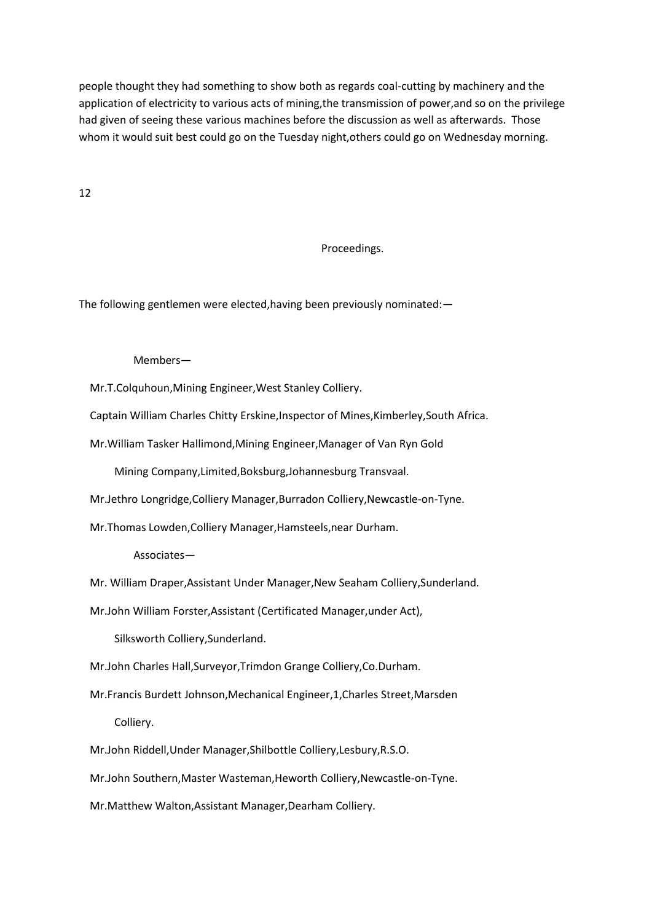people thought they had something to show both as regards coal-cutting by machinery and the application of electricity to various acts of mining,the transmission of power,and so on the privilege had given of seeing these various machines before the discussion as well as afterwards. Those whom it would suit best could go on the Tuesday night,others could go on Wednesday morning.

Proceedings.

The following gentlemen were elected,having been previously nominated:—

Members—

Mr.T.Colquhoun,Mining Engineer,West Stanley Colliery.

Captain William Charles Chitty Erskine,Inspector of Mines,Kimberley,South Africa.

Mr.William Tasker Hallimond,Mining Engineer,Manager of Van Ryn Gold Mining Company,Limited,Boksburg,Johannesburg Transvaal.

Mr.Jethro Longridge,Colliery Manager,Burradon Colliery,Newcastle-on-Tyne.

Mr.Thomas Lowden,Colliery Manager,Hamsteels,near Durham.

Associates—

Mr. William Draper,Assistant Under Manager,New Seaham Colliery,Sunderland.

Mr.John William Forster,Assistant (Certificated Manager,under Act), Silksworth Colliery,Sunderland.

Mr.John Charles Hall,Surveyor,Trimdon Grange Colliery,Co.Durham.

Mr.Francis Burdett Johnson,Mechanical Engineer,1,Charles Street,Marsden Colliery.

Mr.John Riddell,Under Manager,Shilbottle Colliery,Lesbury,R.S.O.

Mr.John Southern,Master Wasteman,Heworth Colliery,Newcastle-on-Tyne.

Mr.Matthew Walton,Assistant Manager,Dearham Colliery.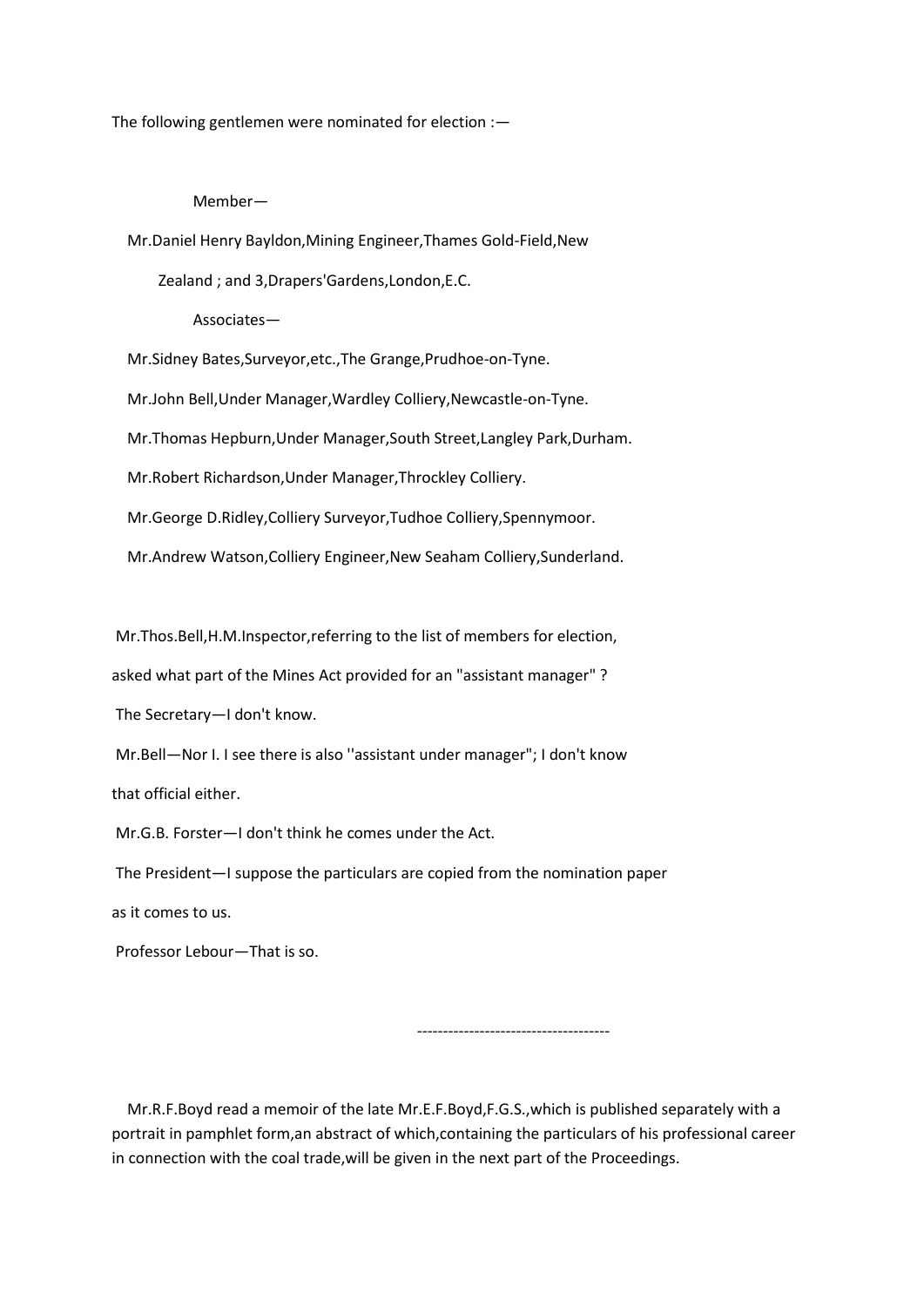The following gentlemen were nominated for election :—

Member—

Mr.Daniel Henry Bayldon,Mining Engineer,Thames Gold-Field,New Zealand ; and 3,Drapers'Gardens,London,E.C.

Associates—

Mr.Sidney Bates,Surveyor,etc.,The Grange,Prudhoe-on-Tyne.

Mr.John Bell,Under Manager,Wardley Colliery,Newcastle-on-Tyne.

Mr.Thomas Hepburn,Under Manager,South Street,Langley Park,Durham.

Mr.Robert Richardson,Under Manager,Throckley Colliery.

Mr.George D.Ridley,Colliery Surveyor,Tudhoe Colliery,Spennymoor.

Mr.Andrew Watson,Colliery Engineer,New Seaham Colliery,Sunderland.

Mr.Thos.Bell,H.M.Inspector,referring to the list of members for election, asked what part of the Mines Act provided for an "assistant manager" ?

The Secretary—I don't know.

Mr.Bell—Nor I. I see there is also ''assistant under manager"; I don't know that official either.

Mr.G.B. Forster—I don't think he comes under the Act.

The President—I suppose the particulars are copied from the nomination paper as it comes to us.

Professor Lebour—That is so.

---

Mr.R.F.Boyd read a memoir of the late Mr.E.F.Boyd,F.G.S.,which is published separately with a portrait in pamphlet form,an abstract of which,containing the particulars of his professional career in connection with the coal trade,will be given in the next part of the Proceedings.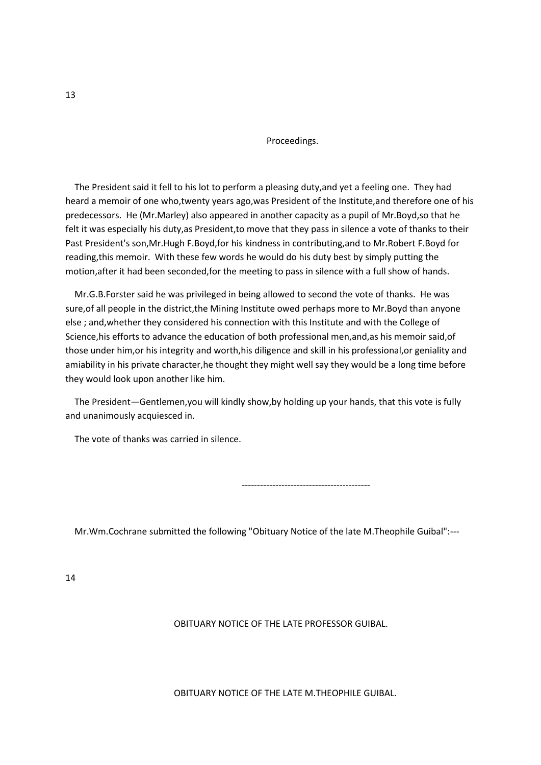## Proceedings.

The President said it fell to his lot to perform a pleasing duty,and yet a feeling one. They had heard a memoir of one who,twenty years ago,was President of the Institute,and therefore one of his predecessors. He (Mr.Marley) also appeared in another capacity as a pupil of Mr.Boyd,so that he felt it was especially his duty,as President,to move that they pass in silence a vote of thanks to their Past President's son,Mr.Hugh F.Boyd,for his kindness in contributing,and to Mr.Robert F.Boyd for reading,this memoir. With these few words he would do his duty best by simply putting the motion,after it had been seconded,for the meeting to pass in silence with a full show of hands.

Mr.G.B.Forster said he was privileged in being allowed to second the vote of thanks. He was sure,of all people in the district,the Mining Institute owed perhaps more to Mr.Boyd than anyone else ; and,whether they considered his connection with this Institute and with the College of Science,his efforts to advance the education of both professional men,and,as his memoir said,of those under him,or his integrity and worth,his diligence and skill in his professional,or geniality and amiability in his private character,he thought they might well say they would be a long time before they would look upon another like him.

The President—Gentlemen,you will kindly show,by holding up your hands, that this vote is fully and unanimously acquiesced in.

The vote of thanks was carried in silence.

------------------------------------------

Mr.Wm.Cochrane submitted the following "Obituary Notice of the late M.Theophile Guibal":---

## OBITUARY NOTICE OF THE LATE PROFESSOR GUIBAL.

## OBITUARY NOTICE OF THE LATE M.THEOPHILE GUIBAL.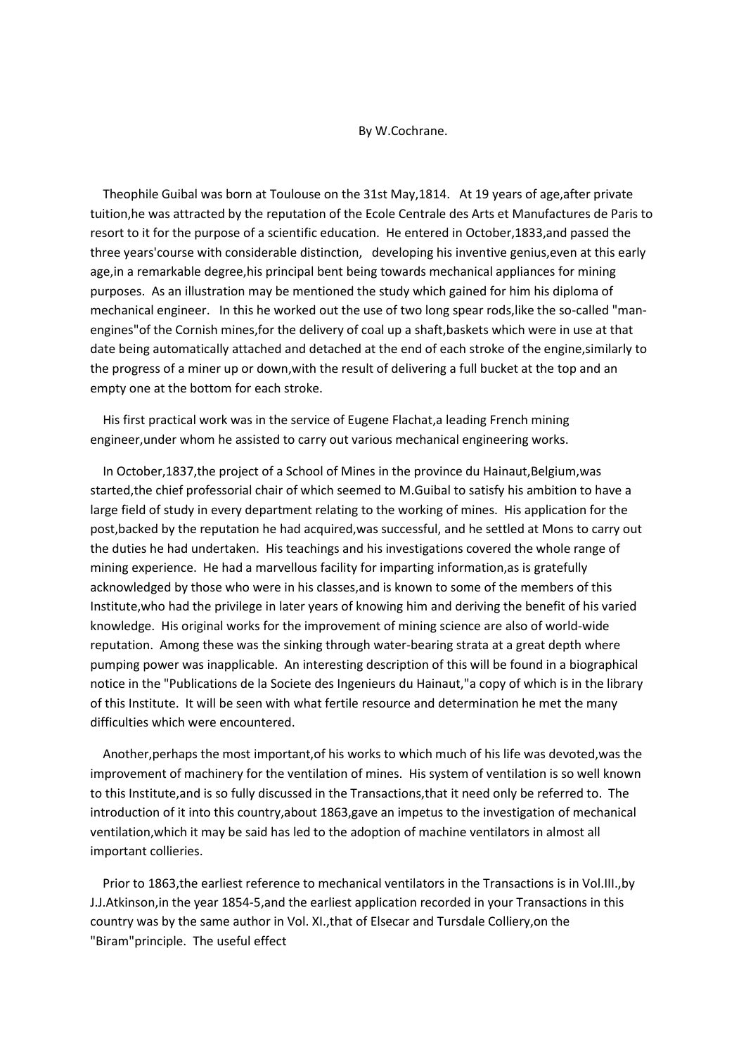By W.Cochrane.

Theophile Guibal was born at Toulouse on the 31st May,1814. At 19 years of age,after private tuition,he was attracted by the reputation of the Ecole Centrale des Arts et Manufactures de Paris to resort to it for the purpose of a scientific education. He entered in October,1833,and passed the three years'course with considerable distinction, developing his inventive genius,even at this early age,in a remarkable degree,his principal bent being towards mechanical appliances for mining purposes. As an illustration may be mentioned the study which gained for him his diploma of mechanical engineer. In this he worked out the use of two long spear rods,like the so-called "man-engines"of the Cornish mines,for the delivery of coal up a shaft,baskets which were in use at that date being automatically attached and detached at the end of each stroke of the engine,similarly to the progress of a miner up or down,with the result of delivering a full bucket at the top and an empty one at the bottom for each stroke.

His first practical work was in the service of Eugene Flachat,a leading French mining engineer,under whom he assisted to carry out various mechanical engineering works.

In October,1837,the project of a School of Mines in the province du Hainaut,Belgium,was started,the chief professorial chair of which seemed to M.Guibal to satisfy his ambition to have a large field of study in every department relating to the working of mines. His application for the post,backed by the reputation he had acquired,was successful, and he settled at Mons to carry out the duties he had undertaken. His teachings and his investigations covered the whole range of mining experience. He had a marvellous facility for imparting information,as is gratefully acknowledged by those who were in his classes,and is known to some of the members of this Institute,who had the privilege in later years of knowing him and deriving the benefit of his varied knowledge. His original works for the improvement of mining science are also of world-wide reputation. Among these was the sinking through water-bearing strata at a great depth where pumping power was inapplicable. An interesting description of this will be found in a biographical notice in the "Publications de la Societe des Ingenieurs du Hainaut,"a copy of which is in the library of this Institute. It will be seen with what fertile resource and determination he met the many difficulties which were encountered.

Another,perhaps the most important,of his works to which much of his life was devoted,was the improvement of machinery for the ventilation of mines. His system of ventilation is so well known to this Institute,and is so fully discussed in the Transactions,that it need only be referred to. The introduction of it into this country,about 1863,gave an impetus to the investigation of mechanical ventilation,which it may be said has led to the adoption of machine ventilators in almost all important collieries.

Prior to 1863,the earliest reference to mechanical ventilators in the Transactions is in Vol.III.,by J.J.Atkinson,in the year 1854-5,and the earliest application recorded in your Transactions in this country was by the same author in Vol. XI.,that of Elsecar and Tursdale Colliery,on the "Biram"principle. The useful effect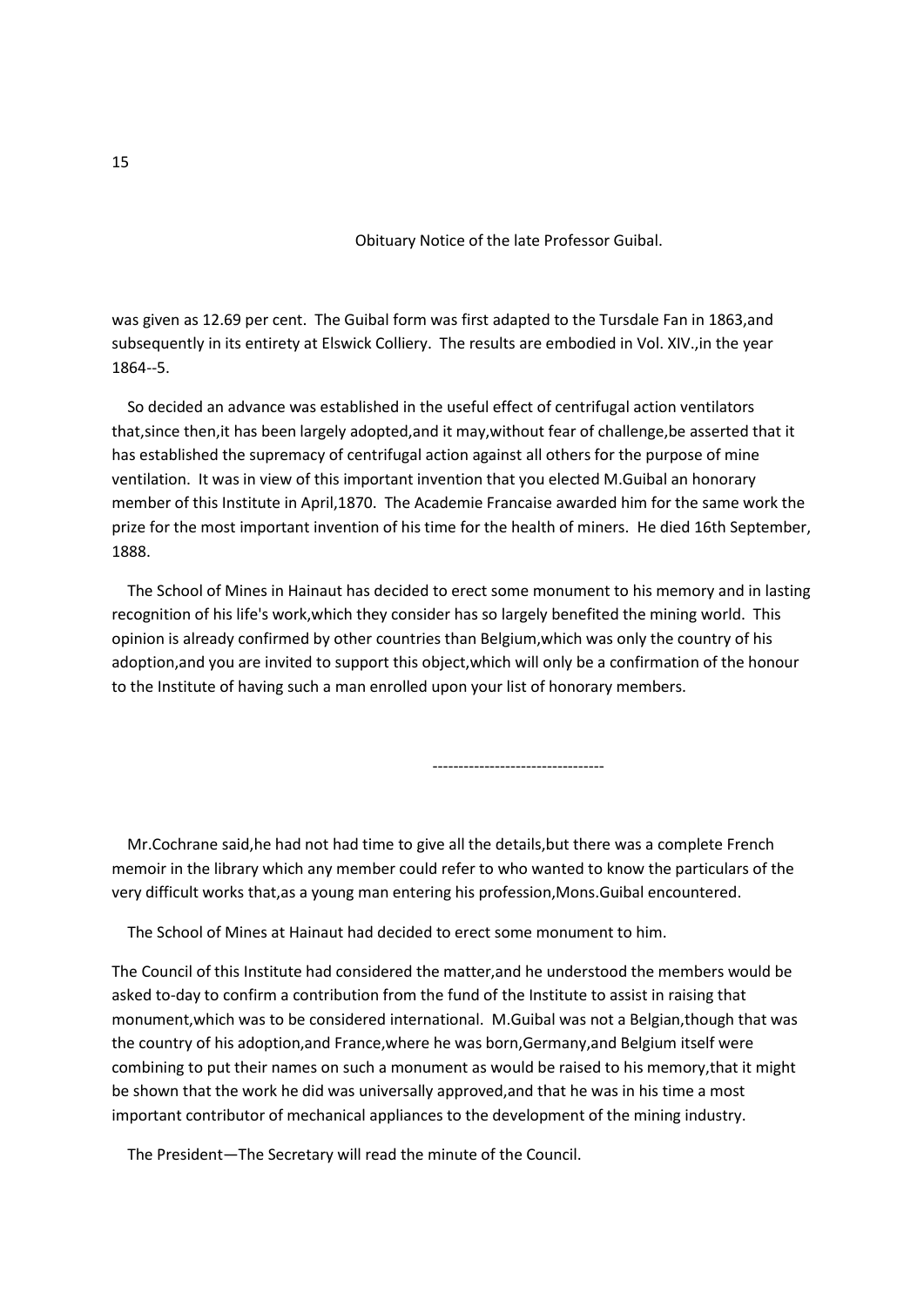was given as 12.69 per cent. The Guibal form was first adapted to the Tursdale Fan in 1863,and subsequently in its entirety at Elswick Colliery. The results are embodied in Vol. XIV.,in the year 1864--5.

So decided an advance was established in the useful effect of centrifugal action ventilators that,since then,it has been largely adopted,and it may,without fear of challenge,be asserted that it has established the supremacy of centrifugal action against all others for the purpose of mine ventilation. It was in view of this important invention that you elected M.Guibal an honorary member of this Institute in April,1870. The Academie Francaise awarded him for the same work the prize for the most important invention of his time for the health of miners. He died 16th September, 1888.

The School of Mines in Hainaut has decided to erect some monument to his memory and in lasting recognition of his life's work,which they consider has so largely benefited the mining world. This opinion is already confirmed by other countries than Belgium,which was only the country of his adoption,and you are invited to support this object,which will only be a confirmation of the honour to the Institute of having such a man enrolled upon your list of honorary members.

---------------------------------

Mr.Cochrane said,he had not had time to give all the details,but there was a complete French memoir in the library which any member could refer to who wanted to know the particulars of the very difficult works that,as a young man entering his profession,Mons.Guibal encountered.

The School of Mines at Hainaut had decided to erect some monument to him.

The Council of this Institute had considered the matter,and he understood the members would be asked to-day to confirm a contribution from the fund of the Institute to assist in raising that monument,which was to be considered international. M.Guibal was not a Belgian,though that was the country of his adoption,and France,where he was born,Germany,and Belgium itself were combining to put their names on such a monument as would be raised to his memory,that it might be shown that the work he did was universally approved,and that he was in his time a most important contributor of mechanical appliances to the development of the mining industry.

The President—The Secretary will read the minute of the Council.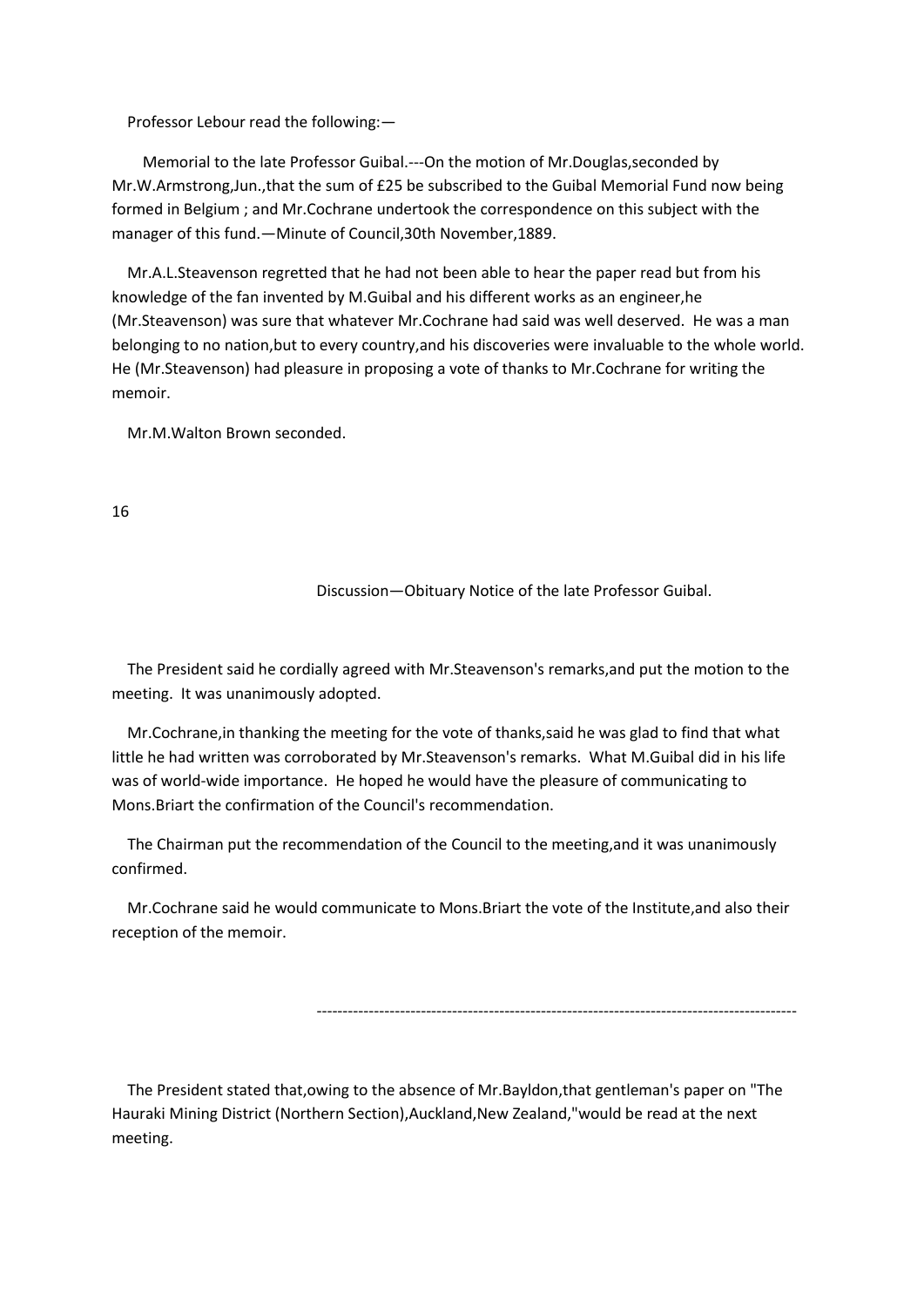Professor Lebour read the following:—

Memorial to the late Professor Guibal.---On the motion of Mr.Douglas,seconded by Mr.W.Armstrong,Jun.,that the sum of £25 be subscribed to the Guibal Memorial Fund now being formed in Belgium ; and Mr.Cochrane undertook the correspondence on this subject with the manager of this fund.—Minute of Council,30th November,1889.

Mr.A.L.Steavenson regretted that he had not been able to hear the paper read but from his knowledge of the fan invented by M.Guibal and his different works as an engineer,he (Mr.Steavenson) was sure that whatever Mr.Cochrane had said was well deserved. He was a man belonging to no nation,but to every country,and his discoveries were invaluable to the whole world. He (Mr.Steavenson) had pleasure in proposing a vote of thanks to Mr.Cochrane for writing the memoir.

Mr.M.Walton Brown seconded.

The President said he cordially agreed with Mr.Steavenson's remarks,and put the motion to the meeting. It was unanimously adopted.

Mr.Cochrane,in thanking the meeting for the vote of thanks,said he was glad to find that what little he had written was corroborated by Mr.Steavenson's remarks. What M.Guibal did in his life was of world-wide importance. He hoped he would have the pleasure of communicating to Mons.Briart the confirmation of the Council's recommendation.

The Chairman put the recommendation of the Council to the meeting,and it was unanimously confirmed.

Mr.Cochrane said he would communicate to Mons.Briart the vote of the Institute,and also their reception of the memoir.

---

The President stated that,owing to the absence of Mr.Bayldon,that gentleman's paper on "The Hauraki Mining District (Northern Section),Auckland,New Zealand,"would be read at the next meeting.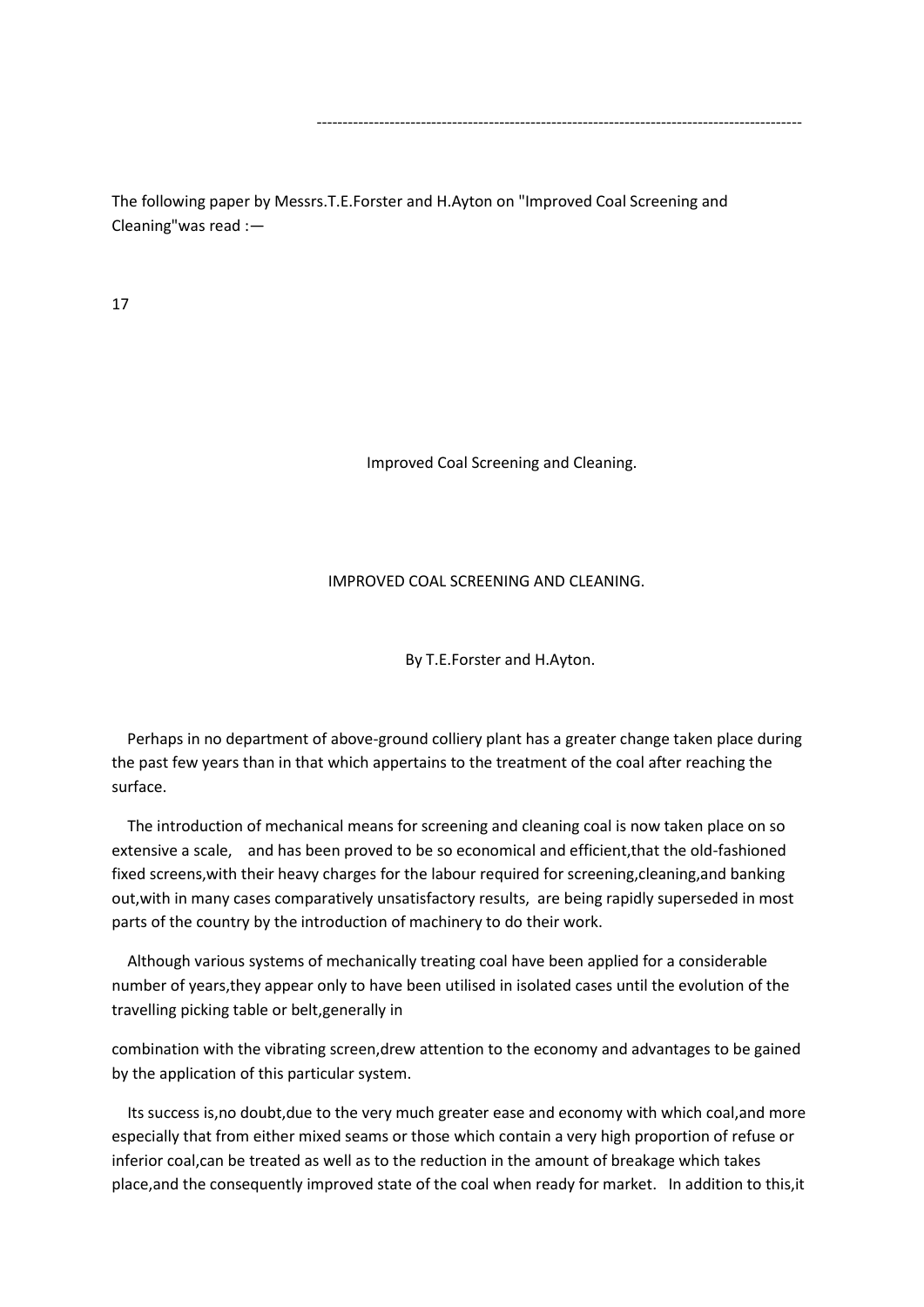---

The following paper by Messrs.T.E.Forster and H.Ayton on "Improved Coal Screening and Cleaning"was read :—

Improved Coal Screening and Cleaning.

## IMPROVED COAL SCREENING AND CLEANING.

By T.E.Forster and H.Ayton.

Perhaps in no department of above-ground colliery plant has a greater change taken place during the past few years than in that which appertains to the treatment of the coal after reaching the surface.

The introduction of mechanical means for screening and cleaning coal is now taken place on so extensive a scale, and has been proved to be so economical and efficient,that the old-fashioned fixed screens,with their heavy charges for the labour required for screening,cleaning,and banking out,with in many cases comparatively unsatisfactory results, are being rapidly superseded in most parts of the country by the introduction of machinery to do their work.

Although various systems of mechanically treating coal have been applied for a considerable number of years,they appear only to have been utilised in isolated cases until the evolution of the travelling picking table or belt,generally in combination with the vibrating screen,drew attention to the economy and advantages to be gained by the application of this particular system.

Its success is,no doubt,due to the very much greater ease and economy with which coal,and more especially that from either mixed seams or those which contain a very high proportion of refuse or inferior coal,can be treated as well as to the reduction in the amount of breakage which takes place,and the consequently improved state of the coal when ready for market. In addition to this,it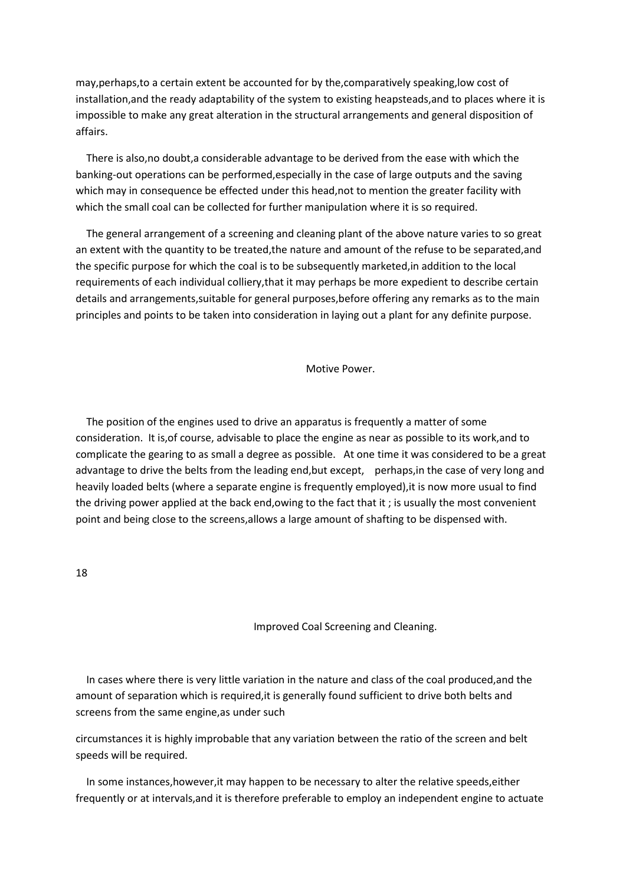may,perhaps,to a certain extent be accounted for by the,comparatively speaking,low cost of installation,and the ready adaptability of the system to existing heapsteads,and to places where it is impossible to make any great alteration in the structural arrangements and general disposition of affairs.

There is also,no doubt,a considerable advantage to be derived from the ease with which the banking-out operations can be performed,especially in the case of large outputs and the saving which may in consequence be effected under this head,not to mention the greater facility with which the small coal can be collected for further manipulation where it is so required.

The general arrangement of a screening and cleaning plant of the above nature varies to so great an extent with the quantity to be treated,the nature and amount of the refuse to be separated,and the specific purpose for which the coal is to be subsequently marketed,in addition to the local requirements of each individual colliery,that it may perhaps be more expedient to describe certain details and arrangements,suitable for general purposes,before offering any remarks as to the main principles and points to be taken into consideration in laying out a plant for any definite purpose.

## Motive Power.

The position of the engines used to drive an apparatus is frequently a matter of some consideration. It is,of course, advisable to place the engine as near as possible to its work,and to complicate the gearing to as small a degree as possible. At one time it was considered to be a great advantage to drive the belts from the leading end,but except, perhaps,in the case of very long and heavily loaded belts (where a separate engine is frequently employed),it is now more usual to find the driving power applied at the back end,owing to the fact that it ; is usually the most convenient point and being close to the screens,allows a large amount of shafting to be dispensed with.

In cases where there is very little variation in the nature and class of the coal produced,and the amount of separation which is required,it is generally found sufficient to drive both belts and screens from the same engine,as under such circumstances it is highly improbable that any variation between the ratio of the screen and belt speeds will be required.

In some instances,however,it may happen to be necessary to alter the relative speeds,either frequently or at intervals,and it is therefore preferable to employ an independent engine to actuate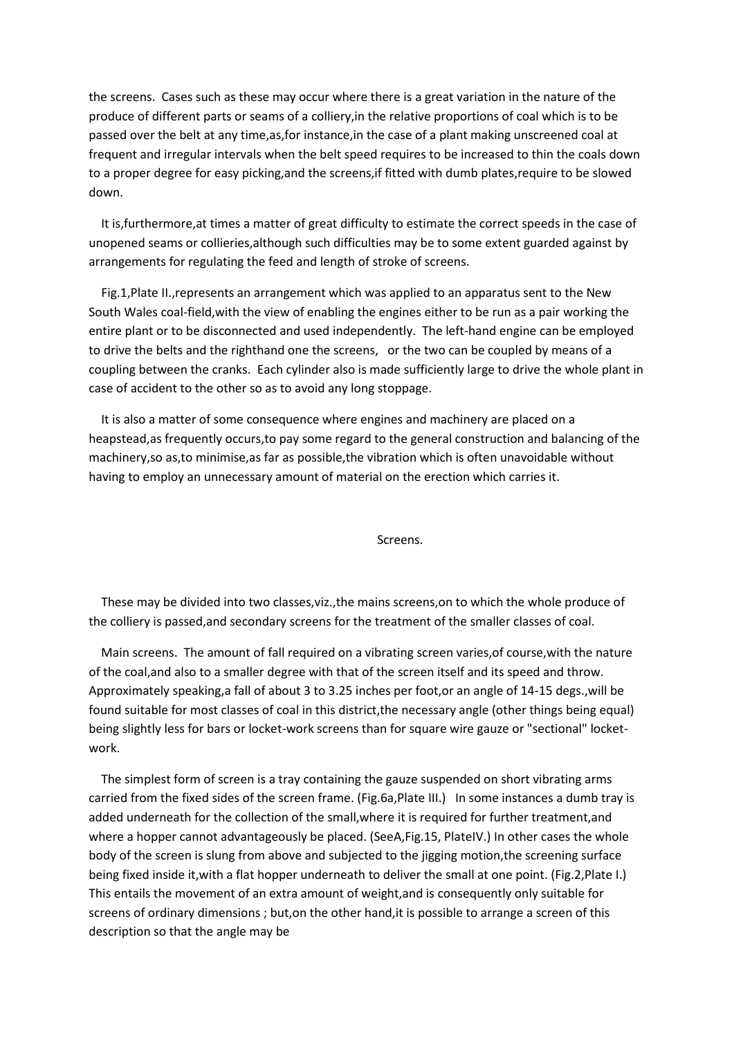the screens. Cases such as these may occur where there is a great variation in the nature of the produce of different parts or seams of a colliery,in the relative proportions of coal which is to be passed over the belt at any time,as,for instance,in the case of a plant making unscreened coal at frequent and irregular intervals when the belt speed requires to be increased to thin the coals down to a proper degree for easy picking,and the screens,if fitted with dumb plates,require to be slowed down.

It is,furthermore,at times a matter of great difficulty to estimate the correct speeds in the case of unopened seams or collieries,although such difficulties may be to some extent guarded against by arrangements for regulating the feed and length of stroke of screens.

Fig.1,Plate II.,represents an arrangement which was applied to an apparatus sent to the New South Wales coal-field,with the view of enabling the engines either to be run as a pair working the entire plant or to be disconnected and used independently. The left-hand engine can be employed to drive the belts and the righthand one the screens, or the two can be coupled by means of a coupling between the cranks. Each cylinder also is made sufficiently large to drive the whole plant in case of accident to the other so as to avoid any long stoppage.

It is also a matter of some consequence where engines and machinery are placed on a heapstead,as frequently occurs,to pay some regard to the general construction and balancing of the machinery,so as,to minimise,as far as possible,the vibration which is often unavoidable without having to employ an unnecessary amount of material on the erection which carries it.

## Screens.

These may be divided into two classes,viz.,the mains screens,on to which the whole produce of the colliery is passed,and secondary screens for the treatment of the smaller classes of coal.

Main screens. The amount of fall required on a vibrating screen varies,of course,with the nature of the coal,and also to a smaller degree with that of the screen itself and its speed and throw. Approximately speaking,a fall of about 3 to 3.25 inches per foot,or an angle of 14-15 degs.,will be found suitable for most classes of coal in this district,the necessary angle (other things being equal) being slightly less for bars or locket-work screens than for square wire gauze or "sectional" locket-work.

The simplest form of screen is a tray containing the gauze suspended on short vibrating arms carried from the fixed sides of the screen frame. (Fig.6a,Plate III.) In some instances a dumb tray is added underneath for the collection of the small,where it is required for further treatment,and where a hopper cannot advantageously be placed. (SeeA,Fig.15, PlateIV.) In other cases the whole body of the screen is slung from above and subjected to the jigging motion,the screening surface being fixed inside it,with a flat hopper underneath to deliver the small at one point. (Fig.2,Plate I.) This entails the movement of an extra amount of weight,and is consequently only suitable for screens of ordinary dimensions ; but,on the other hand,it is possible to arrange a screen of this description so that the angle may be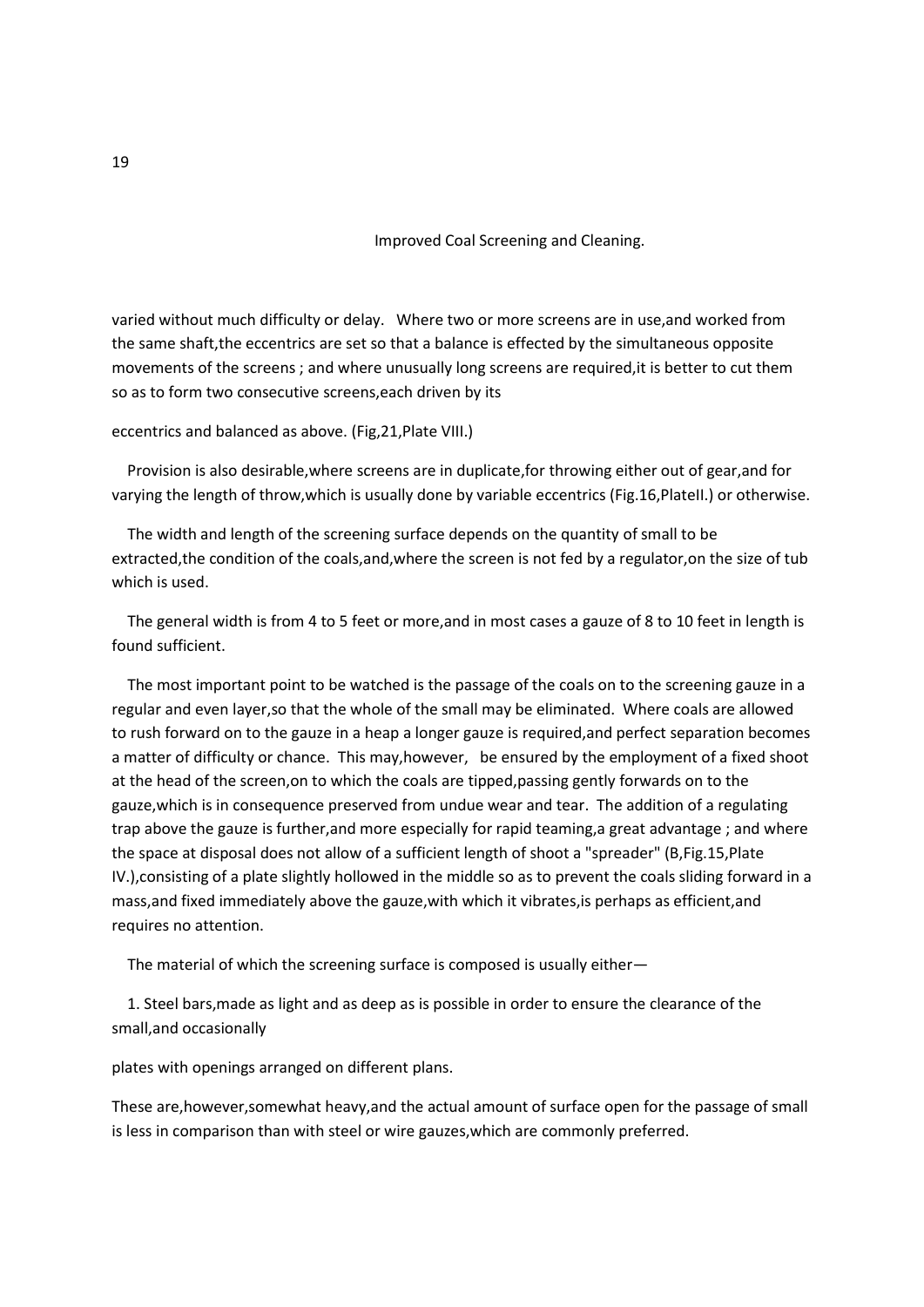varied without much difficulty or delay. Where two or more screens are in use,and worked from the same shaft,the eccentrics are set so that a balance is effected by the simultaneous opposite movements of the screens ; and where unusually long screens are required,it is better to cut them so as to form two consecutive screens,each driven by its

eccentrics and balanced as above. (Fig,21,Plate VIII.)

Provision is also desirable,where screens are in duplicate,for throwing either out of gear,and for varying the length of throw,which is usually done by variable eccentrics (Fig.16,PlateII.) or otherwise.

The width and length of the screening surface depends on the quantity of small to be extracted,the condition of the coals,and,where the screen is not fed by a regulator,on the size of tub which is used.

The general width is from 4 to 5 feet or more,and in most cases a gauze of 8 to 10 feet in length is found sufficient.

The most important point to be watched is the passage of the coals on to the screening gauze in a regular and even layer,so that the whole of the small may be eliminated. Where coals are allowed to rush forward on to the gauze in a heap a longer gauze is required,and perfect separation becomes a matter of difficulty or chance. This may,however, be ensured by the employment of a fixed shoot at the head of the screen,on to which the coals are tipped,passing gently forwards on to the gauze,which is in consequence preserved from undue wear and tear. The addition of a regulating trap above the gauze is further,and more especially for rapid teaming,a great advantage ; and where the space at disposal does not allow of a sufficient length of shoot a "spreader" (B,Fig.15,Plate IV.),consisting of a plate slightly hollowed in the middle so as to prevent the coals sliding forward in a mass,and fixed immediately above the gauze,with which it vibrates,is perhaps as efficient,and requires no attention.

The material of which the screening surface is composed is usually either—

1. Steel bars,made as light and as deep as is possible in order to ensure the clearance of the small,and occasionally

plates with openings arranged on different plans.

These are,however,somewhat heavy,and the actual amount of surface open for the passage of small is less in comparison than with steel or wire gauzes,which are commonly preferred.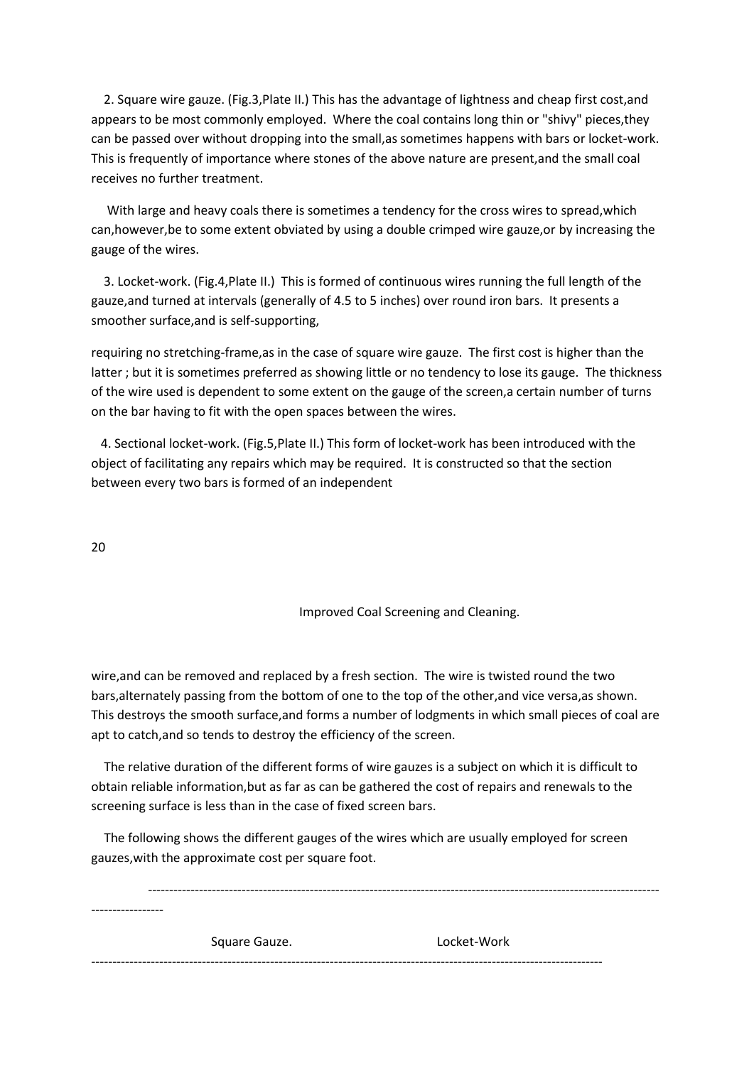2. Square wire gauze. (Fig.3,Plate II.) This has the advantage of lightness and cheap first cost,and appears to be most commonly employed. Where the coal contains long thin or "shivy" pieces,they can be passed over without dropping into the small,as sometimes happens with bars or locket-work. This is frequently of importance where stones of the above nature are present,and the small coal receives no further treatment.

With large and heavy coals there is sometimes a tendency for the cross wires to spread,which can,however,be to some extent obviated by using a double crimped wire gauze,or by increasing the gauge of the wires.

3. Locket-work. (Fig.4,Plate II.) This is formed of continuous wires running the full length of the gauze,and turned at intervals (generally of 4.5 to 5 inches) over round iron bars. It presents a smoother surface,and is self-supporting, requiring no stretching-frame,as in the case of square wire gauze. The first cost is higher than the latter ; but it is sometimes preferred as showing little or no tendency to lose its gauge. The thickness of the wire used is dependent to some extent on the gauge of the screen,a certain number of turns on the bar having to fit with the open spaces between the wires.

4. Sectional locket-work. (Fig.5,Plate II.) This form of locket-work has been introduced with the object of facilitating any repairs which may be required. It is constructed so that the section between every two bars is formed of an independent wire,and can be removed and replaced by a fresh section. The wire is twisted round the two bars,alternately passing from the bottom of one to the top of the other,and vice versa,as shown. This destroys the smooth surface,and forms a number of lodgments in which small pieces of coal are apt to catch,and so tends to destroy the efficiency of the screen.

The relative duration of the different forms of wire gauzes is a subject on which it is difficult to obtain reliable information,but as far as can be gathered the cost of repairs and renewals to the screening surface is less than in the case of fixed screen bars.

The following shows the different gauges of the wires which are usually employed for screen gauzes,with the approximate cost per square foot.

| Square Gauze. | Locket-Work |
|---|---|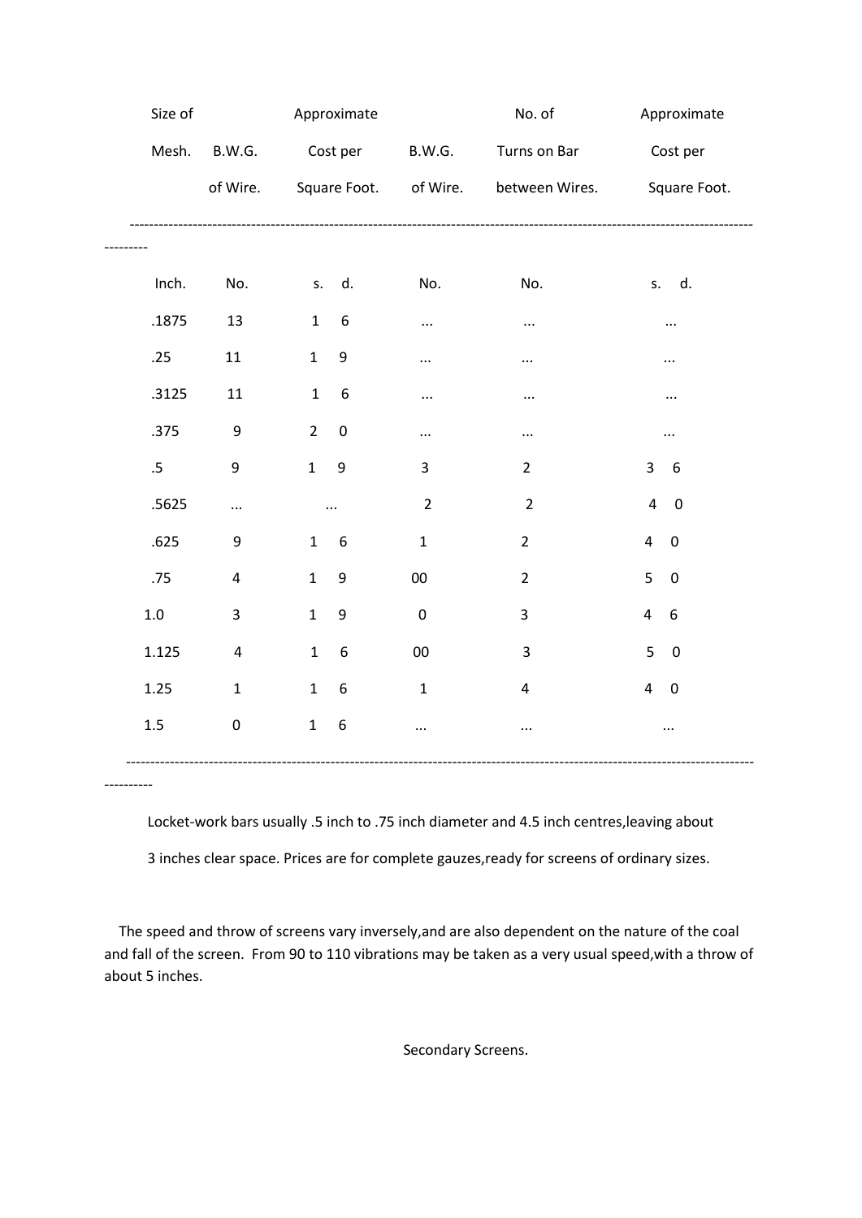| Size of Mesh. | B.W.G. of Wire. | Approximate Cost per Square Foot. | B.W.G. of Wire. | No. of Turns on Bar between Wires. | Approximate Cost per Square Foot. |
|---|---|---|---|---|---|
| Inch. | No. | s. d. | No. | No. | s. d. |
| .1875 | 13 | 1 6 | ... | ... | ... |
| .25 | 11 | 1 9 | ... | ... | ... |
| .3125 | 11 | 1 6 | ... | ... | ... |
| .375 | 9 | 2 0 | ... | ... | ... |
| .5 | 9 | 1 9 | 3 | 2 | 3 6 |
| .5625 | ... | ... | 2 | 2 | 4 0 |
| .625 | 9 | 1 6 | 1 | 2 | 4 0 |
| .75 | 4 | 1 9 | 00 | 2 | 5 0 |
| 1.0 | 3 | 1 9 | 0 | 3 | 4 6 |
| 1.125 | 4 | 1 6 | 00 | 3 | 5 0 |
| 1.25 | 1 | 1 6 | 1 | 4 | 4 0 |
| 1.5 | 0 | 1 6 | ... | ... | ... |

Locket-work bars usually .5 inch to .75 inch diameter and 4.5 inch centres,leaving about 3 inches clear space. Prices are for complete gauzes,ready for screens of ordinary sizes.

The speed and throw of screens vary inversely,and are also dependent on the nature of the coal and fall of the screen. From 90 to 110 vibrations may be taken as a very usual speed,with a throw of about 5 inches.

## Secondary Screens.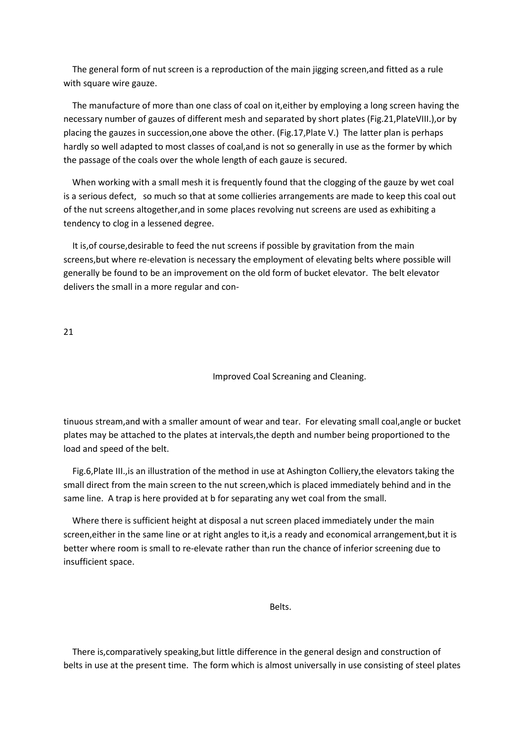The general form of nut screen is a reproduction of the main jigging screen,and fitted as a rule with square wire gauze.

The manufacture of more than one class of coal on it,either by employing a long screen having the necessary number of gauzes of different mesh and separated by short plates (Fig.21,PlateVIII.),or by placing the gauzes in succession,one above the other. (Fig.17,Plate V.) The latter plan is perhaps hardly so well adapted to most classes of coal,and is not so generally in use as the former by which the passage of the coals over the whole length of each gauze is secured.

When working with a small mesh it is frequently found that the clogging of the gauze by wet coal is a serious defect, so much so that at some collieries arrangements are made to keep this coal out of the nut screens altogether,and in some places revolving nut screens are used as exhibiting a tendency to clog in a lessened degree.

It is,of course,desirable to feed the nut screens if possible by gravitation from the main screens,but where re-elevation is necessary the employment of elevating belts where possible will generally be found to be an improvement on the old form of bucket elevator. The belt elevator delivers the small in a more regular and continuous stream,and with a smaller amount of wear and tear. For elevating small coal,angle or bucket plates may be attached to the plates at intervals,the depth and number being proportioned to the load and speed of the belt.

Fig.6,Plate III.,is an illustration of the method in use at Ashington Colliery,the elevators taking the small direct from the main screen to the nut screen,which is placed immediately behind and in the same line. A trap is here provided at b for separating any wet coal from the small.

Where there is sufficient height at disposal a nut screen placed immediately under the main screen,either in the same line or at right angles to it,is a ready and economical arrangement,but it is better where room is small to re-elevate rather than run the chance of inferior screening due to insufficient space.

## Belts.

There is,comparatively speaking,but little difference in the general design and construction of belts in use at the present time. The form which is almost universally in use consisting of steel plates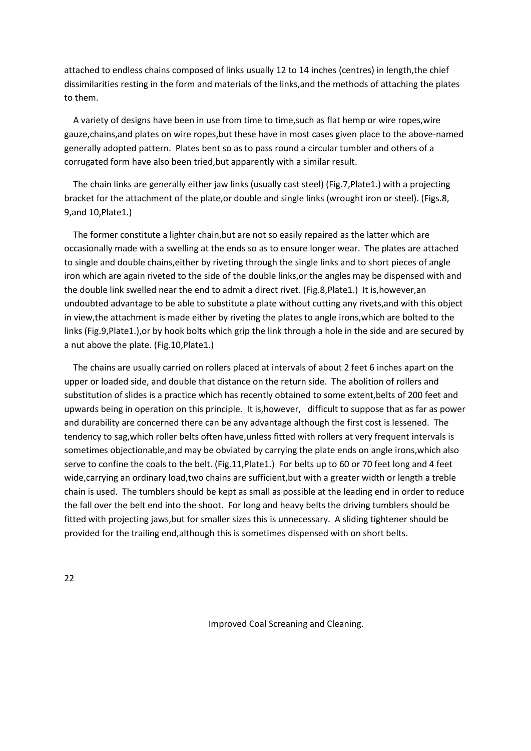attached to endless chains composed of links usually 12 to 14 inches (centres) in length,the chief dissimilarities resting in the form and materials of the links,and the methods of attaching the plates to them.

A variety of designs have been in use from time to time,such as flat hemp or wire ropes,wire gauze,chains,and plates on wire ropes,but these have in most cases given place to the above-named generally adopted pattern. Plates bent so as to pass round a circular tumbler and others of a corrugated form have also been tried,but apparently with a similar result.

The chain links are generally either jaw links (usually cast steel) (Fig.7,Plate1.) with a projecting bracket for the attachment of the plate,or double and single links (wrought iron or steel). (Figs.8, 9,and 10,Plate1.)

The former constitute a lighter chain,but are not so easily repaired as the latter which are occasionally made with a swelling at the ends so as to ensure longer wear. The plates are attached to single and double chains,either by riveting through the single links and to short pieces of angle iron which are again riveted to the side of the double links,or the angles may be dispensed with and the double link swelled near the end to admit a direct rivet. (Fig.8,Plate1.) It is,however,an undoubted advantage to be able to substitute a plate without cutting any rivets,and with this object in view,the attachment is made either by riveting the plates to angle irons,which are bolted to the links (Fig.9,Plate1.),or by hook bolts which grip the link through a hole in the side and are secured by a nut above the plate. (Fig.10,Plate1.)

The chains are usually carried on rollers placed at intervals of about 2 feet 6 inches apart on the upper or loaded side, and double that distance on the return side. The abolition of rollers and substitution of slides is a practice which has recently obtained to some extent,belts of 200 feet and upwards being in operation on this principle. It is,however, difficult to suppose that as far as power and durability are concerned there can be any advantage although the first cost is lessened. The tendency to sag,which roller belts often have,unless fitted with rollers at very frequent intervals is sometimes objectionable,and may be obviated by carrying the plate ends on angle irons,which also serve to confine the coals to the belt. (Fig.11,Plate1.) For belts up to 60 or 70 feet long and 4 feet wide,carrying an ordinary load,two chains are sufficient,but with a greater width or length a treble chain is used. The tumblers should be kept as small as possible at the leading end in order to reduce the fall over the belt end into the shoot. For long and heavy belts the driving tumblers should be fitted with projecting jaws,but for smaller sizes this is unnecessary. A sliding tightener should be provided for the trailing end,although this is sometimes dispensed with on short belts.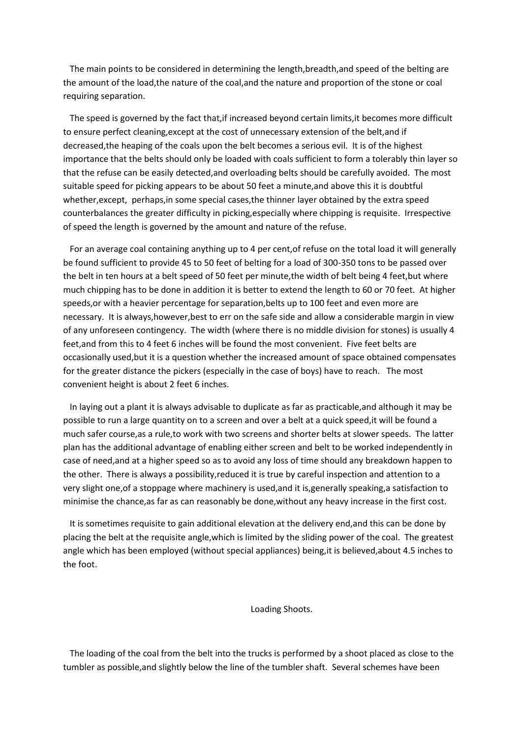The main points to be considered in determining the length,breadth,and speed of the belting are the amount of the load,the nature of the coal,and the nature and proportion of the stone or coal requiring separation.

The speed is governed by the fact that,if increased beyond certain limits,it becomes more difficult to ensure perfect cleaning,except at the cost of unnecessary extension of the belt,and if decreased,the heaping of the coals upon the belt becomes a serious evil. It is of the highest importance that the belts should only be loaded with coals sufficient to form a tolerably thin layer so that the refuse can be easily detected,and overloading belts should be carefully avoided. The most suitable speed for picking appears to be about 50 feet a minute,and above this it is doubtful whether,except, perhaps,in some special cases,the thinner layer obtained by the extra speed counterbalances the greater difficulty in picking,especially where chipping is requisite. Irrespective of speed the length is governed by the amount and nature of the refuse.

For an average coal containing anything up to 4 per cent,of refuse on the total load it will generally be found sufficient to provide 45 to 50 feet of belting for a load of 300-350 tons to be passed over the belt in ten hours at a belt speed of 50 feet per minute,the width of belt being 4 feet,but where much chipping has to be done in addition it is better to extend the length to 60 or 70 feet. At higher speeds,or with a heavier percentage for separation,belts up to 100 feet and even more are necessary. It is always,however,best to err on the safe side and allow a considerable margin in view of any unforeseen contingency. The width (where there is no middle division for stones) is usually 4 feet,and from this to 4 feet 6 inches will be found the most convenient. Five feet belts are occasionally used,but it is a question whether the increased amount of space obtained compensates for the greater distance the pickers (especially in the case of boys) have to reach. The most convenient height is about 2 feet 6 inches.

In laying out a plant it is always advisable to duplicate as far as practicable,and although it may be possible to run a large quantity on to a screen and over a belt at a quick speed,it will be found a much safer course,as a rule,to work with two screens and shorter belts at slower speeds. The latter plan has the additional advantage of enabling either screen and belt to be worked independently in case of need,and at a higher speed so as to avoid any loss of time should any breakdown happen to the other. There is always a possibility,reduced it is true by careful inspection and attention to a very slight one,of a stoppage where machinery is used,and it is,generally speaking,a satisfaction to minimise the chance,as far as can reasonably be done,without any heavy increase in the first cost.

It is sometimes requisite to gain additional elevation at the delivery end,and this can be done by placing the belt at the requisite angle,which is limited by the sliding power of the coal. The greatest angle which has been employed (without special appliances) being,it is believed,about 4.5 inches to the foot.

## Loading Shoots.

The loading of the coal from the belt into the trucks is performed by a shoot placed as close to the tumbler as possible,and slightly below the line of the tumbler shaft. Several schemes have been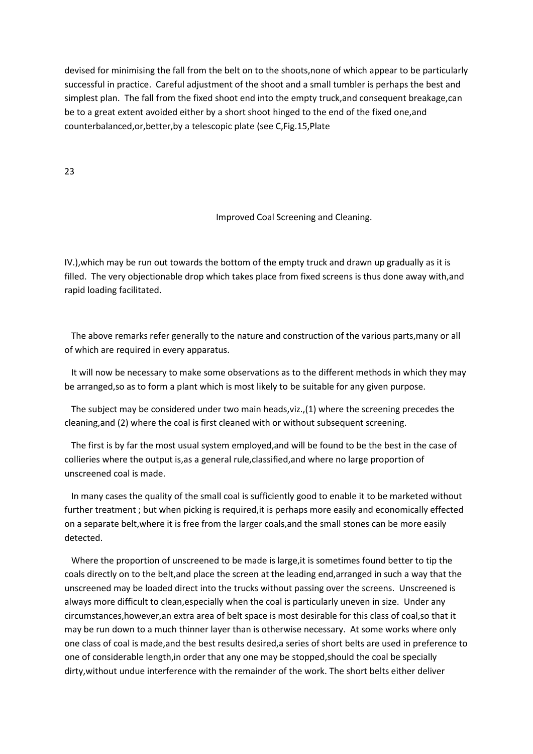devised for minimising the fall from the belt on to the shoots,none of which appear to be particularly successful in practice. Careful adjustment of the shoot and a small tumbler is perhaps the best and simplest plan. The fall from the fixed shoot end into the empty truck,and consequent breakage,can be to a great extent avoided either by a short shoot hinged to the end of the fixed one,and counterbalanced,or,better,by a telescopic plate (see C,Fig.15,Plate IV.),which may be run out towards the bottom of the empty truck and drawn up gradually as it is filled. The very objectionable drop which takes place from fixed screens is thus done away with,and rapid loading facilitated.

The above remarks refer generally to the nature and construction of the various parts,many or all of which are required in every apparatus.

It will now be necessary to make some observations as to the different methods in which they may be arranged,so as to form a plant which is most likely to be suitable for any given purpose.

The subject may be considered under two main heads,viz.,(1) where the screening precedes the cleaning,and (2) where the coal is first cleaned with or without subsequent screening.

The first is by far the most usual system employed,and will be found to be the best in the case of collieries where the output is,as a general rule,classified,and where no large proportion of unscreened coal is made.

In many cases the quality of the small coal is sufficiently good to enable it to be marketed without further treatment ; but when picking is required,it is perhaps more easily and economically effected on a separate belt,where it is free from the larger coals,and the small stones can be more easily detected.

Where the proportion of unscreened to be made is large,it is sometimes found better to tip the coals directly on to the belt,and place the screen at the leading end,arranged in such a way that the unscreened may be loaded direct into the trucks without passing over the screens. Unscreened is always more difficult to clean,especially when the coal is particularly uneven in size. Under any circumstances,however,an extra area of belt space is most desirable for this class of coal,so that it may be run down to a much thinner layer than is otherwise necessary. At some works where only one class of coal is made,and the best results desired,a series of short belts are used in preference to one of considerable length,in order that any one may be stopped,should the coal be specially dirty,without undue interference with the remainder of the work. The short belts either deliver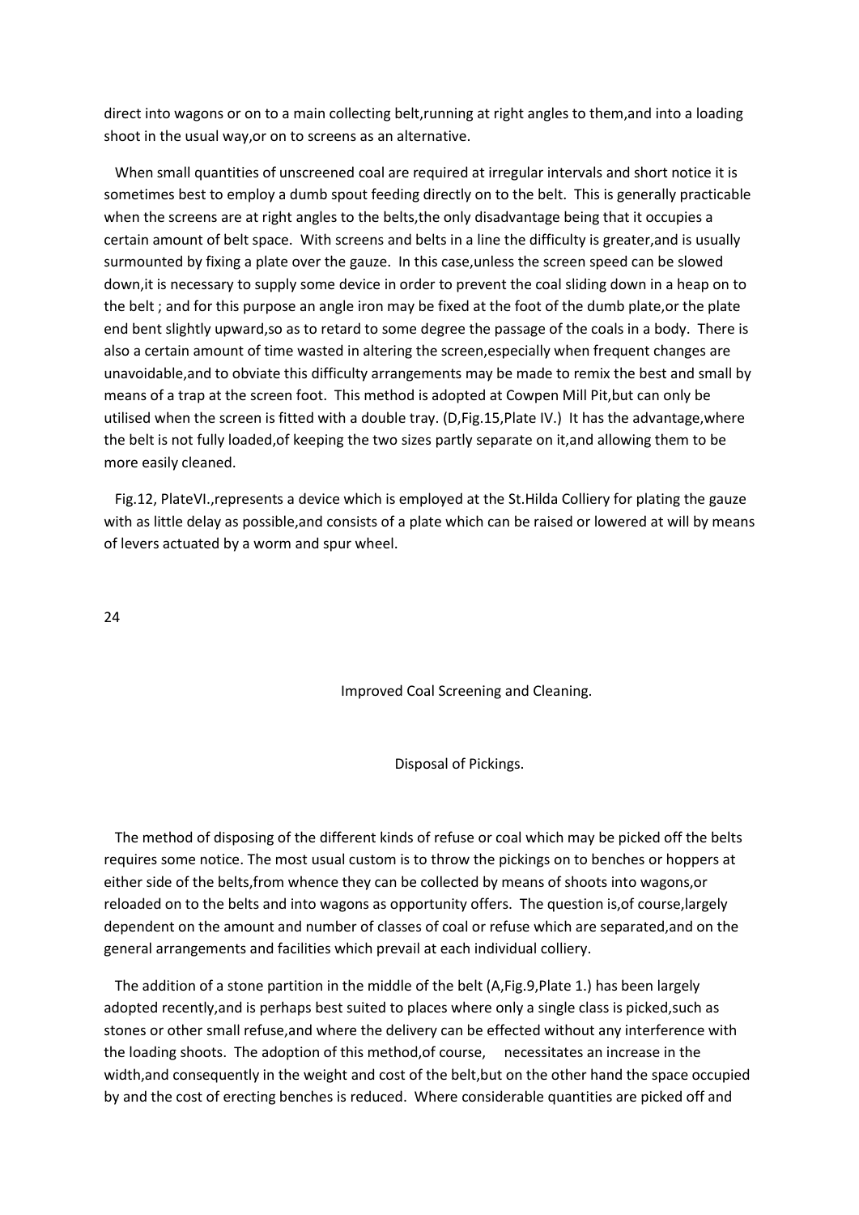direct into wagons or on to a main collecting belt,running at right angles to them,and into a loading shoot in the usual way,or on to screens as an alternative.

When small quantities of unscreened coal are required at irregular intervals and short notice it is sometimes best to employ a dumb spout feeding directly on to the belt. This is generally practicable when the screens are at right angles to the belts,the only disadvantage being that it occupies a certain amount of belt space. With screens and belts in a line the difficulty is greater,and is usually surmounted by fixing a plate over the gauze. In this case,unless the screen speed can be slowed down,it is necessary to supply some device in order to prevent the coal sliding down in a heap on to the belt ; and for this purpose an angle iron may be fixed at the foot of the dumb plate,or the plate end bent slightly upward,so as to retard to some degree the passage of the coals in a body. There is also a certain amount of time wasted in altering the screen,especially when frequent changes are unavoidable,and to obviate this difficulty arrangements may be made to remix the best and small by means of a trap at the screen foot. This method is adopted at Cowpen Mill Pit,but can only be utilised when the screen is fitted with a double tray. (D,Fig.15,Plate IV.) It has the advantage,where the belt is not fully loaded,of keeping the two sizes partly separate on it,and allowing them to be more easily cleaned.

Fig.12, PlateVI.,represents a device which is employed at the St.Hilda Colliery for plating the gauze with as little delay as possible,and consists of a plate which can be raised or lowered at will by means of levers actuated by a worm and spur wheel.

## Disposal of Pickings.

The method of disposing of the different kinds of refuse or coal which may be picked off the belts requires some notice. The most usual custom is to throw the pickings on to benches or hoppers at either side of the belts,from whence they can be collected by means of shoots into wagons,or reloaded on to the belts and into wagons as opportunity offers. The question is,of course,largely dependent on the amount and number of classes of coal or refuse which are separated,and on the general arrangements and facilities which prevail at each individual colliery.

The addition of a stone partition in the middle of the belt (A,Fig.9,Plate 1.) has been largely adopted recently,and is perhaps best suited to places where only a single class is picked,such as stones or other small refuse,and where the delivery can be effected without any interference with the loading shoots. The adoption of this method,of course, necessitates an increase in the width,and consequently in the weight and cost of the belt,but on the other hand the space occupied by and the cost of erecting benches is reduced. Where considerable quantities are picked off and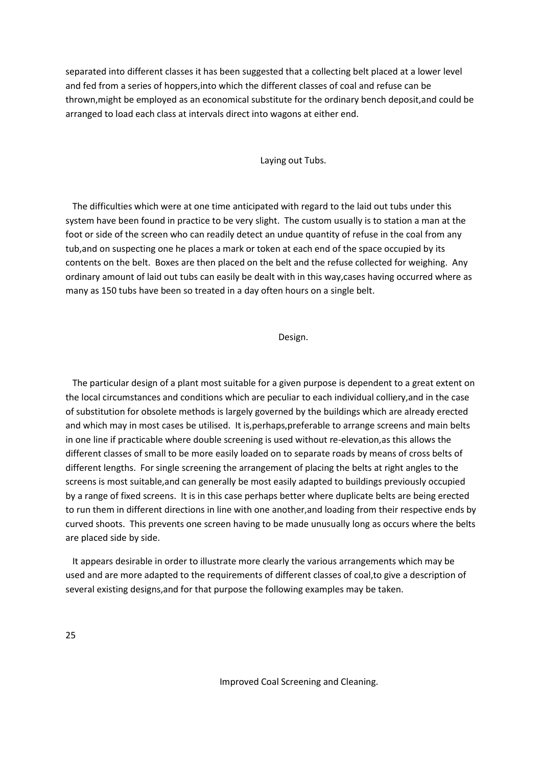separated into different classes it has been suggested that a collecting belt placed at a lower level and fed from a series of hoppers,into which the different classes of coal and refuse can be thrown,might be employed as an economical substitute for the ordinary bench deposit,and could be arranged to load each class at intervals direct into wagons at either end.

## Laying out Tubs.

The difficulties which were at one time anticipated with regard to the laid out tubs under this system have been found in practice to be very slight. The custom usually is to station a man at the foot or side of the screen who can readily detect an undue quantity of refuse in the coal from any tub,and on suspecting one he places a mark or token at each end of the space occupied by its contents on the belt. Boxes are then placed on the belt and the refuse collected for weighing. Any ordinary amount of laid out tubs can easily be dealt with in this way,cases having occurred where as many as 150 tubs have been so treated in a day often hours on a single belt.

## Design.

The particular design of a plant most suitable for a given purpose is dependent to a great extent on the local circumstances and conditions which are peculiar to each individual colliery,and in the case of substitution for obsolete methods is largely governed by the buildings which are already erected and which may in most cases be utilised. It is,perhaps,preferable to arrange screens and main belts in one line if practicable where double screening is used without re-elevation,as this allows the different classes of small to be more easily loaded on to separate roads by means of cross belts of different lengths. For single screening the arrangement of placing the belts at right angles to the screens is most suitable,and can generally be most easily adapted to buildings previously occupied by a range of fixed screens. It is in this case perhaps better where duplicate belts are being erected to run them in different directions in line with one another,and loading from their respective ends by curved shoots. This prevents one screen having to be made unusually long as occurs where the belts are placed side by side.

It appears desirable in order to illustrate more clearly the various arrangements which may be used and are more adapted to the requirements of different classes of coal,to give a description of several existing designs,and for that purpose the following examples may be taken.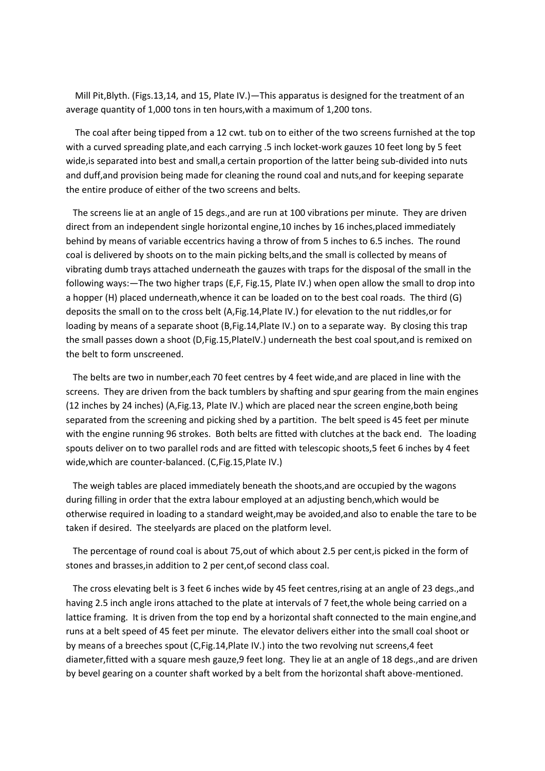Mill Pit,Blyth. (Figs.13,14, and 15, Plate IV.)—This apparatus is designed for the treatment of an average quantity of 1,000 tons in ten hours,with a maximum of 1,200 tons.

The coal after being tipped from a 12 cwt. tub on to either of the two screens furnished at the top with a curved spreading plate,and each carrying .5 inch locket-work gauzes 10 feet long by 5 feet wide,is separated into best and small,a certain proportion of the latter being sub-divided into nuts and duff,and provision being made for cleaning the round coal and nuts,and for keeping separate the entire produce of either of the two screens and belts.

The screens lie at an angle of 15 degs.,and are run at 100 vibrations per minute. They are driven direct from an independent single horizontal engine,10 inches by 16 inches,placed immediately behind by means of variable eccentrics having a throw of from 5 inches to 6.5 inches. The round coal is delivered by shoots on to the main picking belts,and the small is collected by means of vibrating dumb trays attached underneath the gauzes with traps for the disposal of the small in the following ways:—The two higher traps (E,F, Fig.15, Plate IV.) when open allow the small to drop into a hopper (H) placed underneath,whence it can be loaded on to the best coal roads. The third (G) deposits the small on to the cross belt (A,Fig.14,Plate IV.) for elevation to the nut riddles,or for loading by means of a separate shoot (B,Fig.14,Plate IV.) on to a separate way. By closing this trap the small passes down a shoot (D,Fig.15,PlateIV.) underneath the best coal spout,and is remixed on the belt to form unscreened.

The belts are two in number,each 70 feet centres by 4 feet wide,and are placed in line with the screens. They are driven from the back tumblers by shafting and spur gearing from the main engines (12 inches by 24 inches) (A,Fig.13, Plate IV.) which are placed near the screen engine,both being separated from the screening and picking shed by a partition. The belt speed is 45 feet per minute with the engine running 96 strokes. Both belts are fitted with clutches at the back end. The loading spouts deliver on to two parallel rods and are fitted with telescopic shoots,5 feet 6 inches by 4 feet wide,which are counter-balanced. (C,Fig.15,Plate IV.)

The weigh tables are placed immediately beneath the shoots,and are occupied by the wagons during filling in order that the extra labour employed at an adjusting bench,which would be otherwise required in loading to a standard weight,may be avoided,and also to enable the tare to be taken if desired. The steelyards are placed on the platform level.

The percentage of round coal is about 75,out of which about 2.5 per cent,is picked in the form of stones and brasses,in addition to 2 per cent,of second class coal.

The cross elevating belt is 3 feet 6 inches wide by 45 feet centres,rising at an angle of 23 degs.,and having 2.5 inch angle irons attached to the plate at intervals of 7 feet,the whole being carried on a lattice framing. It is driven from the top end by a horizontal shaft connected to the main engine,and runs at a belt speed of 45 feet per minute. The elevator delivers either into the small coal shoot or by means of a breeches spout (C,Fig.14,Plate IV.) into the two revolving nut screens,4 feet diameter,fitted with a square mesh gauze,9 feet long. They lie at an angle of 18 degs.,and are driven by bevel gearing on a counter shaft worked by a belt from the horizontal shaft above-mentioned.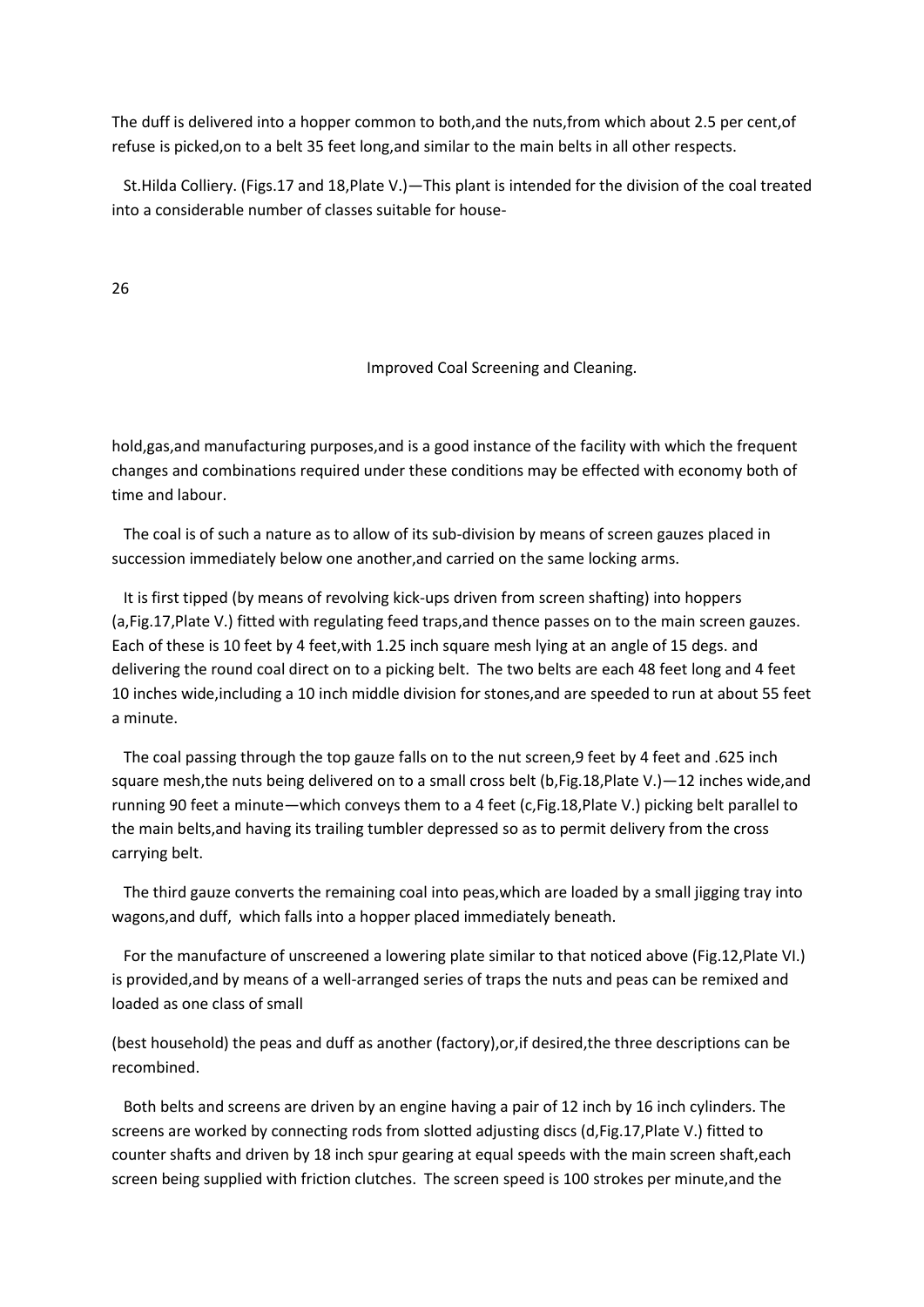The duff is delivered into a hopper common to both,and the nuts,from which about 2.5 per cent,of refuse is picked,on to a belt 35 feet long,and similar to the main belts in all other respects.

St.Hilda Colliery. (Figs.17 and 18,Plate V.)—This plant is intended for the division of the coal treated into a considerable number of classes suitable for house-hold,gas,and manufacturing purposes,and is a good instance of the facility with which the frequent changes and combinations required under these conditions may be effected with economy both of time and labour.

The coal is of such a nature as to allow of its sub-division by means of screen gauzes placed in succession immediately below one another,and carried on the same locking arms.

It is first tipped (by means of revolving kick-ups driven from screen shafting) into hoppers (a,Fig.17,Plate V.) fitted with regulating feed traps,and thence passes on to the main screen gauzes. Each of these is 10 feet by 4 feet,with 1.25 inch square mesh lying at an angle of 15 degs. and delivering the round coal direct on to a picking belt. The two belts are each 48 feet long and 4 feet 10 inches wide,including a 10 inch middle division for stones,and are speeded to run at about 55 feet a minute.

The coal passing through the top gauze falls on to the nut screen,9 feet by 4 feet and .625 inch square mesh,the nuts being delivered on to a small cross belt (b,Fig.18,Plate V.)—12 inches wide,and running 90 feet a minute—which conveys them to a 4 feet (c,Fig.18,Plate V.) picking belt parallel to the main belts,and having its trailing tumbler depressed so as to permit delivery from the cross carrying belt.

The third gauze converts the remaining coal into peas,which are loaded by a small jigging tray into wagons,and duff, which falls into a hopper placed immediately beneath.

For the manufacture of unscreened a lowering plate similar to that noticed above (Fig.12,Plate VI.) is provided,and by means of a well-arranged series of traps the nuts and peas can be remixed and loaded as one class of small (best household) the peas and duff as another (factory),or,if desired,the three descriptions can be recombined.

Both belts and screens are driven by an engine having a pair of 12 inch by 16 inch cylinders. The screens are worked by connecting rods from slotted adjusting discs (d,Fig.17,Plate V.) fitted to counter shafts and driven by 18 inch spur gearing at equal speeds with the main screen shaft,each screen being supplied with friction clutches. The screen speed is 100 strokes per minute,and the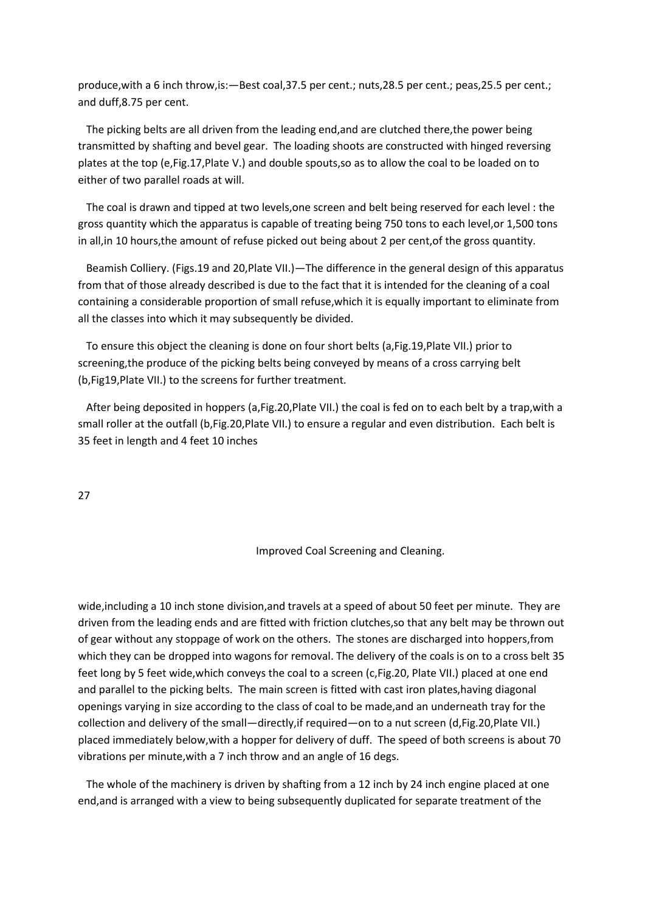produce,with a 6 inch throw,is:—Best coal,37.5 per cent.; nuts,28.5 per cent.; peas,25.5 per cent.; and duff,8.75 per cent.

The picking belts are all driven from the leading end,and are clutched there,the power being transmitted by shafting and bevel gear. The loading shoots are constructed with hinged reversing plates at the top (e,Fig.17,Plate V.) and double spouts,so as to allow the coal to be loaded on to either of two parallel roads at will.

The coal is drawn and tipped at two levels,one screen and belt being reserved for each level : the gross quantity which the apparatus is capable of treating being 750 tons to each level,or 1,500 tons in all,in 10 hours,the amount of refuse picked out being about 2 per cent,of the gross quantity.

Beamish Colliery. (Figs.19 and 20,Plate VII.)—The difference in the general design of this apparatus from that of those already described is due to the fact that it is intended for the cleaning of a coal containing a considerable proportion of small refuse,which it is equally important to eliminate from all the classes into which it may subsequently be divided.

To ensure this object the cleaning is done on four short belts (a,Fig.19,Plate VII.) prior to screening,the produce of the picking belts being conveyed by means of a cross carrying belt (b,Fig19,Plate VII.) to the screens for further treatment.

After being deposited in hoppers (a,Fig.20,Plate VII.) the coal is fed on to each belt by a trap,with a small roller at the outfall (b,Fig.20,Plate VII.) to ensure a regular and even distribution. Each belt is 35 feet in length and 4 feet 10 inches wide,including a 10 inch stone division,and travels at a speed of about 50 feet per minute. They are driven from the leading ends and are fitted with friction clutches,so that any belt may be thrown out of gear without any stoppage of work on the others. The stones are discharged into hoppers,from which they can be dropped into wagons for removal. The delivery of the coals is on to a cross belt 35 feet long by 5 feet wide,which conveys the coal to a screen (c,Fig.20, Plate VII.) placed at one end and parallel to the picking belts. The main screen is fitted with cast iron plates,having diagonal openings varying in size according to the class of coal to be made,and an underneath tray for the collection and delivery of the small—directly,if required—on to a nut screen (d,Fig.20,Plate VII.) placed immediately below,with a hopper for delivery of duff. The speed of both screens is about 70 vibrations per minute,with a 7 inch throw and an angle of 16 degs.

The whole of the machinery is driven by shafting from a 12 inch by 24 inch engine placed at one end,and is arranged with a view to being subsequently duplicated for separate treatment of the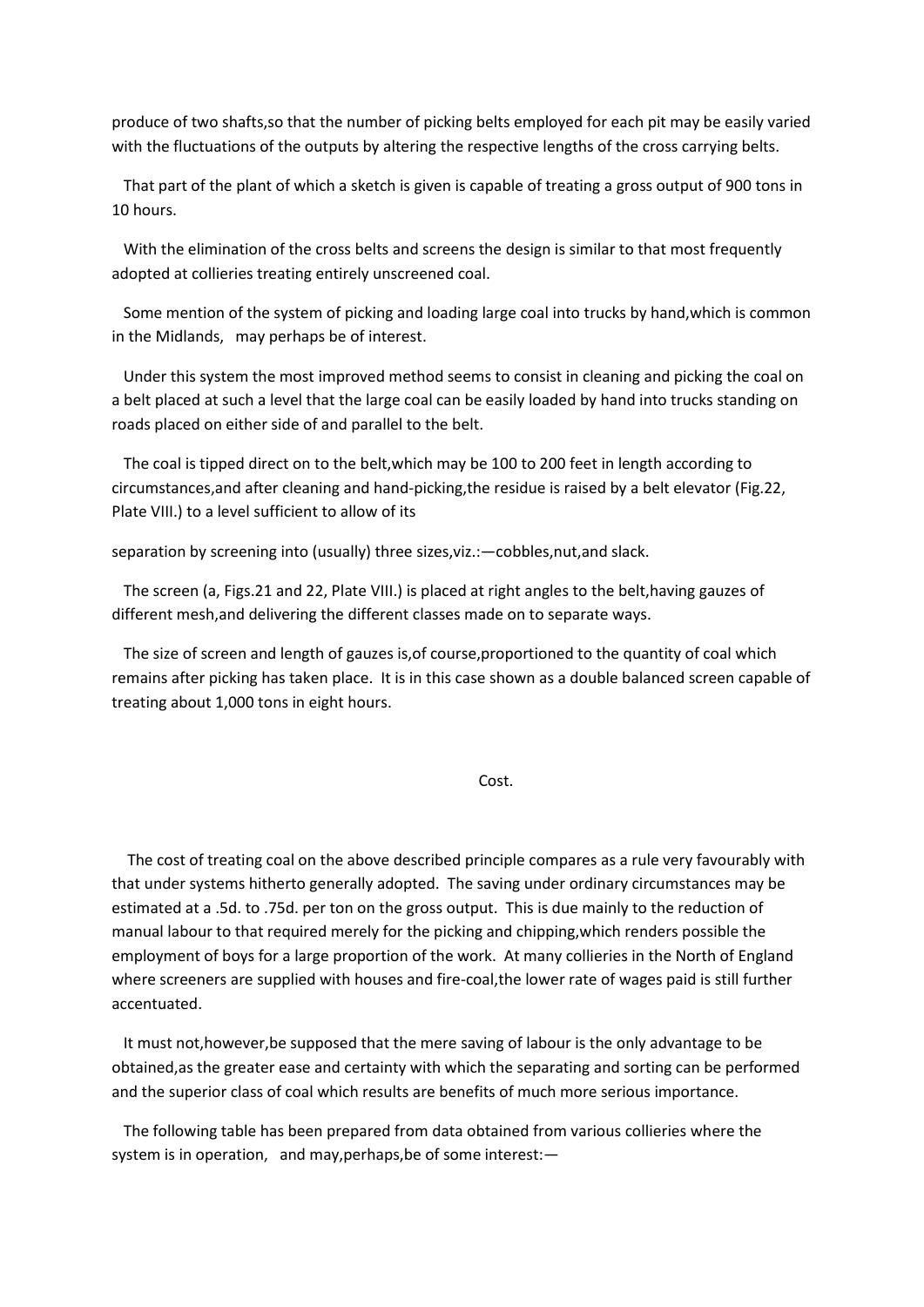produce of two shafts,so that the number of picking belts employed for each pit may be easily varied with the fluctuations of the outputs by altering the respective lengths of the cross carrying belts.

That part of the plant of which a sketch is given is capable of treating a gross output of 900 tons in 10 hours.

With the elimination of the cross belts and screens the design is similar to that most frequently adopted at collieries treating entirely unscreened coal.

Some mention of the system of picking and loading large coal into trucks by hand,which is common in the Midlands,   may perhaps be of interest.

Under this system the most improved method seems to consist in cleaning and picking the coal on a belt placed at such a level that the large coal can be easily loaded by hand into trucks standing on roads placed on either side of and parallel to the belt.

The coal is tipped direct on to the belt,which may be 100 to 200 feet in length according to circumstances,and after cleaning and hand-picking,the residue is raised by a belt elevator (Fig.22, Plate VIII.) to a level sufficient to allow of its

separation by screening into (usually) three sizes,viz.:—cobbles,nut,and slack.

The screen (a, Figs.21 and 22, Plate VIII.) is placed at right angles to the belt,having gauzes of different mesh,and delivering the different classes made on to separate ways.

The size of screen and length of gauzes is,of course,proportioned to the quantity of coal which remains after picking has taken place.  It is in this case shown as a double balanced screen capable of treating about 1,000 tons in eight hours.

## Cost.

The cost of treating coal on the above described principle compares as a rule very favourably with that under systems hitherto generally adopted.  The saving under ordinary circumstances may be estimated at a .5d. to .75d. per ton on the gross output.  This is due mainly to the reduction of manual labour to that required merely for the picking and chipping,which renders possible the employment of boys for a large proportion of the work.  At many collieries in the North of England where screeners are supplied with houses and fire-coal,the lower rate of wages paid is still further accentuated.

It must not,however,be supposed that the mere saving of labour is the only advantage to be obtained,as the greater ease and certainty with which the separating and sorting can be performed and the superior class of coal which results are benefits of much more serious importance.

The following table has been prepared from data obtained from various collieries where the system is in operation,   and may,perhaps,be of some interest:—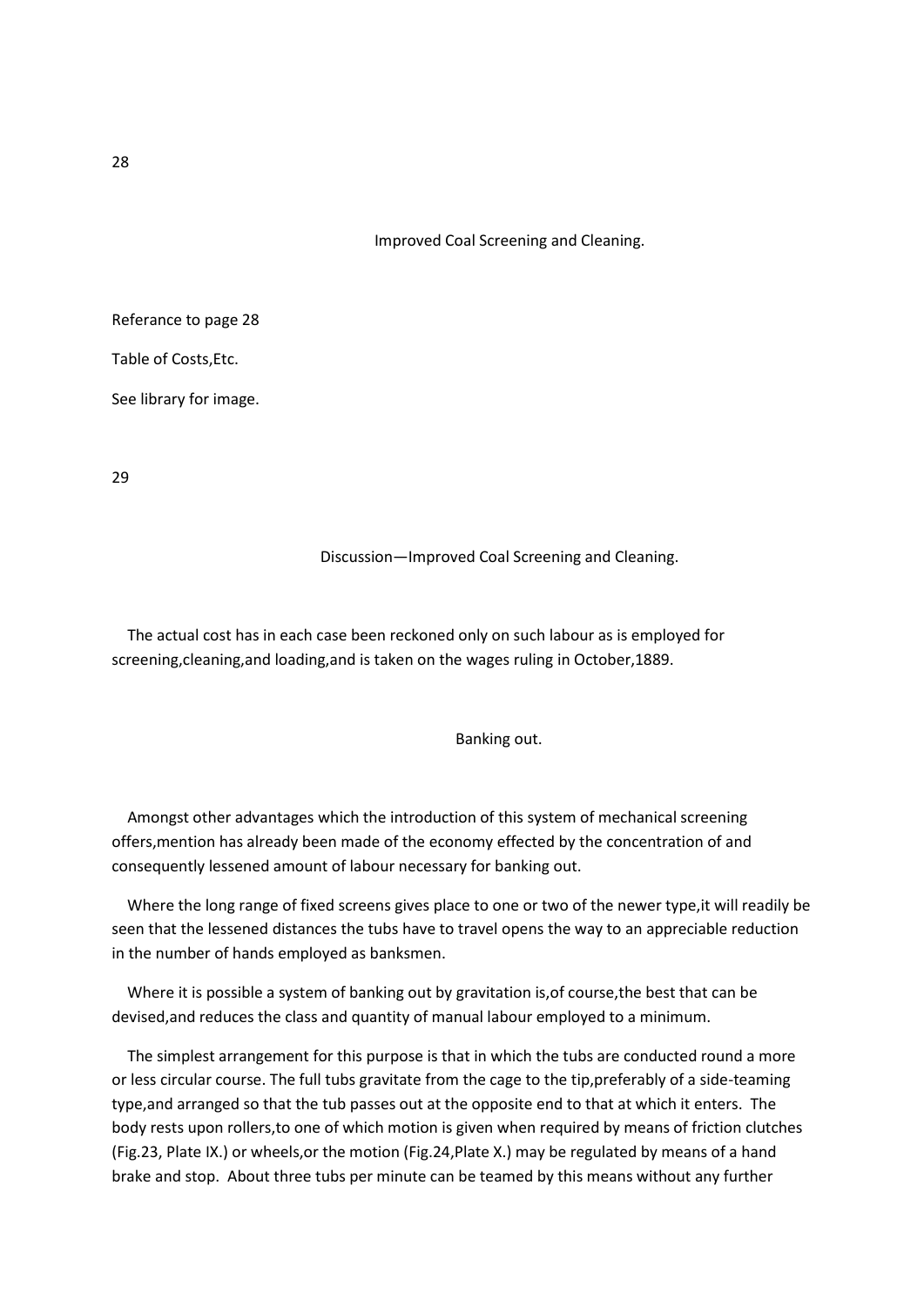## Improved Coal Screening and Cleaning.

Referance to page 28

Table of Costs,Etc.

See library for image.

## Discussion—Improved Coal Screening and Cleaning.

The actual cost has in each case been reckoned only on such labour as is employed for screening,cleaning,and loading,and is taken on the wages ruling in October,1889.

### Banking out.

Amongst other advantages which the introduction of this system of mechanical screening offers,mention has already been made of the economy effected by the concentration of and consequently lessened amount of labour necessary for banking out.

Where the long range of fixed screens gives place to one or two of the newer type,it will readily be seen that the lessened distances the tubs have to travel opens the way to an appreciable reduction in the number of hands employed as banksmen.

Where it is possible a system of banking out by gravitation is,of course,the best that can be devised,and reduces the class and quantity of manual labour employed to a minimum.

The simplest arrangement for this purpose is that in which the tubs are conducted round a more or less circular course. The full tubs gravitate from the cage to the tip,preferably of a side-teaming type,and arranged so that the tub passes out at the opposite end to that at which it enters. The body rests upon rollers,to one of which motion is given when required by means of friction clutches (Fig.23, Plate IX.) or wheels,or the motion (Fig.24,Plate X.) may be regulated by means of a hand brake and stop. About three tubs per minute can be teamed by this means without any further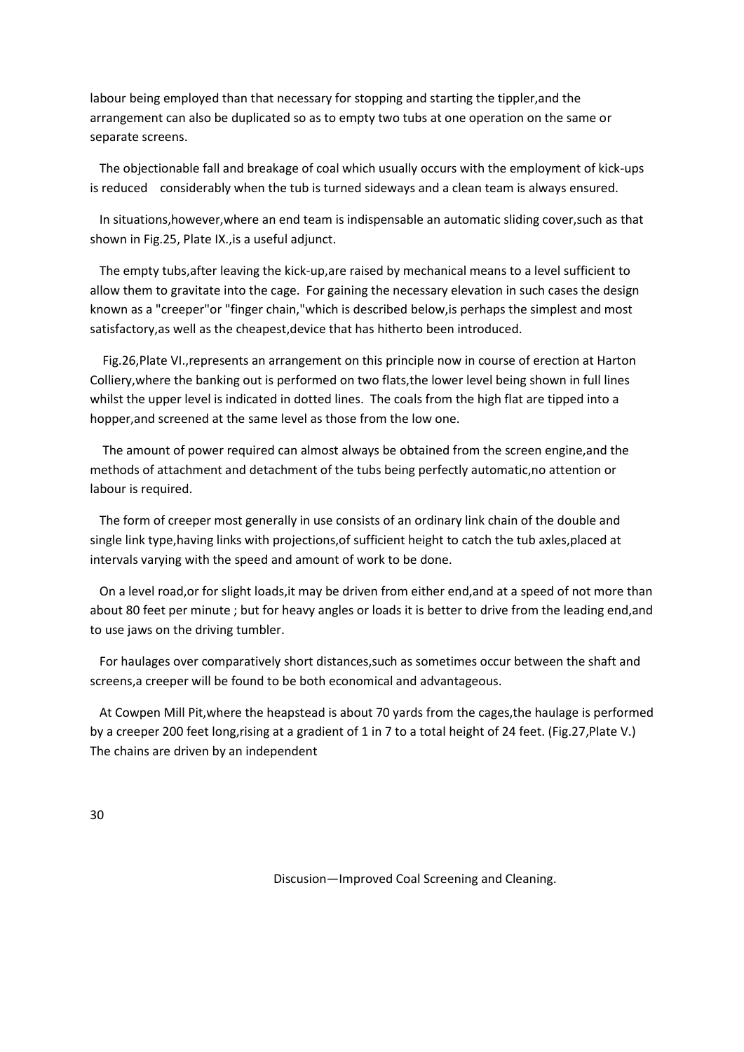labour being employed than that necessary for stopping and starting the tippler,and the arrangement can also be duplicated so as to empty two tubs at one operation on the same or separate screens.

The objectionable fall and breakage of coal which usually occurs with the employment of kick-ups is reduced considerably when the tub is turned sideways and a clean team is always ensured.

In situations,however,where an end team is indispensable an automatic sliding cover,such as that shown in Fig.25, Plate IX.,is a useful adjunct.

The empty tubs,after leaving the kick-up,are raised by mechanical means to a level sufficient to allow them to gravitate into the cage. For gaining the necessary elevation in such cases the design known as a "creeper"or "finger chain,"which is described below,is perhaps the simplest and most satisfactory,as well as the cheapest,device that has hitherto been introduced.

Fig.26,Plate VI.,represents an arrangement on this principle now in course of erection at Harton Colliery,where the banking out is performed on two flats,the lower level being shown in full lines whilst the upper level is indicated in dotted lines. The coals from the high flat are tipped into a hopper,and screened at the same level as those from the low one.

The amount of power required can almost always be obtained from the screen engine,and the methods of attachment and detachment of the tubs being perfectly automatic,no attention or labour is required.

The form of creeper most generally in use consists of an ordinary link chain of the double and single link type,having links with projections,of sufficient height to catch the tub axles,placed at intervals varying with the speed and amount of work to be done.

On a level road,or for slight loads,it may be driven from either end,and at a speed of not more than about 80 feet per minute ; but for heavy angles or loads it is better to drive from the leading end,and to use jaws on the driving tumbler.

For haulages over comparatively short distances,such as sometimes occur between the shaft and screens,a creeper will be found to be both economical and advantageous.

At Cowpen Mill Pit,where the heapstead is about 70 yards from the cages,the haulage is performed by a creeper 200 feet long,rising at a gradient of 1 in 7 to a total height of 24 feet. (Fig.27,Plate V.) The chains are driven by an independent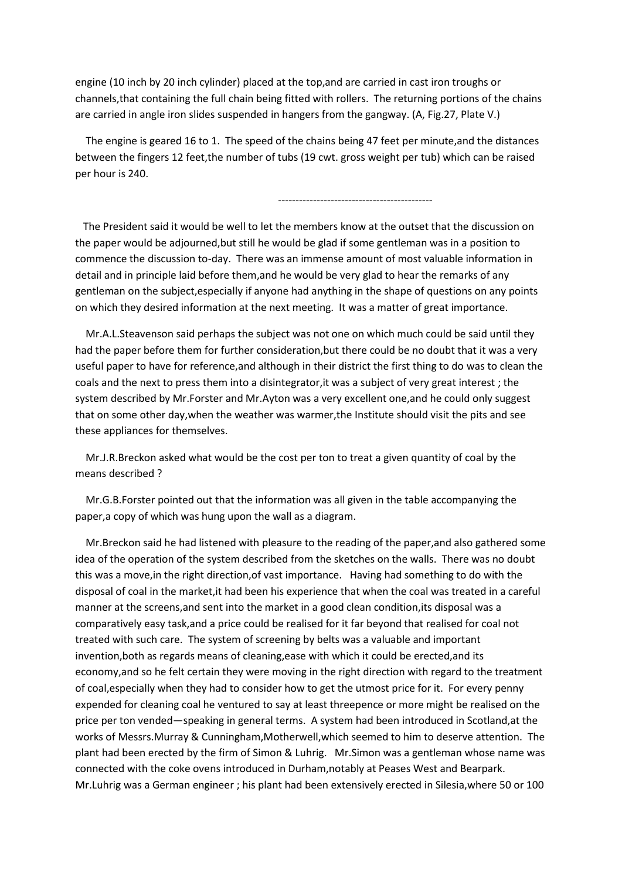engine (10 inch by 20 inch cylinder) placed at the top,and are carried in cast iron troughs or channels,that containing the full chain being fitted with rollers. The returning portions of the chains are carried in angle iron slides suspended in hangers from the gangway. (A, Fig.27, Plate V.)

The engine is geared 16 to 1. The speed of the chains being 47 feet per minute,and the distances between the fingers 12 feet,the number of tubs (19 cwt. gross weight per tub) which can be raised per hour is 240.

---

The President said it would be well to let the members know at the outset that the discussion on the paper would be adjourned,but still he would be glad if some gentleman was in a position to commence the discussion to-day. There was an immense amount of most valuable information in detail and in principle laid before them,and he would be very glad to hear the remarks of any gentleman on the subject,especially if anyone had anything in the shape of questions on any points on which they desired information at the next meeting. It was a matter of great importance.

Mr.A.L.Steavenson said perhaps the subject was not one on which much could be said until they had the paper before them for further consideration,but there could be no doubt that it was a very useful paper to have for reference,and although in their district the first thing to do was to clean the coals and the next to press them into a disintegrator,it was a subject of very great interest ; the system described by Mr.Forster and Mr.Ayton was a very excellent one,and he could only suggest that on some other day,when the weather was warmer,the Institute should visit the pits and see these appliances for themselves.

Mr.J.R.Breckon asked what would be the cost per ton to treat a given quantity of coal by the means described ?

Mr.G.B.Forster pointed out that the information was all given in the table accompanying the paper,a copy of which was hung upon the wall as a diagram.

Mr.Breckon said he had listened with pleasure to the reading of the paper,and also gathered some idea of the operation of the system described from the sketches on the walls. There was no doubt this was a move,in the right direction,of vast importance. Having had something to do with the disposal of coal in the market,it had been his experience that when the coal was treated in a careful manner at the screens,and sent into the market in a good clean condition,its disposal was a comparatively easy task,and a price could be realised for it far beyond that realised for coal not treated with such care. The system of screening by belts was a valuable and important invention,both as regards means of cleaning,ease with which it could be erected,and its economy,and so he felt certain they were moving in the right direction with regard to the treatment of coal,especially when they had to consider how to get the utmost price for it. For every penny expended for cleaning coal he ventured to say at least threepence or more might be realised on the price per ton vended—speaking in general terms. A system had been introduced in Scotland,at the works of Messrs.Murray & Cunningham,Motherwell,which seemed to him to deserve attention. The plant had been erected by the firm of Simon & Luhrig. Mr.Simon was a gentleman whose name was connected with the coke ovens introduced in Durham,notably at Peases West and Bearpark. Mr.Luhrig was a German engineer ; his plant had been extensively erected in Silesia,where 50 or 100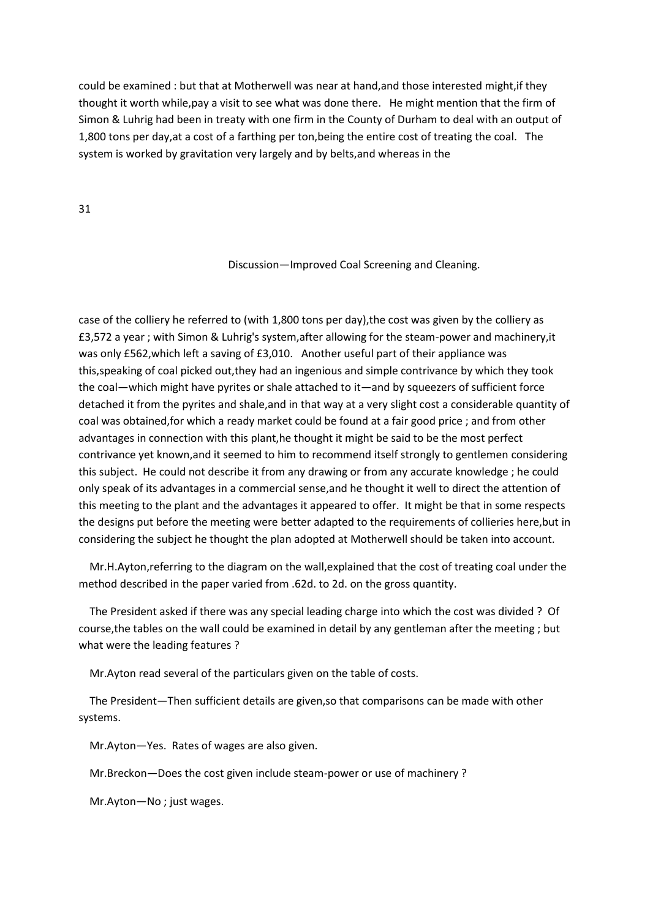could be examined : but that at Motherwell was near at hand,and those interested might,if they thought it worth while,pay a visit to see what was done there. He might mention that the firm of Simon & Luhrig had been in treaty with one firm in the County of Durham to deal with an output of 1,800 tons per day,at a cost of a farthing per ton,being the entire cost of treating the coal. The system is worked by gravitation very largely and by belts,and whereas in the

case of the colliery he referred to (with 1,800 tons per day),the cost was given by the colliery as £3,572 a year ; with Simon & Luhrig's system,after allowing for the steam-power and machinery,it was only £562,which left a saving of £3,010. Another useful part of their appliance was this,speaking of coal picked out,they had an ingenious and simple contrivance by which they took the coal—which might have pyrites or shale attached to it—and by squeezers of sufficient force detached it from the pyrites and shale,and in that way at a very slight cost a considerable quantity of coal was obtained,for which a ready market could be found at a fair good price ; and from other advantages in connection with this plant,he thought it might be said to be the most perfect contrivance yet known,and it seemed to him to recommend itself strongly to gentlemen considering this subject. He could not describe it from any drawing or from any accurate knowledge ; he could only speak of its advantages in a commercial sense,and he thought it well to direct the attention of this meeting to the plant and the advantages it appeared to offer. It might be that in some respects the designs put before the meeting were better adapted to the requirements of collieries here,but in considering the subject he thought the plan adopted at Motherwell should be taken into account.

Mr.H.Ayton,referring to the diagram on the wall,explained that the cost of treating coal under the method described in the paper varied from .62d. to 2d. on the gross quantity.

The President asked if there was any special leading charge into which the cost was divided ? Of course,the tables on the wall could be examined in detail by any gentleman after the meeting ; but what were the leading features ?

Mr.Ayton read several of the particulars given on the table of costs.

The President—Then sufficient details are given,so that comparisons can be made with other systems.

Mr.Ayton—Yes. Rates of wages are also given.

Mr.Breckon—Does the cost given include steam-power or use of machinery ?

Mr.Ayton—No ; just wages.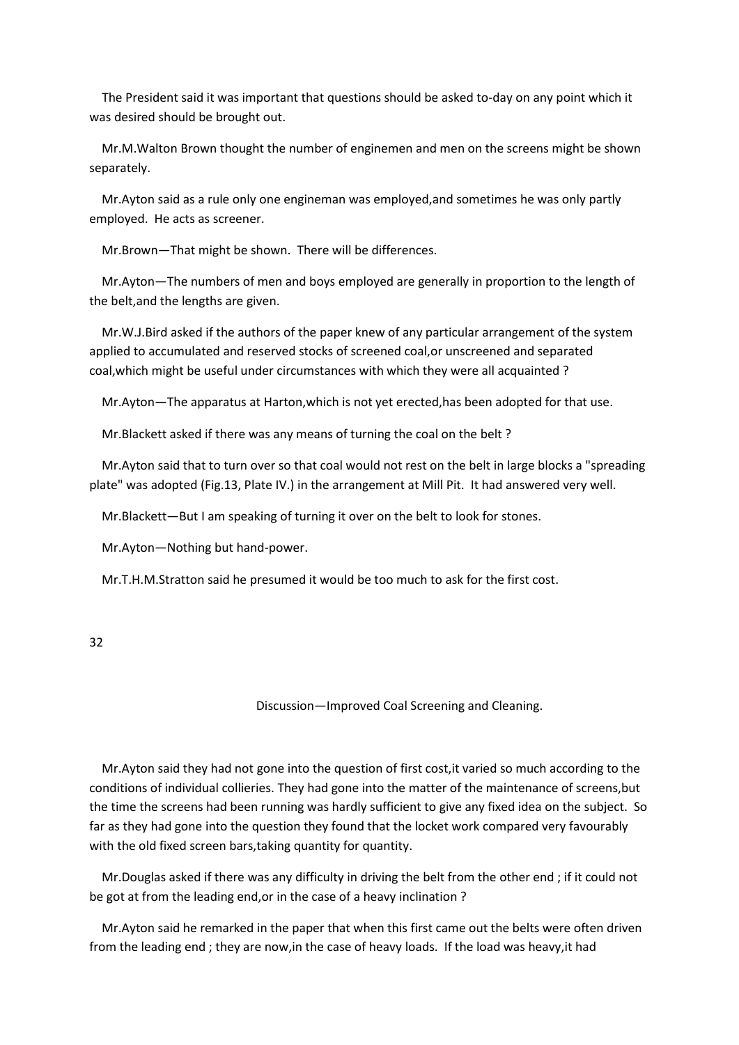The President said it was important that questions should be asked to-day on any point which it was desired should be brought out.

Mr.M.Walton Brown thought the number of enginemen and men on the screens might be shown separately.

Mr.Ayton said as a rule only one engineman was employed,and sometimes he was only partly employed. He acts as screener.

Mr.Brown—That might be shown. There will be differences.

Mr.Ayton—The numbers of men and boys employed are generally in proportion to the length of the belt,and the lengths are given.

Mr.W.J.Bird asked if the authors of the paper knew of any particular arrangement of the system applied to accumulated and reserved stocks of screened coal,or unscreened and separated coal,which might be useful under circumstances with which they were all acquainted ?

Mr.Ayton—The apparatus at Harton,which is not yet erected,has been adopted for that use.

Mr.Blackett asked if there was any means of turning the coal on the belt ?

Mr.Ayton said that to turn over so that coal would not rest on the belt in large blocks a "spreading plate" was adopted (Fig.13, Plate IV.) in the arrangement at Mill Pit. It had answered very well.

Mr.Blackett—But I am speaking of turning it over on the belt to look for stones.

Mr.Ayton—Nothing but hand-power.

Mr.T.H.M.Stratton said he presumed it would be too much to ask for the first cost.

Mr.Ayton said they had not gone into the question of first cost,it varied so much according to the conditions of individual collieries. They had gone into the matter of the maintenance of screens,but the time the screens had been running was hardly sufficient to give any fixed idea on the subject. So far as they had gone into the question they found that the locket work compared very favourably with the old fixed screen bars,taking quantity for quantity.

Mr.Douglas asked if there was any difficulty in driving the belt from the other end ; if it could not be got at from the leading end,or in the case of a heavy inclination ?

Mr.Ayton said he remarked in the paper that when this first came out the belts were often driven from the leading end ; they are now,in the case of heavy loads. If the load was heavy,it had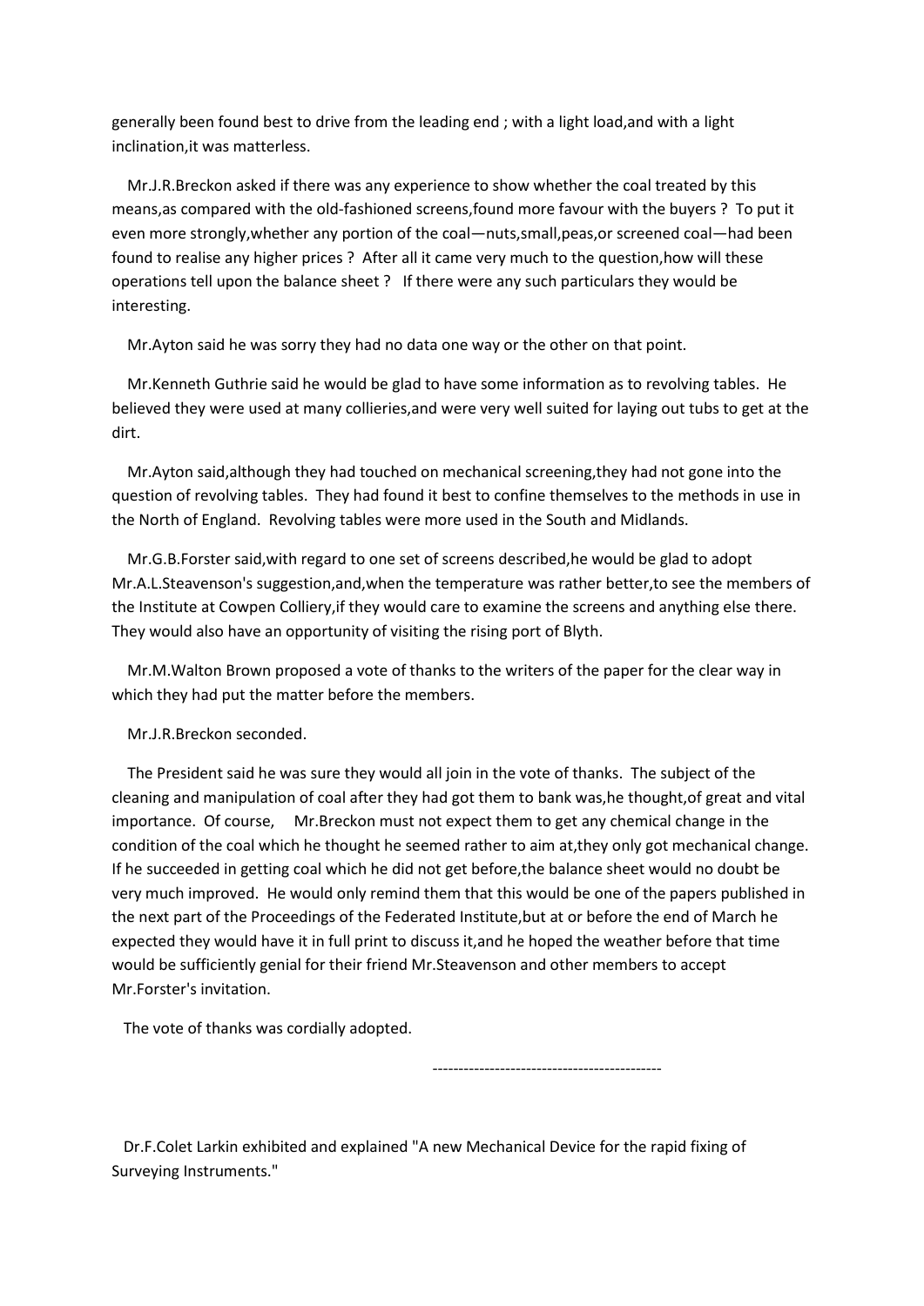generally been found best to drive from the leading end ; with a light load,and with a light inclination,it was matterless.

Mr.J.R.Breckon asked if there was any experience to show whether the coal treated by this means,as compared with the old-fashioned screens,found more favour with the buyers ? To put it even more strongly,whether any portion of the coal—nuts,small,peas,or screened coal—had been found to realise any higher prices ? After all it came very much to the question,how will these operations tell upon the balance sheet ? If there were any such particulars they would be interesting.

Mr.Ayton said he was sorry they had no data one way or the other on that point.

Mr.Kenneth Guthrie said he would be glad to have some information as to revolving tables. He believed they were used at many collieries,and were very well suited for laying out tubs to get at the dirt.

Mr.Ayton said,although they had touched on mechanical screening,they had not gone into the question of revolving tables. They had found it best to confine themselves to the methods in use in the North of England. Revolving tables were more used in the South and Midlands.

Mr.G.B.Forster said,with regard to one set of screens described,he would be glad to adopt Mr.A.L.Steavenson's suggestion,and,when the temperature was rather better,to see the members of the Institute at Cowpen Colliery,if they would care to examine the screens and anything else there. They would also have an opportunity of visiting the rising port of Blyth.

Mr.M.Walton Brown proposed a vote of thanks to the writers of the paper for the clear way in which they had put the matter before the members.

Mr.J.R.Breckon seconded.

The President said he was sure they would all join in the vote of thanks. The subject of the cleaning and manipulation of coal after they had got them to bank was,he thought,of great and vital importance. Of course, Mr.Breckon must not expect them to get any chemical change in the condition of the coal which he thought he seemed rather to aim at,they only got mechanical change. If he succeeded in getting coal which he did not get before,the balance sheet would no doubt be very much improved. He would only remind them that this would be one of the papers published in the next part of the Proceedings of the Federated Institute,but at or before the end of March he expected they would have it in full print to discuss it,and he hoped the weather before that time would be sufficiently genial for their friend Mr.Steavenson and other members to accept Mr.Forster's invitation.

The vote of thanks was cordially adopted.

---

Dr.F.Colet Larkin exhibited and explained "A new Mechanical Device for the rapid fixing of Surveying Instruments."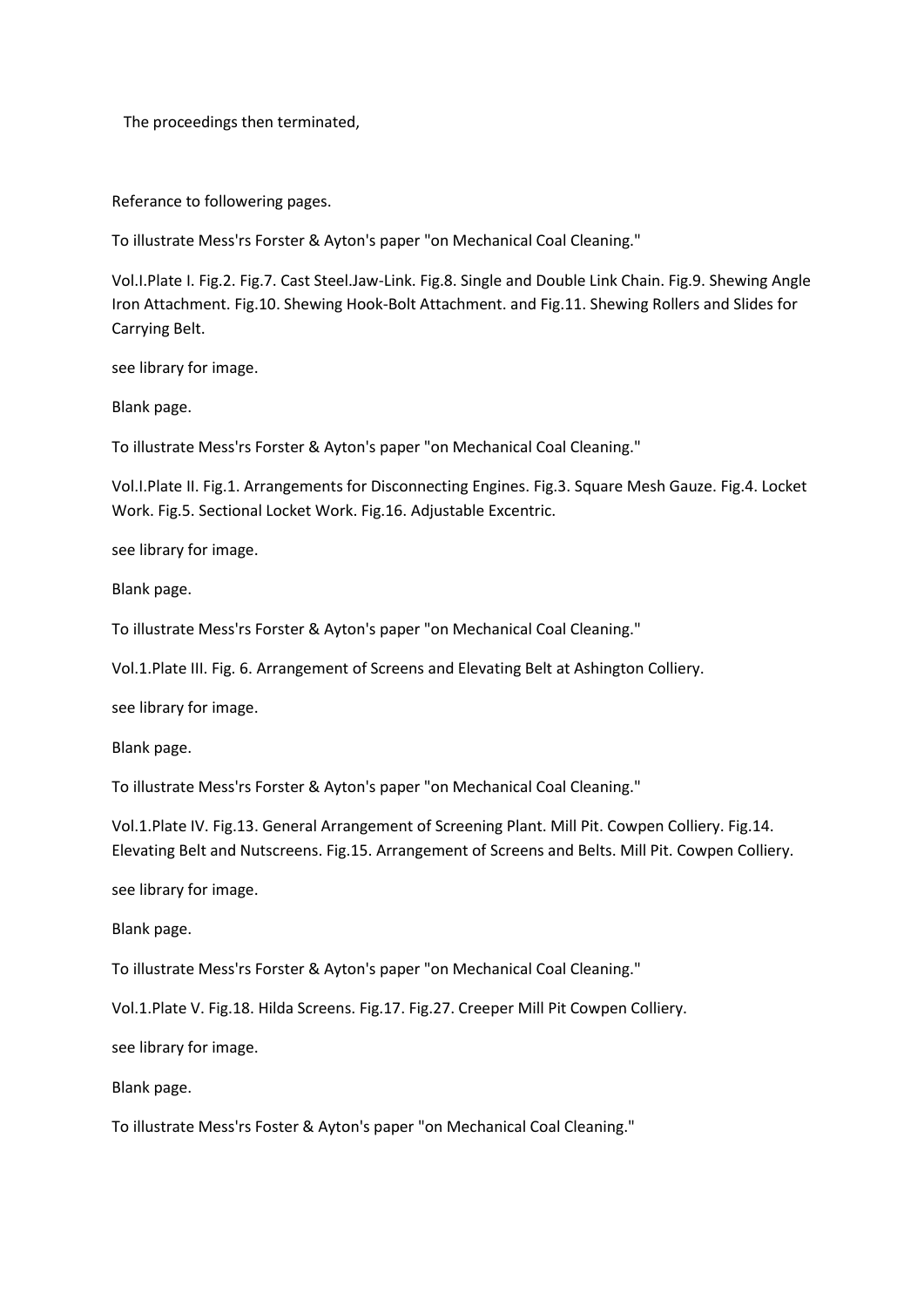The proceedings then terminated,

Referance to followering pages.

To illustrate Mess'rs Forster & Ayton's paper "on Mechanical Coal Cleaning."

Vol.I.Plate I. Fig.2. Fig.7. Cast Steel.Jaw-Link. Fig.8. Single and Double Link Chain. Fig.9. Shewing Angle Iron Attachment. Fig.10. Shewing Hook-Bolt Attachment. and Fig.11. Shewing Rollers and Slides for Carrying Belt.

see library for image.

Blank page.

To illustrate Mess'rs Forster & Ayton's paper "on Mechanical Coal Cleaning."

Vol.I.Plate II. Fig.1. Arrangements for Disconnecting Engines. Fig.3. Square Mesh Gauze. Fig.4. Locket Work. Fig.5. Sectional Locket Work. Fig.16. Adjustable Excentric.

see library for image.

Blank page.

To illustrate Mess'rs Forster & Ayton's paper "on Mechanical Coal Cleaning."

Vol.1.Plate III. Fig. 6. Arrangement of Screens and Elevating Belt at Ashington Colliery.

see library for image.

Blank page.

To illustrate Mess'rs Forster & Ayton's paper "on Mechanical Coal Cleaning."

Vol.1.Plate IV. Fig.13. General Arrangement of Screening Plant. Mill Pit. Cowpen Colliery. Fig.14. Elevating Belt and Nutscreens. Fig.15. Arrangement of Screens and Belts. Mill Pit. Cowpen Colliery.

see library for image.

Blank page.

To illustrate Mess'rs Forster & Ayton's paper "on Mechanical Coal Cleaning."

Vol.1.Plate V. Fig.18. Hilda Screens. Fig.17. Fig.27. Creeper Mill Pit Cowpen Colliery.

see library for image.

Blank page.

To illustrate Mess'rs Foster & Ayton's paper "on Mechanical Coal Cleaning."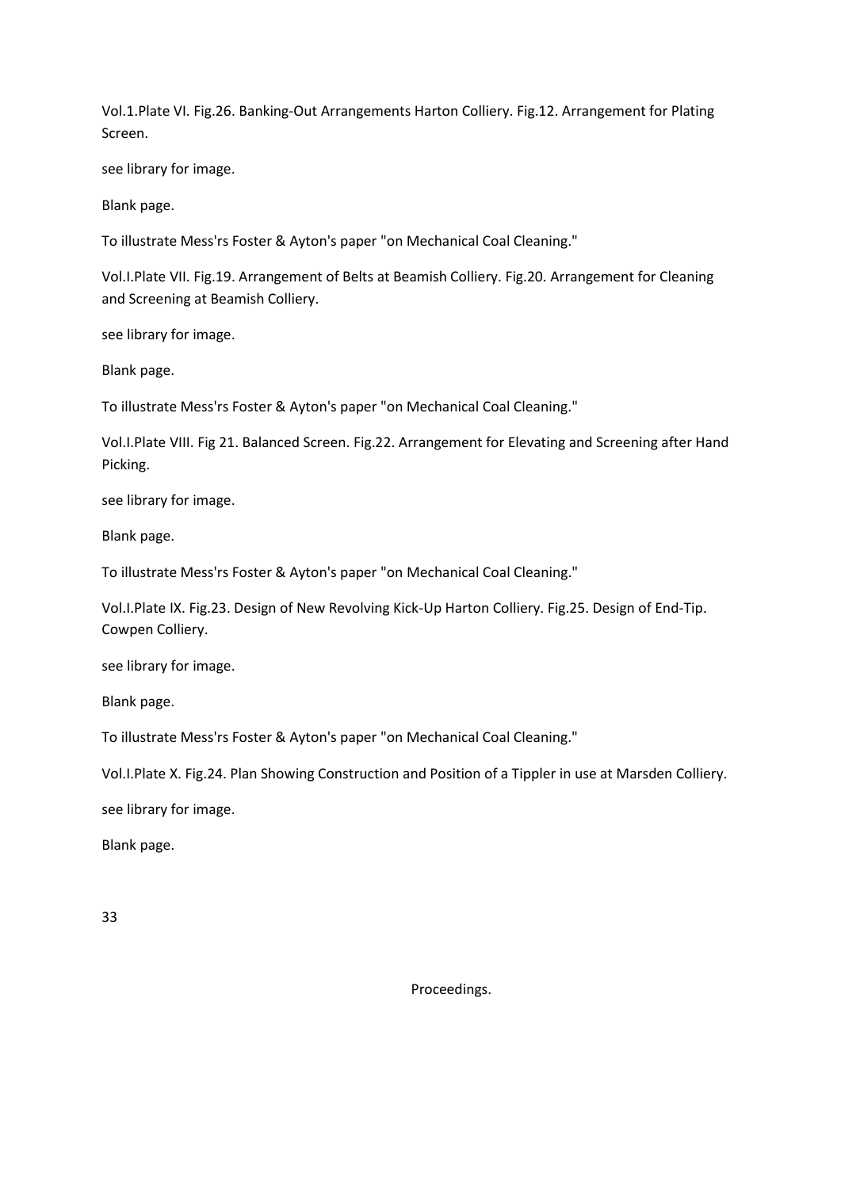Vol.1.Plate VI. Fig.26. Banking-Out Arrangements Harton Colliery. Fig.12. Arrangement for Plating Screen.

see library for image.

Blank page.

To illustrate Mess'rs Foster & Ayton's paper "on Mechanical Coal Cleaning."

Vol.I.Plate VII. Fig.19. Arrangement of Belts at Beamish Colliery. Fig.20. Arrangement for Cleaning and Screening at Beamish Colliery.

see library for image.

Blank page.

To illustrate Mess'rs Foster & Ayton's paper "on Mechanical Coal Cleaning."

Vol.I.Plate VIII. Fig 21. Balanced Screen. Fig.22. Arrangement for Elevating and Screening after Hand Picking.

see library for image.

Blank page.

To illustrate Mess'rs Foster & Ayton's paper "on Mechanical Coal Cleaning."

Vol.I.Plate IX. Fig.23. Design of New Revolving Kick-Up Harton Colliery. Fig.25. Design of End-Tip. Cowpen Colliery.

see library for image.

Blank page.

To illustrate Mess'rs Foster & Ayton's paper "on Mechanical Coal Cleaning."

Vol.I.Plate X. Fig.24. Plan Showing Construction and Position of a Tippler in use at Marsden Colliery.

see library for image.

Blank page.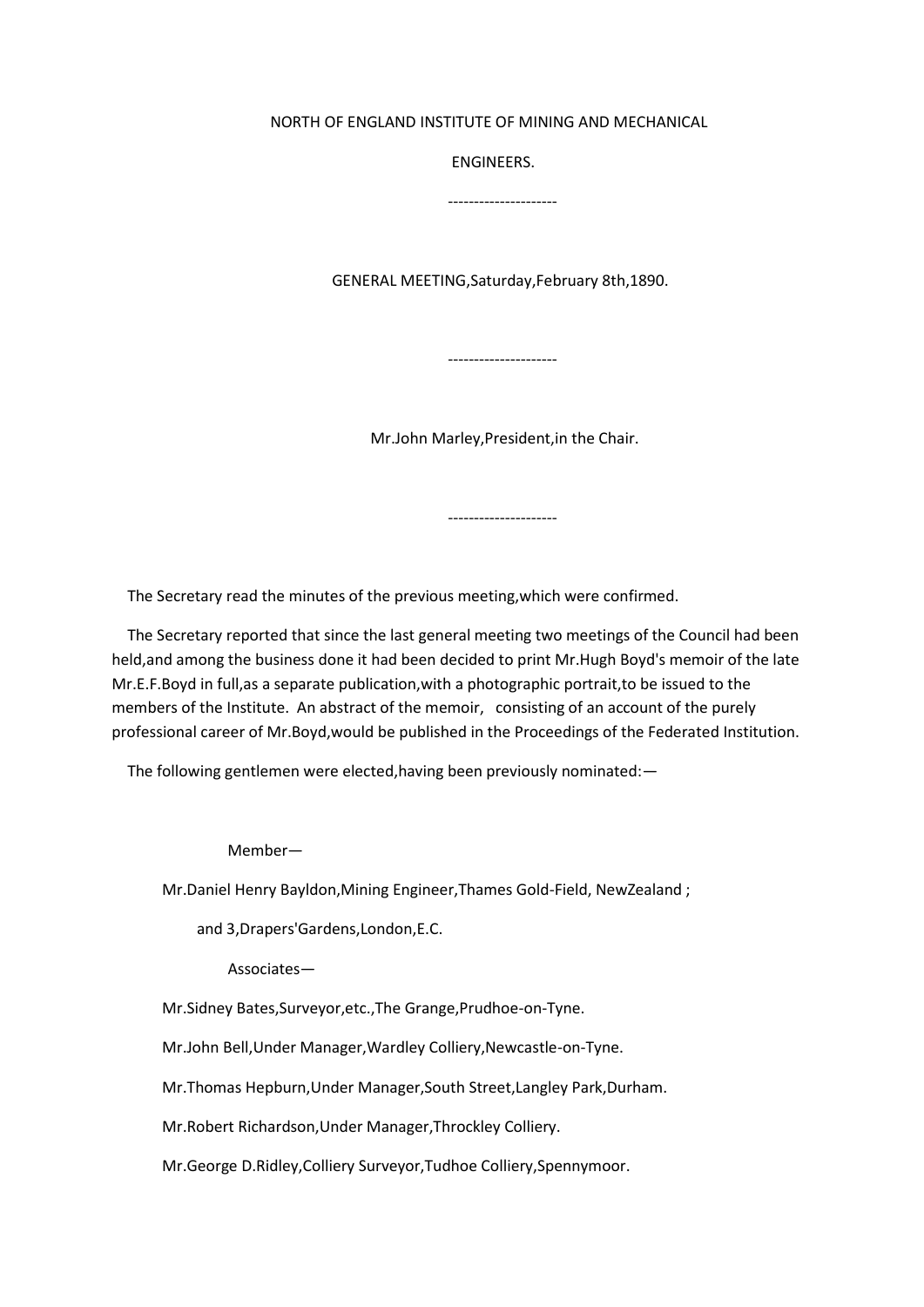NORTH OF ENGLAND INSTITUTE OF MINING AND MECHANICAL

ENGINEERS.

---------------------

GENERAL MEETING,Saturday,February 8th,1890.

---------------------

Mr.John Marley,President,in the Chair.

---------------------

The Secretary read the minutes of the previous meeting,which were confirmed.

The Secretary reported that since the last general meeting two meetings of the Council had been held,and among the business done it had been decided to print Mr.Hugh Boyd's memoir of the late Mr.E.F.Boyd in full,as a separate publication,with a photographic portrait,to be issued to the members of the Institute. An abstract of the memoir, consisting of an account of the purely professional career of Mr.Boyd,would be published in the Proceedings of the Federated Institution.

The following gentlemen were elected,having been previously nominated:—

Member—

Mr.Daniel Henry Bayldon,Mining Engineer,Thames Gold-Field, NewZealand ;

and 3,Drapers'Gardens,London,E.C.

Associates—

Mr.Sidney Bates,Surveyor,etc.,The Grange,Prudhoe-on-Tyne.

Mr.John Bell,Under Manager,Wardley Colliery,Newcastle-on-Tyne.

Mr.Thomas Hepburn,Under Manager,South Street,Langley Park,Durham.

Mr.Robert Richardson,Under Manager,Throckley Colliery.

Mr.George D.Ridley,Colliery Surveyor,Tudhoe Colliery,Spennymoor.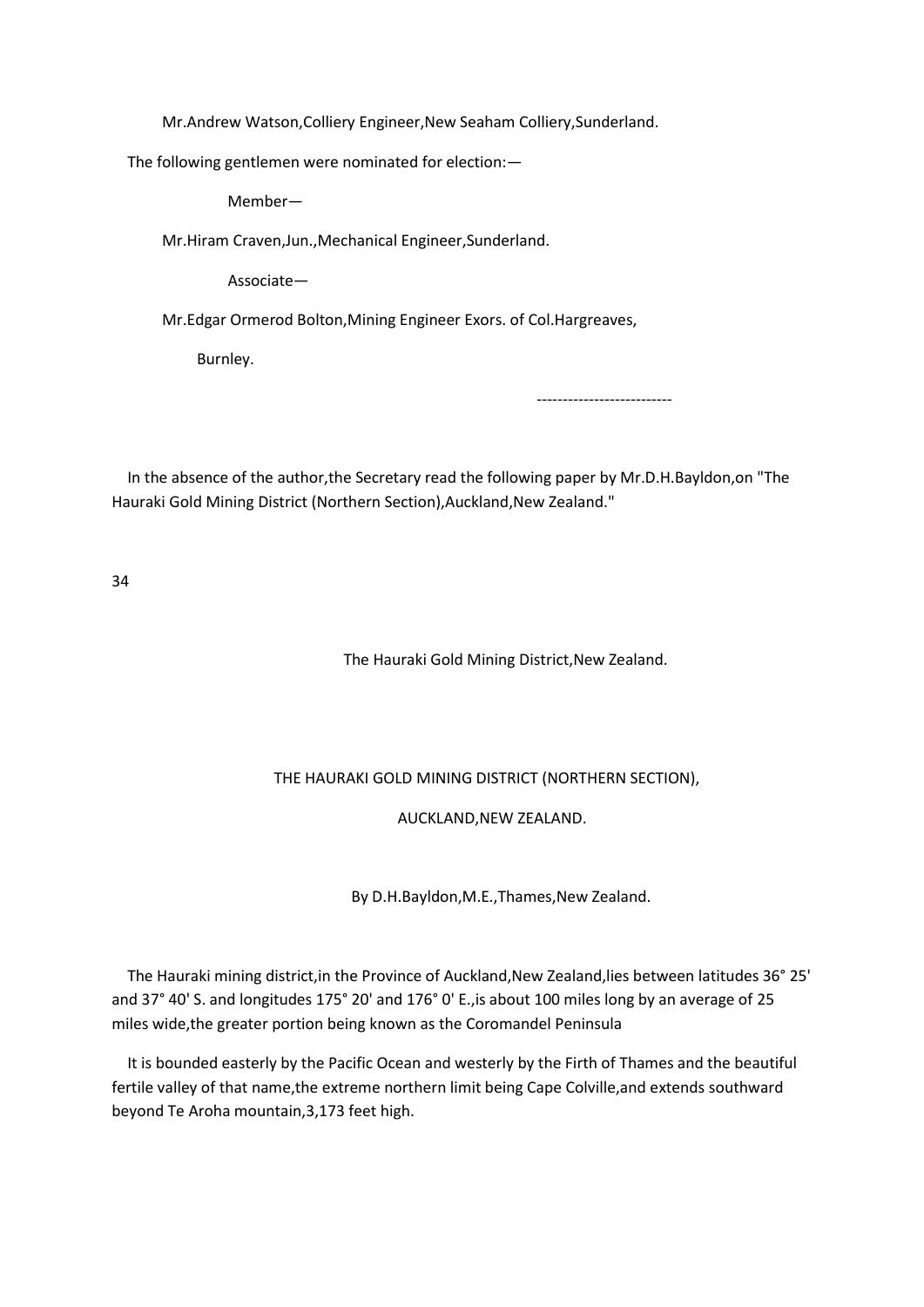Mr.Andrew Watson,Colliery Engineer,New Seaham Colliery,Sunderland.

The following gentlemen were nominated for election:—

Member—

Mr.Hiram Craven,Jun.,Mechanical Engineer,Sunderland.

Associate—

Mr.Edgar Ormerod Bolton,Mining Engineer Exors. of Col.Hargreaves,
Burnley.

---

In the absence of the author,the Secretary read the following paper by Mr.D.H.Bayldon,on "The Hauraki Gold Mining District (Northern Section),Auckland,New Zealand."

# THE HAURAKI GOLD MINING DISTRICT (NORTHERN SECTION), AUCKLAND,NEW ZEALAND.

By D.H.Bayldon,M.E.,Thames,New Zealand.

The Hauraki mining district,in the Province of Auckland,New Zealand,lies between latitudes 36° 25' and 37° 40' S. and longitudes 175° 20' and 176° 0' E.,is about 100 miles long by an average of 25 miles wide,the greater portion being known as the Coromandel Peninsula

It is bounded easterly by the Pacific Ocean and westerly by the Firth of Thames and the beautiful fertile valley of that name,the extreme northern limit being Cape Colville,and extends southward beyond Te Aroha mountain,3,173 feet high.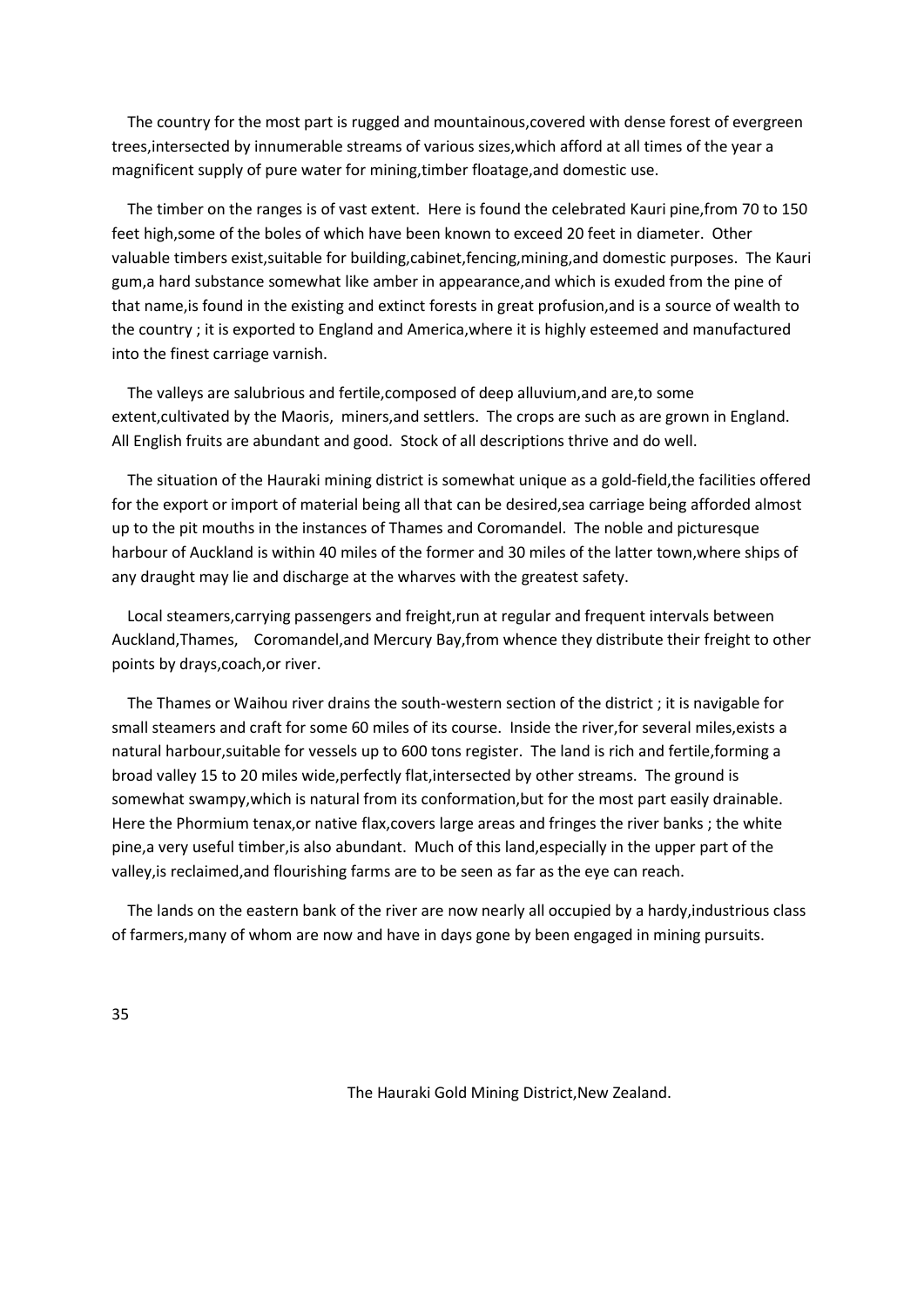The country for the most part is rugged and mountainous,covered with dense forest of evergreen trees,intersected by innumerable streams of various sizes,which afford at all times of the year a magnificent supply of pure water for mining,timber floatage,and domestic use.

The timber on the ranges is of vast extent. Here is found the celebrated Kauri pine,from 70 to 150 feet high,some of the boles of which have been known to exceed 20 feet in diameter. Other valuable timbers exist,suitable for building,cabinet,fencing,mining,and domestic purposes. The Kauri gum,a hard substance somewhat like amber in appearance,and which is exuded from the pine of that name,is found in the existing and extinct forests in great profusion,and is a source of wealth to the country ; it is exported to England and America,where it is highly esteemed and manufactured into the finest carriage varnish.

The valleys are salubrious and fertile,composed of deep alluvium,and are,to some extent,cultivated by the Maoris, miners,and settlers. The crops are such as are grown in England. All English fruits are abundant and good. Stock of all descriptions thrive and do well.

The situation of the Hauraki mining district is somewhat unique as a gold-field,the facilities offered for the export or import of material being all that can be desired,sea carriage being afforded almost up to the pit mouths in the instances of Thames and Coromandel. The noble and picturesque harbour of Auckland is within 40 miles of the former and 30 miles of the latter town,where ships of any draught may lie and discharge at the wharves with the greatest safety.

Local steamers,carrying passengers and freight,run at regular and frequent intervals between Auckland,Thames, Coromandel,and Mercury Bay,from whence they distribute their freight to other points by drays,coach,or river.

The Thames or Waihou river drains the south-western section of the district ; it is navigable for small steamers and craft for some 60 miles of its course. Inside the river,for several miles,exists a natural harbour,suitable for vessels up to 600 tons register. The land is rich and fertile,forming a broad valley 15 to 20 miles wide,perfectly flat,intersected by other streams. The ground is somewhat swampy,which is natural from its conformation,but for the most part easily drainable. Here the Phormium tenax,or native flax,covers large areas and fringes the river banks ; the white pine,a very useful timber,is also abundant. Much of this land,especially in the upper part of the valley,is reclaimed,and flourishing farms are to be seen as far as the eye can reach.

The lands on the eastern bank of the river are now nearly all occupied by a hardy,industrious class of farmers,many of whom are now and have in days gone by been engaged in mining pursuits.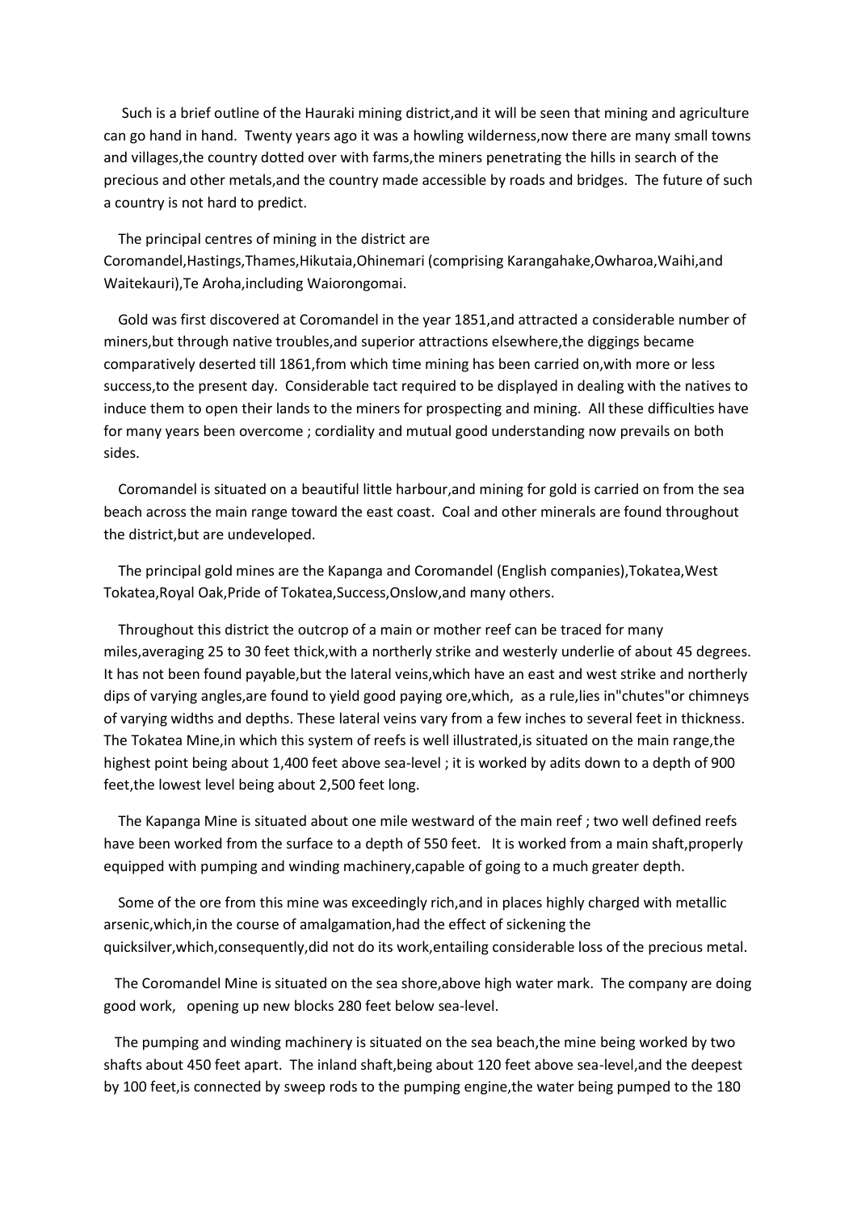Such is a brief outline of the Hauraki mining district,and it will be seen that mining and agriculture can go hand in hand. Twenty years ago it was a howling wilderness,now there are many small towns and villages,the country dotted over with farms,the miners penetrating the hills in search of the precious and other metals,and the country made accessible by roads and bridges. The future of such a country is not hard to predict.

The principal centres of mining in the district are Coromandel,Hastings,Thames,Hikutaia,Ohinemari (comprising Karangahake,Owharoa,Waihi,and Waitekauri),Te Aroha,including Waiorongomai.

Gold was first discovered at Coromandel in the year 1851,and attracted a considerable number of miners,but through native troubles,and superior attractions elsewhere,the diggings became comparatively deserted till 1861,from which time mining has been carried on,with more or less success,to the present day. Considerable tact required to be displayed in dealing with the natives to induce them to open their lands to the miners for prospecting and mining. All these difficulties have for many years been overcome ; cordiality and mutual good understanding now prevails on both sides.

Coromandel is situated on a beautiful little harbour,and mining for gold is carried on from the sea beach across the main range toward the east coast. Coal and other minerals are found throughout the district,but are undeveloped.

The principal gold mines are the Kapanga and Coromandel (English companies),Tokatea,West Tokatea,Royal Oak,Pride of Tokatea,Success,Onslow,and many others.

Throughout this district the outcrop of a main or mother reef can be traced for many miles,averaging 25 to 30 feet thick,with a northerly strike and westerly underlie of about 45 degrees. It has not been found payable,but the lateral veins,which have an east and west strike and northerly dips of varying angles,are found to yield good paying ore,which, as a rule,lies in"chutes"or chimneys of varying widths and depths. These lateral veins vary from a few inches to several feet in thickness. The Tokatea Mine,in which this system of reefs is well illustrated,is situated on the main range,the highest point being about 1,400 feet above sea-level ; it is worked by adits down to a depth of 900 feet,the lowest level being about 2,500 feet long.

The Kapanga Mine is situated about one mile westward of the main reef ; two well defined reefs have been worked from the surface to a depth of 550 feet. It is worked from a main shaft,properly equipped with pumping and winding machinery,capable of going to a much greater depth.

Some of the ore from this mine was exceedingly rich,and in places highly charged with metallic arsenic,which,in the course of amalgamation,had the effect of sickening the quicksilver,which,consequently,did not do its work,entailing considerable loss of the precious metal.

The Coromandel Mine is situated on the sea shore,above high water mark. The company are doing good work, opening up new blocks 280 feet below sea-level.

The pumping and winding machinery is situated on the sea beach,the mine being worked by two shafts about 450 feet apart. The inland shaft,being about 120 feet above sea-level,and the deepest by 100 feet,is connected by sweep rods to the pumping engine,the water being pumped to the 180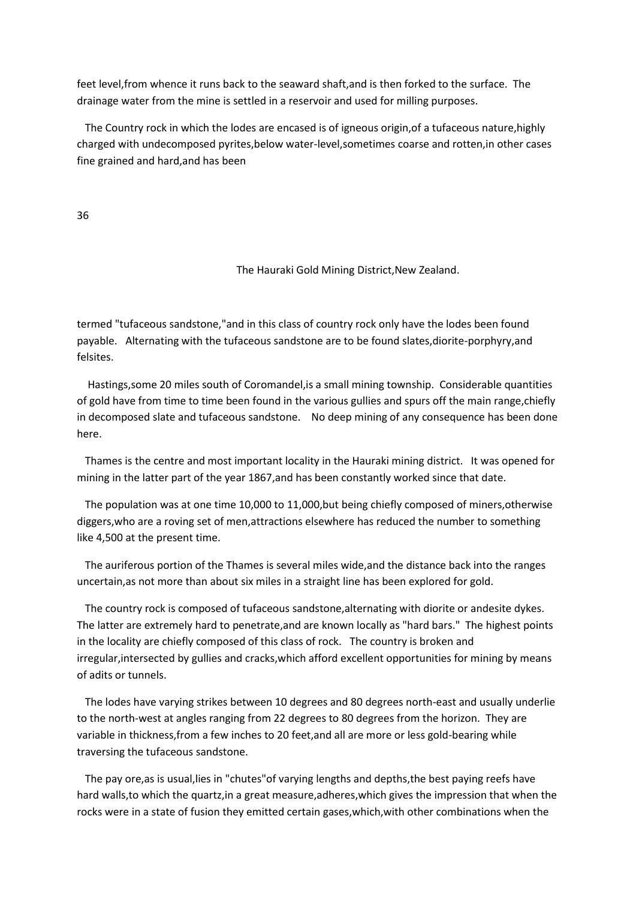feet level,from whence it runs back to the seaward shaft,and is then forked to the surface. The drainage water from the mine is settled in a reservoir and used for milling purposes.

The Country rock in which the lodes are encased is of igneous origin,of a tufaceous nature,highly charged with undecomposed pyrites,below water-level,sometimes coarse and rotten,in other cases fine grained and hard,and has been termed "tufaceous sandstone,"and in this class of country rock only have the lodes been found payable. Alternating with the tufaceous sandstone are to be found slates,diorite-porphyry,and felsites.

Hastings,some 20 miles south of Coromandel,is a small mining township. Considerable quantities of gold have from time to time been found in the various gullies and spurs off the main range,chiefly in decomposed slate and tufaceous sandstone. No deep mining of any consequence has been done here.

Thames is the centre and most important locality in the Hauraki mining district. It was opened for mining in the latter part of the year 1867,and has been constantly worked since that date.

The population was at one time 10,000 to 11,000,but being chiefly composed of miners,otherwise diggers,who are a roving set of men,attractions elsewhere has reduced the number to something like 4,500 at the present time.

The auriferous portion of the Thames is several miles wide,and the distance back into the ranges uncertain,as not more than about six miles in a straight line has been explored for gold.

The country rock is composed of tufaceous sandstone,alternating with diorite or andesite dykes. The latter are extremely hard to penetrate,and are known locally as "hard bars." The highest points in the locality are chiefly composed of this class of rock. The country is broken and irregular,intersected by gullies and cracks,which afford excellent opportunities for mining by means of adits or tunnels.

The lodes have varying strikes between 10 degrees and 80 degrees north-east and usually underlie to the north-west at angles ranging from 22 degrees to 80 degrees from the horizon. They are variable in thickness,from a few inches to 20 feet,and all are more or less gold-bearing while traversing the tufaceous sandstone.

The pay ore,as is usual,lies in "chutes"of varying lengths and depths,the best paying reefs have hard walls,to which the quartz,in a great measure,adheres,which gives the impression that when the rocks were in a state of fusion they emitted certain gases,which,with other combinations when the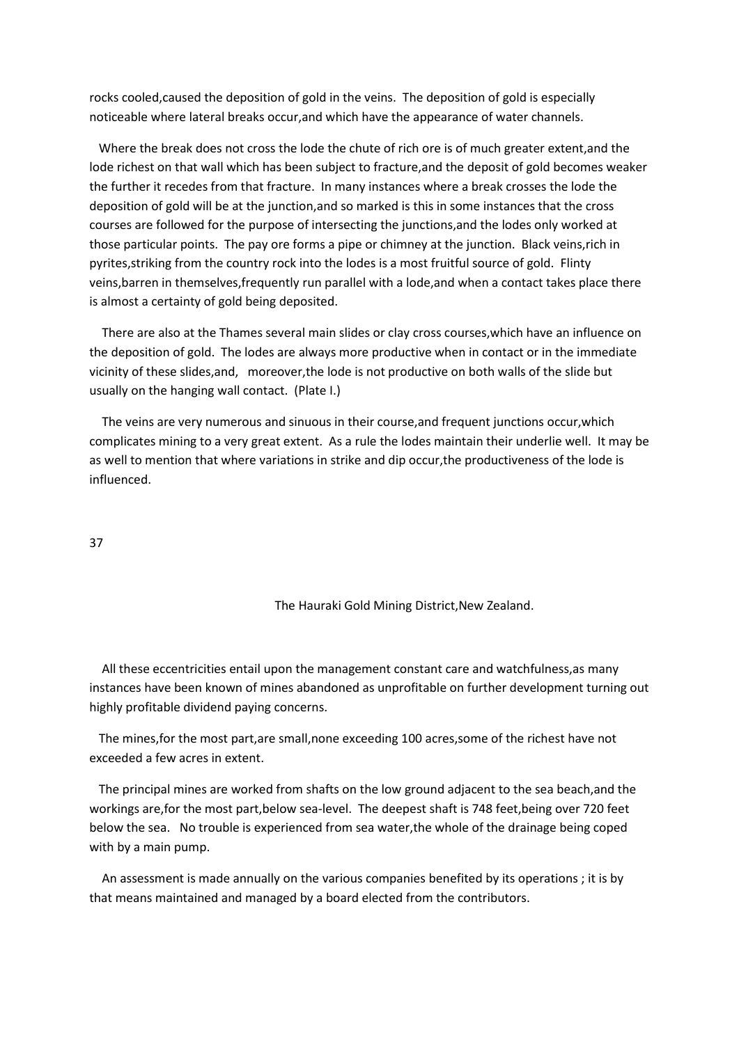rocks cooled,caused the deposition of gold in the veins. The deposition of gold is especially noticeable where lateral breaks occur,and which have the appearance of water channels.

Where the break does not cross the lode the chute of rich ore is of much greater extent,and the lode richest on that wall which has been subject to fracture,and the deposit of gold becomes weaker the further it recedes from that fracture. In many instances where a break crosses the lode the deposition of gold will be at the junction,and so marked is this in some instances that the cross courses are followed for the purpose of intersecting the junctions,and the lodes only worked at those particular points. The pay ore forms a pipe or chimney at the junction. Black veins,rich in pyrites,striking from the country rock into the lodes is a most fruitful source of gold. Flinty veins,barren in themselves,frequently run parallel with a lode,and when a contact takes place there is almost a certainty of gold being deposited.

There are also at the Thames several main slides or clay cross courses,which have an influence on the deposition of gold. The lodes are always more productive when in contact or in the immediate vicinity of these slides,and, moreover,the lode is not productive on both walls of the slide but usually on the hanging wall contact. (Plate I.)

The veins are very numerous and sinuous in their course,and frequent junctions occur,which complicates mining to a very great extent. As a rule the lodes maintain their underlie well. It may be as well to mention that where variations in strike and dip occur,the productiveness of the lode is influenced.

All these eccentricities entail upon the management constant care and watchfulness,as many instances have been known of mines abandoned as unprofitable on further development turning out highly profitable dividend paying concerns.

The mines,for the most part,are small,none exceeding 100 acres,some of the richest have not exceeded a few acres in extent.

The principal mines are worked from shafts on the low ground adjacent to the sea beach,and the workings are,for the most part,below sea-level. The deepest shaft is 748 feet,being over 720 feet below the sea. No trouble is experienced from sea water,the whole of the drainage being coped with by a main pump.

An assessment is made annually on the various companies benefited by its operations ; it is by that means maintained and managed by a board elected from the contributors.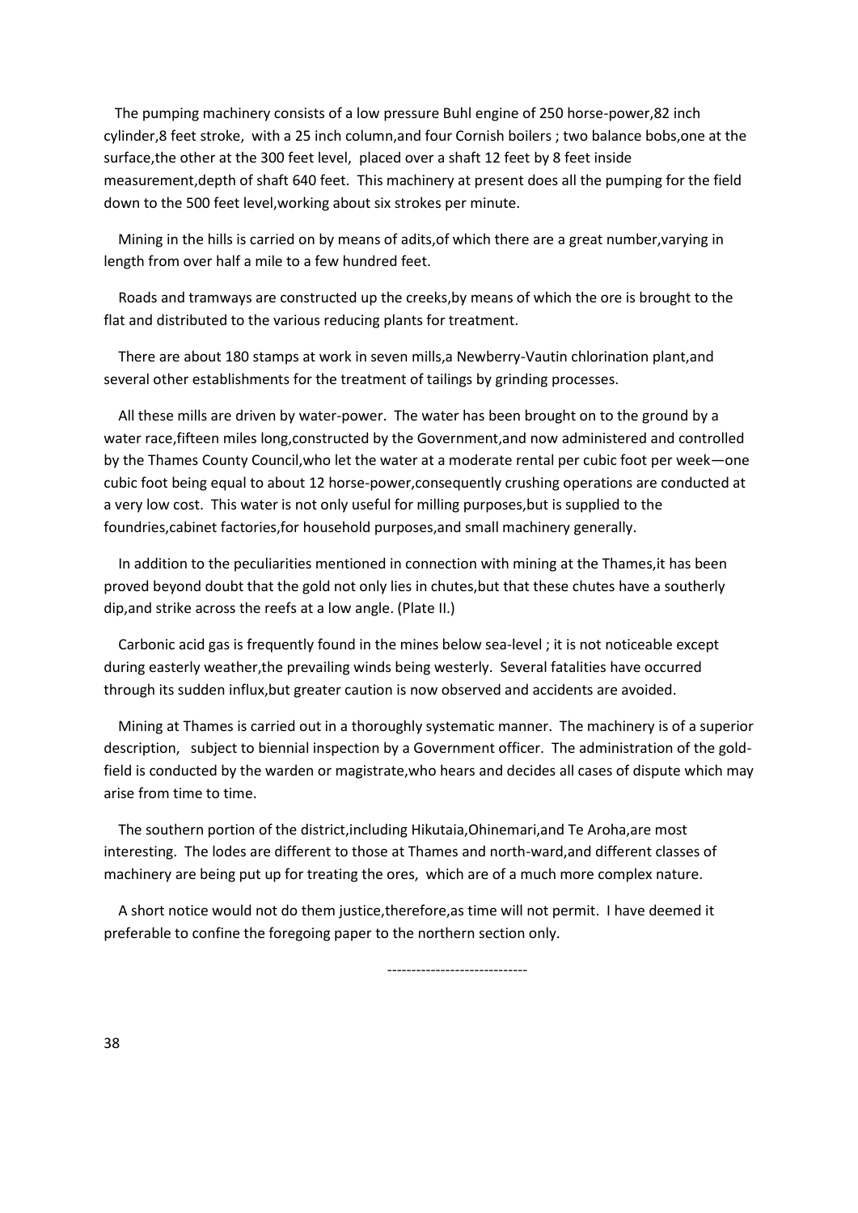The pumping machinery consists of a low pressure Buhl engine of 250 horse-power,82 inch cylinder,8 feet stroke, with a 25 inch column,and four Cornish boilers ; two balance bobs,one at the surface,the other at the 300 feet level, placed over a shaft 12 feet by 8 feet inside measurement,depth of shaft 640 feet. This machinery at present does all the pumping for the field down to the 500 feet level,working about six strokes per minute.

Mining in the hills is carried on by means of adits,of which there are a great number,varying in length from over half a mile to a few hundred feet.

Roads and tramways are constructed up the creeks,by means of which the ore is brought to the flat and distributed to the various reducing plants for treatment.

There are about 180 stamps at work in seven mills,a Newberry-Vautin chlorination plant,and several other establishments for the treatment of tailings by grinding processes.

All these mills are driven by water-power. The water has been brought on to the ground by a water race,fifteen miles long,constructed by the Government,and now administered and controlled by the Thames County Council,who let the water at a moderate rental per cubic foot per week—one cubic foot being equal to about 12 horse-power,consequently crushing operations are conducted at a very low cost. This water is not only useful for milling purposes,but is supplied to the foundries,cabinet factories,for household purposes,and small machinery generally.

In addition to the peculiarities mentioned in connection with mining at the Thames,it has been proved beyond doubt that the gold not only lies in chutes,but that these chutes have a southerly dip,and strike across the reefs at a low angle. (Plate II.)

Carbonic acid gas is frequently found in the mines below sea-level ; it is not noticeable except during easterly weather,the prevailing winds being westerly. Several fatalities have occurred through its sudden influx,but greater caution is now observed and accidents are avoided.

Mining at Thames is carried out in a thoroughly systematic manner. The machinery is of a superior description, subject to biennial inspection by a Government officer. The administration of the gold-field is conducted by the warden or magistrate,who hears and decides all cases of dispute which may arise from time to time.

The southern portion of the district,including Hikutaia,Ohinemari,and Te Aroha,are most interesting. The lodes are different to those at Thames and north-ward,and different classes of machinery are being put up for treating the ores, which are of a much more complex nature.

A short notice would not do them justice,therefore,as time will not permit. I have deemed it preferable to confine the foregoing paper to the northern section only.

-----------------------------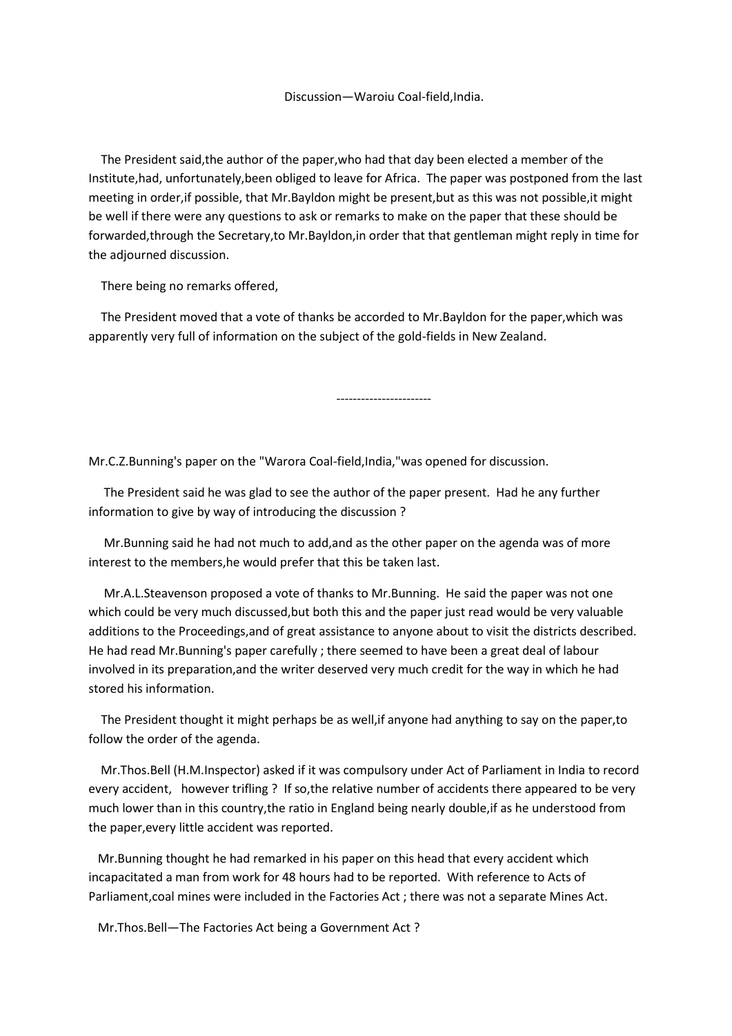Discussion—Waroiu Coal-field,India.

The President said,the author of the paper,who had that day been elected a member of the Institute,had, unfortunately,been obliged to leave for Africa. The paper was postponed from the last meeting in order,if possible, that Mr.Bayldon might be present,but as this was not possible,it might be well if there were any questions to ask or remarks to make on the paper that these should be forwarded,through the Secretary,to Mr.Bayldon,in order that that gentleman might reply in time for the adjourned discussion.

There being no remarks offered,

The President moved that a vote of thanks be accorded to Mr.Bayldon for the paper,which was apparently very full of information on the subject of the gold-fields in New Zealand.

-----------------------

Mr.C.Z.Bunning's paper on the "Warora Coal-field,India,"was opened for discussion.

The President said he was glad to see the author of the paper present. Had he any further information to give by way of introducing the discussion ?

Mr.Bunning said he had not much to add,and as the other paper on the agenda was of more interest to the members,he would prefer that this be taken last.

Mr.A.L.Steavenson proposed a vote of thanks to Mr.Bunning. He said the paper was not one which could be very much discussed,but both this and the paper just read would be very valuable additions to the Proceedings,and of great assistance to anyone about to visit the districts described. He had read Mr.Bunning's paper carefully ; there seemed to have been a great deal of labour involved in its preparation,and the writer deserved very much credit for the way in which he had stored his information.

The President thought it might perhaps be as well,if anyone had anything to say on the paper,to follow the order of the agenda.

Mr.Thos.Bell (H.M.Inspector) asked if it was compulsory under Act of Parliament in India to record every accident, however trifling ? If so,the relative number of accidents there appeared to be very much lower than in this country,the ratio in England being nearly double,if as he understood from the paper,every little accident was reported.

Mr.Bunning thought he had remarked in his paper on this head that every accident which incapacitated a man from work for 48 hours had to be reported. With reference to Acts of Parliament,coal mines were included in the Factories Act ; there was not a separate Mines Act.

Mr.Thos.Bell—The Factories Act being a Government Act ?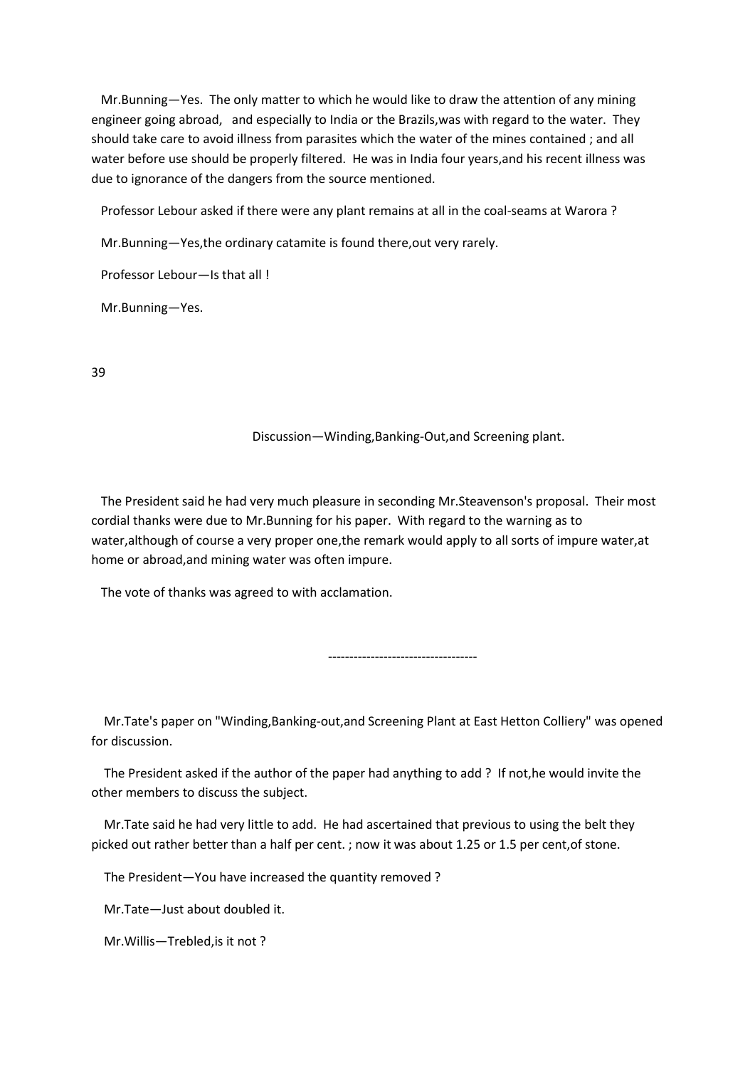Mr.Bunning—Yes. The only matter to which he would like to draw the attention of any mining engineer going abroad, and especially to India or the Brazils,was with regard to the water. They should take care to avoid illness from parasites which the water of the mines contained ; and all water before use should be properly filtered. He was in India four years,and his recent illness was due to ignorance of the dangers from the source mentioned.

Professor Lebour asked if there were any plant remains at all in the coal-seams at Warora ?

Mr.Bunning—Yes,the ordinary catamite is found there,out very rarely.

Professor Lebour—Is that all !

Mr.Bunning—Yes.

Discussion—Winding,Banking-Out,and Screening plant.

The President said he had very much pleasure in seconding Mr.Steavenson's proposal. Their most cordial thanks were due to Mr.Bunning for his paper. With regard to the warning as to water,although of course a very proper one,the remark would apply to all sorts of impure water,at home or abroad,and mining water was often impure.

The vote of thanks was agreed to with acclamation.

-----------------------------------

Mr.Tate's paper on "Winding,Banking-out,and Screening Plant at East Hetton Colliery" was opened for discussion.

The President asked if the author of the paper had anything to add ? If not,he would invite the other members to discuss the subject.

Mr.Tate said he had very little to add. He had ascertained that previous to using the belt they picked out rather better than a half per cent. ; now it was about 1.25 or 1.5 per cent,of stone.

The President—You have increased the quantity removed ?

Mr.Tate—Just about doubled it.

Mr.Willis—Trebled,is it not ?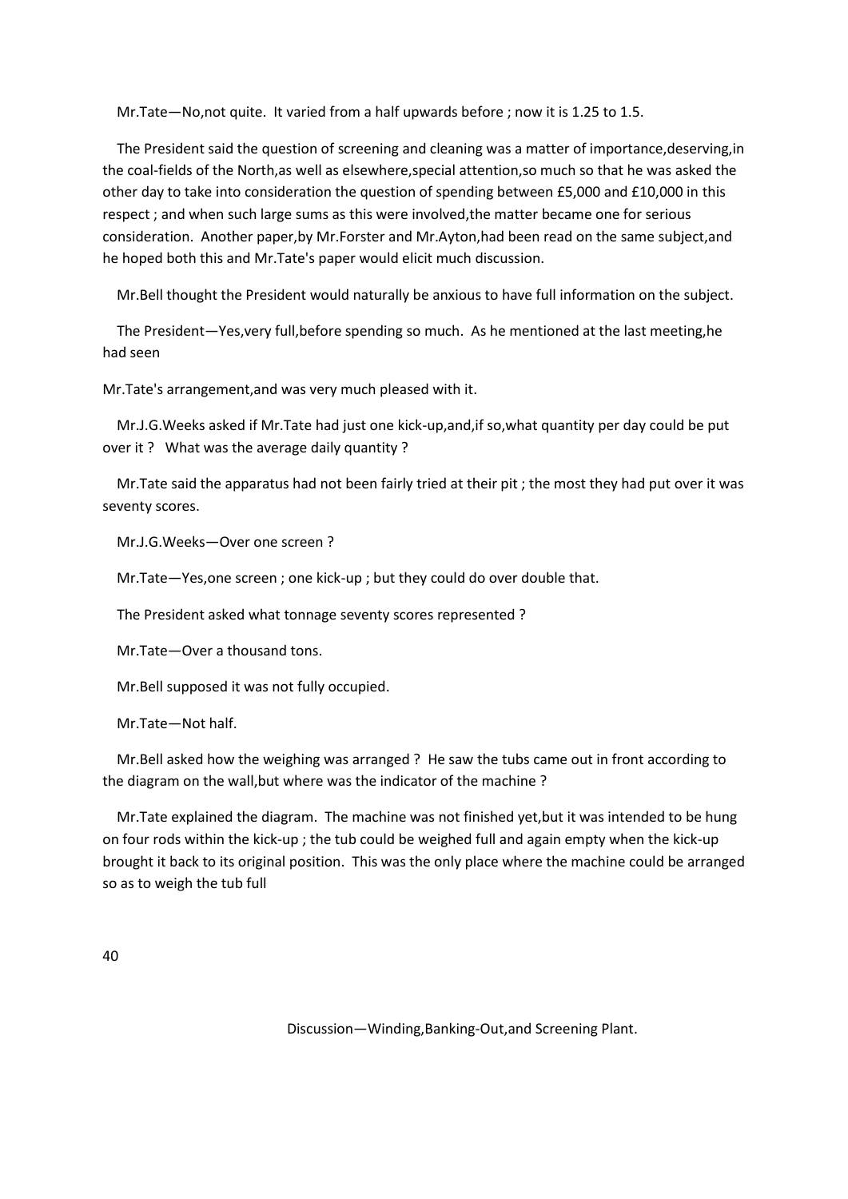Mr.Tate—No,not quite. It varied from a half upwards before ; now it is 1.25 to 1.5.

The President said the question of screening and cleaning was a matter of importance,deserving,in the coal-fields of the North,as well as elsewhere,special attention,so much so that he was asked the other day to take into consideration the question of spending between £5,000 and £10,000 in this respect ; and when such large sums as this were involved,the matter became one for serious consideration. Another paper,by Mr.Forster and Mr.Ayton,had been read on the same subject,and he hoped both this and Mr.Tate's paper would elicit much discussion.

Mr.Bell thought the President would naturally be anxious to have full information on the subject.

The President—Yes,very full,before spending so much. As he mentioned at the last meeting,he had seen

Mr.Tate's arrangement,and was very much pleased with it.

Mr.J.G.Weeks asked if Mr.Tate had just one kick-up,and,if so,what quantity per day could be put over it ? What was the average daily quantity ?

Mr.Tate said the apparatus had not been fairly tried at their pit ; the most they had put over it was seventy scores.

Mr.J.G.Weeks—Over one screen ?

Mr.Tate—Yes,one screen ; one kick-up ; but they could do over double that.

The President asked what tonnage seventy scores represented ?

Mr.Tate—Over a thousand tons.

Mr.Bell supposed it was not fully occupied.

Mr.Tate—Not half.

Mr.Bell asked how the weighing was arranged ? He saw the tubs came out in front according to the diagram on the wall,but where was the indicator of the machine ?

Mr.Tate explained the diagram. The machine was not finished yet,but it was intended to be hung on four rods within the kick-up ; the tub could be weighed full and again empty when the kick-up brought it back to its original position. This was the only place where the machine could be arranged so as to weigh the tub full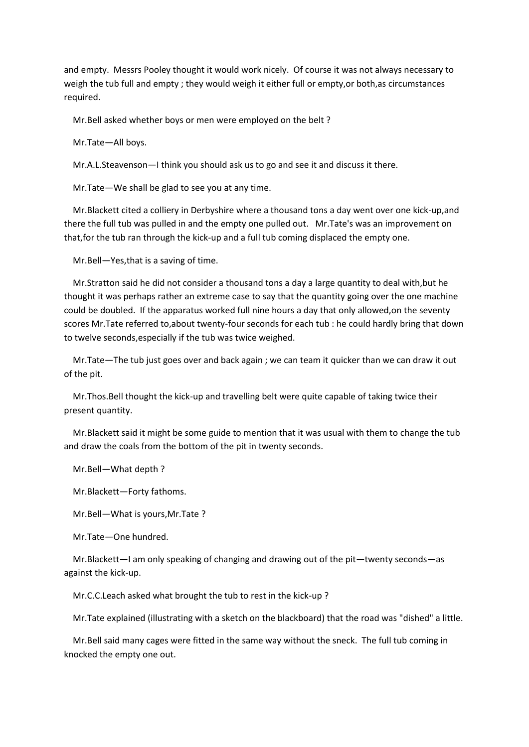and empty. Messrs Pooley thought it would work nicely. Of course it was not always necessary to weigh the tub full and empty ; they would weigh it either full or empty,or both,as circumstances required.

Mr.Bell asked whether boys or men were employed on the belt ?

Mr.Tate—All boys.

Mr.A.L.Steavenson—I think you should ask us to go and see it and discuss it there.

Mr.Tate—We shall be glad to see you at any time.

Mr.Blackett cited a colliery in Derbyshire where a thousand tons a day went over one kick-up,and there the full tub was pulled in and the empty one pulled out. Mr.Tate's was an improvement on that,for the tub ran through the kick-up and a full tub coming displaced the empty one.

Mr.Bell—Yes,that is a saving of time.

Mr.Stratton said he did not consider a thousand tons a day a large quantity to deal with,but he thought it was perhaps rather an extreme case to say that the quantity going over the one machine could be doubled. If the apparatus worked full nine hours a day that only allowed,on the seventy scores Mr.Tate referred to,about twenty-four seconds for each tub : he could hardly bring that down to twelve seconds,especially if the tub was twice weighed.

Mr.Tate—The tub just goes over and back again ; we can team it quicker than we can draw it out of the pit.

Mr.Thos.Bell thought the kick-up and travelling belt were quite capable of taking twice their present quantity.

Mr.Blackett said it might be some guide to mention that it was usual with them to change the tub and draw the coals from the bottom of the pit in twenty seconds.

Mr.Bell—What depth ?

Mr.Blackett—Forty fathoms.

Mr.Bell—What is yours,Mr.Tate ?

Mr.Tate—One hundred.

Mr.Blackett—I am only speaking of changing and drawing out of the pit—twenty seconds—as against the kick-up.

Mr.C.C.Leach asked what brought the tub to rest in the kick-up ?

Mr.Tate explained (illustrating with a sketch on the blackboard) that the road was "dished" a little.

Mr.Bell said many cages were fitted in the same way without the sneck. The full tub coming in knocked the empty one out.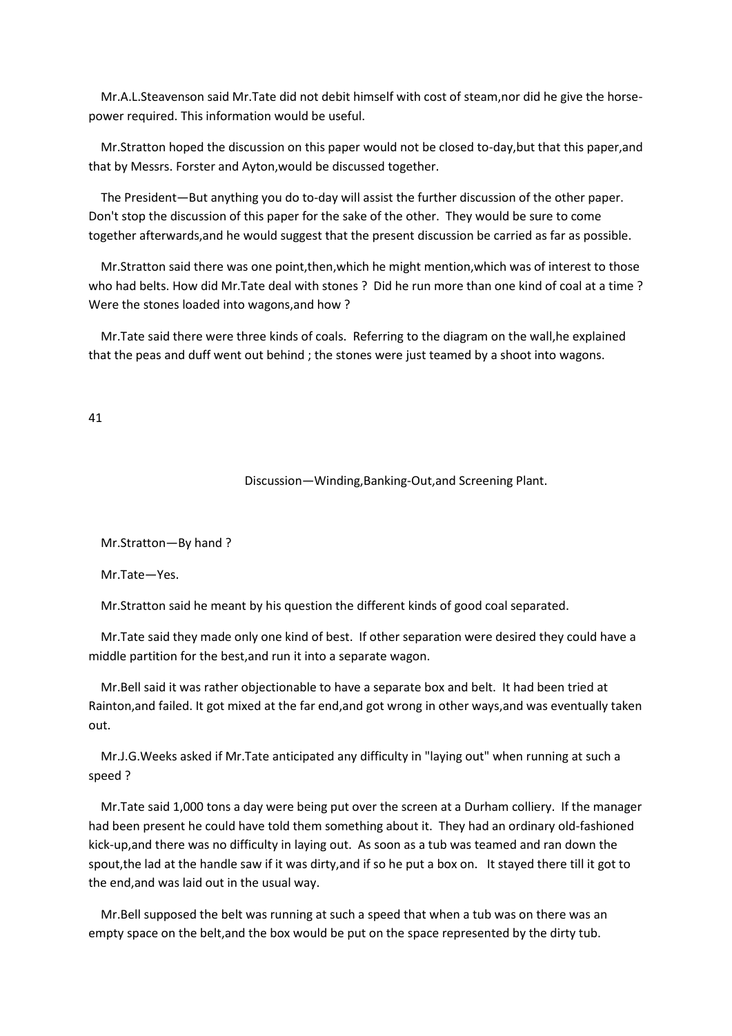Mr.A.L.Steavenson said Mr.Tate did not debit himself with cost of steam,nor did he give the horse-power required. This information would be useful.

Mr.Stratton hoped the discussion on this paper would not be closed to-day,but that this paper,and that by Messrs. Forster and Ayton,would be discussed together.

The President—But anything you do to-day will assist the further discussion of the other paper. Don't stop the discussion of this paper for the sake of the other. They would be sure to come together afterwards,and he would suggest that the present discussion be carried as far as possible.

Mr.Stratton said there was one point,then,which he might mention,which was of interest to those who had belts. How did Mr.Tate deal with stones ? Did he run more than one kind of coal at a time ? Were the stones loaded into wagons,and how ?

Mr.Tate said there were three kinds of coals. Referring to the diagram on the wall,he explained that the peas and duff went out behind ; the stones were just teamed by a shoot into wagons.

Mr.Stratton—By hand ?

Mr.Tate—Yes.

Mr.Stratton said he meant by his question the different kinds of good coal separated.

Mr.Tate said they made only one kind of best. If other separation were desired they could have a middle partition for the best,and run it into a separate wagon.

Mr.Bell said it was rather objectionable to have a separate box and belt. It had been tried at Rainton,and failed. It got mixed at the far end,and got wrong in other ways,and was eventually taken out.

Mr.J.G.Weeks asked if Mr.Tate anticipated any difficulty in "laying out" when running at such a speed ?

Mr.Tate said 1,000 tons a day were being put over the screen at a Durham colliery. If the manager had been present he could have told them something about it. They had an ordinary old-fashioned kick-up,and there was no difficulty in laying out. As soon as a tub was teamed and ran down the spout,the lad at the handle saw if it was dirty,and if so he put a box on. It stayed there till it got to the end,and was laid out in the usual way.

Mr.Bell supposed the belt was running at such a speed that when a tub was on there was an empty space on the belt,and the box would be put on the space represented by the dirty tub.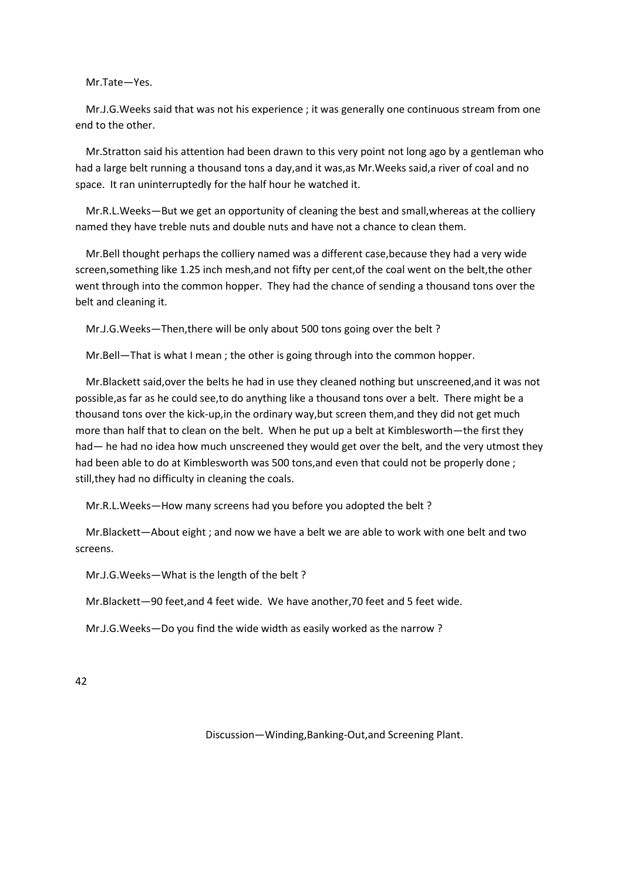Mr.Tate—Yes.

Mr.J.G.Weeks said that was not his experience ; it was generally one continuous stream from one end to the other.

Mr.Stratton said his attention had been drawn to this very point not long ago by a gentleman who had a large belt running a thousand tons a day,and it was,as Mr.Weeks said,a river of coal and no space. It ran uninterruptedly for the half hour he watched it.

Mr.R.L.Weeks—But we get an opportunity of cleaning the best and small,whereas at the colliery named they have treble nuts and double nuts and have not a chance to clean them.

Mr.Bell thought perhaps the colliery named was a different case,because they had a very wide screen,something like 1.25 inch mesh,and not fifty per cent,of the coal went on the belt,the other went through into the common hopper. They had the chance of sending a thousand tons over the belt and cleaning it.

Mr.J.G.Weeks—Then,there will be only about 500 tons going over the belt ?

Mr.Bell—That is what I mean ; the other is going through into the common hopper.

Mr.Blackett said,over the belts he had in use they cleaned nothing but unscreened,and it was not possible,as far as he could see,to do anything like a thousand tons over a belt. There might be a thousand tons over the kick-up,in the ordinary way,but screen them,and they did not get much more than half that to clean on the belt. When he put up a belt at Kimblesworth—the first they had— he had no idea how much unscreened they would get over the belt, and the very utmost they had been able to do at Kimblesworth was 500 tons,and even that could not be properly done ; still,they had no difficulty in cleaning the coals.

Mr.R.L.Weeks—How many screens had you before you adopted the belt ?

Mr.Blackett—About eight ; and now we have a belt we are able to work with one belt and two screens.

Mr.J.G.Weeks—What is the length of the belt ?

Mr.Blackett—90 feet,and 4 feet wide. We have another,70 feet and 5 feet wide.

Mr.J.G.Weeks—Do you find the wide width as easily worked as the narrow ?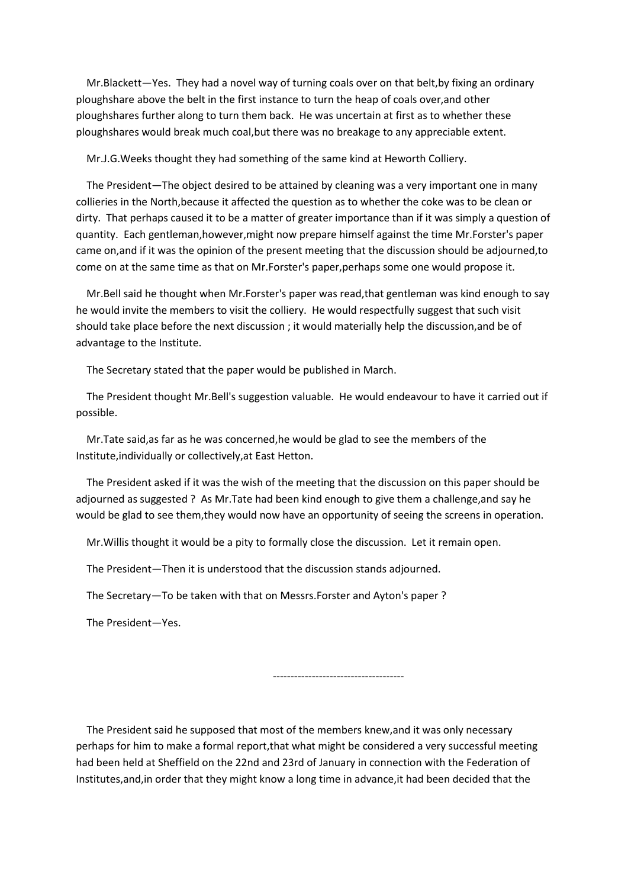Mr.Blackett—Yes. They had a novel way of turning coals over on that belt,by fixing an ordinary ploughshare above the belt in the first instance to turn the heap of coals over,and other ploughshares further along to turn them back. He was uncertain at first as to whether these ploughshares would break much coal,but there was no breakage to any appreciable extent.

Mr.J.G.Weeks thought they had something of the same kind at Heworth Colliery.

The President—The object desired to be attained by cleaning was a very important one in many collieries in the North,because it affected the question as to whether the coke was to be clean or dirty. That perhaps caused it to be a matter of greater importance than if it was simply a question of quantity. Each gentleman,however,might now prepare himself against the time Mr.Forster's paper came on,and if it was the opinion of the present meeting that the discussion should be adjourned,to come on at the same time as that on Mr.Forster's paper,perhaps some one would propose it.

Mr.Bell said he thought when Mr.Forster's paper was read,that gentleman was kind enough to say he would invite the members to visit the colliery. He would respectfully suggest that such visit should take place before the next discussion ; it would materially help the discussion,and be of advantage to the Institute.

The Secretary stated that the paper would be published in March.

The President thought Mr.Bell's suggestion valuable. He would endeavour to have it carried out if possible.

Mr.Tate said,as far as he was concerned,he would be glad to see the members of the Institute,individually or collectively,at East Hetton.

The President asked if it was the wish of the meeting that the discussion on this paper should be adjourned as suggested ? As Mr.Tate had been kind enough to give them a challenge,and say he would be glad to see them,they would now have an opportunity of seeing the screens in operation.

Mr.Willis thought it would be a pity to formally close the discussion. Let it remain open.

The President—Then it is understood that the discussion stands adjourned.

The Secretary—To be taken with that on Messrs.Forster and Ayton's paper ?

The President—Yes.

-------------------------------------

The President said he supposed that most of the members knew,and it was only necessary perhaps for him to make a formal report,that what might be considered a very successful meeting had been held at Sheffield on the 22nd and 23rd of January in connection with the Federation of Institutes,and,in order that they might know a long time in advance,it had been decided that the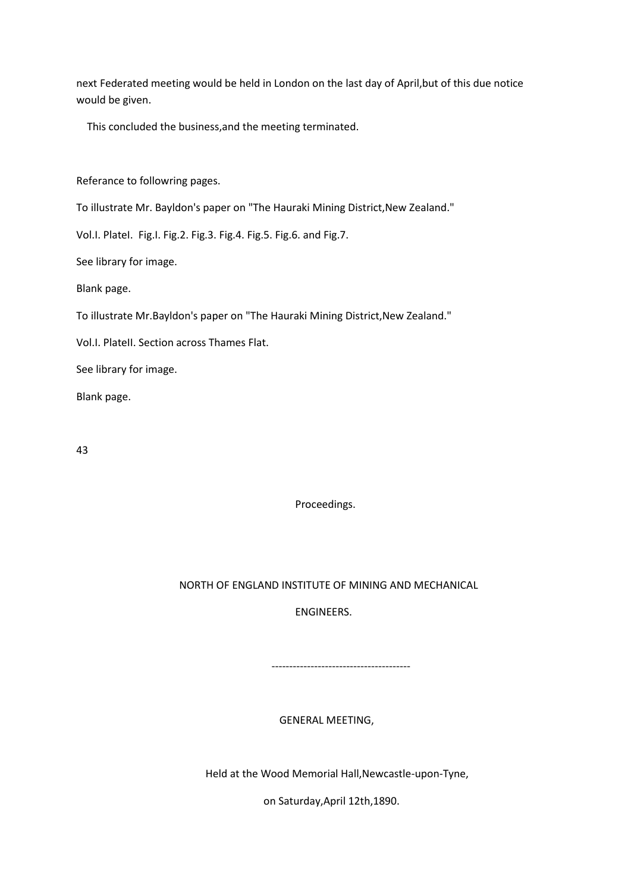next Federated meeting would be held in London on the last day of April,but of this due notice would be given.

This concluded the business,and the meeting terminated.

Referance to followring pages.

To illustrate Mr. Bayldon's paper on "The Hauraki Mining District,New Zealand."

Vol.I. PlateI. Fig.I. Fig.2. Fig.3. Fig.4. Fig.5. Fig.6. and Fig.7.

See library for image.

Blank page.

To illustrate Mr.Bayldon's paper on "The Hauraki Mining District,New Zealand."

Vol.I. PlateII. Section across Thames Flat.

See library for image.

Blank page.

Proceedings.

## NORTH OF ENGLAND INSTITUTE OF MINING AND MECHANICAL ENGINEERS.

---------------------------------------

### GENERAL MEETING,

Held at the Wood Memorial Hall,Newcastle-upon-Tyne,

on Saturday,April 12th,1890.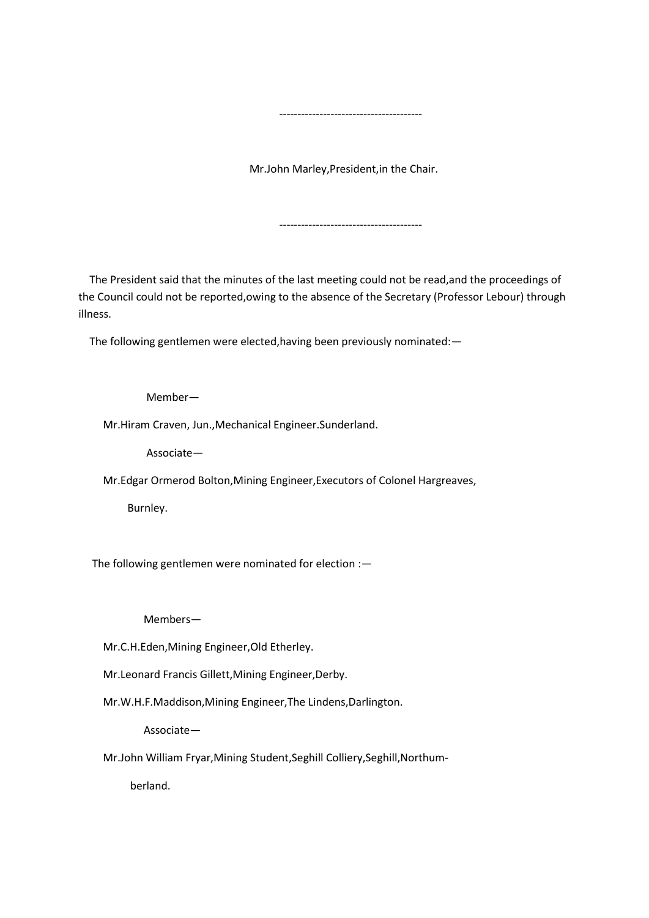---------------------------------------

Mr.John Marley,President,in the Chair.

---------------------------------------

The President said that the minutes of the last meeting could not be read,and the proceedings of the Council could not be reported,owing to the absence of the Secretary (Professor Lebour) through illness.

The following gentlemen were elected,having been previously nominated:—

Member—

Mr.Hiram Craven, Jun.,Mechanical Engineer.Sunderland.

Associate—

Mr.Edgar Ormerod Bolton,Mining Engineer,Executors of Colonel Hargreaves, Burnley.

The following gentlemen were nominated for election :—

Members—

Mr.C.H.Eden,Mining Engineer,Old Etherley.

Mr.Leonard Francis Gillett,Mining Engineer,Derby.

Mr.W.H.F.Maddison,Mining Engineer,The Lindens,Darlington.

Associate—

Mr.John William Fryar,Mining Student,Seghill Colliery,Seghill,Northumberland.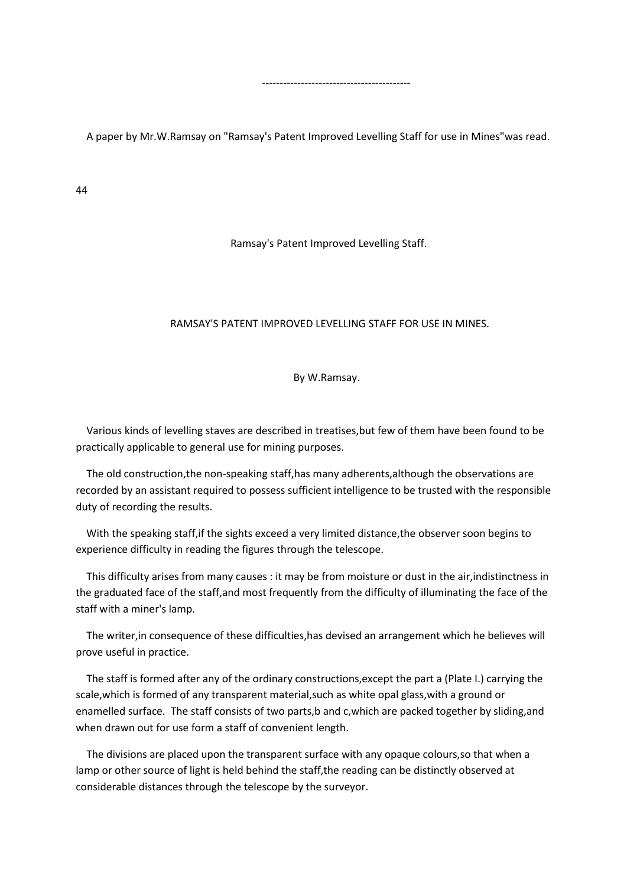------------------------------------------

A paper by Mr.W.Ramsay on "Ramsay's Patent Improved Levelling Staff for use in Mines"was read.

# RAMSAY'S PATENT IMPROVED LEVELLING STAFF FOR USE IN MINES.

By W.Ramsay.

Various kinds of levelling staves are described in treatises,but few of them have been found to be practically applicable to general use for mining purposes.

The old construction,the non-speaking staff,has many adherents,although the observations are recorded by an assistant required to possess sufficient intelligence to be trusted with the responsible duty of recording the results.

With the speaking staff,if the sights exceed a very limited distance,the observer soon begins to experience difficulty in reading the figures through the telescope.

This difficulty arises from many causes : it may be from moisture or dust in the air,indistinctness in the graduated face of the staff,and most frequently from the difficulty of illuminating the face of the staff with a miner's lamp.

The writer,in consequence of these difficulties,has devised an arrangement which he believes will prove useful in practice.

The staff is formed after any of the ordinary constructions,except the part a (Plate I.) carrying the scale,which is formed of any transparent material,such as white opal glass,with a ground or enamelled surface. The staff consists of two parts,b and c,which are packed together by sliding,and when drawn out for use form a staff of convenient length.

The divisions are placed upon the transparent surface with any opaque colours,so that when a lamp or other source of light is held behind the staff,the reading can be distinctly observed at considerable distances through the telescope by the surveyor.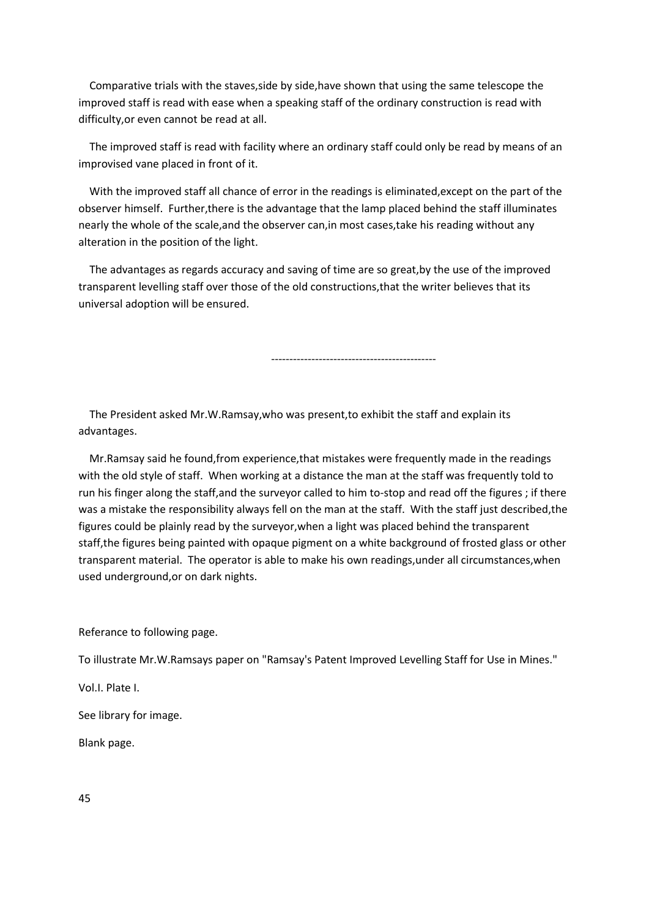Comparative trials with the staves,side by side,have shown that using the same telescope the improved staff is read with ease when a speaking staff of the ordinary construction is read with difficulty,or even cannot be read at all.

The improved staff is read with facility where an ordinary staff could only be read by means of an improvised vane placed in front of it.

With the improved staff all chance of error in the readings is eliminated,except on the part of the observer himself. Further,there is the advantage that the lamp placed behind the staff illuminates nearly the whole of the scale,and the observer can,in most cases,take his reading without any alteration in the position of the light.

The advantages as regards accuracy and saving of time are so great,by the use of the improved transparent levelling staff over those of the old constructions,that the writer believes that its universal adoption will be ensured.

---

The President asked Mr.W.Ramsay,who was present,to exhibit the staff and explain its advantages.

Mr.Ramsay said he found,from experience,that mistakes were frequently made in the readings with the old style of staff. When working at a distance the man at the staff was frequently told to run his finger along the staff,and the surveyor called to him to-stop and read off the figures ; if there was a mistake the responsibility always fell on the man at the staff. With the staff just described,the figures could be plainly read by the surveyor,when a light was placed behind the transparent staff,the figures being painted with opaque pigment on a white background of frosted glass or other transparent material. The operator is able to make his own readings,under all circumstances,when used underground,or on dark nights.

Referance to following page.

To illustrate Mr.W.Ramsays paper on "Ramsay's Patent Improved Levelling Staff for Use in Mines."

Vol.I. Plate I.

See library for image.

Blank page.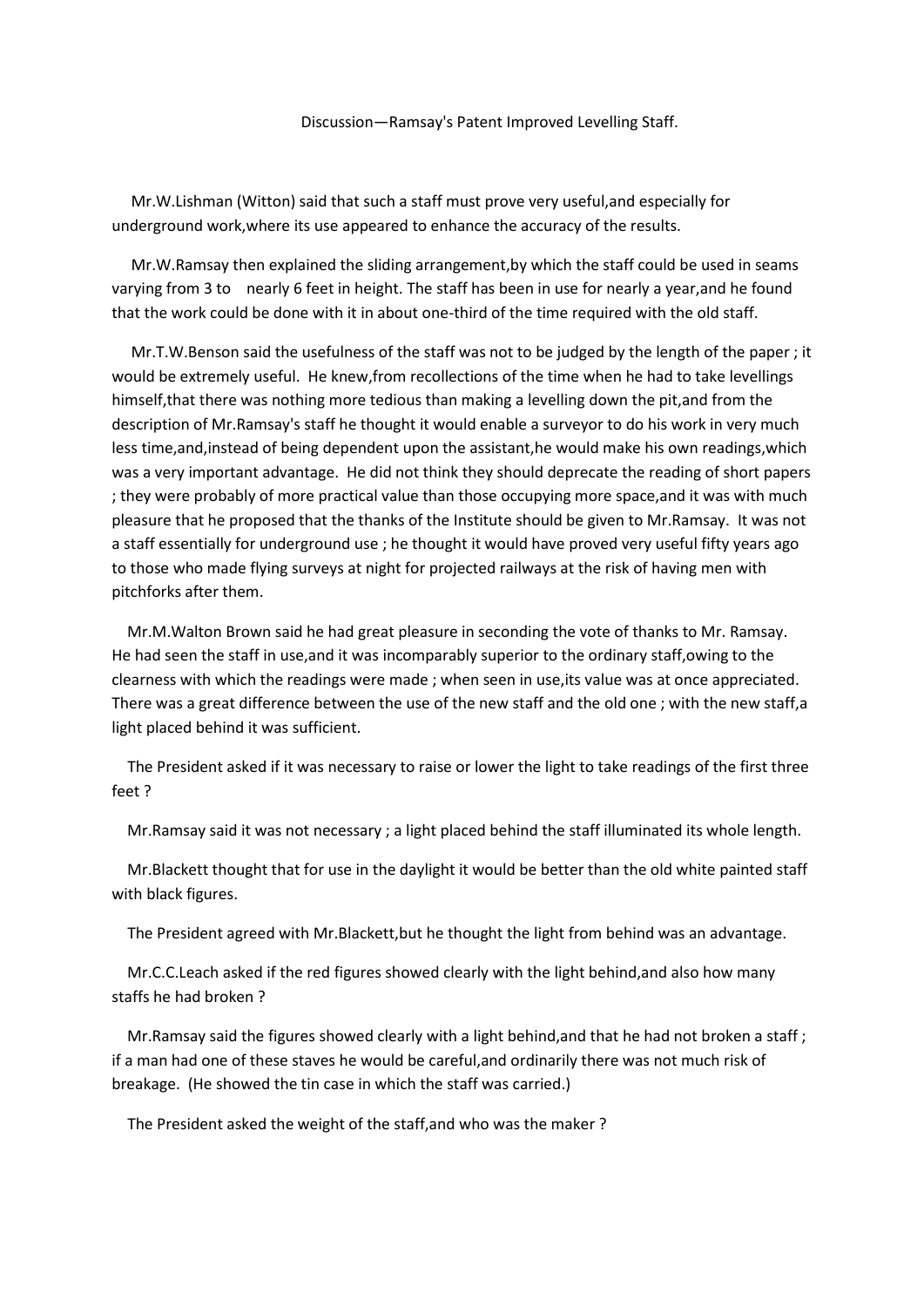Discussion—Ramsay's Patent Improved Levelling Staff.

Mr.W.Lishman (Witton) said that such a staff must prove very useful,and especially for underground work,where its use appeared to enhance the accuracy of the results.

Mr.W.Ramsay then explained the sliding arrangement,by which the staff could be used in seams varying from 3 to nearly 6 feet in height. The staff has been in use for nearly a year,and he found that the work could be done with it in about one-third of the time required with the old staff.

Mr.T.W.Benson said the usefulness of the staff was not to be judged by the length of the paper ; it would be extremely useful. He knew,from recollections of the time when he had to take levellings himself,that there was nothing more tedious than making a levelling down the pit,and from the description of Mr.Ramsay's staff he thought it would enable a surveyor to do his work in very much less time,and,instead of being dependent upon the assistant,he would make his own readings,which was a very important advantage. He did not think they should deprecate the reading of short papers ; they were probably of more practical value than those occupying more space,and it was with much pleasure that he proposed that the thanks of the Institute should be given to Mr.Ramsay. It was not a staff essentially for underground use ; he thought it would have proved very useful fifty years ago to those who made flying surveys at night for projected railways at the risk of having men with pitchforks after them.

Mr.M.Walton Brown said he had great pleasure in seconding the vote of thanks to Mr. Ramsay. He had seen the staff in use,and it was incomparably superior to the ordinary staff,owing to the clearness with which the readings were made ; when seen in use,its value was at once appreciated. There was a great difference between the use of the new staff and the old one ; with the new staff,a light placed behind it was sufficient.

The President asked if it was necessary to raise or lower the light to take readings of the first three feet ?

Mr.Ramsay said it was not necessary ; a light placed behind the staff illuminated its whole length.

Mr.Blackett thought that for use in the daylight it would be better than the old white painted staff with black figures.

The President agreed with Mr.Blackett,but he thought the light from behind was an advantage.

Mr.C.C.Leach asked if the red figures showed clearly with the light behind,and also how many staffs he had broken ?

Mr.Ramsay said the figures showed clearly with a light behind,and that he had not broken a staff ; if a man had one of these staves he would be careful,and ordinarily there was not much risk of breakage. (He showed the tin case in which the staff was carried.)

The President asked the weight of the staff,and who was the maker ?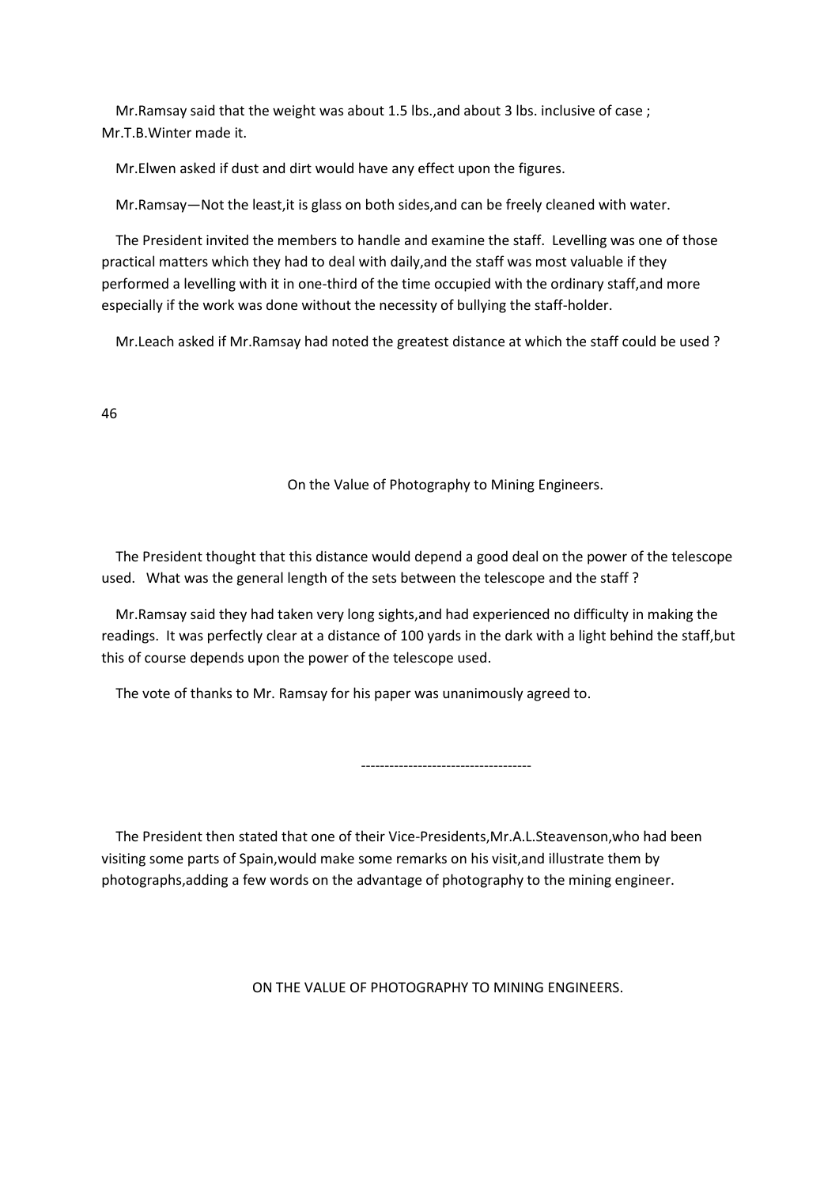Mr.Ramsay said that the weight was about 1.5 lbs.,and about 3 lbs. inclusive of case ; Mr.T.B.Winter made it.

Mr.Elwen asked if dust and dirt would have any effect upon the figures.

Mr.Ramsay—Not the least,it is glass on both sides,and can be freely cleaned with water.

The President invited the members to handle and examine the staff. Levelling was one of those practical matters which they had to deal with daily,and the staff was most valuable if they performed a levelling with it in one-third of the time occupied with the ordinary staff,and more especially if the work was done without the necessity of bullying the staff-holder.

Mr.Leach asked if Mr.Ramsay had noted the greatest distance at which the staff could be used ?

The President thought that this distance would depend a good deal on the power of the telescope used. What was the general length of the sets between the telescope and the staff ?

Mr.Ramsay said they had taken very long sights,and had experienced no difficulty in making the readings. It was perfectly clear at a distance of 100 yards in the dark with a light behind the staff,but this of course depends upon the power of the telescope used.

The vote of thanks to Mr. Ramsay for his paper was unanimously agreed to.

------------------------------------

The President then stated that one of their Vice-Presidents,Mr.A.L.Steavenson,who had been visiting some parts of Spain,would make some remarks on his visit,and illustrate them by photographs,adding a few words on the advantage of photography to the mining engineer.

## ON THE VALUE OF PHOTOGRAPHY TO MINING ENGINEERS.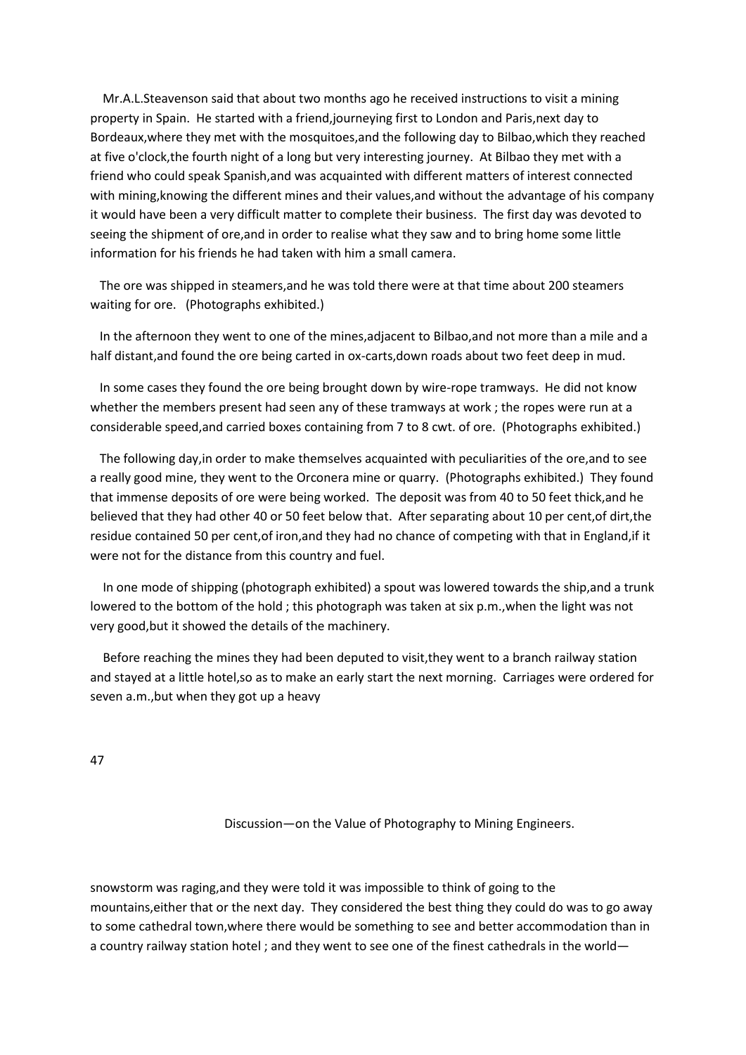Mr.A.L.Steavenson said that about two months ago he received instructions to visit a mining property in Spain. He started with a friend,journeying first to London and Paris,next day to Bordeaux,where they met with the mosquitoes,and the following day to Bilbao,which they reached at five o'clock,the fourth night of a long but very interesting journey. At Bilbao they met with a friend who could speak Spanish,and was acquainted with different matters of interest connected with mining,knowing the different mines and their values,and without the advantage of his company it would have been a very difficult matter to complete their business. The first day was devoted to seeing the shipment of ore,and in order to realise what they saw and to bring home some little information for his friends he had taken with him a small camera.

The ore was shipped in steamers,and he was told there were at that time about 200 steamers waiting for ore. (Photographs exhibited.)

In the afternoon they went to one of the mines,adjacent to Bilbao,and not more than a mile and a half distant,and found the ore being carted in ox-carts,down roads about two feet deep in mud.

In some cases they found the ore being brought down by wire-rope tramways. He did not know whether the members present had seen any of these tramways at work ; the ropes were run at a considerable speed,and carried boxes containing from 7 to 8 cwt. of ore. (Photographs exhibited.)

The following day,in order to make themselves acquainted with peculiarities of the ore,and to see a really good mine, they went to the Orconera mine or quarry. (Photographs exhibited.) They found that immense deposits of ore were being worked. The deposit was from 40 to 50 feet thick,and he believed that they had other 40 or 50 feet below that. After separating about 10 per cent,of dirt,the residue contained 50 per cent,of iron,and they had no chance of competing with that in England,if it were not for the distance from this country and fuel.

In one mode of shipping (photograph exhibited) a spout was lowered towards the ship,and a trunk lowered to the bottom of the hold ; this photograph was taken at six p.m.,when the light was not very good,but it showed the details of the machinery.

Before reaching the mines they had been deputed to visit,they went to a branch railway station and stayed at a little hotel,so as to make an early start the next morning. Carriages were ordered for seven a.m.,but when they got up a heavy snowstorm was raging,and they were told it was impossible to think of going to the mountains,either that or the next day. They considered the best thing they could do was to go away to some cathedral town,where there would be something to see and better accommodation than in a country railway station hotel ; and they went to see one of the finest cathedrals in the world—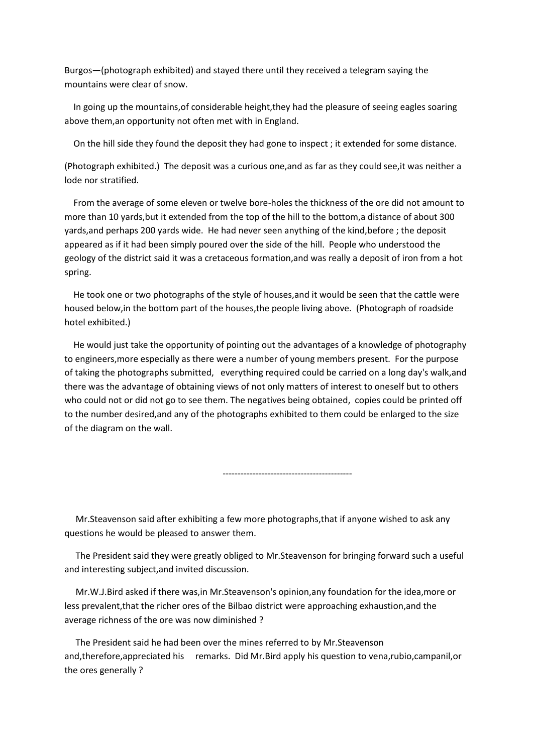Burgos—(photograph exhibited) and stayed there until they received a telegram saying the mountains were clear of snow.

In going up the mountains,of considerable height,they had the pleasure of seeing eagles soaring above them,an opportunity not often met with in England.

On the hill side they found the deposit they had gone to inspect ; it extended for some distance.

(Photograph exhibited.) The deposit was a curious one,and as far as they could see,it was neither a lode nor stratified.

From the average of some eleven or twelve bore-holes the thickness of the ore did not amount to more than 10 yards,but it extended from the top of the hill to the bottom,a distance of about 300 yards,and perhaps 200 yards wide. He had never seen anything of the kind,before ; the deposit appeared as if it had been simply poured over the side of the hill. People who understood the geology of the district said it was a cretaceous formation,and was really a deposit of iron from a hot spring.

He took one or two photographs of the style of houses,and it would be seen that the cattle were housed below,in the bottom part of the houses,the people living above. (Photograph of roadside hotel exhibited.)

He would just take the opportunity of pointing out the advantages of a knowledge of photography to engineers,more especially as there were a number of young members present. For the purpose of taking the photographs submitted, everything required could be carried on a long day's walk,and there was the advantage of obtaining views of not only matters of interest to oneself but to others who could not or did not go to see them. The negatives being obtained, copies could be printed off to the number desired,and any of the photographs exhibited to them could be enlarged to the size of the diagram on the wall.

-------------------------------------------

Mr.Steavenson said after exhibiting a few more photographs,that if anyone wished to ask any questions he would be pleased to answer them.

The President said they were greatly obliged to Mr.Steavenson for bringing forward such a useful and interesting subject,and invited discussion.

Mr.W.J.Bird asked if there was,in Mr.Steavenson's opinion,any foundation for the idea,more or less prevalent,that the richer ores of the Bilbao district were approaching exhaustion,and the average richness of the ore was now diminished ?

The President said he had been over the mines referred to by Mr.Steavenson and,therefore,appreciated his remarks. Did Mr.Bird apply his question to vena,rubio,campanil,or the ores generally ?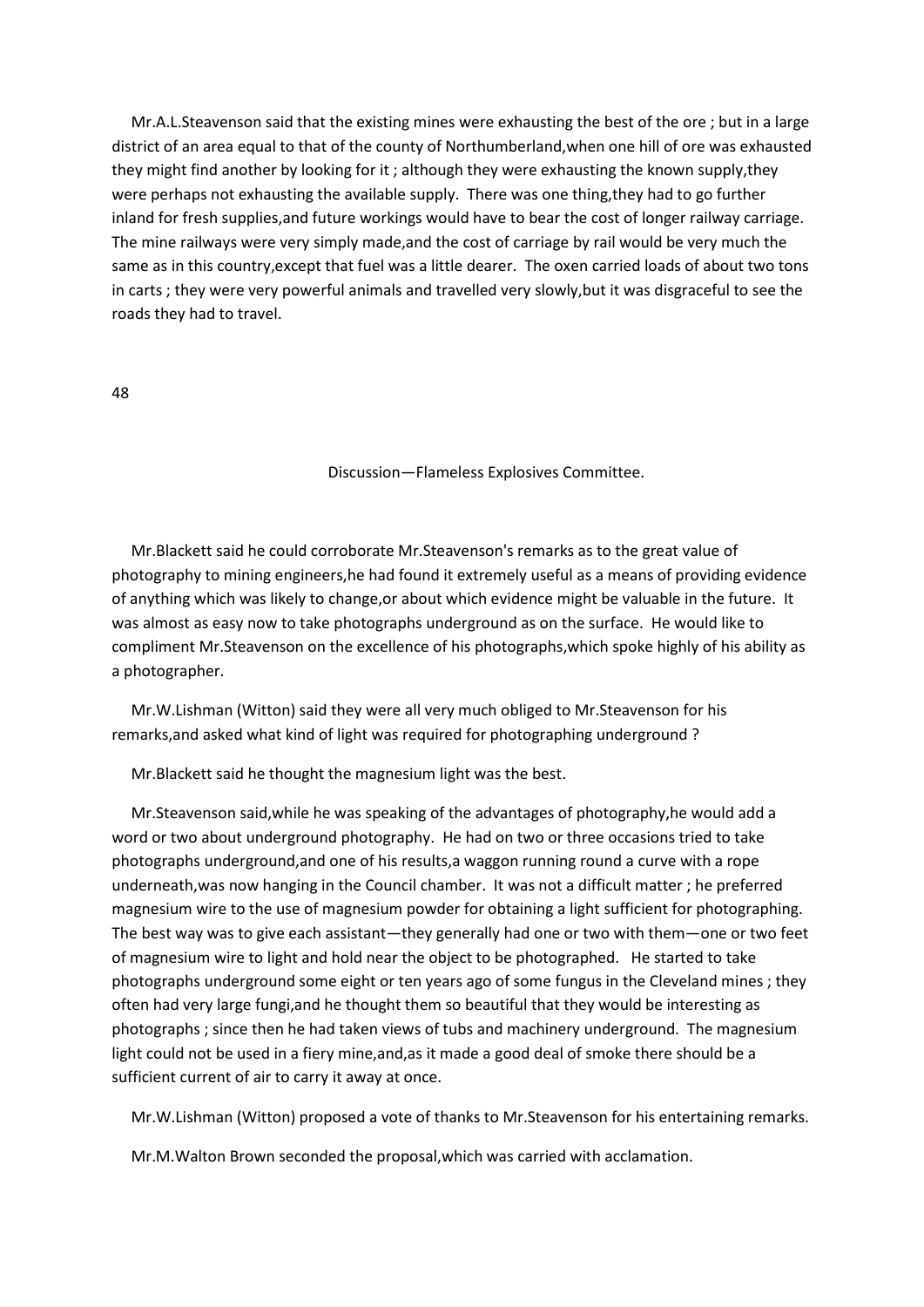Mr.A.L.Steavenson said that the existing mines were exhausting the best of the ore ; but in a large district of an area equal to that of the county of Northumberland,when one hill of ore was exhausted they might find another by looking for it ; although they were exhausting the known supply,they were perhaps not exhausting the available supply. There was one thing,they had to go further inland for fresh supplies,and future workings would have to bear the cost of longer railway carriage. The mine railways were very simply made,and the cost of carriage by rail would be very much the same as in this country,except that fuel was a little dearer. The oxen carried loads of about two tons in carts ; they were very powerful animals and travelled very slowly,but it was disgraceful to see the roads they had to travel.

Mr.Blackett said he could corroborate Mr.Steavenson's remarks as to the great value of photography to mining engineers,he had found it extremely useful as a means of providing evidence of anything which was likely to change,or about which evidence might be valuable in the future. It was almost as easy now to take photographs underground as on the surface. He would like to compliment Mr.Steavenson on the excellence of his photographs,which spoke highly of his ability as a photographer.

Mr.W.Lishman (Witton) said they were all very much obliged to Mr.Steavenson for his remarks,and asked what kind of light was required for photographing underground ?

Mr.Blackett said he thought the magnesium light was the best.

Mr.Steavenson said,while he was speaking of the advantages of photography,he would add a word or two about underground photography. He had on two or three occasions tried to take photographs underground,and one of his results,a waggon running round a curve with a rope underneath,was now hanging in the Council chamber. It was not a difficult matter ; he preferred magnesium wire to the use of magnesium powder for obtaining a light sufficient for photographing. The best way was to give each assistant—they generally had one or two with them—one or two feet of magnesium wire to light and hold near the object to be photographed. He started to take photographs underground some eight or ten years ago of some fungus in the Cleveland mines ; they often had very large fungi,and he thought them so beautiful that they would be interesting as photographs ; since then he had taken views of tubs and machinery underground. The magnesium light could not be used in a fiery mine,and,as it made a good deal of smoke there should be a sufficient current of air to carry it away at once.

Mr.W.Lishman (Witton) proposed a vote of thanks to Mr.Steavenson for his entertaining remarks.

Mr.M.Walton Brown seconded the proposal,which was carried with acclamation.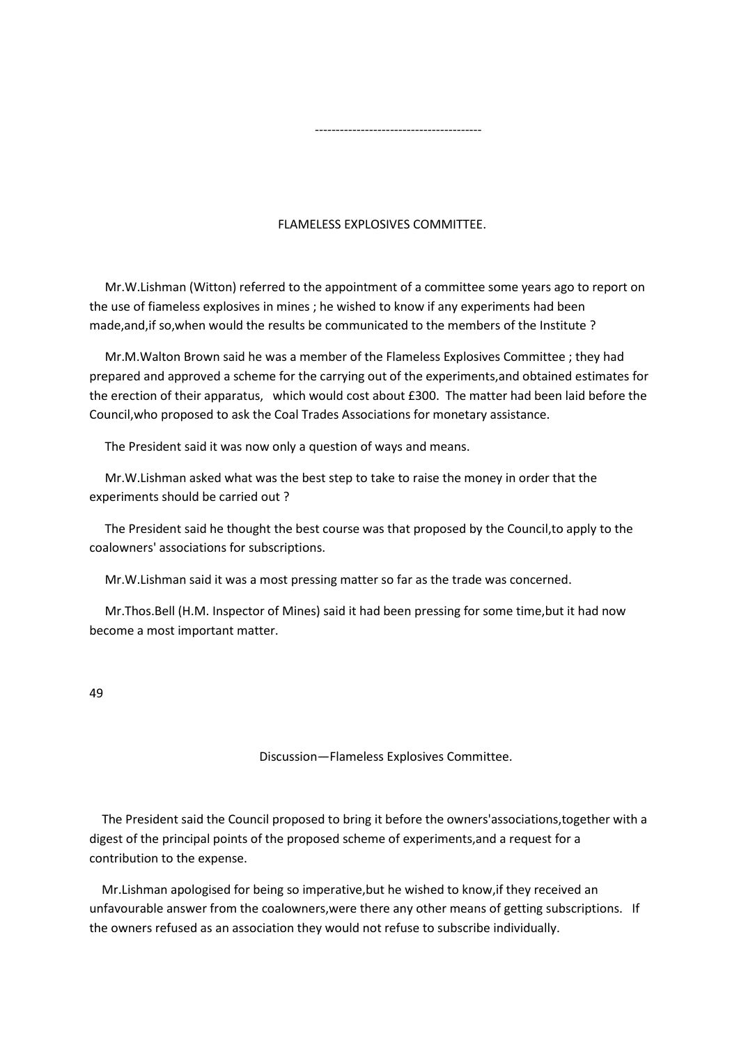----------------------------------------

## FLAMELESS EXPLOSIVES COMMITTEE.

Mr.W.Lishman (Witton) referred to the appointment of a committee some years ago to report on the use of fiameless explosives in mines ; he wished to know if any experiments had been made,and,if so,when would the results be communicated to the members of the Institute ?

Mr.M.Walton Brown said he was a member of the Flameless Explosives Committee ; they had prepared and approved a scheme for the carrying out of the experiments,and obtained estimates for the erection of their apparatus, which would cost about £300. The matter had been laid before the Council,who proposed to ask the Coal Trades Associations for monetary assistance.

The President said it was now only a question of ways and means.

Mr.W.Lishman asked what was the best step to take to raise the money in order that the experiments should be carried out ?

The President said he thought the best course was that proposed by the Council,to apply to the coalowners' associations for subscriptions.

Mr.W.Lishman said it was a most pressing matter so far as the trade was concerned.

Mr.Thos.Bell (H.M. Inspector of Mines) said it had been pressing for some time,but it had now become a most important matter.

The President said the Council proposed to bring it before the owners'associations,together with a digest of the principal points of the proposed scheme of experiments,and a request for a contribution to the expense.

Mr.Lishman apologised for being so imperative,but he wished to know,if they received an unfavourable answer from the coalowners,were there any other means of getting subscriptions. If the owners refused as an association they would not refuse to subscribe individually.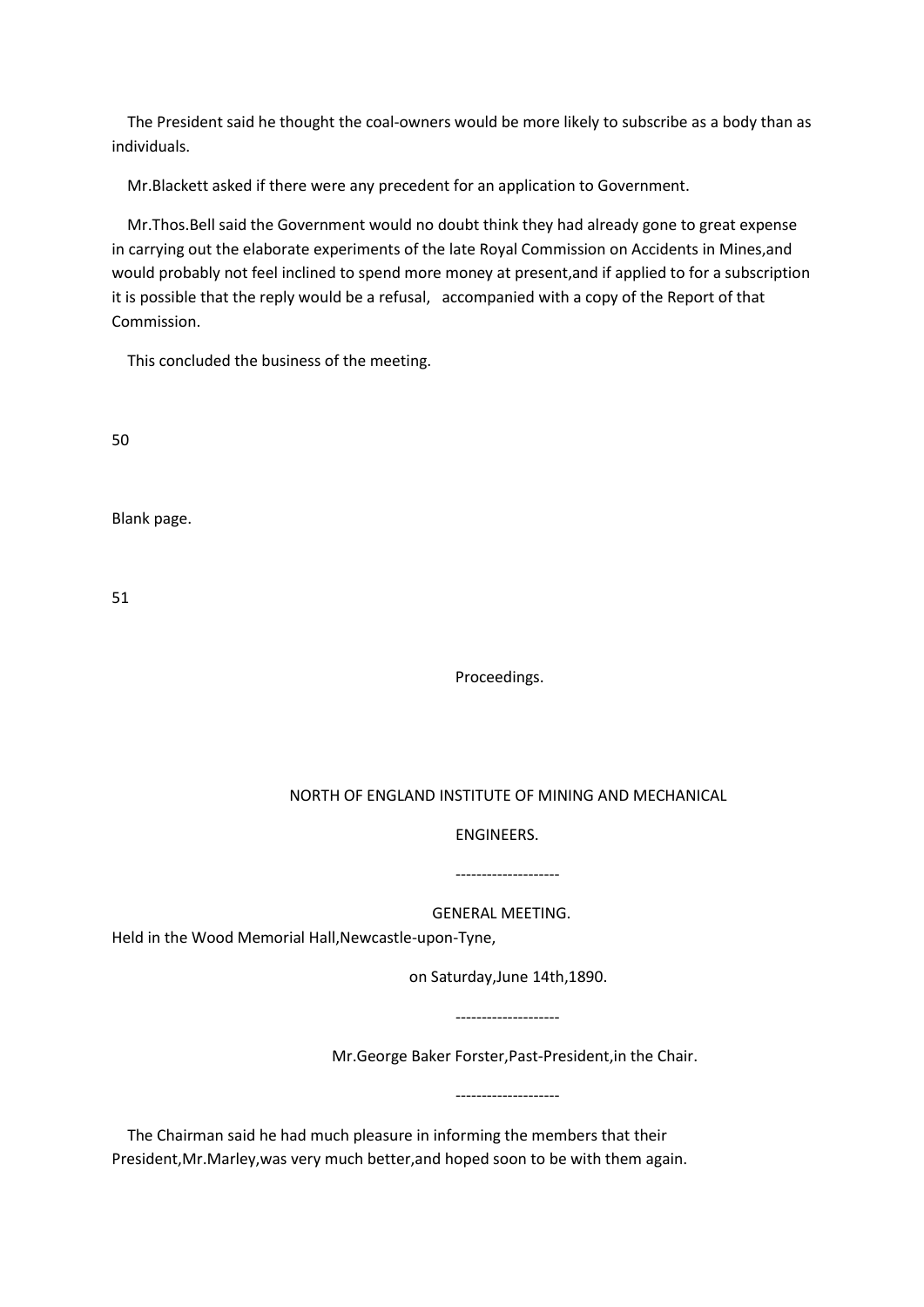The President said he thought the coal-owners would be more likely to subscribe as a body than as individuals.

Mr.Blackett asked if there were any precedent for an application to Government.

Mr.Thos.Bell said the Government would no doubt think they had already gone to great expense in carrying out the elaborate experiments of the late Royal Commission on Accidents in Mines,and would probably not feel inclined to spend more money at present,and if applied to for a subscription it is possible that the reply would be a refusal, accompanied with a copy of the Report of that Commission.

This concluded the business of the meeting.

Blank page.

Proceedings.

## NORTH OF ENGLAND INSTITUTE OF MINING AND MECHANICAL ENGINEERS.

--------------------

### GENERAL MEETING.

Held in the Wood Memorial Hall,Newcastle-upon-Tyne,

on Saturday,June 14th,1890.

--------------------

Mr.George Baker Forster,Past-President,in the Chair.

--------------------

The Chairman said he had much pleasure in informing the members that their President,Mr.Marley,was very much better,and hoped soon to be with them again.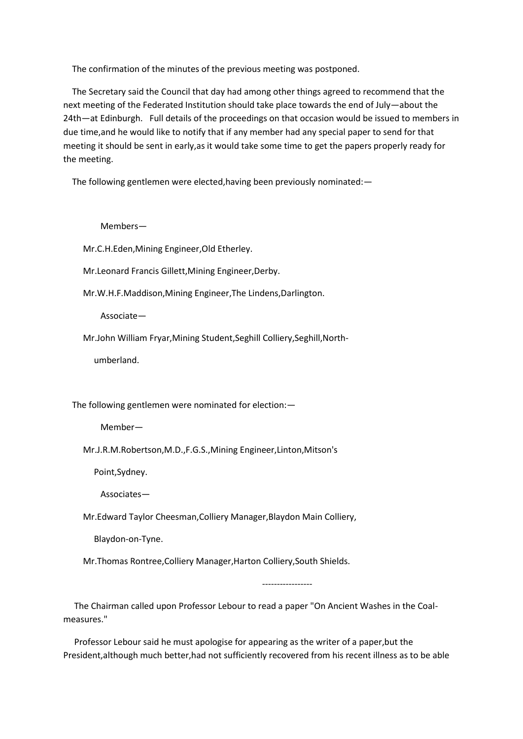The confirmation of the minutes of the previous meeting was postponed.

The Secretary said the Council that day had among other things agreed to recommend that the next meeting of the Federated Institution should take place towards the end of July—about the 24th—at Edinburgh. Full details of the proceedings on that occasion would be issued to members in due time,and he would like to notify that if any member had any special paper to send for that meeting it should be sent in early,as it would take some time to get the papers properly ready for the meeting.

The following gentlemen were elected,having been previously nominated:—

Members—

Mr.C.H.Eden,Mining Engineer,Old Etherley.

Mr.Leonard Francis Gillett,Mining Engineer,Derby.

Mr.W.H.F.Maddison,Mining Engineer,The Lindens,Darlington.

Associate—

Mr.John William Fryar,Mining Student,Seghill Colliery,Seghill,Northumberland.

The following gentlemen were nominated for election:—

Member—

Mr.J.R.M.Robertson,M.D.,F.G.S.,Mining Engineer,Linton,Mitson's Point,Sydney.

Associates—

Mr.Edward Taylor Cheesman,Colliery Manager,Blaydon Main Colliery, Blaydon-on-Tyne.

Mr.Thomas Rontree,Colliery Manager,Harton Colliery,South Shields.

-----------------

The Chairman called upon Professor Lebour to read a paper "On Ancient Washes in the Coal-measures."

Professor Lebour said he must apologise for appearing as the writer of a paper,but the President,although much better,had not sufficiently recovered from his recent illness as to be able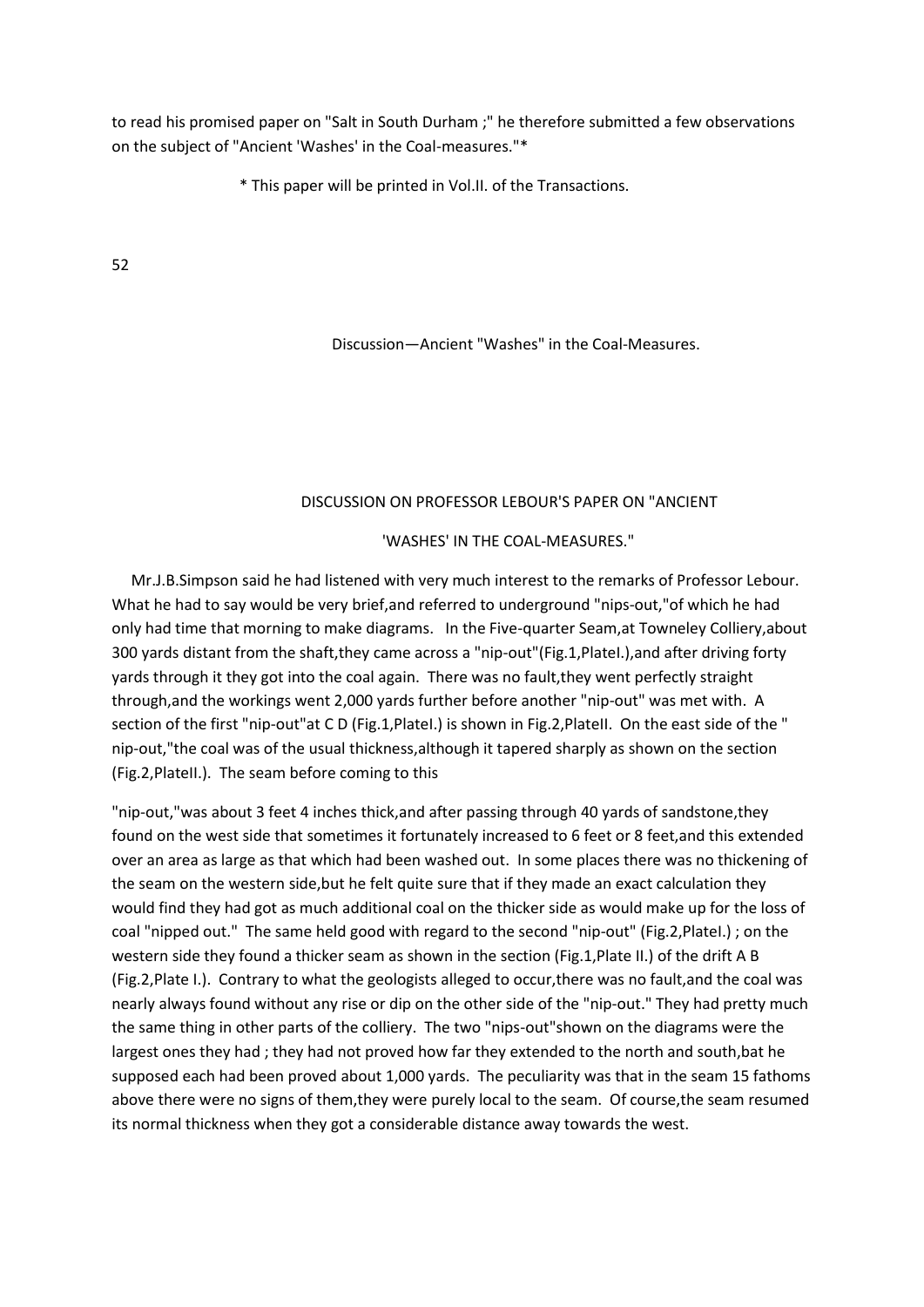to read his promised paper on "Salt in South Durham ;" he therefore submitted a few observations on the subject of "Ancient 'Washes' in the Coal-measures."*

\* This paper will be printed in Vol.II. of the Transactions.

Discussion—Ancient "Washes" in the Coal-Measures.

## DISCUSSION ON PROFESSOR LEBOUR'S PAPER ON "ANCIENT 'WASHES' IN THE COAL-MEASURES."

Mr.J.B.Simpson said he had listened with very much interest to the remarks of Professor Lebour. What he had to say would be very brief,and referred to underground "nips-out,"of which he had only had time that morning to make diagrams. In the Five-quarter Seam,at Towneley Colliery,about 300 yards distant from the shaft,they came across a "nip-out"(Fig.1,PlateI.),and after driving forty yards through it they got into the coal again. There was no fault,they went perfectly straight through,and the workings went 2,000 yards further before another "nip-out" was met with. A section of the first "nip-out"at C D (Fig.1,PlateI.) is shown in Fig.2,PlateII. On the east side of the " nip-out,"the coal was of the usual thickness,although it tapered sharply as shown on the section (Fig.2,PlateII.). The seam before coming to this

"nip-out,"was about 3 feet 4 inches thick,and after passing through 40 yards of sandstone,they found on the west side that sometimes it fortunately increased to 6 feet or 8 feet,and this extended over an area as large as that which had been washed out. In some places there was no thickening of the seam on the western side,but he felt quite sure that if they made an exact calculation they would find they had got as much additional coal on the thicker side as would make up for the loss of coal "nipped out." The same held good with regard to the second "nip-out" (Fig.2,PlateI.) ; on the western side they found a thicker seam as shown in the section (Fig.1,Plate II.) of the drift A B (Fig.2,Plate I.). Contrary to what the geologists alleged to occur,there was no fault,and the coal was nearly always found without any rise or dip on the other side of the "nip-out." They had pretty much the same thing in other parts of the colliery. The two "nips-out"shown on the diagrams were the largest ones they had ; they had not proved how far they extended to the north and south,bat he supposed each had been proved about 1,000 yards. The peculiarity was that in the seam 15 fathoms above there were no signs of them,they were purely local to the seam. Of course,the seam resumed its normal thickness when they got a considerable distance away towards the west.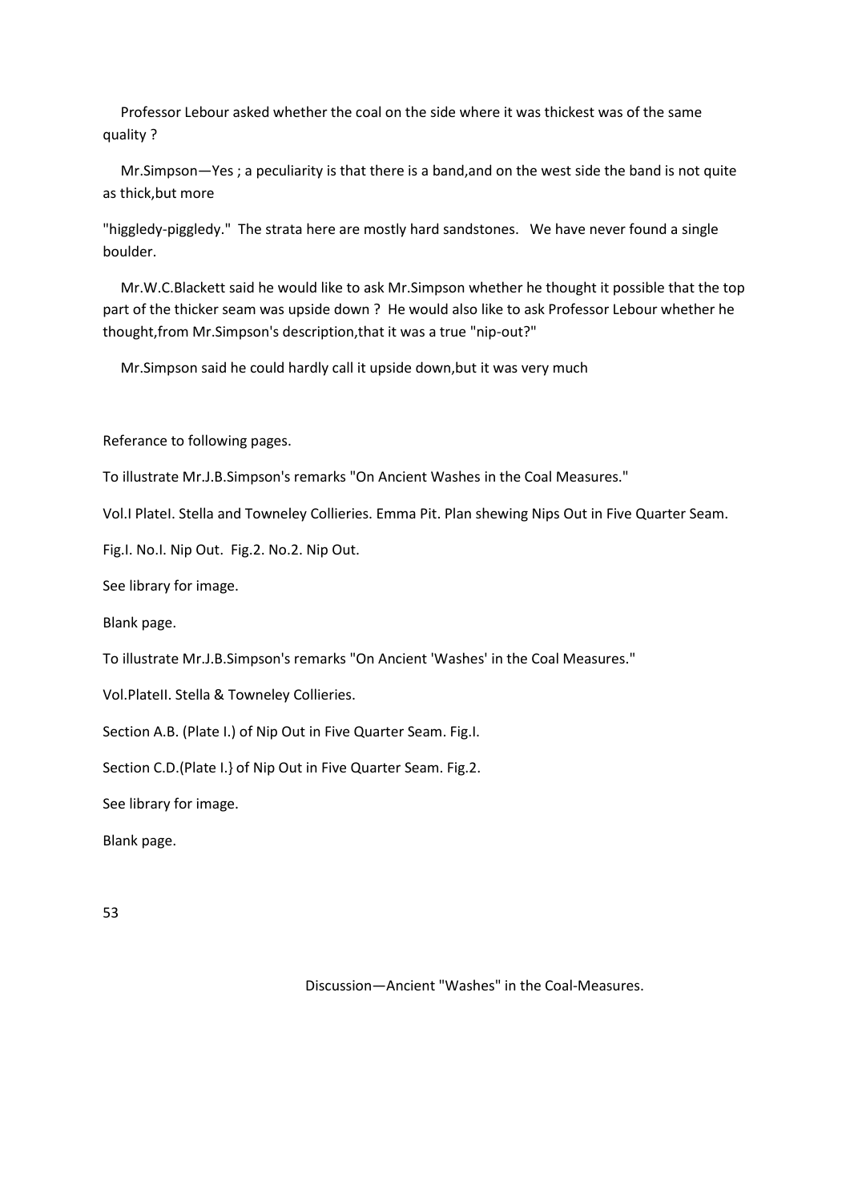Professor Lebour asked whether the coal on the side where it was thickest was of the same quality ?

Mr.Simpson—Yes ; a peculiarity is that there is a band,and on the west side the band is not quite as thick,but more

"higgledy-piggledy." The strata here are mostly hard sandstones. We have never found a single boulder.

Mr.W.C.Blackett said he would like to ask Mr.Simpson whether he thought it possible that the top part of the thicker seam was upside down ? He would also like to ask Professor Lebour whether he thought,from Mr.Simpson's description,that it was a true "nip-out?"

Mr.Simpson said he could hardly call it upside down,but it was very much

Referance to following pages.

To illustrate Mr.J.B.Simpson's remarks "On Ancient Washes in the Coal Measures."

Vol.I PlateI. Stella and Towneley Collieries. Emma Pit. Plan shewing Nips Out in Five Quarter Seam.

Fig.I. No.I. Nip Out. Fig.2. No.2. Nip Out.

See library for image.

Blank page.

To illustrate Mr.J.B.Simpson's remarks "On Ancient 'Washes' in the Coal Measures."

Vol.PlateII. Stella & Towneley Collieries.

Section A.B. (Plate I.) of Nip Out in Five Quarter Seam. Fig.I.

Section C.D.(Plate I.} of Nip Out in Five Quarter Seam. Fig.2.

See library for image.

Blank page.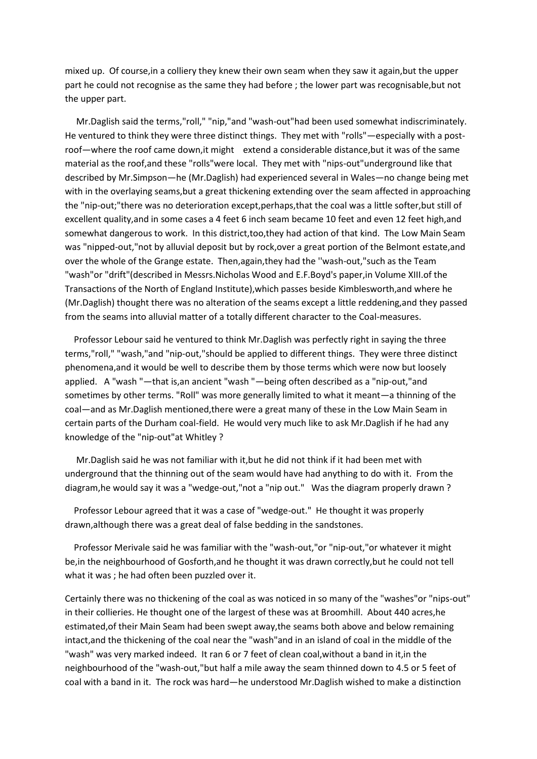mixed up. Of course, in a colliery they knew their own seam when they saw it again, but the upper part he could not recognise as the same they had before ; the lower part was recognisable, but not the upper part.

Mr. Daglish said the terms, "roll," "nip," and "wash-out" had been used somewhat indiscriminately. He ventured to think they were three distinct things. They met with "rolls"—especially with a post-roof—where the roof came down, it might extend a considerable distance, but it was of the same material as the roof, and these "rolls" were local. They met with "nips-out" underground like that described by Mr. Simpson—he (Mr. Daglish) had experienced several in Wales—no change being met with in the overlaying seams, but a great thickening extending over the seam affected in approaching the "nip-out;" there was no deterioration except, perhaps, that the coal was a little softer, but still of excellent quality, and in some cases a 4 feet 6 inch seam became 10 feet and even 12 feet high, and somewhat dangerous to work. In this district, too, they had action of that kind. The Low Main Seam was "nipped-out," not by alluvial deposit but by rock, over a great portion of the Belmont estate, and over the whole of the Grange estate. Then, again, they had the "wash-out," such as the Team "wash" or "drift" (described in Messrs. Nicholas Wood and E.F. Boyd's paper, in Volume XIII. of the Transactions of the North of England Institute), which passes beside Kimblesworth, and where he (Mr. Daglish) thought there was no alteration of the seams except a little reddening, and they passed from the seams into alluvial matter of a totally different character to the Coal-measures.

Professor Lebour said he ventured to think Mr. Daglish was perfectly right in saying the three terms, "roll," "wash," and "nip-out," should be applied to different things. They were three distinct phenomena, and it would be well to describe them by those terms which were now but loosely applied. A "wash"—that is, an ancient "wash"—being often described as a "nip-out," and sometimes by other terms. "Roll" was more generally limited to what it meant—a thinning of the coal—and as Mr. Daglish mentioned, there were a great many of these in the Low Main Seam in certain parts of the Durham coal-field. He would very much like to ask Mr. Daglish if he had any knowledge of the "nip-out" at Whitley ?

Mr. Daglish said he was not familiar with it, but he did not think if it had been met with underground that the thinning out of the seam would have had anything to do with it. From the diagram, he would say it was a "wedge-out," not a "nip out." Was the diagram properly drawn ?

Professor Lebour agreed that it was a case of "wedge-out." He thought it was properly drawn, although there was a great deal of false bedding in the sandstones.

Professor Merivale said he was familiar with the "wash-out," or "nip-out," or whatever it might be, in the neighbourhood of Gosforth, and he thought it was drawn correctly, but he could not tell what it was ; he had often been puzzled over it.

Certainly there was no thickening of the coal as was noticed in so many of the "washes" or "nips-out" in their collieries. He thought one of the largest of these was at Broomhill. About 440 acres, he estimated, of their Main Seam had been swept away, the seams both above and below remaining intact, and the thickening of the coal near the "wash" and in an island of coal in the middle of the "wash" was very marked indeed. It ran 6 or 7 feet of clean coal, without a band in it, in the neighbourhood of the "wash-out," but half a mile away the seam thinned down to 4.5 or 5 feet of coal with a band in it. The rock was hard—he understood Mr. Daglish wished to make a distinction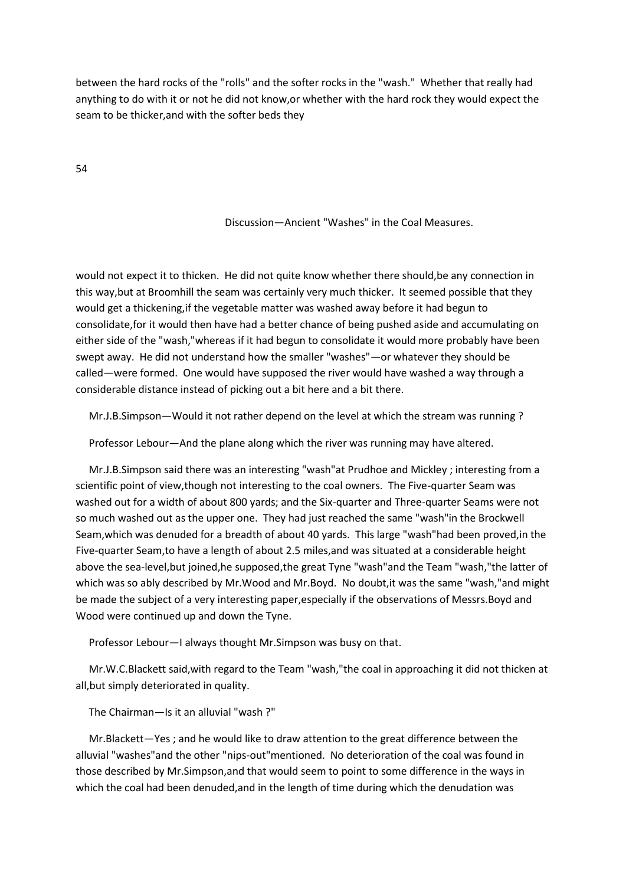between the hard rocks of the "rolls" and the softer rocks in the "wash." Whether that really had anything to do with it or not he did not know,or whether with the hard rock they would expect the seam to be thicker,and with the softer beds they

would not expect it to thicken. He did not quite know whether there should,be any connection in this way,but at Broomhill the seam was certainly very much thicker. It seemed possible that they would get a thickening,if the vegetable matter was washed away before it had begun to consolidate,for it would then have had a better chance of being pushed aside and accumulating on either side of the "wash,"whereas if it had begun to consolidate it would more probably have been swept away. He did not understand how the smaller "washes"—or whatever they should be called—were formed. One would have supposed the river would have washed a way through a considerable distance instead of picking out a bit here and a bit there.

Mr.J.B.Simpson—Would it not rather depend on the level at which the stream was running ?

Professor Lebour—And the plane along which the river was running may have altered.

Mr.J.B.Simpson said there was an interesting "wash"at Prudhoe and Mickley ; interesting from a scientific point of view,though not interesting to the coal owners. The Five-quarter Seam was washed out for a width of about 800 yards; and the Six-quarter and Three-quarter Seams were not so much washed out as the upper one. They had just reached the same "wash"in the Brockwell Seam,which was denuded for a breadth of about 40 yards. This large "wash"had been proved,in the Five-quarter Seam,to have a length of about 2.5 miles,and was situated at a considerable height above the sea-level,but joined,he supposed,the great Tyne "wash"and the Team "wash,"the latter of which was so ably described by Mr.Wood and Mr.Boyd. No doubt,it was the same "wash,"and might be made the subject of a very interesting paper,especially if the observations of Messrs.Boyd and Wood were continued up and down the Tyne.

Professor Lebour—I always thought Mr.Simpson was busy on that.

Mr.W.C.Blackett said,with regard to the Team "wash,"the coal in approaching it did not thicken at all,but simply deteriorated in quality.

The Chairman—Is it an alluvial "wash ?"

Mr.Blackett—Yes ; and he would like to draw attention to the great difference between the alluvial "washes"and the other "nips-out"mentioned. No deterioration of the coal was found in those described by Mr.Simpson,and that would seem to point to some difference in the ways in which the coal had been denuded,and in the length of time during which the denudation was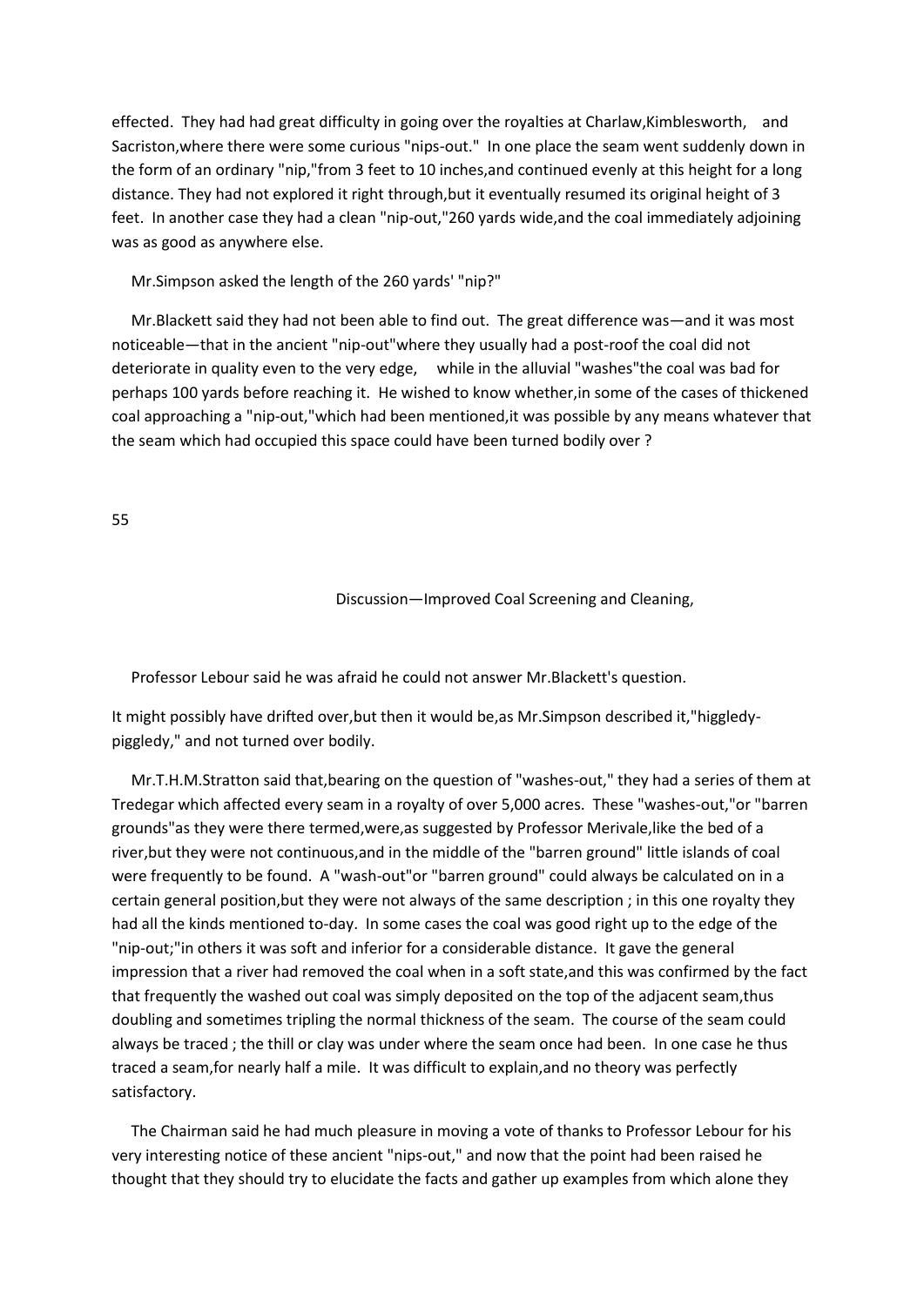effected. They had had great difficulty in going over the royalties at Charlaw,Kimblesworth, and Sacriston,where there were some curious "nips-out." In one place the seam went suddenly down in the form of an ordinary "nip,"from 3 feet to 10 inches,and continued evenly at this height for a long distance. They had not explored it right through,but it eventually resumed its original height of 3 feet. In another case they had a clean "nip-out,"260 yards wide,and the coal immediately adjoining was as good as anywhere else.

Mr.Simpson asked the length of the 260 yards' "nip?"

Mr.Blackett said they had not been able to find out. The great difference was—and it was most noticeable—that in the ancient "nip-out"where they usually had a post-roof the coal did not deteriorate in quality even to the very edge, while in the alluvial "washes"the coal was bad for perhaps 100 yards before reaching it. He wished to know whether,in some of the cases of thickened coal approaching a "nip-out,"which had been mentioned,it was possible by any means whatever that the seam which had occupied this space could have been turned bodily over ?

Discussion—Improved Coal Screening and Cleaning,

Professor Lebour said he was afraid he could not answer Mr.Blackett's question.

It might possibly have drifted over,but then it would be,as Mr.Simpson described it,"higgledy-piggledy," and not turned over bodily.

Mr.T.H.M.Stratton said that,bearing on the question of "washes-out," they had a series of them at Tredegar which affected every seam in a royalty of over 5,000 acres. These "washes-out,"or "barren grounds"as they were there termed,were,as suggested by Professor Merivale,like the bed of a river,but they were not continuous,and in the middle of the "barren ground" little islands of coal were frequently to be found. A "wash-out"or "barren ground" could always be calculated on in a certain general position,but they were not always of the same description ; in this one royalty they had all the kinds mentioned to-day. In some cases the coal was good right up to the edge of the "nip-out;"in others it was soft and inferior for a considerable distance. It gave the general impression that a river had removed the coal when in a soft state,and this was confirmed by the fact that frequently the washed out coal was simply deposited on the top of the adjacent seam,thus doubling and sometimes tripling the normal thickness of the seam. The course of the seam could always be traced ; the thill or clay was under where the seam once had been. In one case he thus traced a seam,for nearly half a mile. It was difficult to explain,and no theory was perfectly satisfactory.

The Chairman said he had much pleasure in moving a vote of thanks to Professor Lebour for his very interesting notice of these ancient "nips-out," and now that the point had been raised he thought that they should try to elucidate the facts and gather up examples from which alone they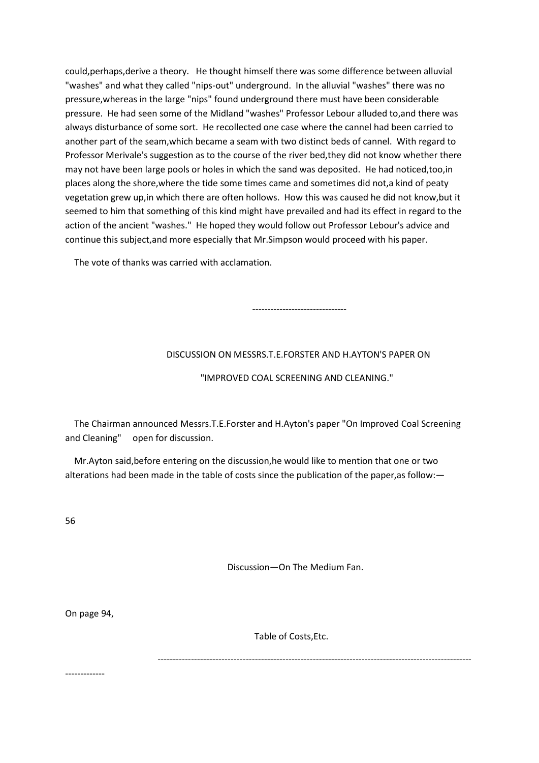could,perhaps,derive a theory. He thought himself there was some difference between alluvial "washes" and what they called "nips-out" underground. In the alluvial "washes" there was no pressure,whereas in the large "nips" found underground there must have been considerable pressure. He had seen some of the Midland "washes" Professor Lebour alluded to,and there was always disturbance of some sort. He recollected one case where the cannel had been carried to another part of the seam,which became a seam with two distinct beds of cannel. With regard to Professor Merivale's suggestion as to the course of the river bed,they did not know whether there may not have been large pools or holes in which the sand was deposited. He had noticed,too,in places along the shore,where the tide some times came and sometimes did not,a kind of peaty vegetation grew up,in which there are often hollows. How this was caused he did not know,but it seemed to him that something of this kind might have prevailed and had its effect in regard to the action of the ancient "washes." He hoped they would follow out Professor Lebour's advice and continue this subject,and more especially that Mr.Simpson would proceed with his paper.

The vote of thanks was carried with acclamation.

-------------------------------

DISCUSSION ON MESSRS.T.E.FORSTER AND H.AYTON'S PAPER ON

"IMPROVED COAL SCREENING AND CLEANING."

The Chairman announced Messrs.T.E.Forster and H.Ayton's paper "On Improved Coal Screening and Cleaning" open for discussion.

Mr.Ayton said,before entering on the discussion,he would like to mention that one or two alterations had been made in the table of costs since the publication of the paper,as follow:—

On page 94,

Table of Costs,Etc.

---------------------------------------------------------------------------------------------------------------------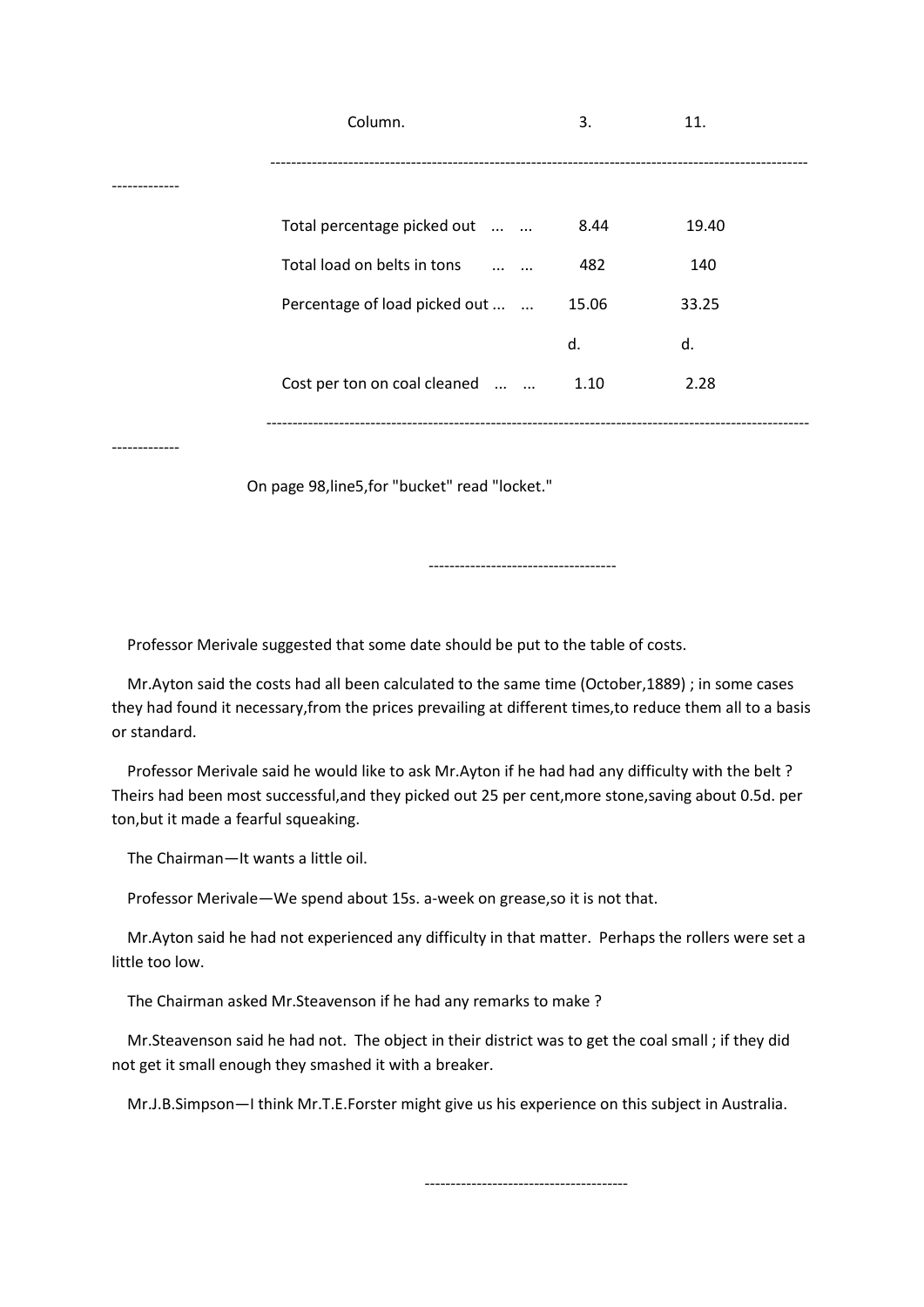| Column. | 3. | 11. |
|---|---|---|
| Total percentage picked out ... ... | 8.44 | 19.40 |
| Total load on belts in tons ... ... | 482 | 140 |
| Percentage of load picked out ... ... | 15.06 | 33.25 |
| | d. | d. |
| Cost per ton on coal cleaned ... ... | 1.10 | 2.28 |

On page 98,line5,for "bucket" read "locket."

---

Professor Merivale suggested that some date should be put to the table of costs.

Mr.Ayton said the costs had all been calculated to the same time (October,1889) ; in some cases they had found it necessary,from the prices prevailing at different times,to reduce them all to a basis or standard.

Professor Merivale said he would like to ask Mr.Ayton if he had had any difficulty with the belt ? Theirs had been most successful,and they picked out 25 per cent,more stone,saving about 0.5d. per ton,but it made a fearful squeaking.

The Chairman—It wants a little oil.

Professor Merivale—We spend about 15s. a-week on grease,so it is not that.

Mr.Ayton said he had not experienced any difficulty in that matter. Perhaps the rollers were set a little too low.

The Chairman asked Mr.Steavenson if he had any remarks to make ?

Mr.Steavenson said he had not. The object in their district was to get the coal small ; if they did not get it small enough they smashed it with a breaker.

Mr.J.B.Simpson—I think Mr.T.E.Forster might give us his experience on this subject in Australia.

---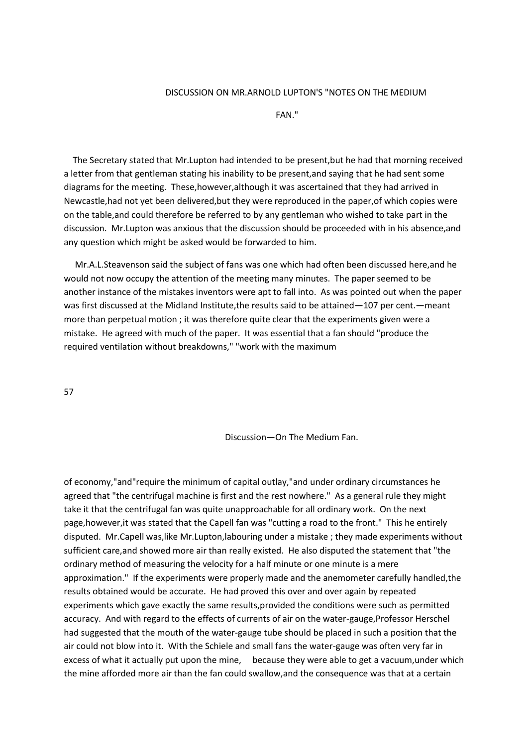## DISCUSSION ON MR.ARNOLD LUPTON'S "NOTES ON THE MEDIUM FAN."

The Secretary stated that Mr.Lupton had intended to be present,but he had that morning received a letter from that gentleman stating his inability to be present,and saying that he had sent some diagrams for the meeting. These,however,although it was ascertained that they had arrived in Newcastle,had not yet been delivered,but they were reproduced in the paper,of which copies were on the table,and could therefore be referred to by any gentleman who wished to take part in the discussion. Mr.Lupton was anxious that the discussion should be proceeded with in his absence,and any question which might be asked would be forwarded to him.

Mr.A.L.Steavenson said the subject of fans was one which had often been discussed here,and he would not now occupy the attention of the meeting many minutes. The paper seemed to be another instance of the mistakes inventors were apt to fall into. As was pointed out when the paper was first discussed at the Midland Institute,the results said to be attained—107 per cent.—meant more than perpetual motion ; it was therefore quite clear that the experiments given were a mistake. He agreed with much of the paper. It was essential that a fan should "produce the required ventilation without breakdowns," "work with the maximum of economy,"and"require the minimum of capital outlay,"and under ordinary circumstances he agreed that "the centrifugal machine is first and the rest nowhere." As a general rule they might take it that the centrifugal fan was quite unapproachable for all ordinary work. On the next page,however,it was stated that the Capell fan was "cutting a road to the front." This he entirely disputed. Mr.Capell was,like Mr.Lupton,labouring under a mistake ; they made experiments without sufficient care,and showed more air than really existed. He also disputed the statement that "the ordinary method of measuring the velocity for a half minute or one minute is a mere approximation." If the experiments were properly made and the anemometer carefully handled,the results obtained would be accurate. He had proved this over and over again by repeated experiments which gave exactly the same results,provided the conditions were such as permitted accuracy. And with regard to the effects of currents of air on the water-gauge,Professor Herschel had suggested that the mouth of the water-gauge tube should be placed in such a position that the air could not blow into it. With the Schiele and small fans the water-gauge was often very far in excess of what it actually put upon the mine, because they were able to get a vacuum,under which the mine afforded more air than the fan could swallow,and the consequence was that at a certain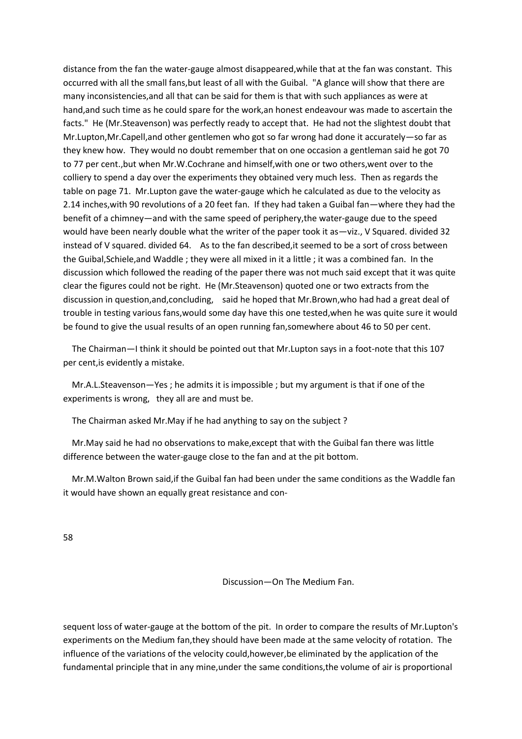distance from the fan the water-gauge almost disappeared,while that at the fan was constant. This occurred with all the small fans,but least of all with the Guibal. "A glance will show that there are many inconsistencies,and all that can be said for them is that with such appliances as were at hand,and such time as he could spare for the work,an honest endeavour was made to ascertain the facts." He (Mr.Steavenson) was perfectly ready to accept that. He had not the slightest doubt that Mr.Lupton,Mr.Capell,and other gentlemen who got so far wrong had done it accurately—so far as they knew how. They would no doubt remember that on one occasion a gentleman said he got 70 to 77 per cent.,but when Mr.W.Cochrane and himself,with one or two others,went over to the colliery to spend a day over the experiments they obtained very much less. Then as regards the table on page 71. Mr.Lupton gave the water-gauge which he calculated as due to the velocity as 2.14 inches,with 90 revolutions of a 20 feet fan. If they had taken a Guibal fan—where they had the benefit of a chimney—and with the same speed of periphery,the water-gauge due to the speed would have been nearly double what the writer of the paper took it as—viz., V Squared. divided 32 instead of V squared. divided 64. As to the fan described,it seemed to be a sort of cross between the Guibal,Schiele,and Waddle ; they were all mixed in it a little ; it was a combined fan. In the discussion which followed the reading of the paper there was not much said except that it was quite clear the figures could not be right. He (Mr.Steavenson) quoted one or two extracts from the discussion in question,and,concluding, said he hoped that Mr.Brown,who had had a great deal of trouble in testing various fans,would some day have this one tested,when he was quite sure it would be found to give the usual results of an open running fan,somewhere about 46 to 50 per cent.

The Chairman—I think it should be pointed out that Mr.Lupton says in a foot-note that this 107 per cent,is evidently a mistake.

Mr.A.L.Steavenson—Yes ; he admits it is impossible ; but my argument is that if one of the experiments is wrong, they all are and must be.

The Chairman asked Mr.May if he had anything to say on the subject ?

Mr.May said he had no observations to make,except that with the Guibal fan there was little difference between the water-gauge close to the fan and at the pit bottom.

Mr.M.Walton Brown said,if the Guibal fan had been under the same conditions as the Waddle fan it would have shown an equally great resistance and consequent loss of water-gauge at the bottom of the pit. In order to compare the results of Mr.Lupton's experiments on the Medium fan,they should have been made at the same velocity of rotation. The influence of the variations of the velocity could,however,be eliminated by the application of the fundamental principle that in any mine,under the same conditions,the volume of air is proportional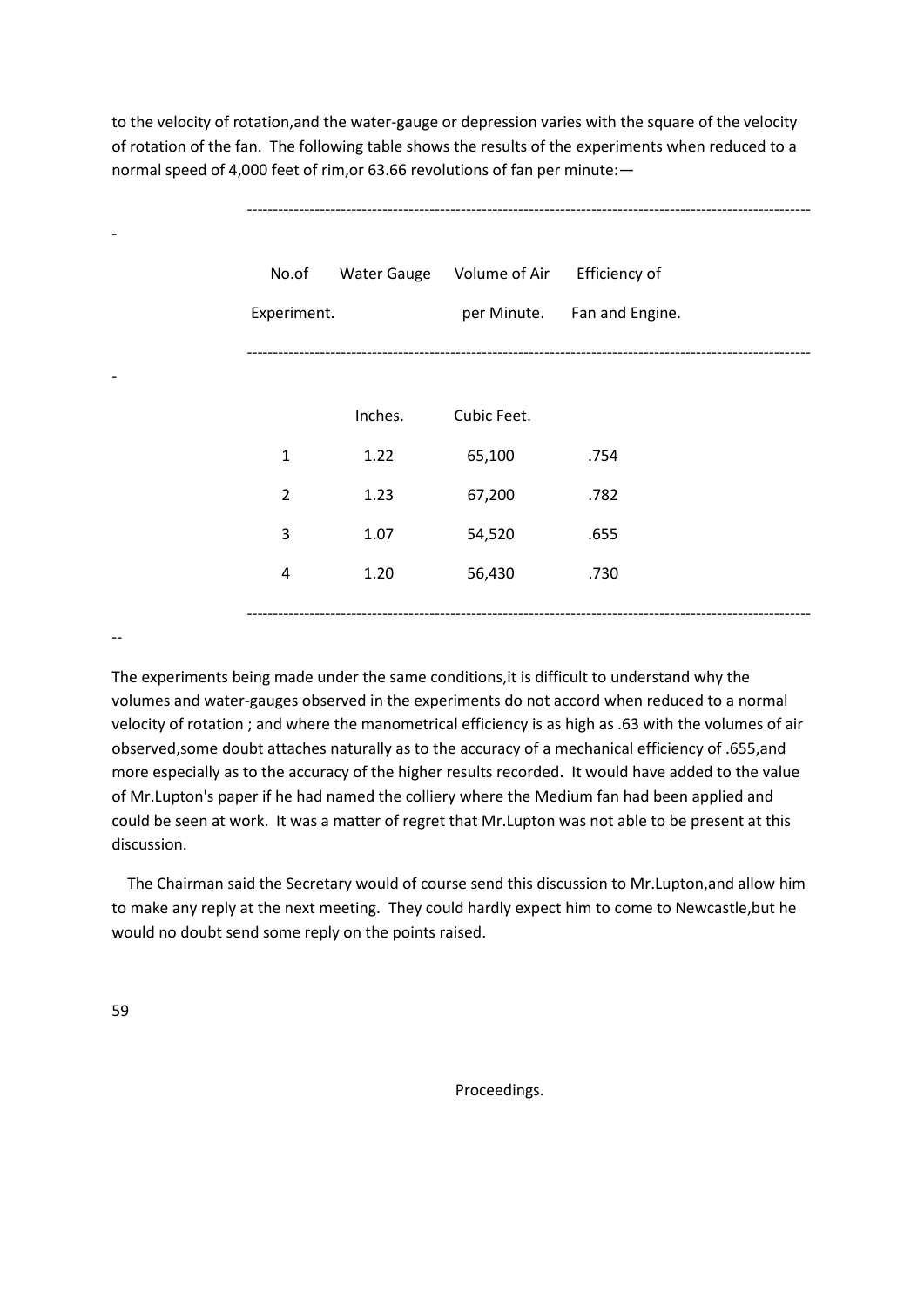to the velocity of rotation,and the water-gauge or depression varies with the square of the velocity of rotation of the fan. The following table shows the results of the experiments when reduced to a normal speed of 4,000 feet of rim,or 63.66 revolutions of fan per minute:—

| No.of Experiment. | Water Gauge | Volume of Air per Minute. | Efficiency of Fan and Engine. |
|---|---|---|---|
| | Inches. | Cubic Feet. | |
| 1 | 1.22 | 65,100 | .754 |
| 2 | 1.23 | 67,200 | .782 |
| 3 | 1.07 | 54,520 | .655 |
| 4 | 1.20 | 56,430 | .730 |

The experiments being made under the same conditions,it is difficult to understand why the volumes and water-gauges observed in the experiments do not accord when reduced to a normal velocity of rotation ; and where the manometrical efficiency is as high as .63 with the volumes of air observed,some doubt attaches naturally as to the accuracy of a mechanical efficiency of .655,and more especially as to the accuracy of the higher results recorded. It would have added to the value of Mr.Lupton's paper if he had named the colliery where the Medium fan had been applied and could be seen at work. It was a matter of regret that Mr.Lupton was not able to be present at this discussion.

The Chairman said the Secretary would of course send this discussion to Mr.Lupton,and allow him to make any reply at the next meeting. They could hardly expect him to come to Newcastle,but he would no doubt send some reply on the points raised.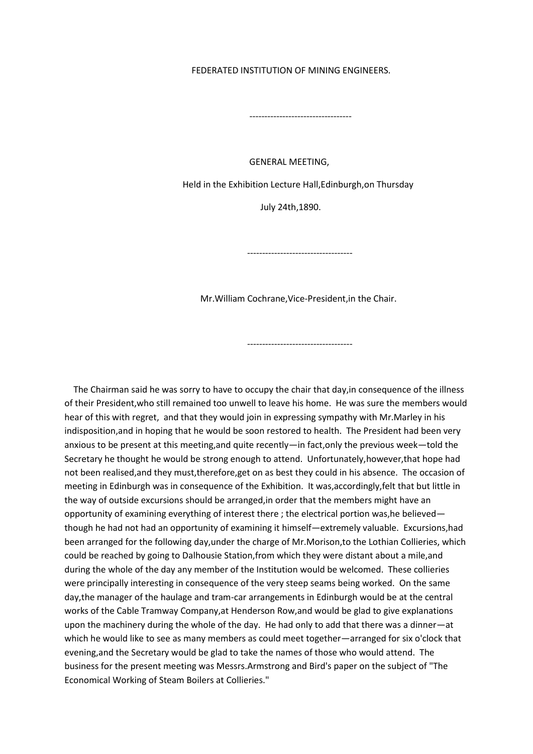# FEDERATED INSTITUTION OF MINING ENGINEERS.

---

## GENERAL MEETING,

Held in the Exhibition Lecture Hall,Edinburgh,on Thursday

July 24th,1890.

---

Mr.William Cochrane,Vice-President,in the Chair.

---

The Chairman said he was sorry to have to occupy the chair that day,in consequence of the illness of their President,who still remained too unwell to leave his home. He was sure the members would hear of this with regret, and that they would join in expressing sympathy with Mr.Marley in his indisposition,and in hoping that he would be soon restored to health. The President had been very anxious to be present at this meeting,and quite recently—in fact,only the previous week—told the Secretary he thought he would be strong enough to attend. Unfortunately,however,that hope had not been realised,and they must,therefore,get on as best they could in his absence. The occasion of meeting in Edinburgh was in consequence of the Exhibition. It was,accordingly,felt that but little in the way of outside excursions should be arranged,in order that the members might have an opportunity of examining everything of interest there ; the electrical portion was,he believed—though he had not had an opportunity of examining it himself—extremely valuable. Excursions,had been arranged for the following day,under the charge of Mr.Morison,to the Lothian Collieries, which could be reached by going to Dalhousie Station,from which they were distant about a mile,and during the whole of the day any member of the Institution would be welcomed. These collieries were principally interesting in consequence of the very steep seams being worked. On the same day,the manager of the haulage and tram-car arrangements in Edinburgh would be at the central works of the Cable Tramway Company,at Henderson Row,and would be glad to give explanations upon the machinery during the whole of the day. He had only to add that there was a dinner—at which he would like to see as many members as could meet together—arranged for six o'clock that evening,and the Secretary would be glad to take the names of those who would attend. The business for the present meeting was Messrs.Armstrong and Bird's paper on the subject of "The Economical Working of Steam Boilers at Collieries."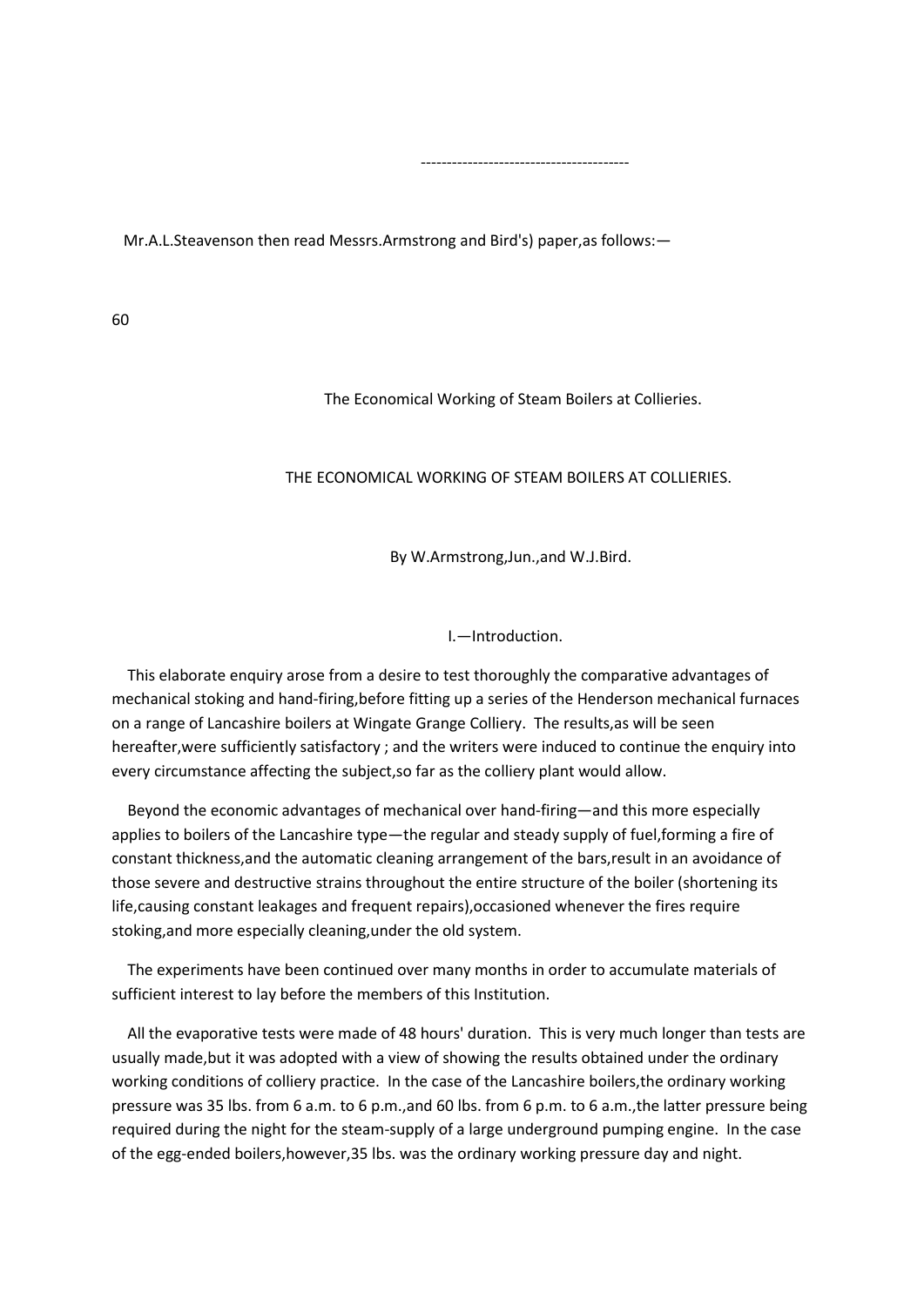----------------------------------------

Mr.A.L.Steavenson then read Messrs.Armstrong and Bird's) paper,as follows:—

The Economical Working of Steam Boilers at Collieries.

# THE ECONOMICAL WORKING OF STEAM BOILERS AT COLLIERIES.

By W.Armstrong,Jun.,and W.J.Bird.

## I.—Introduction.

This elaborate enquiry arose from a desire to test thoroughly the comparative advantages of mechanical stoking and hand-firing,before fitting up a series of the Henderson mechanical furnaces on a range of Lancashire boilers at Wingate Grange Colliery. The results,as will be seen hereafter,were sufficiently satisfactory ; and the writers were induced to continue the enquiry into every circumstance affecting the subject,so far as the colliery plant would allow.

Beyond the economic advantages of mechanical over hand-firing—and this more especially applies to boilers of the Lancashire type—the regular and steady supply of fuel,forming a fire of constant thickness,and the automatic cleaning arrangement of the bars,result in an avoidance of those severe and destructive strains throughout the entire structure of the boiler (shortening its life,causing constant leakages and frequent repairs),occasioned whenever the fires require stoking,and more especially cleaning,under the old system.

The experiments have been continued over many months in order to accumulate materials of sufficient interest to lay before the members of this Institution.

All the evaporative tests were made of 48 hours' duration. This is very much longer than tests are usually made,but it was adopted with a view of showing the results obtained under the ordinary working conditions of colliery practice. In the case of the Lancashire boilers,the ordinary working pressure was 35 lbs. from 6 a.m. to 6 p.m.,and 60 lbs. from 6 p.m. to 6 a.m.,the latter pressure being required during the night for the steam-supply of a large underground pumping engine. In the case of the egg-ended boilers,however,35 lbs. was the ordinary working pressure day and night.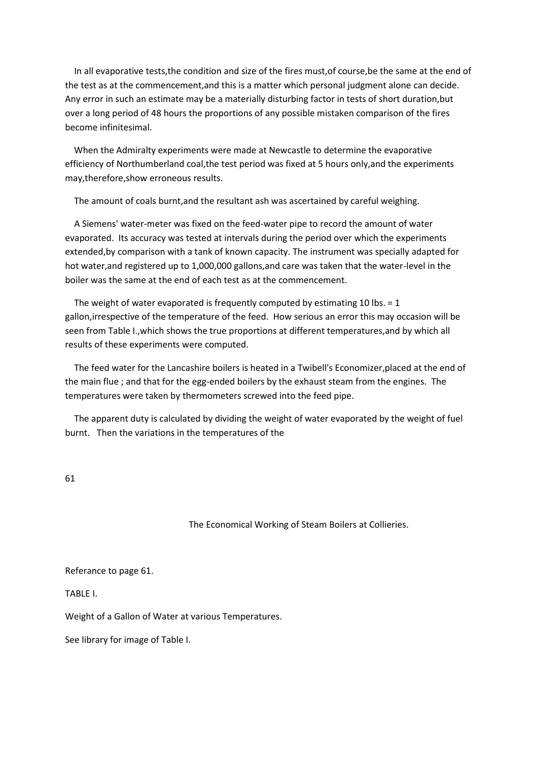In all evaporative tests,the condition and size of the fires must,of course,be the same at the end of the test as at the commencement,and this is a matter which personal judgment alone can decide. Any error in such an estimate may be a materially disturbing factor in tests of short duration,but over a long period of 48 hours the proportions of any possible mistaken comparison of the fires become infinitesimal.

When the Admiralty experiments were made at Newcastle to determine the evaporative efficiency of Northumberland coal,the test period was fixed at 5 hours only,and the experiments may,therefore,show erroneous results.

The amount of coals burnt,and the resultant ash was ascertained by careful weighing.

A Siemens' water-meter was fixed on the feed-water pipe to record the amount of water evaporated. Its accuracy was tested at intervals during the period over which the experiments extended,by comparison with a tank of known capacity. The instrument was specially adapted for hot water,and registered up to 1,000,000 gallons,and care was taken that the water-level in the boiler was the same at the end of each test as at the commencement.

The weight of water evaporated is frequently computed by estimating 10 lbs. = 1 gallon,irrespective of the temperature of the feed. How serious an error this may occasion will be seen from Table I.,which shows the true proportions at different temperatures,and by which all results of these experiments were computed.

The feed water for the Lancashire boilers is heated in a Twibell's Economizer,placed at the end of the main flue ; and that for the egg-ended boilers by the exhaust steam from the engines. The temperatures were taken by thermometers screwed into the feed pipe.

The apparent duty is calculated by dividing the weight of water evaporated by the weight of fuel burnt. Then the variations in the temperatures of the

Referance to page 61.

TABLE I.

Weight of a Gallon of Water at various Temperatures.

See library for image of Table I.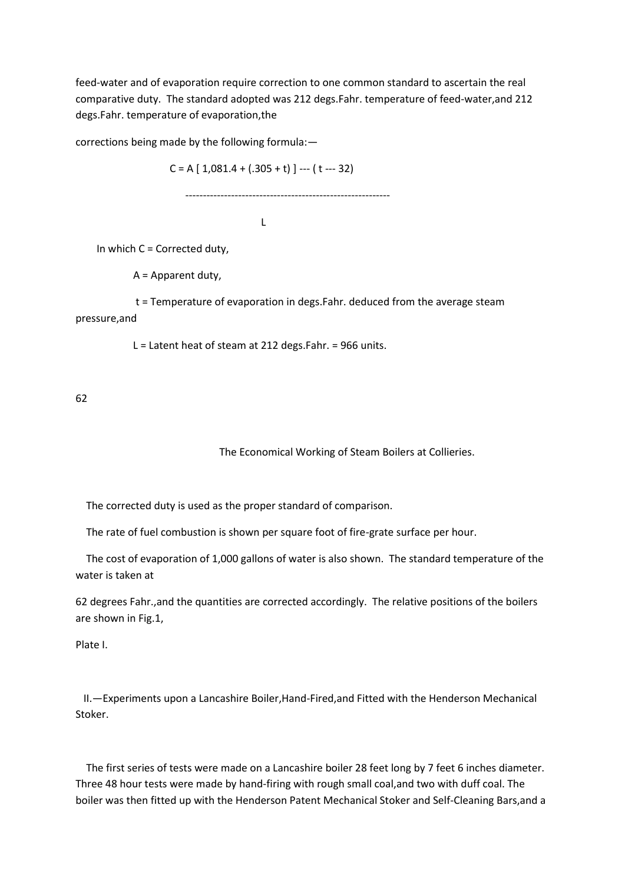feed-water and of evaporation require correction to one common standard to ascertain the real comparative duty. The standard adopted was 212 degs.Fahr. temperature of feed-water,and 212 degs.Fahr. temperature of evaporation,the

corrections being made by the following formula:—

$$C = \frac{A\,[\,1{,}081.4 + (.305 + t)\,] - (t - 32)}{L}$$

In which C = Corrected duty,

A = Apparent duty,

t = Temperature of evaporation in degs.Fahr. deduced from the average steam pressure,and

L = Latent heat of steam at 212 degs.Fahr. = 966 units.

## The Economical Working of Steam Boilers at Collieries.

The corrected duty is used as the proper standard of comparison.

The rate of fuel combustion is shown per square foot of fire-grate surface per hour.

The cost of evaporation of 1,000 gallons of water is also shown. The standard temperature of the water is taken at 62 degrees Fahr.,and the quantities are corrected accordingly. The relative positions of the boilers are shown in Fig.1, Plate I.

### II.—Experiments upon a Lancashire Boiler,Hand-Fired,and Fitted with the Henderson Mechanical Stoker.

The first series of tests were made on a Lancashire boiler 28 feet long by 7 feet 6 inches diameter. Three 48 hour tests were made by hand-firing with rough small coal,and two with duff coal. The boiler was then fitted up with the Henderson Patent Mechanical Stoker and Self-Cleaning Bars,and a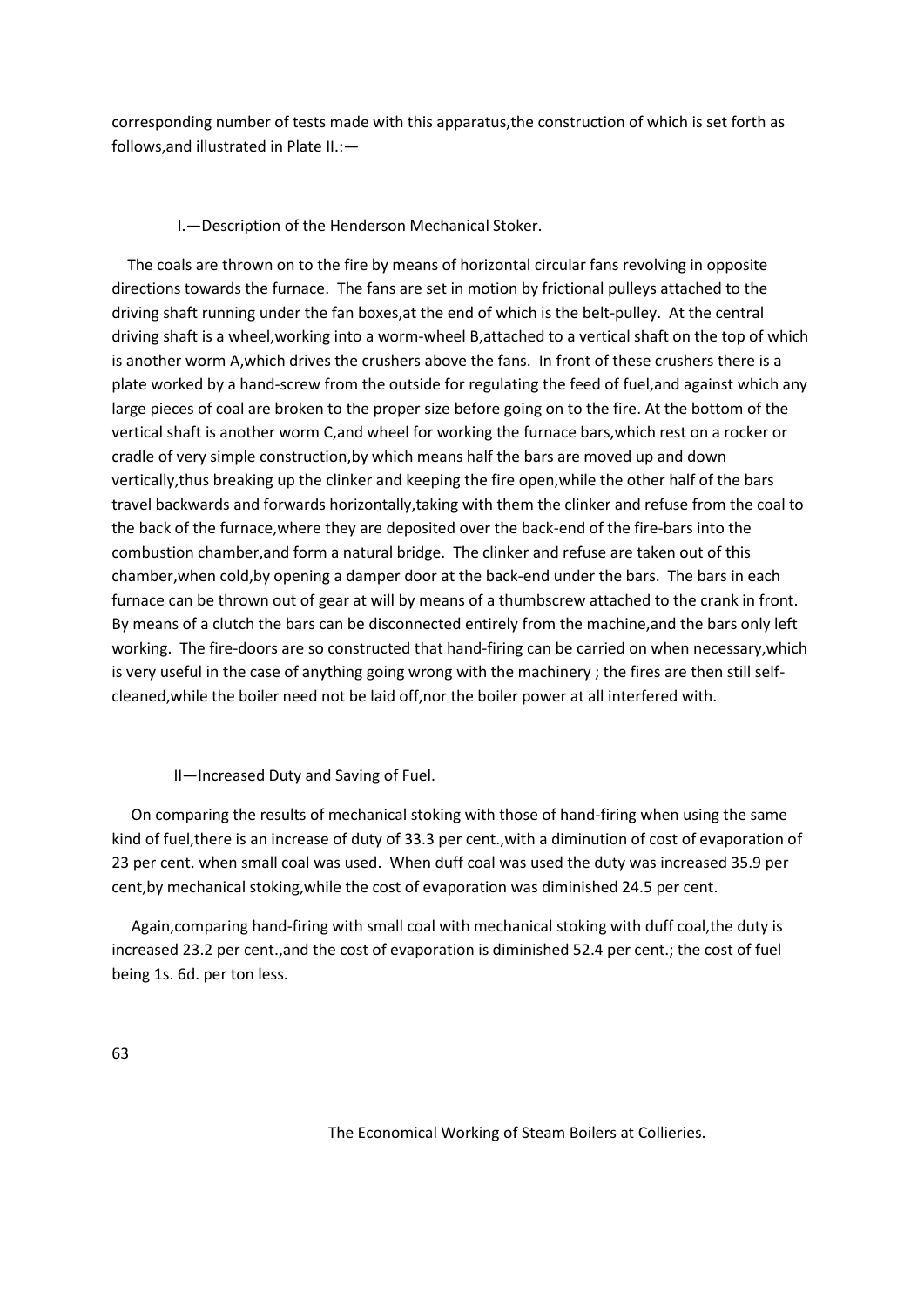corresponding number of tests made with this apparatus,the construction of which is set forth as follows,and illustrated in Plate II.:—

### I.—Description of the Henderson Mechanical Stoker.

The coals are thrown on to the fire by means of horizontal circular fans revolving in opposite directions towards the furnace. The fans are set in motion by frictional pulleys attached to the driving shaft running under the fan boxes,at the end of which is the belt-pulley. At the central driving shaft is a wheel,working into a worm-wheel B,attached to a vertical shaft on the top of which is another worm A,which drives the crushers above the fans. In front of these crushers there is a plate worked by a hand-screw from the outside for regulating the feed of fuel,and against which any large pieces of coal are broken to the proper size before going on to the fire. At the bottom of the vertical shaft is another worm C,and wheel for working the furnace bars,which rest on a rocker or cradle of very simple construction,by which means half the bars are moved up and down vertically,thus breaking up the clinker and keeping the fire open,while the other half of the bars travel backwards and forwards horizontally,taking with them the clinker and refuse from the coal to the back of the furnace,where they are deposited over the back-end of the fire-bars into the combustion chamber,and form a natural bridge. The clinker and refuse are taken out of this chamber,when cold,by opening a damper door at the back-end under the bars. The bars in each furnace can be thrown out of gear at will by means of a thumbscrew attached to the crank in front. By means of a clutch the bars can be disconnected entirely from the machine,and the bars only left working. The fire-doors are so constructed that hand-firing can be carried on when necessary,which is very useful in the case of anything going wrong with the machinery ; the fires are then still self-cleaned,while the boiler need not be laid off,nor the boiler power at all interfered with.

### II—Increased Duty and Saving of Fuel.

On comparing the results of mechanical stoking with those of hand-firing when using the same kind of fuel,there is an increase of duty of 33.3 per cent.,with a diminution of cost of evaporation of 23 per cent. when small coal was used. When duff coal was used the duty was increased 35.9 per cent,by mechanical stoking,while the cost of evaporation was diminished 24.5 per cent.

Again,comparing hand-firing with small coal with mechanical stoking with duff coal,the duty is increased 23.2 per cent.,and the cost of evaporation is diminished 52.4 per cent.; the cost of fuel being 1s. 6d. per ton less.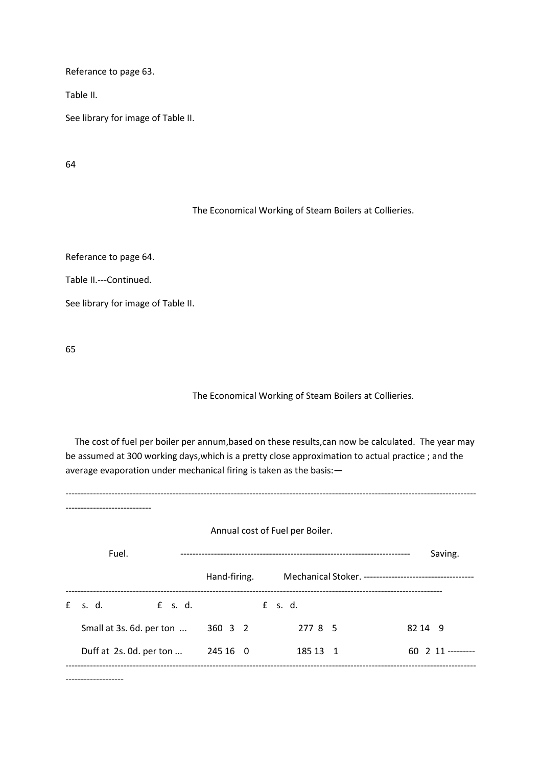Referance to page 63.

Table II.

See library for image of Table II.

Referance to page 64.

Table II.---Continued.

See library for image of Table II.

The cost of fuel per boiler per annum,based on these results,can now be calculated. The year may be assumed at 300 working days,which is a pretty close approximation to actual practice ; and the average evaporation under mechanical firing is taken as the basis:—

| Fuel. | Annual cost of Fuel per Boiler. | | Saving. |
|---|---|---|---|
| | Hand-firing. | Mechanical Stoker. | |
| | £ s. d. | £ s. d. | £ s. d. |
| Small at 3s. 6d. per ton ... | 360 3 2 | 277 8 5 | 82 14 9 |
| Duff at 2s. 0d. per ton ... | 245 16 0 | 185 13 1 | 60 2 11 |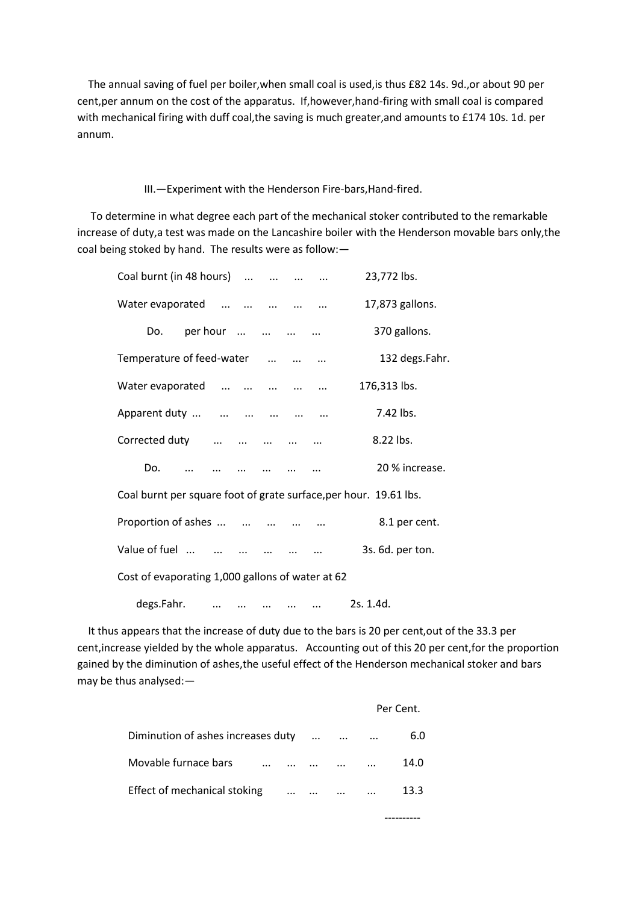The annual saving of fuel per boiler,when small coal is used,is thus £82 14s. 9d.,or about 90 per cent,per annum on the cost of the apparatus. If,however,hand-firing with small coal is compared with mechanical firing with duff coal,the saving is much greater,and amounts to £174 10s. 1d. per annum.

### III.—Experiment with the Henderson Fire-bars,Hand-fired.

To determine in what degree each part of the mechanical stoker contributed to the remarkable increase of duty,a test was made on the Lancashire boiler with the Henderson movable bars only,the coal being stoked by hand. The results were as follow:—

| | |
|---|---|
| Coal burnt (in 48 hours) ... ... ... ... | 23,772 lbs. |
| Water evaporated ... ... ... ... ... | 17,873 gallons. |
| Do. per hour ... ... ... ... | 370 gallons. |
| Temperature of feed-water ... ... ... | 132 degs.Fahr. |
| Water evaporated ... ... ... ... ... | 176,313 lbs. |
| Apparent duty ... ... ... ... ... ... | 7.42 lbs. |
| Corrected duty ... ... ... ... ... | 8.22 lbs. |
| Do. ... ... ... ... ... ... | 20 % increase. |
| Coal burnt per square foot of grate surface,per hour. | 19.61 lbs. |
| Proportion of ashes ... ... ... ... ... | 8.1 per cent. |
| Value of fuel ... ... ... ... ... ... | 3s. 6d. per ton. |
| Cost of evaporating 1,000 gallons of water at 62 degs.Fahr. ... ... ... ... ... | 2s. 1.4d. |

It thus appears that the increase of duty due to the bars is 20 per cent,out of the 33.3 per cent,increase yielded by the whole apparatus. Accounting out of this 20 per cent,for the proportion gained by the diminution of ashes,the useful effect of the Henderson mechanical stoker and bars may be thus analysed:—

| | Per Cent. |
|---|---|
| Diminution of ashes increases duty ... ... ... | 6.0 |
| Movable furnace bars ... ... ... ... ... | 14.0 |
| Effect of mechanical stoking ... ... ... ... | 13.3 |
| | ---------- |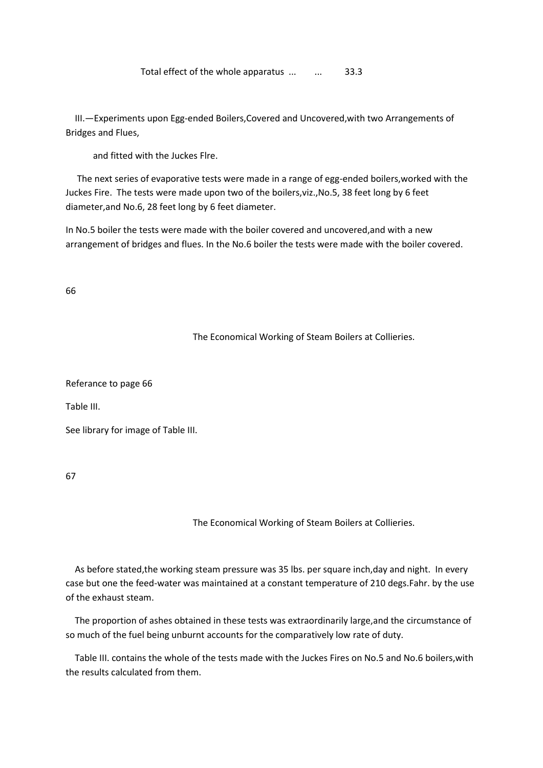Total effect of the whole apparatus ... ... 33.3

III.—Experiments upon Egg-ended Boilers,Covered and Uncovered,with two Arrangements of Bridges and Flues,

and fitted with the Juckes Flre.

The next series of evaporative tests were made in a range of egg-ended boilers,worked with the Juckes Fire. The tests were made upon two of the boilers,viz.,No.5, 38 feet long by 6 feet diameter,and No.6, 28 feet long by 6 feet diameter.

In No.5 boiler the tests were made with the boiler covered and uncovered,and with a new arrangement of bridges and flues. In the No.6 boiler the tests were made with the boiler covered.

Referance to page 66

Table III.

See library for image of Table III.

As before stated,the working steam pressure was 35 lbs. per square inch,day and night. In every case but one the feed-water was maintained at a constant temperature of 210 degs.Fahr. by the use of the exhaust steam.

The proportion of ashes obtained in these tests was extraordinarily large,and the circumstance of so much of the fuel being unburnt accounts for the comparatively low rate of duty.

Table III. contains the whole of the tests made with the Juckes Fires on No.5 and No.6 boilers,with the results calculated from them.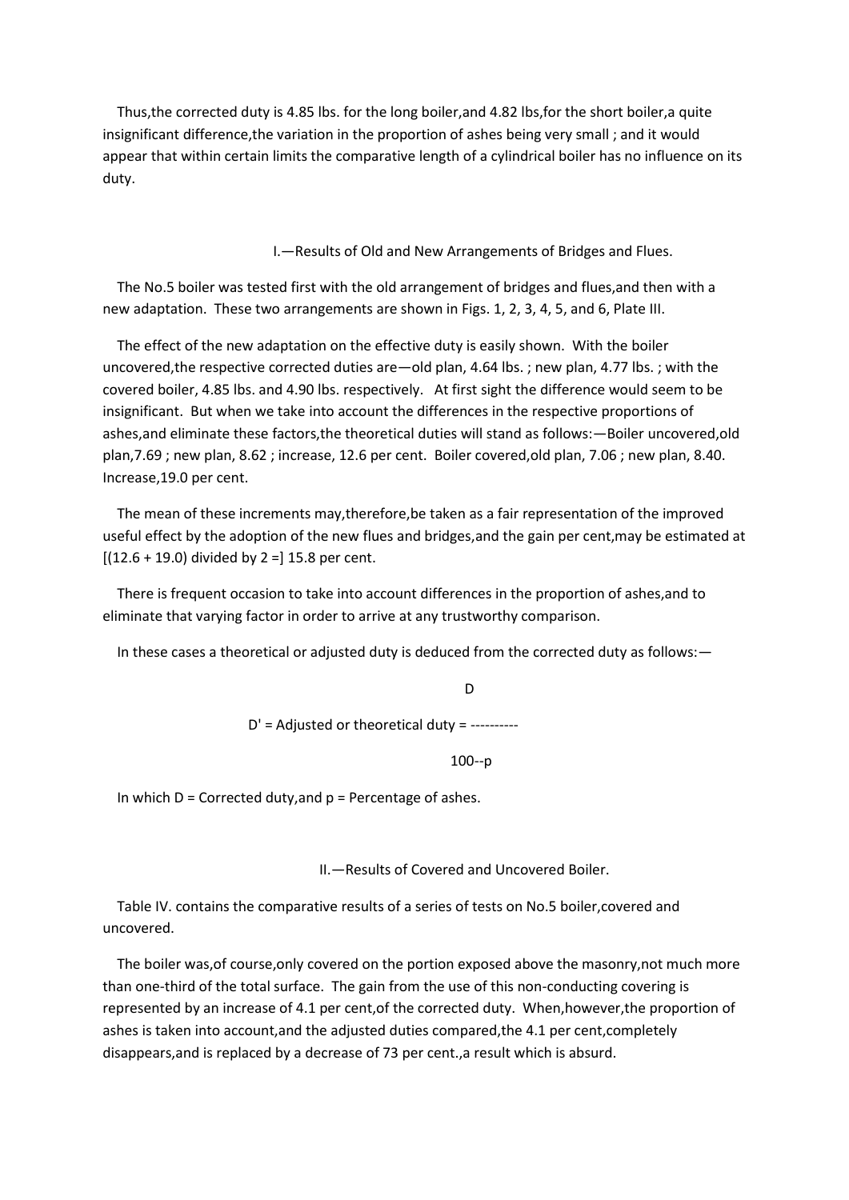Thus, the corrected duty is 4.85 lbs. for the long boiler, and 4.82 lbs, for the short boiler, a quite insignificant difference, the variation in the proportion of ashes being very small ; and it would appear that within certain limits the comparative length of a cylindrical boiler has no influence on its duty.

### I.—Results of Old and New Arrangements of Bridges and Flues.

The No.5 boiler was tested first with the old arrangement of bridges and flues, and then with a new adaptation. These two arrangements are shown in Figs. 1, 2, 3, 4, 5, and 6, Plate III.

The effect of the new adaptation on the effective duty is easily shown. With the boiler uncovered, the respective corrected duties are—old plan, 4.64 lbs. ; new plan, 4.77 lbs. ; with the covered boiler, 4.85 lbs. and 4.90 lbs. respectively. At first sight the difference would seem to be insignificant. But when we take into account the differences in the respective proportions of ashes, and eliminate these factors, the theoretical duties will stand as follows:—Boiler uncovered, old plan, 7.69 ; new plan, 8.62 ; increase, 12.6 per cent. Boiler covered, old plan, 7.06 ; new plan, 8.40. Increase, 19.0 per cent.

The mean of these increments may, therefore, be taken as a fair representation of the improved useful effect by the adoption of the new flues and bridges, and the gain per cent, may be estimated at [(12.6 + 19.0) divided by 2 =] 15.8 per cent.

There is frequent occasion to take into account differences in the proportion of ashes, and to eliminate that varying factor in order to arrive at any trustworthy comparison.

In these cases a theoretical or adjusted duty is deduced from the corrected duty as follows:—

$$D' = \text{Adjusted or theoretical duty} = \frac{D}{100 - p}$$

In which D = Corrected duty, and p = Percentage of ashes.

### II.—Results of Covered and Uncovered Boiler.

Table IV. contains the comparative results of a series of tests on No.5 boiler, covered and uncovered.

The boiler was, of course, only covered on the portion exposed above the masonry, not much more than one-third of the total surface. The gain from the use of this non-conducting covering is represented by an increase of 4.1 per cent, of the corrected duty. When, however, the proportion of ashes is taken into account, and the adjusted duties compared, the 4.1 per cent, completely disappears, and is replaced by a decrease of 73 per cent., a result which is absurd.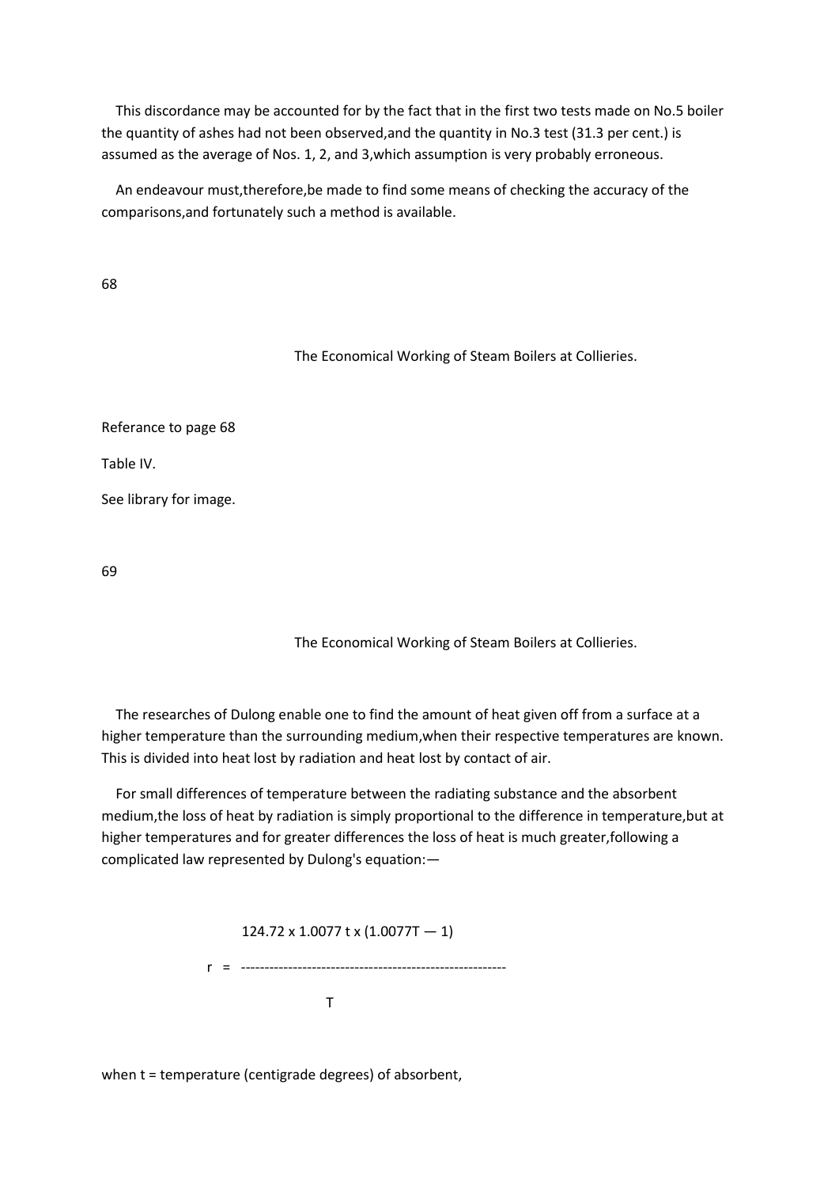This discordance may be accounted for by the fact that in the first two tests made on No.5 boiler the quantity of ashes had not been observed,and the quantity in No.3 test (31.3 per cent.) is assumed as the average of Nos. 1, 2, and 3,which assumption is very probably erroneous.

An endeavour must,therefore,be made to find some means of checking the accuracy of the comparisons,and fortunately such a method is available.

Referance to page 68

Table IV.

See library for image.

The researches of Dulong enable one to find the amount of heat given off from a surface at a higher temperature than the surrounding medium,when their respective temperatures are known. This is divided into heat lost by radiation and heat lost by contact of air.

For small differences of temperature between the radiating substance and the absorbent medium,the loss of heat by radiation is simply proportional to the difference in temperature,but at higher temperatures and for greater differences the loss of heat is much greater,following a complicated law represented by Dulong's equation:—

$$r = \frac{124.72 \times 1.0077 t \times (1.0077T - 1)}{T}$$

when t = temperature (centigrade degrees) of absorbent,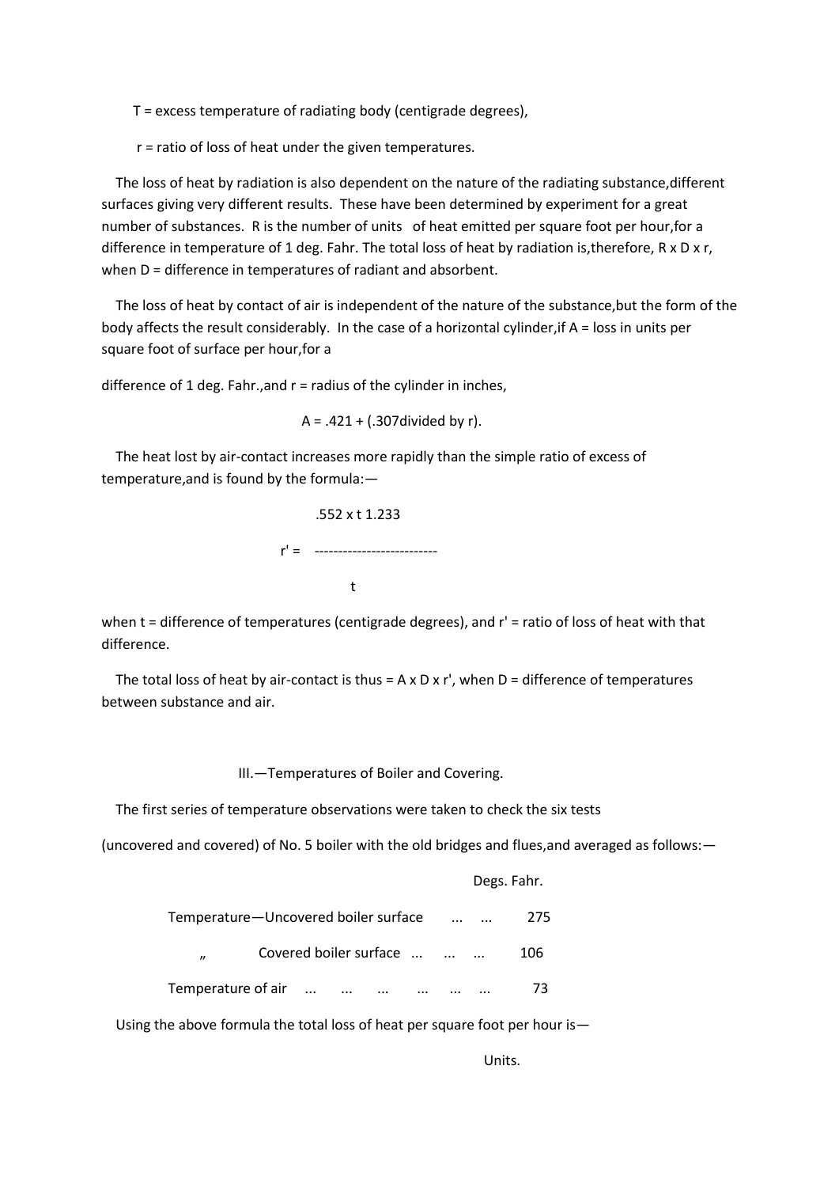T = excess temperature of radiating body (centigrade degrees),

r = ratio of loss of heat under the given temperatures.

The loss of heat by radiation is also dependent on the nature of the radiating substance,different surfaces giving very different results. These have been determined by experiment for a great number of substances. R is the number of units of heat emitted per square foot per hour,for a difference in temperature of 1 deg. Fahr. The total loss of heat by radiation is,therefore, R x D x r, when D = difference in temperatures of radiant and absorbent.

The loss of heat by contact of air is independent of the nature of the substance,but the form of the body affects the result considerably. In the case of a horizontal cylinder,if A = loss in units per square foot of surface per hour,for a

difference of 1 deg. Fahr.,and r = radius of the cylinder in inches,

$$A = .421 + (.307 \text{ divided by } r).$$

The heat lost by air-contact increases more rapidly than the simple ratio of excess of temperature,and is found by the formula:—

$$r' = \frac{.552 \times t^{1.233}}{t}$$

when t = difference of temperatures (centigrade degrees), and r' = ratio of loss of heat with that difference.

The total loss of heat by air-contact is thus = A x D x r', when D = difference of temperatures between substance and air.

### III.—Temperatures of Boiler and Covering.

The first series of temperature observations were taken to check the six tests

(uncovered and covered) of No. 5 boiler with the old bridges and flues,and averaged as follows:—

| | Degs. Fahr. |
|---|---|
| Temperature—Uncovered boiler surface ... ... | 275 |
| „ Covered boiler surface ... ... ... | 106 |
| Temperature of air ... ... ... ... ... ... | 73 |

Using the above formula the total loss of heat per square foot per hour is—

Units.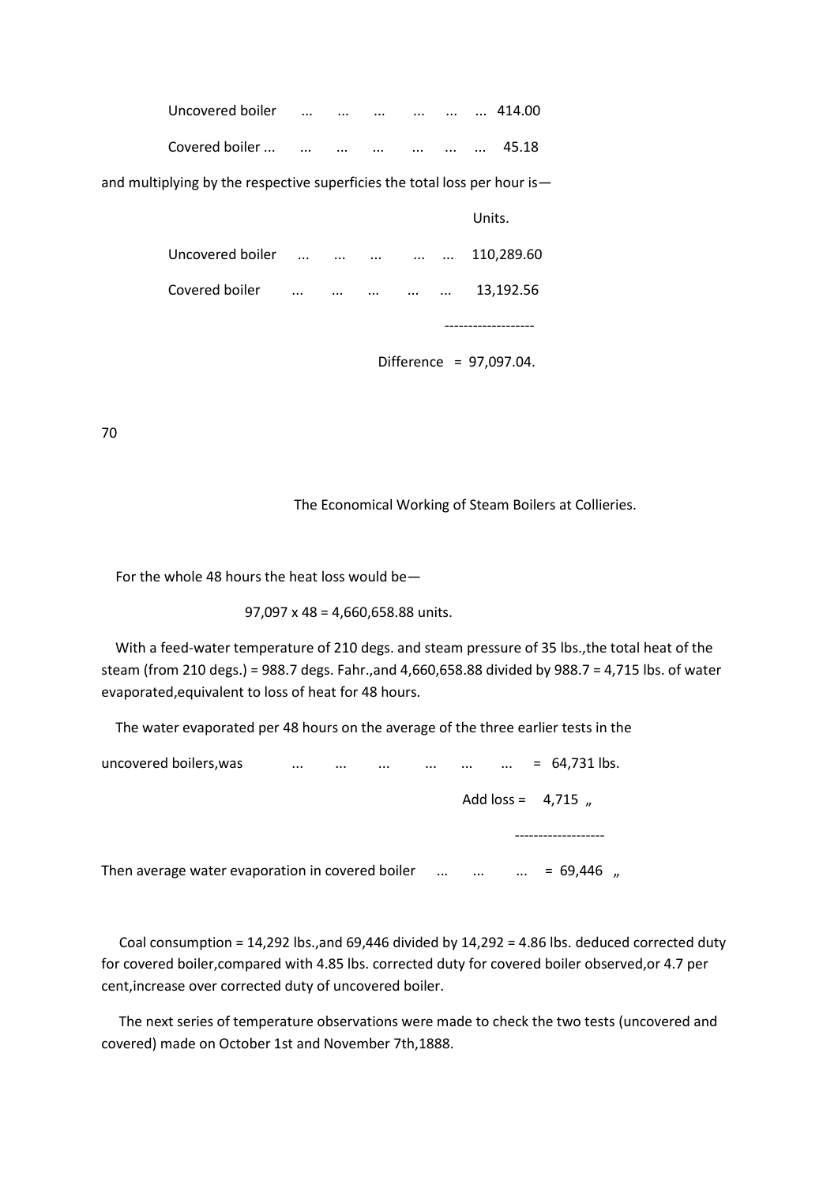| | |
|---|---|
| Uncovered boiler ... ... ... ... ... ... | 414.00 |
| Covered boiler ... ... ... ... ... ... ... | 45.18 |

and multiplying by the respective superficies the total loss per hour is—

| | Units. |
|---|---|
| Uncovered boiler ... ... ... ... ... | 110,289.60 |
| Covered boiler ... ... ... ... ... | 13,192.56 |
| Difference | = 97,097.04. |

For the whole 48 hours the heat loss would be—

97,097 x 48 = 4,660,658.88 units.

With a feed-water temperature of 210 degs. and steam pressure of 35 lbs.,the total heat of the steam (from 210 degs.) = 988.7 degs. Fahr.,and 4,660,658.88 divided by 988.7 = 4,715 lbs. of water evaporated,equivalent to loss of heat for 48 hours.

The water evaporated per 48 hours on the average of the three earlier tests in the

| | |
|---|---|
| uncovered boilers,was ... ... ... ... ... ... | = 64,731 lbs. |
| Add loss = | 4,715 „ |
| Then average water evaporation in covered boiler ... ... ... | = 69,446 „ |

Coal consumption = 14,292 lbs.,and 69,446 divided by 14,292 = 4.86 lbs. deduced corrected duty for covered boiler,compared with 4.85 lbs. corrected duty for covered boiler observed,or 4.7 per cent,increase over corrected duty of uncovered boiler.

The next series of temperature observations were made to check the two tests (uncovered and covered) made on October 1st and November 7th,1888.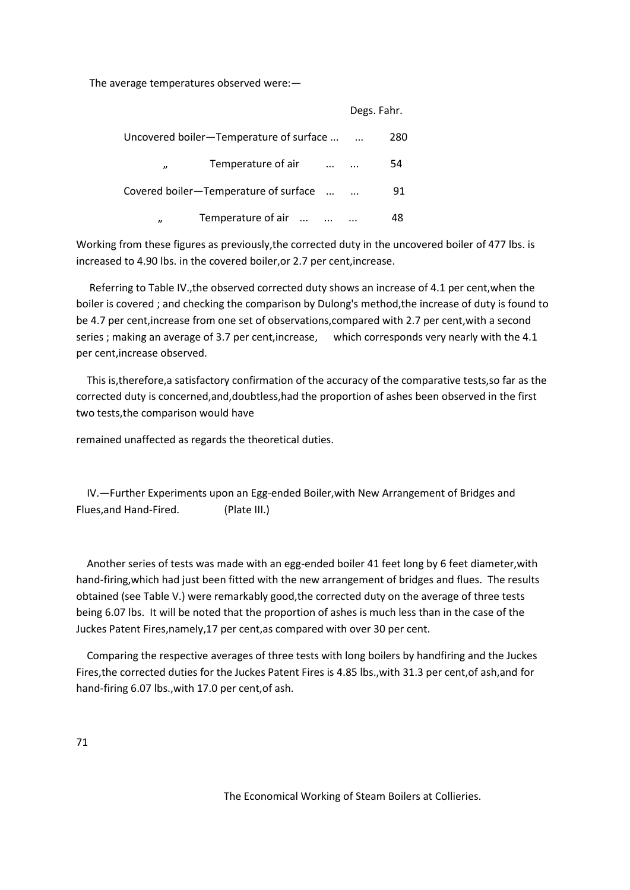The average temperatures observed were:—

| | Degs. Fahr. |
|---|---|
| Uncovered boiler—Temperature of surface ... ... | 280 |
| „ Temperature of air ... ... | 54 |
| Covered boiler—Temperature of surface ... ... | 91 |
| „ Temperature of air ... ... ... | 48 |

Working from these figures as previously,the corrected duty in the uncovered boiler of 477 lbs. is increased to 4.90 lbs. in the covered boiler,or 2.7 per cent,increase.

Referring to Table IV.,the observed corrected duty shows an increase of 4.1 per cent,when the boiler is covered ; and checking the comparison by Dulong's method,the increase of duty is found to be 4.7 per cent,increase from one set of observations,compared with 2.7 per cent,with a second series ; making an average of 3.7 per cent,increase, which corresponds very nearly with the 4.1 per cent,increase observed.

This is,therefore,a satisfactory confirmation of the accuracy of the comparative tests,so far as the corrected duty is concerned,and,doubtless,had the proportion of ashes been observed in the first two tests,the comparison would have remained unaffected as regards the theoretical duties.

## IV.—Further Experiments upon an Egg-ended Boiler,with New Arrangement of Bridges and Flues,and Hand-Fired. (Plate III.)

Another series of tests was made with an egg-ended boiler 41 feet long by 6 feet diameter,with hand-firing,which had just been fitted with the new arrangement of bridges and flues. The results obtained (see Table V.) were remarkably good,the corrected duty on the average of three tests being 6.07 lbs. It will be noted that the proportion of ashes is much less than in the case of the Juckes Patent Fires,namely,17 per cent,as compared with over 30 per cent.

Comparing the respective averages of three tests with long boilers by handfiring and the Juckes Fires,the corrected duties for the Juckes Patent Fires is 4.85 lbs.,with 31.3 per cent,of ash,and for hand-firing 6.07 lbs.,with 17.0 per cent,of ash.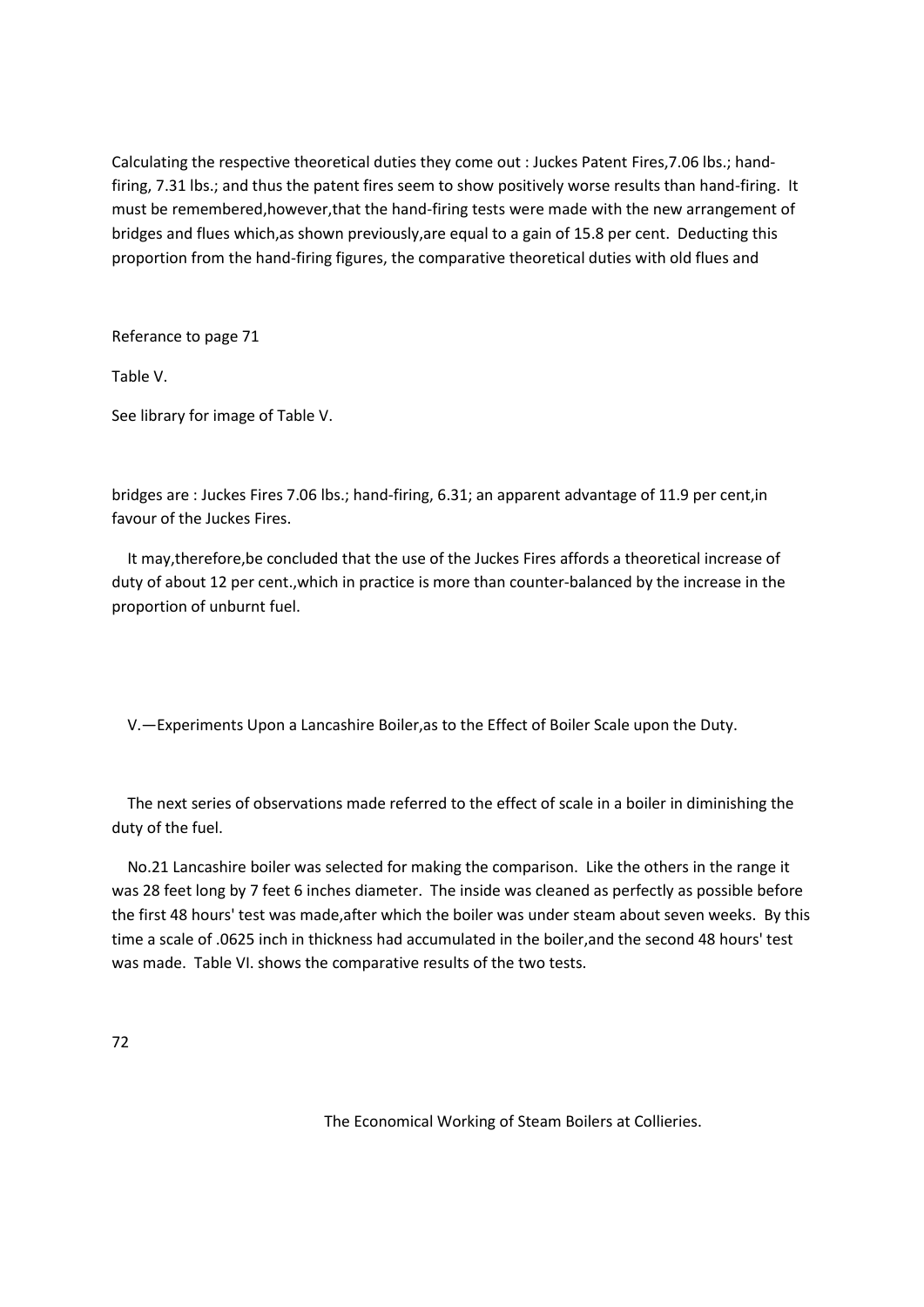Calculating the respective theoretical duties they come out : Juckes Patent Fires,7.06 lbs.; hand-firing, 7.31 lbs.; and thus the patent fires seem to show positively worse results than hand-firing. It must be remembered,however,that the hand-firing tests were made with the new arrangement of bridges and flues which,as shown previously,are equal to a gain of 15.8 per cent. Deducting this proportion from the hand-firing figures, the comparative theoretical duties with old flues and

Referance to page 71

Table V.

See library for image of Table V.

bridges are : Juckes Fires 7.06 lbs.; hand-firing, 6.31; an apparent advantage of 11.9 per cent,in favour of the Juckes Fires.

It may,therefore,be concluded that the use of the Juckes Fires affords a theoretical increase of duty of about 12 per cent.,which in practice is more than counter-balanced by the increase in the proportion of unburnt fuel.

## V.—Experiments Upon a Lancashire Boiler,as to the Effect of Boiler Scale upon the Duty.

The next series of observations made referred to the effect of scale in a boiler in diminishing the duty of the fuel.

No.21 Lancashire boiler was selected for making the comparison. Like the others in the range it was 28 feet long by 7 feet 6 inches diameter. The inside was cleaned as perfectly as possible before the first 48 hours' test was made,after which the boiler was under steam about seven weeks. By this time a scale of .0625 inch in thickness had accumulated in the boiler,and the second 48 hours' test was made. Table VI. shows the comparative results of the two tests.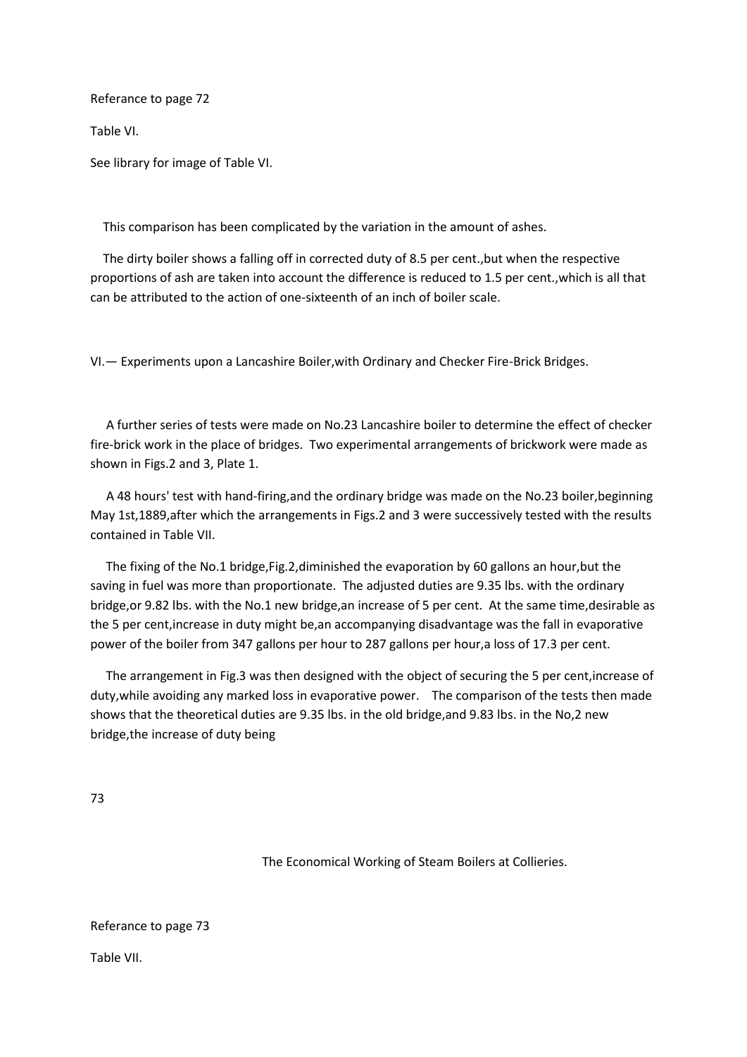Referance to page 72

Table VI.

See library for image of Table VI.

This comparison has been complicated by the variation in the amount of ashes.

The dirty boiler shows a falling off in corrected duty of 8.5 per cent.,but when the respective proportions of ash are taken into account the difference is reduced to 1.5 per cent.,which is all that can be attributed to the action of one-sixteenth of an inch of boiler scale.

VI.— Experiments upon a Lancashire Boiler,with Ordinary and Checker Fire-Brick Bridges.

A further series of tests were made on No.23 Lancashire boiler to determine the effect of checker fire-brick work in the place of bridges. Two experimental arrangements of brickwork were made as shown in Figs.2 and 3, Plate 1.

A 48 hours' test with hand-firing,and the ordinary bridge was made on the No.23 boiler,beginning May 1st,1889,after which the arrangements in Figs.2 and 3 were successively tested with the results contained in Table VII.

The fixing of the No.1 bridge,Fig.2,diminished the evaporation by 60 gallons an hour,but the saving in fuel was more than proportionate. The adjusted duties are 9.35 lbs. with the ordinary bridge,or 9.82 lbs. with the No.1 new bridge,an increase of 5 per cent. At the same time,desirable as the 5 per cent,increase in duty might be,an accompanying disadvantage was the fall in evaporative power of the boiler from 347 gallons per hour to 287 gallons per hour,a loss of 17.3 per cent.

The arrangement in Fig.3 was then designed with the object of securing the 5 per cent,increase of duty,while avoiding any marked loss in evaporative power. The comparison of the tests then made shows that the theoretical duties are 9.35 lbs. in the old bridge,and 9.83 lbs. in the No,2 new bridge,the increase of duty being

Referance to page 73

Table VII.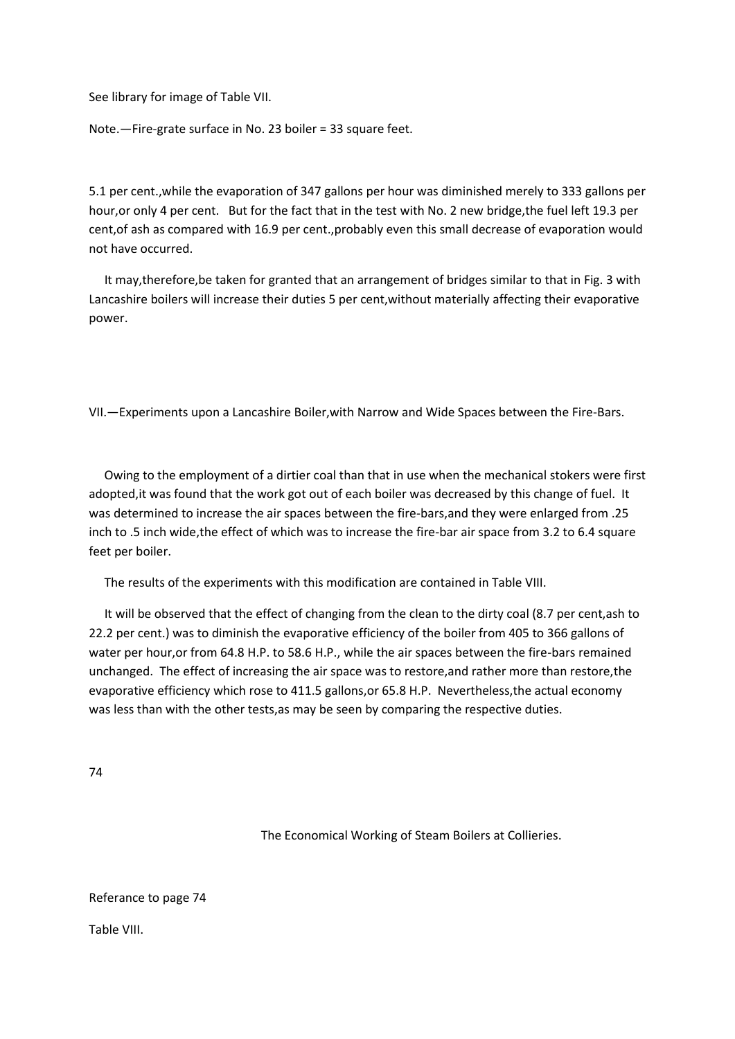See library for image of Table VII.

Note.—Fire-grate surface in No. 23 boiler = 33 square feet.

5.1 per cent.,while the evaporation of 347 gallons per hour was diminished merely to 333 gallons per hour,or only 4 per cent.   But for the fact that in the test with No. 2 new bridge,the fuel left 19.3 per cent,of ash as compared with 16.9 per cent.,probably even this small decrease of evaporation would not have occurred.

It may,therefore,be taken for granted that an arrangement of bridges similar to that in Fig. 3 with Lancashire boilers will increase their duties 5 per cent,without materially affecting their evaporative power.

## VII.—Experiments upon a Lancashire Boiler,with Narrow and Wide Spaces between the Fire-Bars.

Owing to the employment of a dirtier coal than that in use when the mechanical stokers were first adopted,it was found that the work got out of each boiler was decreased by this change of fuel.  It was determined to increase the air spaces between the fire-bars,and they were enlarged from .25 inch to .5 inch wide,the effect of which was to increase the fire-bar air space from 3.2 to 6.4 square feet per boiler.

The results of the experiments with this modification are contained in Table VIII.

It will be observed that the effect of changing from the clean to the dirty coal (8.7 per cent,ash to 22.2 per cent.) was to diminish the evaporative efficiency of the boiler from 405 to 366 gallons of water per hour,or from 64.8 H.P. to 58.6 H.P., while the air spaces between the fire-bars remained unchanged.  The effect of increasing the air space was to restore,and rather more than restore,the evaporative efficiency which rose to 411.5 gallons,or 65.8 H.P.  Nevertheless,the actual economy was less than with the other tests,as may be seen by comparing the respective duties.

Referance to page 74

Table VIII.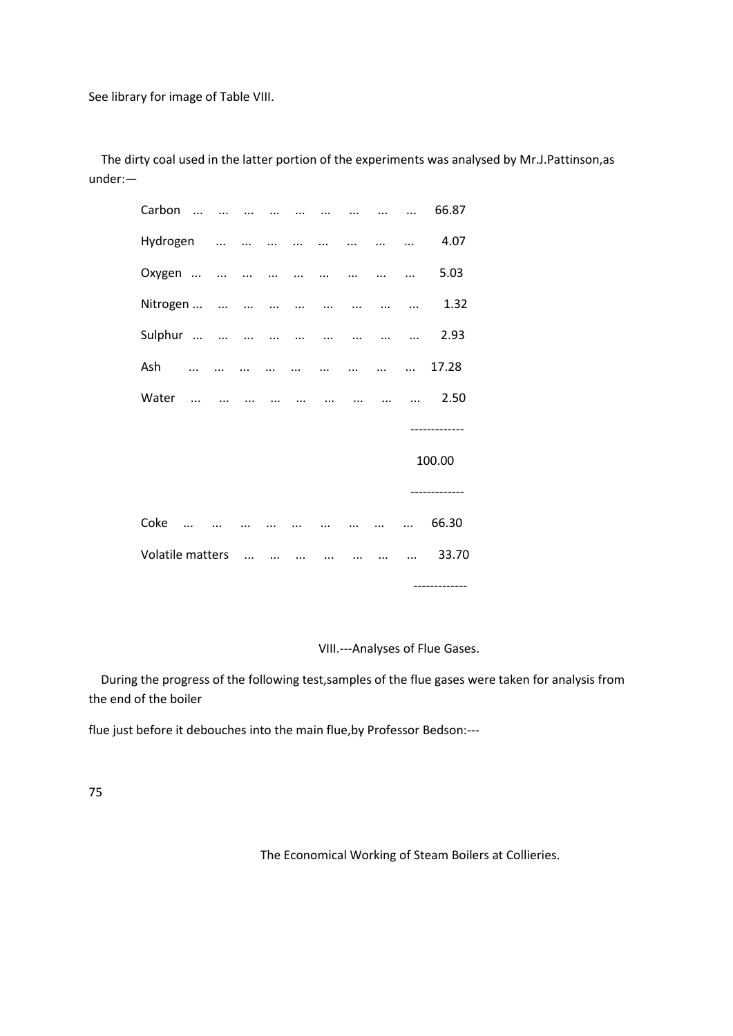See library for image of Table VIII.

The dirty coal used in the latter portion of the experiments was analysed by Mr.J.Pattinson,as under:—

| | |
|---|---|
| Carbon | 66.87 |
| Hydrogen | 4.07 |
| Oxygen | 5.03 |
| Nitrogen | 1.32 |
| Sulphur | 2.93 |
| Ash | 17.28 |
| Water | 2.50 |
| | 100.00 |
| Coke | 66.30 |
| Volatile matters | 33.70 |

VIII.---Analyses of Flue Gases.

During the progress of the following test,samples of the flue gases were taken for analysis from the end of the boiler

flue just before it debouches into the main flue,by Professor Bedson:---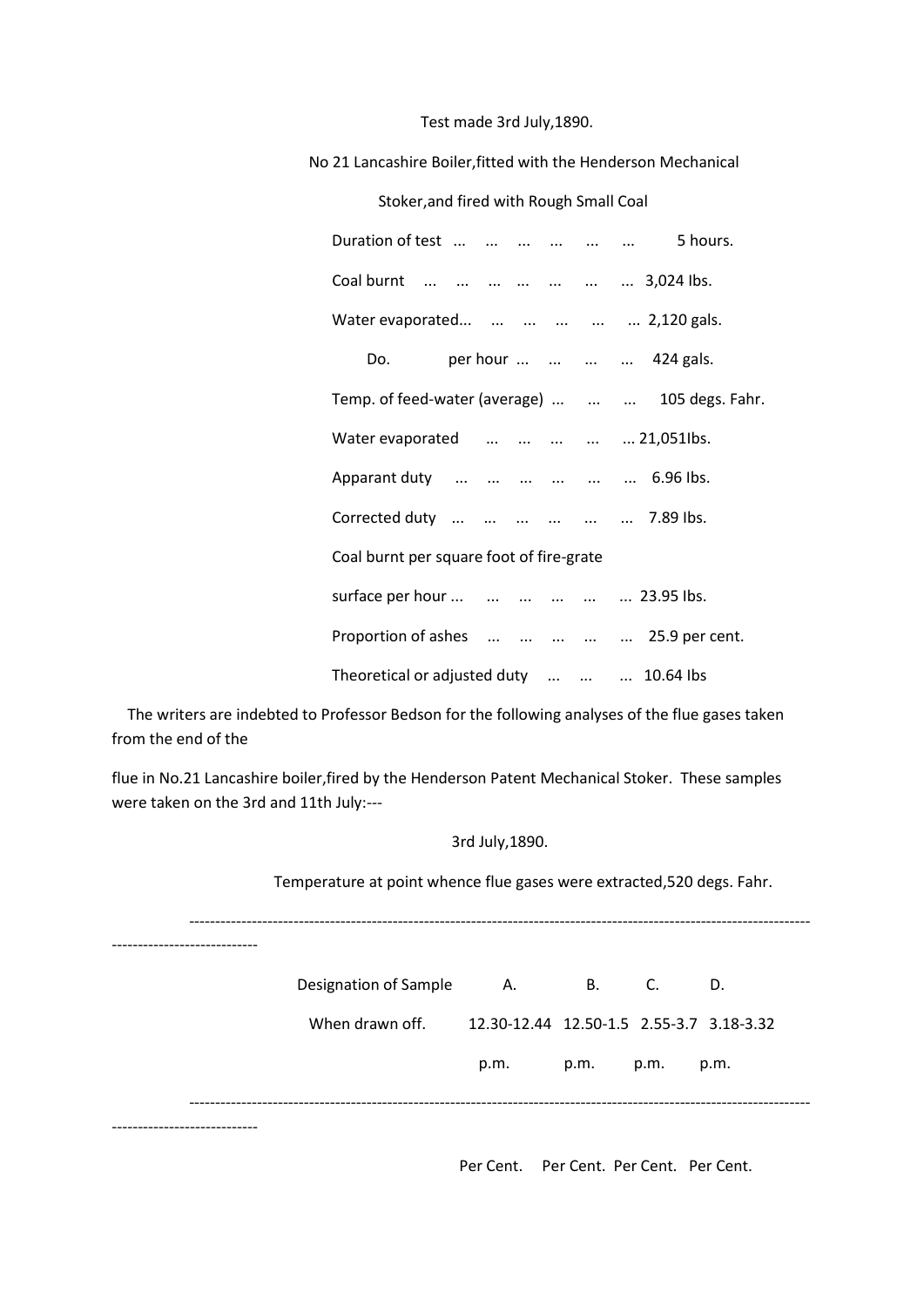Test made 3rd July,1890.

No 21 Lancashire Boiler,fitted with the Henderson Mechanical Stoker,and fired with Rough Small Coal

| | |
|---|---|
| Duration of test ... ... ... ... ... ... | 5 hours. |
| Coal burnt ... ... ... ... ... ... ... | 3,024 lbs. |
| Water evaporated... ... ... ... ... ... | 2,120 gals. |
| Do. per hour ... ... ... ... | 424 gals. |
| Temp. of feed-water (average) ... ... ... | 105 degs. Fahr. |
| Water evaporated ... ... ... ... ... | 21,051lbs. |
| Apparant duty ... ... ... ... ... ... | 6.96 lbs. |
| Corrected duty ... ... ... ... ... ... | 7.89 lbs. |
| Coal burnt per square foot of fire-grate surface per hour ... ... ... ... ... ... | 23.95 lbs. |
| Proportion of ashes ... ... ... ... ... | 25.9 per cent. |
| Theoretical or adjusted duty ... ... ... | 10.64 lbs |

The writers are indebted to Professor Bedson for the following analyses of the flue gases taken from the end of the flue in No.21 Lancashire boiler,fired by the Henderson Patent Mechanical Stoker. These samples were taken on the 3rd and 11th July:---

3rd July,1890.

Temperature at point whence flue gases were extracted,520 degs. Fahr.

| Designation of Sample | A. | B. | C. | D. |
|---|---|---|---|---|
| When drawn off. | 12.30-12.44 p.m. | 12.50-1.5 p.m. | 2.55-3.7 p.m. | 3.18-3.32 p.m. |
| | Per Cent. | Per Cent. | Per Cent. | Per Cent. |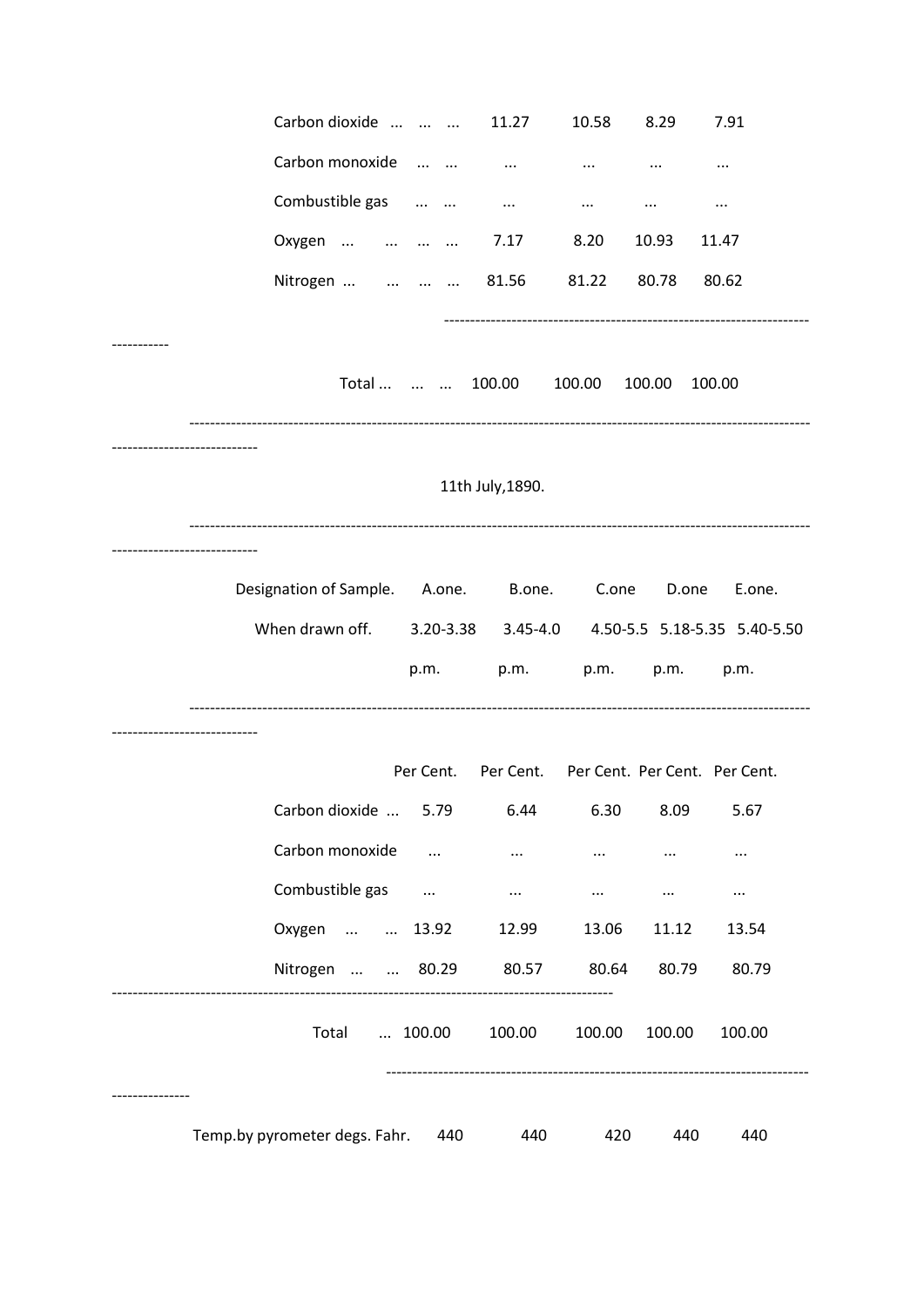| | | | | |
|---|---|---|---|---|
| Carbon dioxide ... ... ... | 11.27 | 10.58 | 8.29 | 7.91 |
| Carbon monoxide ... ... | ... | ... | ... | ... |
| Combustible gas ... ... | ... | ... | ... | ... |
| Oxygen ... ... ... ... | 7.17 | 8.20 | 10.93 | 11.47 |
| Nitrogen ... ... ... ... | 81.56 | 81.22 | 80.78 | 80.62 |
| Total ... ... ... | 100.00 | 100.00 | 100.00 | 100.00 |

11th July,1890.

| Designation of Sample. | A.one. | B.one. | C.one | D.one | E.one. |
|---|---|---|---|---|---|
| When drawn off. | 3.20-3.38 p.m. | 3.45-4.0 p.m. | 4.50-5.5 p.m. | 5.18-5.35 p.m. | 5.40-5.50 p.m. |
| | Per Cent. | Per Cent. | Per Cent. | Per Cent. | Per Cent. |
| Carbon dioxide ... | 5.79 | 6.44 | 6.30 | 8.09 | 5.67 |
| Carbon monoxide | ... | ... | ... | ... | ... |
| Combustible gas | ... | ... | ... | ... | ... |
| Oxygen ... ... | 13.92 | 12.99 | 13.06 | 11.12 | 13.54 |
| Nitrogen ... ... | 80.29 | 80.57 | 80.64 | 80.79 | 80.79 |
| Total ... | 100.00 | 100.00 | 100.00 | 100.00 | 100.00 |
| Temp.by pyrometer degs. Fahr. | 440 | 440 | 420 | 440 | 440 |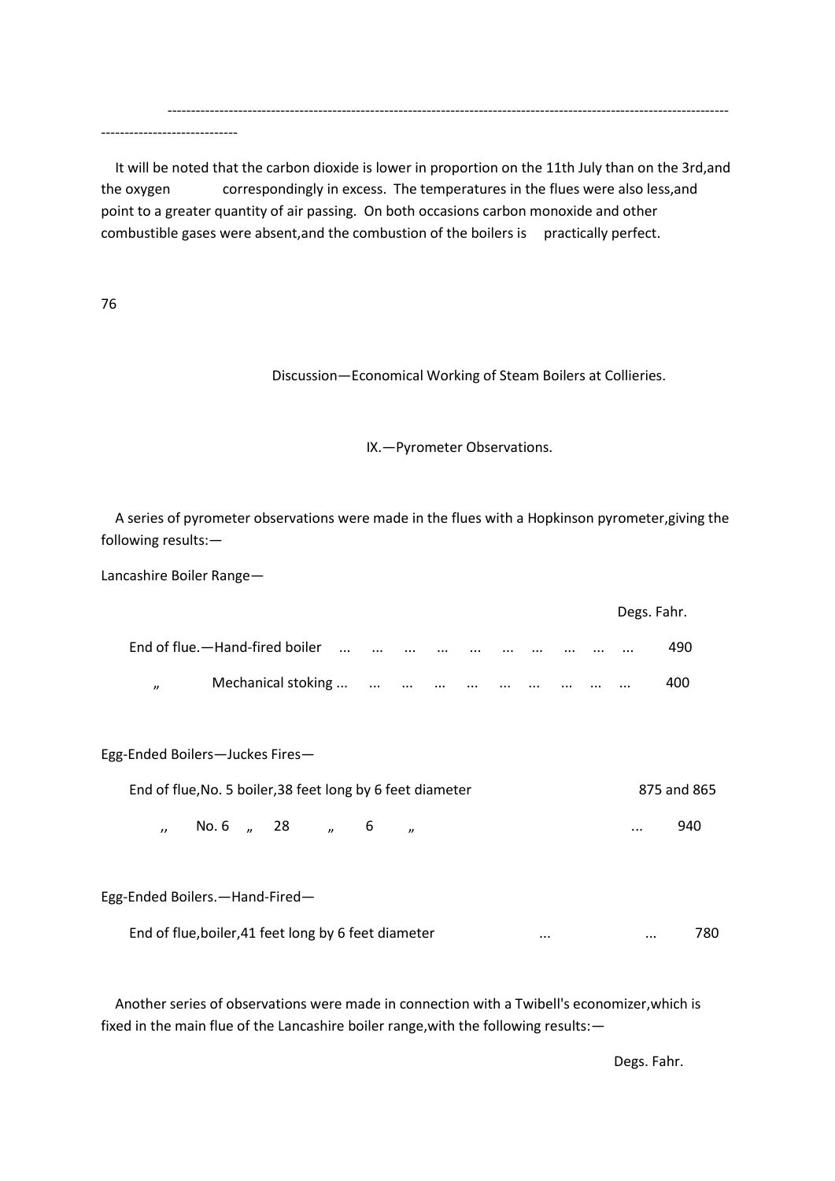---

It will be noted that the carbon dioxide is lower in proportion on the 11th July than on the 3rd, and the oxygen correspondingly in excess. The temperatures in the flues were also less, and point to a greater quantity of air passing. On both occasions carbon monoxide and other combustible gases were absent, and the combustion of the boilers is practically perfect.

## IX.—Pyrometer Observations.

A series of pyrometer observations were made in the flues with a Hopkinson pyrometer, giving the following results:—

Lancashire Boiler Range—

| | Degs. Fahr. |
|---|---|
| End of flue.—Hand-fired boiler ... ... ... ... ... ... ... ... ... ... | 490 |
| „ Mechanical stoking ... ... ... ... ... ... ... ... ... ... | 400 |

Egg-Ended Boilers—Juckes Fires—

| | |
|---|---|
| End of flue, No. 5 boiler, 38 feet long by 6 feet diameter | 875 and 865 |
| „ No. 6 „ 28 „ 6 „ ... | 940 |

Egg-Ended Boilers.—Hand-Fired—

| | |
|---|---|
| End of flue, boiler, 41 feet long by 6 feet diameter ... ... | 780 |

Another series of observations were made in connection with a Twibell's economizer, which is fixed in the main flue of the Lancashire boiler range, with the following results:—

Degs. Fahr.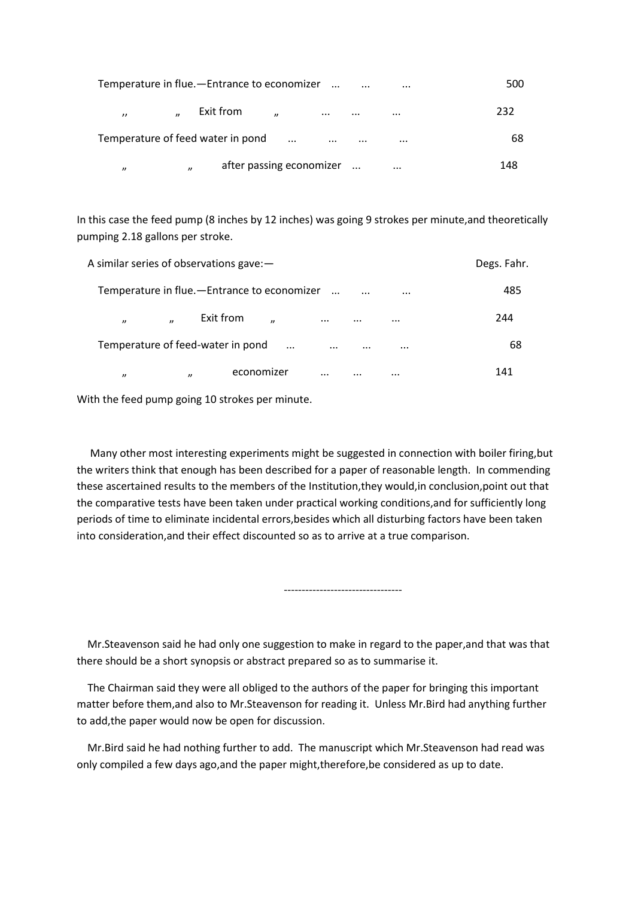| | |
|---|---|
| Temperature in flue.—Entrance to economizer ... ... ... | 500 |
| ,, ,, Exit from ,, ... ... ... | 232 |
| Temperature of feed water in pond ... ... ... ... | 68 |
| ,, ,, after passing economizer ... ... | 148 |

In this case the feed pump (8 inches by 12 inches) was going 9 strokes per minute,and theoretically pumping 2.18 gallons per stroke.

| A similar series of observations gave:— | Degs. Fahr. |
|---|---|
| Temperature in flue.—Entrance to economizer ... ... ... | 485 |
| ,, ,, Exit from ,, ... ... ... | 244 |
| Temperature of feed-water in pond ... ... ... ... | 68 |
| ,, ,, economizer ... ... ... | 141 |

With the feed pump going 10 strokes per minute.

Many other most interesting experiments might be suggested in connection with boiler firing,but the writers think that enough has been described for a paper of reasonable length. In commending these ascertained results to the members of the Institution,they would,in conclusion,point out that the comparative tests have been taken under practical working conditions,and for sufficiently long periods of time to eliminate incidental errors,besides which all disturbing factors have been taken into consideration,and their effect discounted so as to arrive at a true comparison.

---

Mr.Steavenson said he had only one suggestion to make in regard to the paper,and that was that there should be a short synopsis or abstract prepared so as to summarise it.

The Chairman said they were all obliged to the authors of the paper for bringing this important matter before them,and also to Mr.Steavenson for reading it. Unless Mr.Bird had anything further to add,the paper would now be open for discussion.

Mr.Bird said he had nothing further to add. The manuscript which Mr.Steavenson had read was only compiled a few days ago,and the paper might,therefore,be considered as up to date.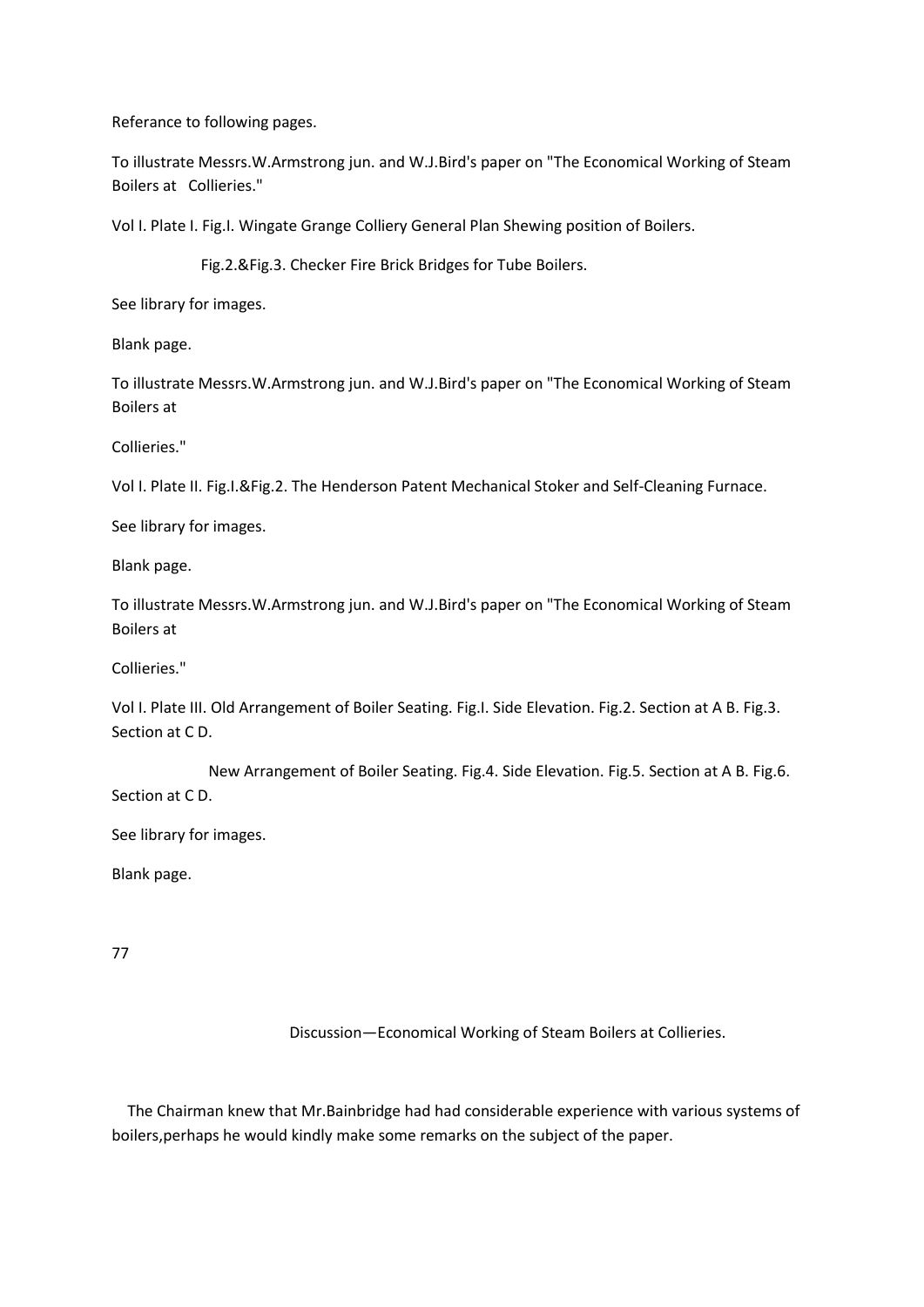Referance to following pages.

To illustrate Messrs.W.Armstrong jun. and W.J.Bird's paper on "The Economical Working of Steam Boilers at Collieries."

Vol I. Plate I. Fig.I. Wingate Grange Colliery General Plan Shewing position of Boilers.

Fig.2.&Fig.3. Checker Fire Brick Bridges for Tube Boilers.

See library for images.

Blank page.

To illustrate Messrs.W.Armstrong jun. and W.J.Bird's paper on "The Economical Working of Steam Boilers at

Collieries."

Vol I. Plate II. Fig.I.&Fig.2. The Henderson Patent Mechanical Stoker and Self-Cleaning Furnace.

See library for images.

Blank page.

To illustrate Messrs.W.Armstrong jun. and W.J.Bird's paper on "The Economical Working of Steam Boilers at

Collieries."

Vol I. Plate III. Old Arrangement of Boiler Seating. Fig.I. Side Elevation. Fig.2. Section at A B. Fig.3. Section at C D.

New Arrangement of Boiler Seating. Fig.4. Side Elevation. Fig.5. Section at A B. Fig.6. Section at C D.

See library for images.

Blank page.

## Discussion—Economical Working of Steam Boilers at Collieries.

The Chairman knew that Mr.Bainbridge had had considerable experience with various systems of boilers,perhaps he would kindly make some remarks on the subject of the paper.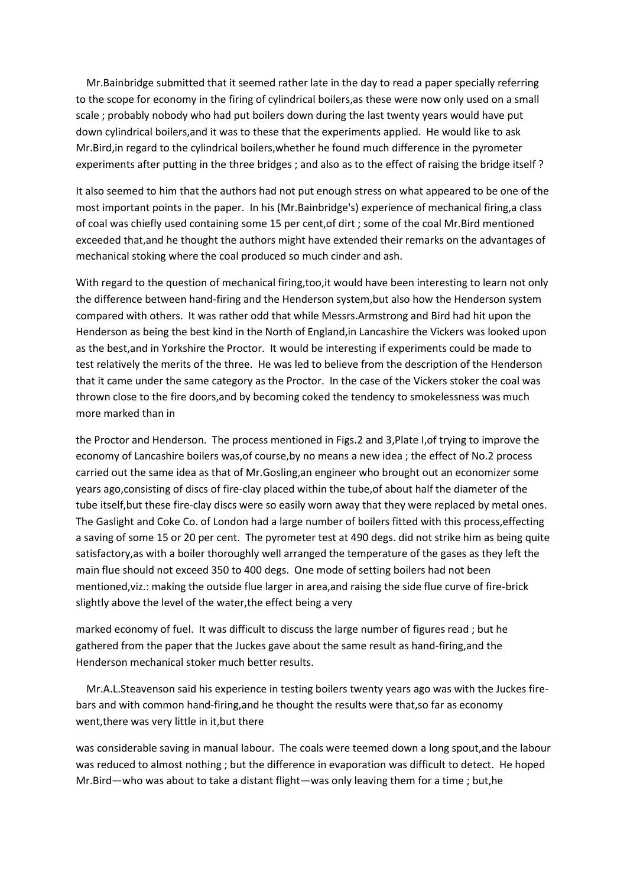Mr.Bainbridge submitted that it seemed rather late in the day to read a paper specially referring to the scope for economy in the firing of cylindrical boilers,as these were now only used on a small scale ; probably nobody who had put boilers down during the last twenty years would have put down cylindrical boilers,and it was to these that the experiments applied. He would like to ask Mr.Bird,in regard to the cylindrical boilers,whether he found much difference in the pyrometer experiments after putting in the three bridges ; and also as to the effect of raising the bridge itself ?

It also seemed to him that the authors had not put enough stress on what appeared to be one of the most important points in the paper. In his (Mr.Bainbridge's) experience of mechanical firing,a class of coal was chiefly used containing some 15 per cent,of dirt ; some of the coal Mr.Bird mentioned exceeded that,and he thought the authors might have extended their remarks on the advantages of mechanical stoking where the coal produced so much cinder and ash.

With regard to the question of mechanical firing,too,it would have been interesting to learn not only the difference between hand-firing and the Henderson system,but also how the Henderson system compared with others. It was rather odd that while Messrs.Armstrong and Bird had hit upon the Henderson as being the best kind in the North of England,in Lancashire the Vickers was looked upon as the best,and in Yorkshire the Proctor. It would be interesting if experiments could be made to test relatively the merits of the three. He was led to believe from the description of the Henderson that it came under the same category as the Proctor. In the case of the Vickers stoker the coal was thrown close to the fire doors,and by becoming coked the tendency to smokelessness was much more marked than in

the Proctor and Henderson. The process mentioned in Figs.2 and 3,Plate I,of trying to improve the economy of Lancashire boilers was,of course,by no means a new idea ; the effect of No.2 process carried out the same idea as that of Mr.Gosling,an engineer who brought out an economizer some years ago,consisting of discs of fire-clay placed within the tube,of about half the diameter of the tube itself,but these fire-clay discs were so easily worn away that they were replaced by metal ones. The Gaslight and Coke Co. of London had a large number of boilers fitted with this process,effecting a saving of some 15 or 20 per cent. The pyrometer test at 490 degs. did not strike him as being quite satisfactory,as with a boiler thoroughly well arranged the temperature of the gases as they left the main flue should not exceed 350 to 400 degs. One mode of setting boilers had not been mentioned,viz.: making the outside flue larger in area,and raising the side flue curve of fire-brick slightly above the level of the water,the effect being a very

marked economy of fuel. It was difficult to discuss the large number of figures read ; but he gathered from the paper that the Juckes gave about the same result as hand-firing,and the Henderson mechanical stoker much better results.

Mr.A.L.Steavenson said his experience in testing boilers twenty years ago was with the Juckes fire-bars and with common hand-firing,and he thought the results were that,so far as economy went,there was very little in it,but there

was considerable saving in manual labour. The coals were teemed down a long spout,and the labour was reduced to almost nothing ; but the difference in evaporation was difficult to detect. He hoped Mr.Bird—who was about to take a distant flight—was only leaving them for a time ; but,he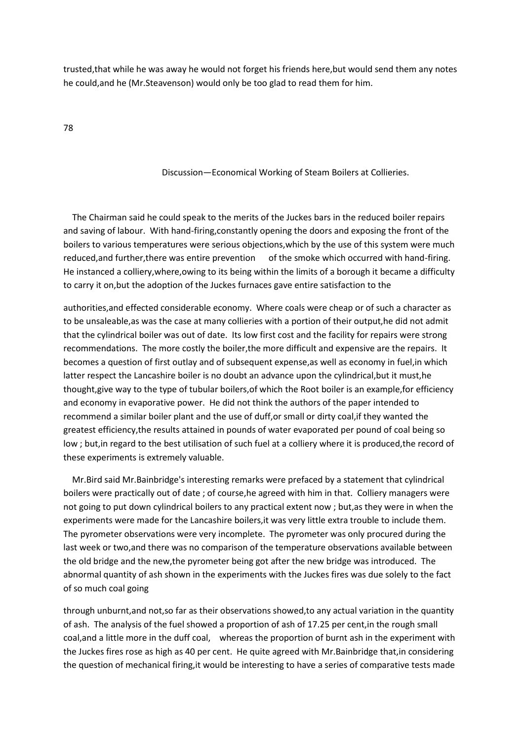trusted,that while he was away he would not forget his friends here,but would send them any notes he could,and he (Mr.Steavenson) would only be too glad to read them for him.

## Discussion—Economical Working of Steam Boilers at Collieries.

The Chairman said he could speak to the merits of the Juckes bars in the reduced boiler repairs and saving of labour. With hand-firing,constantly opening the doors and exposing the front of the boilers to various temperatures were serious objections,which by the use of this system were much reduced,and further,there was entire prevention of the smoke which occurred with hand-firing. He instanced a colliery,where,owing to its being within the limits of a borough it became a difficulty to carry it on,but the adoption of the Juckes furnaces gave entire satisfaction to the authorities,and effected considerable economy. Where coals were cheap or of such a character as to be unsaleable,as was the case at many collieries with a portion of their output,he did not admit that the cylindrical boiler was out of date. Its low first cost and the facility for repairs were strong recommendations. The more costly the boiler,the more difficult and expensive are the repairs. It becomes a question of first outlay and of subsequent expense,as well as economy in fuel,in which latter respect the Lancashire boiler is no doubt an advance upon the cylindrical,but it must,he thought,give way to the type of tubular boilers,of which the Root boiler is an example,for efficiency and economy in evaporative power. He did not think the authors of the paper intended to recommend a similar boiler plant and the use of duff,or small or dirty coal,if they wanted the greatest efficiency,the results attained in pounds of water evaporated per pound of coal being so low ; but,in regard to the best utilisation of such fuel at a colliery where it is produced,the record of these experiments is extremely valuable.

Mr.Bird said Mr.Bainbridge's interesting remarks were prefaced by a statement that cylindrical boilers were practically out of date ; of course,he agreed with him in that. Colliery managers were not going to put down cylindrical boilers to any practical extent now ; but,as they were in when the experiments were made for the Lancashire boilers,it was very little extra trouble to include them. The pyrometer observations were very incomplete. The pyrometer was only procured during the last week or two,and there was no comparison of the temperature observations available between the old bridge and the new,the pyrometer being got after the new bridge was introduced. The abnormal quantity of ash shown in the experiments with the Juckes fires was due solely to the fact of so much coal going through unburnt,and not,so far as their observations showed,to any actual variation in the quantity of ash. The analysis of the fuel showed a proportion of ash of 17.25 per cent,in the rough small coal,and a little more in the duff coal, whereas the proportion of burnt ash in the experiment with the Juckes fires rose as high as 40 per cent. He quite agreed with Mr.Bainbridge that,in considering the question of mechanical firing,it would be interesting to have a series of comparative tests made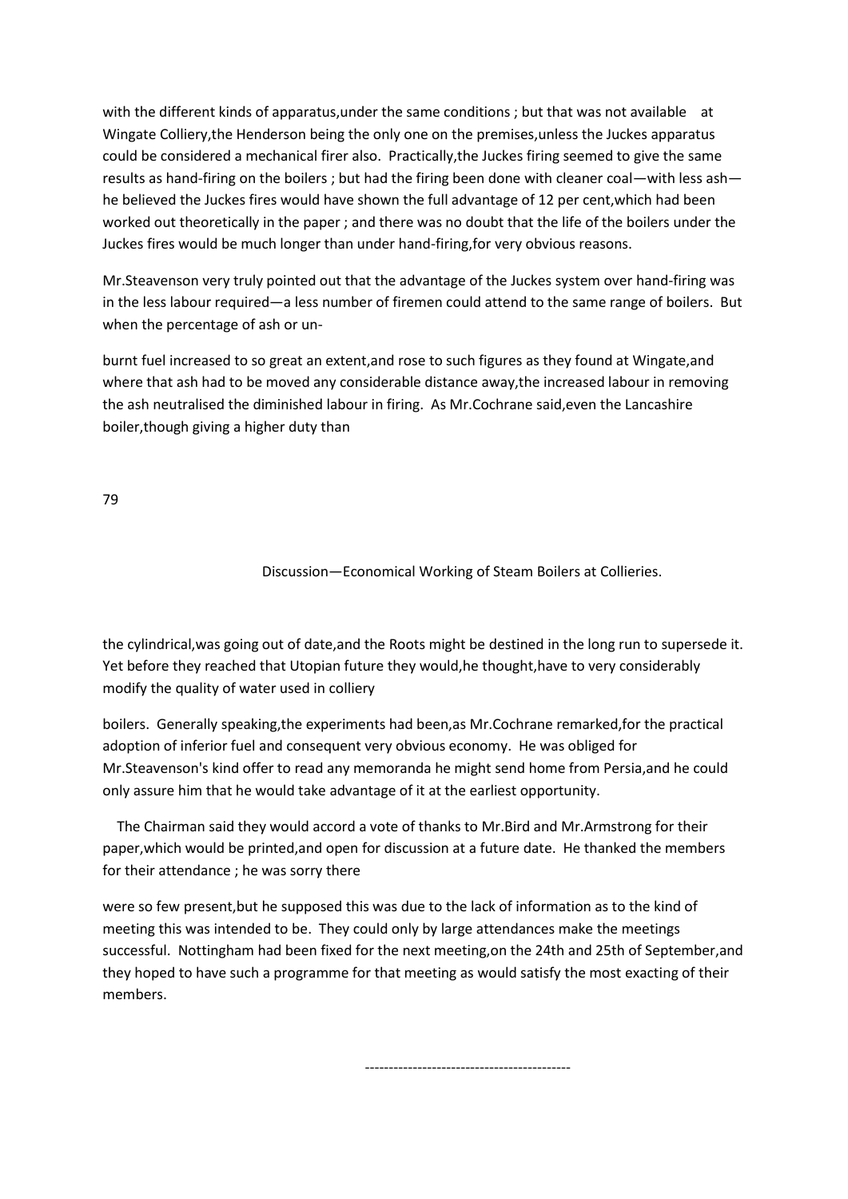with the different kinds of apparatus,under the same conditions ; but that was not available at Wingate Colliery,the Henderson being the only one on the premises,unless the Juckes apparatus could be considered a mechanical firer also. Practically,the Juckes firing seemed to give the same results as hand-firing on the boilers ; but had the firing been done with cleaner coal—with less ash—he believed the Juckes fires would have shown the full advantage of 12 per cent,which had been worked out theoretically in the paper ; and there was no doubt that the life of the boilers under the Juckes fires would be much longer than under hand-firing,for very obvious reasons.

Mr.Steavenson very truly pointed out that the advantage of the Juckes system over hand-firing was in the less labour required—a less number of firemen could attend to the same range of boilers. But when the percentage of ash or unburnt fuel increased to so great an extent,and rose to such figures as they found at Wingate,and where that ash had to be moved any considerable distance away,the increased labour in removing the ash neutralised the diminished labour in firing. As Mr.Cochrane said,even the Lancashire boiler,though giving a higher duty than the cylindrical,was going out of date,and the Roots might be destined in the long run to supersede it. Yet before they reached that Utopian future they would,he thought,have to very considerably modify the quality of water used in colliery boilers. Generally speaking,the experiments had been,as Mr.Cochrane remarked,for the practical adoption of inferior fuel and consequent very obvious economy. He was obliged for Mr.Steavenson's kind offer to read any memoranda he might send home from Persia,and he could only assure him that he would take advantage of it at the earliest opportunity.

The Chairman said they would accord a vote of thanks to Mr.Bird and Mr.Armstrong for their paper,which would be printed,and open for discussion at a future date. He thanked the members for their attendance ; he was sorry there were so few present,but he supposed this was due to the lack of information as to the kind of meeting this was intended to be. They could only by large attendances make the meetings successful. Nottingham had been fixed for the next meeting,on the 24th and 25th of September,and they hoped to have such a programme for that meeting as would satisfy the most exacting of their members.

---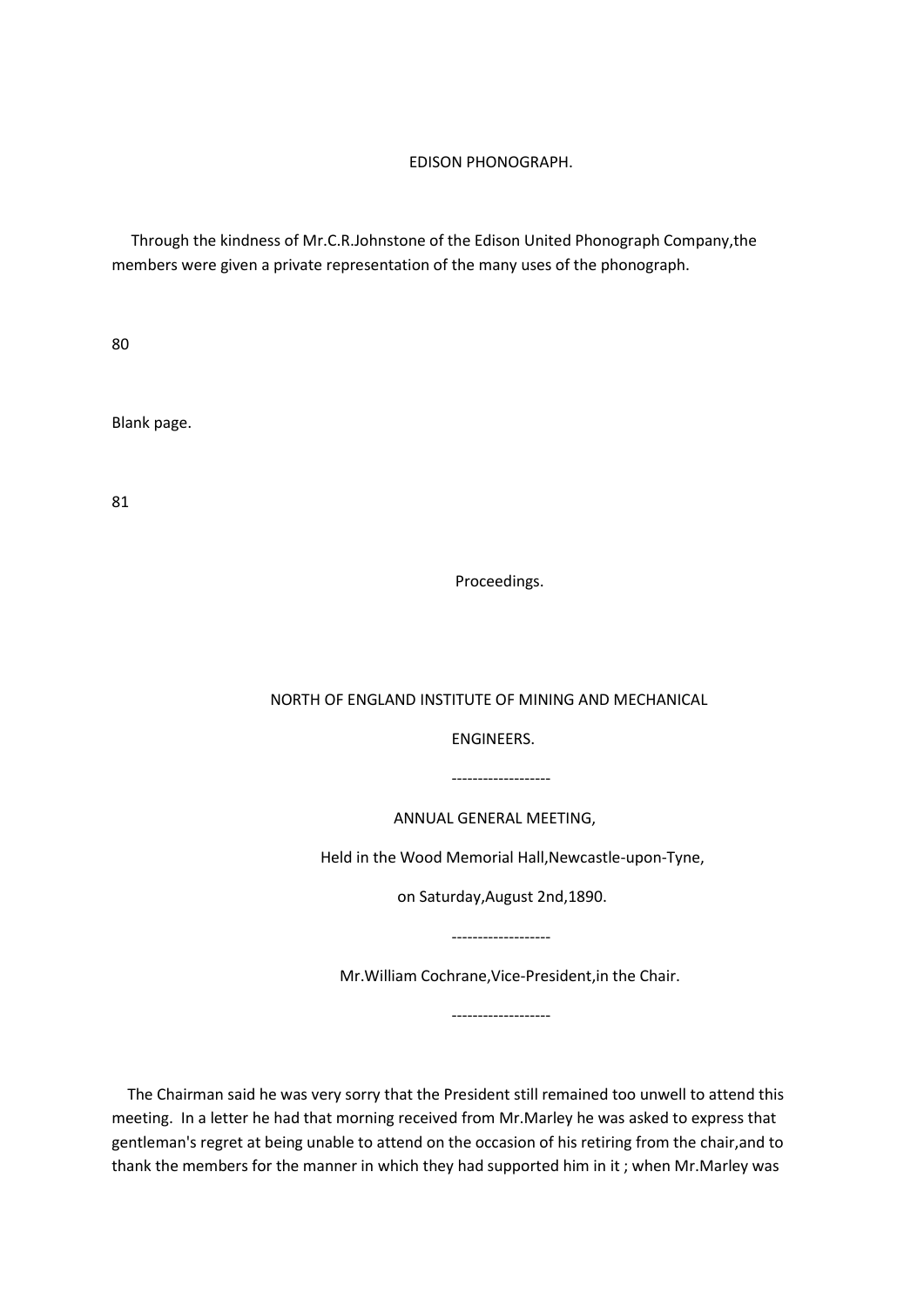EDISON PHONOGRAPH.

Through the kindness of Mr.C.R.Johnstone of the Edison United Phonograph Company,the members were given a private representation of the many uses of the phonograph.

Blank page.

Proceedings.

## NORTH OF ENGLAND INSTITUTE OF MINING AND MECHANICAL ENGINEERS.

---

ANNUAL GENERAL MEETING,

Held in the Wood Memorial Hall,Newcastle-upon-Tyne,

on Saturday,August 2nd,1890.

---

Mr.William Cochrane,Vice-President,in the Chair.

---

The Chairman said he was very sorry that the President still remained too unwell to attend this meeting. In a letter he had that morning received from Mr.Marley he was asked to express that gentleman's regret at being unable to attend on the occasion of his retiring from the chair,and to thank the members for the manner in which they had supported him in it ; when Mr.Marley was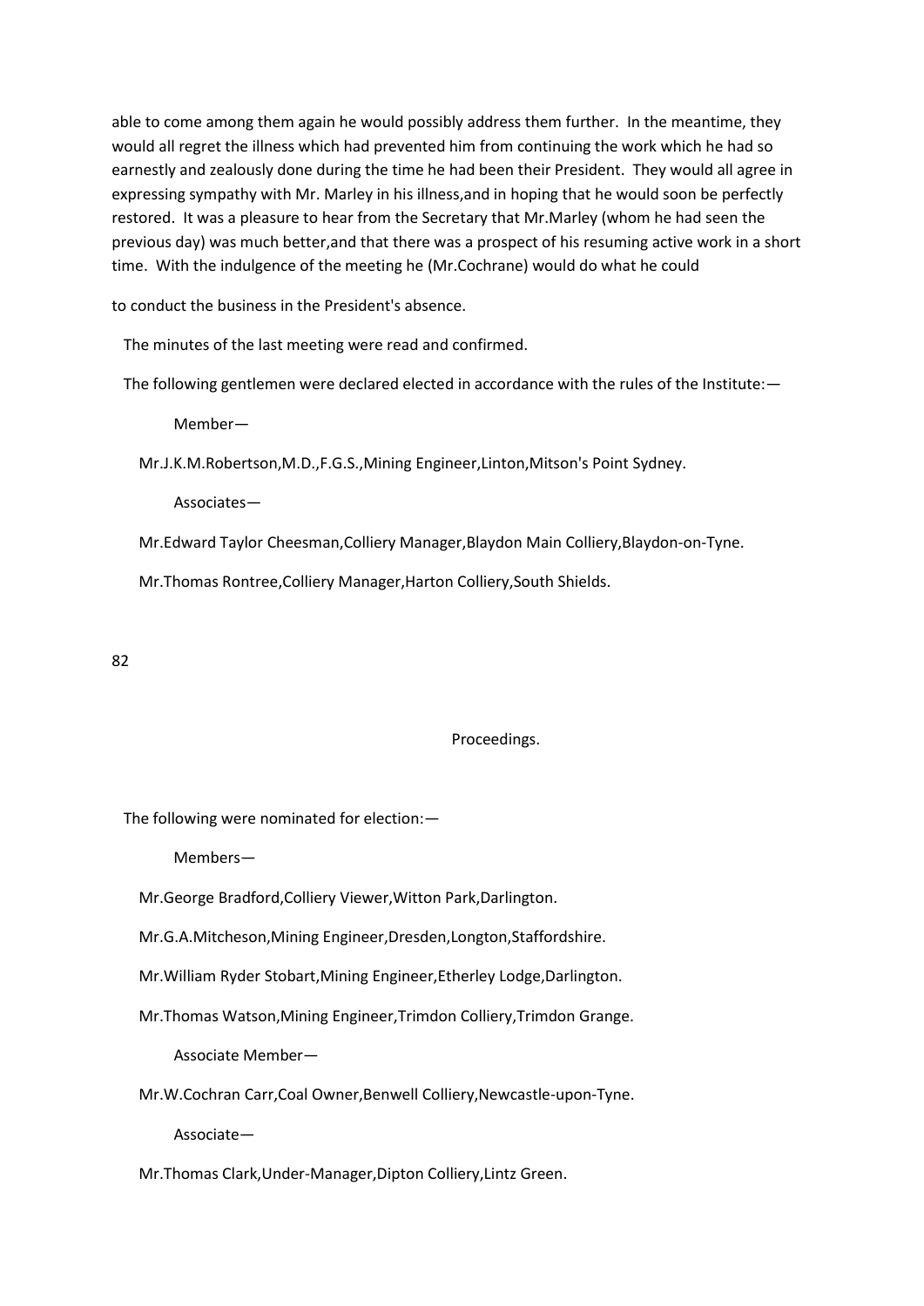able to come among them again he would possibly address them further. In the meantime, they would all regret the illness which had prevented him from continuing the work which he had so earnestly and zealously done during the time he had been their President. They would all agree in expressing sympathy with Mr. Marley in his illness,and in hoping that he would soon be perfectly restored. It was a pleasure to hear from the Secretary that Mr.Marley (whom he had seen the previous day) was much better,and that there was a prospect of his resuming active work in a short time. With the indulgence of the meeting he (Mr.Cochrane) would do what he could to conduct the business in the President's absence.

The minutes of the last meeting were read and confirmed.

The following gentlemen were declared elected in accordance with the rules of the Institute:—

Member—

Mr.J.K.M.Robertson,M.D.,F.G.S.,Mining Engineer,Linton,Mitson's Point Sydney.

Associates—

Mr.Edward Taylor Cheesman,Colliery Manager,Blaydon Main Colliery,Blaydon-on-Tyne.

Mr.Thomas Rontree,Colliery Manager,Harton Colliery,South Shields.

The following were nominated for election:—

Members—

Mr.George Bradford,Colliery Viewer,Witton Park,Darlington.

Mr.G.A.Mitcheson,Mining Engineer,Dresden,Longton,Staffordshire.

Mr.William Ryder Stobart,Mining Engineer,Etherley Lodge,Darlington.

Mr.Thomas Watson,Mining Engineer,Trimdon Colliery,Trimdon Grange.

Associate Member—

Mr.W.Cochran Carr,Coal Owner,Benwell Colliery,Newcastle-upon-Tyne.

Associate—

Mr.Thomas Clark,Under-Manager,Dipton Colliery,Lintz Green.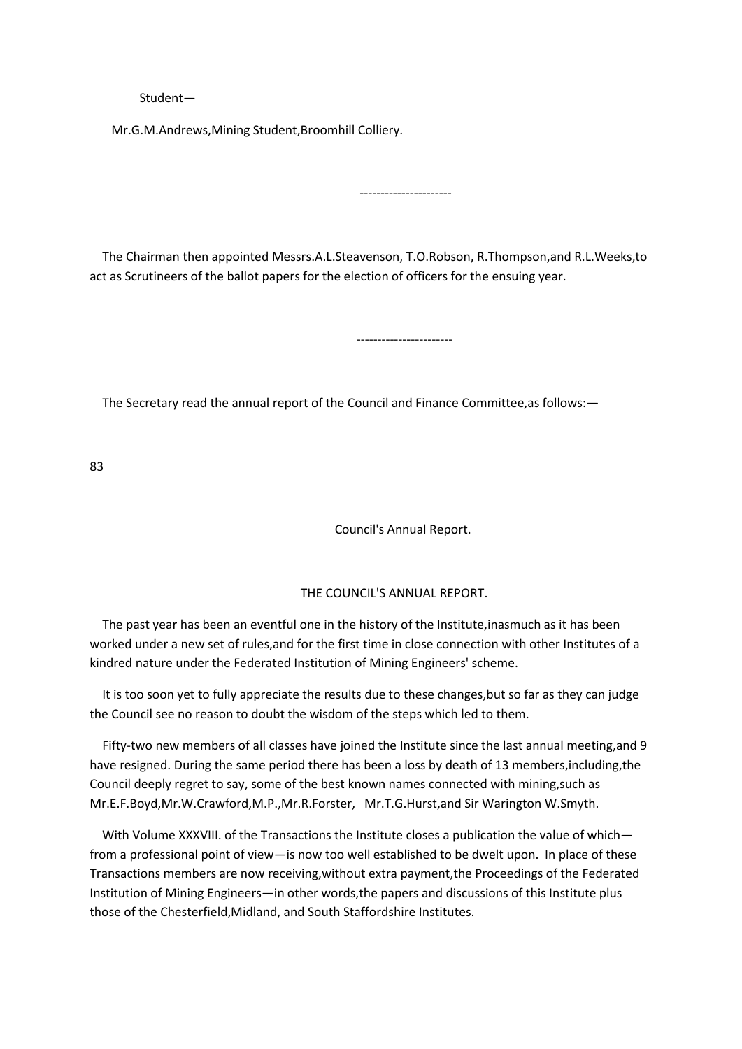Student—

Mr.G.M.Andrews,Mining Student,Broomhill Colliery.

---

The Chairman then appointed Messrs.A.L.Steavenson, T.O.Robson, R.Thompson,and R.L.Weeks,to act as Scrutineers of the ballot papers for the election of officers for the ensuing year.

---

The Secretary read the annual report of the Council and Finance Committee,as follows:—

## THE COUNCIL'S ANNUAL REPORT.

The past year has been an eventful one in the history of the Institute,inasmuch as it has been worked under a new set of rules,and for the first time in close connection with other Institutes of a kindred nature under the Federated Institution of Mining Engineers' scheme.

It is too soon yet to fully appreciate the results due to these changes,but so far as they can judge the Council see no reason to doubt the wisdom of the steps which led to them.

Fifty-two new members of all classes have joined the Institute since the last annual meeting,and 9 have resigned. During the same period there has been a loss by death of 13 members,including,the Council deeply regret to say, some of the best known names connected with mining,such as Mr.E.F.Boyd,Mr.W.Crawford,M.P.,Mr.R.Forster, Mr.T.G.Hurst,and Sir Warington W.Smyth.

With Volume XXXVIII. of the Transactions the Institute closes a publication the value of which—from a professional point of view—is now too well established to be dwelt upon. In place of these Transactions members are now receiving,without extra payment,the Proceedings of the Federated Institution of Mining Engineers—in other words,the papers and discussions of this Institute plus those of the Chesterfield,Midland, and South Staffordshire Institutes.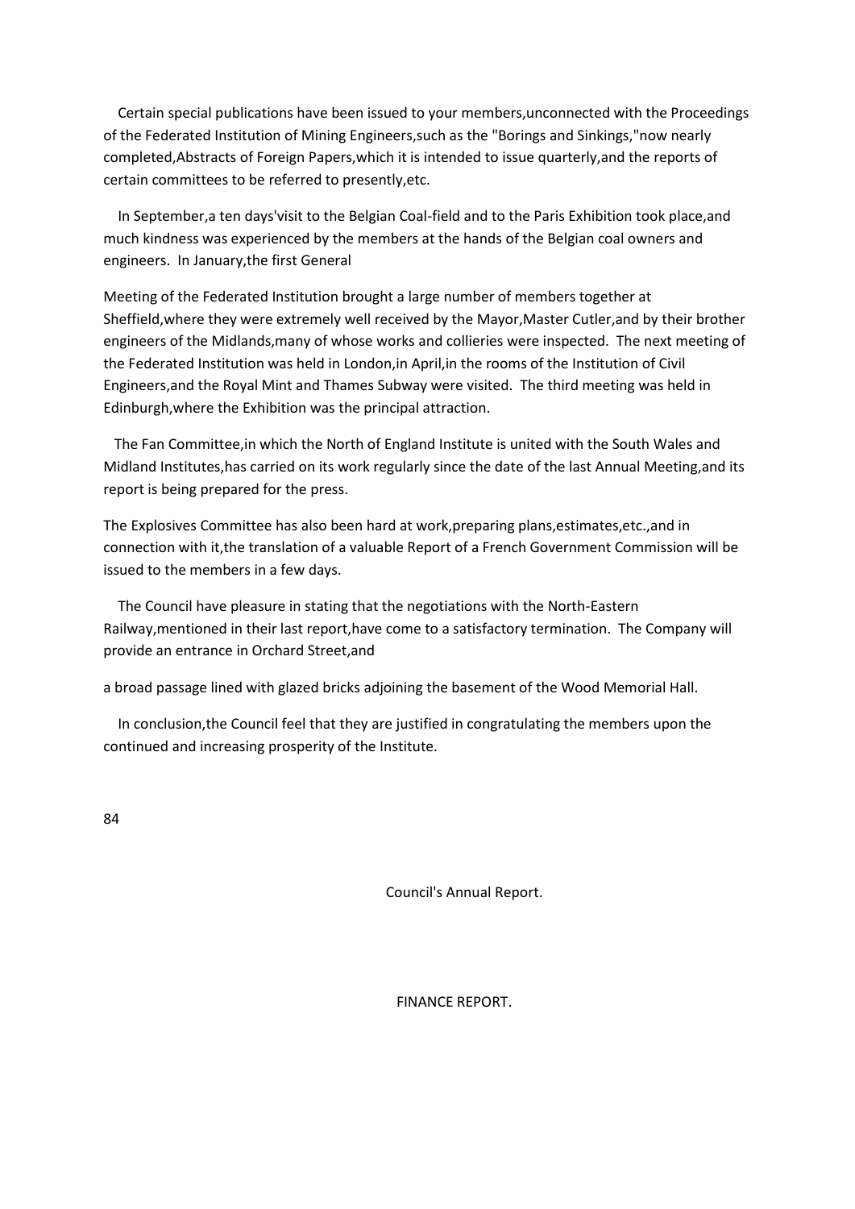Certain special publications have been issued to your members,unconnected with the Proceedings of the Federated Institution of Mining Engineers,such as the "Borings and Sinkings,"now nearly completed,Abstracts of Foreign Papers,which it is intended to issue quarterly,and the reports of certain committees to be referred to presently,etc.

In September,a ten days'visit to the Belgian Coal-field and to the Paris Exhibition took place,and much kindness was experienced by the members at the hands of the Belgian coal owners and engineers. In January,the first General Meeting of the Federated Institution brought a large number of members together at Sheffield,where they were extremely well received by the Mayor,Master Cutler,and by their brother engineers of the Midlands,many of whose works and collieries were inspected. The next meeting of the Federated Institution was held in London,in April,in the rooms of the Institution of Civil Engineers,and the Royal Mint and Thames Subway were visited. The third meeting was held in Edinburgh,where the Exhibition was the principal attraction.

The Fan Committee,in which the North of England Institute is united with the South Wales and Midland Institutes,has carried on its work regularly since the date of the last Annual Meeting,and its report is being prepared for the press.

The Explosives Committee has also been hard at work,preparing plans,estimates,etc.,and in connection with it,the translation of a valuable Report of a French Government Commission will be issued to the members in a few days.

The Council have pleasure in stating that the negotiations with the North-Eastern Railway,mentioned in their last report,have come to a satisfactory termination. The Company will provide an entrance in Orchard Street,and a broad passage lined with glazed bricks adjoining the basement of the Wood Memorial Hall.

In conclusion,the Council feel that they are justified in congratulating the members upon the continued and increasing prosperity of the Institute.

## FINANCE REPORT.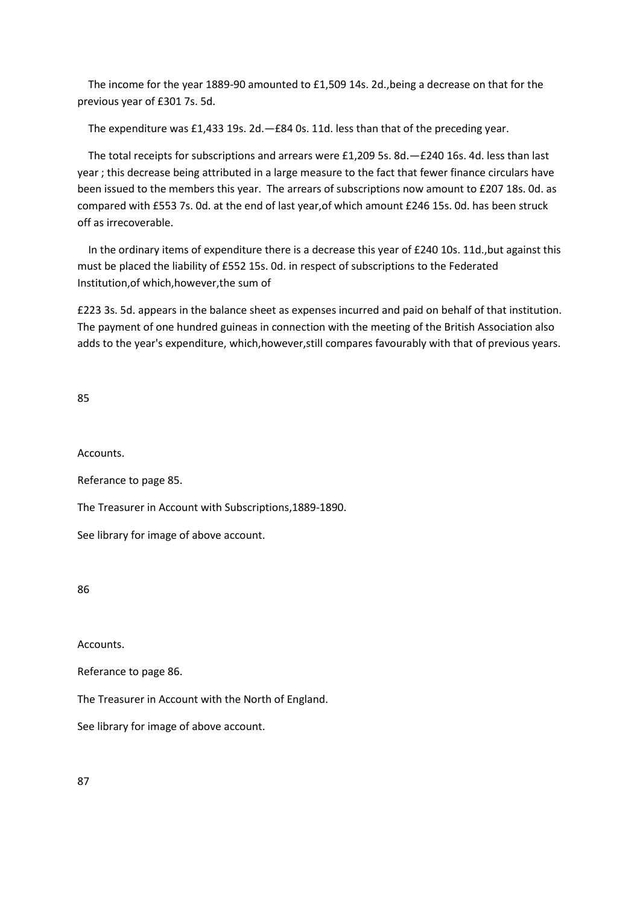The income for the year 1889-90 amounted to £1,509 14s. 2d.,being a decrease on that for the previous year of £301 7s. 5d.

The expenditure was £1,433 19s. 2d.—£84 0s. 11d. less than that of the preceding year.

The total receipts for subscriptions and arrears were £1,209 5s. 8d.—£240 16s. 4d. less than last year ; this decrease being attributed in a large measure to the fact that fewer finance circulars have been issued to the members this year. The arrears of subscriptions now amount to £207 18s. 0d. as compared with £553 7s. 0d. at the end of last year,of which amount £246 15s. 0d. has been struck off as irrecoverable.

In the ordinary items of expenditure there is a decrease this year of £240 10s. 11d.,but against this must be placed the liability of £552 15s. 0d. in respect of subscriptions to the Federated Institution,of which,however,the sum of

£223 3s. 5d. appears in the balance sheet as expenses incurred and paid on behalf of that institution. The payment of one hundred guineas in connection with the meeting of the British Association also adds to the year's expenditure, which,however,still compares favourably with that of previous years.

85

Accounts.

Referance to page 85.

The Treasurer in Account with Subscriptions,1889-1890.

See library for image of above account.

86

Accounts.

Referance to page 86.

The Treasurer in Account with the North of England.

See library for image of above account.

87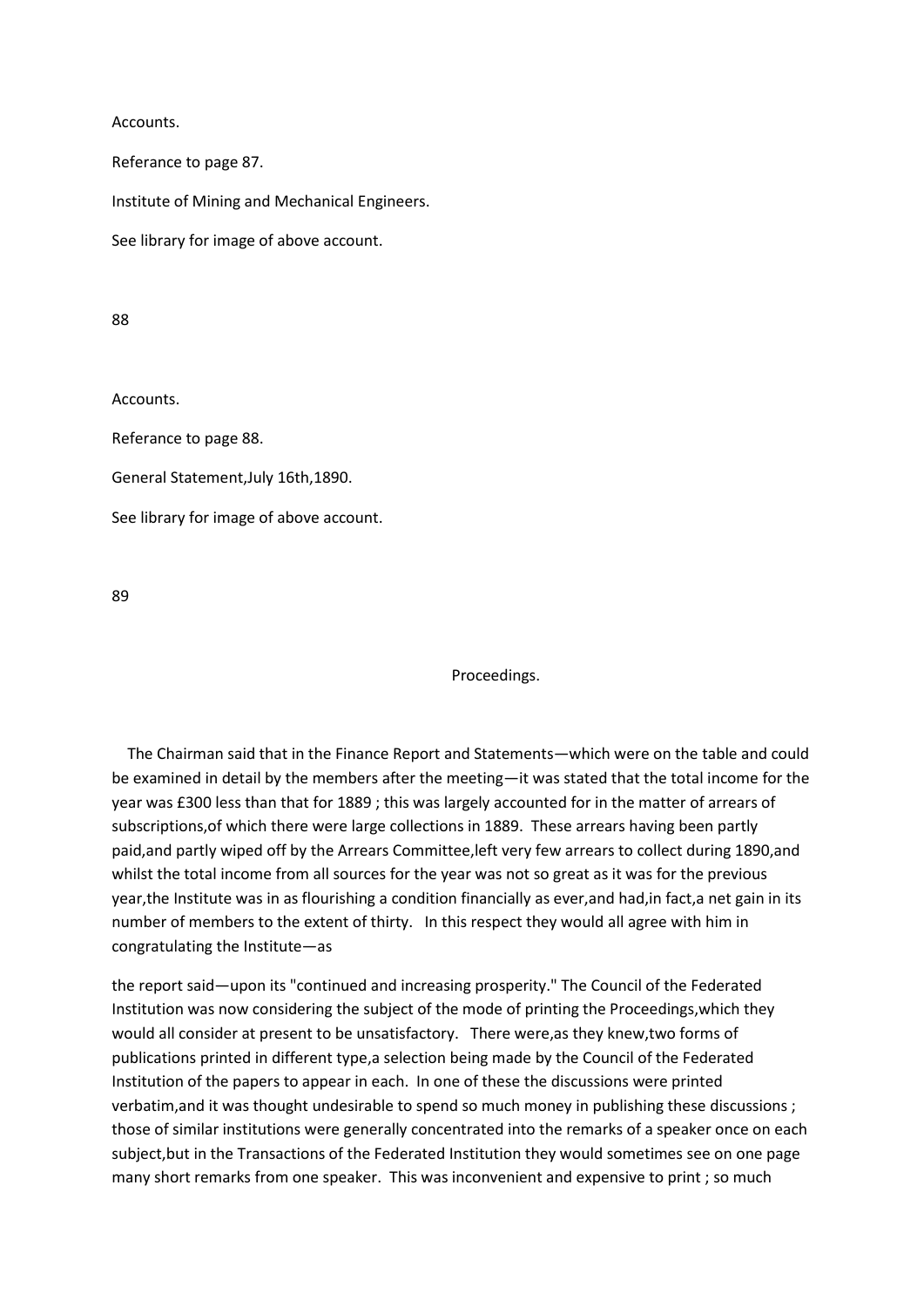Accounts.

Referance to page 87.

Institute of Mining and Mechanical Engineers.

See library for image of above account.

Accounts.

Referance to page 88.

General Statement,July 16th,1890.

See library for image of above account.

## Proceedings.

The Chairman said that in the Finance Report and Statements—which were on the table and could be examined in detail by the members after the meeting—it was stated that the total income for the year was £300 less than that for 1889 ; this was largely accounted for in the matter of arrears of subscriptions,of which there were large collections in 1889. These arrears having been partly paid,and partly wiped off by the Arrears Committee,left very few arrears to collect during 1890,and whilst the total income from all sources for the year was not so great as it was for the previous year,the Institute was in as flourishing a condition financially as ever,and had,in fact,a net gain in its number of members to the extent of thirty. In this respect they would all agree with him in congratulating the Institute—as

the report said—upon its "continued and increasing prosperity." The Council of the Federated Institution was now considering the subject of the mode of printing the Proceedings,which they would all consider at present to be unsatisfactory. There were,as they knew,two forms of publications printed in different type,a selection being made by the Council of the Federated Institution of the papers to appear in each. In one of these the discussions were printed verbatim,and it was thought undesirable to spend so much money in publishing these discussions ; those of similar institutions were generally concentrated into the remarks of a speaker once on each subject,but in the Transactions of the Federated Institution they would sometimes see on one page many short remarks from one speaker. This was inconvenient and expensive to print ; so much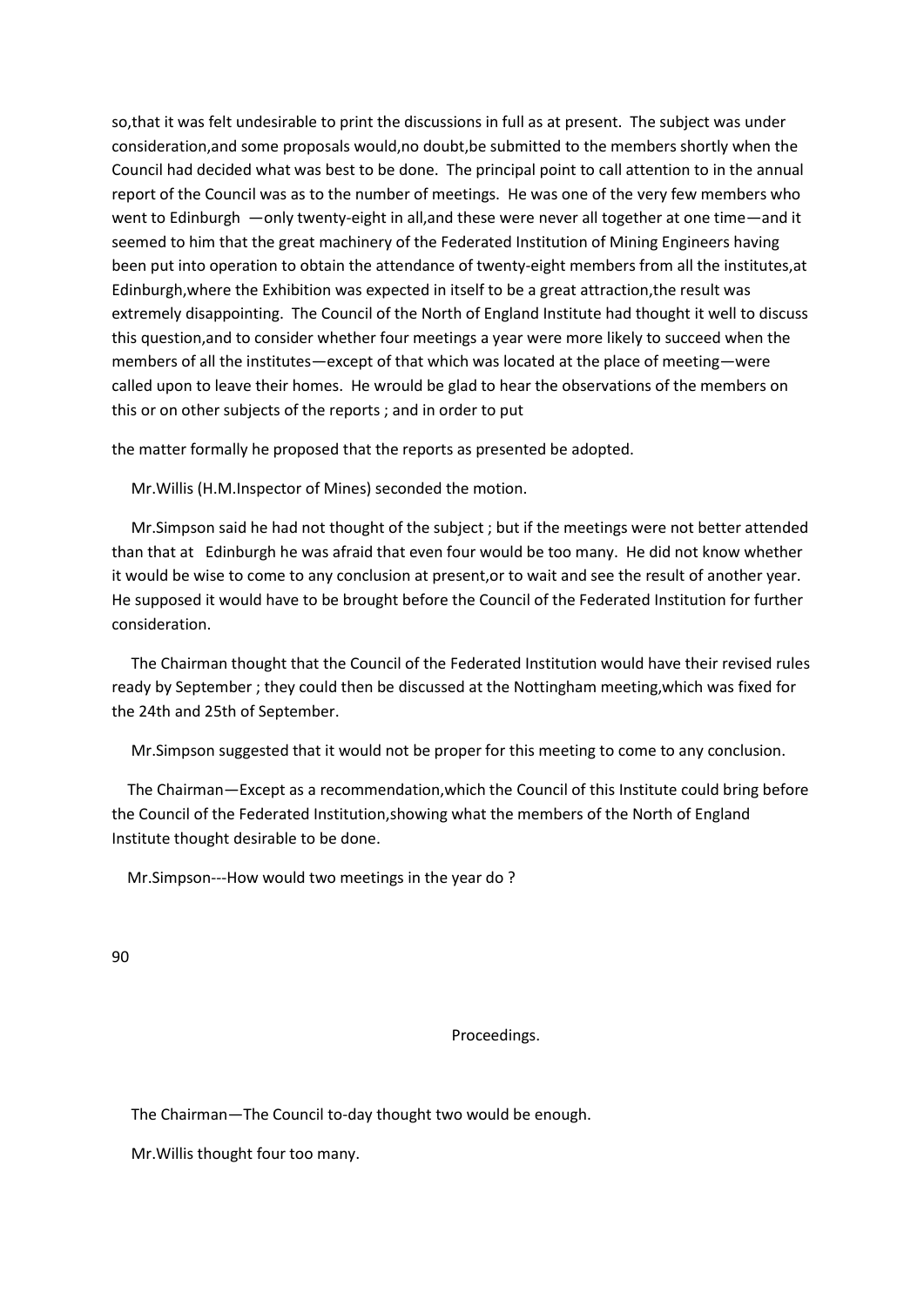so,that it was felt undesirable to print the discussions in full as at present. The subject was under consideration,and some proposals would,no doubt,be submitted to the members shortly when the Council had decided what was best to be done. The principal point to call attention to in the annual report of the Council was as to the number of meetings. He was one of the very few members who went to Edinburgh —only twenty-eight in all,and these were never all together at one time—and it seemed to him that the great machinery of the Federated Institution of Mining Engineers having been put into operation to obtain the attendance of twenty-eight members from all the institutes,at Edinburgh,where the Exhibition was expected in itself to be a great attraction,the result was extremely disappointing. The Council of the North of England Institute had thought it well to discuss this question,and to consider whether four meetings a year were more likely to succeed when the members of all the institutes—except of that which was located at the place of meeting—were called upon to leave their homes. He wrould be glad to hear the observations of the members on this or on other subjects of the reports ; and in order to put

the matter formally he proposed that the reports as presented be adopted.

Mr.Willis (H.M.Inspector of Mines) seconded the motion.

Mr.Simpson said he had not thought of the subject ; but if the meetings were not better attended than that at Edinburgh he was afraid that even four would be too many. He did not know whether it would be wise to come to any conclusion at present,or to wait and see the result of another year. He supposed it would have to be brought before the Council of the Federated Institution for further consideration.

The Chairman thought that the Council of the Federated Institution would have their revised rules ready by September ; they could then be discussed at the Nottingham meeting,which was fixed for the 24th and 25th of September.

Mr.Simpson suggested that it would not be proper for this meeting to come to any conclusion.

The Chairman—Except as a recommendation,which the Council of this Institute could bring before the Council of the Federated Institution,showing what the members of the North of England Institute thought desirable to be done.

Mr.Simpson---How would two meetings in the year do ?

The Chairman—The Council to-day thought two would be enough.

Mr.Willis thought four too many.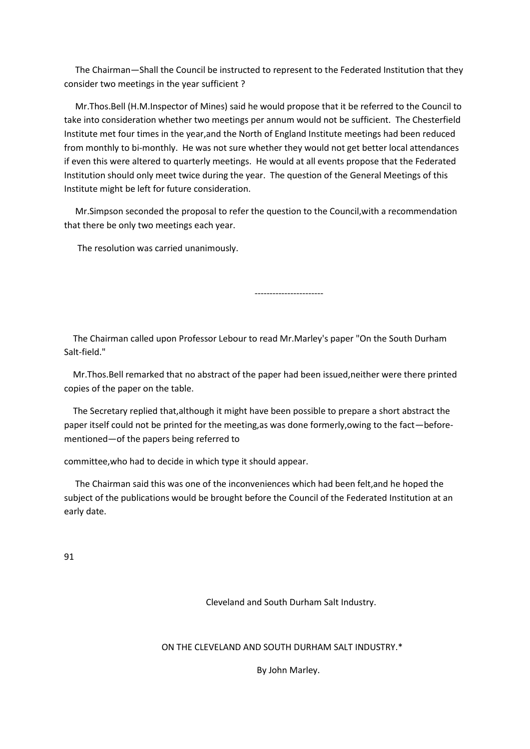The Chairman—Shall the Council be instructed to represent to the Federated Institution that they consider two meetings in the year sufficient ?

Mr.Thos.Bell (H.M.Inspector of Mines) said he would propose that it be referred to the Council to take into consideration whether two meetings per annum would not be sufficient. The Chesterfield Institute met four times in the year,and the North of England Institute meetings had been reduced from monthly to bi-monthly. He was not sure whether they would not get better local attendances if even this were altered to quarterly meetings. He would at all events propose that the Federated Institution should only meet twice during the year. The question of the General Meetings of this Institute might be left for future consideration.

Mr.Simpson seconded the proposal to refer the question to the Council,with a recommendation that there be only two meetings each year.

The resolution was carried unanimously.

-----------------------

The Chairman called upon Professor Lebour to read Mr.Marley's paper "On the South Durham Salt-field."

Mr.Thos.Bell remarked that no abstract of the paper had been issued,neither were there printed copies of the paper on the table.

The Secretary replied that,although it might have been possible to prepare a short abstract the paper itself could not be printed for the meeting,as was done formerly,owing to the fact—before-mentioned—of the papers being referred to committee,who had to decide in which type it should appear.

The Chairman said this was one of the inconveniences which had been felt,and he hoped the subject of the publications would be brought before the Council of the Federated Institution at an early date.

## ON THE CLEVELAND AND SOUTH DURHAM SALT INDUSTRY.*

By John Marley.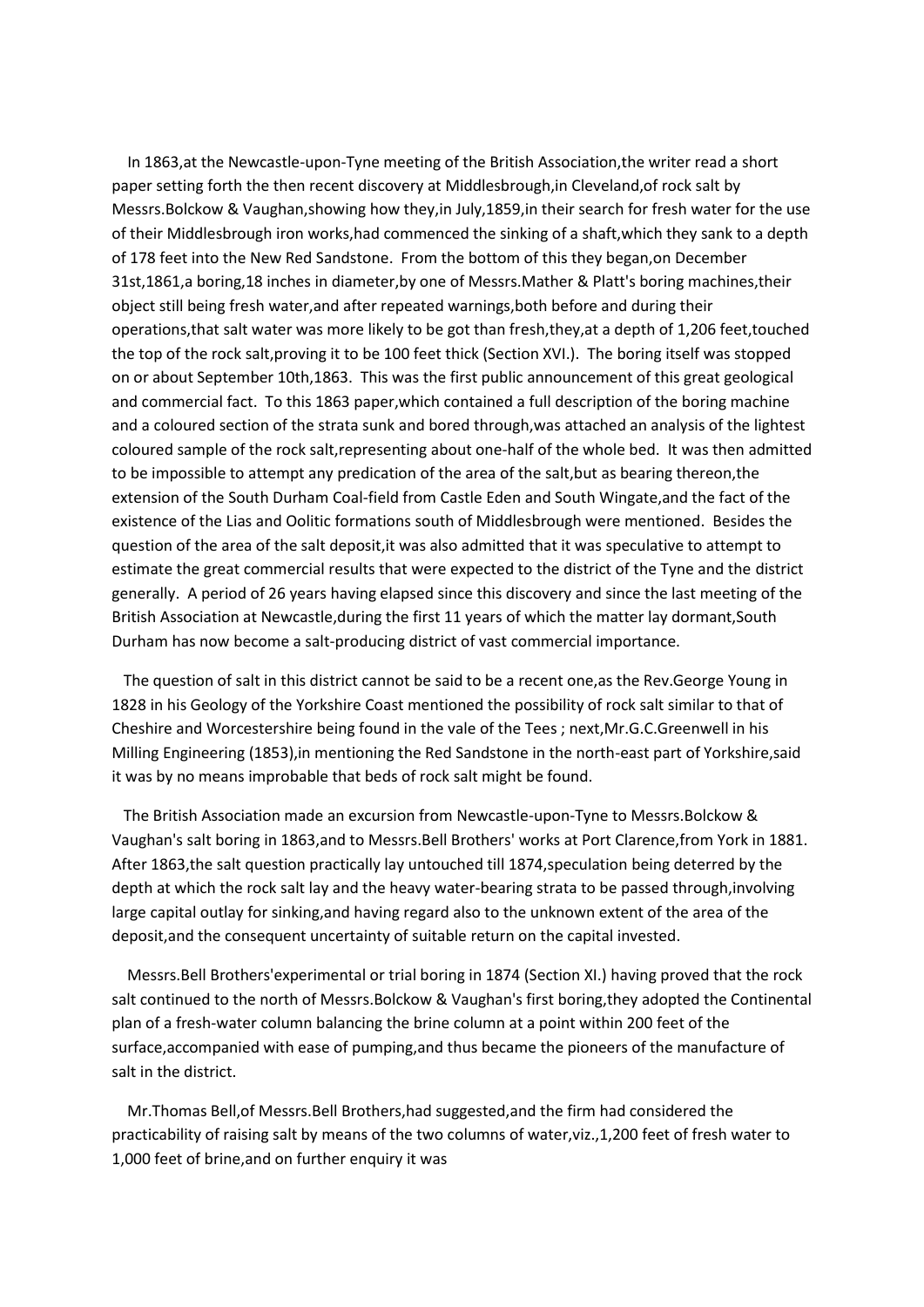In 1863,at the Newcastle-upon-Tyne meeting of the British Association,the writer read a short paper setting forth the then recent discovery at Middlesbrough,in Cleveland,of rock salt by Messrs.Bolckow & Vaughan,showing how they,in July,1859,in their search for fresh water for the use of their Middlesbrough iron works,had commenced the sinking of a shaft,which they sank to a depth of 178 feet into the New Red Sandstone. From the bottom of this they began,on December 31st,1861,a boring,18 inches in diameter,by one of Messrs.Mather & Platt's boring machines,their object still being fresh water,and after repeated warnings,both before and during their operations,that salt water was more likely to be got than fresh,they,at a depth of 1,206 feet,touched the top of the rock salt,proving it to be 100 feet thick (Section XVI.). The boring itself was stopped on or about September 10th,1863. This was the first public announcement of this great geological and commercial fact. To this 1863 paper,which contained a full description of the boring machine and a coloured section of the strata sunk and bored through,was attached an analysis of the lightest coloured sample of the rock salt,representing about one-half of the whole bed. It was then admitted to be impossible to attempt any predication of the area of the salt,but as bearing thereon,the extension of the South Durham Coal-field from Castle Eden and South Wingate,and the fact of the existence of the Lias and Oolitic formations south of Middlesbrough were mentioned. Besides the question of the area of the salt deposit,it was also admitted that it was speculative to attempt to estimate the great commercial results that were expected to the district of the Tyne and the district generally. A period of 26 years having elapsed since this discovery and since the last meeting of the British Association at Newcastle,during the first 11 years of which the matter lay dormant,South Durham has now become a salt-producing district of vast commercial importance.

The question of salt in this district cannot be said to be a recent one,as the Rev.George Young in 1828 in his Geology of the Yorkshire Coast mentioned the possibility of rock salt similar to that of Cheshire and Worcestershire being found in the vale of the Tees ; next,Mr.G.C.Greenwell in his Milling Engineering (1853),in mentioning the Red Sandstone in the north-east part of Yorkshire,said it was by no means improbable that beds of rock salt might be found.

The British Association made an excursion from Newcastle-upon-Tyne to Messrs.Bolckow & Vaughan's salt boring in 1863,and to Messrs.Bell Brothers' works at Port Clarence,from York in 1881. After 1863,the salt question practically lay untouched till 1874,speculation being deterred by the depth at which the rock salt lay and the heavy water-bearing strata to be passed through,involving large capital outlay for sinking,and having regard also to the unknown extent of the area of the deposit,and the consequent uncertainty of suitable return on the capital invested.

Messrs.Bell Brothers'experimental or trial boring in 1874 (Section XI.) having proved that the rock salt continued to the north of Messrs.Bolckow & Vaughan's first boring,they adopted the Continental plan of a fresh-water column balancing the brine column at a point within 200 feet of the surface,accompanied with ease of pumping,and thus became the pioneers of the manufacture of salt in the district.

Mr.Thomas Bell,of Messrs.Bell Brothers,had suggested,and the firm had considered the practicability of raising salt by means of the two columns of water,viz.,1,200 feet of fresh water to 1,000 feet of brine,and on further enquiry it was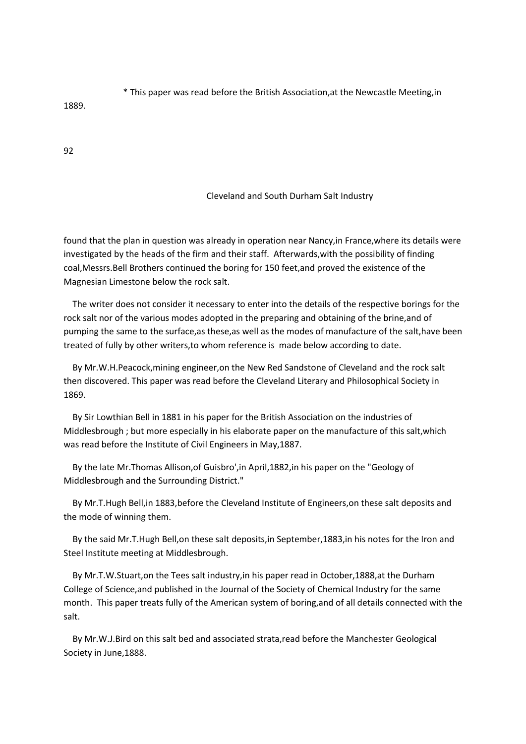\* This paper was read before the British Association,at the Newcastle Meeting,in 1889.

found that the plan in question was already in operation near Nancy,in France,where its details were investigated by the heads of the firm and their staff. Afterwards,with the possibility of finding coal,Messrs.Bell Brothers continued the boring for 150 feet,and proved the existence of the Magnesian Limestone below the rock salt.

The writer does not consider it necessary to enter into the details of the respective borings for the rock salt nor of the various modes adopted in the preparing and obtaining of the brine,and of pumping the same to the surface,as these,as well as the modes of manufacture of the salt,have been treated of fully by other writers,to whom reference is made below according to date.

By Mr.W.H.Peacock,mining engineer,on the New Red Sandstone of Cleveland and the rock salt then discovered. This paper was read before the Cleveland Literary and Philosophical Society in 1869.

By Sir Lowthian Bell in 1881 in his paper for the British Association on the industries of Middlesbrough ; but more especially in his elaborate paper on the manufacture of this salt,which was read before the Institute of Civil Engineers in May,1887.

By the late Mr.Thomas Allison,of Guisbro',in April,1882,in his paper on the "Geology of Middlesbrough and the Surrounding District."

By Mr.T.Hugh Bell,in 1883,before the Cleveland Institute of Engineers,on these salt deposits and the mode of winning them.

By the said Mr.T.Hugh Bell,on these salt deposits,in September,1883,in his notes for the Iron and Steel Institute meeting at Middlesbrough.

By Mr.T.W.Stuart,on the Tees salt industry,in his paper read in October,1888,at the Durham College of Science,and published in the Journal of the Society of Chemical Industry for the same month. This paper treats fully of the American system of boring,and of all details connected with the salt.

By Mr.W.J.Bird on this salt bed and associated strata,read before the Manchester Geological Society in June,1888.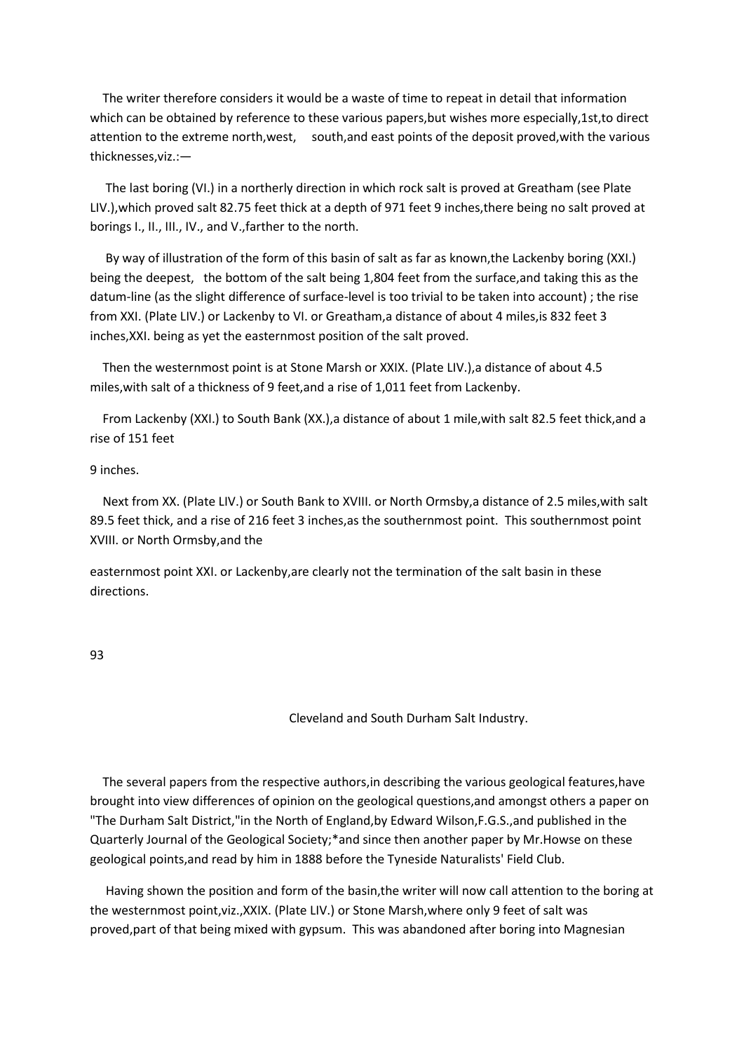The writer therefore considers it would be a waste of time to repeat in detail that information which can be obtained by reference to these various papers,but wishes more especially,1st,to direct attention to the extreme north,west, south,and east points of the deposit proved,with the various thicknesses,viz.:—

The last boring (VI.) in a northerly direction in which rock salt is proved at Greatham (see Plate LIV.),which proved salt 82.75 feet thick at a depth of 971 feet 9 inches,there being no salt proved at borings I., II., III., IV., and V.,farther to the north.

By way of illustration of the form of this basin of salt as far as known,the Lackenby boring (XXI.) being the deepest, the bottom of the salt being 1,804 feet from the surface,and taking this as the datum-line (as the slight difference of surface-level is too trivial to be taken into account) ; the rise from XXI. (Plate LIV.) or Lackenby to VI. or Greatham,a distance of about 4 miles,is 832 feet 3 inches,XXI. being as yet the easternmost position of the salt proved.

Then the westernmost point is at Stone Marsh or XXIX. (Plate LIV.),a distance of about 4.5 miles,with salt of a thickness of 9 feet,and a rise of 1,011 feet from Lackenby.

From Lackenby (XXI.) to South Bank (XX.),a distance of about 1 mile,with salt 82.5 feet thick,and a rise of 151 feet 9 inches.

Next from XX. (Plate LIV.) or South Bank to XVIII. or North Ormsby,a distance of 2.5 miles,with salt 89.5 feet thick, and a rise of 216 feet 3 inches,as the southernmost point. This southernmost point XVIII. or North Ormsby,and the easternmost point XXI. or Lackenby,are clearly not the termination of the salt basin in these directions.

The several papers from the respective authors,in describing the various geological features,have brought into view differences of opinion on the geological questions,and amongst others a paper on "The Durham Salt District,"in the North of England,by Edward Wilson,F.G.S.,and published in the Quarterly Journal of the Geological Society;*and since then another paper by Mr.Howse on these geological points,and read by him in 1888 before the Tyneside Naturalists' Field Club.

Having shown the position and form of the basin,the writer will now call attention to the boring at the westernmost point,viz.,XXIX. (Plate LIV.) or Stone Marsh,where only 9 feet of salt was proved,part of that being mixed with gypsum. This was abandoned after boring into Magnesian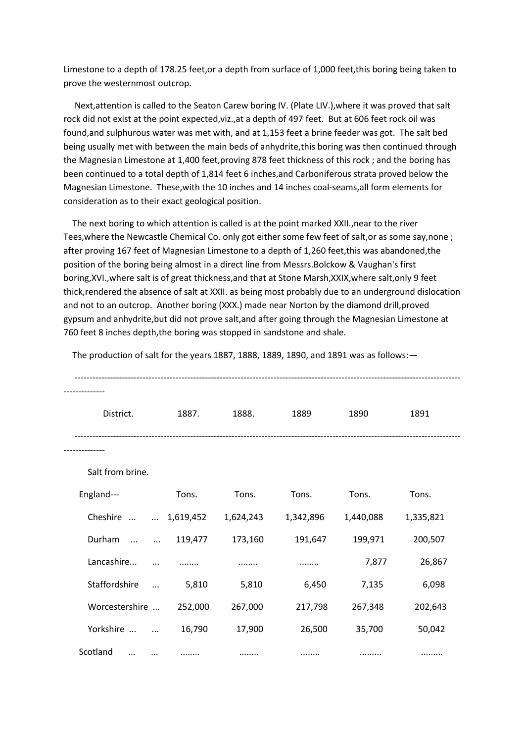Limestone to a depth of 178.25 feet,or a depth from surface of 1,000 feet,this boring being taken to prove the westernmost outcrop.

Next,attention is called to the Seaton Carew boring IV. (Plate LIV.),where it was proved that salt rock did not exist at the point expected,viz.,at a depth of 497 feet. But at 606 feet rock oil was found,and sulphurous water was met with, and at 1,153 feet a brine feeder was got. The salt bed being usually met with between the main beds of anhydrite,this boring was then continued through the Magnesian Limestone at 1,400 feet,proving 878 feet thickness of this rock ; and the boring has been continued to a total depth of 1,814 feet 6 inches,and Carboniferous strata proved below the Magnesian Limestone. These,with the 10 inches and 14 inches coal-seams,all form elements for consideration as to their exact geological position.

The next boring to which attention is called is at the point marked XXII.,near to the river Tees,where the Newcastle Chemical Co. only got either some few feet of salt,or as some say,none ; after proving 167 feet of Magnesian Limestone to a depth of 1,260 feet,this was abandoned,the position of the boring being almost in a direct line from Messrs.Bolckow & Vaughan's first boring,XVI.,where salt is of great thickness,and that at Stone Marsh,XXIX,where salt,only 9 feet thick,rendered the absence of salt at XXII. as being most probably due to an underground dislocation and not to an outcrop. Another boring (XXX.) made near Norton by the diamond drill,proved gypsum and anhydrite,but did not prove salt,and after going through the Magnesian Limestone at 760 feet 8 inches depth,the boring was stopped in sandstone and shale.

The production of salt for the years 1887, 1888, 1889, 1890, and 1891 was as follows:—

| District. | 1887. | 1888. | 1889 | 1890 | 1891 |
|---|---|---|---|---|---|
| Salt from brine. | | | | | |
| England--- | Tons. | Tons. | Tons. | Tons. | Tons. |
| Cheshire ... ... | 1,619,452 | 1,624,243 | 1,342,896 | 1,440,088 | 1,335,821 |
| Durham ... ... | 119,477 | 173,160 | 191,647 | 199,971 | 200,507 |
| Lancashire... ... | ........ | ........ | ........ | 7,877 | 26,867 |
| Staffordshire ... | 5,810 | 5,810 | 6,450 | 7,135 | 6,098 |
| Worcestershire ... | 252,000 | 267,000 | 217,798 | 267,348 | 202,643 |
| Yorkshire ... ... | 16,790 | 17,900 | 26,500 | 35,700 | 50,042 |
| Scotland ... ... | ........ | ........ | ........ | ......... | ......... |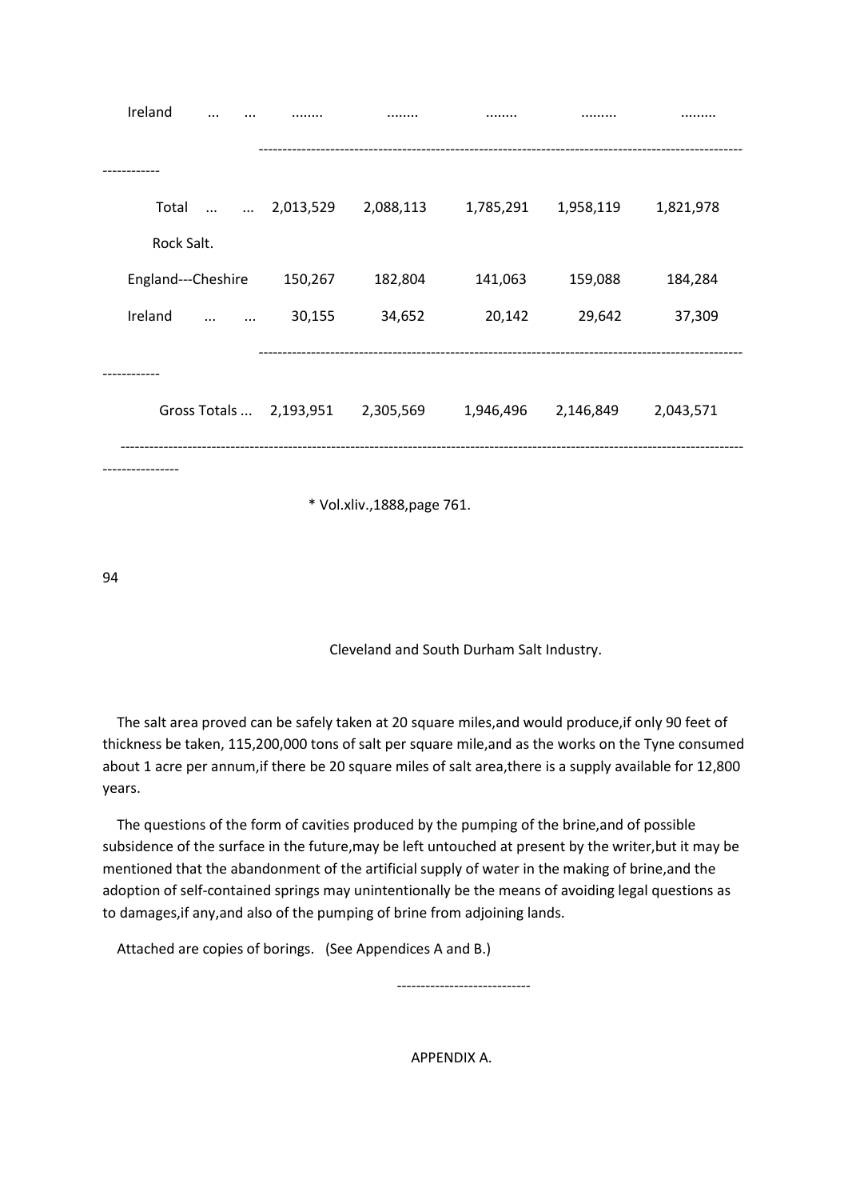| | | | | | |
|---|---|---|---|---|---|
| Ireland ... ... | ........ | ........ | ........ | ......... | ......... |
| Total ... ... | 2,013,529 | 2,088,113 | 1,785,291 | 1,958,119 | 1,821,978 |
| Rock Salt. | | | | | |
| England---Cheshire | 150,267 | 182,804 | 141,063 | 159,088 | 184,284 |
| Ireland ... ... | 30,155 | 34,652 | 20,142 | 29,642 | 37,309 |
| Gross Totals ... | 2,193,951 | 2,305,569 | 1,946,496 | 2,146,849 | 2,043,571 |

\* Vol.xliv.,1888,page 761.

Cleveland and South Durham Salt Industry.

The salt area proved can be safely taken at 20 square miles,and would produce,if only 90 feet of thickness be taken, 115,200,000 tons of salt per square mile,and as the works on the Tyne consumed about 1 acre per annum,if there be 20 square miles of salt area,there is a supply available for 12,800 years.

The questions of the form of cavities produced by the pumping of the brine,and of possible subsidence of the surface in the future,may be left untouched at present by the writer,but it may be mentioned that the abandonment of the artificial supply of water in the making of brine,and the adoption of self-contained springs may unintentionally be the means of avoiding legal questions as to damages,if any,and also of the pumping of brine from adjoining lands.

Attached are copies of borings. (See Appendices A and B.)

---

APPENDIX A.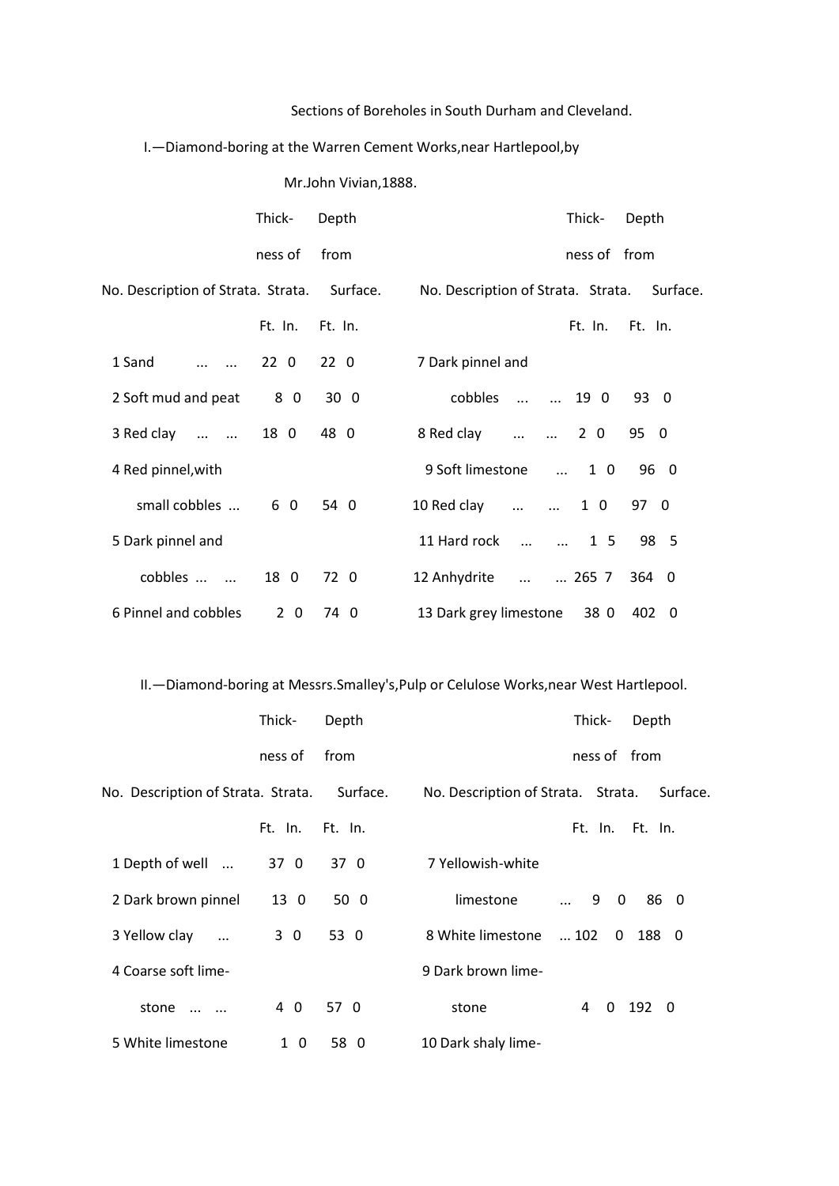# Sections of Boreholes in South Durham and Cleveland.

## I.—Diamond-boring at the Warren Cement Works, near Hartlepool, by Mr. John Vivian, 1888.

| No. | Description of Strata. | Thickness of Strata. Ft. In. | Depth from Surface. Ft. In. |
|---|---|---|---|
| 1 | Sand ... ... | 22 0 | 22 0 |
| 2 | Soft mud and peat | 8 0 | 30 0 |
| 3 | Red clay ... ... | 18 0 | 48 0 |
| 4 | Red pinnel, with small cobbles ... | 6 0 | 54 0 |
| 5 | Dark pinnel and cobbles ... ... | 18 0 | 72 0 |
| 6 | Pinnel and cobbles | 2 0 | 74 0 |
| 7 | Dark pinnel and cobbles ... ... | 19 0 | 93 0 |
| 8 | Red clay ... ... | 2 0 | 95 0 |
| 9 | Soft limestone ... | 1 0 | 96 0 |
| 10 | Red clay ... ... | 1 0 | 97 0 |
| 11 | Hard rock ... ... | 1 5 | 98 5 |
| 12 | Anhydrite ... ... | 265 7 | 364 0 |
| 13 | Dark grey limestone | 38 0 | 402 0 |

## II.—Diamond-boring at Messrs. Smalley's, Pulp or Celulose Works, near West Hartlepool.

| No. | Description of Strata. | Thickness of Strata. Ft. In. | Depth from Surface. Ft. In. |
|---|---|---|---|
| 1 | Depth of well ... | 37 0 | 37 0 |
| 2 | Dark brown pinnel | 13 0 | 50 0 |
| 3 | Yellow clay ... | 3 0 | 53 0 |
| 4 | Coarse soft limestone ... ... | 4 0 | 57 0 |
| 5 | White limestone | 1 0 | 58 0 |
| 7 | Yellowish-white limestone ... | 9 0 | 86 0 |
| 8 | White limestone ... | 102 0 | 188 0 |
| 9 | Dark brown limestone | 4 0 | 192 0 |
| 10 | Dark shaly lime- | | |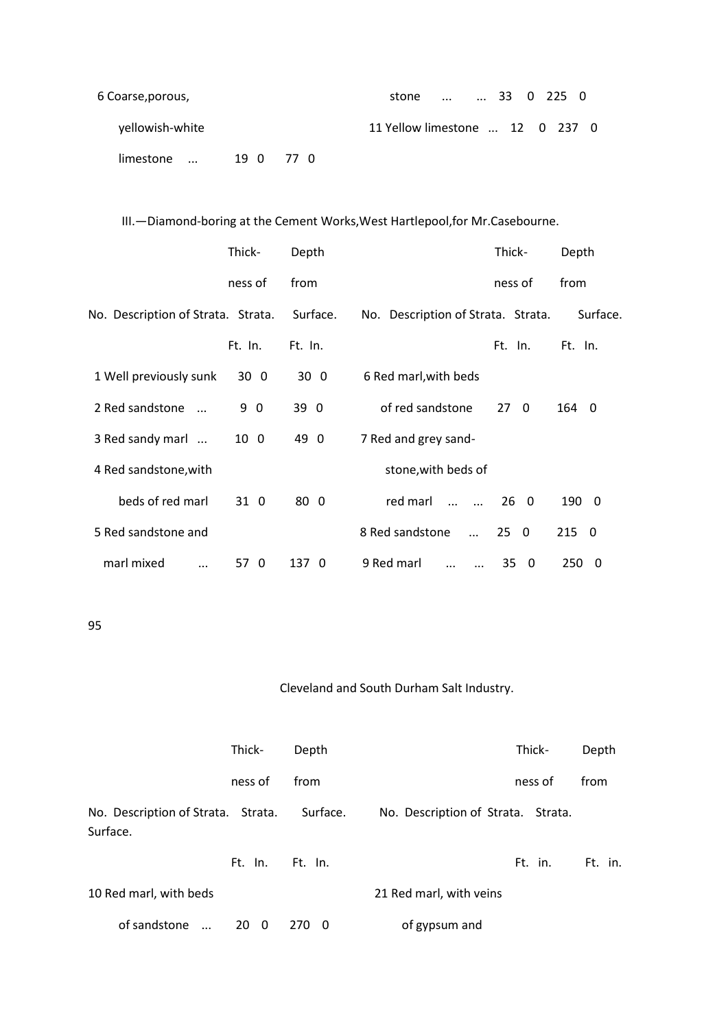| | | | | | |
|---|---|---|---|---|---|
| 6 Coarse, porous, yellowish-white limestone ... | 19 0 | 77 0 | stone ... ... | 33 0 | 225 0 |
| | | | 11 Yellow limestone ... | 12 0 | 237 0 |

III.—Diamond-boring at the Cement Works, West Hartlepool, for Mr. Casebourne.

| No. Description of Strata. | Thickness of Strata. Ft. In. | Depth from Surface. Ft. In. | No. Description of Strata. | Thickness of Strata. Ft. In. | Depth from Surface. Ft. In. |
|---|---|---|---|---|---|
| 1 Well previously sunk | 30 0 | 30 0 | 6 Red marl, with beds of red sandstone | 27 0 | 164 0 |
| 2 Red sandstone ... | 9 0 | 39 0 | 7 Red and grey sandstone, with beds of red marl ... ... | 26 0 | 190 0 |
| 3 Red sandy marl ... | 10 0 | 49 0 | 8 Red sandstone ... | 25 0 | 215 0 |
| 4 Red sandstone, with beds of red marl | 31 0 | 80 0 | 9 Red marl ... ... | 35 0 | 250 0 |
| 5 Red sandstone and marl mixed ... | 57 0 | 137 0 | | | |

| No. Description of Strata. | Thickness of Strata. Ft. In. | Depth from Surface. Ft. In. | No. Description of Strata. | Thickness of Strata. Ft. in. | Depth from Surface. Ft. in. |
|---|---|---|---|---|---|
| 10 Red marl, with beds of sandstone ... | 20 0 | 270 0 | 21 Red marl, with veins of gypsum and | | |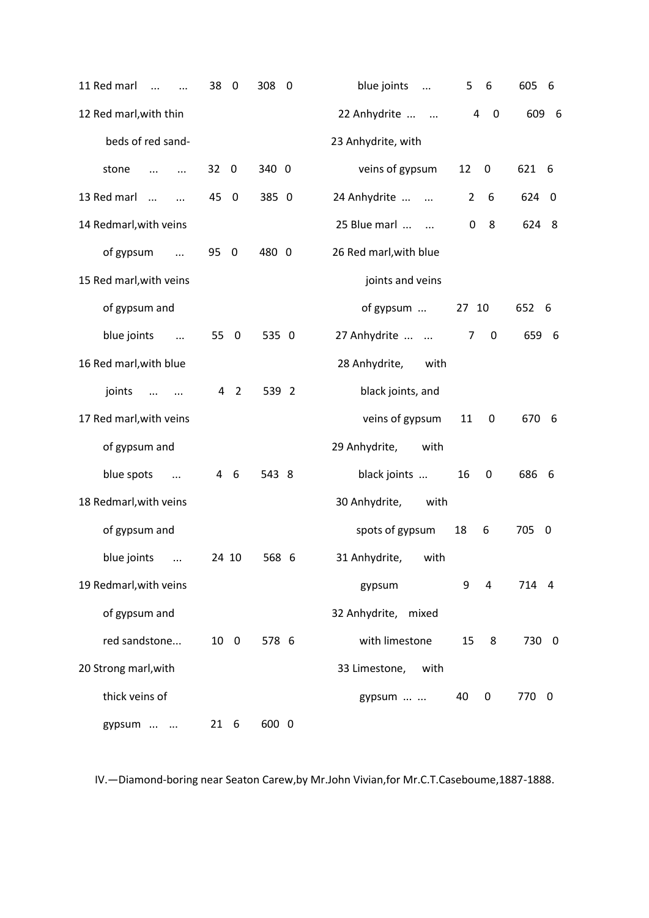| No. | Strata | Thickness ft. | Thickness in. | Depth ft. | Depth in. |
|---|---|---|---|---|---|
| 11 | Red marl ... ... | 38 | 0 | 308 | 0 |
| 12 | Red marl, with thin beds of red sandstone ... ... | 32 | 0 | 340 | 0 |
| 13 | Red marl ... ... | 45 | 0 | 385 | 0 |
| 14 | Red marl, with veins of gypsum ... | 95 | 0 | 480 | 0 |
| 15 | Red marl, with veins of gypsum and blue joints ... | 55 | 0 | 535 | 0 |
| 16 | Red marl, with blue joints ... ... | 4 | 2 | 539 | 2 |
| 17 | Red marl, with veins of gypsum and blue spots ... | 4 | 6 | 543 | 8 |
| 18 | Red marl, with veins of gypsum and blue joints ... | 24 | 10 | 568 | 6 |
| 19 | Red marl, with veins of gypsum and red sandstone... | 10 | 0 | 578 | 6 |
| 20 | Strong marl, with thick veins of gypsum ... ... | 21 | 6 | 600 | 0 |
| | blue joints ... | 5 | 6 | 605 | 6 |
| 22 | Anhydrite ... ... | 4 | 0 | 609 | 6 |
| 23 | Anhydrite, with veins of gypsum | 12 | 0 | 621 | 6 |
| 24 | Anhydrite ... ... | 2 | 6 | 624 | 0 |
| 25 | Blue marl ... ... | 0 | 8 | 624 | 8 |
| 26 | Red marl, with blue joints and veins of gypsum ... | 27 | 10 | 652 | 6 |
| 27 | Anhydrite ... ... | 7 | 0 | 659 | 6 |
| 28 | Anhydrite, with black joints, and veins of gypsum | 11 | 0 | 670 | 6 |
| 29 | Anhydrite, with black joints ... | 16 | 0 | 686 | 6 |
| 30 | Anhydrite, with spots of gypsum | 18 | 6 | 705 | 0 |
| 31 | Anhydrite, with gypsum | 9 | 4 | 714 | 4 |
| 32 | Anhydrite, mixed with limestone | 15 | 8 | 730 | 0 |
| 33 | Limestone, with gypsum ... ... | 40 | 0 | 770 | 0 |

IV.—Diamond-boring near Seaton Carew, by Mr. John Vivian, for Mr. C. T. Caseboume, 1887-1888.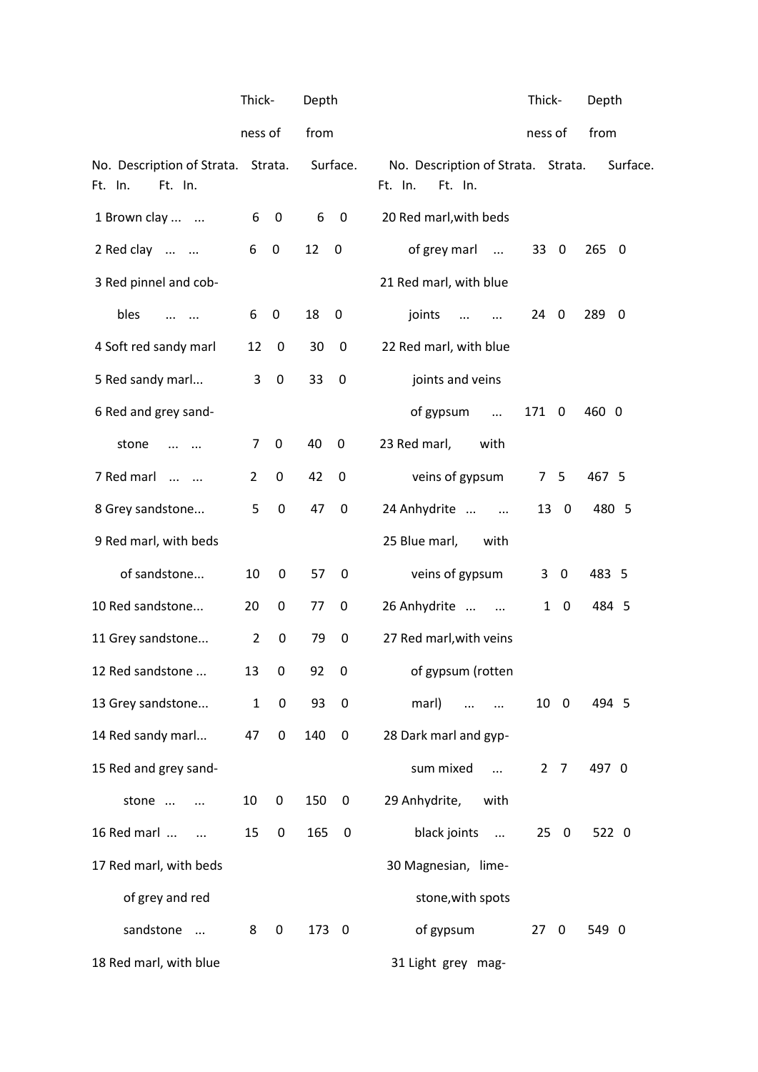| No. | Description of Strata. | Thickness of Strata. Ft. | In. | Depth from Surface. Ft. | In. |
|---|---|---|---|---|---|
| 1 | Brown clay ... ... | 6 | 0 | 6 | 0 |
| 2 | Red clay ... ... | 6 | 0 | 12 | 0 |
| 3 | Red pinnel and cobbles ... ... | 6 | 0 | 18 | 0 |
| 4 | Soft red sandy marl | 12 | 0 | 30 | 0 |
| 5 | Red sandy marl... | 3 | 0 | 33 | 0 |
| 6 | Red and grey sandstone ... ... | 7 | 0 | 40 | 0 |
| 7 | Red marl ... ... | 2 | 0 | 42 | 0 |
| 8 | Grey sandstone... | 5 | 0 | 47 | 0 |
| 9 | Red marl, with beds of sandstone... | 10 | 0 | 57 | 0 |
| 10 | Red sandstone... | 20 | 0 | 77 | 0 |
| 11 | Grey sandstone... | 2 | 0 | 79 | 0 |
| 12 | Red sandstone ... | 13 | 0 | 92 | 0 |
| 13 | Grey sandstone... | 1 | 0 | 93 | 0 |
| 14 | Red sandy marl... | 47 | 0 | 140 | 0 |
| 15 | Red and grey sandstone ... ... | 10 | 0 | 150 | 0 |
| 16 | Red marl ... ... | 15 | 0 | 165 | 0 |
| 17 | Red marl, with beds of grey and red sandstone ... | 8 | 0 | 173 | 0 |
| 18 | Red marl, with blue | | | | |
| 20 | Red marl, with beds of grey marl ... | 33 | 0 | 265 | 0 |
| 21 | Red marl, with blue joints ... ... | 24 | 0 | 289 | 0 |
| 22 | Red marl, with blue joints and veins of gypsum ... | 171 | 0 | 460 | 0 |
| 23 | Red marl, with veins of gypsum | 7 | 5 | 467 | 5 |
| 24 | Anhydrite ... ... | 13 | 0 | 480 | 5 |
| 25 | Blue marl, with veins of gypsum | 3 | 0 | 483 | 5 |
| 26 | Anhydrite ... ... | 1 | 0 | 484 | 5 |
| 27 | Red marl, with veins of gypsum (rotten marl) ... ... | 10 | 0 | 494 | 5 |
| 28 | Dark marl and gypsum mixed ... | 2 | 7 | 497 | 0 |
| 29 | Anhydrite, with black joints ... | 25 | 0 | 522 | 0 |
| 30 | Magnesian, limestone, with spots of gypsum | 27 | 0 | 549 | 0 |
| 31 | Light grey mag- | | | | |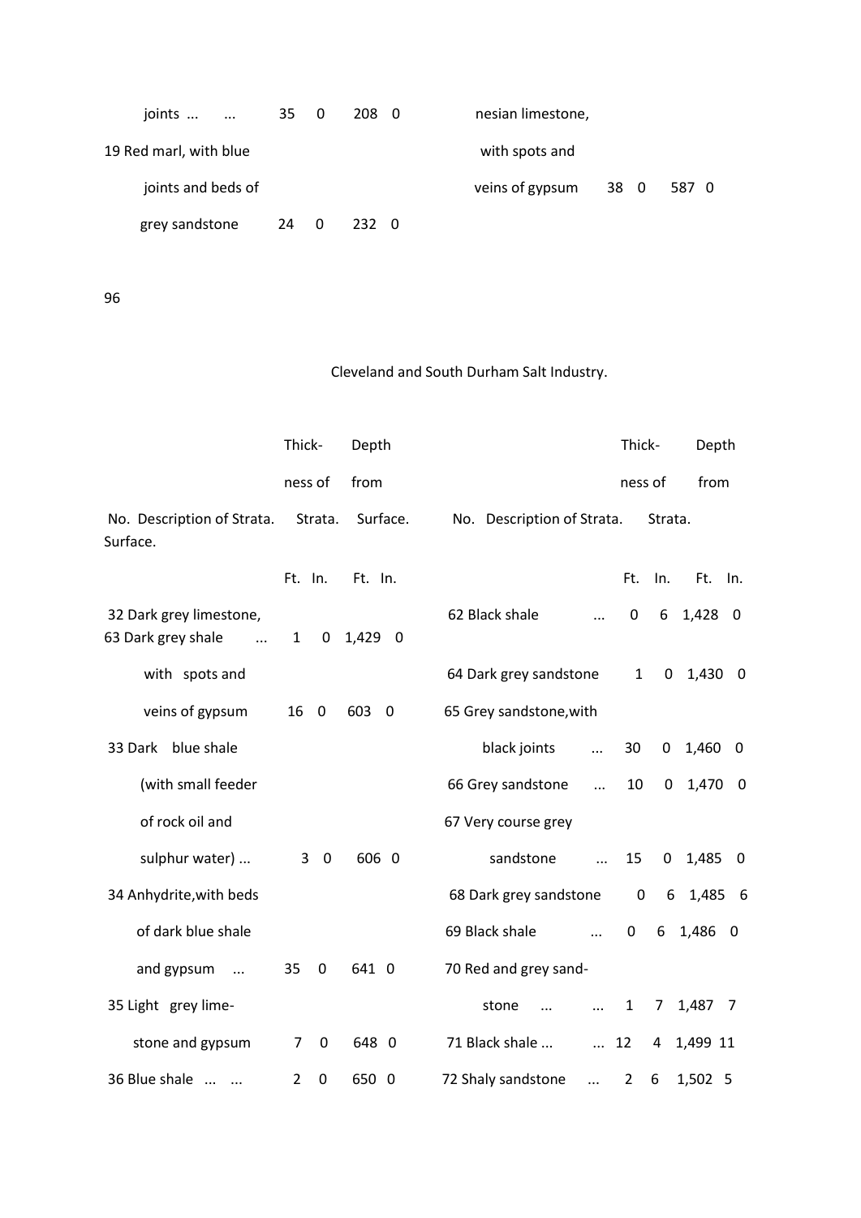| | | | | | | | | |
|---|---|---|---|---|---|---|---|---|
| joints ... ... | 35 | 0 | 208 | 0 | nesian limestone, | | | |
| 19 Red marl, with blue | | | | | with spots and | | | |
| joints and beds of | | | | | veins of gypsum | 38 0 | 587 0 | |
| grey sandstone | 24 | 0 | 232 | 0 | | | | |

Cleveland and South Durham Salt Industry.

| No. | Description of Strata. | Thickness of Strata. Ft. | In. | Depth from Surface. Ft. | In. | No. | Description of Strata. | Thickness of Strata. Ft. | In. | Depth from Surface. Ft. | In. |
|---|---|---|---|---|---|---|---|---|---|---|---|
| 32 | Dark grey limestone, with spots and veins of gypsum | 16 | 0 | 603 | 0 | 62 | Black shale ... | 0 | 6 | 1,428 | 0 |
| | | | | | | 63 | Dark grey shale ... | 1 | 0 | 1,429 | 0 |
| 33 | Dark blue shale (with small feeder of rock oil and sulphur water) ... | 3 | 0 | 606 | 0 | 64 | Dark grey sandstone | 1 | 0 | 1,430 | 0 |
| 34 | Anhydrite, with beds of dark blue shale and gypsum ... | 35 | 0 | 641 | 0 | 65 | Grey sandstone, with black joints ... | 30 | 0 | 1,460 | 0 |
| 35 | Light grey limestone and gypsum | 7 | 0 | 648 | 0 | 66 | Grey sandstone ... | 10 | 0 | 1,470 | 0 |
| 36 | Blue shale ... ... | 2 | 0 | 650 | 0 | 67 | Very course grey sandstone ... | 15 | 0 | 1,485 | 0 |
| | | | | | | 68 | Dark grey sandstone | 0 | 6 | 1,485 | 6 |
| | | | | | | 69 | Black shale ... | 0 | 6 | 1,486 | 0 |
| | | | | | | 70 | Red and grey sandstone ... ... | 1 | 7 | 1,487 | 7 |
| | | | | | | 71 | Black shale ... ... | 12 | 4 | 1,499 | 11 |
| | | | | | | 72 | Shaly sandstone ... | 2 | 6 | 1,502 | 5 |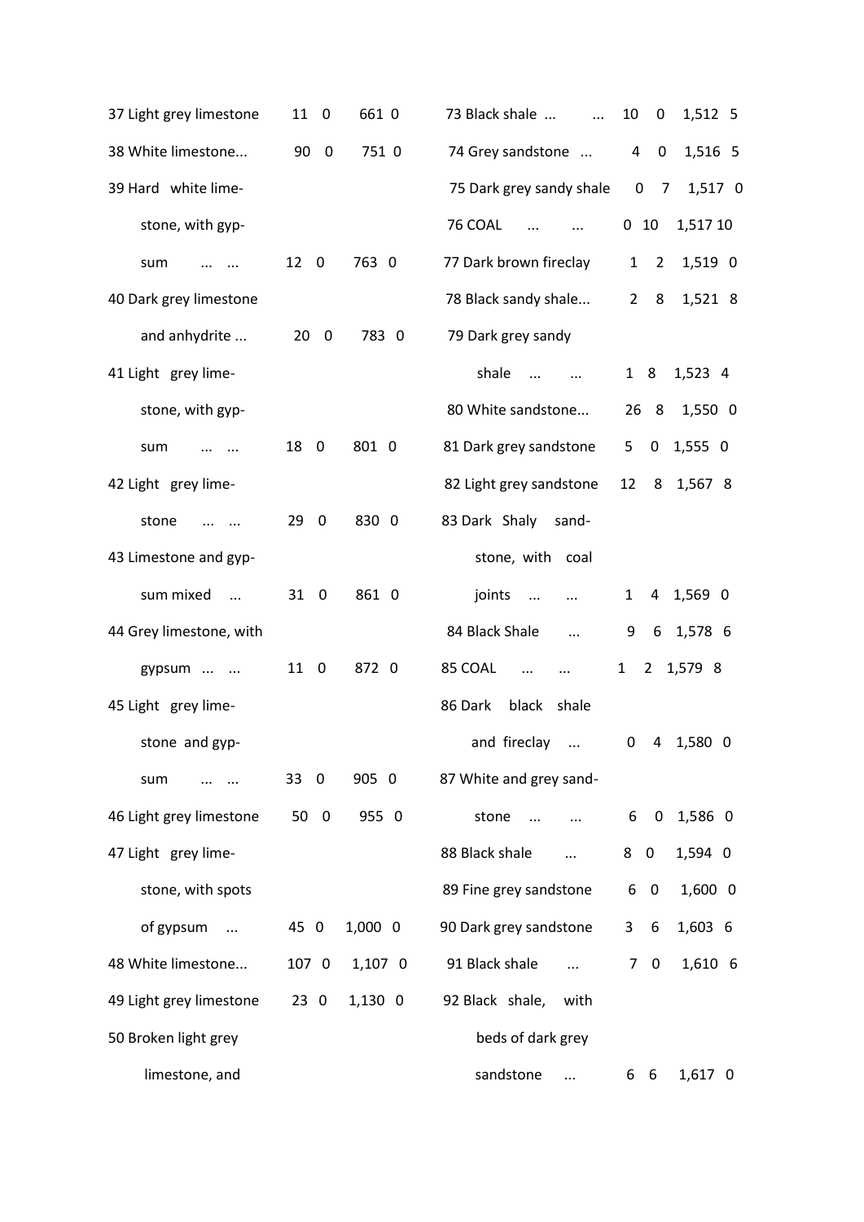| No. | Strata | Thickness ft. | in. | Depth ft. | in. |
|---|---|---|---|---|---|
| 37 | Light grey limestone | 11 | 0 | 661 | 0 |
| 38 | White limestone... | 90 | 0 | 751 | 0 |
| 39 | Hard white limestone, with gypsum ... ... | 12 | 0 | 763 | 0 |
| 40 | Dark grey limestone and anhydrite ... | 20 | 0 | 783 | 0 |
| 41 | Light grey limestone, with gypsum ... ... | 18 | 0 | 801 | 0 |
| 42 | Light grey limestone ... ... | 29 | 0 | 830 | 0 |
| 43 | Limestone and gypsum mixed ... | 31 | 0 | 861 | 0 |
| 44 | Grey limestone, with gypsum ... ... | 11 | 0 | 872 | 0 |
| 45 | Light grey limestone and gypsum ... ... | 33 | 0 | 905 | 0 |
| 46 | Light grey limestone | 50 | 0 | 955 | 0 |
| 47 | Light grey limestone, with spots of gypsum ... | 45 | 0 | 1,000 | 0 |
| 48 | White limestone... | 107 | 0 | 1,107 | 0 |
| 49 | Light grey limestone | 23 | 0 | 1,130 | 0 |
| 50 | Broken light grey limestone, and | | | | |
| 73 | Black shale ... ... | 10 | 0 | 1,512 | 5 |
| 74 | Grey sandstone ... | 4 | 0 | 1,516 | 5 |
| 75 | Dark grey sandy shale | 0 | 7 | 1,517 | 0 |
| 76 | COAL ... ... | 0 | 10 | 1,517 | 10 |
| 77 | Dark brown fireclay | 1 | 2 | 1,519 | 0 |
| 78 | Black sandy shale... | 2 | 8 | 1,521 | 8 |
| 79 | Dark grey sandy shale ... ... | 1 | 8 | 1,523 | 4 |
| 80 | White sandstone... | 26 | 8 | 1,550 | 0 |
| 81 | Dark grey sandstone | 5 | 0 | 1,555 | 0 |
| 82 | Light grey sandstone | 12 | 8 | 1,567 | 8 |
| 83 | Dark Shaly sandstone, with coal joints ... ... | 1 | 4 | 1,569 | 0 |
| 84 | Black Shale ... | 9 | 6 | 1,578 | 6 |
| 85 | COAL ... ... | 1 | 2 | 1,579 | 8 |
| 86 | Dark black shale and fireclay ... | 0 | 4 | 1,580 | 0 |
| 87 | White and grey sandstone ... ... | 6 | 0 | 1,586 | 0 |
| 88 | Black shale ... | 8 | 0 | 1,594 | 0 |
| 89 | Fine grey sandstone | 6 | 0 | 1,600 | 0 |
| 90 | Dark grey sandstone | 3 | 6 | 1,603 | 6 |
| 91 | Black shale ... | 7 | 0 | 1,610 | 6 |
| 92 | Black shale, with beds of dark grey sandstone ... | 6 | 6 | 1,617 | 0 |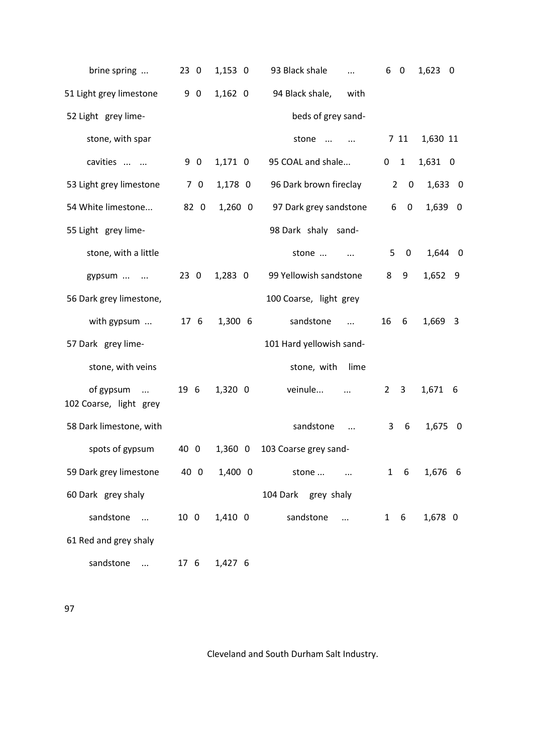| No. | Strata | Thickness ft. | in. | Depth ft. | in. |
|---|---|---|---|---|---|
| | brine spring ... | 23 | 0 | 1,153 | 0 |
| 51 | Light grey limestone | 9 | 0 | 1,162 | 0 |
| 52 | Light grey limestone, with spar cavities ... ... | 9 | 0 | 1,171 | 0 |
| 53 | Light grey limestone | 7 | 0 | 1,178 | 0 |
| 54 | White limestone... | 82 | 0 | 1,260 | 0 |
| 55 | Light grey limestone, with a little gypsum ... ... | 23 | 0 | 1,283 | 0 |
| 56 | Dark grey limestone, with gypsum ... | 17 | 6 | 1,300 | 6 |
| 57 | Dark grey limestone, with veins of gypsum ... | 19 | 6 | 1,320 | 0 |
| 58 | Dark limestone, with spots of gypsum | 40 | 0 | 1,360 | 0 |
| 59 | Dark grey limestone | 40 | 0 | 1,400 | 0 |
| 60 | Dark grey shaly sandstone ... | 10 | 0 | 1,410 | 0 |
| 61 | Red and grey shaly sandstone ... | 17 | 6 | 1,427 | 6 |
| 93 | Black shale ... | 6 | 0 | 1,623 | 0 |
| 94 | Black shale, with beds of grey sandstone ... ... | 7 | 11 | 1,630 | 11 |
| 95 | COAL and shale... | 0 | 1 | 1,631 | 0 |
| 96 | Dark brown fireclay | 2 | 0 | 1,633 | 0 |
| 97 | Dark grey sandstone | 6 | 0 | 1,639 | 0 |
| 98 | Dark shaly sandstone ... ... | 5 | 0 | 1,644 | 0 |
| 99 | Yellowish sandstone | 8 | 9 | 1,652 | 9 |
| 100 | Coarse, light grey sandstone ... | 16 | 6 | 1,669 | 3 |
| 101 | Hard yellowish sandstone, with lime veinule... ... | 2 | 3 | 1,671 | 6 |
| 102 | Coarse, light grey sandstone ... | 3 | 6 | 1,675 | 0 |
| 103 | Coarse grey sandstone ... ... | 1 | 6 | 1,676 | 6 |
| 104 | Dark grey shaly sandstone ... | 1 | 6 | 1,678 | 0 |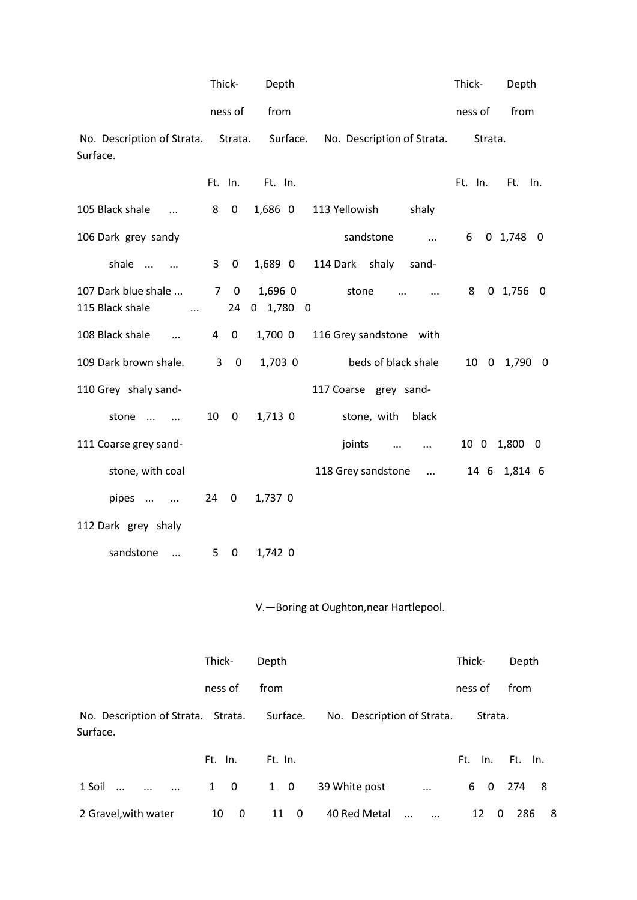| No. | Description of Strata. | Thickness of Strata. Ft. In. | Depth from Surface. Ft. In. | No. | Description of Strata. | Thickness of Strata. Ft. In. | Depth from Surface. Ft. In. |
|---|---|---|---|---|---|---|---|
| 105 | Black shale ... | 8 0 | 1,686 0 | 113 | Yellowish shaly sandstone ... | 6 0 | 1,748 0 |
| 106 | Dark grey sandy shale ... ... | 3 0 | 1,689 0 | 114 | Dark shaly sandstone ... ... | 8 0 | 1,756 0 |
| 107 | Dark blue shale ... | 7 0 | 1,696 0 | 115 | Black shale ... | 24 0 | 1,780 0 |
| 108 | Black shale ... | 4 0 | 1,700 0 | 116 | Grey sandstone with beds of black shale | 10 0 | 1,790 0 |
| 109 | Dark brown shale. | 3 0 | 1,703 0 | 117 | Coarse grey sandstone, with black joints ... ... | 10 0 | 1,800 0 |
| 110 | Grey shaly sandstone ... ... | 10 0 | 1,713 0 | 118 | Grey sandstone ... | 14 6 | 1,814 6 |
| 111 | Coarse grey sandstone, with coal pipes ... ... | 24 0 | 1,737 0 | | | | |
| 112 | Dark grey shaly sandstone ... | 5 0 | 1,742 0 | | | | |

## V.—Boring at Oughton, near Hartlepool.

| No. | Description of Strata. | Thickness of Strata. Ft. In. | Depth from Surface. Ft. In. | No. | Description of Strata. | Thickness of Strata. Ft. In. | Depth from Surface. Ft. In. |
|---|---|---|---|---|---|---|---|
| 1 | Soil ... ... ... | 1 0 | 1 0 | 39 | White post ... | 6 0 | 274 8 |
| 2 | Gravel, with water | 10 0 | 11 0 | 40 | Red Metal ... ... | 12 0 | 286 8 |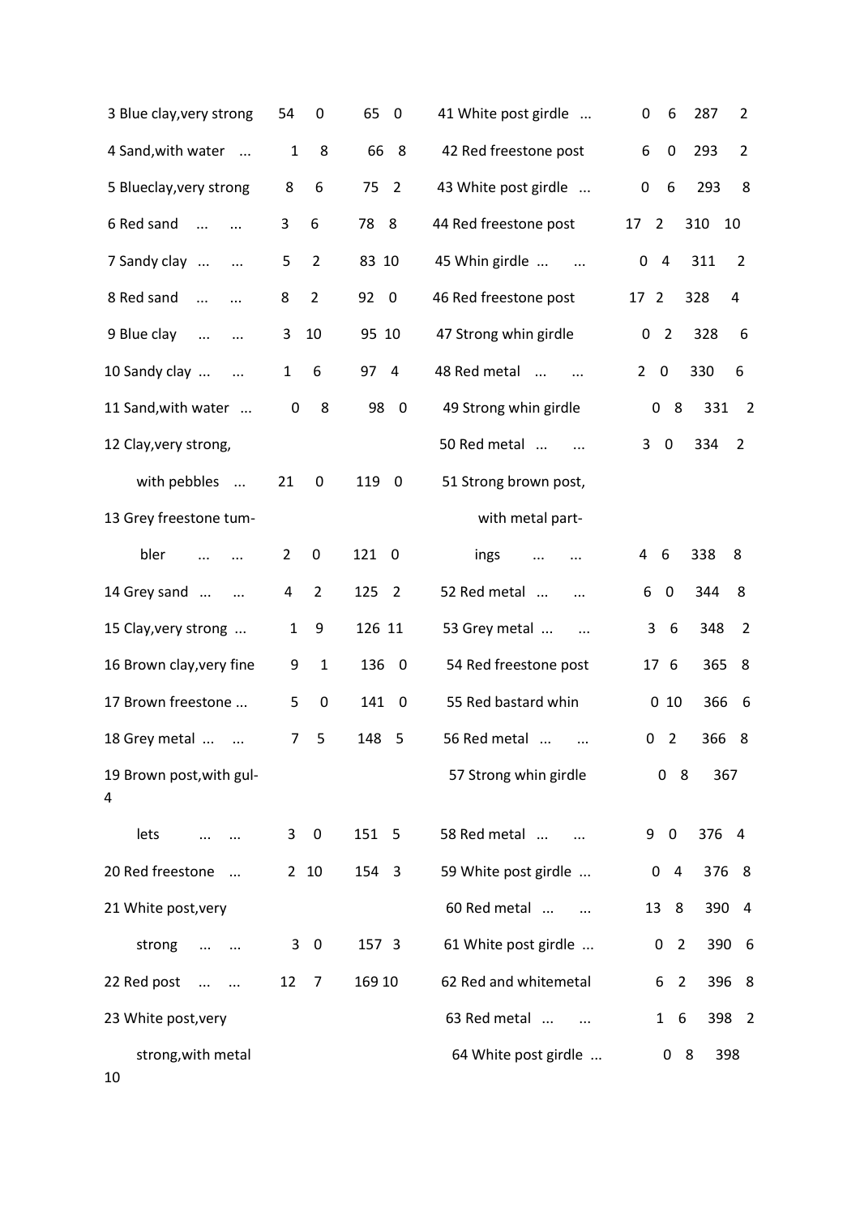| | Thickness ft. | in. | Depth ft. | in. |
|---|---|---|---|---|
| 3 Blue clay, very strong | 54 | 0 | 65 | 0 |
| 4 Sand, with water ... | 1 | 8 | 66 | 8 |
| 5 Blueclay, very strong | 8 | 6 | 75 | 2 |
| 6 Red sand ... ... | 3 | 6 | 78 | 8 |
| 7 Sandy clay ... ... | 5 | 2 | 83 | 10 |
| 8 Red sand ... ... | 8 | 2 | 92 | 0 |
| 9 Blue clay ... ... | 3 | 10 | 95 | 10 |
| 10 Sandy clay ... ... | 1 | 6 | 97 | 4 |
| 11 Sand, with water ... | 0 | 8 | 98 | 0 |
| 12 Clay, very strong, with pebbles ... | 21 | 0 | 119 | 0 |
| 13 Grey freestone tumbler ... ... | 2 | 0 | 121 | 0 |
| 14 Grey sand ... ... | 4 | 2 | 125 | 2 |
| 15 Clay, very strong ... | 1 | 9 | 126 | 11 |
| 16 Brown clay, very fine | 9 | 1 | 136 | 0 |
| 17 Brown freestone ... | 5 | 0 | 141 | 0 |
| 18 Grey metal ... ... | 7 | 5 | 148 | 5 |
| 19 Brown post, with gullets ... ... | 3 | 0 | 151 | 5 |
| 20 Red freestone ... | 2 | 10 | 154 | 3 |
| 21 White post, very strong ... ... | 3 | 0 | 157 | 3 |
| 22 Red post ... ... | 12 | 7 | 169 | 10 |
| 23 White post, very strong, with metal | | | | |
| 41 White post girdle ... | 0 | 6 | 287 | 2 |
| 42 Red freestone post | 6 | 0 | 293 | 2 |
| 43 White post girdle ... | 0 | 6 | 293 | 8 |
| 44 Red freestone post | 17 | 2 | 310 | 10 |
| 45 Whin girdle ... ... | 0 | 4 | 311 | 2 |
| 46 Red freestone post | 17 | 2 | 328 | 4 |
| 47 Strong whin girdle | 0 | 2 | 328 | 6 |
| 48 Red metal ... ... | 2 | 0 | 330 | 6 |
| 49 Strong whin girdle | 0 | 8 | 331 | 2 |
| 50 Red metal ... ... | 3 | 0 | 334 | 2 |
| 51 Strong brown post, with metal partings ... ... | 4 | 6 | 338 | 8 |
| 52 Red metal ... ... | 6 | 0 | 344 | 8 |
| 53 Grey metal ... ... | 3 | 6 | 348 | 2 |
| 54 Red freestone post | 17 | 6 | 365 | 8 |
| 55 Red bastard whin | 0 | 10 | 366 | 6 |
| 56 Red metal ... ... | 0 | 2 | 366 | 8 |
| 57 Strong whin girdle | 0 | 8 | 367 | 4 |
| 58 Red metal ... ... | 9 | 0 | 376 | 4 |
| 59 White post girdle ... | 0 | 4 | 376 | 8 |
| 60 Red metal ... ... | 13 | 8 | 390 | 4 |
| 61 White post girdle ... | 0 | 2 | 390 | 6 |
| 62 Red and whitemetal | 6 | 2 | 396 | 8 |
| 63 Red metal ... ... | 1 | 6 | 398 | 2 |
| 64 White post girdle ... | 0 | 8 | 398 | 10 |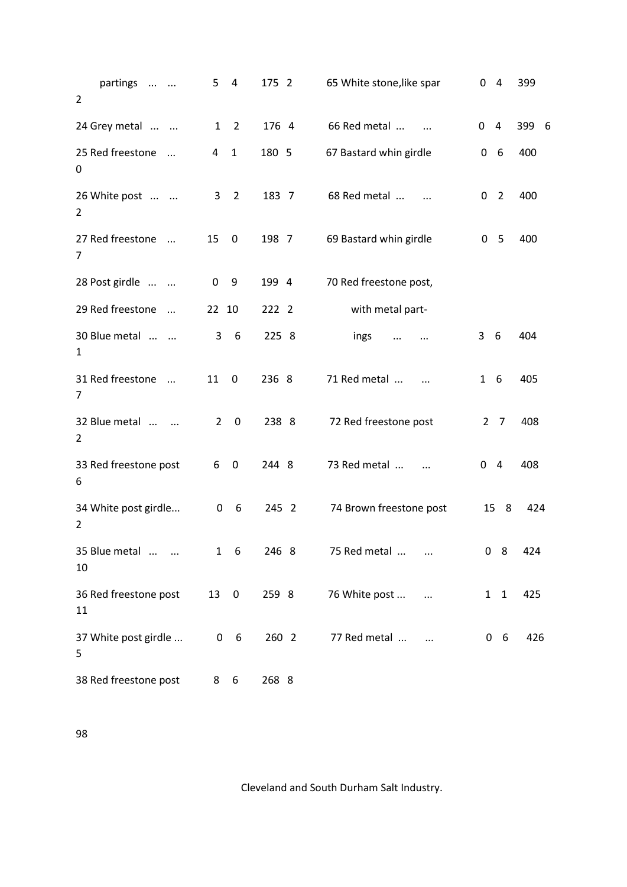| Strata | Ft. | In. | Depth Ft. | In. |
|---|---|---|---|---|
| partings ... ... | 5 | 4 | 175 | 2 |
| 24 Grey metal ... ... | 1 | 2 | 176 | 4 |
| 25 Red freestone ... | 4 | 1 | 180 | 5 |
| 26 White post ... ... | 3 | 2 | 183 | 7 |
| 27 Red freestone ... | 15 | 0 | 198 | 7 |
| 28 Post girdle ... ... | 0 | 9 | 199 | 4 |
| 29 Red freestone ... | 22 | 10 | 222 | 2 |
| 30 Blue metal ... ... | 3 | 6 | 225 | 8 |
| 31 Red freestone ... | 11 | 0 | 236 | 8 |
| 32 Blue metal ... ... | 2 | 0 | 238 | 8 |
| 33 Red freestone post | 6 | 0 | 244 | 8 |
| 34 White post girdle... | 0 | 6 | 245 | 2 |
| 35 Blue metal ... ... | 1 | 6 | 246 | 8 |
| 36 Red freestone post | 13 | 0 | 259 | 8 |
| 37 White post girdle ... | 0 | 6 | 260 | 2 |
| 38 Red freestone post | 8 | 6 | 268 | 8 |
| 65 White stone,like spar | 0 | 4 | 399 | 2 |
| 66 Red metal ... ... | 0 | 4 | 399 | 6 |
| 67 Bastard whin girdle | 0 | 6 | 400 | 0 |
| 68 Red metal ... ... | 0 | 2 | 400 | 2 |
| 69 Bastard whin girdle | 0 | 5 | 400 | 7 |
| 70 Red freestone post, with metal partings ... ... | 3 | 6 | 404 | 1 |
| 71 Red metal ... ... | 1 | 6 | 405 | 7 |
| 72 Red freestone post | 2 | 7 | 408 | 2 |
| 73 Red metal ... ... | 0 | 4 | 408 | 6 |
| 74 Brown freestone post | 15 | 8 | 424 | 2 |
| 75 Red metal ... ... | 0 | 8 | 424 | 10 |
| 76 White post ... ... | 1 | 1 | 425 | 11 |
| 77 Red metal ... ... | 0 | 6 | 426 | 5 |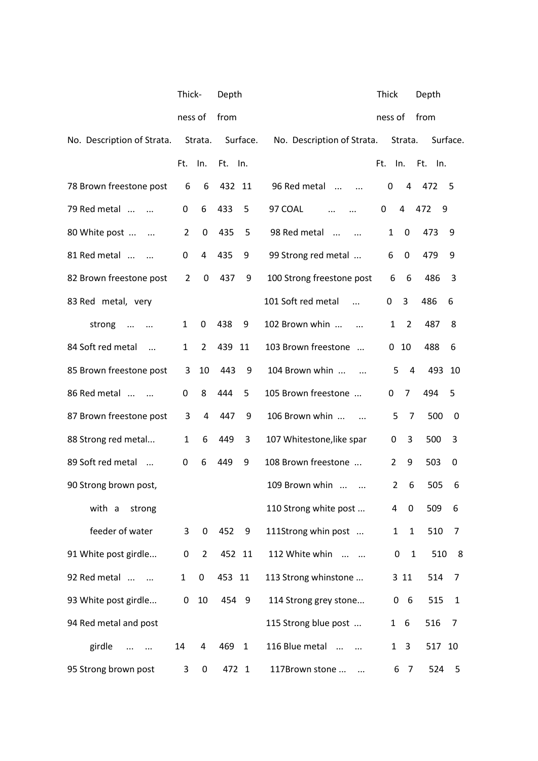| No. | Description of Strata. | Thickness of Strata. Ft. | In. | Depth from Surface. Ft. | In. | No. | Description of Strata. | Thickness of Strata. Ft. | In. | Depth from Surface. Ft. | In. |
|---|---|---|---|---|---|---|---|---|---|---|---|
| 78 | Brown freestone post | 6 | 6 | 432 | 11 | 96 | Red metal ... ... | 0 | 4 | 472 | 5 |
| 79 | Red metal ... ... | 0 | 6 | 433 | 5 | 97 | COAL ... ... | 0 | 4 | 472 | 9 |
| 80 | White post ... ... | 2 | 0 | 435 | 5 | 98 | Red metal ... ... | 1 | 0 | 473 | 9 |
| 81 | Red metal ... ... | 0 | 4 | 435 | 9 | 99 | Strong red metal ... | 6 | 0 | 479 | 9 |
| 82 | Brown freestone post | 2 | 0 | 437 | 9 | 100 | Strong freestone post | 6 | 6 | 486 | 3 |
| 83 | Red metal, very strong ... ... | 1 | 0 | 438 | 9 | 101 | Soft red metal ... | 0 | 3 | 486 | 6 |
| | | | | | | 102 | Brown whin ... ... | 1 | 2 | 487 | 8 |
| 84 | Soft red metal ... | 1 | 2 | 439 | 11 | 103 | Brown freestone ... | 0 | 10 | 488 | 6 |
| 85 | Brown freestone post | 3 | 10 | 443 | 9 | 104 | Brown whin ... ... | 5 | 4 | 493 | 10 |
| 86 | Red metal ... ... | 0 | 8 | 444 | 5 | 105 | Brown freestone ... | 0 | 7 | 494 | 5 |
| 87 | Brown freestone post | 3 | 4 | 447 | 9 | 106 | Brown whin ... ... | 5 | 7 | 500 | 0 |
| 88 | Strong red metal... | 1 | 6 | 449 | 3 | 107 | Whitestone,like spar | 0 | 3 | 500 | 3 |
| 89 | Soft red metal ... | 0 | 6 | 449 | 9 | 108 | Brown freestone ... | 2 | 9 | 503 | 0 |
| 90 | Strong brown post, with a strong feeder of water | 3 | 0 | 452 | 9 | 109 | Brown whin ... ... | 2 | 6 | 505 | 6 |
| | | | | | | 110 | Strong white post ... | 4 | 0 | 509 | 6 |
| | | | | | | 111 | Strong whin post ... | 1 | 1 | 510 | 7 |
| 91 | White post girdle... | 0 | 2 | 452 | 11 | 112 | White whin ... ... | 0 | 1 | 510 | 8 |
| 92 | Red metal ... ... | 1 | 0 | 453 | 11 | 113 | Strong whinstone ... | 3 | 11 | 514 | 7 |
| 93 | White post girdle... | 0 | 10 | 454 | 9 | 114 | Strong grey stone... | 0 | 6 | 515 | 1 |
| 94 | Red metal and post girdle ... ... | 14 | 4 | 469 | 1 | 115 | Strong blue post ... | 1 | 6 | 516 | 7 |
| | | | | | | 116 | Blue metal ... ... | 1 | 3 | 517 | 10 |
| 95 | Strong brown post | 3 | 0 | 472 | 1 | 117 | Brown stone ... ... | 6 | 7 | 524 | 5 |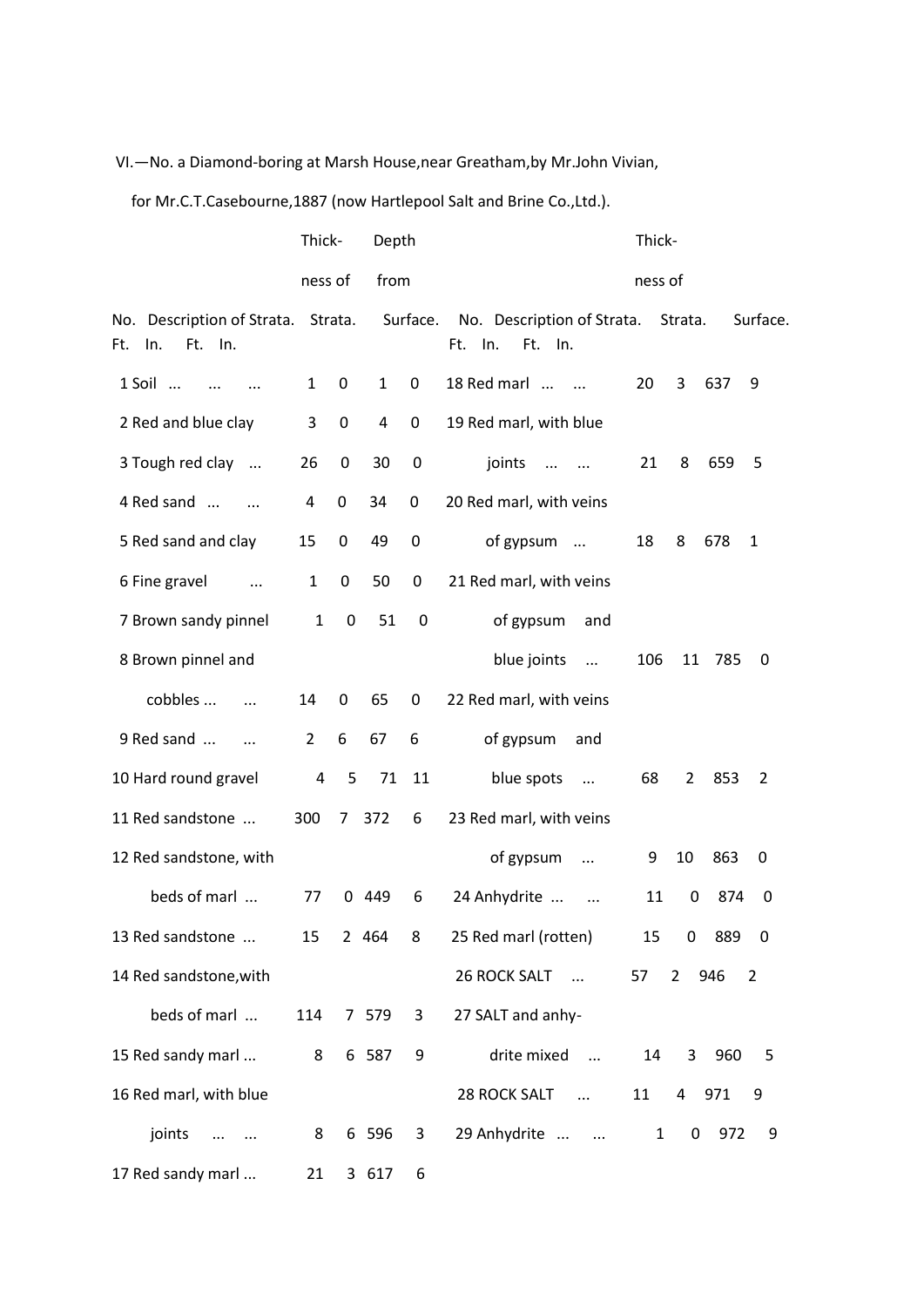VI.—No. a Diamond-boring at Marsh House, near Greatham, by Mr. John Vivian, for Mr. C. T. Casebourne, 1887 (now Hartlepool Salt and Brine Co., Ltd.).

| No. | Description of Strata. | Thickness of Strata. Ft. | In. | Depth from Surface. Ft. | In. |
|---|---|---|---|---|---|
| 1 | Soil ... ... ... | 1 | 0 | 1 | 0 |
| 2 | Red and blue clay | 3 | 0 | 4 | 0 |
| 3 | Tough red clay ... | 26 | 0 | 30 | 0 |
| 4 | Red sand ... ... | 4 | 0 | 34 | 0 |
| 5 | Red sand and clay | 15 | 0 | 49 | 0 |
| 6 | Fine gravel ... | 1 | 0 | 50 | 0 |
| 7 | Brown sandy pinnel | 1 | 0 | 51 | 0 |
| 8 | Brown pinnel and cobbles ... ... | 14 | 0 | 65 | 0 |
| 9 | Red sand ... ... | 2 | 6 | 67 | 6 |
| 10 | Hard round gravel | 4 | 5 | 71 | 11 |
| 11 | Red sandstone ... | 300 | 7 | 372 | 6 |
| 12 | Red sandstone, with beds of marl ... | 77 | 0 | 449 | 6 |
| 13 | Red sandstone ... | 15 | 2 | 464 | 8 |
| 14 | Red sandstone, with beds of marl ... | 114 | 7 | 579 | 3 |
| 15 | Red sandy marl ... | 8 | 6 | 587 | 9 |
| 16 | Red marl, with blue joints ... ... | 8 | 6 | 596 | 3 |
| 17 | Red sandy marl ... | 21 | 3 | 617 | 6 |
| 18 | Red marl ... ... | 20 | 3 | 637 | 9 |
| 19 | Red marl, with blue joints ... ... | 21 | 8 | 659 | 5 |
| 20 | Red marl, with veins of gypsum ... | 18 | 8 | 678 | 1 |
| 21 | Red marl, with veins of gypsum and blue joints ... | 106 | 11 | 785 | 0 |
| 22 | Red marl, with veins of gypsum and blue spots ... | 68 | 2 | 853 | 2 |
| 23 | Red marl, with veins of gypsum ... | 9 | 10 | 863 | 0 |
| 24 | Anhydrite ... ... | 11 | 0 | 874 | 0 |
| 25 | Red marl (rotten) | 15 | 0 | 889 | 0 |
| 26 | ROCK SALT ... | 57 | 2 | 946 | 2 |
| 27 | SALT and anhydrite mixed ... | 14 | 3 | 960 | 5 |
| 28 | ROCK SALT ... | 11 | 4 | 971 | 9 |
| 29 | Anhydrite ... ... | 1 | 0 | 972 | 9 |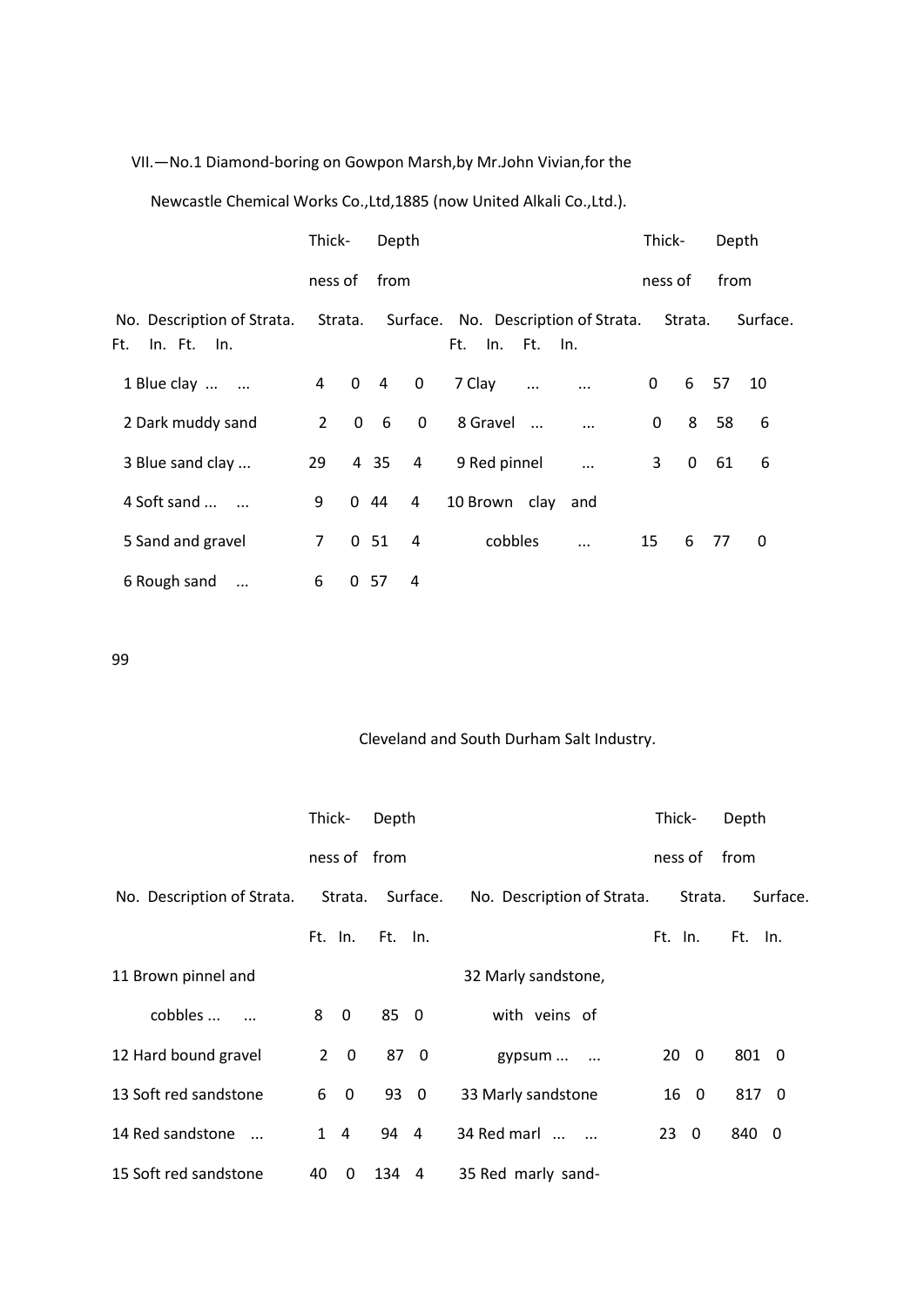VII.—No.1 Diamond-boring on Gowpon Marsh,by Mr.John Vivian,for the Newcastle Chemical Works Co.,Ltd,1885 (now United Alkali Co.,Ltd.).

| No. | Description of Strata. | Thickness of Strata. Ft. | In. | Depth from Surface. Ft. | In. | No. | Description of Strata. | Thickness of Strata. Ft. | In. | Depth from Surface. Ft. | In. |
|---|---|---|---|---|---|---|---|---|---|---|---|
| 1 | Blue clay ... ... | 4 | 0 | 4 | 0 | 7 | Clay ... ... | 0 | 6 | 57 | 10 |
| 2 | Dark muddy sand | 2 | 0 | 6 | 0 | 8 | Gravel ... ... | 0 | 8 | 58 | 6 |
| 3 | Blue sand clay ... | 29 | 4 | 35 | 4 | 9 | Red pinnel ... | 3 | 0 | 61 | 6 |
| 4 | Soft sand ... ... | 9 | 0 | 44 | 4 | 10 | Brown clay and cobbles ... | 15 | 6 | 77 | 0 |
| 5 | Sand and gravel | 7 | 0 | 51 | 4 | | | | | | |
| 6 | Rough sand ... | 6 | 0 | 57 | 4 | | | | | | |

| No. | Description of Strata. | Thickness of Strata. Ft. | In. | Depth from Surface. Ft. | In. | No. | Description of Strata. | Thickness of Strata. Ft. | In. | Depth from Surface. Ft. | In. |
|---|---|---|---|---|---|---|---|---|---|---|---|
| 11 | Brown pinnel and cobbles ... ... | 8 | 0 | 85 | 0 | 32 | Marly sandstone, with veins of gypsum ... ... | 20 | 0 | 801 | 0 |
| 12 | Hard bound gravel | 2 | 0 | 87 | 0 | 33 | Marly sandstone | 16 | 0 | 817 | 0 |
| 13 | Soft red sandstone | 6 | 0 | 93 | 0 | 34 | Red marl ... ... | 23 | 0 | 840 | 0 |
| 14 | Red sandstone ... | 1 | 4 | 94 | 4 | 35 | Red marly sand- | | | | |
| 15 | Soft red sandstone | 40 | 0 | 134 | 4 | | | | | | |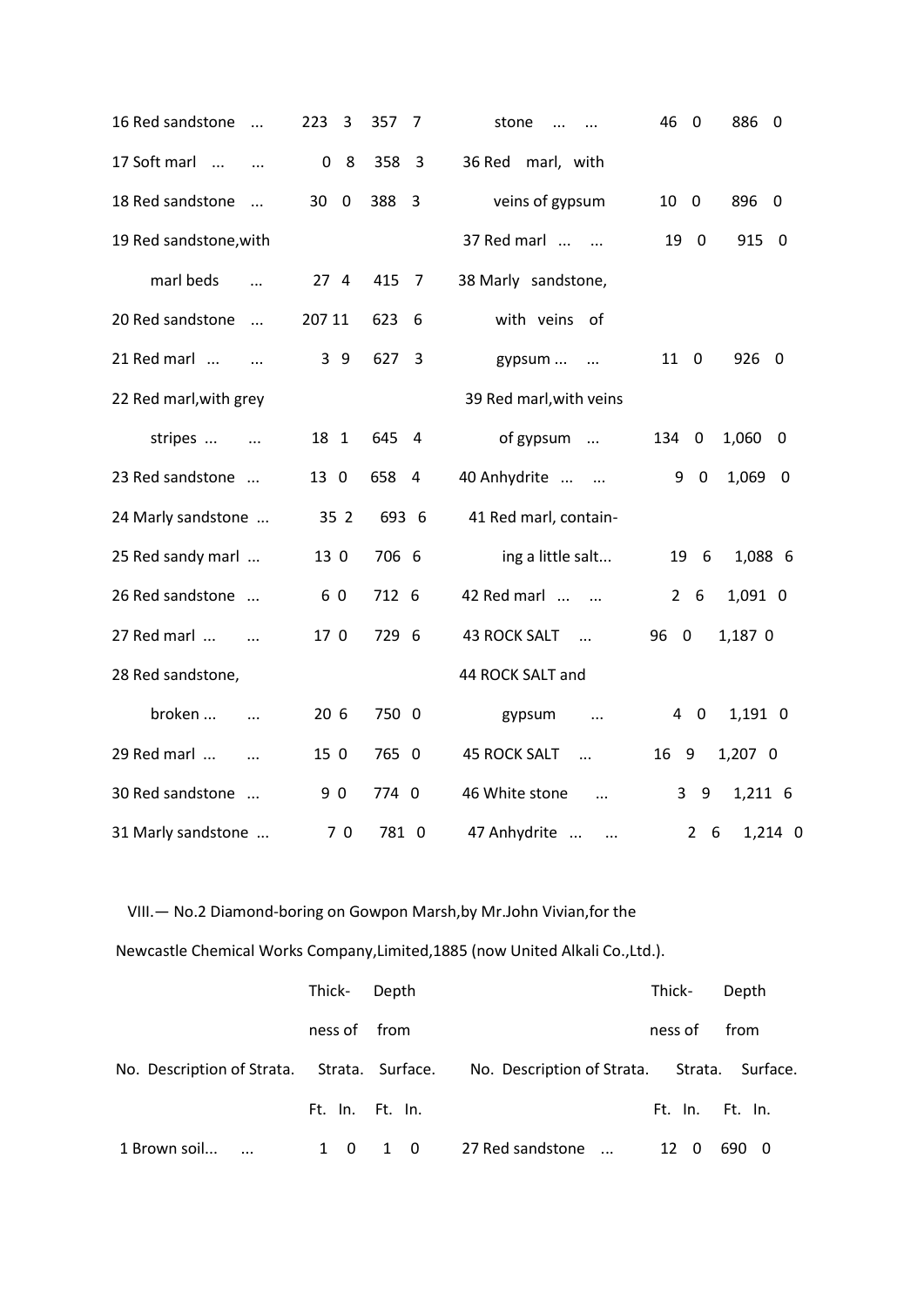| No. | Description of Strata. | Thickness of Strata. Ft. In. | Depth from Surface. Ft. In. | No. | Description of Strata. | Thickness of Strata. Ft. In. | Depth from Surface. Ft. In. |
|---|---|---|---|---|---|---|---|
| 16 | Red sandstone ... | 223 3 | 357 7 | | stone ... ... | 46 0 | 886 0 |
| 17 | Soft marl ... ... | 0 8 | 358 3 | 36 | Red marl, with veins of gypsum | 10 0 | 896 0 |
| 18 | Red sandstone ... | 30 0 | 388 3 | 37 | Red marl ... ... | 19 0 | 915 0 |
| 19 | Red sandstone, with marl beds ... | 27 4 | 415 7 | 38 | Marly sandstone, with veins of gypsum ... ... | 11 0 | 926 0 |
| 20 | Red sandstone ... | 207 11 | 623 6 | | | | |
| 21 | Red marl ... ... | 3 9 | 627 3 | | | | |
| 22 | Red marl, with grey stripes ... ... | 18 1 | 645 4 | 39 | Red marl, with veins of gypsum ... | 134 0 | 1,060 0 |
| 23 | Red sandstone ... | 13 0 | 658 4 | 40 | Anhydrite ... ... | 9 0 | 1,069 0 |
| 24 | Marly sandstone ... | 35 2 | 693 6 | 41 | Red marl, containing a little salt... | 19 6 | 1,088 6 |
| 25 | Red sandy marl ... | 13 0 | 706 6 | | | | |
| 26 | Red sandstone ... | 6 0 | 712 6 | 42 | Red marl ... ... | 2 6 | 1,091 0 |
| 27 | Red marl ... ... | 17 0 | 729 6 | 43 | ROCK SALT ... | 96 0 | 1,187 0 |
| 28 | Red sandstone, broken ... ... | 20 6 | 750 0 | 44 | ROCK SALT and gypsum ... | 4 0 | 1,191 0 |
| 29 | Red marl ... ... | 15 0 | 765 0 | 45 | ROCK SALT ... | 16 9 | 1,207 0 |
| 30 | Red sandstone ... | 9 0 | 774 0 | 46 | White stone ... | 3 9 | 1,211 6 |
| 31 | Marly sandstone ... | 7 0 | 781 0 | 47 | Anhydrite ... ... | 2 6 | 1,214 0 |

VIII.— No.2 Diamond-boring on Gowpon Marsh, by Mr. John Vivian, for the Newcastle Chemical Works Company, Limited, 1885 (now United Alkali Co., Ltd.).

| No. | Description of Strata. | Thickness of Strata. Ft. In. | Depth from Surface. Ft. In. | No. | Description of Strata. | Thickness of Strata. Ft. In. | Depth from Surface. Ft. In. |
|---|---|---|---|---|---|---|---|
| 1 | Brown soil... ... | 1 0 | 1 0 | 27 | Red sandstone ... | 12 0 | 690 0 |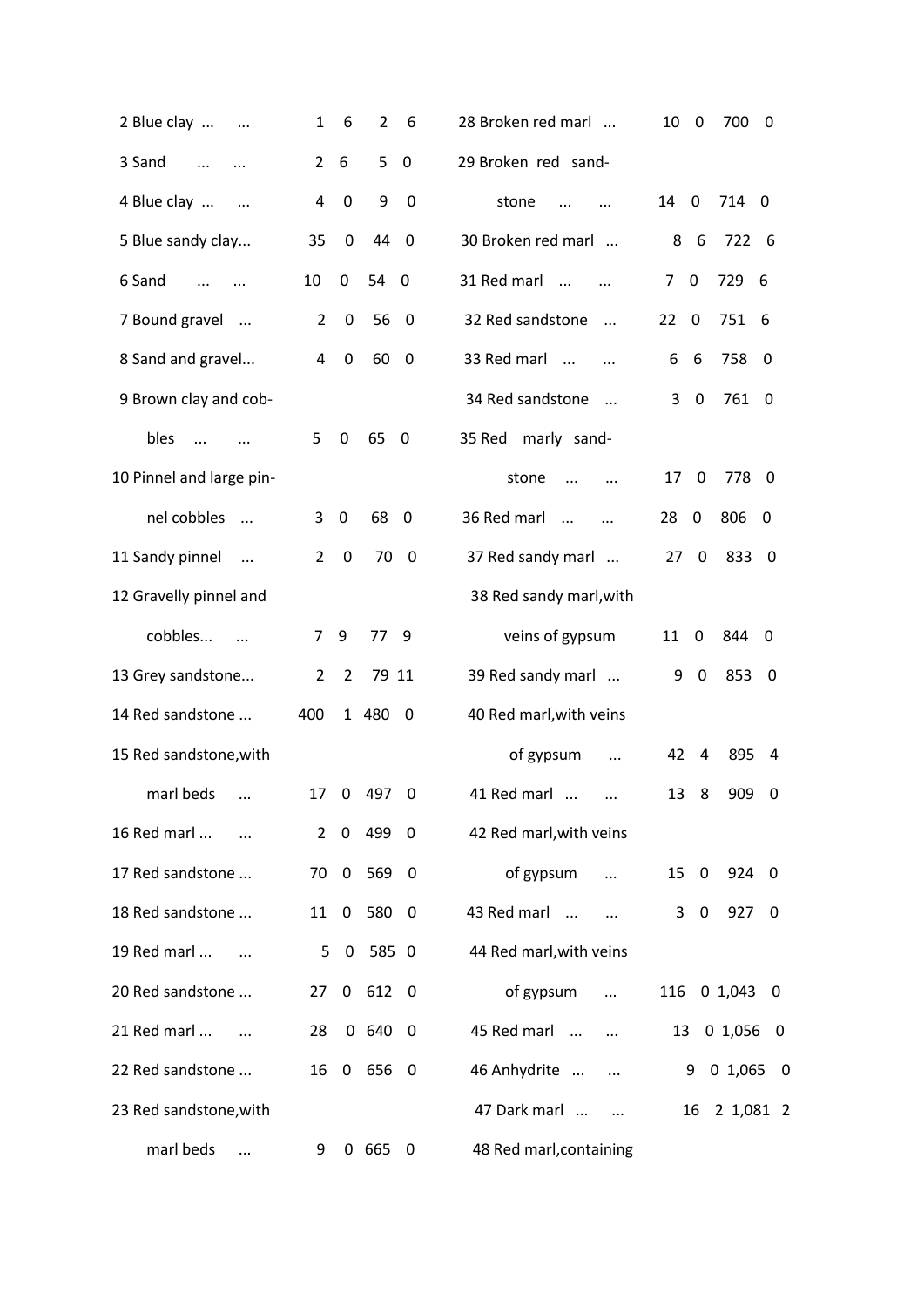| No. | Strata | Thickness ft. | in. | Depth ft. | in. |
|---|---|---|---|---|---|
| 2 | Blue clay ... ... | 1 | 6 | 2 | 6 |
| 3 | Sand ... ... | 2 | 6 | 5 | 0 |
| 4 | Blue clay ... ... | 4 | 0 | 9 | 0 |
| 5 | Blue sandy clay... | 35 | 0 | 44 | 0 |
| 6 | Sand ... ... | 10 | 0 | 54 | 0 |
| 7 | Bound gravel ... | 2 | 0 | 56 | 0 |
| 8 | Sand and gravel... | 4 | 0 | 60 | 0 |
| 9 | Brown clay and cobbles ... ... | 5 | 0 | 65 | 0 |
| 10 | Pinnel and large pinnel cobbles ... | 3 | 0 | 68 | 0 |
| 11 | Sandy pinnel ... | 2 | 0 | 70 | 0 |
| 12 | Gravelly pinnel and cobbles... ... | 7 | 9 | 77 | 9 |
| 13 | Grey sandstone... | 2 | 2 | 79 | 11 |
| 14 | Red sandstone ... | 400 | 1 | 480 | 0 |
| 15 | Red sandstone, with marl beds ... | 17 | 0 | 497 | 0 |
| 16 | Red marl ... ... | 2 | 0 | 499 | 0 |
| 17 | Red sandstone ... | 70 | 0 | 569 | 0 |
| 18 | Red sandstone ... | 11 | 0 | 580 | 0 |
| 19 | Red marl ... ... | 5 | 0 | 585 | 0 |
| 20 | Red sandstone ... | 27 | 0 | 612 | 0 |
| 21 | Red marl ... ... | 28 | 0 | 640 | 0 |
| 22 | Red sandstone ... | 16 | 0 | 656 | 0 |
| 23 | Red sandstone, with marl beds ... | 9 | 0 | 665 | 0 |
| 28 | Broken red marl ... | 10 | 0 | 700 | 0 |
| 29 | Broken red sandstone ... ... | 14 | 0 | 714 | 0 |
| 30 | Broken red marl ... | 8 | 6 | 722 | 6 |
| 31 | Red marl ... ... | 7 | 0 | 729 | 6 |
| 32 | Red sandstone ... | 22 | 0 | 751 | 6 |
| 33 | Red marl ... ... | 6 | 6 | 758 | 0 |
| 34 | Red sandstone ... | 3 | 0 | 761 | 0 |
| 35 | Red marly sandstone ... ... | 17 | 0 | 778 | 0 |
| 36 | Red marl ... ... | 28 | 0 | 806 | 0 |
| 37 | Red sandy marl ... | 27 | 0 | 833 | 0 |
| 38 | Red sandy marl, with veins of gypsum | 11 | 0 | 844 | 0 |
| 39 | Red sandy marl ... | 9 | 0 | 853 | 0 |
| 40 | Red marl, with veins of gypsum ... | 42 | 4 | 895 | 4 |
| 41 | Red marl ... ... | 13 | 8 | 909 | 0 |
| 42 | Red marl, with veins of gypsum ... | 15 | 0 | 924 | 0 |
| 43 | Red marl ... ... | 3 | 0 | 927 | 0 |
| 44 | Red marl, with veins of gypsum ... | 116 | 0 | 1,043 | 0 |
| 45 | Red marl ... ... | 13 | 0 | 1,056 | 0 |
| 46 | Anhydrite ... ... | 9 | 0 | 1,065 | 0 |
| 47 | Dark marl ... ... | 16 | 2 | 1,081 | 2 |
| 48 | Red marl, containing | | | | |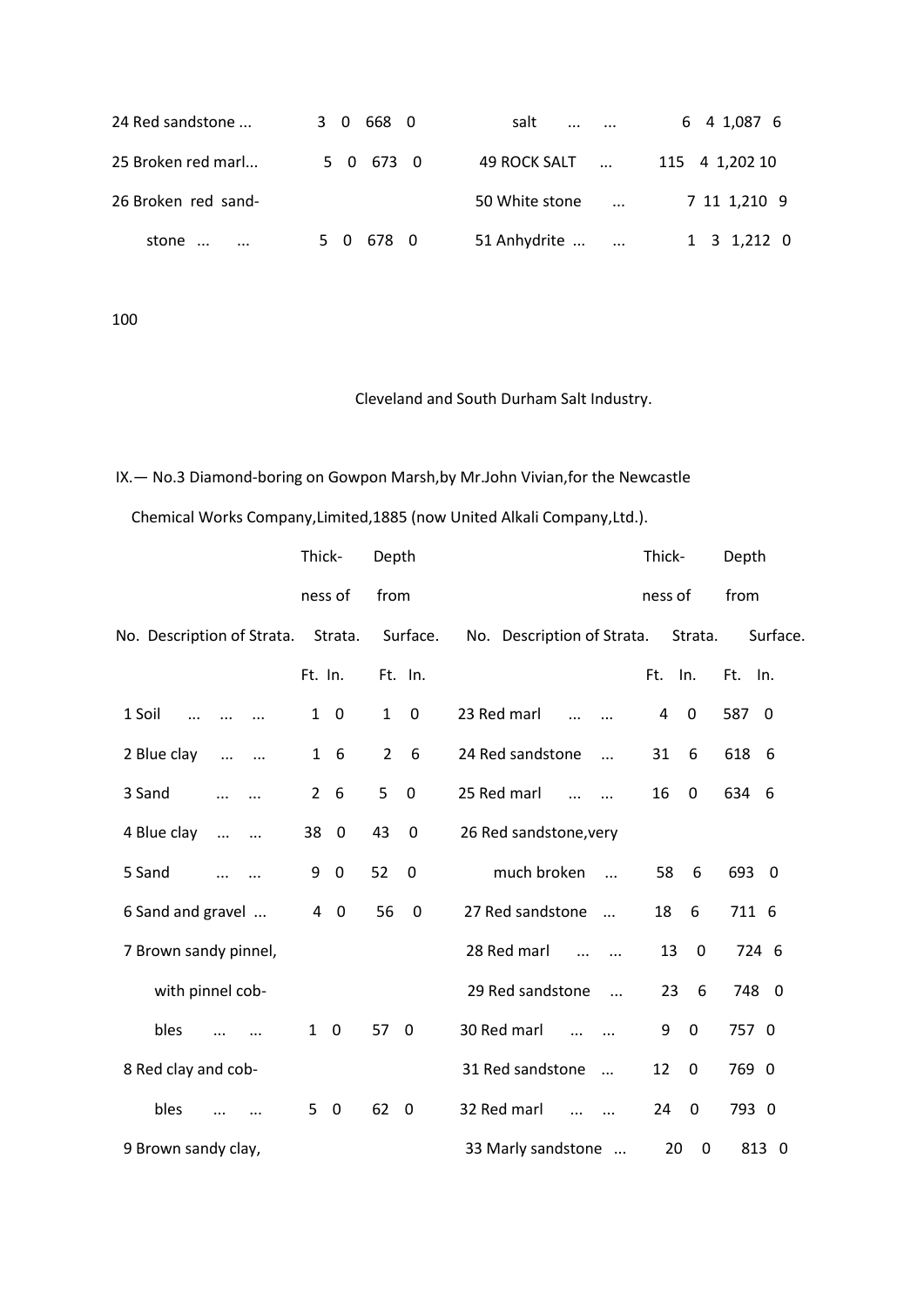| | | | | | | |
|---|---|---|---|---|---|---|
| 24 Red sandstone ... | 3 0 | 668 0 | | salt ... ... | 6 4 | 1,087 6 |
| 25 Broken red marl... | 5 0 | 673 0 | | 49 ROCK SALT ... | 115 4 | 1,202 10 |
| 26 Broken red sandstone ... ... | 5 0 | 678 0 | | 50 White stone ... | 7 11 | 1,210 9 |
| | | | | 51 Anhydrite ... ... | 1 3 | 1,212 0 |

## Cleveland and South Durham Salt Industry.

IX.— No.3 Diamond-boring on Gowpon Marsh, by Mr. John Vivian, for the Newcastle Chemical Works Company, Limited, 1885 (now United Alkali Company, Ltd.).

| No. Description of Strata. | Thickness of Strata. Ft. In. | Depth from Surface. Ft. In. | No. Description of Strata. | Thickness of Strata. Ft. In. | Depth from Surface. Ft. In. |
|---|---|---|---|---|---|
| 1 Soil ... ... ... | 1 0 | 1 0 | 23 Red marl ... ... | 4 0 | 587 0 |
| 2 Blue clay ... ... | 1 6 | 2 6 | 24 Red sandstone ... | 31 6 | 618 6 |
| 3 Sand ... ... | 2 6 | 5 0 | 25 Red marl ... ... | 16 0 | 634 6 |
| 4 Blue clay ... ... | 38 0 | 43 0 | 26 Red sandstone, very much broken ... | 58 6 | 693 0 |
| 5 Sand ... ... | 9 0 | 52 0 | 27 Red sandstone ... | 18 6 | 711 6 |
| 6 Sand and gravel ... | 4 0 | 56 0 | 28 Red marl ... ... | 13 0 | 724 6 |
| 7 Brown sandy pinnel, with pinnel cobbles ... ... | 1 0 | 57 0 | 29 Red sandstone ... | 23 6 | 748 0 |
| | | | 30 Red marl ... ... | 9 0 | 757 0 |
| 8 Red clay and cobbles ... ... | 5 0 | 62 0 | 31 Red sandstone ... | 12 0 | 769 0 |
| | | | 32 Red marl ... ... | 24 0 | 793 0 |
| 9 Brown sandy clay, | | | 33 Marly sandstone ... | 20 0 | 813 0 |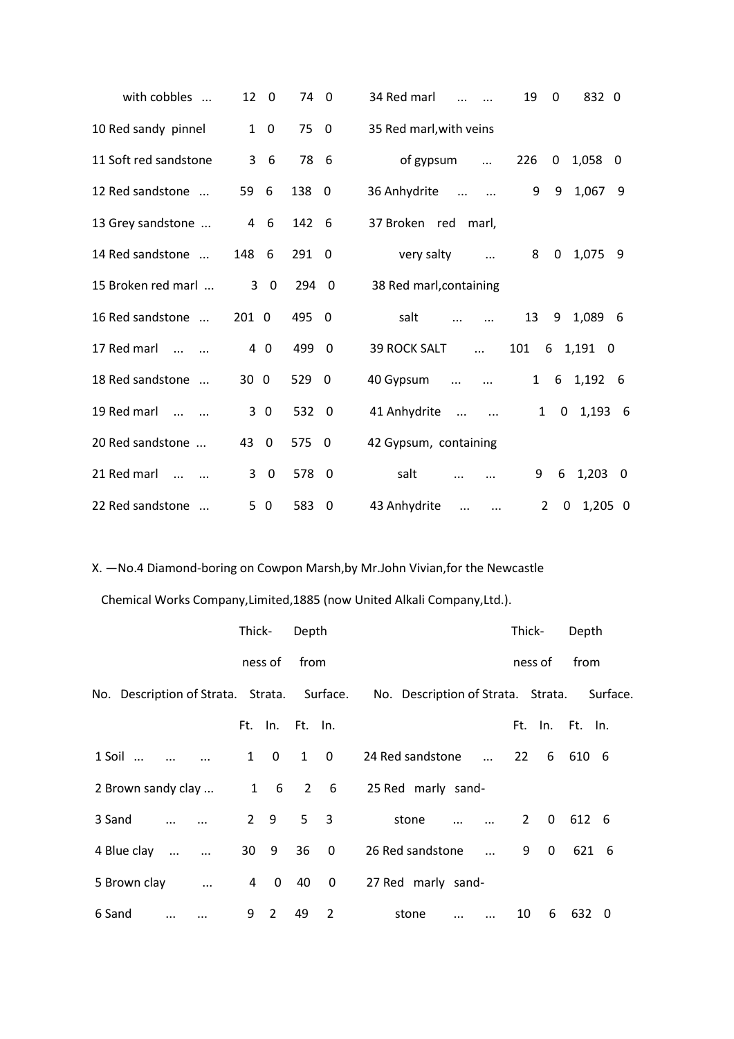| No. | Description of Strata. | Thickness of Strata. Ft. | In. | Depth from Surface. Ft. | In. | No. | Description of Strata. | Thickness of Strata. Ft. | In. | Depth from Surface. Ft. | In. |
|---|---|---|---|---|---|---|---|---|---|---|---|
| | with cobbles ... | 12 | 0 | 74 | 0 | 34 | Red marl ... ... | 19 | 0 | 832 | 0 |
| 10 | Red sandy pinnel | 1 | 0 | 75 | 0 | 35 | Red marl, with veins of gypsum ... | 226 | 0 | 1,058 | 0 |
| 11 | Soft red sandstone | 3 | 6 | 78 | 6 | 36 | Anhydrite ... ... | 9 | 9 | 1,067 | 9 |
| 12 | Red sandstone ... | 59 | 6 | 138 | 0 | 37 | Broken red marl, very salty ... | 8 | 0 | 1,075 | 9 |
| 13 | Grey sandstone ... | 4 | 6 | 142 | 6 | 38 | Red marl, containing salt ... ... | 13 | 9 | 1,089 | 6 |
| 14 | Red sandstone ... | 148 | 6 | 291 | 0 | 39 | ROCK SALT ... | 101 | 6 | 1,191 | 0 |
| 15 | Broken red marl ... | 3 | 0 | 294 | 0 | 40 | Gypsum ... ... | 1 | 6 | 1,192 | 6 |
| 16 | Red sandstone ... | 201 | 0 | 495 | 0 | 41 | Anhydrite ... ... | 1 | 0 | 1,193 | 6 |
| 17 | Red marl ... ... | 4 | 0 | 499 | 0 | 42 | Gypsum, containing salt ... ... | 9 | 6 | 1,203 | 0 |
| 18 | Red sandstone ... | 30 | 0 | 529 | 0 | 43 | Anhydrite ... ... | 2 | 0 | 1,205 | 0 |
| 19 | Red marl ... ... | 3 | 0 | 532 | 0 | | | | | | |
| 20 | Red sandstone ... | 43 | 0 | 575 | 0 | | | | | | |
| 21 | Red marl ... ... | 3 | 0 | 578 | 0 | | | | | | |
| 22 | Red sandstone ... | 5 | 0 | 583 | 0 | | | | | | |

X. —No.4 Diamond-boring on Cowpon Marsh, by Mr. John Vivian, for the Newcastle Chemical Works Company, Limited, 1885 (now United Alkali Company, Ltd.).

| No. | Description of Strata. | Thickness of Strata. Ft. | In. | Depth from Surface. Ft. | In. | No. | Description of Strata. | Thickness of Strata. Ft. | In. | Depth from Surface. Ft. | In. |
|---|---|---|---|---|---|---|---|---|---|---|---|
| 1 | Soil ... ... ... | 1 | 0 | 1 | 0 | 24 | Red sandstone ... | 22 | 6 | 610 | 6 |
| 2 | Brown sandy clay ... | 1 | 6 | 2 | 6 | 25 | Red marly sandstone ... ... | 2 | 0 | 612 | 6 |
| 3 | Sand ... ... | 2 | 9 | 5 | 3 | 26 | Red sandstone ... | 9 | 0 | 621 | 6 |
| 4 | Blue clay ... ... | 30 | 9 | 36 | 0 | 27 | Red marly sandstone ... ... | 10 | 6 | 632 | 0 |
| 5 | Brown clay ... | 4 | 0 | 40 | 0 | | | | | | |
| 6 | Sand ... ... | 9 | 2 | 49 | 2 | | | | | | |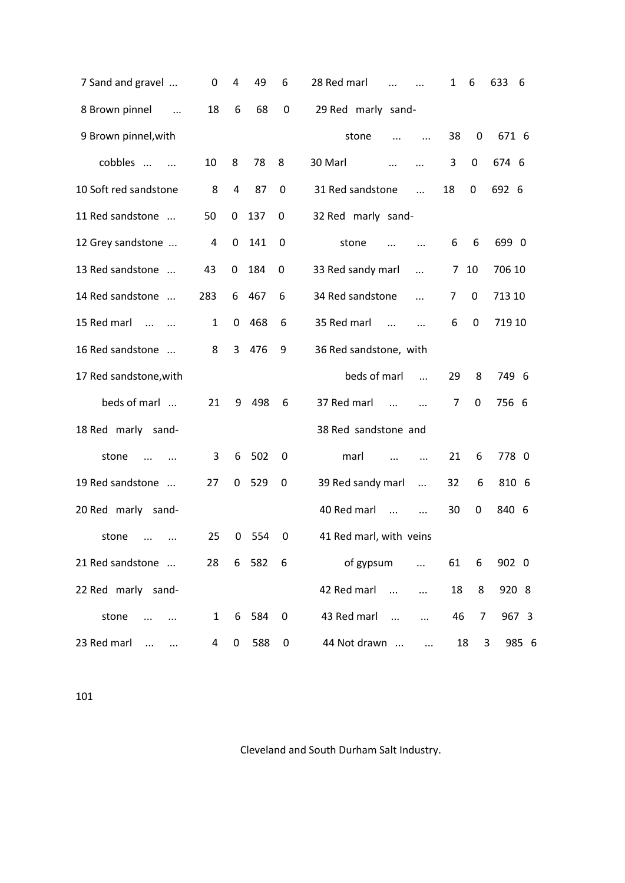| No. | Strata | ft. | in. | ft. | in. |
|---|---|---|---|---|---|
| 7 | Sand and gravel ... | 0 | 4 | 49 | 6 |
| 8 | Brown pinnel ... | 18 | 6 | 68 | 0 |
| 9 | Brown pinnel, with cobbles ... ... | 10 | 8 | 78 | 8 |
| 10 | Soft red sandstone | 8 | 4 | 87 | 0 |
| 11 | Red sandstone ... | 50 | 0 | 137 | 0 |
| 12 | Grey sandstone ... | 4 | 0 | 141 | 0 |
| 13 | Red sandstone ... | 43 | 0 | 184 | 0 |
| 14 | Red sandstone ... | 283 | 6 | 467 | 6 |
| 15 | Red marl ... ... | 1 | 0 | 468 | 6 |
| 16 | Red sandstone ... | 8 | 3 | 476 | 9 |
| 17 | Red sandstone, with beds of marl ... | 21 | 9 | 498 | 6 |
| 18 | Red marly sandstone ... ... | 3 | 6 | 502 | 0 |
| 19 | Red sandstone ... | 27 | 0 | 529 | 0 |
| 20 | Red marly sandstone ... ... | 25 | 0 | 554 | 0 |
| 21 | Red sandstone ... | 28 | 6 | 582 | 6 |
| 22 | Red marly sandstone ... ... | 1 | 6 | 584 | 0 |
| 23 | Red marl ... ... | 4 | 0 | 588 | 0 |
| 28 | Red marl ... ... | 1 | 6 | 633 | 6 |
| 29 | Red marly sandstone ... ... | 38 | 0 | 671 | 6 |
| 30 | Marl ... ... | 3 | 0 | 674 | 6 |
| 31 | Red sandstone ... | 18 | 0 | 692 | 6 |
| 32 | Red marly sandstone ... ... | 6 | 6 | 699 | 0 |
| 33 | Red sandy marl ... | 7 | 10 | 706 | 10 |
| 34 | Red sandstone ... | 7 | 0 | 713 | 10 |
| 35 | Red marl ... ... | 6 | 0 | 719 | 10 |
| 36 | Red sandstone, with beds of marl ... | 29 | 8 | 749 | 6 |
| 37 | Red marl ... ... | 7 | 0 | 756 | 6 |
| 38 | Red sandstone and marl ... ... | 21 | 6 | 778 | 0 |
| 39 | Red sandy marl ... | 32 | 6 | 810 | 6 |
| 40 | Red marl ... ... | 30 | 0 | 840 | 6 |
| 41 | Red marl, with veins of gypsum ... | 61 | 6 | 902 | 0 |
| 42 | Red marl ... ... | 18 | 8 | 920 | 8 |
| 43 | Red marl ... ... | 46 | 7 | 967 | 3 |
| 44 | Not drawn ... ... | 18 | 3 | 985 | 6 |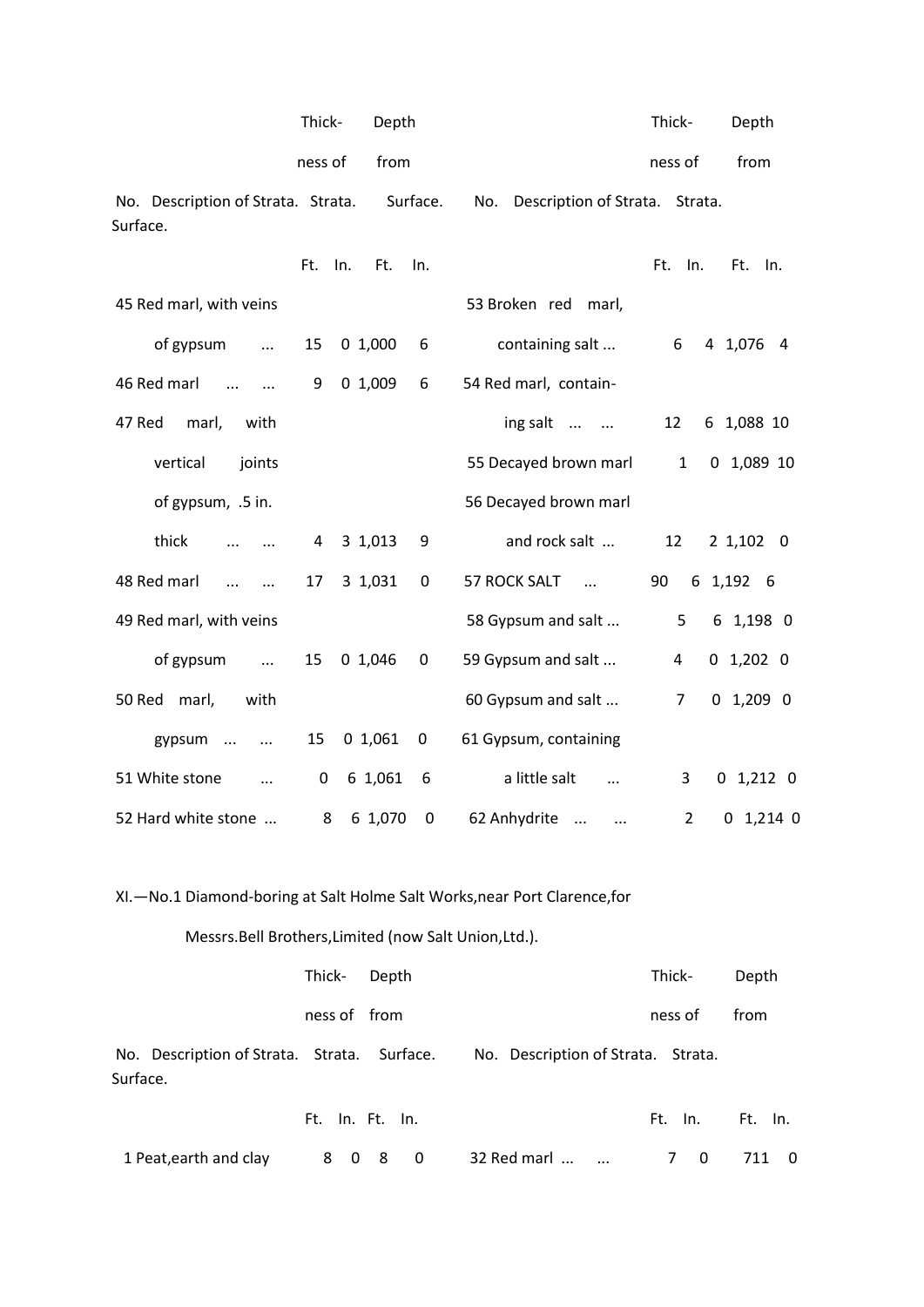| No. | Description of Strata. | Thickness of Strata. Ft. | In. | Depth from Surface. Ft. | In. | No. | Description of Strata. | Thickness of Strata. Ft. | In. | Depth from Surface. Ft. | In. |
|---|---|---|---|---|---|---|---|---|---|---|---|
| 45 | Red marl, with veins of gypsum ... | 15 | 0 | 1,000 | 6 | 53 | Broken red marl, containing salt ... | 6 | 4 | 1,076 | 4 |
| 46 | Red marl ... ... | 9 | 0 | 1,009 | 6 | 54 | Red marl, containing salt ... ... | 12 | 6 | 1,088 | 10 |
| 47 | Red marl, with vertical joints of gypsum, .5 in. thick ... ... | 4 | 3 | 1,013 | 9 | 55 | Decayed brown marl | 1 | 0 | 1,089 | 10 |
| | | | | | | 56 | Decayed brown marl and rock salt ... | 12 | 2 | 1,102 | 0 |
| 48 | Red marl ... ... | 17 | 3 | 1,031 | 0 | 57 | ROCK SALT ... | 90 | 6 | 1,192 | 6 |
| 49 | Red marl, with veins of gypsum ... | 15 | 0 | 1,046 | 0 | 58 | Gypsum and salt ... | 5 | 6 | 1,198 | 0 |
| | | | | | | 59 | Gypsum and salt ... | 4 | 0 | 1,202 | 0 |
| 50 | Red marl, with gypsum ... ... | 15 | 0 | 1,061 | 0 | 60 | Gypsum and salt ... | 7 | 0 | 1,209 | 0 |
| 51 | White stone ... | 0 | 6 | 1,061 | 6 | 61 | Gypsum, containing a little salt ... | 3 | 0 | 1,212 | 0 |
| 52 | Hard white stone ... | 8 | 6 | 1,070 | 0 | 62 | Anhydrite ... ... | 2 | 0 | 1,214 | 0 |

XI.—No.1 Diamond-boring at Salt Holme Salt Works, near Port Clarence, for Messrs. Bell Brothers, Limited (now Salt Union, Ltd.).

| No. | Description of Strata. | Thickness of Strata. Ft. | In. | Depth from Surface. Ft. | In. | No. | Description of Strata. | Thickness of Strata. Ft. | In. | Depth from Surface. Ft. | In. |
|---|---|---|---|---|---|---|---|---|---|---|---|
| 1 | Peat, earth and clay | 8 | 0 | 8 | 0 | 32 | Red marl ... ... | 7 | 0 | 711 | 0 |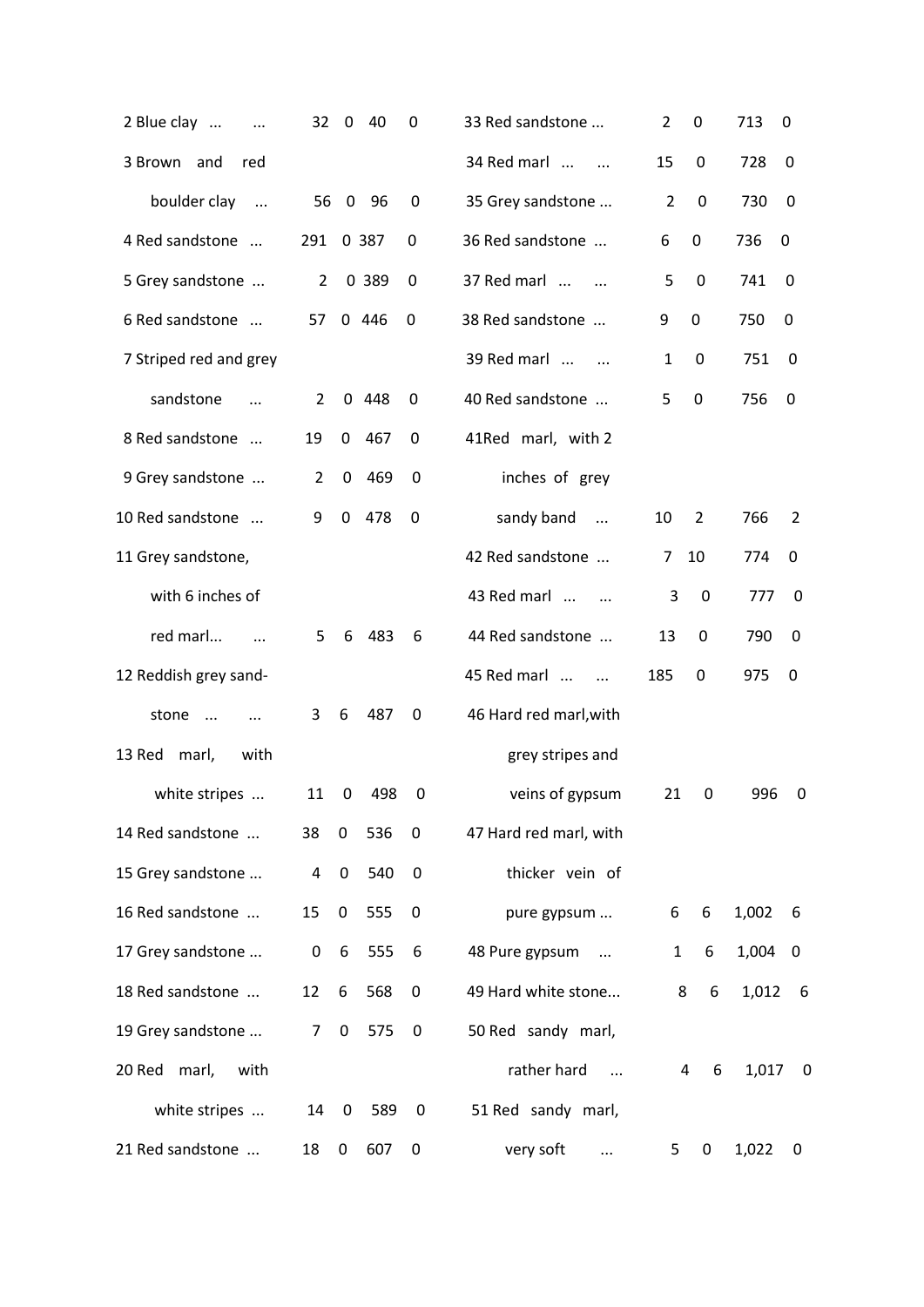| Strata | ft. | in. | ft. | in. |
|---|---|---|---|---|
| 2 Blue clay ... ... | 32 | 0 | 40 | 0 |
| 3 Brown and red boulder clay ... | 56 | 0 | 96 | 0 |
| 4 Red sandstone ... | 291 | 0 | 387 | 0 |
| 5 Grey sandstone ... | 2 | 0 | 389 | 0 |
| 6 Red sandstone ... | 57 | 0 | 446 | 0 |
| 7 Striped red and grey sandstone ... | 2 | 0 | 448 | 0 |
| 8 Red sandstone ... | 19 | 0 | 467 | 0 |
| 9 Grey sandstone ... | 2 | 0 | 469 | 0 |
| 10 Red sandstone ... | 9 | 0 | 478 | 0 |
| 11 Grey sandstone, with 6 inches of red marl... ... | 5 | 6 | 483 | 6 |
| 12 Reddish grey sandstone ... ... | 3 | 6 | 487 | 0 |
| 13 Red marl, with white stripes ... | 11 | 0 | 498 | 0 |
| 14 Red sandstone ... | 38 | 0 | 536 | 0 |
| 15 Grey sandstone ... | 4 | 0 | 540 | 0 |
| 16 Red sandstone ... | 15 | 0 | 555 | 0 |
| 17 Grey sandstone ... | 0 | 6 | 555 | 6 |
| 18 Red sandstone ... | 12 | 6 | 568 | 0 |
| 19 Grey sandstone ... | 7 | 0 | 575 | 0 |
| 20 Red marl, with white stripes ... | 14 | 0 | 589 | 0 |
| 21 Red sandstone ... | 18 | 0 | 607 | 0 |
| 33 Red sandstone ... | 2 | 0 | 713 | 0 |
| 34 Red marl ... ... | 15 | 0 | 728 | 0 |
| 35 Grey sandstone ... | 2 | 0 | 730 | 0 |
| 36 Red sandstone ... | 6 | 0 | 736 | 0 |
| 37 Red marl ... ... | 5 | 0 | 741 | 0 |
| 38 Red sandstone ... | 9 | 0 | 750 | 0 |
| 39 Red marl ... ... | 1 | 0 | 751 | 0 |
| 40 Red sandstone ... | 5 | 0 | 756 | 0 |
| 41 Red marl, with 2 inches of grey sandy band ... | 10 | 2 | 766 | 2 |
| 42 Red sandstone ... | 7 | 10 | 774 | 0 |
| 43 Red marl ... ... | 3 | 0 | 777 | 0 |
| 44 Red sandstone ... | 13 | 0 | 790 | 0 |
| 45 Red marl ... ... | 185 | 0 | 975 | 0 |
| 46 Hard red marl, with grey stripes and veins of gypsum | 21 | 0 | 996 | 0 |
| 47 Hard red marl, with thicker vein of pure gypsum ... | 6 | 6 | 1,002 | 6 |
| 48 Pure gypsum ... | 1 | 6 | 1,004 | 0 |
| 49 Hard white stone... | 8 | 6 | 1,012 | 6 |
| 50 Red sandy marl, rather hard ... | 4 | 6 | 1,017 | 0 |
| 51 Red sandy marl, very soft ... | 5 | 0 | 1,022 | 0 |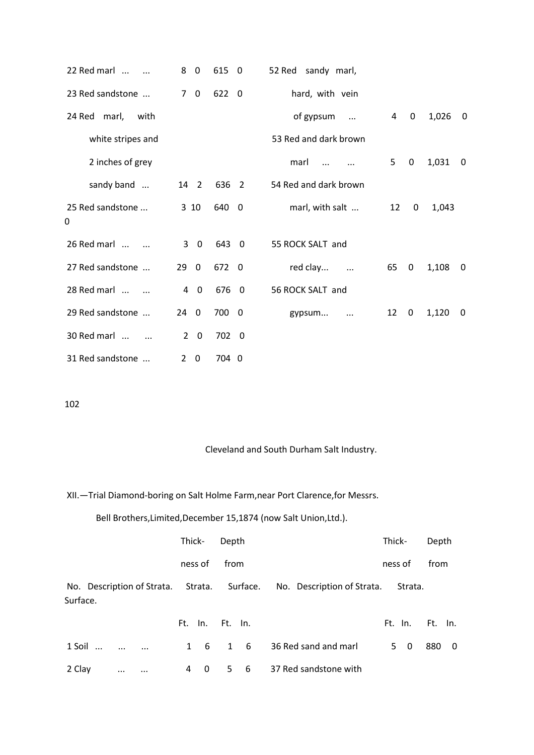| No. | Description of Strata. | Ft. | In. | Ft. | In. | No. | Description of Strata. | Ft. | In. | Ft. | In. |
|---|---|---|---|---|---|---|---|---|---|---|---|
| 22 | Red marl ... ... | 8 | 0 | 615 | 0 | 52 | Red sandy marl, hard, with vein of gypsum ... | 4 | 0 | 1,026 | 0 |
| 23 | Red sandstone ... | 7 | 0 | 622 | 0 | 53 | Red and dark brown marl ... ... | 5 | 0 | 1,031 | 0 |
| 24 | Red marl, with white stripes and 2 inches of grey sandy band ... | 14 | 2 | 636 | 2 | 54 | Red and dark brown marl, with salt ... | 12 | 0 | 1,043 | 0 |
| 25 | Red sandstone ... | 3 | 10 | 640 | 0 | 55 | ROCK SALT and red clay... ... | 65 | 0 | 1,108 | 0 |
| 26 | Red marl ... ... | 3 | 0 | 643 | 0 | 56 | ROCK SALT and gypsum... ... | 12 | 0 | 1,120 | 0 |
| 27 | Red sandstone ... | 29 | 0 | 672 | 0 | | | | | | |
| 28 | Red marl ... ... | 4 | 0 | 676 | 0 | | | | | | |
| 29 | Red sandstone ... | 24 | 0 | 700 | 0 | | | | | | |
| 30 | Red marl ... ... | 2 | 0 | 702 | 0 | | | | | | |
| 31 | Red sandstone ... | 2 | 0 | 704 | 0 | | | | | | |

XII.—Trial Diamond-boring on Salt Holme Farm, near Port Clarence, for Messrs. Bell Brothers, Limited, December 15, 1874 (now Salt Union, Ltd.).

| No. | Description of Strata. | Thickness of Strata. | | Depth from Surface. | | No. | Description of Strata. | Thickness of Strata. | | Depth from Surface. | |
|---|---|---|---|---|---|---|---|---|---|---|---|
| | | Ft. | In. | Ft. | In. | | | Ft. | In. | Ft. | In. |
| 1 | Soil ... ... ... | 1 | 6 | 1 | 6 | 36 | Red sand and marl | 5 | 0 | 880 | 0 |
| 2 | Clay ... ... | 4 | 0 | 5 | 6 | 37 | Red sandstone with | | | | |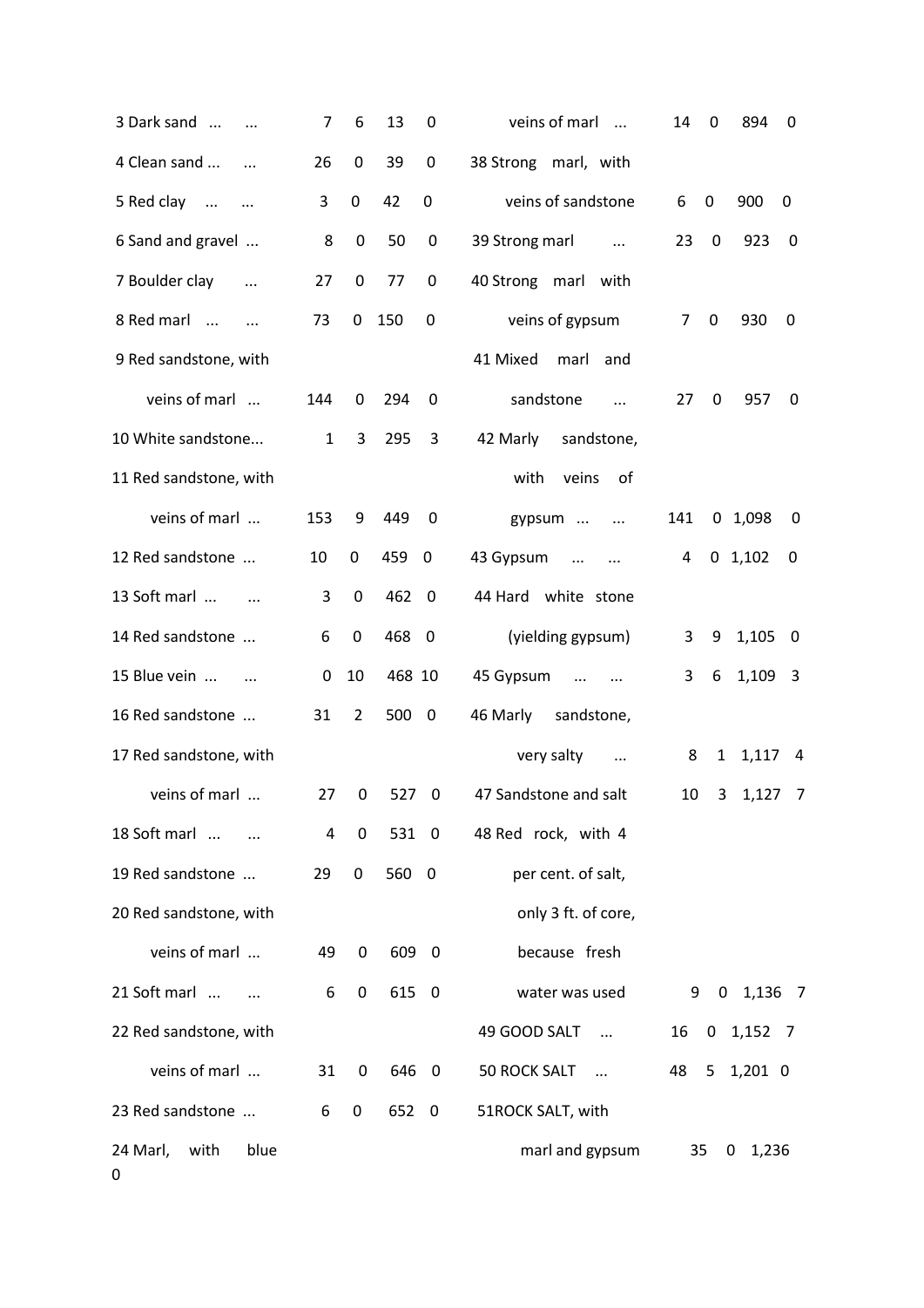| No. | Strata | Thickness ft. | in. | Depth ft. | in. |
|---|---|---|---|---|---|
| 3 | Dark sand ... ... | 7 | 6 | 13 | 0 |
| 4 | Clean sand ... ... | 26 | 0 | 39 | 0 |
| 5 | Red clay ... ... | 3 | 0 | 42 | 0 |
| 6 | Sand and gravel ... | 8 | 0 | 50 | 0 |
| 7 | Boulder clay ... | 27 | 0 | 77 | 0 |
| 8 | Red marl ... ... | 73 | 0 | 150 | 0 |
| 9 | Red sandstone, with veins of marl ... | 144 | 0 | 294 | 0 |
| 10 | White sandstone... | 1 | 3 | 295 | 3 |
| 11 | Red sandstone, with veins of marl ... | 153 | 9 | 449 | 0 |
| 12 | Red sandstone ... | 10 | 0 | 459 | 0 |
| 13 | Soft marl ... ... | 3 | 0 | 462 | 0 |
| 14 | Red sandstone ... | 6 | 0 | 468 | 0 |
| 15 | Blue vein ... ... | 0 | 10 | 468 | 10 |
| 16 | Red sandstone ... | 31 | 2 | 500 | 0 |
| 17 | Red sandstone, with veins of marl ... | 27 | 0 | 527 | 0 |
| 18 | Soft marl ... ... | 4 | 0 | 531 | 0 |
| 19 | Red sandstone ... | 29 | 0 | 560 | 0 |
| 20 | Red sandstone, with veins of marl ... | 49 | 0 | 609 | 0 |
| 21 | Soft marl ... ... | 6 | 0 | 615 | 0 |
| 22 | Red sandstone, with veins of marl ... | 31 | 0 | 646 | 0 |
| 23 | Red sandstone ... | 6 | 0 | 652 | 0 |
| 24 | Marl, with blue veins of marl ... | 14 | 0 | 894 | 0 |
| 38 | Strong marl, with veins of sandstone | 6 | 0 | 900 | 0 |
| 39 | Strong marl ... | 23 | 0 | 923 | 0 |
| 40 | Strong marl with veins of gypsum | 7 | 0 | 930 | 0 |
| 41 | Mixed marl and sandstone ... | 27 | 0 | 957 | 0 |
| 42 | Marly sandstone, with veins of gypsum ... ... | 141 | 0 | 1,098 | 0 |
| 43 | Gypsum ... ... | 4 | 0 | 1,102 | 0 |
| 44 | Hard white stone (yielding gypsum) | 3 | 9 | 1,105 | 0 |
| 45 | Gypsum ... ... | 3 | 6 | 1,109 | 3 |
| 46 | Marly sandstone, very salty ... | 8 | 1 | 1,117 | 4 |
| 47 | Sandstone and salt | 10 | 3 | 1,127 | 7 |
| 48 | Red rock, with 4 per cent. of salt, only 3 ft. of core, because fresh water was used | 9 | 0 | 1,136 | 7 |
| 49 | GOOD SALT ... | 16 | 0 | 1,152 | 7 |
| 50 | ROCK SALT ... | 48 | 5 | 1,201 | 0 |
| 51 | ROCK SALT, with marl and gypsum | 35 | 0 | 1,236 | 0 |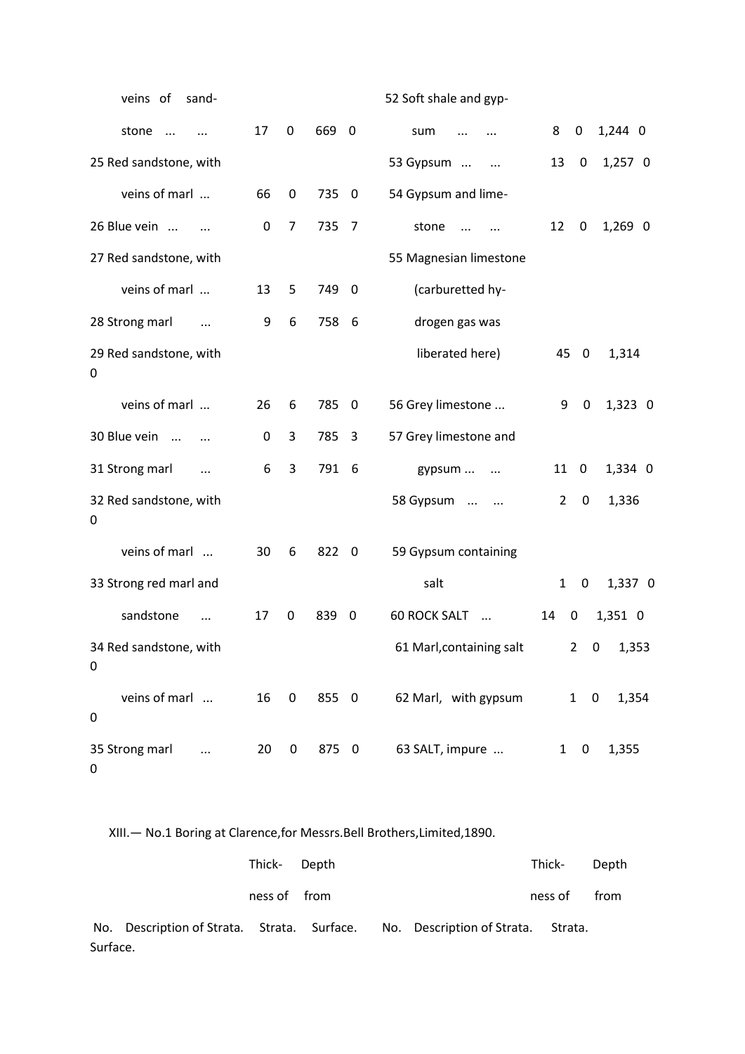| No. | Description of Strata. | Thickness of Strata. | | Depth from Surface. | | No. | Description of Strata. | Thickness of Strata. | | Depth from Surface. | |
|---|---|---|---|---|---|---|---|---|---|---|---|
| | veins of sand-stone ... ... | 17 | 0 | 669 | 0 | 52 | Soft shale and gyp-sum ... ... | 8 | 0 | 1,244 | 0 |
| 25 | Red sandstone, with veins of marl ... | 66 | 0 | 735 | 0 | 53 | Gypsum ... ... | 13 | 0 | 1,257 | 0 |
| 26 | Blue vein ... ... | 0 | 7 | 735 | 7 | 54 | Gypsum and lime-stone ... ... | 12 | 0 | 1,269 | 0 |
| 27 | Red sandstone, with veins of marl ... | 13 | 5 | 749 | 0 | 55 | Magnesian limestone (carburetted hy-drogen gas was liberated here) | 45 | 0 | 1,314 | 0 |
| 28 | Strong marl ... | 9 | 6 | 758 | 6 | 56 | Grey limestone ... | 9 | 0 | 1,323 | 0 |
| 29 | Red sandstone, with veins of marl ... | 26 | 6 | 785 | 0 | 57 | Grey limestone and gypsum ... ... | 11 | 0 | 1,334 | 0 |
| 30 | Blue vein ... ... | 0 | 3 | 785 | 3 | 58 | Gypsum ... ... | 2 | 0 | 1,336 | 0 |
| 31 | Strong marl ... | 6 | 3 | 791 | 6 | 59 | Gypsum containing salt | 1 | 0 | 1,337 | 0 |
| 32 | Red sandstone, with veins of marl ... | 30 | 6 | 822 | 0 | 60 | ROCK SALT ... | 14 | 0 | 1,351 | 0 |
| 33 | Strong red marl and sandstone ... | 17 | 0 | 839 | 0 | 61 | Marl, containing salt | 2 | 0 | 1,353 | 0 |
| 34 | Red sandstone, with veins of marl ... | 16 | 0 | 855 | 0 | 62 | Marl, with gypsum | 1 | 0 | 1,354 | 0 |
| 35 | Strong marl ... | 20 | 0 | 875 | 0 | 63 | SALT, impure ... | 1 | 0 | 1,355 | 0 |

XIII.— No.1 Boring at Clarence, for Messrs. Bell Brothers, Limited, 1890.

| No. | Description of Strata. | Thickness of Strata. | Depth from Surface. | No. | Description of Strata. | Thickness of Strata. | Depth from Surface. |
|---|---|---|---|---|---|---|---|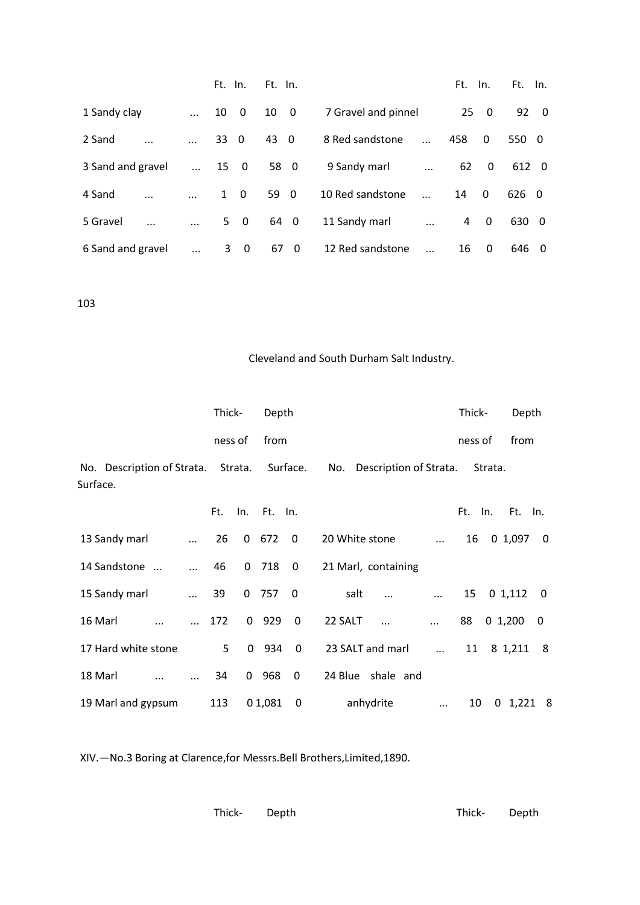| | Ft. In. | Ft. In. | | Ft. In. | Ft. In. |
|---|---|---|---|---|---|
| 1 Sandy clay ... | 10 0 | 10 0 | 7 Gravel and pinnel | 25 0 | 92 0 |
| 2 Sand ... ... | 33 0 | 43 0 | 8 Red sandstone ... | 458 0 | 550 0 |
| 3 Sand and gravel ... | 15 0 | 58 0 | 9 Sandy marl ... | 62 0 | 612 0 |
| 4 Sand ... ... | 1 0 | 59 0 | 10 Red sandstone ... | 14 0 | 626 0 |
| 5 Gravel ... ... | 5 0 | 64 0 | 11 Sandy marl ... | 4 0 | 630 0 |
| 6 Sand and gravel ... | 3 0 | 67 0 | 12 Red sandstone ... | 16 0 | 646 0 |

Cleveland and South Durham Salt Industry.

| No. Description of Strata. | Thickness of Strata. | Depth from Surface. | No. Description of Strata. | Thickness of Strata. | Depth from Surface. |
|---|---|---|---|---|---|
| | Ft. In. | Ft. In. | | Ft. In. | Ft. In. |
| 13 Sandy marl ... | 26 0 | 672 0 | 20 White stone ... | 16 0 | 1,097 0 |
| 14 Sandstone ... ... | 46 0 | 718 0 | 21 Marl, containing salt ... ... | 15 0 | 1,112 0 |
| 15 Sandy marl ... | 39 0 | 757 0 | 22 SALT ... ... | 88 0 | 1,200 0 |
| 16 Marl ... ... | 172 0 | 929 0 | 23 SALT and marl ... | 11 8 | 1,211 8 |
| 17 Hard white stone | 5 0 | 934 0 | 24 Blue shale and anhydrite ... | 10 0 | 1,221 8 |
| 18 Marl ... ... | 34 0 | 968 0 | | | |
| 19 Marl and gypsum | 113 0 | 1,081 0 | | | |

XIV.—No.3 Boring at Clarence,for Messrs.Bell Brothers,Limited,1890.

| | Thick- | Depth | | Thick- | Depth |
|---|---|---|---|---|---|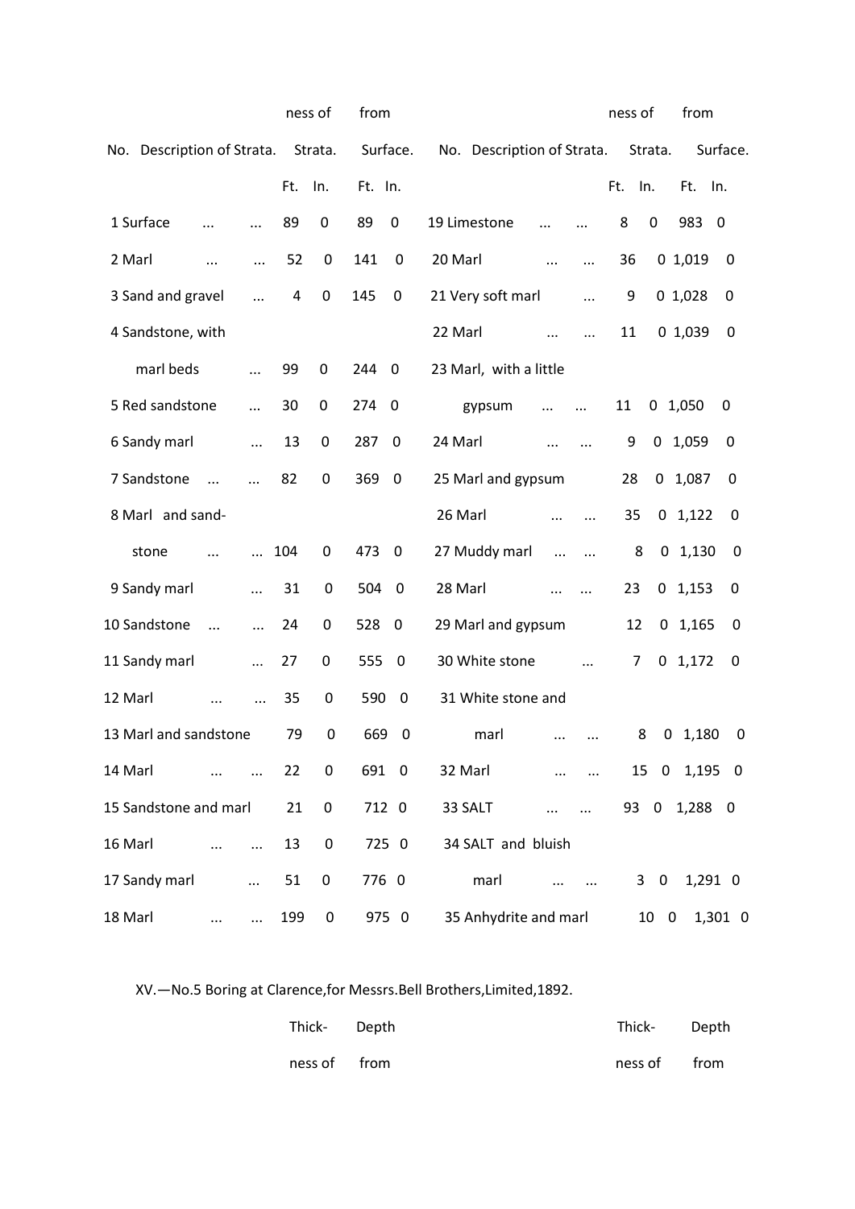| No. | Description of Strata. | Thickness of Strata. Ft. | In. | Depth from Surface. Ft. | In. | No. | Description of Strata. | Thickness of Strata. Ft. | In. | Depth from Surface. Ft. | In. |
|---|---|---|---|---|---|---|---|---|---|---|---|
| 1 | Surface ... ... | 89 | 0 | 89 | 0 | 19 | Limestone ... ... | 8 | 0 | 983 | 0 |
| 2 | Marl ... ... | 52 | 0 | 141 | 0 | 20 | Marl ... ... | 36 | 0 | 1,019 | 0 |
| 3 | Sand and gravel ... | 4 | 0 | 145 | 0 | 21 | Very soft marl ... | 9 | 0 | 1,028 | 0 |
| 4 | Sandstone, with marl beds ... | 99 | 0 | 244 | 0 | 22 | Marl ... ... | 11 | 0 | 1,039 | 0 |
| 5 | Red sandstone ... | 30 | 0 | 274 | 0 | 23 | Marl, with a little gypsum ... ... | 11 | 0 | 1,050 | 0 |
| 6 | Sandy marl ... | 13 | 0 | 287 | 0 | 24 | Marl ... ... | 9 | 0 | 1,059 | 0 |
| 7 | Sandstone ... ... | 82 | 0 | 369 | 0 | 25 | Marl and gypsum | 28 | 0 | 1,087 | 0 |
| 8 | Marl and sandstone ... ... | 104 | 0 | 473 | 0 | 26 | Marl ... ... | 35 | 0 | 1,122 | 0 |
| 9 | Sandy marl ... | 31 | 0 | 504 | 0 | 27 | Muddy marl ... ... | 8 | 0 | 1,130 | 0 |
| 10 | Sandstone ... ... | 24 | 0 | 528 | 0 | 28 | Marl ... ... | 23 | 0 | 1,153 | 0 |
| 11 | Sandy marl ... | 27 | 0 | 555 | 0 | 29 | Marl and gypsum | 12 | 0 | 1,165 | 0 |
| 12 | Marl ... ... | 35 | 0 | 590 | 0 | 30 | White stone ... | 7 | 0 | 1,172 | 0 |
| 13 | Marl and sandstone | 79 | 0 | 669 | 0 | 31 | White stone and marl ... ... | 8 | 0 | 1,180 | 0 |
| 14 | Marl ... ... | 22 | 0 | 691 | 0 | 32 | Marl ... ... | 15 | 0 | 1,195 | 0 |
| 15 | Sandstone and marl | 21 | 0 | 712 | 0 | 33 | SALT ... ... | 93 | 0 | 1,288 | 0 |
| 16 | Marl ... ... | 13 | 0 | 725 | 0 | 34 | SALT and bluish marl ... ... | 3 | 0 | 1,291 | 0 |
| 17 | Sandy marl ... | 51 | 0 | 776 | 0 | 35 | Anhydrite and marl | 10 | 0 | 1,301 | 0 |
| 18 | Marl ... ... | 199 | 0 | 975 | 0 | | | | | | |

XV.—No.5 Boring at Clarence, for Messrs. Bell Brothers, Limited, 1892.

| Thickness of | Depth from | | Thickness of | Depth from |
|---|---|---|---|---|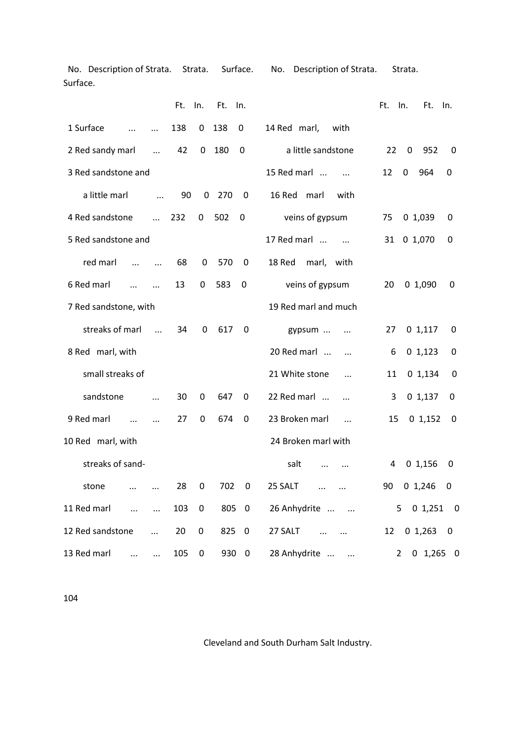| No. | Description of Strata. | Strata. | | Surface. | |
|---|---|---|---|---|---|
| | | Ft. | In. | Ft. | In. |
| 1 | Surface ... ... | 138 | 0 | 138 | 0 |
| 2 | Red sandy marl ... | 42 | 0 | 180 | 0 |
| 3 | Red sandstone and a little marl ... | 90 | 0 | 270 | 0 |
| 4 | Red sandstone ... | 232 | 0 | 502 | 0 |
| 5 | Red sandstone and red marl ... ... | 68 | 0 | 570 | 0 |
| 6 | Red marl ... ... | 13 | 0 | 583 | 0 |
| 7 | Red sandstone, with streaks of marl ... | 34 | 0 | 617 | 0 |
| 8 | Red marl, with small streaks of sandstone ... | 30 | 0 | 647 | 0 |
| 9 | Red marl ... ... | 27 | 0 | 674 | 0 |
| 10 | Red marl, with streaks of sand-stone ... ... | 28 | 0 | 702 | 0 |
| 11 | Red marl ... ... | 103 | 0 | 805 | 0 |
| 12 | Red sandstone ... | 20 | 0 | 825 | 0 |
| 13 | Red marl ... ... | 105 | 0 | 930 | 0 |
| 14 | Red marl, with a little sandstone | 22 | 0 | 952 | 0 |
| 15 | Red marl ... ... | 12 | 0 | 964 | 0 |
| 16 | Red marl with veins of gypsum | 75 | 0 | 1,039 | 0 |
| 17 | Red marl ... ... | 31 | 0 | 1,070 | 0 |
| 18 | Red marl, with veins of gypsum | 20 | 0 | 1,090 | 0 |
| 19 | Red marl and much gypsum ... ... | 27 | 0 | 1,117 | 0 |
| 20 | Red marl ... ... | 6 | 0 | 1,123 | 0 |
| 21 | White stone ... | 11 | 0 | 1,134 | 0 |
| 22 | Red marl ... ... | 3 | 0 | 1,137 | 0 |
| 23 | Broken marl ... | 15 | 0 | 1,152 | 0 |
| 24 | Broken marl with salt ... ... | 4 | 0 | 1,156 | 0 |
| 25 | SALT ... ... | 90 | 0 | 1,246 | 0 |
| 26 | Anhydrite ... ... | 5 | 0 | 1,251 | 0 |
| 27 | SALT ... ... | 12 | 0 | 1,263 | 0 |
| 28 | Anhydrite ... ... | 2 | 0 | 1,265 | 0 |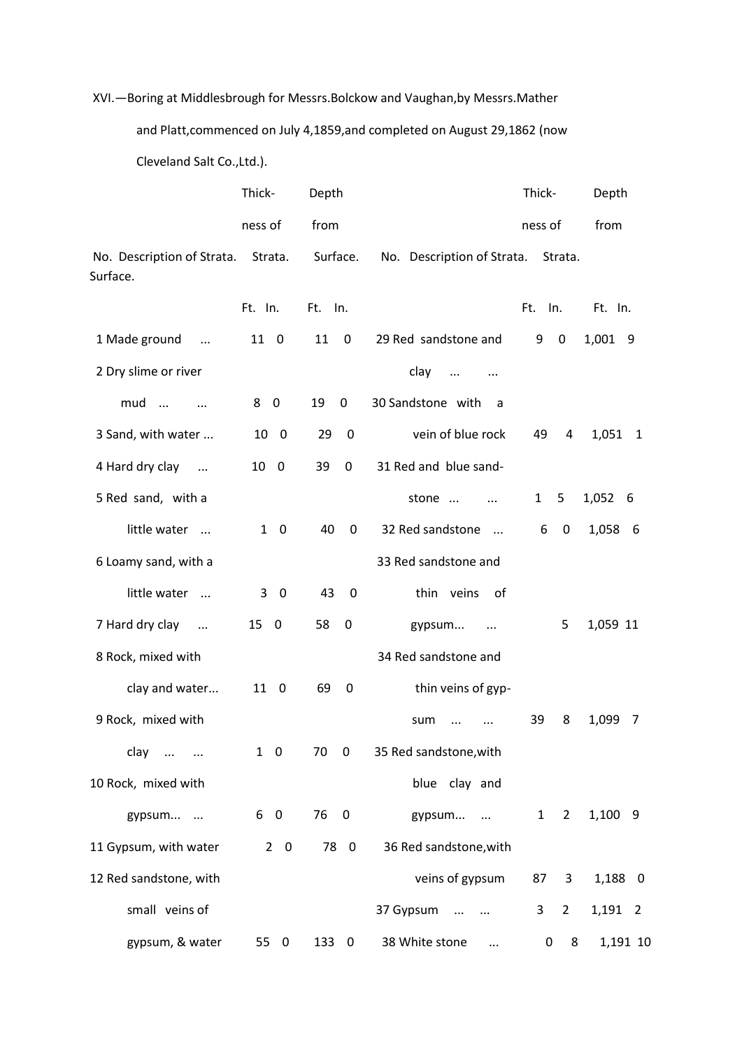XVI.—Boring at Middlesbrough for Messrs. Bolckow and Vaughan, by Messrs. Mather and Platt, commenced on July 4, 1859, and completed on August 29, 1862 (now Cleveland Salt Co., Ltd.).

| No. | Description of Strata. | Thickness of Strata. Ft. In. | Depth from Surface. Ft. In. |
|---|---|---|---|
| 1 | Made ground ... | 11 0 | 11 0 |
| 2 | Dry slime or river mud ... ... | 8 0 | 19 0 |
| 3 | Sand, with water ... | 10 0 | 29 0 |
| 4 | Hard dry clay ... | 10 0 | 39 0 |
| 5 | Red sand, with a little water ... | 1 0 | 40 0 |
| 6 | Loamy sand, with a little water ... | 3 0 | 43 0 |
| 7 | Hard dry clay ... | 15 0 | 58 0 |
| 8 | Rock, mixed with clay and water... | 11 0 | 69 0 |
| 9 | Rock, mixed with clay ... ... | 1 0 | 70 0 |
| 10 | Rock, mixed with gypsum... ... | 6 0 | 76 0 |
| 11 | Gypsum, with water | 2 0 | 78 0 |
| 12 | Red sandstone, with small veins of gypsum, & water | 55 0 | 133 0 |
| 29 | Red sandstone and clay ... ... | 9 0 | 1,001 9 |
| 30 | Sandstone with a vein of blue rock | 49 4 | 1,051 1 |
| 31 | Red and blue sandstone ... ... | 1 5 | 1,052 6 |
| 32 | Red sandstone ... | 6 0 | 1,058 6 |
| 33 | Red sandstone and thin veins of gypsum... ... | 5 | 1,059 11 |
| 34 | Red sandstone and thin veins of gypsum ... ... | 39 8 | 1,099 7 |
| 35 | Red sandstone, with blue clay and gypsum... ... | 1 2 | 1,100 9 |
| 36 | Red sandstone, with veins of gypsum | 87 3 | 1,188 0 |
| 37 | Gypsum ... ... | 3 2 | 1,191 2 |
| 38 | White stone ... | 0 8 | 1,191 10 |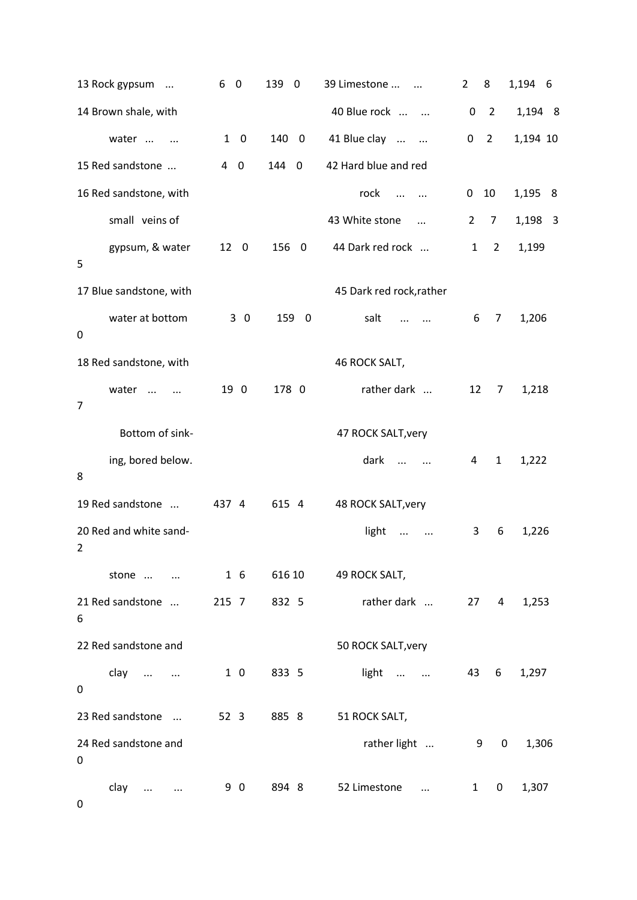| | | | | |
|---|---|---|---|---|
| 13 Rock gypsum ... | 6 | 0 | 139 | 0 |
| 14 Brown shale, with water ... ... | 1 | 0 | 140 | 0 |
| 15 Red sandstone ... | 4 | 0 | 144 | 0 |
| 16 Red sandstone, with small veins of gypsum, & water | 12 | 0 | 156 | 0 |
| 17 Blue sandstone, with water at bottom | 3 | 0 | 159 | 0 |
| 18 Red sandstone, with water ... ... | 19 | 0 | 178 | 0 |
| Bottom of sinking, bored below. | | | | |
| 19 Red sandstone ... | 437 | 4 | 615 | 4 |
| 20 Red and white sandstone ... ... | 1 | 6 | 616 | 10 |
| 21 Red sandstone ... | 215 | 7 | 832 | 5 |
| 22 Red sandstone and clay ... ... | 1 | 0 | 833 | 5 |
| 23 Red sandstone ... | 52 | 3 | 885 | 8 |
| 24 Red sandstone and clay ... ... | 9 | 0 | 894 | 8 |
| 39 Limestone ... ... | 2 | 8 | 1,194 | 6 |
| 40 Blue rock ... ... | 0 | 2 | 1,194 | 8 |
| 41 Blue clay ... ... | 0 | 2 | 1,194 | 10 |
| 42 Hard blue and red rock ... ... | 0 | 10 | 1,195 | 8 |
| 43 White stone ... | 2 | 7 | 1,198 | 3 |
| 44 Dark red rock ... | 1 | 2 | 1,199 | 5 |
| 45 Dark red rock, rather salt ... ... | 6 | 7 | 1,206 | 0 |
| 46 ROCK SALT, rather dark ... | 12 | 7 | 1,218 | 7 |
| 47 ROCK SALT, very dark ... ... | 4 | 1 | 1,222 | 8 |
| 48 ROCK SALT, very light ... ... | 3 | 6 | 1,226 | 2 |
| 49 ROCK SALT, rather dark ... | 27 | 4 | 1,253 | 6 |
| 50 ROCK SALT, very light ... ... | 43 | 6 | 1,297 | 0 |
| 51 ROCK SALT, rather light ... | 9 | 0 | 1,306 | 0 |
| 52 Limestone ... | 1 | 0 | 1,307 | 0 |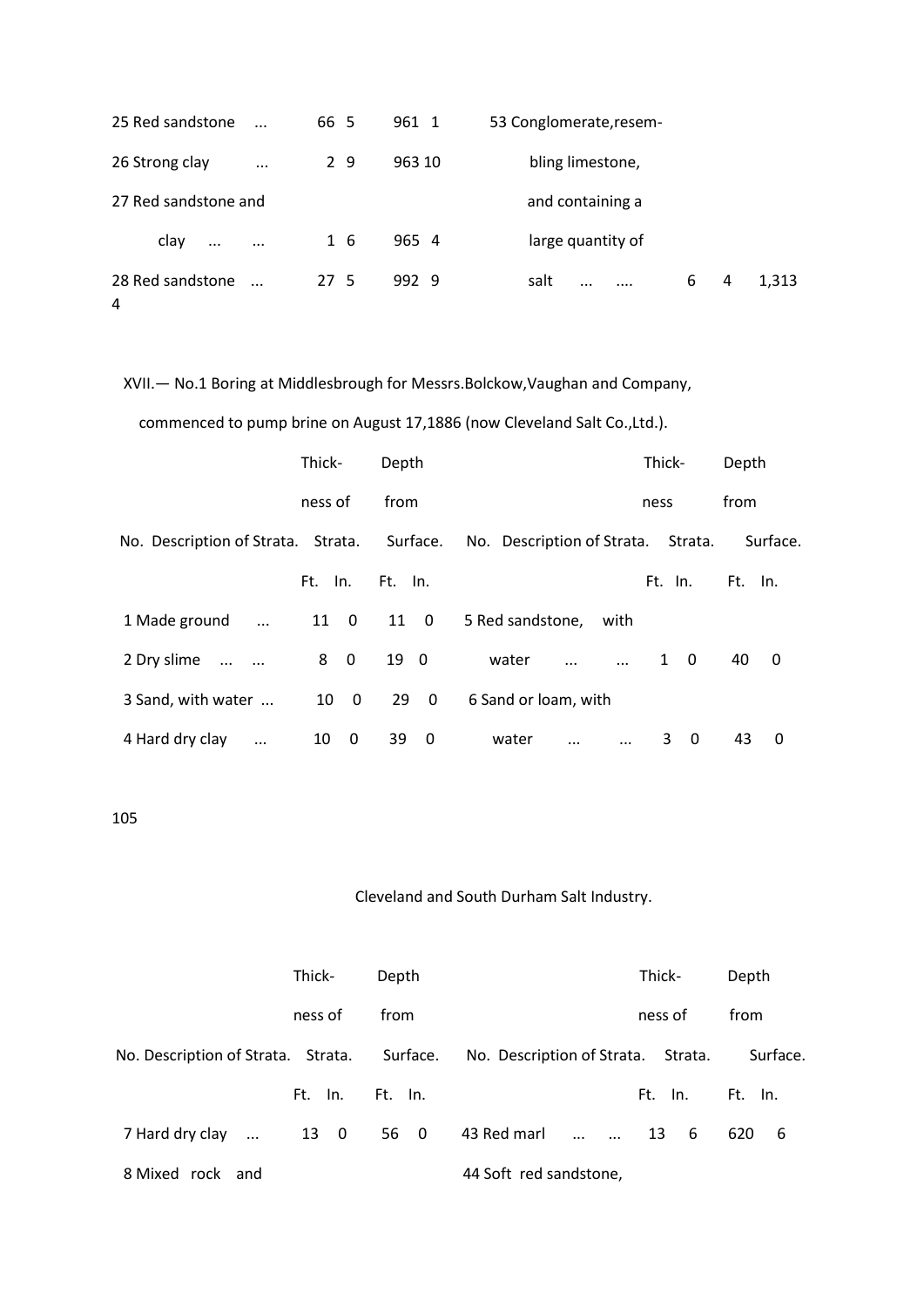| No. | Description of Strata. | Thickness of Strata. Ft. In. | Depth from Surface. Ft. In. | No. | Description of Strata. | Thickness of Strata. Ft. In. | Depth from Surface. Ft. In. |
|---|---|---|---|---|---|---|---|
| 25 | Red sandstone ... | 66 5 | 961 1 | 53 | Conglomerate, resembling limestone, and containing a large quantity of salt ... .... | 6 4 | 1,313 4 |
| 26 | Strong clay ... | 2 9 | 963 10 | | | | |
| 27 | Red sandstone and clay ... ... | 1 6 | 965 4 | | | | |
| 28 | Red sandstone ... | 27 5 | 992 9 | | | | |

XVII.— No.1 Boring at Middlesbrough for Messrs.Bolckow,Vaughan and Company, commenced to pump brine on August 17,1886 (now Cleveland Salt Co.,Ltd.).

| No. | Description of Strata. | Thickness of Strata. Ft. In. | Depth from Surface. Ft. In. | No. | Description of Strata. | Thickness Strata. Ft. In. | Depth from Surface. Ft. In. |
|---|---|---|---|---|---|---|---|
| 1 | Made ground ... | 11 0 | 11 0 | 5 | Red sandstone, with water ... ... | 1 0 | 40 0 |
| 2 | Dry slime ... ... | 8 0 | 19 0 | 6 | Sand or loam, with water ... ... | 3 0 | 43 0 |
| 3 | Sand, with water ... | 10 0 | 29 0 | | | | |
| 4 | Hard dry clay ... | 10 0 | 39 0 | | | | |

Cleveland and South Durham Salt Industry.

| No. | Description of Strata. | Thickness of Strata. Ft. In. | Depth from Surface. Ft. In. | No. | Description of Strata. | Thickness of Strata. Ft. In. | Depth from Surface. Ft. In. |
|---|---|---|---|---|---|---|---|
| 7 | Hard dry clay ... | 13 0 | 56 0 | 43 | Red marl ... ... | 13 6 | 620 6 |
| 8 | Mixed rock and | | | 44 | Soft red sandstone, | | |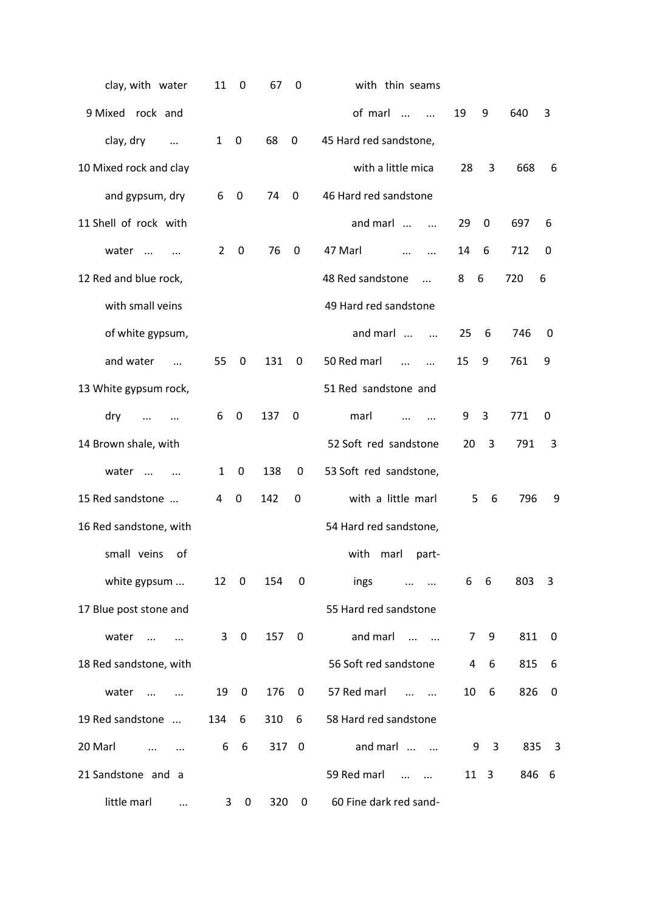| No. | Strata | Thickness ft. | in. | Depth ft. | in. |
|---|---|---|---|---|---|
| | clay, with water | 11 | 0 | 67 | 0 |
| 9 | Mixed rock and clay, dry ... | 1 | 0 | 68 | 0 |
| 10 | Mixed rock and clay and gypsum, dry | 6 | 0 | 74 | 0 |
| 11 | Shell of rock with water ... ... | 2 | 0 | 76 | 0 |
| 12 | Red and blue rock, with small veins of white gypsum, and water ... | 55 | 0 | 131 | 0 |
| 13 | White gypsum rock, dry ... ... | 6 | 0 | 137 | 0 |
| 14 | Brown shale, with water ... ... | 1 | 0 | 138 | 0 |
| 15 | Red sandstone ... | 4 | 0 | 142 | 0 |
| 16 | Red sandstone, with small veins of white gypsum ... | 12 | 0 | 154 | 0 |
| 17 | Blue post stone and water ... ... | 3 | 0 | 157 | 0 |
| 18 | Red sandstone, with water ... ... | 19 | 0 | 176 | 0 |
| 19 | Red sandstone ... | 134 | 6 | 310 | 6 |
| 20 | Marl ... ... | 6 | 6 | 317 | 0 |
| 21 | Sandstone and a little marl ... | 3 | 0 | 320 | 0 |
| | with thin seams of marl ... ... | 19 | 9 | 640 | 3 |
| 45 | Hard red sandstone, with a little mica | 28 | 3 | 668 | 6 |
| 46 | Hard red sandstone and marl ... ... | 29 | 0 | 697 | 6 |
| 47 | Marl ... ... | 14 | 6 | 712 | 0 |
| 48 | Red sandstone ... | 8 | 6 | 720 | 6 |
| 49 | Hard red sandstone and marl ... ... | 25 | 6 | 746 | 0 |
| 50 | Red marl ... ... | 15 | 9 | 761 | 9 |
| 51 | Red sandstone and marl ... ... | 9 | 3 | 771 | 0 |
| 52 | Soft red sandstone | 20 | 3 | 791 | 3 |
| 53 | Soft red sandstone, with a little marl | 5 | 6 | 796 | 9 |
| 54 | Hard red sandstone, with marl partings ... ... | 6 | 6 | 803 | 3 |
| 55 | Hard red sandstone and marl ... ... | 7 | 9 | 811 | 0 |
| 56 | Soft red sandstone | 4 | 6 | 815 | 6 |
| 57 | Red marl ... ... | 10 | 6 | 826 | 0 |
| 58 | Hard red sandstone and marl ... ... | 9 | 3 | 835 | 3 |
| 59 | Red marl ... ... | 11 | 3 | 846 | 6 |
| 60 | Fine dark red sand- | | | | |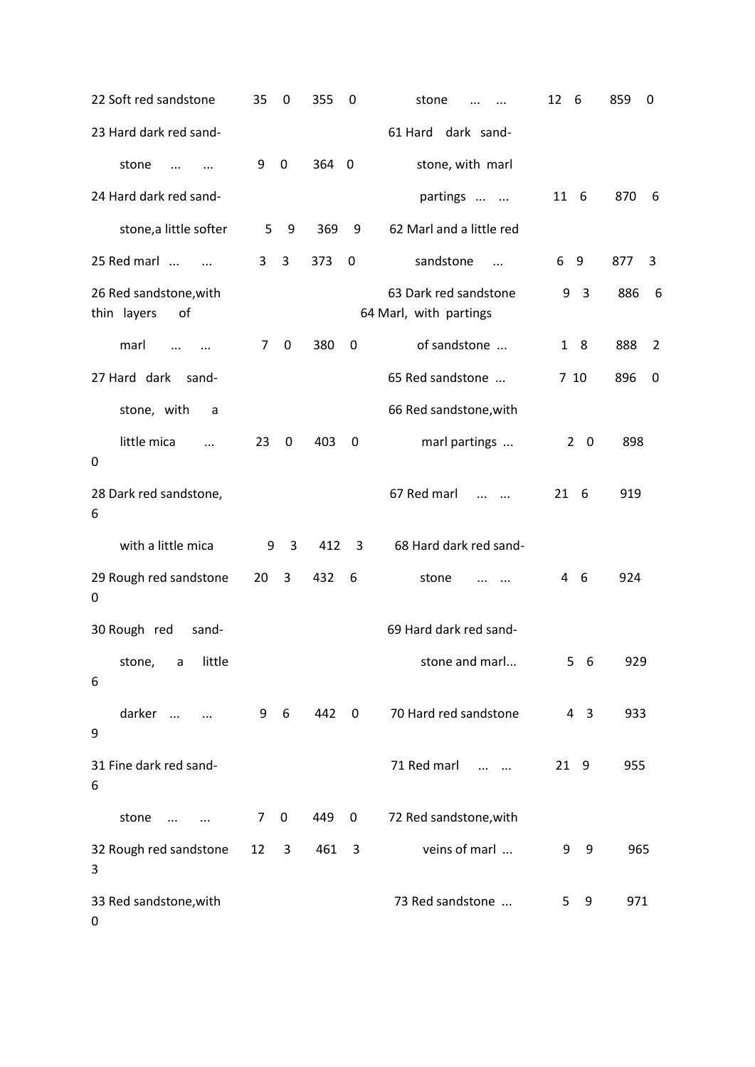| | | | | |
|---|---|---|---|---|
| 22 Soft red sandstone | 35 | 0 | 355 | 0 |
| 23 Hard dark red sandstone ... ... | 9 | 0 | 364 | 0 |
| 24 Hard dark red sandstone, a little softer | 5 | 9 | 369 | 9 |
| 25 Red marl ... ... | 3 | 3 | 373 | 0 |
| 26 Red sandstone, with thin layers of marl ... ... | 7 | 0 | 380 | 0 |
| 27 Hard dark sandstone, with a little mica ... | 23 | 0 | 403 | 0 |
| 28 Dark red sandstone, with a little mica | 9 | 3 | 412 | 3 |
| 29 Rough red sandstone | 20 | 3 | 432 | 6 |
| 30 Rough red sandstone, a little darker ... ... | 9 | 6 | 442 | 0 |
| 31 Fine dark red sandstone ... ... | 7 | 0 | 449 | 0 |
| 32 Rough red sandstone | 12 | 3 | 461 | 3 |
| 33 Red sandstone, with | | | | |

| | | | | |
|---|---|---|---|---|
| stone ... ... | 12 | 6 | 859 | 0 |
| 61 Hard dark sandstone, with marl partings ... ... | 11 | 6 | 870 | 6 |
| 62 Marl and a little red sandstone ... | 6 | 9 | 877 | 3 |
| 63 Dark red sandstone | 9 | 3 | 886 | 6 |
| 64 Marl, with partings of sandstone ... | 1 | 8 | 888 | 2 |
| 65 Red sandstone ... | 7 | 10 | 896 | 0 |
| 66 Red sandstone, with marl partings ... | 2 | 0 | 898 | 0 |
| 67 Red marl ... ... | 21 | 6 | 919 | 6 |
| 68 Hard dark red sandstone ... ... | 4 | 6 | 924 | 0 |
| 69 Hard dark red sandstone and marl... | 5 | 6 | 929 | 6 |
| 70 Hard red sandstone | 4 | 3 | 933 | 9 |
| 71 Red marl ... ... | 21 | 9 | 955 | 6 |
| 72 Red sandstone, with veins of marl ... | 9 | 9 | 965 | 3 |
| 73 Red sandstone ... | 5 | 9 | 971 | 0 |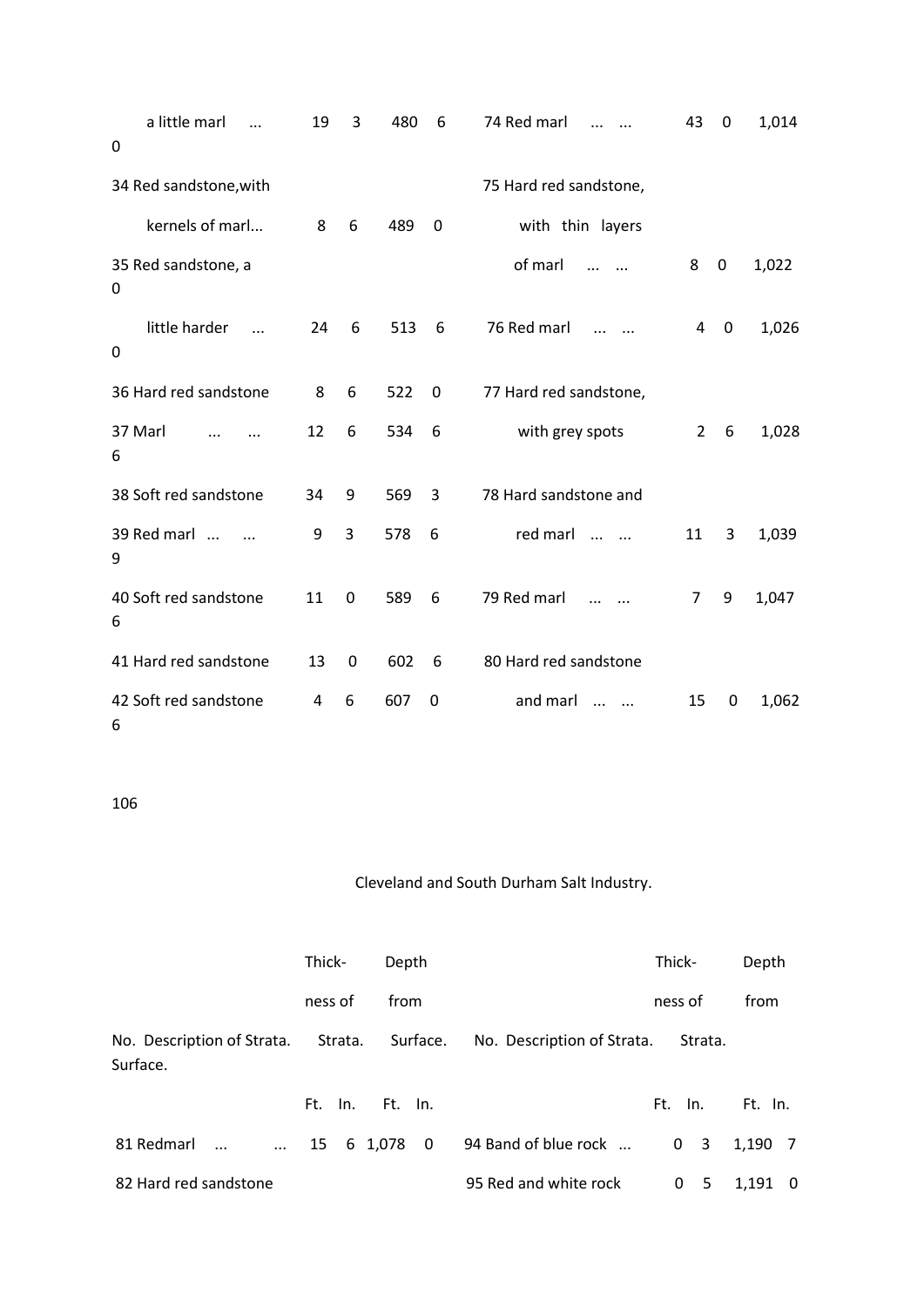| No. | Description of Strata. | Thickness of Strata. Ft. | In. | Depth from Surface. Ft. | In. | No. | Description of Strata. | Thickness of Strata. Ft. | In. | Depth from Surface. Ft. | In. |
|---|---|---|---|---|---|---|---|---|---|---|---|
| | a little marl ... | 19 | 3 | 480 | 6 | 74 | Red marl ... ... | 43 | 0 | 1,014 | 0 |
| 34 | Red sandstone, with kernels of marl... | 8 | 6 | 489 | 0 | 75 | Hard red sandstone, with thin layers of marl ... ... | 8 | 0 | 1,022 | 0 |
| 35 | Red sandstone, a little harder ... | 24 | 6 | 513 | 6 | 76 | Red marl ... ... | 4 | 0 | 1,026 | 0 |
| 36 | Hard red sandstone | 8 | 6 | 522 | 0 | 77 | Hard red sandstone, with grey spots | 2 | 6 | 1,028 | 6 |
| 37 | Marl ... ... | 12 | 6 | 534 | 6 | | | | | | |
| 38 | Soft red sandstone | 34 | 9 | 569 | 3 | 78 | Hard sandstone and red marl ... ... | 11 | 3 | 1,039 | 9 |
| 39 | Red marl ... ... | 9 | 3 | 578 | 6 | | | | | | |
| 40 | Soft red sandstone | 11 | 0 | 589 | 6 | 79 | Red marl ... ... | 7 | 9 | 1,047 | 6 |
| 41 | Hard red sandstone | 13 | 0 | 602 | 6 | 80 | Hard red sandstone and marl ... ... | 15 | 0 | 1,062 | 6 |
| 42 | Soft red sandstone | 4 | 6 | 607 | 0 | | | | | | |

Cleveland and South Durham Salt Industry.

| No. | Description of Strata. | Thickness of Strata. Ft. | In. | Depth from Surface. Ft. | In. | No. | Description of Strata. | Thickness of Strata. Ft. | In. | Depth from Surface. Ft. | In. |
|---|---|---|---|---|---|---|---|---|---|---|---|
| 81 | Redmarl ... ... | 15 | 6 | 1,078 | 0 | 94 | Band of blue rock ... | 0 | 3 | 1,190 | 7 |
| 82 | Hard red sandstone | | | | | 95 | Red and white rock | 0 | 5 | 1,191 | 0 |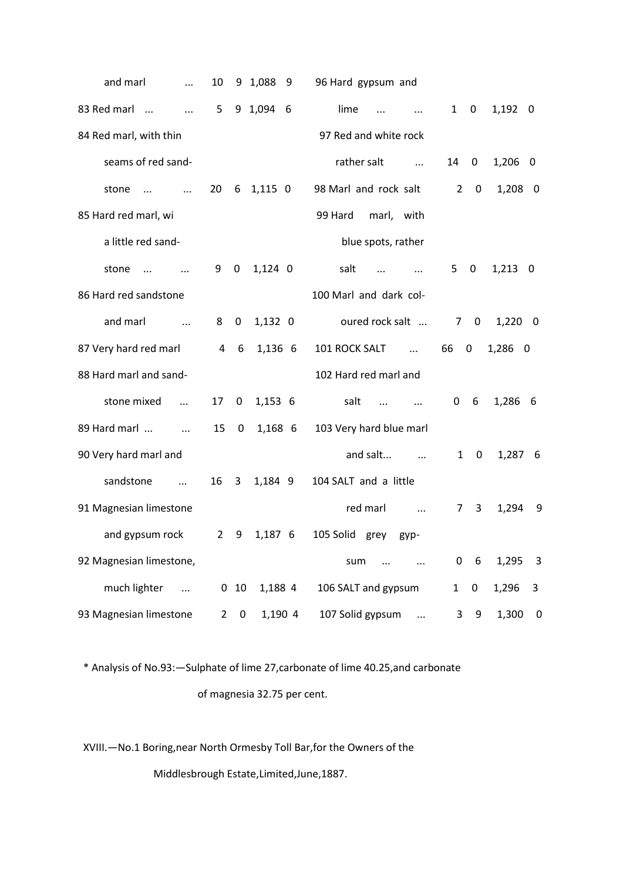| No. | Strata | Thickness ft. | in. | Depth ft. | in. |
|---|---|---|---|---|---|
| | and marl ... | 10 | 9 | 1,088 | 9 |
| 83 | Red marl ... ... | 5 | 9 | 1,094 | 6 |
| 84 | Red marl, with thin seams of red sandstone ... ... | 20 | 6 | 1,115 | 0 |
| 85 | Hard red marl, wi a little red sandstone ... ... | 9 | 0 | 1,124 | 0 |
| 86 | Hard red sandstone and marl ... | 8 | 0 | 1,132 | 0 |
| 87 | Very hard red marl | 4 | 6 | 1,136 | 6 |
| 88 | Hard marl and sandstone mixed ... | 17 | 0 | 1,153 | 6 |
| 89 | Hard marl ... ... | 15 | 0 | 1,168 | 6 |
| 90 | Very hard marl and sandstone ... | 16 | 3 | 1,184 | 9 |
| 91 | Magnesian limestone and gypsum rock | 2 | 9 | 1,187 | 6 |
| 92 | Magnesian limestone, much lighter ... | 0 | 10 | 1,188 | 4 |
| 93 | Magnesian limestone | 2 | 0 | 1,190 | 4 |
| 96 | Hard gypsum and lime ... ... | 1 | 0 | 1,192 | 0 |
| 97 | Red and white rock rather salt ... | 14 | 0 | 1,206 | 0 |
| 98 | Marl and rock salt | 2 | 0 | 1,208 | 0 |
| 99 | Hard marl, with blue spots, rather salt ... ... | 5 | 0 | 1,213 | 0 |
| 100 | Marl and dark coloured rock salt ... | 7 | 0 | 1,220 | 0 |
| 101 | ROCK SALT ... | 66 | 0 | 1,286 | 0 |
| 102 | Hard red marl and salt ... ... | 0 | 6 | 1,286 | 6 |
| 103 | Very hard blue marl and salt... ... | 1 | 0 | 1,287 | 6 |
| 104 | SALT and a little red marl ... | 7 | 3 | 1,294 | 9 |
| 105 | Solid grey gypsum ... ... | 0 | 6 | 1,295 | 3 |
| 106 | SALT and gypsum | 1 | 0 | 1,296 | 3 |
| 107 | Solid gypsum ... | 3 | 9 | 1,300 | 0 |

* Analysis of No.93:—Sulphate of lime 27,carbonate of lime 40.25,and carbonate of magnesia 32.75 per cent.

XVIII.—No.1 Boring,near North Ormesby Toll Bar,for the Owners of the Middlesbrough Estate,Limited,June,1887.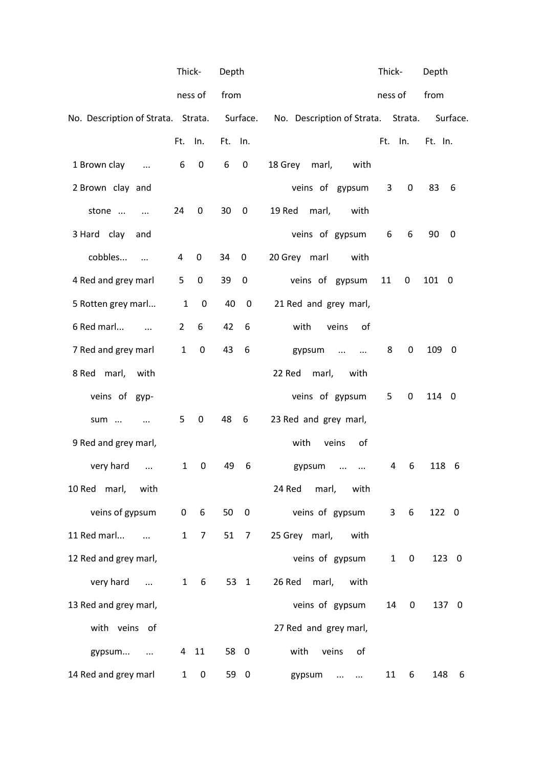| No. | Description of Strata. | Thickness of Strata. Ft. | In. | Depth from Surface. Ft. | In. |
|---|---|---|---|---|---|
| 1 | Brown clay ... | 6 | 0 | 6 | 0 |
| 2 | Brown clay and stone ... ... | 24 | 0 | 30 | 0 |
| 3 | Hard clay and cobbles... ... | 4 | 0 | 34 | 0 |
| 4 | Red and grey marl | 5 | 0 | 39 | 0 |
| 5 | Rotten grey marl... | 1 | 0 | 40 | 0 |
| 6 | Red marl... ... | 2 | 6 | 42 | 6 |
| 7 | Red and grey marl | 1 | 0 | 43 | 6 |
| 8 | Red marl, with veins of gypsum ... ... | 5 | 0 | 48 | 6 |
| 9 | Red and grey marl, very hard ... | 1 | 0 | 49 | 6 |
| 10 | Red marl, with veins of gypsum | 0 | 6 | 50 | 0 |
| 11 | Red marl... ... | 1 | 7 | 51 | 7 |
| 12 | Red and grey marl, very hard ... | 1 | 6 | 53 | 1 |
| 13 | Red and grey marl, with veins of gypsum... ... | 4 | 11 | 58 | 0 |
| 14 | Red and grey marl | 1 | 0 | 59 | 0 |
| 18 | Grey marl, with veins of gypsum | 3 | 0 | 83 | 6 |
| 19 | Red marl, with veins of gypsum | 6 | 6 | 90 | 0 |
| 20 | Grey marl with veins of gypsum | 11 | 0 | 101 | 0 |
| 21 | Red and grey marl, with veins of gypsum ... ... | 8 | 0 | 109 | 0 |
| 22 | Red marl, with veins of gypsum | 5 | 0 | 114 | 0 |
| 23 | Red and grey marl, with veins of gypsum ... ... | 4 | 6 | 118 | 6 |
| 24 | Red marl, with veins of gypsum | 3 | 6 | 122 | 0 |
| 25 | Grey marl, with veins of gypsum | 1 | 0 | 123 | 0 |
| 26 | Red marl, with veins of gypsum | 14 | 0 | 137 | 0 |
| 27 | Red and grey marl, with veins of gypsum ... ... | 11 | 6 | 148 | 6 |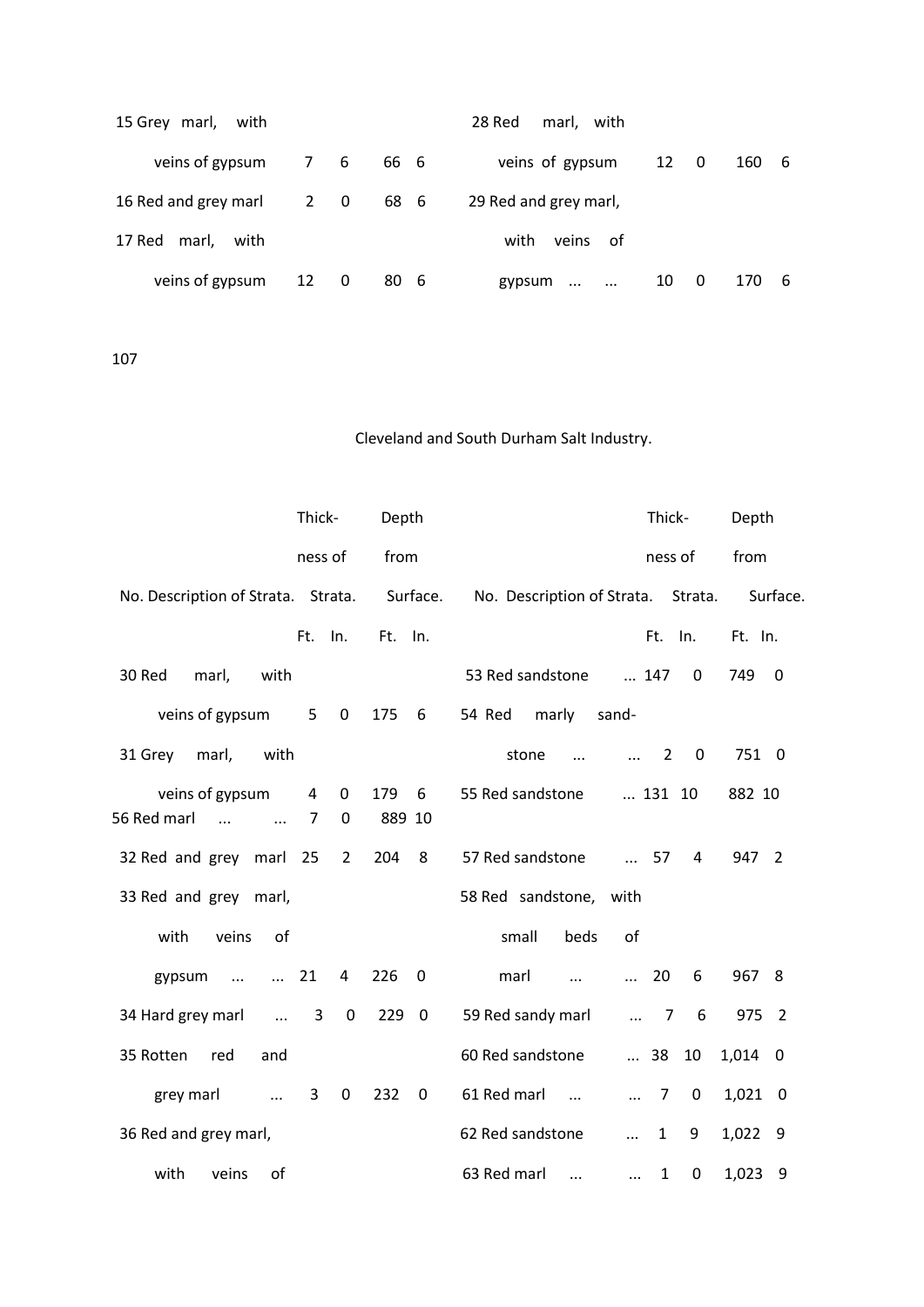| No. Description of Strata. | Thickness of Strata. Ft. | In. | Depth from Surface. Ft. | In. |
|---|---|---|---|---|
| 15 Grey marl, with veins of gypsum | 7 | 6 | 66 | 6 |
| 16 Red and grey marl | 2 | 0 | 68 | 6 |
| 17 Red marl, with veins of gypsum | 12 | 0 | 80 | 6 |
| 28 Red marl, with veins of gypsum | 12 | 0 | 160 | 6 |
| 29 Red and grey marl, with veins of gypsum ... ... | 10 | 0 | 170 | 6 |

107

Cleveland and South Durham Salt Industry.

| No. Description of Strata. | Thickness of Strata. Ft. | In. | Depth from Surface. Ft. | In. |
|---|---|---|---|---|
| 30 Red marl, with veins of gypsum | 5 | 0 | 175 | 6 |
| 31 Grey marl, with veins of gypsum | 4 | 0 | 179 | 6 |
| 32 Red and grey marl | 25 | 2 | 204 | 8 |
| 33 Red and grey marl, with veins of gypsum ... ... | 21 | 4 | 226 | 0 |
| 34 Hard grey marl ... | 3 | 0 | 229 | 0 |
| 35 Rotten red and grey marl ... | 3 | 0 | 232 | 0 |
| 36 Red and grey marl, with veins of | | | | |
| 53 Red sandstone ... | 147 | 0 | 749 | 0 |
| 54 Red marly sandstone ... ... | 2 | 0 | 751 | 0 |
| 55 Red sandstone ... | 131 | 10 | 882 | 10 |
| 56 Red marl ... ... | 7 | 0 | 889 | 10 |
| 57 Red sandstone ... | 57 | 4 | 947 | 2 |
| 58 Red sandstone, with small beds of marl ... ... | 20 | 6 | 967 | 8 |
| 59 Red sandy marl ... | 7 | 6 | 975 | 2 |
| 60 Red sandstone ... | 38 | 10 | 1,014 | 0 |
| 61 Red marl ... ... | 7 | 0 | 1,021 | 0 |
| 62 Red sandstone ... | 1 | 9 | 1,022 | 9 |
| 63 Red marl ... ... | 1 | 0 | 1,023 | 9 |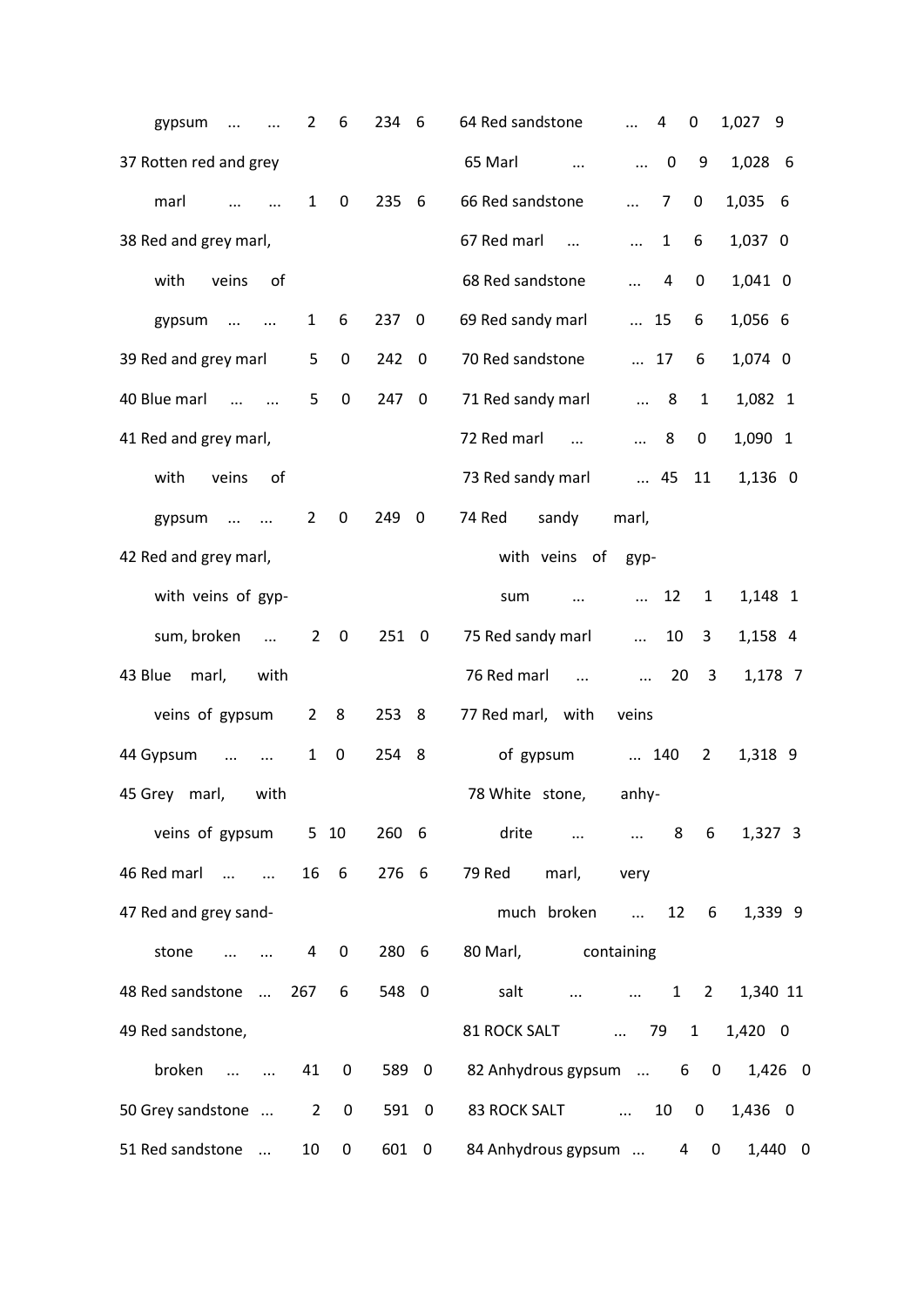| No. | Strata | Ft. | In. | Depth Ft. | In. |
|---|---|---|---|---|---|
| | gypsum ... ... | 2 | 6 | 234 | 6 |
| 37 | Rotten red and grey marl ... ... | 1 | 0 | 235 | 6 |
| 38 | Red and grey marl, with veins of gypsum ... ... | 1 | 6 | 237 | 0 |
| 39 | Red and grey marl | 5 | 0 | 242 | 0 |
| 40 | Blue marl ... ... | 5 | 0 | 247 | 0 |
| 41 | Red and grey marl, with veins of gypsum ... ... | 2 | 0 | 249 | 0 |
| 42 | Red and grey marl, with veins of gypsum, broken ... | 2 | 0 | 251 | 0 |
| 43 | Blue marl, with veins of gypsum | 2 | 8 | 253 | 8 |
| 44 | Gypsum ... ... | 1 | 0 | 254 | 8 |
| 45 | Grey marl, with veins of gypsum | 5 | 10 | 260 | 6 |
| 46 | Red marl ... ... | 16 | 6 | 276 | 6 |
| 47 | Red and grey sandstone ... ... | 4 | 0 | 280 | 6 |
| 48 | Red sandstone ... | 267 | 6 | 548 | 0 |
| 49 | Red sandstone, broken ... ... | 41 | 0 | 589 | 0 |
| 50 | Grey sandstone ... | 2 | 0 | 591 | 0 |
| 51 | Red sandstone ... | 10 | 0 | 601 | 0 |
| 64 | Red sandstone ... | 4 | 0 | 1,027 | 9 |
| 65 | Marl ... ... | 0 | 9 | 1,028 | 6 |
| 66 | Red sandstone ... | 7 | 0 | 1,035 | 6 |
| 67 | Red marl ... ... | 1 | 6 | 1,037 | 0 |
| 68 | Red sandstone ... | 4 | 0 | 1,041 | 0 |
| 69 | Red sandy marl ... | 15 | 6 | 1,056 | 6 |
| 70 | Red sandstone ... | 17 | 6 | 1,074 | 0 |
| 71 | Red sandy marl ... | 8 | 1 | 1,082 | 1 |
| 72 | Red marl ... ... | 8 | 0 | 1,090 | 1 |
| 73 | Red sandy marl ... | 45 | 11 | 1,136 | 0 |
| 74 | Red sandy marl, with veins of gypsum ... ... | 12 | 1 | 1,148 | 1 |
| 75 | Red sandy marl ... | 10 | 3 | 1,158 | 4 |
| 76 | Red marl ... ... | 20 | 3 | 1,178 | 7 |
| 77 | Red marl, with veins of gypsum ... | 140 | 2 | 1,318 | 9 |
| 78 | White stone, anhydrite ... ... | 8 | 6 | 1,327 | 3 |
| 79 | Red marl, very much broken ... | 12 | 6 | 1,339 | 9 |
| 80 | Marl, containing salt ... ... | 1 | 2 | 1,340 | 11 |
| 81 | ROCK SALT ... | 79 | 1 | 1,420 | 0 |
| 82 | Anhydrous gypsum ... | 6 | 0 | 1,426 | 0 |
| 83 | ROCK SALT ... | 10 | 0 | 1,436 | 0 |
| 84 | Anhydrous gypsum ... | 4 | 0 | 1,440 | 0 |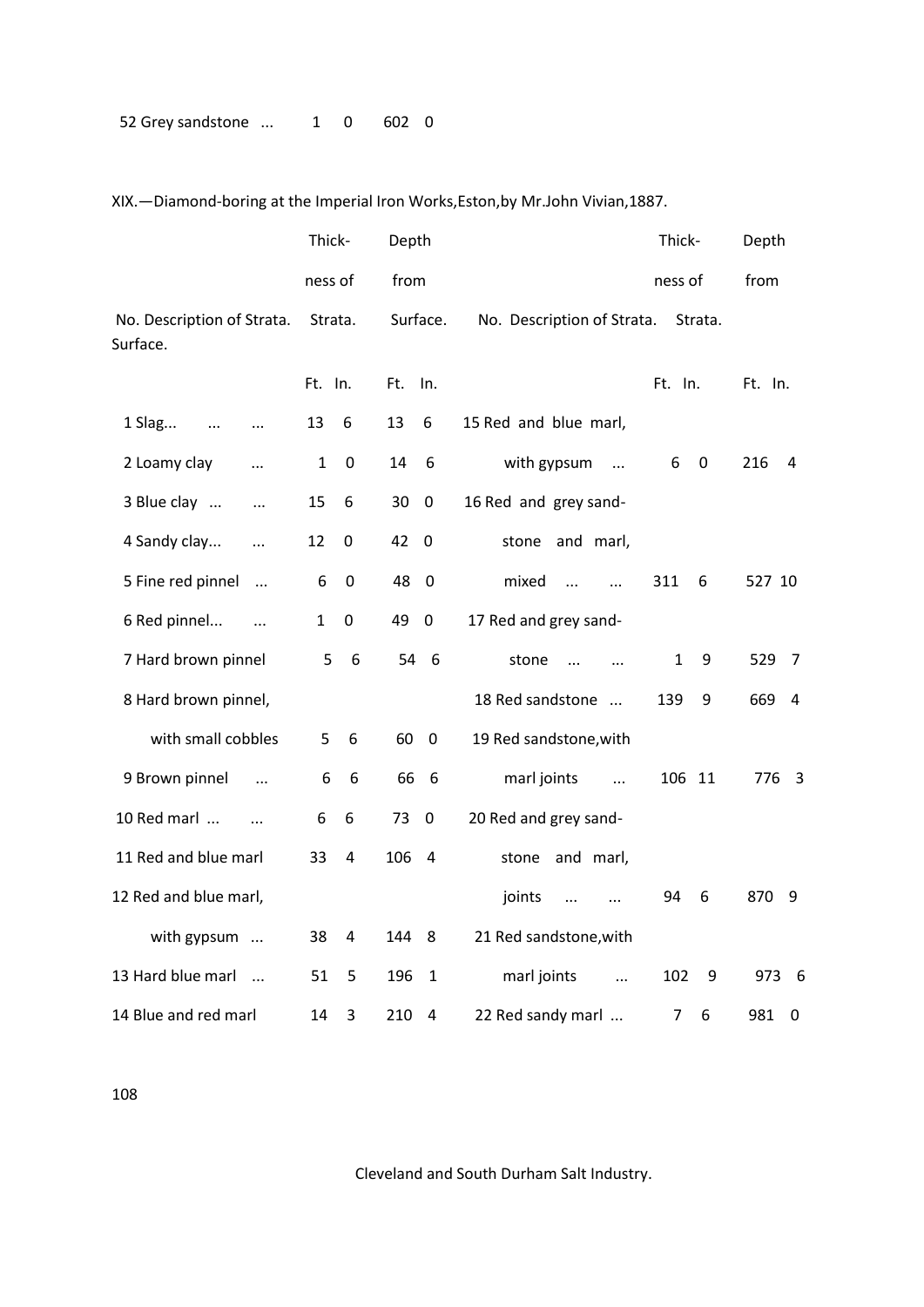| | | | |
|---|---|---|---|
| 52 Grey sandstone ... | 1 0 | 602 0 | |

XIX.—Diamond-boring at the Imperial Iron Works, Eston, by Mr. John Vivian, 1887.

| No. | Description of Strata. | Thickness of Strata. Ft. In. | Depth from Surface. Ft. In. |
|---|---|---|---|
| 1 | Slag... ... ... | 13 6 | 13 6 |
| 2 | Loamy clay ... | 1 0 | 14 6 |
| 3 | Blue clay ... ... | 15 6 | 30 0 |
| 4 | Sandy clay... ... | 12 0 | 42 0 |
| 5 | Fine red pinnel ... | 6 0 | 48 0 |
| 6 | Red pinnel... ... | 1 0 | 49 0 |
| 7 | Hard brown pinnel | 5 6 | 54 6 |
| 8 | Hard brown pinnel, with small cobbles | 5 6 | 60 0 |
| 9 | Brown pinnel ... | 6 6 | 66 6 |
| 10 | Red marl ... ... | 6 6 | 73 0 |
| 11 | Red and blue marl | 33 4 | 106 4 |
| 12 | Red and blue marl, with gypsum ... | 38 4 | 144 8 |
| 13 | Hard blue marl ... | 51 5 | 196 1 |
| 14 | Blue and red marl | 14 3 | 210 4 |
| 15 | Red and blue marl, with gypsum ... | 6 0 | 216 4 |
| 16 | Red and grey sandstone and marl, mixed ... ... | 311 6 | 527 10 |
| 17 | Red and grey sandstone ... ... | 1 9 | 529 7 |
| 18 | Red sandstone ... | 139 9 | 669 4 |
| 19 | Red sandstone, with marl joints ... | 106 11 | 776 3 |
| 20 | Red and grey sandstone and marl, joints ... ... | 94 6 | 870 9 |
| 21 | Red sandstone, with marl joints ... | 102 9 | 973 6 |
| 22 | Red sandy marl ... | 7 6 | 981 0 |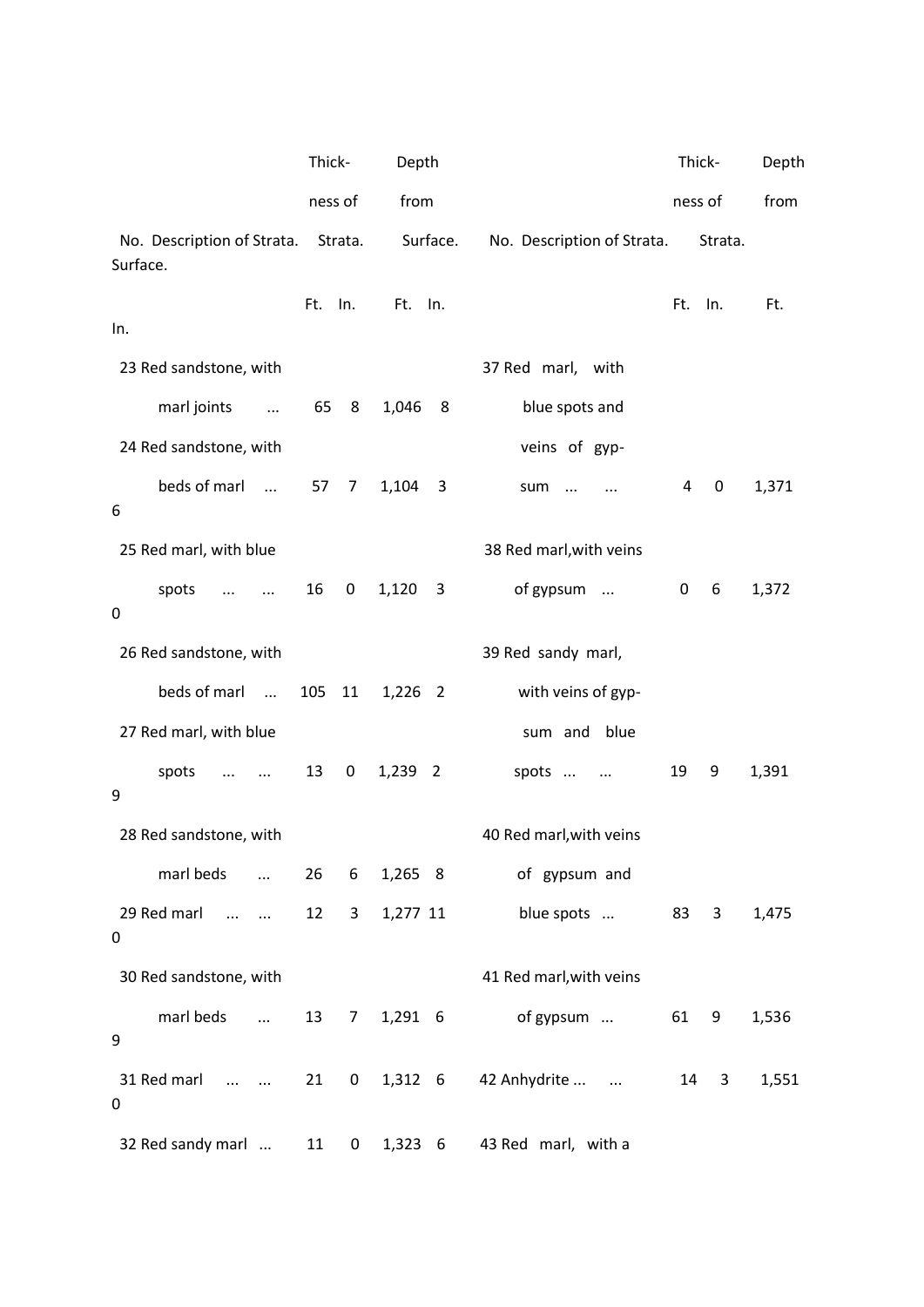| No. | Description of Strata. | Thickness of Strata. Ft. | In. | Depth from Surface. Ft. | In. |
|---|---|---|---|---|---|
| 23 | Red sandstone, with marl joints ... | 65 | 8 | 1,046 | 8 |
| 24 | Red sandstone, with beds of marl ... | 57 | 7 | 1,104 | 3 |
| 25 | Red marl, with blue spots ... ... | 16 | 0 | 1,120 | 3 |
| 26 | Red sandstone, with beds of marl ... | 105 | 11 | 1,226 | 2 |
| 27 | Red marl, with blue spots ... ... | 13 | 0 | 1,239 | 2 |
| 28 | Red sandstone, with marl beds ... | 26 | 6 | 1,265 | 8 |
| 29 | Red marl ... ... | 12 | 3 | 1,277 | 11 |
| 30 | Red sandstone, with marl beds ... | 13 | 7 | 1,291 | 6 |
| 31 | Red marl ... ... | 21 | 0 | 1,312 | 6 |
| 32 | Red sandy marl ... | 11 | 0 | 1,323 | 6 |
| 37 | Red marl, with blue spots and veins of gypsum ... ... | 4 | 0 | 1,371 | 6 |
| 38 | Red marl, with veins of gypsum ... | 0 | 6 | 1,372 | 0 |
| 39 | Red sandy marl, with veins of gypsum and blue spots ... ... | 19 | 9 | 1,391 | 9 |
| 40 | Red marl, with veins of gypsum and blue spots ... | 83 | 3 | 1,475 | 0 |
| 41 | Red marl, with veins of gypsum ... | 61 | 9 | 1,536 | 9 |
| 42 | Anhydrite ... ... | 14 | 3 | 1,551 | 0 |
| 43 | Red marl, with a | | | | |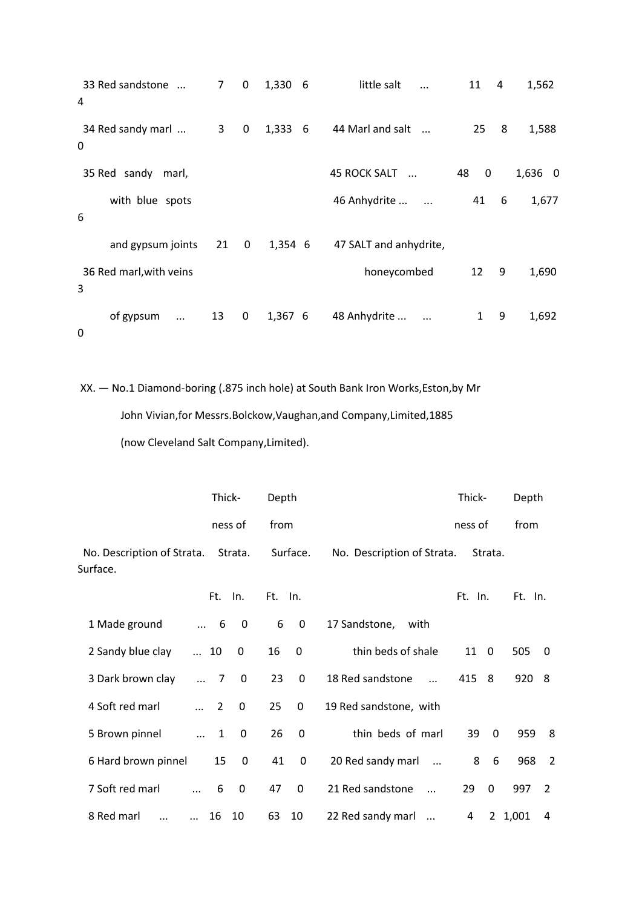| No. Description of Strata. | Thickness of Strata. Ft. In. | Depth from Surface. Ft. In. | No. Description of Strata. | Thickness of Strata. Ft. In. | Depth from Surface. Ft. In. |
|---|---|---|---|---|---|
| 33 Red sandstone ... | 7 0 | 1,330 6 | little salt ... | 11 4 | 1,562 4 |
| 34 Red sandy marl ... | 3 0 | 1,333 6 | 44 Marl and salt ... | 25 8 | 1,588 0 |
| 35 Red sandy marl, with blue spots and gypsum joints | 21 0 | 1,354 6 | 45 ROCK SALT ... | 48 0 | 1,636 0 |
| | | | 46 Anhydrite ... ... | 41 6 | 1,677 6 |
| 36 Red marl, with veins of gypsum ... | 13 0 | 1,367 6 | 47 SALT and anhydrite, honeycombed | 12 9 | 1,690 3 |
| | | | 48 Anhydrite ... ... | 1 9 | 1,692 0 |

XX. — No.1 Diamond-boring (.875 inch hole) at South Bank Iron Works, Eston, by Mr John Vivian, for Messrs. Bolckow, Vaughan, and Company, Limited, 1885 (now Cleveland Salt Company, Limited).

| No. Description of Strata. | Thickness of Strata. Ft. In. | Depth from Surface. Ft. In. | No. Description of Strata. | Thickness of Strata. Ft. In. | Depth from Surface. Ft. In. |
|---|---|---|---|---|---|
| 1 Made ground ... | 6 0 | 6 0 | 17 Sandstone, with thin beds of shale | 11 0 | 505 0 |
| 2 Sandy blue clay ... | 10 0 | 16 0 | 18 Red sandstone ... | 415 8 | 920 8 |
| 3 Dark brown clay ... | 7 0 | 23 0 | 19 Red sandstone, with thin beds of marl | 39 0 | 959 8 |
| 4 Soft red marl ... | 2 0 | 25 0 | 20 Red sandy marl ... | 8 6 | 968 2 |
| 5 Brown pinnel ... | 1 0 | 26 0 | 21 Red sandstone ... | 29 0 | 997 2 |
| 6 Hard brown pinnel | 15 0 | 41 0 | 22 Red sandy marl ... | 4 2 | 1,001 4 |
| 7 Soft red marl ... | 6 0 | 47 0 | | | |
| 8 Red marl ... ... | 16 10 | 63 10 | | | |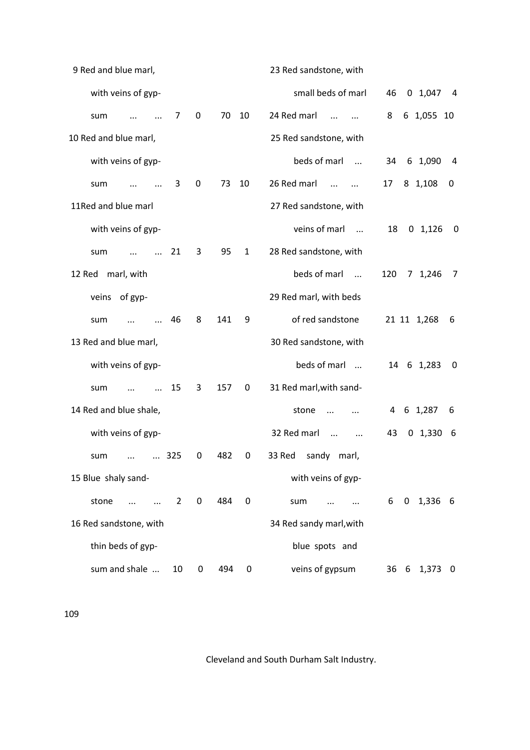| No. | Strata | Thickness ft. | in. | Depth ft. | in. |
|---|---|---|---|---|---|
| 9 | Red and blue marl, with veins of gypsum ... ... | 7 | 0 | 70 | 10 |
| 10 | Red and blue marl, with veins of gypsum ... ... | 3 | 0 | 73 | 10 |
| 11 | Red and blue marl with veins of gypsum ... ... | 21 | 3 | 95 | 1 |
| 12 | Red marl, with veins of gypsum ... ... | 46 | 8 | 141 | 9 |
| 13 | Red and blue marl, with veins of gypsum ... ... | 15 | 3 | 157 | 0 |
| 14 | Red and blue shale, with veins of gypsum ... ... | 325 | 0 | 482 | 0 |
| 15 | Blue shaly sandstone ... ... | 2 | 0 | 484 | 0 |
| 16 | Red sandstone, with thin beds of gypsum and shale ... | 10 | 0 | 494 | 0 |
| 23 | Red sandstone, with small beds of marl | 46 | 0 | 1,047 | 4 |
| 24 | Red marl ... ... | 8 | 6 | 1,055 | 10 |
| 25 | Red sandstone, with beds of marl ... | 34 | 6 | 1,090 | 4 |
| 26 | Red marl ... ... | 17 | 8 | 1,108 | 0 |
| 27 | Red sandstone, with veins of marl ... | 18 | 0 | 1,126 | 0 |
| 28 | Red sandstone, with beds of marl ... | 120 | 7 | 1,246 | 7 |
| 29 | Red marl, with beds of red sandstone | 21 | 11 | 1,268 | 6 |
| 30 | Red sandstone, with beds of marl ... | 14 | 6 | 1,283 | 0 |
| 31 | Red marl, with sandstone ... ... | 4 | 6 | 1,287 | 6 |
| 32 | Red marl ... ... | 43 | 0 | 1,330 | 6 |
| 33 | Red sandy marl, with veins of gypsum ... ... | 6 | 0 | 1,336 | 6 |
| 34 | Red sandy marl, with blue spots and veins of gypsum | 36 | 6 | 1,373 | 0 |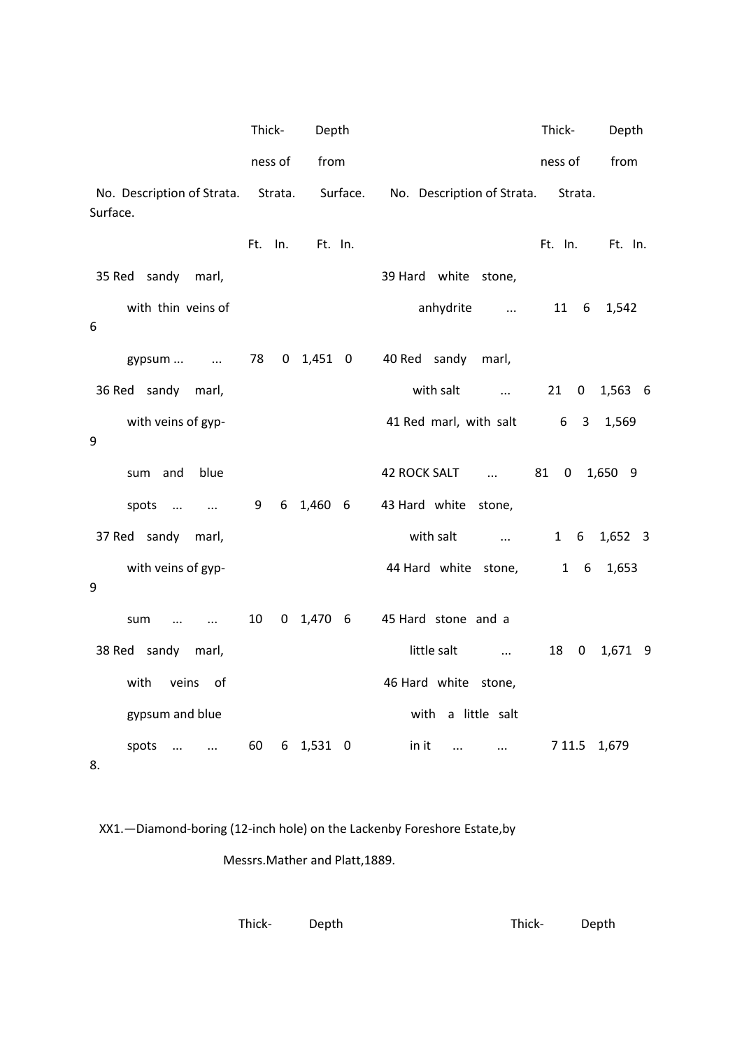| No. | Description of Strata. | Thickness of Strata. Ft. | In. | Depth from Surface. Ft. | In. |
|---|---|---|---|---|---|
| 35 | Red sandy marl, with thin veins of gypsum ... ... | 78 | 0 | 1,451 | 0 |
| 36 | Red sandy marl, with veins of gypsum and blue spots ... ... | 9 | 6 | 1,460 | 6 |
| 37 | Red sandy marl, with veins of gypsum ... ... | 10 | 0 | 1,470 | 6 |
| 38 | Red sandy marl, with veins of gypsum and blue spots ... ... | 60 | 6 | 1,531 | 0 |
| 39 | Hard white stone, anhydrite ... | 11 | 6 | 1,542 | 6 |
| 40 | Red sandy marl, with salt ... | 21 | 0 | 1,563 | 6 |
| 41 | Red marl, with salt | 6 | 3 | 1,569 | 9 |
| 42 | ROCK SALT ... | 81 | 0 | 1,650 | 9 |
| 43 | Hard white stone, with salt ... | 1 | 6 | 1,652 | 3 |
| 44 | Hard white stone, | 1 | 6 | 1,653 | 9 |
| 45 | Hard stone and a little salt ... | 18 | 0 | 1,671 | 9 |
| 46 | Hard white stone, with a little salt in it ... ... | 7 | 11.5 | 1,679 | 8. |

XX1.—Diamond-boring (12-inch hole) on the Lackenby Foreshore Estate,by Messrs.Mather and Platt,1889.

| Thick- | Depth | Thick- | Depth |
|---|---|---|---|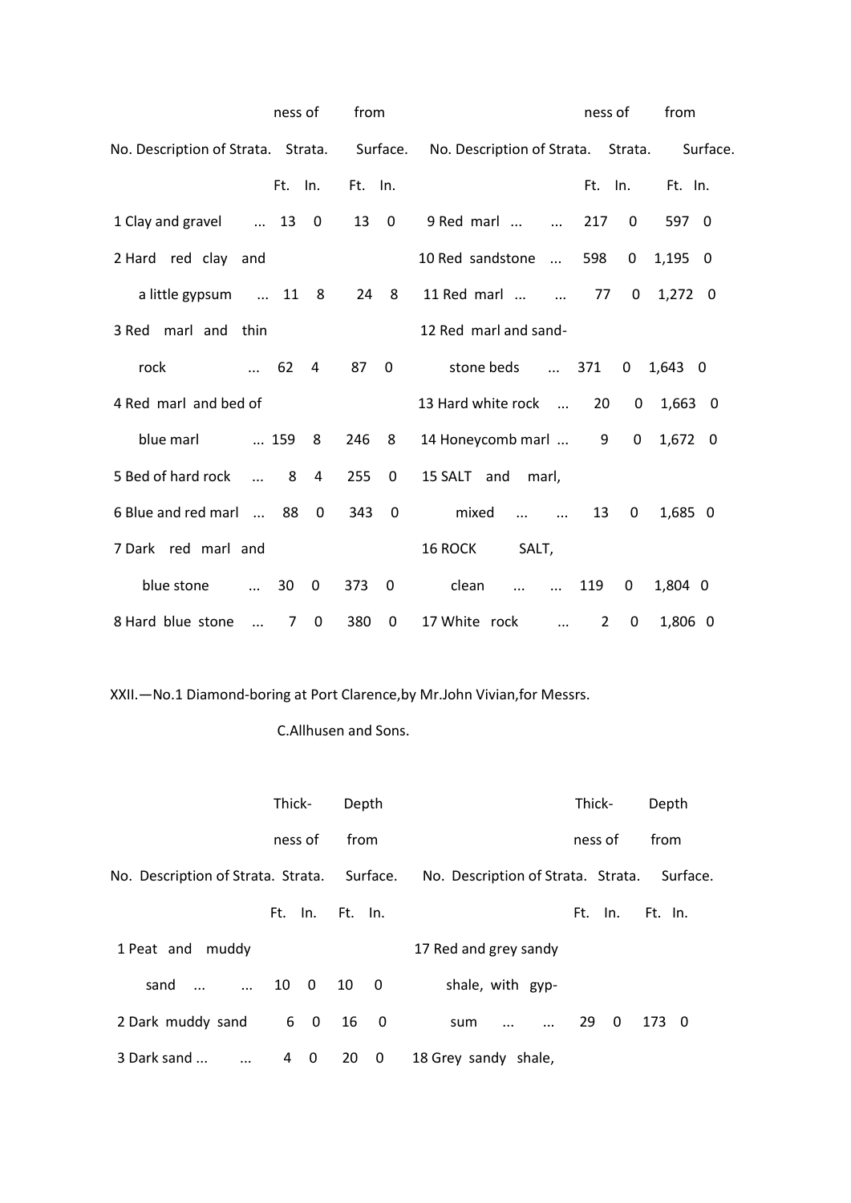| No. | Description of Strata. | Thickness of Strata. Ft. | In. | Depth from Surface. Ft. | In. | No. | Description of Strata. | Thickness of Strata. Ft. | In. | Depth from Surface. Ft. | In. |
|---|---|---|---|---|---|---|---|---|---|---|---|
| 1 | Clay and gravel ... | 13 | 0 | 13 | 0 | 9 | Red marl ... ... | 217 | 0 | 597 | 0 |
| 2 | Hard red clay and a little gypsum ... | 11 | 8 | 24 | 8 | 10 | Red sandstone ... | 598 | 0 | 1,195 | 0 |
| 3 | Red marl and thin rock ... | 62 | 4 | 87 | 0 | 11 | Red marl ... ... | 77 | 0 | 1,272 | 0 |
| 4 | Red marl and bed of blue marl ... | 159 | 8 | 246 | 8 | 12 | Red marl and sandstone beds ... | 371 | 0 | 1,643 | 0 |
| 5 | Bed of hard rock ... | 8 | 4 | 255 | 0 | 13 | Hard white rock ... | 20 | 0 | 1,663 | 0 |
| 6 | Blue and red marl ... | 88 | 0 | 343 | 0 | 14 | Honeycomb marl ... | 9 | 0 | 1,672 | 0 |
| 7 | Dark red marl and blue stone ... | 30 | 0 | 373 | 0 | 15 | SALT and marl, mixed ... ... | 13 | 0 | 1,685 | 0 |
| 8 | Hard blue stone ... | 7 | 0 | 380 | 0 | 16 | ROCK SALT, clean ... ... | 119 | 0 | 1,804 | 0 |
| | | | | | | 17 | White rock ... | 2 | 0 | 1,806 | 0 |

XXII.—No.1 Diamond-boring at Port Clarence, by Mr. John Vivian, for Messrs. C. Allhusen and Sons.

| No. | Description of Strata. | Thickness of Strata. Ft. | In. | Depth from Surface. Ft. | In. | No. | Description of Strata. | Thickness of Strata. Ft. | In. | Depth from Surface. Ft. | In. |
|---|---|---|---|---|---|---|---|---|---|---|---|
| 1 | Peat and muddy sand ... ... | 10 | 0 | 10 | 0 | 17 | Red and grey sandy shale, with gypsum ... ... | 29 | 0 | 173 | 0 |
| 2 | Dark muddy sand | 6 | 0 | 16 | 0 | 18 | Grey sandy shale, | | | | |
| 3 | Dark sand ... ... | 4 | 0 | 20 | 0 | | | | | | |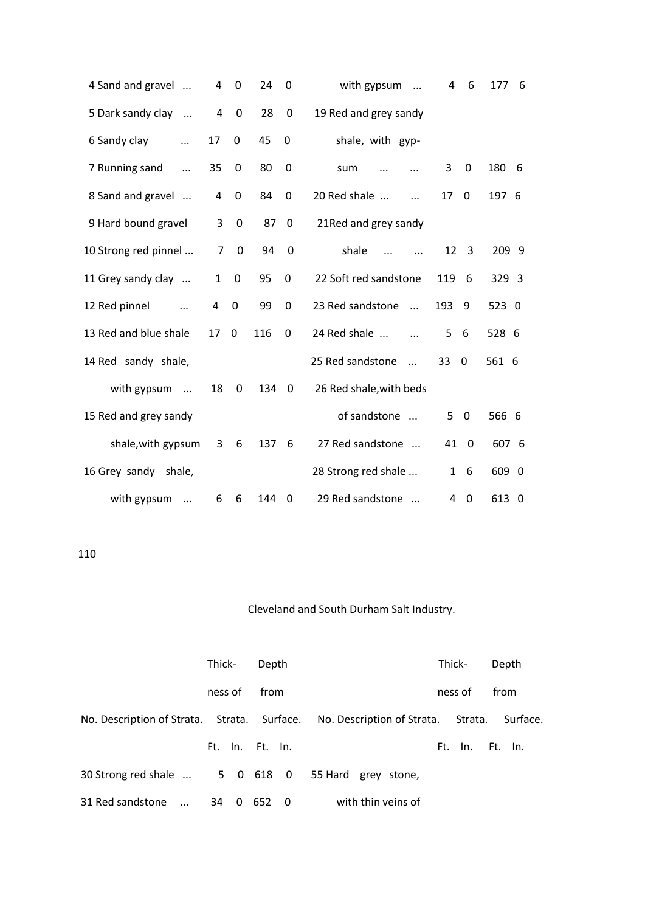| No. | Description of Strata. | Thickness of Strata. Ft. | In. | Depth from Surface. Ft. | In. | No. | Description of Strata. | Thickness of Strata. Ft. | In. | Depth from Surface. Ft. | In. |
|---|---|---|---|---|---|---|---|---|---|---|---|
| 4 | Sand and gravel ... | 4 | 0 | 24 | 0 | | with gypsum ... | 4 | 6 | 177 | 6 |
| 5 | Dark sandy clay ... | 4 | 0 | 28 | 0 | 19 | Red and grey sandy shale, with gypsum ... ... | 3 | 0 | 180 | 6 |
| 6 | Sandy clay ... | 17 | 0 | 45 | 0 | 20 | Red shale ... ... | 17 | 0 | 197 | 6 |
| 7 | Running sand ... | 35 | 0 | 80 | 0 | 21 | Red and grey sandy shale ... ... | 12 | 3 | 209 | 9 |
| 8 | Sand and gravel ... | 4 | 0 | 84 | 0 | 22 | Soft red sandstone | 119 | 6 | 329 | 3 |
| 9 | Hard bound gravel | 3 | 0 | 87 | 0 | 23 | Red sandstone ... | 193 | 9 | 523 | 0 |
| 10 | Strong red pinnel ... | 7 | 0 | 94 | 0 | 24 | Red shale ... ... | 5 | 6 | 528 | 6 |
| 11 | Grey sandy clay ... | 1 | 0 | 95 | 0 | 25 | Red sandstone ... | 33 | 0 | 561 | 6 |
| 12 | Red pinnel ... | 4 | 0 | 99 | 0 | 26 | Red shale, with beds of sandstone ... | 5 | 0 | 566 | 6 |
| 13 | Red and blue shale | 17 | 0 | 116 | 0 | 27 | Red sandstone ... | 41 | 0 | 607 | 6 |
| 14 | Red sandy shale, with gypsum ... | 18 | 0 | 134 | 0 | 28 | Strong red shale ... | 1 | 6 | 609 | 0 |
| 15 | Red and grey sandy shale, with gypsum | 3 | 6 | 137 | 6 | 29 | Red sandstone ... | 4 | 0 | 613 | 0 |
| 16 | Grey sandy shale, with gypsum ... | 6 | 6 | 144 | 0 | | | | | | |

| No. | Description of Strata. | Thickness of Strata. Ft. | In. | Depth from Surface. Ft. | In. | No. | Description of Strata. | Thickness of Strata. Ft. | In. | Depth from Surface. Ft. | In. |
|---|---|---|---|---|---|---|---|---|---|---|---|
| 30 | Strong red shale ... | 5 | 0 | 618 | 0 | 55 | Hard grey stone, with thin veins of | | | | |
| 31 | Red sandstone ... | 34 | 0 | 652 | 0 | | | | | | |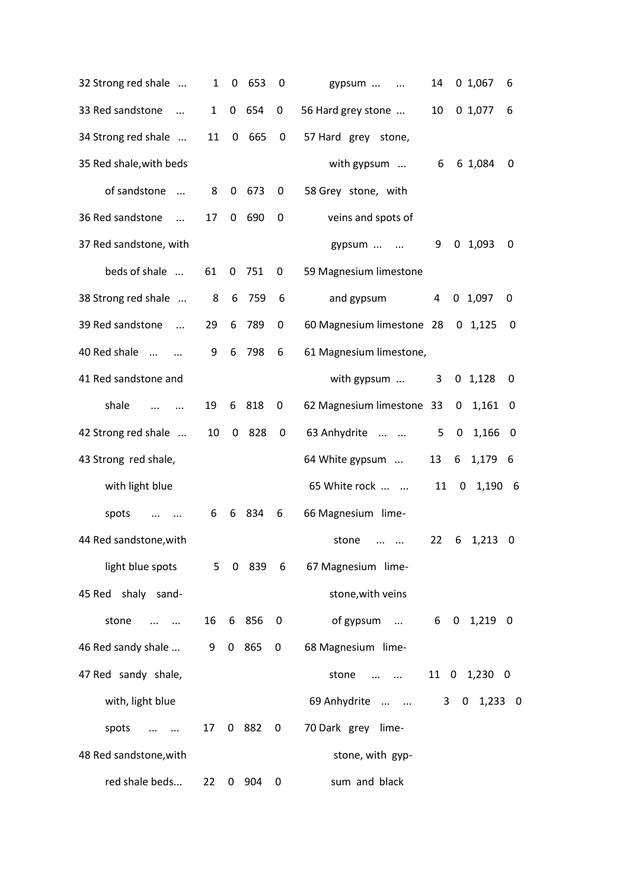| No. | Strata | Thickness ft. | in. | Depth ft. | in. |
|---|---|---|---|---|---|
| | gypsum ... ... | 14 | 0 | 1,067 | 6 |
| 32 | Strong red shale ... | 1 | 0 | 653 | 0 |
| 33 | Red sandstone ... | 1 | 0 | 654 | 0 |
| 34 | Strong red shale ... | 11 | 0 | 665 | 0 |
| 35 | Red shale, with beds of sandstone ... | 8 | 0 | 673 | 0 |
| 36 | Red sandstone ... | 17 | 0 | 690 | 0 |
| 37 | Red sandstone, with beds of shale ... | 61 | 0 | 751 | 0 |
| 38 | Strong red shale ... | 8 | 6 | 759 | 6 |
| 39 | Red sandstone ... | 29 | 6 | 789 | 0 |
| 40 | Red shale ... ... | 9 | 6 | 798 | 6 |
| 41 | Red sandstone and shale ... ... | 19 | 6 | 818 | 0 |
| 42 | Strong red shale ... | 10 | 0 | 828 | 0 |
| 43 | Strong red shale, with light blue spots ... ... | 6 | 6 | 834 | 6 |
| 44 | Red sandstone, with light blue spots | 5 | 0 | 839 | 6 |
| 45 | Red shaly sandstone ... ... | 16 | 6 | 856 | 0 |
| 46 | Red sandy shale ... | 9 | 0 | 865 | 0 |
| 47 | Red sandy shale, with, light blue spots ... ... | 17 | 0 | 882 | 0 |
| 48 | Red sandstone, with red shale beds... | 22 | 0 | 904 | 0 |
| 56 | Hard grey stone ... | 10 | 0 | 1,077 | 6 |
| 57 | Hard grey stone, with gypsum ... | 6 | 6 | 1,084 | 0 |
| 58 | Grey stone, with veins and spots of gypsum ... ... | 9 | 0 | 1,093 | 0 |
| 59 | Magnesium limestone and gypsum | 4 | 0 | 1,097 | 0 |
| 60 | Magnesium limestone | 28 | 0 | 1,125 | 0 |
| 61 | Magnesium limestone, with gypsum ... | 3 | 0 | 1,128 | 0 |
| 62 | Magnesium limestone | 33 | 0 | 1,161 | 0 |
| 63 | Anhydrite ... ... | 5 | 0 | 1,166 | 0 |
| 64 | White gypsum ... | 13 | 6 | 1,179 | 6 |
| 65 | White rock ... ... | 11 | 0 | 1,190 | 6 |
| 66 | Magnesium limestone ... ... | 22 | 6 | 1,213 | 0 |
| 67 | Magnesium limestone, with veins of gypsum ... | 6 | 0 | 1,219 | 0 |
| 68 | Magnesium limestone ... ... | 11 | 0 | 1,230 | 0 |
| 69 | Anhydrite ... ... | 3 | 0 | 1,233 | 0 |
| 70 | Dark grey limestone, with gypsum and black | | | | |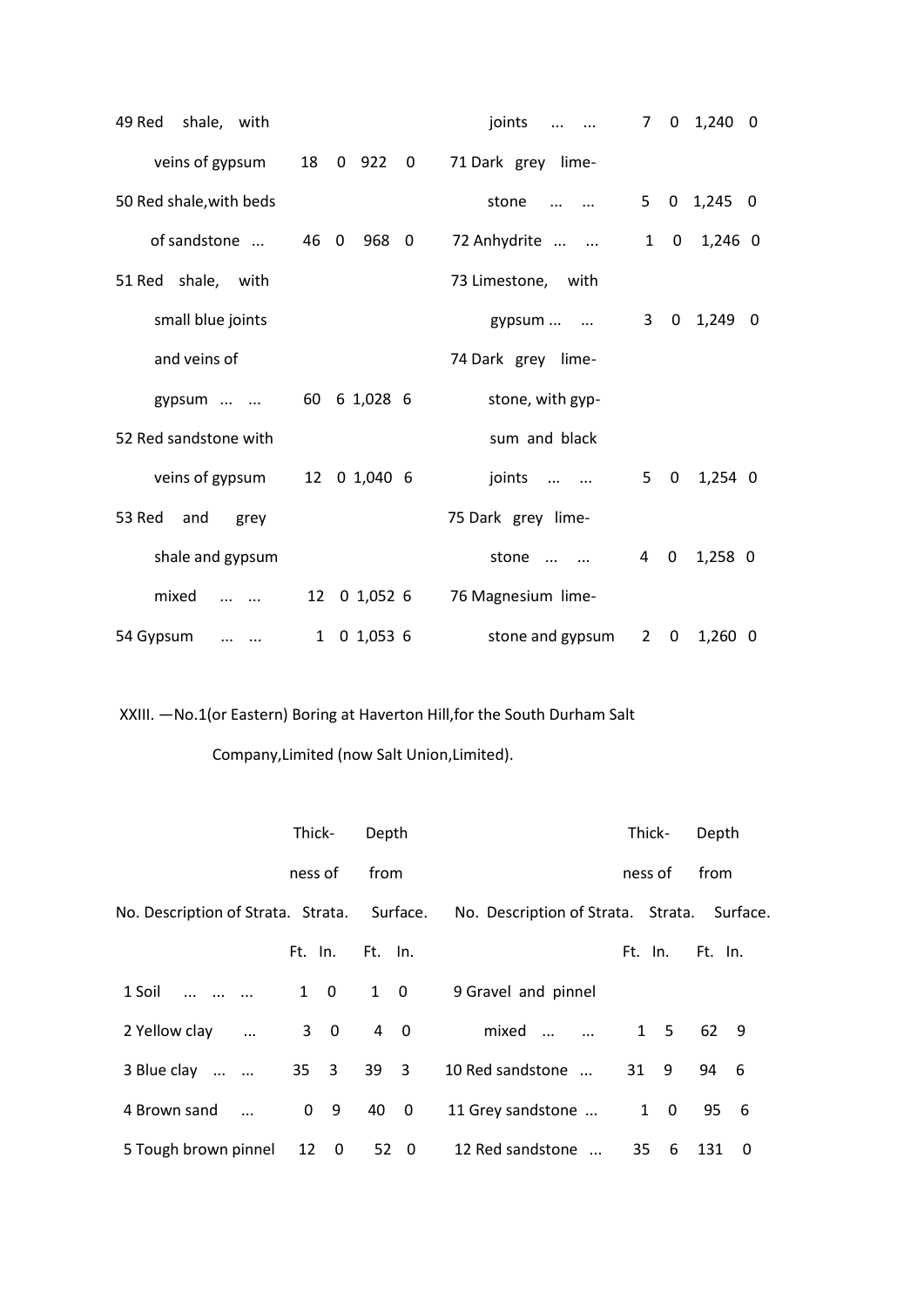| No. | Description of Strata. | Thickness of Strata. Ft. | In. | Depth from Surface. Ft. | In. |
|---|---|---|---|---|---|
| 49 | Red shale, with veins of gypsum | 18 | 0 | 922 | 0 |
| 50 | Red shale, with beds of sandstone ... | 46 | 0 | 968 | 0 |
| 51 | Red shale, with small blue joints and veins of gypsum ... ... | 60 | 6 | 1,028 | 6 |
| 52 | Red sandstone with veins of gypsum | 12 | 0 | 1,040 | 6 |
| 53 | Red and grey shale and gypsum mixed ... ... | 12 | 0 | 1,052 | 6 |
| 54 | Gypsum ... ... | 1 | 0 | 1,053 | 6 |
| | ... joints ... ... | 7 | 0 | 1,240 | 0 |
| 71 | Dark grey limestone ... ... | 5 | 0 | 1,245 | 0 |
| 72 | Anhydrite ... ... | 1 | 0 | 1,246 | 0 |
| 73 | Limestone, with gypsum ... ... | 3 | 0 | 1,249 | 0 |
| 74 | Dark grey limestone, with gypsum and black joints ... ... | 5 | 0 | 1,254 | 0 |
| 75 | Dark grey limestone ... ... | 4 | 0 | 1,258 | 0 |
| 76 | Magnesium limestone and gypsum | 2 | 0 | 1,260 | 0 |

XXIII. —No.1(or Eastern) Boring at Haverton Hill, for the South Durham Salt Company, Limited (now Salt Union, Limited).

| No. | Description of Strata. | Thickness of Strata. Ft. | In. | Depth from Surface. Ft. | In. |
|---|---|---|---|---|---|
| 1 | Soil ... ... ... | 1 | 0 | 1 | 0 |
| 2 | Yellow clay ... | 3 | 0 | 4 | 0 |
| 3 | Blue clay ... ... | 35 | 3 | 39 | 3 |
| 4 | Brown sand ... | 0 | 9 | 40 | 0 |
| 5 | Tough brown pinnel | 12 | 0 | 52 | 0 |
| 9 | Gravel and pinnel mixed ... ... | 1 | 5 | 62 | 9 |
| 10 | Red sandstone ... | 31 | 9 | 94 | 6 |
| 11 | Grey sandstone ... | 1 | 0 | 95 | 6 |
| 12 | Red sandstone ... | 35 | 6 | 131 | 0 |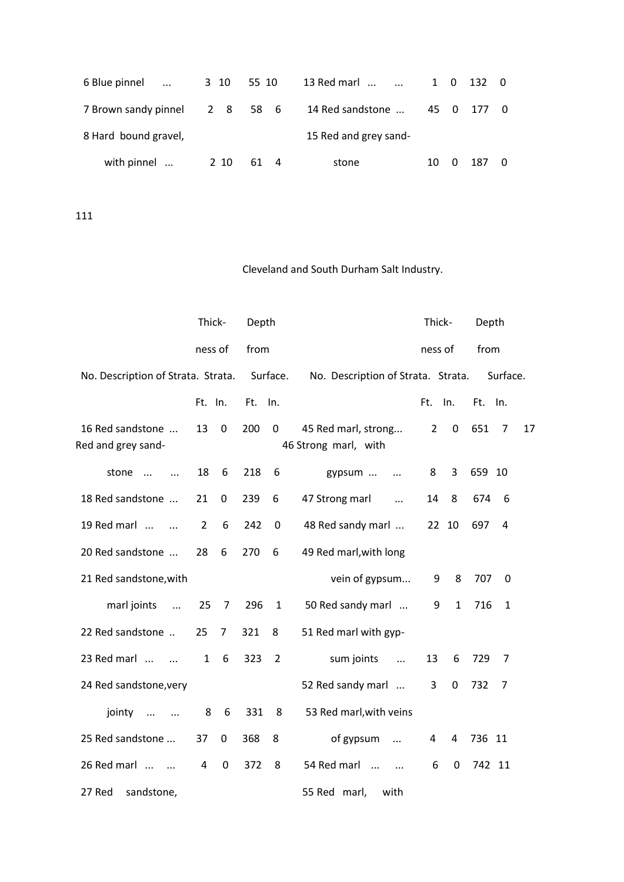| No. | Description of Strata. | Thickness of Strata. Ft. | In. | Depth from Surface. Ft. | In. | No. | Description of Strata. | Thickness of Strata. Ft. | In. | Depth from Surface. Ft. | In. |
|---|---|---|---|---|---|---|---|---|---|---|---|
| 6 | Blue pinnel ... | 3 | 10 | 55 | 10 | 13 | Red marl ... ... | 1 | 0 | 132 | 0 |
| 7 | Brown sandy pinnel | 2 | 8 | 58 | 6 | 14 | Red sandstone ... | 45 | 0 | 177 | 0 |
| 8 | Hard bound gravel, with pinnel ... | 2 | 10 | 61 | 4 | 15 | Red and grey sandstone | 10 | 0 | 187 | 0 |

## Cleveland and South Durham Salt Industry.

| No. | Description of Strata. | Thickness of Strata. Ft. | In. | Depth from Surface. Ft. | In. | No. | Description of Strata. | Thickness of Strata. Ft. | In. | Depth from Surface. Ft. | In. |
|---|---|---|---|---|---|---|---|---|---|---|---|
| 16 | Red sandstone ... | 13 | 0 | 200 | 0 | 45 | Red marl, strong... | 2 | 0 | 651 | 7 |
| 17 | Red and grey sandstone ... ... | 18 | 6 | 218 | 6 | 46 | Strong marl, with gypsum ... ... | 8 | 3 | 659 | 10 |
| 18 | Red sandstone ... | 21 | 0 | 239 | 6 | 47 | Strong marl ... | 14 | 8 | 674 | 6 |
| 19 | Red marl ... ... | 2 | 6 | 242 | 0 | 48 | Red sandy marl ... | 22 | 10 | 697 | 4 |
| 20 | Red sandstone ... | 28 | 6 | 270 | 6 | 49 | Red marl, with long vein of gypsum... | 9 | 8 | 707 | 0 |
| 21 | Red sandstone, with marl joints ... | 25 | 7 | 296 | 1 | 50 | Red sandy marl ... | 9 | 1 | 716 | 1 |
| 22 | Red sandstone .. | 25 | 7 | 321 | 8 | 51 | Red marl with gypsum joints ... | 13 | 6 | 729 | 7 |
| 23 | Red marl ... ... | 1 | 6 | 323 | 2 | 52 | Red sandy marl ... | 3 | 0 | 732 | 7 |
| 24 | Red sandstone, very jointy ... ... | 8 | 6 | 331 | 8 | 53 | Red marl, with veins of gypsum ... | 4 | 4 | 736 | 11 |
| 25 | Red sandstone ... | 37 | 0 | 368 | 8 | 54 | Red marl ... ... | 6 | 0 | 742 | 11 |
| 26 | Red marl ... ... | 4 | 0 | 372 | 8 | 55 | Red marl, with | | | | |
| 27 | Red sandstone, | | | | | | | | | | |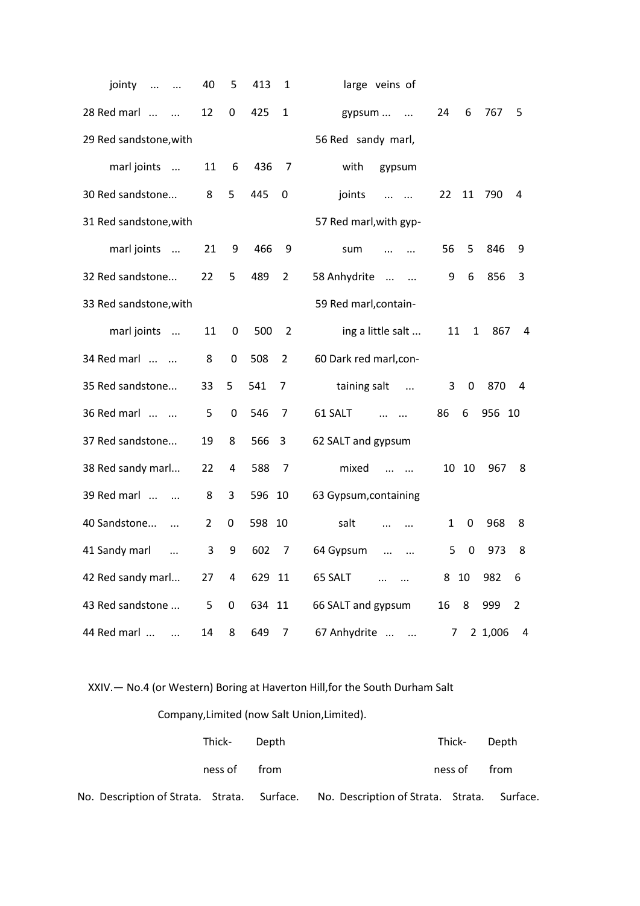| No. | Description of Strata. | Thickness of Strata. | | Depth from Surface. | | No. | Description of Strata. | Thickness of Strata. | | Depth from Surface. | |
|---|---|---|---|---|---|---|---|---|---|---|---|
| | jointy ... ... | 40 | 5 | 413 | 1 | | large veins of gypsum ... ... | 24 | 6 | 767 | 5 |
| 28 | Red marl ... ... | 12 | 0 | 425 | 1 | 56 | Red sandy marl, with gypsum joints ... ... | 22 | 11 | 790 | 4 |
| 29 | Red sandstone, with marl joints ... | 11 | 6 | 436 | 7 | 57 | Red marl, with gypsum ... ... | 56 | 5 | 846 | 9 |
| 30 | Red sandstone... | 8 | 5 | 445 | 0 | 58 | Anhydrite ... ... | 9 | 6 | 856 | 3 |
| 31 | Red sandstone, with marl joints ... | 21 | 9 | 466 | 9 | 59 | Red marl, containing a little salt ... | 11 | 1 | 867 | 4 |
| 32 | Red sandstone... | 22 | 5 | 489 | 2 | 60 | Dark red marl, containing salt ... | 3 | 0 | 870 | 4 |
| 33 | Red sandstone, with marl joints ... | 11 | 0 | 500 | 2 | 61 | SALT ... ... | 86 | 6 | 956 | 10 |
| 34 | Red marl ... ... | 8 | 0 | 508 | 2 | 62 | SALT and gypsum mixed ... ... | 10 | 10 | 967 | 8 |
| 35 | Red sandstone... | 33 | 5 | 541 | 7 | 63 | Gypsum, containing salt ... ... | 1 | 0 | 968 | 8 |
| 36 | Red marl ... ... | 5 | 0 | 546 | 7 | 64 | Gypsum ... ... | 5 | 0 | 973 | 8 |
| 37 | Red sandstone... | 19 | 8 | 566 | 3 | 65 | SALT ... ... | 8 | 10 | 982 | 6 |
| 38 | Red sandy marl... | 22 | 4 | 588 | 7 | 66 | SALT and gypsum | 16 | 8 | 999 | 2 |
| 39 | Red marl ... ... | 8 | 3 | 596 | 10 | 67 | Anhydrite ... ... | 7 | 2 | 1,006 | 4 |
| 40 | Sandstone... ... | 2 | 0 | 598 | 10 | | | | | | |
| 41 | Sandy marl ... | 3 | 9 | 602 | 7 | | | | | | |
| 42 | Red sandy marl... | 27 | 4 | 629 | 11 | | | | | | |
| 43 | Red sandstone ... | 5 | 0 | 634 | 11 | | | | | | |
| 44 | Red marl ... ... | 14 | 8 | 649 | 7 | | | | | | |

XXIV.— No.4 (or Western) Boring at Haverton Hill, for the South Durham Salt Company, Limited (now Salt Union, Limited).

| No. | Description of Strata. | Thickness of Strata. | Depth from Surface. | No. | Description of Strata. | Thickness of Strata. | Depth from Surface. |
|---|---|---|---|---|---|---|---|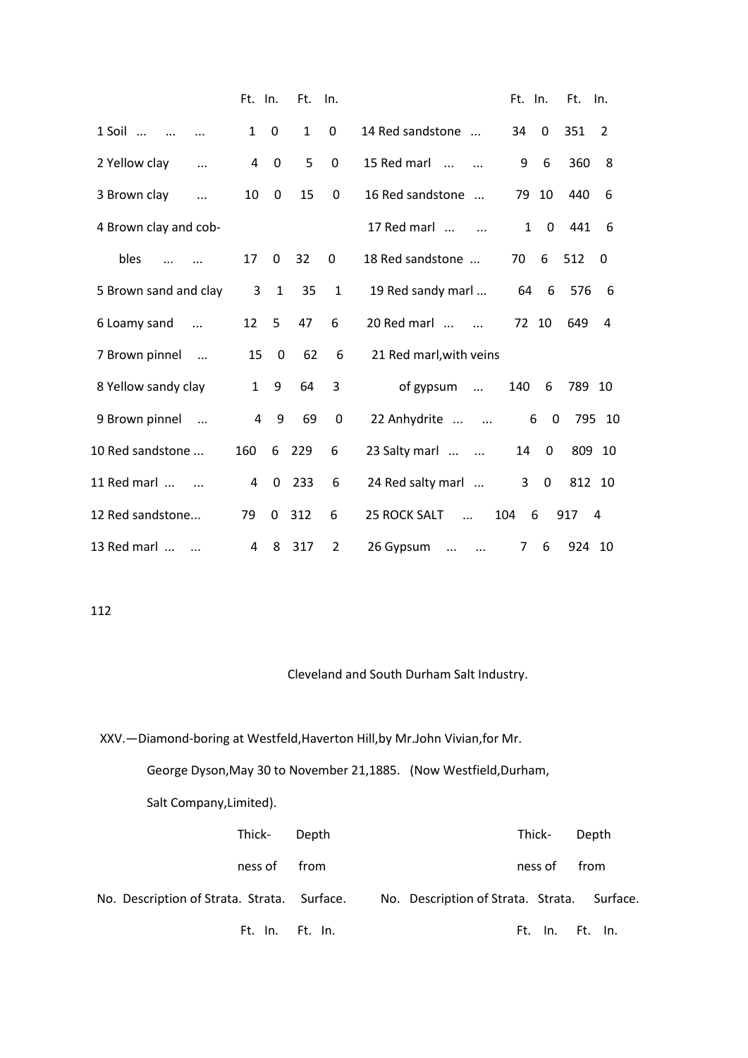| | Ft. | In. | Ft. | In. | | Ft. | In. | Ft. | In. |
|---|---|---|---|---|---|---|---|---|---|
| 1 Soil ... ... ... | 1 | 0 | 1 | 0 | 14 Red sandstone ... | 34 | 0 | 351 | 2 |
| 2 Yellow clay ... | 4 | 0 | 5 | 0 | 15 Red marl ... ... | 9 | 6 | 360 | 8 |
| 3 Brown clay ... | 10 | 0 | 15 | 0 | 16 Red sandstone ... | 79 | 10 | 440 | 6 |
| 4 Brown clay and cobbles ... ... | 17 | 0 | 32 | 0 | 17 Red marl ... ... | 1 | 0 | 441 | 6 |
| 5 Brown sand and clay | 3 | 1 | 35 | 1 | 18 Red sandstone ... | 70 | 6 | 512 | 0 |
| 6 Loamy sand ... | 12 | 5 | 47 | 6 | 19 Red sandy marl ... | 64 | 6 | 576 | 6 |
| 7 Brown pinnel ... | 15 | 0 | 62 | 6 | 20 Red marl ... ... | 72 | 10 | 649 | 4 |
| 8 Yellow sandy clay | 1 | 9 | 64 | 3 | 21 Red marl, with veins of gypsum ... | 140 | 6 | 789 | 10 |
| 9 Brown pinnel ... | 4 | 9 | 69 | 0 | 22 Anhydrite ... ... | 6 | 0 | 795 | 10 |
| 10 Red sandstone ... | 160 | 6 | 229 | 6 | 23 Salty marl ... ... | 14 | 0 | 809 | 10 |
| 11 Red marl ... ... | 4 | 0 | 233 | 6 | 24 Red salty marl ... | 3 | 0 | 812 | 10 |
| 12 Red sandstone... | 79 | 0 | 312 | 6 | 25 ROCK SALT ... | 104 | 6 | 917 | 4 |
| 13 Red marl ... ... | 4 | 8 | 317 | 2 | 26 Gypsum ... ... | 7 | 6 | 924 | 10 |

XXV.—Diamond-boring at Westfeld, Haverton Hill, by Mr. John Vivian, for Mr. George Dyson, May 30 to November 21, 1885. (Now Westfield, Durham, Salt Company, Limited).

| No. Description of Strata. | Thickness of Strata. | | Depth from Surface. | | No. Description of Strata. | Thickness of Strata. | | Depth from Surface. | |
|---|---|---|---|---|---|---|---|---|---|
| | Ft. | In. | Ft. | In. | | Ft. | In. | Ft. | In. |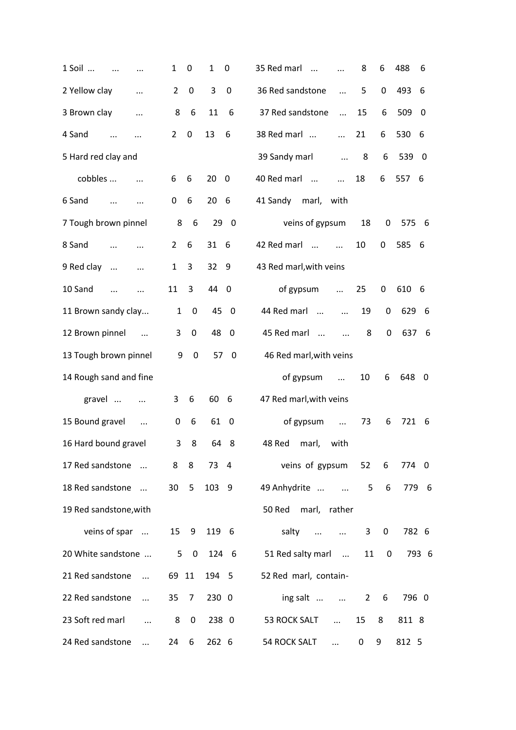| No. | Strata | Thickness ft. | in. | Depth ft. | in. |
|---|---|---|---|---|---|
| 1 | Soil ... ... ... | 1 | 0 | 1 | 0 |
| 2 | Yellow clay ... | 2 | 0 | 3 | 0 |
| 3 | Brown clay ... | 8 | 6 | 11 | 6 |
| 4 | Sand ... ... | 2 | 0 | 13 | 6 |
| 5 | Hard red clay and cobbles ... ... | 6 | 6 | 20 | 0 |
| 6 | Sand ... ... | 0 | 6 | 20 | 6 |
| 7 | Tough brown pinnel | 8 | 6 | 29 | 0 |
| 8 | Sand ... ... | 2 | 6 | 31 | 6 |
| 9 | Red clay ... ... | 1 | 3 | 32 | 9 |
| 10 | Sand ... ... | 11 | 3 | 44 | 0 |
| 11 | Brown sandy clay... | 1 | 0 | 45 | 0 |
| 12 | Brown pinnel ... | 3 | 0 | 48 | 0 |
| 13 | Tough brown pinnel | 9 | 0 | 57 | 0 |
| 14 | Rough sand and fine gravel ... ... | 3 | 6 | 60 | 6 |
| 15 | Bound gravel ... | 0 | 6 | 61 | 0 |
| 16 | Hard bound gravel | 3 | 8 | 64 | 8 |
| 17 | Red sandstone ... | 8 | 8 | 73 | 4 |
| 18 | Red sandstone ... | 30 | 5 | 103 | 9 |
| 19 | Red sandstone, with veins of spar ... | 15 | 9 | 119 | 6 |
| 20 | White sandstone ... | 5 | 0 | 124 | 6 |
| 21 | Red sandstone ... | 69 | 11 | 194 | 5 |
| 22 | Red sandstone ... | 35 | 7 | 230 | 0 |
| 23 | Soft red marl ... | 8 | 0 | 238 | 0 |
| 24 | Red sandstone ... | 24 | 6 | 262 | 6 |
| 35 | Red marl ... ... | 8 | 6 | 488 | 6 |
| 36 | Red sandstone ... | 5 | 0 | 493 | 6 |
| 37 | Red sandstone ... | 15 | 6 | 509 | 0 |
| 38 | Red marl ... ... | 21 | 6 | 530 | 6 |
| 39 | Sandy marl ... | 8 | 6 | 539 | 0 |
| 40 | Red marl ... ... | 18 | 6 | 557 | 6 |
| 41 | Sandy marl, with veins of gypsum | 18 | 0 | 575 | 6 |
| 42 | Red marl ... ... | 10 | 0 | 585 | 6 |
| 43 | Red marl, with veins of gypsum ... | 25 | 0 | 610 | 6 |
| 44 | Red marl ... ... | 19 | 0 | 629 | 6 |
| 45 | Red marl ... ... | 8 | 0 | 637 | 6 |
| 46 | Red marl, with veins of gypsum ... | 10 | 6 | 648 | 0 |
| 47 | Red marl, with veins of gypsum ... | 73 | 6 | 721 | 6 |
| 48 | Red marl, with veins of gypsum | 52 | 6 | 774 | 0 |
| 49 | Anhydrite ... ... | 5 | 6 | 779 | 6 |
| 50 | Red marl, rather salty ... ... | 3 | 0 | 782 | 6 |
| 51 | Red salty marl ... | 11 | 0 | 793 | 6 |
| 52 | Red marl, containing salt ... ... | 2 | 6 | 796 | 0 |
| 53 | ROCK SALT ... | 15 | 8 | 811 | 8 |
| 54 | ROCK SALT ... | 0 | 9 | 812 | 5 |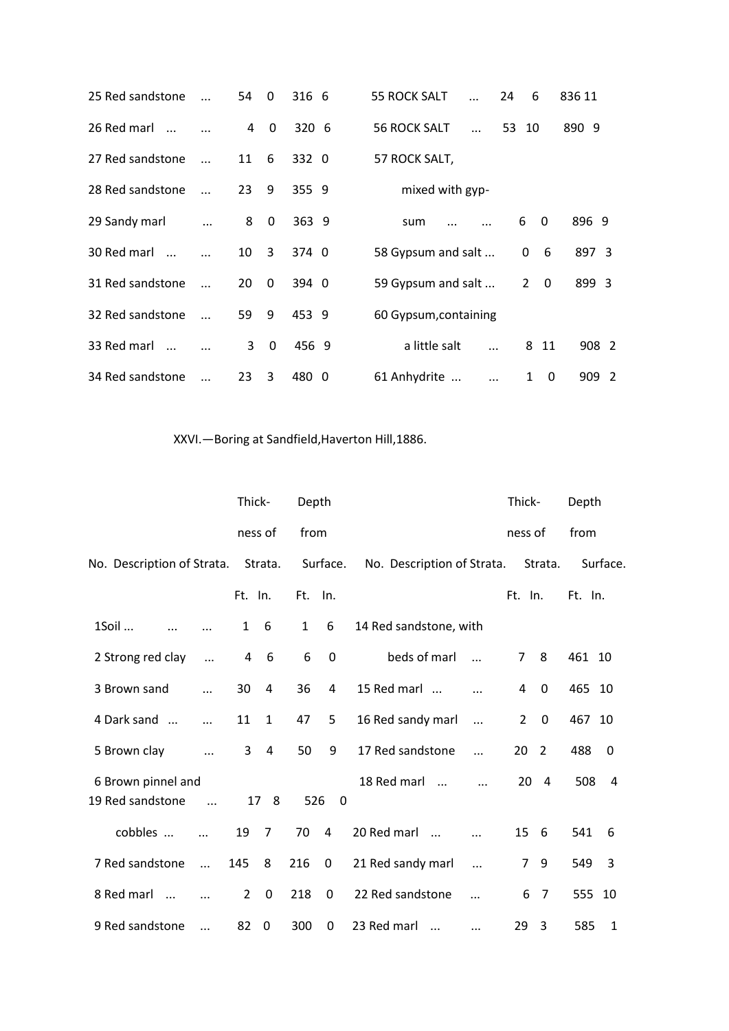| No. | Description of Strata. | Ft. | In. | Ft. | In. | No. | Description of Strata. | Ft. | In. | Ft. | In. |
|---|---|---|---|---|---|---|---|---|---|---|---|
| 25 | Red sandstone ... | 54 | 0 | 316 | 6 | 55 | ROCK SALT ... | 24 | 6 | 836 | 11 |
| 26 | Red marl ... ... | 4 | 0 | 320 | 6 | 56 | ROCK SALT ... | 53 | 10 | 890 | 9 |
| 27 | Red sandstone ... | 11 | 6 | 332 | 0 | 57 | ROCK SALT, mixed with gypsum ... ... | 6 | 0 | 896 | 9 |
| 28 | Red sandstone ... | 23 | 9 | 355 | 9 | 58 | Gypsum and salt ... | 0 | 6 | 897 | 3 |
| 29 | Sandy marl ... | 8 | 0 | 363 | 9 | 59 | Gypsum and salt ... | 2 | 0 | 899 | 3 |
| 30 | Red marl ... ... | 10 | 3 | 374 | 0 | 60 | Gypsum, containing a little salt ... | 8 | 11 | 908 | 2 |
| 31 | Red sandstone ... | 20 | 0 | 394 | 0 | 61 | Anhydrite ... ... | 1 | 0 | 909 | 2 |
| 32 | Red sandstone ... | 59 | 9 | 453 | 9 | | | | | | |
| 33 | Red marl ... ... | 3 | 0 | 456 | 9 | | | | | | |
| 34 | Red sandstone ... | 23 | 3 | 480 | 0 | | | | | | |

XXVI.—Boring at Sandfield, Haverton Hill, 1886.

| No. | Description of Strata. | Thickness of Strata. Ft. | In. | Depth from Surface. Ft. | In. | No. | Description of Strata. | Thickness of Strata. Ft. | In. | Depth from Surface. Ft. | In. |
|---|---|---|---|---|---|---|---|---|---|---|---|
| 1 | Soil ... ... ... | 1 | 6 | 1 | 6 | 14 | Red sandstone, with beds of marl ... | 7 | 8 | 461 | 10 |
| 2 | Strong red clay ... | 4 | 6 | 6 | 0 | 15 | Red marl ... ... | 4 | 0 | 465 | 10 |
| 3 | Brown sand ... | 30 | 4 | 36 | 4 | 16 | Red sandy marl ... | 2 | 0 | 467 | 10 |
| 4 | Dark sand ... ... | 11 | 1 | 47 | 5 | 17 | Red sandstone ... | 20 | 2 | 488 | 0 |
| 5 | Brown clay ... | 3 | 4 | 50 | 9 | 18 | Red marl ... ... | 20 | 4 | 508 | 4 |
| 6 | Brown pinnel and cobbles ... ... | 19 | 7 | 70 | 4 | 19 | Red sandstone ... | 17 | 8 | 526 | 0 |
| 7 | Red sandstone ... | 145 | 8 | 216 | 0 | 20 | Red marl ... ... | 15 | 6 | 541 | 6 |
| 8 | Red marl ... ... | 2 | 0 | 218 | 0 | 21 | Red sandy marl ... | 7 | 9 | 549 | 3 |
| 9 | Red sandstone ... | 82 | 0 | 300 | 0 | 22 | Red sandstone ... | 6 | 7 | 555 | 10 |
| | | | | | | 23 | Red marl ... ... | 29 | 3 | 585 | 1 |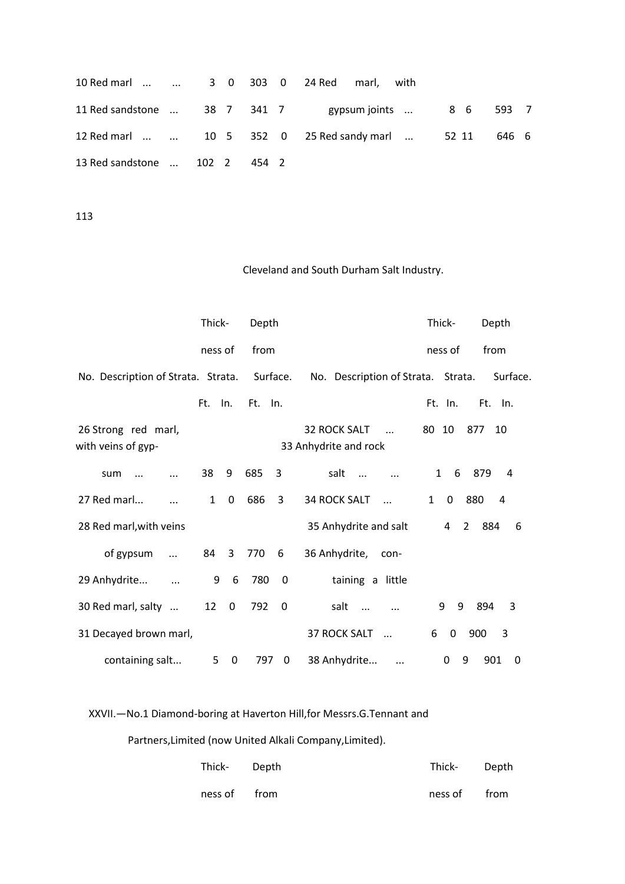| No. | Description of Strata. | Thickness of Strata. Ft. | In. | Depth from Surface. Ft. | In. | No. | Description of Strata. | Thickness of Strata. Ft. | In. | Depth from Surface. Ft. | In. |
|---|---|---|---|---|---|---|---|---|---|---|---|
| 10 | Red marl ... ... | 3 | 0 | 303 | 0 | 24 | Red marl, with gypsum joints ... | 8 | 6 | 593 | 7 |
| 11 | Red sandstone ... | 38 | 7 | 341 | 7 | 25 | Red sandy marl ... | 52 | 11 | 646 | 6 |
| 12 | Red marl ... ... | 10 | 5 | 352 | 0 | | | | | | |
| 13 | Red sandstone ... | 102 | 2 | 454 | 2 | | | | | | |

Cleveland and South Durham Salt Industry.

| No. | Description of Strata. | Thickness of Strata. Ft. | In. | Depth from Surface. Ft. | In. | No. | Description of Strata. | Thickness of Strata. Ft. | In. | Depth from Surface. Ft. | In. |
|---|---|---|---|---|---|---|---|---|---|---|---|
| 26 | Strong red marl, with veins of gypsum ... ... | 38 | 9 | 685 | 3 | 32 | ROCK SALT ... | 80 | 10 | 877 | 10 |
| 27 | Red marl... ... | 1 | 0 | 686 | 3 | 33 | Anhydrite and rock salt ... ... | 1 | 6 | 879 | 4 |
| 28 | Red marl, with veins of gypsum ... | 84 | 3 | 770 | 6 | 34 | ROCK SALT ... | 1 | 0 | 880 | 4 |
| 29 | Anhydrite... ... | 9 | 6 | 780 | 0 | 35 | Anhydrite and salt | 4 | 2 | 884 | 6 |
| 30 | Red marl, salty ... | 12 | 0 | 792 | 0 | 36 | Anhydrite, containing a little salt ... ... | 9 | 9 | 894 | 3 |
| 31 | Decayed brown marl, containing salt... | 5 | 0 | 797 | 0 | 37 | ROCK SALT ... | 6 | 0 | 900 | 3 |
| | | | | | | 38 | Anhydrite... ... | 0 | 9 | 901 | 0 |

XXVII.—No.1 Diamond-boring at Haverton Hill, for Messrs. G. Tennant and Partners, Limited (now United Alkali Company, Limited).

| Thickness of | Depth from | Thickness of | Depth from |
|---|---|---|---|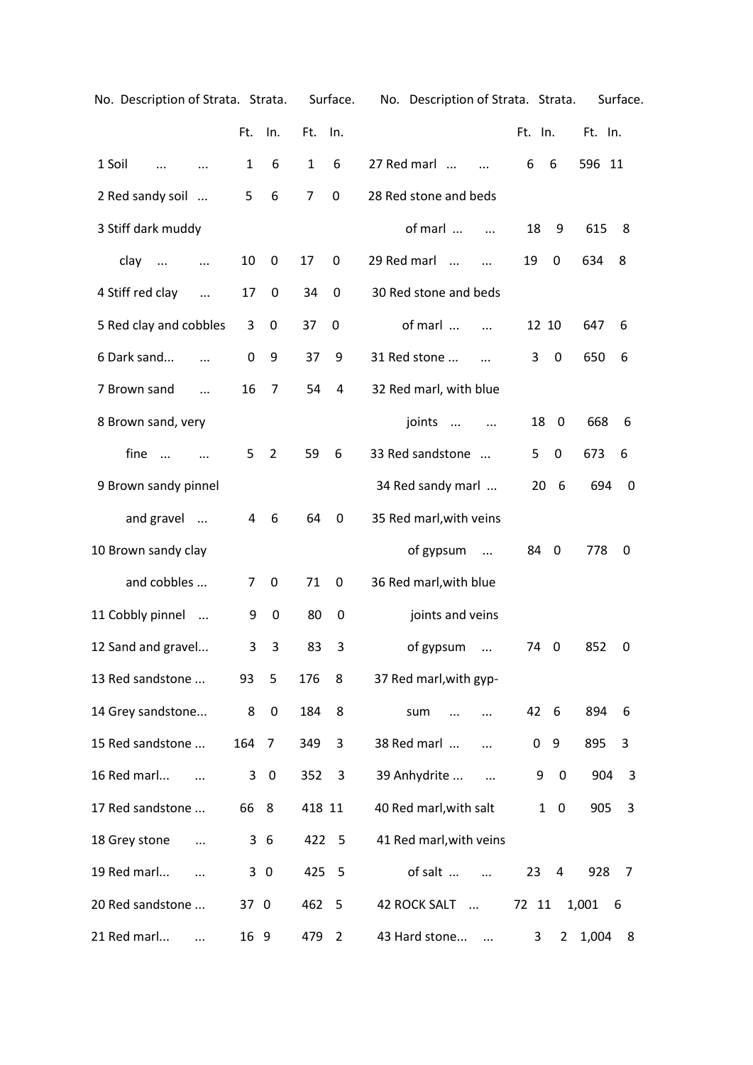| No. | Description of Strata. | Strata. Ft. | Strata. In. | Surface. Ft. | Surface. In. |
|---|---|---|---|---|---|
| 1 | Soil ... ... | 1 | 6 | 1 | 6 |
| 2 | Red sandy soil ... | 5 | 6 | 7 | 0 |
| 3 | Stiff dark muddy clay ... ... | 10 | 0 | 17 | 0 |
| 4 | Stiff red clay ... | 17 | 0 | 34 | 0 |
| 5 | Red clay and cobbles | 3 | 0 | 37 | 0 |
| 6 | Dark sand... ... | 0 | 9 | 37 | 9 |
| 7 | Brown sand ... | 16 | 7 | 54 | 4 |
| 8 | Brown sand, very fine ... ... | 5 | 2 | 59 | 6 |
| 9 | Brown sandy pinnel and gravel ... | 4 | 6 | 64 | 0 |
| 10 | Brown sandy clay and cobbles ... | 7 | 0 | 71 | 0 |
| 11 | Cobbly pinnel ... | 9 | 0 | 80 | 0 |
| 12 | Sand and gravel... | 3 | 3 | 83 | 3 |
| 13 | Red sandstone ... | 93 | 5 | 176 | 8 |
| 14 | Grey sandstone... | 8 | 0 | 184 | 8 |
| 15 | Red sandstone ... | 164 | 7 | 349 | 3 |
| 16 | Red marl... ... | 3 | 0 | 352 | 3 |
| 17 | Red sandstone ... | 66 | 8 | 418 | 11 |
| 18 | Grey stone ... | 3 | 6 | 422 | 5 |
| 19 | Red marl... ... | 3 | 0 | 425 | 5 |
| 20 | Red sandstone ... | 37 | 0 | 462 | 5 |
| 21 | Red marl... ... | 16 | 9 | 479 | 2 |
| 27 | Red marl ... ... | 6 | 6 | 596 | 11 |
| 28 | Red stone and beds of marl ... ... | 18 | 9 | 615 | 8 |
| 29 | Red marl ... ... | 19 | 0 | 634 | 8 |
| 30 | Red stone and beds of marl ... ... | 12 | 10 | 647 | 6 |
| 31 | Red stone ... ... | 3 | 0 | 650 | 6 |
| 32 | Red marl, with blue joints ... ... | 18 | 0 | 668 | 6 |
| 33 | Red sandstone ... | 5 | 0 | 673 | 6 |
| 34 | Red sandy marl ... | 20 | 6 | 694 | 0 |
| 35 | Red marl, with veins of gypsum ... | 84 | 0 | 778 | 0 |
| 36 | Red marl, with blue joints and veins of gypsum ... | 74 | 0 | 852 | 0 |
| 37 | Red marl, with gypsum ... ... | 42 | 6 | 894 | 6 |
| 38 | Red marl ... ... | 0 | 9 | 895 | 3 |
| 39 | Anhydrite ... ... | 9 | 0 | 904 | 3 |
| 40 | Red marl, with salt | 1 | 0 | 905 | 3 |
| 41 | Red marl, with veins of salt ... ... | 23 | 4 | 928 | 7 |
| 42 | ROCK SALT ... | 72 | 11 | 1,001 | 6 |
| 43 | Hard stone... ... | 3 | 2 | 1,004 | 8 |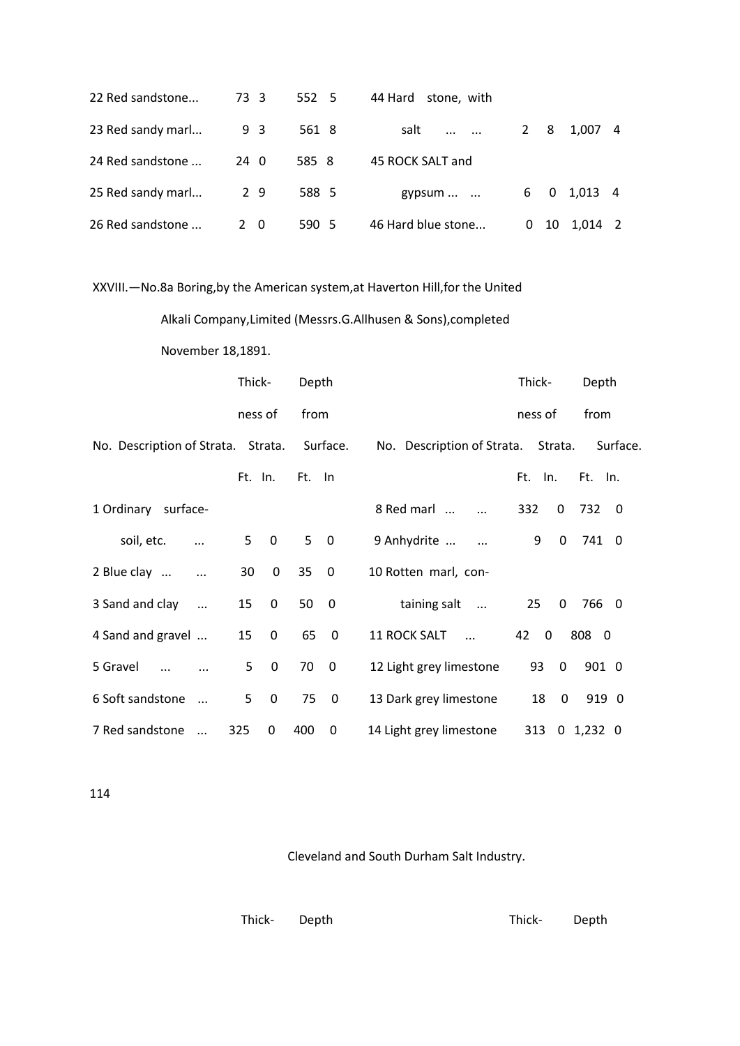| | | | | | | | | | | | |
|---|---|---|---|---|---|---|---|---|---|---|---|
| 22 Red sandstone... | 73 | 3 | 552 | 5 | 44 Hard stone, with salt ... ... | 2 | 8 | 1,007 | 4 |
| 23 Red sandy marl... | 9 | 3 | 561 | 8 | | | | | |
| 24 Red sandstone ... | 24 | 0 | 585 | 8 | 45 ROCK SALT and gypsum ... ... | 6 | 0 | 1,013 | 4 |
| 25 Red sandy marl... | 2 | 9 | 588 | 5 | | | | | |
| 26 Red sandstone ... | 2 | 0 | 590 | 5 | 46 Hard blue stone... | 0 | 10 | 1,014 | 2 |

XXVIII.—No.8a Boring,by the American system,at Haverton Hill,for the United Alkali Company,Limited (Messrs.G.Allhusen & Sons),completed November 18,1891.

| No. Description of Strata. | Thickness of Strata. Ft. | In. | Depth from Surface. Ft. | In | No. Description of Strata. | Thickness of Strata. Ft. | In. | Depth from Surface. Ft. | In. |
|---|---|---|---|---|---|---|---|---|---|
| 1 Ordinary surface-soil, etc. ... | 5 | 0 | 5 | 0 | 8 Red marl ... ... | 332 | 0 | 732 | 0 |
| | | | | | 9 Anhydrite ... ... | 9 | 0 | 741 | 0 |
| 2 Blue clay ... ... | 30 | 0 | 35 | 0 | 10 Rotten marl, containing salt ... | 25 | 0 | 766 | 0 |
| 3 Sand and clay ... | 15 | 0 | 50 | 0 | | | | | |
| 4 Sand and gravel ... | 15 | 0 | 65 | 0 | 11 ROCK SALT ... | 42 | 0 | 808 | 0 |
| 5 Gravel ... ... | 5 | 0 | 70 | 0 | 12 Light grey limestone | 93 | 0 | 901 | 0 |
| 6 Soft sandstone ... | 5 | 0 | 75 | 0 | 13 Dark grey limestone | 18 | 0 | 919 | 0 |
| 7 Red sandstone ... | 325 | 0 | 400 | 0 | 14 Light grey limestone | 313 | 0 | 1,232 | 0 |

Thick- Depth Thick- Depth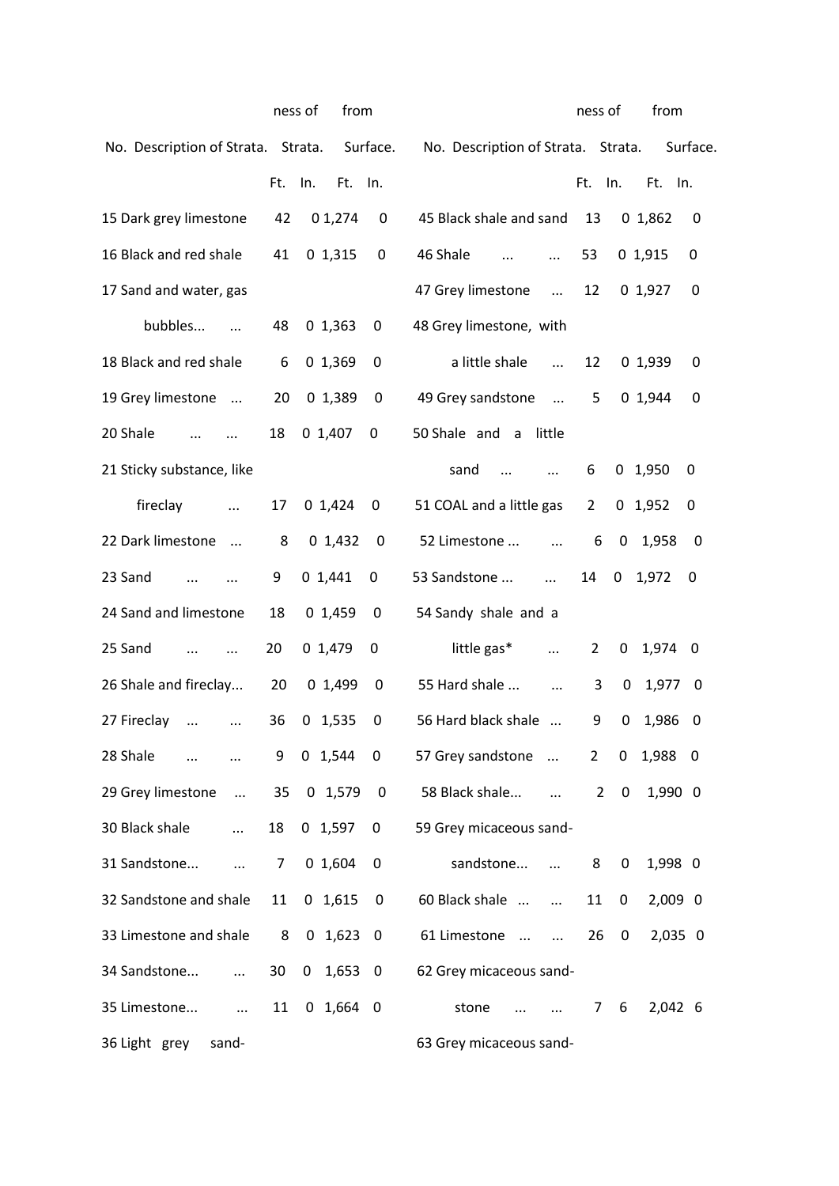| No. | Description of Strata. | Thickness of Strata. Ft. | In. | Depth from Surface. Ft. | In. |
|---|---|---|---|---|---|
| 15 | Dark grey limestone | 42 | 0 | 1,274 | 0 |
| 16 | Black and red shale | 41 | 0 | 1,315 | 0 |
| 17 | Sand and water, gas bubbles... ... | 48 | 0 | 1,363 | 0 |
| 18 | Black and red shale | 6 | 0 | 1,369 | 0 |
| 19 | Grey limestone ... | 20 | 0 | 1,389 | 0 |
| 20 | Shale ... ... | 18 | 0 | 1,407 | 0 |
| 21 | Sticky substance, like fireclay ... | 17 | 0 | 1,424 | 0 |
| 22 | Dark limestone ... | 8 | 0 | 1,432 | 0 |
| 23 | Sand ... ... | 9 | 0 | 1,441 | 0 |
| 24 | Sand and limestone | 18 | 0 | 1,459 | 0 |
| 25 | Sand ... ... | 20 | 0 | 1,479 | 0 |
| 26 | Shale and fireclay... | 20 | 0 | 1,499 | 0 |
| 27 | Fireclay ... ... | 36 | 0 | 1,535 | 0 |
| 28 | Shale ... ... | 9 | 0 | 1,544 | 0 |
| 29 | Grey limestone ... | 35 | 0 | 1,579 | 0 |
| 30 | Black shale ... | 18 | 0 | 1,597 | 0 |
| 31 | Sandstone... ... | 7 | 0 | 1,604 | 0 |
| 32 | Sandstone and shale | 11 | 0 | 1,615 | 0 |
| 33 | Limestone and shale | 8 | 0 | 1,623 | 0 |
| 34 | Sandstone... ... | 30 | 0 | 1,653 | 0 |
| 35 | Limestone... ... | 11 | 0 | 1,664 | 0 |
| 36 | Light grey sand- | | | | |
| 45 | Black shale and sand | 13 | 0 | 1,862 | 0 |
| 46 | Shale ... ... | 53 | 0 | 1,915 | 0 |
| 47 | Grey limestone ... | 12 | 0 | 1,927 | 0 |
| 48 | Grey limestone, with a little shale ... | 12 | 0 | 1,939 | 0 |
| 49 | Grey sandstone ... | 5 | 0 | 1,944 | 0 |
| 50 | Shale and a little sand ... ... | 6 | 0 | 1,950 | 0 |
| 51 | COAL and a little gas | 2 | 0 | 1,952 | 0 |
| 52 | Limestone ... ... | 6 | 0 | 1,958 | 0 |
| 53 | Sandstone ... ... | 14 | 0 | 1,972 | 0 |
| 54 | Sandy shale and a little gas* ... | 2 | 0 | 1,974 | 0 |
| 55 | Hard shale ... ... | 3 | 0 | 1,977 | 0 |
| 56 | Hard black shale ... | 9 | 0 | 1,986 | 0 |
| 57 | Grey sandstone ... | 2 | 0 | 1,988 | 0 |
| 58 | Black shale... ... | 2 | 0 | 1,990 | 0 |
| 59 | Grey micaceous sand-sandstone... ... | 8 | 0 | 1,998 | 0 |
| 60 | Black shale ... ... | 11 | 0 | 2,009 | 0 |
| 61 | Limestone ... ... | 26 | 0 | 2,035 | 0 |
| 62 | Grey micaceous sandstone ... ... | 7 | 6 | 2,042 | 6 |
| 63 | Grey micaceous sand- | | | | |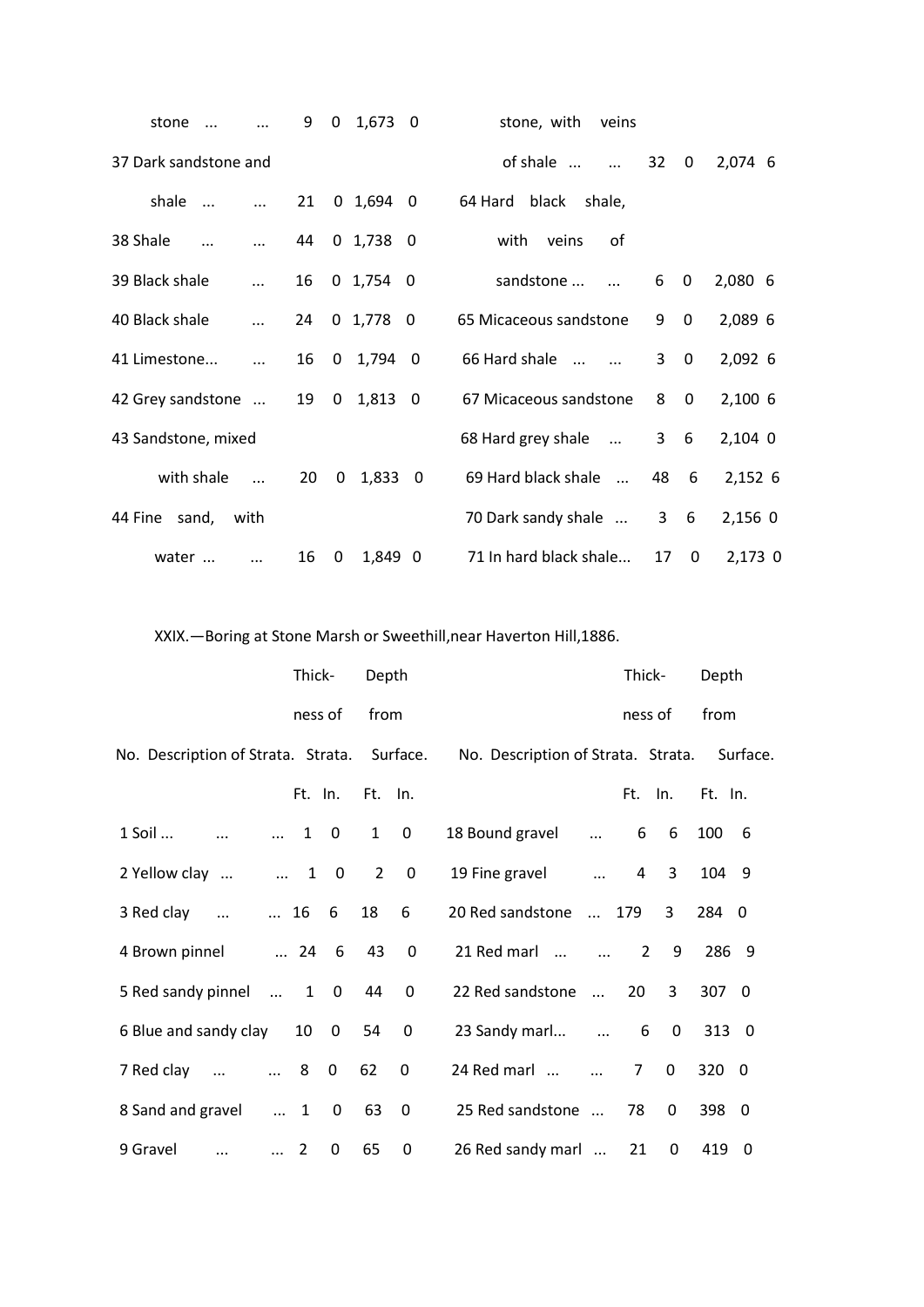| No. | Description of Strata. | Thickness of Strata. Ft. | In. | Depth from Surface. Ft. | In. | No. | Description of Strata. | Thickness of Strata. Ft. | In. | Depth from Surface. Ft. | In. |
|---|---|---|---|---|---|---|---|---|---|---|---|
| | stone ... ... | 9 | 0 | 1,673 | 0 | | stone, with veins of shale ... ... | 32 | 0 | 2,074 | 6 |
| 37 | Dark sandstone and shale ... ... | 21 | 0 | 1,694 | 0 | 64 | Hard black shale, with veins of sandstone ... ... | 6 | 0 | 2,080 | 6 |
| 38 | Shale ... ... | 44 | 0 | 1,738 | 0 | 65 | Micaceous sandstone | 9 | 0 | 2,089 | 6 |
| 39 | Black shale ... | 16 | 0 | 1,754 | 0 | 66 | Hard shale ... ... | 3 | 0 | 2,092 | 6 |
| 40 | Black shale ... | 24 | 0 | 1,778 | 0 | 67 | Micaceous sandstone | 8 | 0 | 2,100 | 6 |
| 41 | Limestone... ... | 16 | 0 | 1,794 | 0 | 68 | Hard grey shale ... | 3 | 6 | 2,104 | 0 |
| 42 | Grey sandstone ... | 19 | 0 | 1,813 | 0 | 69 | Hard black shale ... | 48 | 6 | 2,152 | 6 |
| 43 | Sandstone, mixed with shale ... | 20 | 0 | 1,833 | 0 | 70 | Dark sandy shale ... | 3 | 6 | 2,156 | 0 |
| 44 | Fine sand, with water ... ... | 16 | 0 | 1,849 | 0 | 71 | In hard black shale... | 17 | 0 | 2,173 | 0 |

XXIX.—Boring at Stone Marsh or Sweethill,near Haverton Hill,1886.

| No. | Description of Strata. | Thickness of Strata. Ft. | In. | Depth from Surface. Ft. | In. | No. | Description of Strata. | Thickness of Strata. Ft. | In. | Depth from Surface. Ft. | In. |
|---|---|---|---|---|---|---|---|---|---|---|---|
| 1 | Soil ... ... ... | 1 | 0 | 1 | 0 | 18 | Bound gravel ... | 6 | 6 | 100 | 6 |
| 2 | Yellow clay ... ... | 1 | 0 | 2 | 0 | 19 | Fine gravel ... | 4 | 3 | 104 | 9 |
| 3 | Red clay ... ... | 16 | 6 | 18 | 6 | 20 | Red sandstone ... | 179 | 3 | 284 | 0 |
| 4 | Brown pinnel ... | 24 | 6 | 43 | 0 | 21 | Red marl ... ... | 2 | 9 | 286 | 9 |
| 5 | Red sandy pinnel ... | 1 | 0 | 44 | 0 | 22 | Red sandstone ... | 20 | 3 | 307 | 0 |
| 6 | Blue and sandy clay | 10 | 0 | 54 | 0 | 23 | Sandy marl... ... | 6 | 0 | 313 | 0 |
| 7 | Red clay ... ... | 8 | 0 | 62 | 0 | 24 | Red marl ... ... | 7 | 0 | 320 | 0 |
| 8 | Sand and gravel ... | 1 | 0 | 63 | 0 | 25 | Red sandstone ... | 78 | 0 | 398 | 0 |
| 9 | Gravel ... ... | 2 | 0 | 65 | 0 | 26 | Red sandy marl ... | 21 | 0 | 419 | 0 |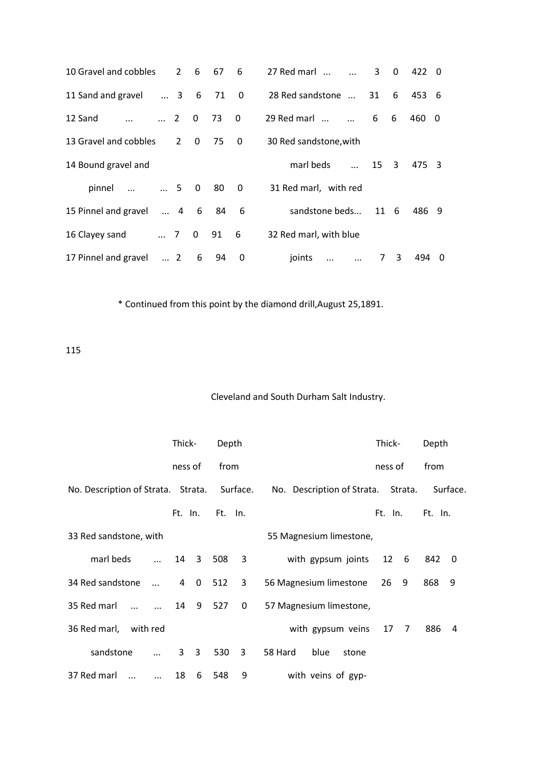| | | | | | | | | | |
|---|---|---|---|---|---|---|---|---|---|
| 10 Gravel and cobbles | 2 | 6 | 67 | 6 | 27 Red marl ... ... | 3 | 0 | 422 | 0 |
| 11 Sand and gravel ... | 3 | 6 | 71 | 0 | 28 Red sandstone ... | 31 | 6 | 453 | 6 |
| 12 Sand ... ... | 2 | 0 | 73 | 0 | 29 Red marl ... ... | 6 | 6 | 460 | 0 |
| 13 Gravel and cobbles | 2 | 0 | 75 | 0 | 30 Red sandstone, with marl beds ... | 15 | 3 | 475 | 3 |
| 14 Bound gravel and pinnel ... ... | 5 | 0 | 80 | 0 | 31 Red marl, with red sandstone beds... | 11 | 6 | 486 | 9 |
| 15 Pinnel and gravel ... | 4 | 6 | 84 | 6 | 32 Red marl, with blue joints ... ... | 7 | 3 | 494 | 0 |
| 16 Clayey sand ... | 7 | 0 | 91 | 6 | | | | | |
| 17 Pinnel and gravel ... | 2 | 6 | 94 | 0 | | | | | |

\* Continued from this point by the diamond drill, August 25, 1891.

| No. Description of Strata. | Thickness of Strata. Ft. | In. | Depth from Surface. Ft. | In. | No. Description of Strata. | Thickness of Strata. Ft. | In. | Depth from Surface. Ft. | In. |
|---|---|---|---|---|---|---|---|---|---|
| 33 Red sandstone, with marl beds ... | 14 | 3 | 508 | 3 | 55 Magnesium limestone, with gypsum joints | 12 | 6 | 842 | 0 |
| 34 Red sandstone ... | 4 | 0 | 512 | 3 | 56 Magnesium limestone | 26 | 9 | 868 | 9 |
| 35 Red marl ... ... | 14 | 9 | 527 | 0 | 57 Magnesium limestone, with gypsum veins | 17 | 7 | 886 | 4 |
| 36 Red marl, with red sandstone ... | 3 | 3 | 530 | 3 | 58 Hard blue stone with veins of gyp- | | | | |
| 37 Red marl ... ... | 18 | 6 | 548 | 9 | | | | | |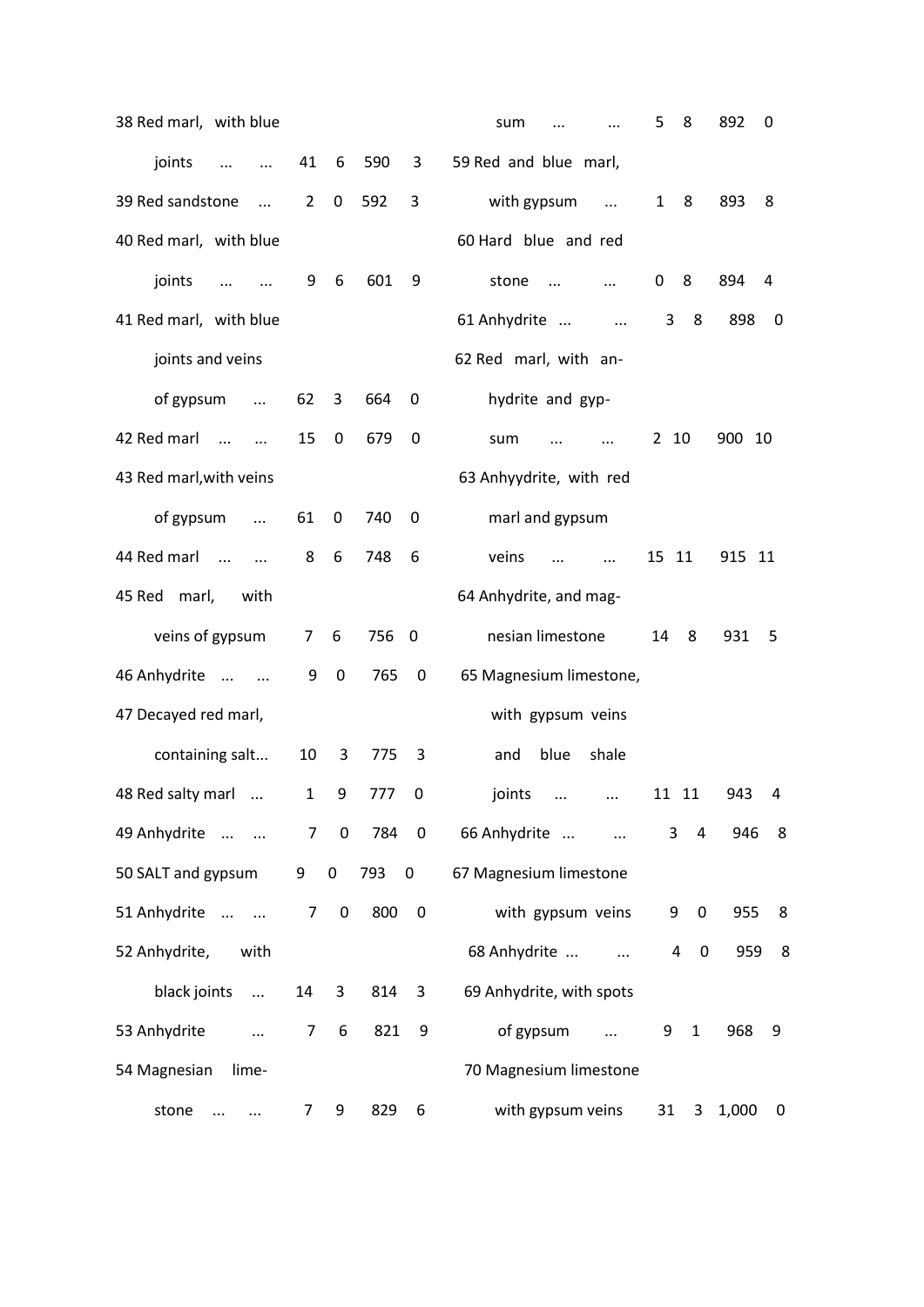| No. | Strata | Thickness ft. | in. | Depth ft. | in. |
|---|---|---|---|---|---|
| 38 | Red marl, with blue joints ... ... | 41 | 6 | 590 | 3 |
| 39 | Red sandstone ... | 2 | 0 | 592 | 3 |
| 40 | Red marl, with blue joints ... ... | 9 | 6 | 601 | 9 |
| 41 | Red marl, with blue joints and veins of gypsum ... | 62 | 3 | 664 | 0 |
| 42 | Red marl ... ... | 15 | 0 | 679 | 0 |
| 43 | Red marl, with veins of gypsum ... | 61 | 0 | 740 | 0 |
| 44 | Red marl ... ... | 8 | 6 | 748 | 6 |
| 45 | Red marl, with veins of gypsum | 7 | 6 | 756 | 0 |
| 46 | Anhydrite ... ... | 9 | 0 | 765 | 0 |
| 47 | Decayed red marl, containing salt... | 10 | 3 | 775 | 3 |
| 48 | Red salty marl ... | 1 | 9 | 777 | 0 |
| 49 | Anhydrite ... ... | 7 | 0 | 784 | 0 |
| 50 | SALT and gypsum | 9 | 0 | 793 | 0 |
| 51 | Anhydrite ... ... | 7 | 0 | 800 | 0 |
| 52 | Anhydrite, with black joints ... | 14 | 3 | 814 | 3 |
| 53 | Anhydrite ... | 7 | 6 | 821 | 9 |
| 54 | Magnesian limestone ... ... | 7 | 9 | 829 | 6 |
| | sum ... ... | 5 | 8 | 892 | 0 |
| 59 | Red and blue marl, with gypsum ... | 1 | 8 | 893 | 8 |
| 60 | Hard blue and red stone ... ... | 0 | 8 | 894 | 4 |
| 61 | Anhydrite ... ... | 3 | 8 | 898 | 0 |
| 62 | Red marl, with anhydrite and gypsum ... ... | 2 | 10 | 900 | 10 |
| 63 | Anhyydrite, with red marl and gypsum veins ... ... | 15 | 11 | 915 | 11 |
| 64 | Anhydrite, and magnesian limestone | 14 | 8 | 931 | 5 |
| 65 | Magnesium limestone, with gypsum veins and blue shale joints ... ... | 11 | 11 | 943 | 4 |
| 66 | Anhydrite ... ... | 3 | 4 | 946 | 8 |
| 67 | Magnesium limestone with gypsum veins | 9 | 0 | 955 | 8 |
| 68 | Anhydrite ... ... | 4 | 0 | 959 | 8 |
| 69 | Anhydrite, with spots of gypsum ... | 9 | 1 | 968 | 9 |
| 70 | Magnesium limestone with gypsum veins | 31 | 3 | 1,000 | 0 |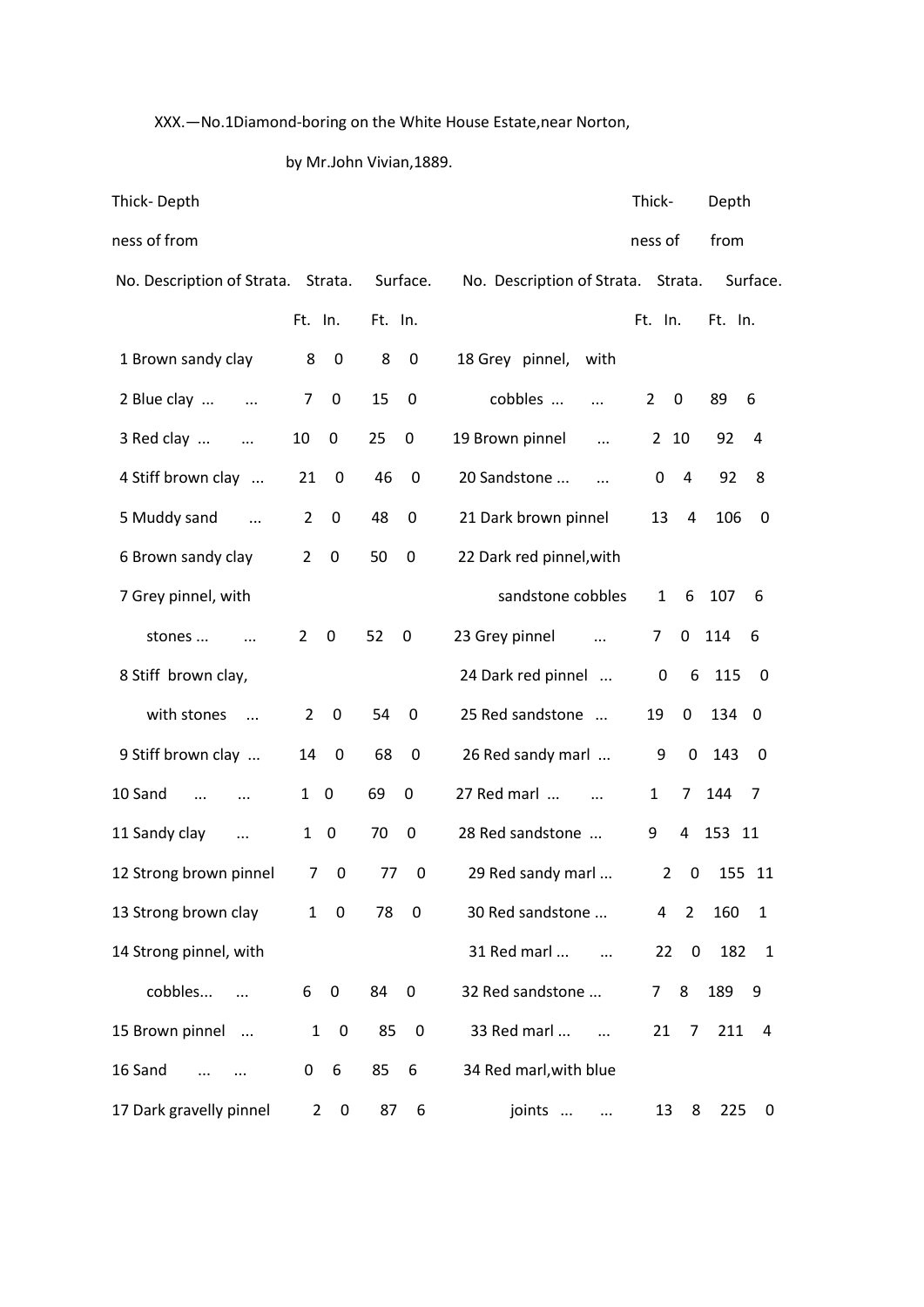XXX.—No.1Diamond-boring on the White House Estate,near Norton,

by Mr.John Vivian,1889.

| No. | Description of Strata. | Thickness of Strata. Ft. | In. | Depth from Surface. Ft. | In. | No. | Description of Strata. | Thickness of Strata. Ft. | In. | Depth from Surface. Ft. | In. |
|---|---|---|---|---|---|---|---|---|---|---|---|
| 1 | Brown sandy clay | 8 | 0 | 8 | 0 | 18 | Grey pinnel, with cobbles ... ... | 2 | 0 | 89 | 6 |
| 2 | Blue clay ... ... | 7 | 0 | 15 | 0 | 19 | Brown pinnel ... | 2 | 10 | 92 | 4 |
| 3 | Red clay ... ... | 10 | 0 | 25 | 0 | 20 | Sandstone ... ... | 0 | 4 | 92 | 8 |
| 4 | Stiff brown clay ... | 21 | 0 | 46 | 0 | 21 | Dark brown pinnel | 13 | 4 | 106 | 0 |
| 5 | Muddy sand ... | 2 | 0 | 48 | 0 | 22 | Dark red pinnel,with sandstone cobbles | 1 | 6 | 107 | 6 |
| 6 | Brown sandy clay | 2 | 0 | 50 | 0 | 23 | Grey pinnel ... | 7 | 0 | 114 | 6 |
| 7 | Grey pinnel, with stones ... ... | 2 | 0 | 52 | 0 | 24 | Dark red pinnel ... | 0 | 6 | 115 | 0 |
| 8 | Stiff brown clay, with stones ... | 2 | 0 | 54 | 0 | 25 | Red sandstone ... | 19 | 0 | 134 | 0 |
| 9 | Stiff brown clay ... | 14 | 0 | 68 | 0 | 26 | Red sandy marl ... | 9 | 0 | 143 | 0 |
| 10 | Sand ... ... | 1 | 0 | 69 | 0 | 27 | Red marl ... ... | 1 | 7 | 144 | 7 |
| 11 | Sandy clay ... | 1 | 0 | 70 | 0 | 28 | Red sandstone ... | 9 | 4 | 153 | 11 |
| 12 | Strong brown pinnel | 7 | 0 | 77 | 0 | 29 | Red sandy marl ... | 2 | 0 | 155 | 11 |
| 13 | Strong brown clay | 1 | 0 | 78 | 0 | 30 | Red sandstone ... | 4 | 2 | 160 | 1 |
| 14 | Strong pinnel, with cobbles... ... | 6 | 0 | 84 | 0 | 31 | Red marl ... ... | 22 | 0 | 182 | 1 |
| 15 | Brown pinnel ... | 1 | 0 | 85 | 0 | 32 | Red sandstone ... | 7 | 8 | 189 | 9 |
| 16 | Sand ... ... | 0 | 6 | 85 | 6 | 33 | Red marl ... ... | 21 | 7 | 211 | 4 |
| 17 | Dark gravelly pinnel | 2 | 0 | 87 | 6 | 34 | Red marl,with blue joints ... ... | 13 | 8 | 225 | 0 |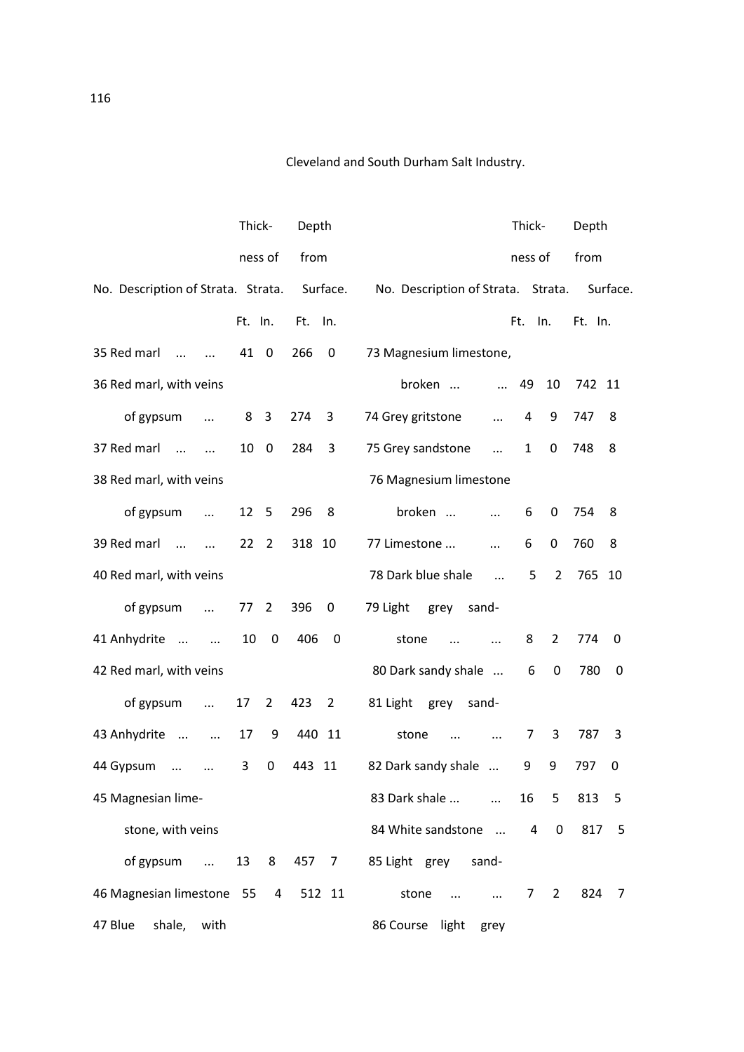Cleveland and South Durham Salt Industry.

| No. | Description of Strata. | Thickness of Strata. Ft. | In. | Depth from Surface. Ft. | In. |
|---|---|---|---|---|---|
| 35 | Red marl ... ... | 41 | 0 | 266 | 0 |
| 36 | Red marl, with veins of gypsum ... | 8 | 3 | 274 | 3 |
| 37 | Red marl ... ... | 10 | 0 | 284 | 3 |
| 38 | Red marl, with veins of gypsum ... | 12 | 5 | 296 | 8 |
| 39 | Red marl ... ... | 22 | 2 | 318 | 10 |
| 40 | Red marl, with veins of gypsum ... | 77 | 2 | 396 | 0 |
| 41 | Anhydrite ... ... | 10 | 0 | 406 | 0 |
| 42 | Red marl, with veins of gypsum ... | 17 | 2 | 423 | 2 |
| 43 | Anhydrite ... ... | 17 | 9 | 440 | 11 |
| 44 | Gypsum ... ... | 3 | 0 | 443 | 11 |
| 45 | Magnesian limestone, with veins of gypsum ... | 13 | 8 | 457 | 7 |
| 46 | Magnesian limestone | 55 | 4 | 512 | 11 |
| 47 | Blue shale, with | | | | |
| 73 | Magnesium limestone, broken ... ... | 49 | 10 | 742 | 11 |
| 74 | Grey gritstone ... | 4 | 9 | 747 | 8 |
| 75 | Grey sandstone ... | 1 | 0 | 748 | 8 |
| 76 | Magnesium limestone broken ... ... | 6 | 0 | 754 | 8 |
| 77 | Limestone ... ... | 6 | 0 | 760 | 8 |
| 78 | Dark blue shale ... | 5 | 2 | 765 | 10 |
| 79 | Light grey sandstone ... ... | 8 | 2 | 774 | 0 |
| 80 | Dark sandy shale ... | 6 | 0 | 780 | 0 |
| 81 | Light grey sandstone ... ... | 7 | 3 | 787 | 3 |
| 82 | Dark sandy shale ... | 9 | 9 | 797 | 0 |
| 83 | Dark shale ... ... | 16 | 5 | 813 | 5 |
| 84 | White sandstone ... | 4 | 0 | 817 | 5 |
| 85 | Light grey sandstone ... ... | 7 | 2 | 824 | 7 |
| 86 | Course light grey | | | | |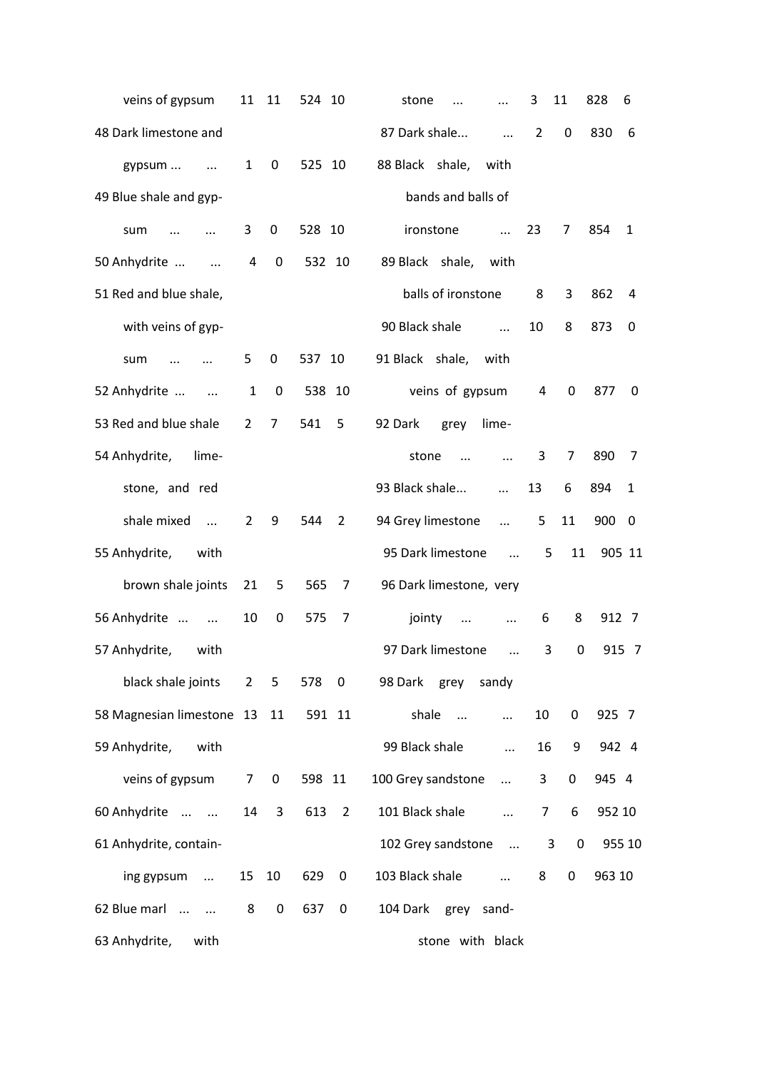| Strata | Thickness ft. | in. | Depth ft. | in. |
|---|---|---|---|---|
| veins of gypsum | 11 | 11 | 524 | 10 |
| 48 Dark limestone and gypsum ... ... | 1 | 0 | 525 | 10 |
| 49 Blue shale and gypsum ... ... | 3 | 0 | 528 | 10 |
| 50 Anhydrite ... ... | 4 | 0 | 532 | 10 |
| 51 Red and blue shale, with veins of gypsum ... ... | 5 | 0 | 537 | 10 |
| 52 Anhydrite ... ... | 1 | 0 | 538 | 10 |
| 53 Red and blue shale | 2 | 7 | 541 | 5 |
| 54 Anhydrite, limestone, and red shale mixed ... | 2 | 9 | 544 | 2 |
| 55 Anhydrite, with brown shale joints | 21 | 5 | 565 | 7 |
| 56 Anhydrite ... ... | 10 | 0 | 575 | 7 |
| 57 Anhydrite, with black shale joints | 2 | 5 | 578 | 0 |
| 58 Magnesian limestone | 13 | 11 | 591 | 11 |
| 59 Anhydrite, with veins of gypsum | 7 | 0 | 598 | 11 |
| 60 Anhydrite ... ... | 14 | 3 | 613 | 2 |
| 61 Anhydrite, containing gypsum ... | 15 | 10 | 629 | 0 |
| 62 Blue marl ... ... | 8 | 0 | 637 | 0 |
| 63 Anhydrite, with | | | | |

| Strata | Thickness ft. | in. | Depth ft. | in. |
|---|---|---|---|---|
| stone ... ... | 3 | 11 | 828 | 6 |
| 87 Dark shale... ... | 2 | 0 | 830 | 6 |
| 88 Black shale, with bands and balls of ironstone ... | 23 | 7 | 854 | 1 |
| 89 Black shale, with balls of ironstone | 8 | 3 | 862 | 4 |
| 90 Black shale ... | 10 | 8 | 873 | 0 |
| 91 Black shale, with veins of gypsum | 4 | 0 | 877 | 0 |
| 92 Dark grey limestone ... ... | 3 | 7 | 890 | 7 |
| 93 Black shale... ... | 13 | 6 | 894 | 1 |
| 94 Grey limestone ... | 5 | 11 | 900 | 0 |
| 95 Dark limestone ... | 5 | 11 | 905 | 11 |
| 96 Dark limestone, very jointy ... ... | 6 | 8 | 912 | 7 |
| 97 Dark limestone ... | 3 | 0 | 915 | 7 |
| 98 Dark grey sandy shale ... ... | 10 | 0 | 925 | 7 |
| 99 Black shale ... | 16 | 9 | 942 | 4 |
| 100 Grey sandstone ... | 3 | 0 | 945 | 4 |
| 101 Black shale ... | 7 | 6 | 952 | 10 |
| 102 Grey sandstone ... | 3 | 0 | 955 | 10 |
| 103 Black shale ... | 8 | 0 | 963 | 10 |
| 104 Dark grey sandstone with black | | | | |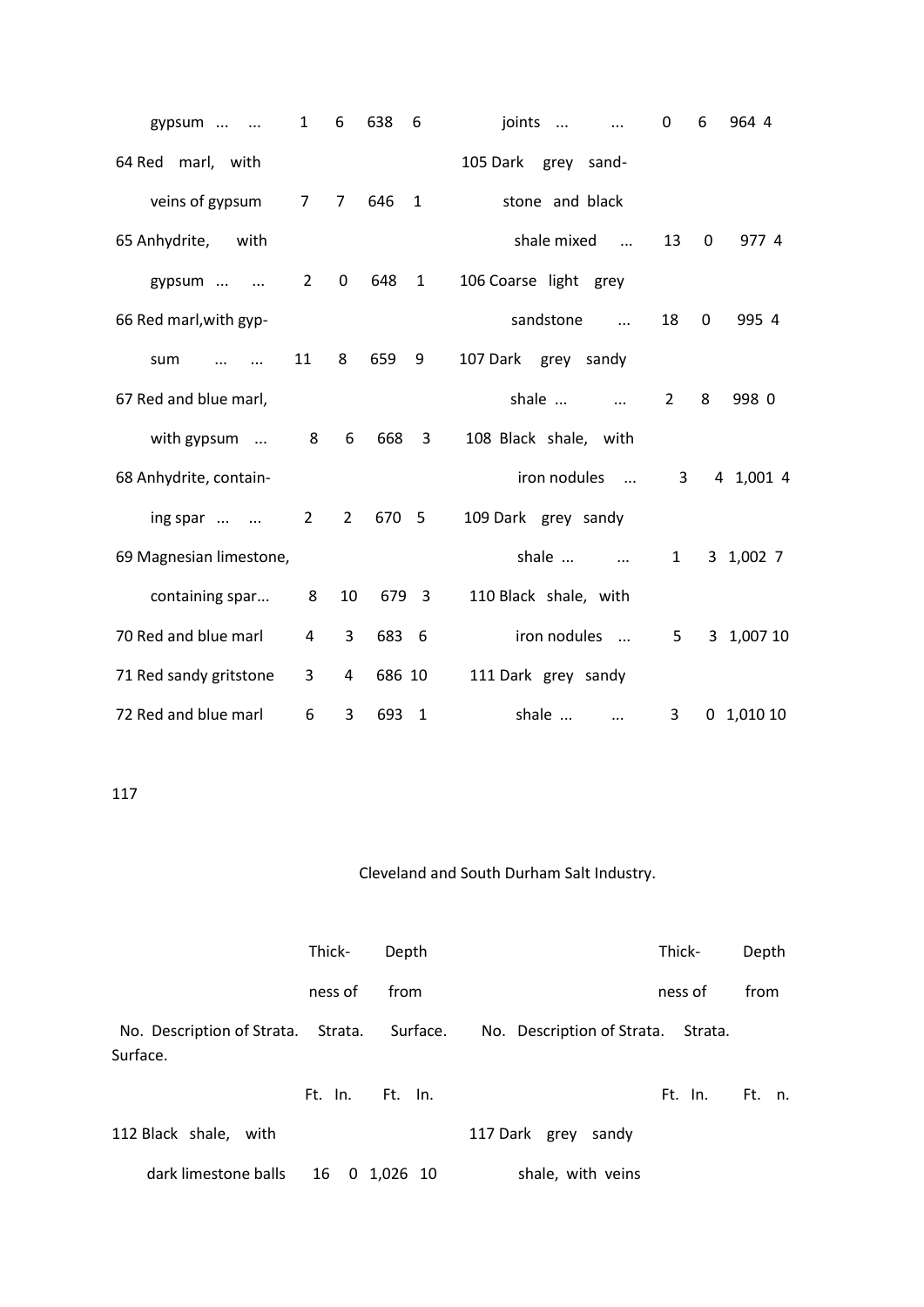| No. | Description of Strata. | Thickness of Strata. Ft. | In. | Depth from Surface. Ft. | In. |
|---|---|---|---|---|---|
| | gypsum ... ... | 1 | 6 | 638 | 6 |
| 64 | Red marl, with veins of gypsum | 7 | 7 | 646 | 1 |
| 65 | Anhydrite, with gypsum ... ... | 2 | 0 | 648 | 1 |
| 66 | Red marl, with gypsum ... ... | 11 | 8 | 659 | 9 |
| 67 | Red and blue marl, with gypsum ... | 8 | 6 | 668 | 3 |
| 68 | Anhydrite, containing spar ... ... | 2 | 2 | 670 | 5 |
| 69 | Magnesian limestone, containing spar... | 8 | 10 | 679 | 3 |
| 70 | Red and blue marl | 4 | 3 | 683 | 6 |
| 71 | Red sandy gritstone | 3 | 4 | 686 | 10 |
| 72 | Red and blue marl | 6 | 3 | 693 | 1 |
| | joints ... ... | 0 | 6 | 964 | 4 |
| 105 | Dark grey sandstone and black shale mixed ... | 13 | 0 | 977 | 4 |
| 106 | Coarse light grey sandstone ... | 18 | 0 | 995 | 4 |
| 107 | Dark grey sandy shale ... ... | 2 | 8 | 998 | 0 |
| 108 | Black shale, with iron nodules ... | 3 | 4 | 1,001 | 4 |
| 109 | Dark grey sandy shale ... ... | 1 | 3 | 1,002 | 7 |
| 110 | Black shale, with iron nodules ... | 5 | 3 | 1,007 | 10 |
| 111 | Dark grey sandy shale ... ... | 3 | 0 | 1,010 | 10 |

## Cleveland and South Durham Salt Industry.

| No. | Description of Strata. | Thickness of Strata. Ft. | In. | Depth from Surface. Ft. | In. |
|---|---|---|---|---|---|
| 112 | Black shale, with dark limestone balls | 16 | 0 | 1,026 | 10 |
| 117 | Dark grey sandy shale, with veins | | | | |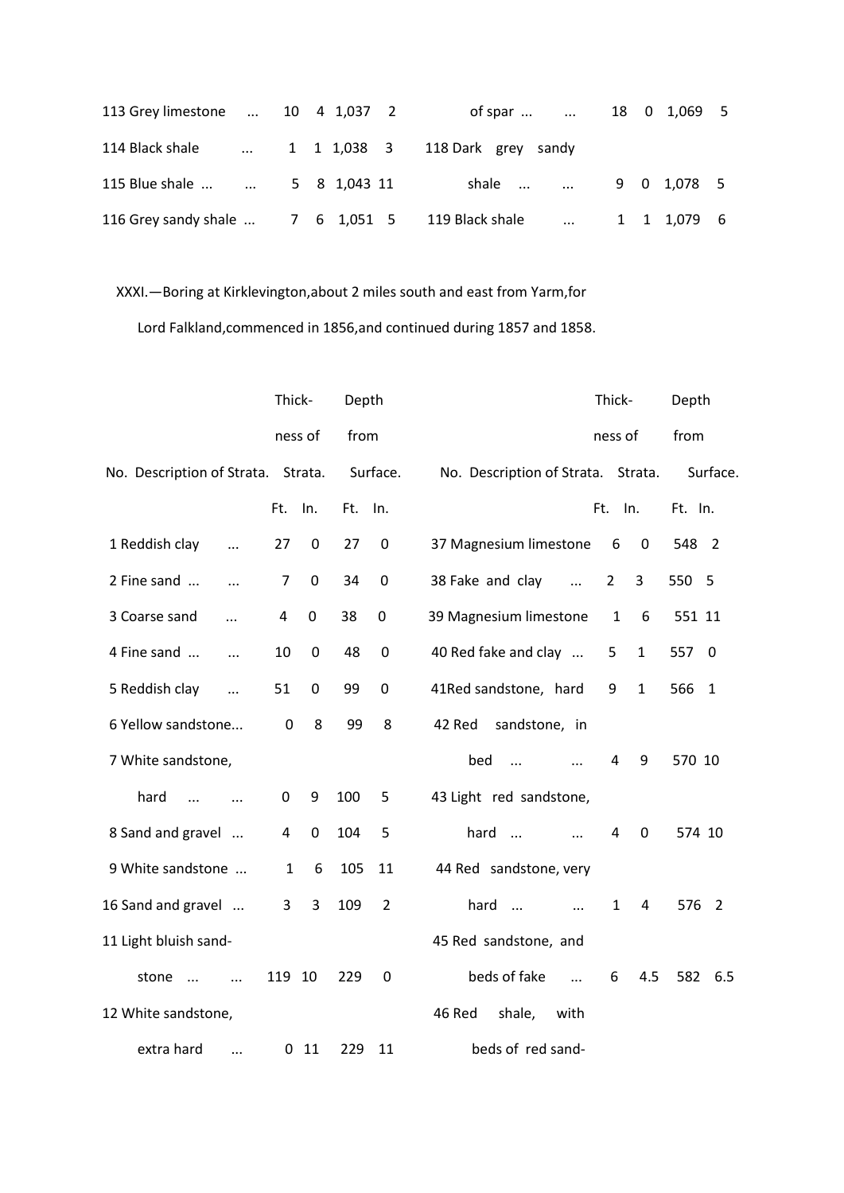| | | | | | | | | |
|---|---|---|---|---|---|---|---|---|
| 113 Grey limestone ... | 10 | 4 | 1,037 | 2 | of spar ... ... | 18 | 0 | 1,069 | 5 |
| 114 Black shale ... | 1 | 1 | 1,038 | 3 | 118 Dark grey sandy | | | | |
| 115 Blue shale ... ... | 5 | 8 | 1,043 | 11 | shale ... ... | 9 | 0 | 1,078 | 5 |
| 116 Grey sandy shale ... | 7 | 6 | 1,051 | 5 | 119 Black shale ... | 1 | 1 | 1,079 | 6 |

XXXI.—Boring at Kirklevington, about 2 miles south and east from Yarm, for Lord Falkland, commenced in 1856, and continued during 1857 and 1858.

| No. Description of Strata. | Thickness of Strata. Ft. | In. | Depth from Surface. Ft. | In. | No. Description of Strata. | Thickness of Strata. Ft. | In. | Depth from Surface. Ft. | In. |
|---|---|---|---|---|---|---|---|---|---|
| 1 Reddish clay ... | 27 | 0 | 27 | 0 | 37 Magnesium limestone | 6 | 0 | 548 | 2 |
| 2 Fine sand ... ... | 7 | 0 | 34 | 0 | 38 Fake and clay ... | 2 | 3 | 550 | 5 |
| 3 Coarse sand ... | 4 | 0 | 38 | 0 | 39 Magnesium limestone | 1 | 6 | 551 | 11 |
| 4 Fine sand ... ... | 10 | 0 | 48 | 0 | 40 Red fake and clay ... | 5 | 1 | 557 | 0 |
| 5 Reddish clay ... | 51 | 0 | 99 | 0 | 41 Red sandstone, hard | 9 | 1 | 566 | 1 |
| 6 Yellow sandstone... | 0 | 8 | 99 | 8 | 42 Red sandstone, in bed ... ... | 4 | 9 | 570 | 10 |
| 7 White sandstone, hard ... ... | 0 | 9 | 100 | 5 | 43 Light red sandstone, hard ... ... | 4 | 0 | 574 | 10 |
| 8 Sand and gravel ... | 4 | 0 | 104 | 5 | 44 Red sandstone, very hard ... ... | 1 | 4 | 576 | 2 |
| 9 White sandstone ... | 1 | 6 | 105 | 11 | 45 Red sandstone, and beds of fake ... | 6 | 4.5 | 582 | 6.5 |
| 16 Sand and gravel ... | 3 | 3 | 109 | 2 | 46 Red shale, with beds of red sand- | | | | |
| 11 Light bluish sandstone ... ... | 119 | 10 | 229 | 0 | | | | | |
| 12 White sandstone, extra hard ... | 0 | 11 | 229 | 11 | | | | | |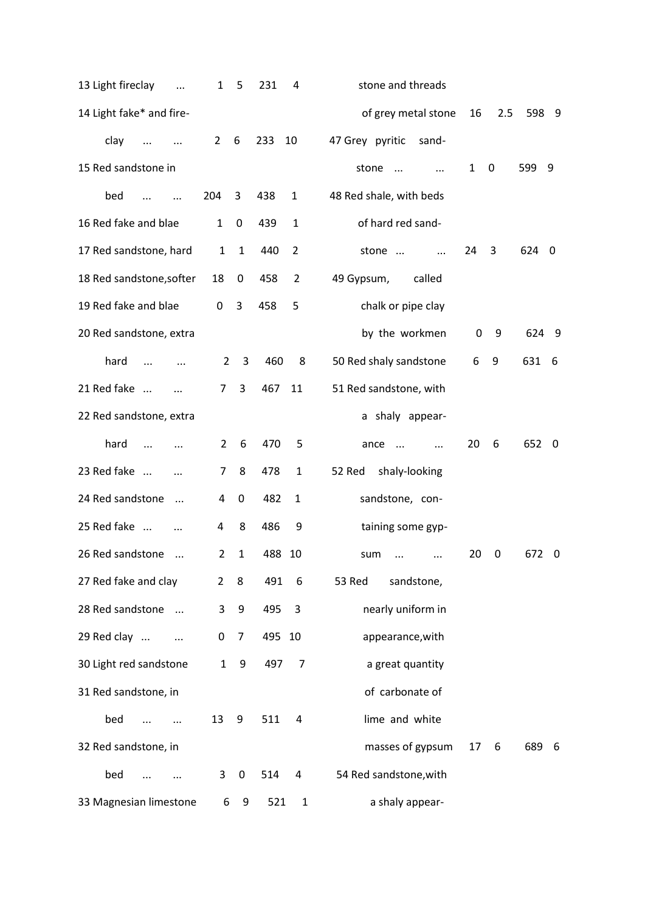| No. | Strata | Thickness ft. | in. | Depth ft. | in. |
|---|---|---|---|---|---|
| 13 | Light fireclay ... | 1 | 5 | 231 | 4 |
| 14 | Light fake* and fire-clay ... ... | 2 | 6 | 233 | 10 |
| 15 | Red sandstone in bed ... ... | 204 | 3 | 438 | 1 |
| 16 | Red fake and blae | 1 | 0 | 439 | 1 |
| 17 | Red sandstone, hard | 1 | 1 | 440 | 2 |
| 18 | Red sandstone,softer | 18 | 0 | 458 | 2 |
| 19 | Red fake and blae | 0 | 3 | 458 | 5 |
| 20 | Red sandstone, extra hard ... ... | 2 | 3 | 460 | 8 |
| 21 | Red fake ... ... | 7 | 3 | 467 | 11 |
| 22 | Red sandstone, extra hard ... ... | 2 | 6 | 470 | 5 |
| 23 | Red fake ... ... | 7 | 8 | 478 | 1 |
| 24 | Red sandstone ... | 4 | 0 | 482 | 1 |
| 25 | Red fake ... ... | 4 | 8 | 486 | 9 |
| 26 | Red sandstone ... | 2 | 1 | 488 | 10 |
| 27 | Red fake and clay | 2 | 8 | 491 | 6 |
| 28 | Red sandstone ... | 3 | 9 | 495 | 3 |
| 29 | Red clay ... ... | 0 | 7 | 495 | 10 |
| 30 | Light red sandstone | 1 | 9 | 497 | 7 |
| 31 | Red sandstone, in bed ... ... | 13 | 9 | 511 | 4 |
| 32 | Red sandstone, in bed ... ... | 3 | 0 | 514 | 4 |
| 33 | Magnesian limestone | 6 | 9 | 521 | 1 |
| | ... stone and threads of grey metal stone | 16 | 2.5 | 598 | 9 |
| 47 | Grey pyritic sandstone ... ... | 1 | 0 | 599 | 9 |
| 48 | Red shale, with beds of hard red sandstone ... ... | 24 | 3 | 624 | 0 |
| 49 | Gypsum, called chalk or pipe clay by the workmen | 0 | 9 | 624 | 9 |
| 50 | Red shaly sandstone | 6 | 9 | 631 | 6 |
| 51 | Red sandstone, with a shaly appearance ... ... | 20 | 6 | 652 | 0 |
| 52 | Red shaly-looking sandstone, containing some gypsum ... ... | 20 | 0 | 672 | 0 |
| 53 | Red sandstone, nearly uniform in appearance,with a great quantity of carbonate of lime and white masses of gypsum | 17 | 6 | 689 | 6 |
| 54 | Red sandstone,with a shaly appear- | | | | |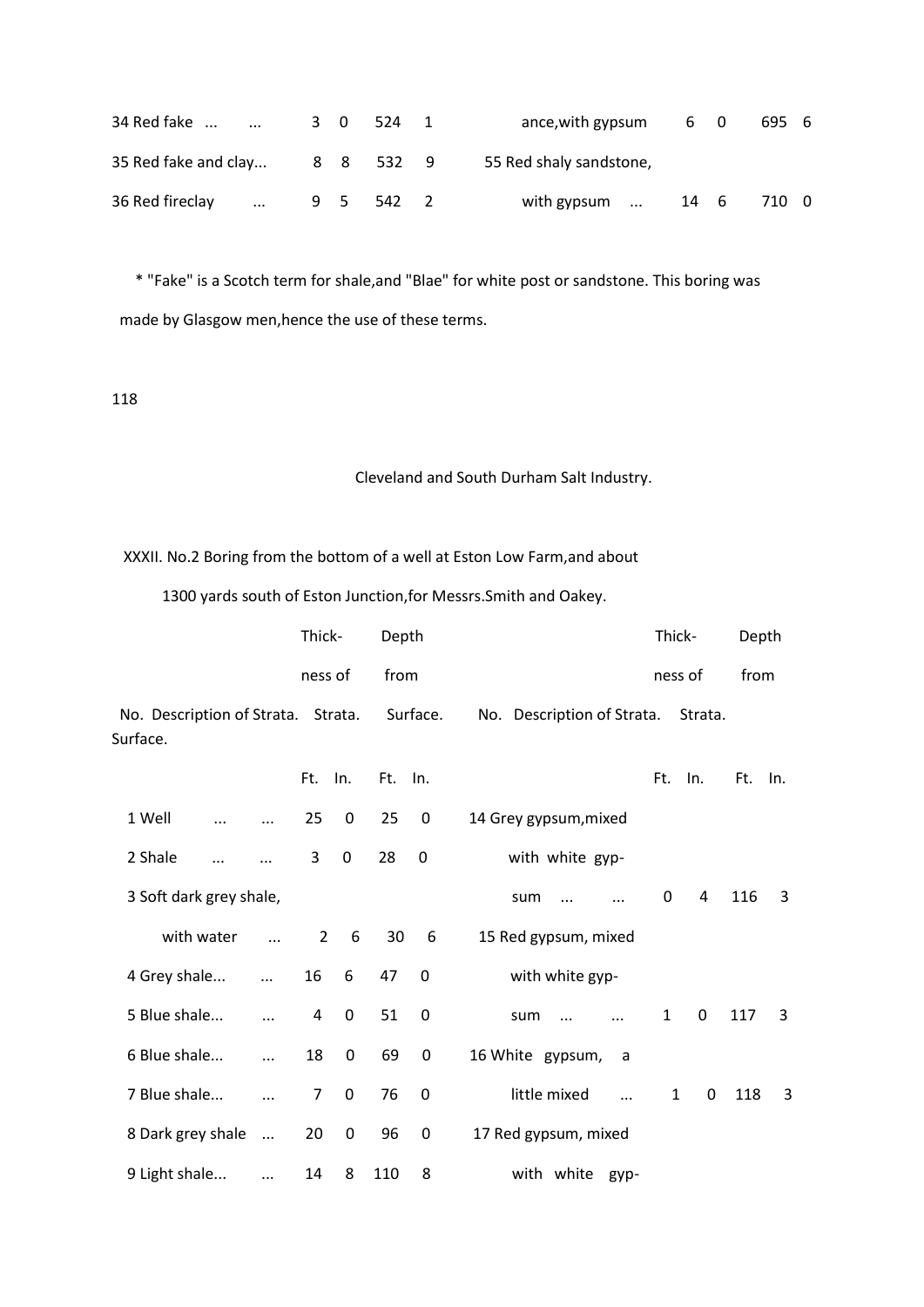| | | | | | | | | | |
|---|---|---|---|---|---|---|---|---|---|
| 34 Red fake ... ... | 3 | 0 | 524 | 1 | ance, with gypsum | 6 | 0 | 695 | 6 |
| 35 Red fake and clay... | 8 | 8 | 532 | 9 | 55 Red shaly sandstone, | | | | |
| 36 Red fireclay ... | 9 | 5 | 542 | 2 | with gypsum ... | 14 | 6 | 710 | 0 |

* "Fake" is a Scotch term for shale, and "Blae" for white post or sandstone. This boring was made by Glasgow men, hence the use of these terms.

XXXII. No.2 Boring from the bottom of a well at Eston Low Farm, and about 1300 yards south of Eston Junction, for Messrs. Smith and Oakey.

| No. Description of Strata. | Thickness of Strata. | | Depth from Surface. | | No. Description of Strata. | Thickness of Strata. | | Depth from Surface. | |
|---|---|---|---|---|---|---|---|---|---|
| | Ft. | In. | Ft. | In. | | Ft. | In. | Ft. | In. |
| 1 Well ... ... | 25 | 0 | 25 | 0 | 14 Grey gypsum, mixed | | | | |
| 2 Shale ... ... | 3 | 0 | 28 | 0 | with white gyp- | | | | |
| 3 Soft dark grey shale, | | | | | sum ... ... | 0 | 4 | 116 | 3 |
| with water ... | 2 | 6 | 30 | 6 | 15 Red gypsum, mixed | | | | |
| 4 Grey shale... ... | 16 | 6 | 47 | 0 | with white gyp- | | | | |
| 5 Blue shale... ... | 4 | 0 | 51 | 0 | sum ... ... | 1 | 0 | 117 | 3 |
| 6 Blue shale... ... | 18 | 0 | 69 | 0 | 16 White gypsum, a | | | | |
| 7 Blue shale... ... | 7 | 0 | 76 | 0 | little mixed ... | 1 | 0 | 118 | 3 |
| 8 Dark grey shale ... | 20 | 0 | 96 | 0 | 17 Red gypsum, mixed | | | | |
| 9 Light shale... ... | 14 | 8 | 110 | 8 | with white gyp- | | | | |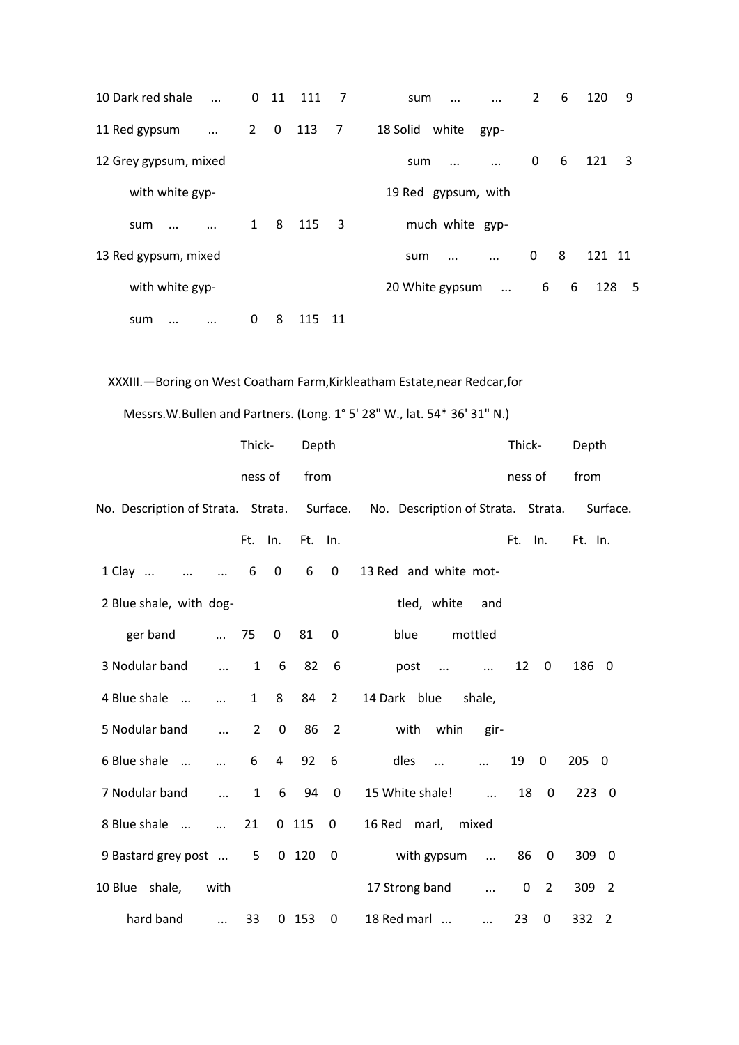| No. | Description of Strata. | Thickness of Strata. Ft. | In. | Depth from Surface. Ft. | In. |
|---|---|---|---|---|---|
| 10 | Dark red shale ... | 0 | 11 | 111 | 7 |
| 11 | Red gypsum ... | 2 | 0 | 113 | 7 |
| 12 | Grey gypsum, mixed with white gypsum ... ... | 1 | 8 | 115 | 3 |
| 13 | Red gypsum, mixed with white gypsum ... ... | 0 | 8 | 115 | 11 |
| | ... sum ... ... | 2 | 6 | 120 | 9 |
| 18 | Solid white gypsum ... ... | 0 | 6 | 121 | 3 |
| 19 | Red gypsum, with much white gypsum ... ... | 0 | 8 | 121 | 11 |
| 20 | White gypsum ... | 6 | 6 | 128 | 5 |

XXXIII.—Boring on West Coatham Farm,Kirkleatham Estate,near Redcar,for Messrs.W.Bullen and Partners. (Long. 1° 5' 28" W., lat. 54* 36' 31" N.)

| No. | Description of Strata. | Thickness of Strata. Ft. | In. | Depth from Surface. Ft. | In. |
|---|---|---|---|---|---|
| 1 | Clay ... ... ... | 6 | 0 | 6 | 0 |
| 2 | Blue shale, with dogger band ... | 75 | 0 | 81 | 0 |
| 3 | Nodular band ... | 1 | 6 | 82 | 6 |
| 4 | Blue shale ... ... | 1 | 8 | 84 | 2 |
| 5 | Nodular band ... | 2 | 0 | 86 | 2 |
| 6 | Blue shale ... ... | 6 | 4 | 92 | 6 |
| 7 | Nodular band ... | 1 | 6 | 94 | 0 |
| 8 | Blue shale ... ... | 21 | 0 | 115 | 0 |
| 9 | Bastard grey post ... | 5 | 0 | 120 | 0 |
| 10 | Blue shale, with hard band ... | 33 | 0 | 153 | 0 |
| 13 | Red and white mottled, white and blue mottled post ... ... | 12 | 0 | 186 | 0 |
| 14 | Dark blue shale, with whin girdles ... ... | 19 | 0 | 205 | 0 |
| 15 | White shale! ... | 18 | 0 | 223 | 0 |
| 16 | Red marl, mixed with gypsum ... | 86 | 0 | 309 | 0 |
| 17 | Strong band ... | 0 | 2 | 309 | 2 |
| 18 | Red marl ... ... | 23 | 0 | 332 | 2 |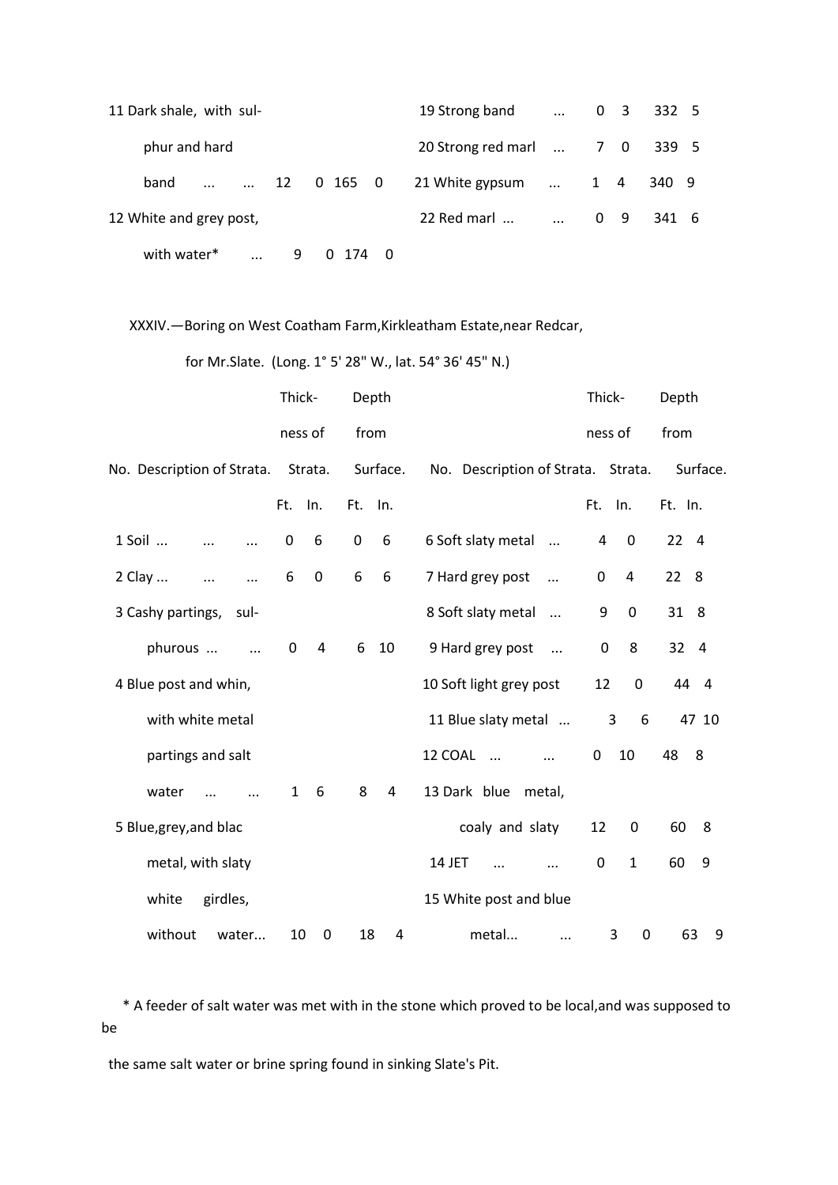| No. | Description of Strata. | Thickness of Strata. Ft. | In. | Depth from Surface. Ft. | In. | No. | Description of Strata. | Thickness of Strata. Ft. | In. | Depth from Surface. Ft. | In. |
|---|---|---|---|---|---|---|---|---|---|---|---|
| 11 | Dark shale, with sulphur and hard band ... ... | 12 | 0 | 165 | 0 | 19 | Strong band ... | 0 | 3 | 332 | 5 |
| 12 | White and grey post, with water* ... | 9 | 0 | 174 | 0 | 20 | Strong red marl ... | 7 | 0 | 339 | 5 |
| | | | | | | 21 | White gypsum ... | 1 | 4 | 340 | 9 |
| | | | | | | 22 | Red marl ... ... | 0 | 9 | 341 | 6 |

XXXIV.—Boring on West Coatham Farm, Kirkleatham Estate, near Redcar, for Mr. Slate. (Long. 1° 5' 28" W., lat. 54° 36' 45" N.)

| No. | Description of Strata. | Thickness of Strata. Ft. | In. | Depth from Surface. Ft. | In. | No. | Description of Strata. | Thickness of Strata. Ft. | In. | Depth from Surface. Ft. | In. |
|---|---|---|---|---|---|---|---|---|---|---|---|
| 1 | Soil ... ... ... | 0 | 6 | 0 | 6 | 6 | Soft slaty metal ... | 4 | 0 | 22 | 4 |
| 2 | Clay ... ... ... | 6 | 0 | 6 | 6 | 7 | Hard grey post ... | 0 | 4 | 22 | 8 |
| 3 | Cashy partings, sulphurous ... ... | 0 | 4 | 6 | 10 | 8 | Soft slaty metal ... | 9 | 0 | 31 | 8 |
| 4 | Blue post and whin, with white metal partings and salt water ... ... | 1 | 6 | 8 | 4 | 9 | Hard grey post ... | 0 | 8 | 32 | 4 |
| 5 | Blue, grey, and blac metal, with slaty white girdles, without water... | 10 | 0 | 18 | 4 | 10 | Soft light grey post | 12 | 0 | 44 | 4 |
| | | | | | | 11 | Blue slaty metal ... | 3 | 6 | 47 | 10 |
| | | | | | | 12 | COAL ... ... | 0 | 10 | 48 | 8 |
| | | | | | | 13 | Dark blue metal, coaly and slaty | 12 | 0 | 60 | 8 |
| | | | | | | 14 | JET ... ... | 0 | 1 | 60 | 9 |
| | | | | | | 15 | White post and blue metal... ... | 3 | 0 | 63 | 9 |

\* A feeder of salt water was met with in the stone which proved to be local, and was supposed to be the same salt water or brine spring found in sinking Slate's Pit.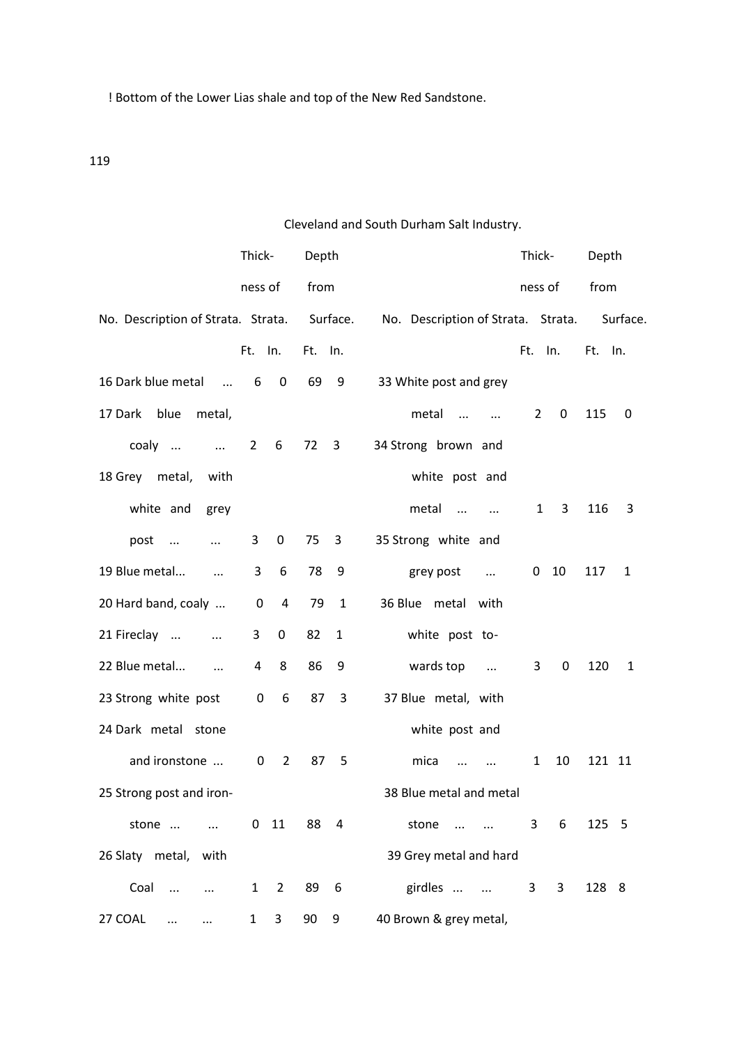! Bottom of the Lower Lias shale and top of the New Red Sandstone.

Cleveland and South Durham Salt Industry.

| No. | Description of Strata. | Thickness of Strata. Ft. | In. | Depth from Surface. Ft. | In. |
|---|---|---|---|---|---|
| 16 | Dark blue metal ... | 6 | 0 | 69 | 9 |
| 17 | Dark blue metal, coaly ... ... | 2 | 6 | 72 | 3 |
| 18 | Grey metal, with white and grey post ... ... | 3 | 0 | 75 | 3 |
| 19 | Blue metal... ... | 3 | 6 | 78 | 9 |
| 20 | Hard band, coaly ... | 0 | 4 | 79 | 1 |
| 21 | Fireclay ... ... | 3 | 0 | 82 | 1 |
| 22 | Blue metal... ... | 4 | 8 | 86 | 9 |
| 23 | Strong white post | 0 | 6 | 87 | 3 |
| 24 | Dark metal stone and ironstone ... | 0 | 2 | 87 | 5 |
| 25 | Strong post and ironstone ... ... | 0 | 11 | 88 | 4 |
| 26 | Slaty metal, with Coal ... ... | 1 | 2 | 89 | 6 |
| 27 | COAL ... ... | 1 | 3 | 90 | 9 |
| 33 | White post and grey metal ... ... | 2 | 0 | 115 | 0 |
| 34 | Strong brown and white post and metal ... ... | 1 | 3 | 116 | 3 |
| 35 | Strong white and grey post ... | 0 | 10 | 117 | 1 |
| 36 | Blue metal with white post towards top ... | 3 | 0 | 120 | 1 |
| 37 | Blue metal, with white post and mica ... ... | 1 | 10 | 121 | 11 |
| 38 | Blue metal and metal stone ... ... | 3 | 6 | 125 | 5 |
| 39 | Grey metal and hard girdles ... ... | 3 | 3 | 128 | 8 |
| 40 | Brown & grey metal, | | | | |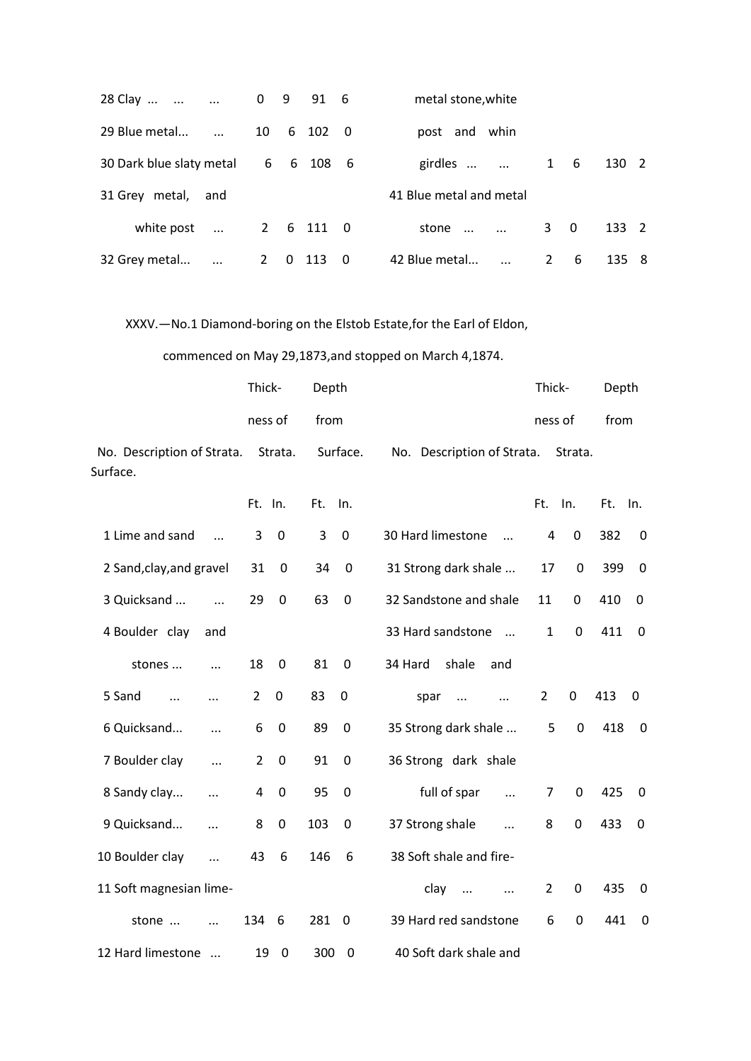| | | | | | | | | | | |
|---|---|---|---|---|---|---|---|---|---|---|
| 28 Clay ... ... ... | 0 | 9 | 91 | 6 | metal stone, white post and whin girdles ... ... | 1 | 6 | 130 | 2 |
| 29 Blue metal... ... | 10 | 6 | 102 | 0 | 41 Blue metal and metal stone ... ... | 3 | 0 | 133 | 2 |
| 30 Dark blue slaty metal | 6 | 6 | 108 | 6 | 42 Blue metal... ... | 2 | 6 | 135 | 8 |
| 31 Grey metal, and white post ... | 2 | 6 | 111 | 0 | | | | | |
| 32 Grey metal... ... | 2 | 0 | 113 | 0 | | | | | |

XXXV.—No.1 Diamond-boring on the Elstob Estate, for the Earl of Eldon, commenced on May 29, 1873, and stopped on March 4, 1874.

| No. Description of Strata. | Thickness of Strata. Ft. | In. | Depth from Surface. Ft. | In. | No. Description of Strata. | Thickness of Strata. Ft. | In. | Depth from Surface. Ft. | In. |
|---|---|---|---|---|---|---|---|---|---|
| 1 Lime and sand ... | 3 | 0 | 3 | 0 | 30 Hard limestone ... | 4 | 0 | 382 | 0 |
| 2 Sand, clay, and gravel | 31 | 0 | 34 | 0 | 31 Strong dark shale ... | 17 | 0 | 399 | 0 |
| 3 Quicksand ... ... | 29 | 0 | 63 | 0 | 32 Sandstone and shale | 11 | 0 | 410 | 0 |
| 4 Boulder clay and stones ... ... | 18 | 0 | 81 | 0 | 33 Hard sandstone ... | 1 | 0 | 411 | 0 |
| 5 Sand ... ... | 2 | 0 | 83 | 0 | 34 Hard shale and spar ... ... | 2 | 0 | 413 | 0 |
| 6 Quicksand... ... | 6 | 0 | 89 | 0 | 35 Strong dark shale ... | 5 | 0 | 418 | 0 |
| 7 Boulder clay ... | 2 | 0 | 91 | 0 | 36 Strong dark shale full of spar ... | 7 | 0 | 425 | 0 |
| 8 Sandy clay... ... | 4 | 0 | 95 | 0 | 37 Strong shale ... | 8 | 0 | 433 | 0 |
| 9 Quicksand... ... | 8 | 0 | 103 | 0 | 38 Soft shale and fire-clay ... ... | 2 | 0 | 435 | 0 |
| 10 Boulder clay ... | 43 | 6 | 146 | 6 | 39 Hard red sandstone | 6 | 0 | 441 | 0 |
| 11 Soft magnesian limestone ... ... | 134 | 6 | 281 | 0 | 40 Soft dark shale and | | | | |
| 12 Hard limestone ... | 19 | 0 | 300 | 0 | | | | | |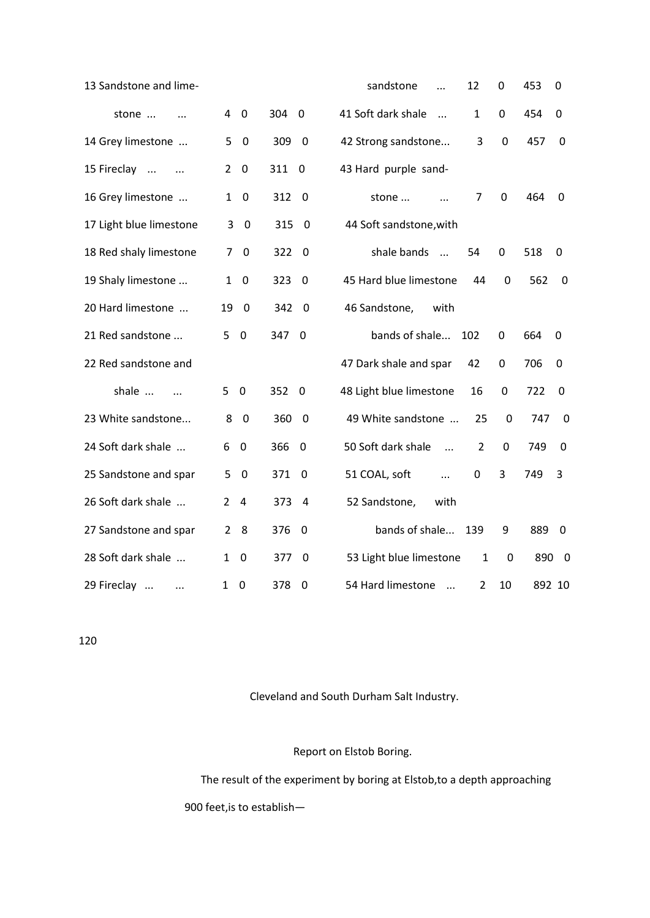| | Thickness ft. | in. | Depth ft. | in. |
|---|---|---|---|---|
| 13 Sandstone and limestone ... ... | 4 | 0 | 304 | 0 |
| 14 Grey limestone ... | 5 | 0 | 309 | 0 |
| 15 Fireclay ... ... | 2 | 0 | 311 | 0 |
| 16 Grey limestone ... | 1 | 0 | 312 | 0 |
| 17 Light blue limestone | 3 | 0 | 315 | 0 |
| 18 Red shaly limestone | 7 | 0 | 322 | 0 |
| 19 Shaly limestone ... | 1 | 0 | 323 | 0 |
| 20 Hard limestone ... | 19 | 0 | 342 | 0 |
| 21 Red sandstone ... | 5 | 0 | 347 | 0 |
| 22 Red sandstone and shale ... ... | 5 | 0 | 352 | 0 |
| 23 White sandstone... | 8 | 0 | 360 | 0 |
| 24 Soft dark shale ... | 6 | 0 | 366 | 0 |
| 25 Sandstone and spar | 5 | 0 | 371 | 0 |
| 26 Soft dark shale ... | 2 | 4 | 373 | 4 |
| 27 Sandstone and spar | 2 | 8 | 376 | 0 |
| 28 Soft dark shale ... | 1 | 0 | 377 | 0 |
| 29 Fireclay ... ... | 1 | 0 | 378 | 0 |
| sandstone ... | 12 | 0 | 453 | 0 |
| 41 Soft dark shale ... | 1 | 0 | 454 | 0 |
| 42 Strong sandstone... | 3 | 0 | 457 | 0 |
| 43 Hard purple sandstone ... ... | 7 | 0 | 464 | 0 |
| 44 Soft sandstone,with shale bands ... | 54 | 0 | 518 | 0 |
| 45 Hard blue limestone | 44 | 0 | 562 | 0 |
| 46 Sandstone, with bands of shale... | 102 | 0 | 664 | 0 |
| 47 Dark shale and spar | 42 | 0 | 706 | 0 |
| 48 Light blue limestone | 16 | 0 | 722 | 0 |
| 49 White sandstone ... | 25 | 0 | 747 | 0 |
| 50 Soft dark shale ... | 2 | 0 | 749 | 0 |
| 51 COAL, soft ... | 0 | 3 | 749 | 3 |
| 52 Sandstone, with bands of shale... | 139 | 9 | 889 | 0 |
| 53 Light blue limestone | 1 | 0 | 890 | 0 |
| 54 Hard limestone ... | 2 | 10 | 892 | 10 |

Cleveland and South Durham Salt Industry.

## Report on Elstob Boring.

The result of the experiment by boring at Elstob,to a depth approaching 900 feet,is to establish—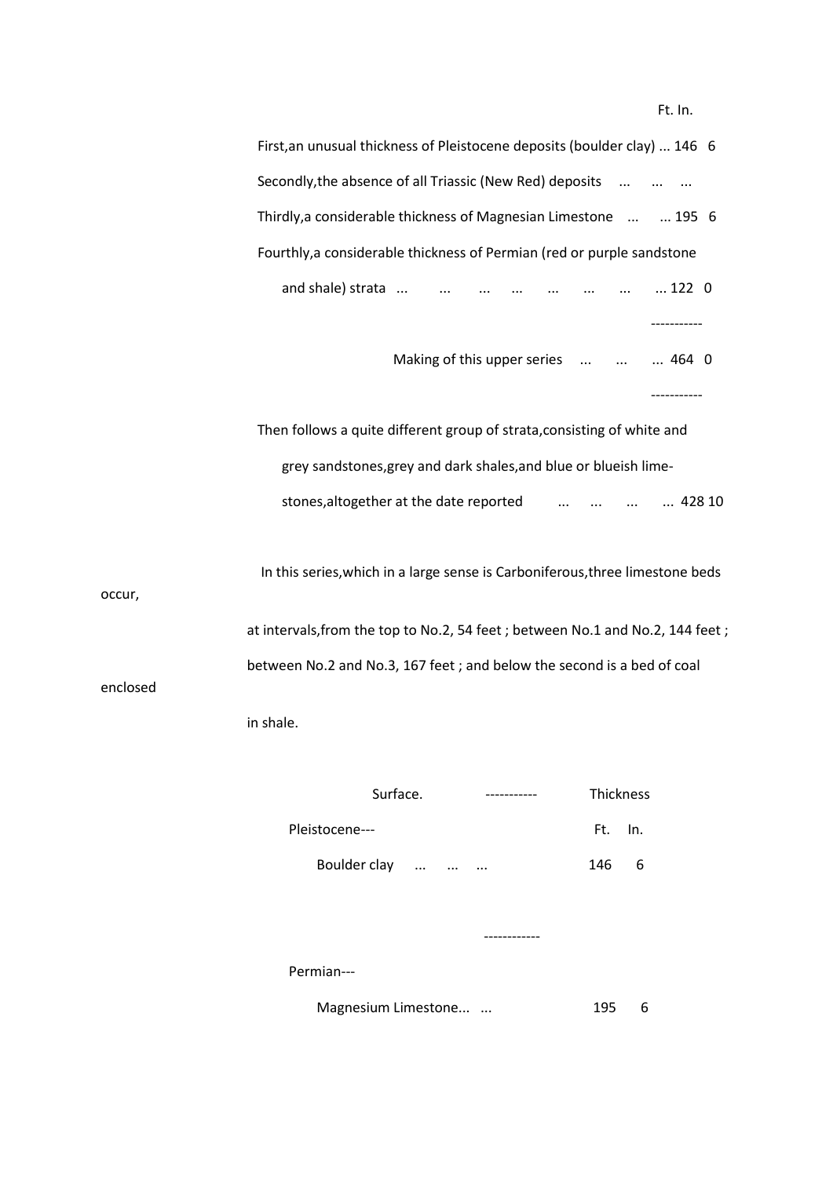| | Ft. | In. |
|---|---|---|
| First, an unusual thickness of Pleistocene deposits (boulder clay) ... | 146 | 6 |
| Secondly, the absence of all Triassic (New Red) deposits ... ... ... | | |
| Thirdly, a considerable thickness of Magnesian Limestone ... ... | 195 | 6 |
| Fourthly, a considerable thickness of Permian (red or purple sandstone and shale) strata ... ... ... ... ... ... ... ... | 122 | 0 |
| Making of this upper series ... ... ... | 464 | 0 |
| Then follows a quite different group of strata, consisting of white and grey sandstones, grey and dark shales, and blue or blueish limestones, altogether at the date reported ... ... ... ... | 428 | 10 |

In this series, which in a large sense is Carboniferous, three limestone beds occur, at intervals, from the top to No.2, 54 feet ; between No.1 and No.2, 144 feet ; between No.2 and No.3, 167 feet ; and below the second is a bed of coal enclosed in shale.

| Surface. | Thickness | |
|---|---|---|
| | Ft. | In. |
| Pleistocene--- | | |
| Boulder clay ... ... ... | 146 | 6 |
| Permian--- | | |
| Magnesium Limestone... ... | 195 | 6 |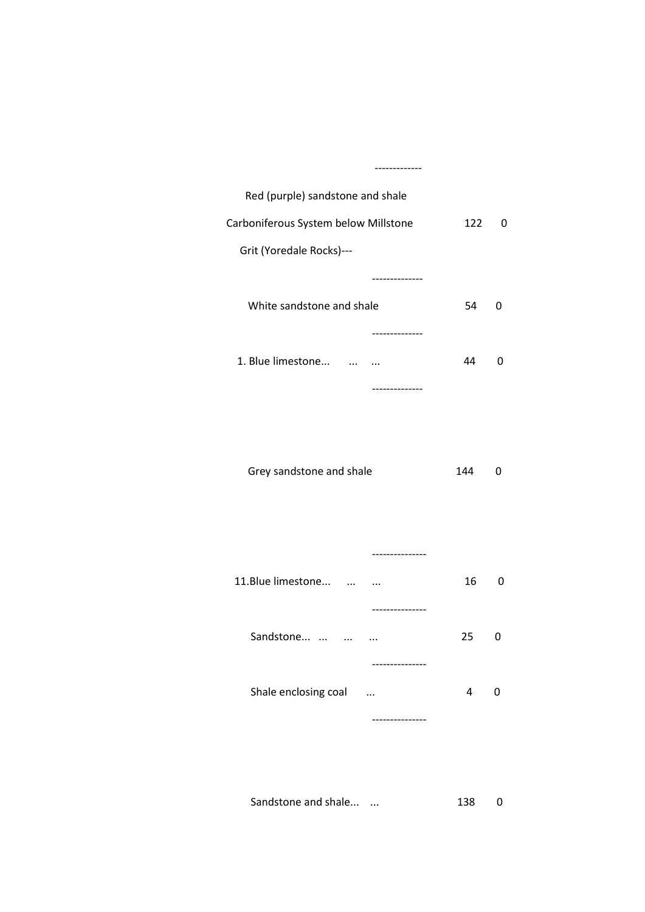| | | |
|---|---|---|
| Red (purple) sandstone and shale | | |
| Carboniferous System below Millstone Grit (Yoredale Rocks)--- | 122 | 0 |
| White sandstone and shale | 54 | 0 |
| 1. Blue limestone... ... ... | 44 | 0 |
| Grey sandstone and shale | 144 | 0 |
| 11.Blue limestone... ... ... | 16 | 0 |
| Sandstone... ... ... ... | 25 | 0 |
| Shale enclosing coal ... | 4 | 0 |
| Sandstone and shale... ... | 138 | 0 |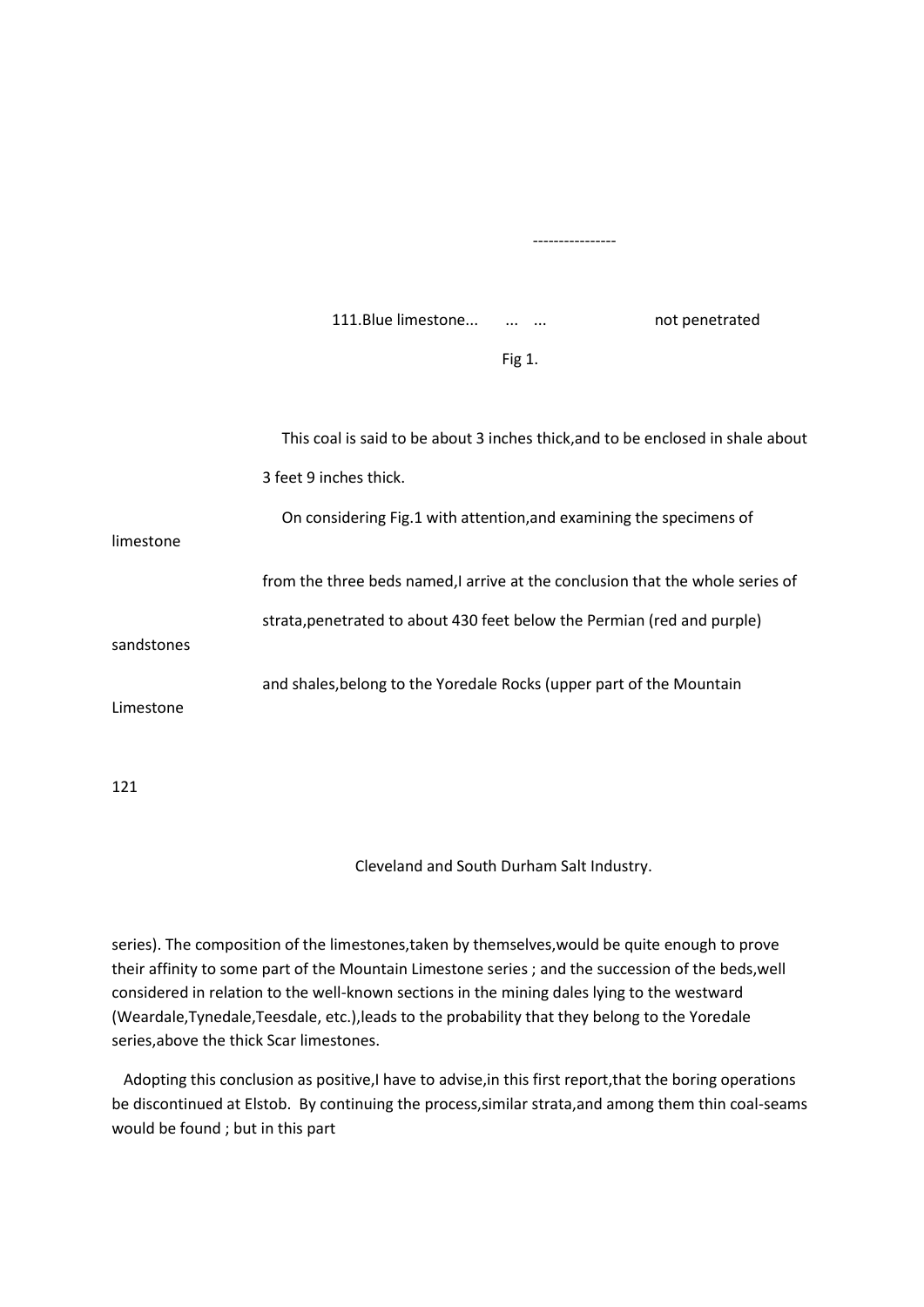----------------

111.Blue limestone... ... ... not penetrated

Fig 1.

This coal is said to be about 3 inches thick,and to be enclosed in shale about 3 feet 9 inches thick.

On considering Fig.1 with attention,and examining the specimens of limestone from the three beds named,I arrive at the conclusion that the whole series of strata,penetrated to about 430 feet below the Permian (red and purple) sandstones and shales,belong to the Yoredale Rocks (upper part of the Mountain Limestone series). The composition of the limestones,taken by themselves,would be quite enough to prove their affinity to some part of the Mountain Limestone series ; and the succession of the beds,well considered in relation to the well-known sections in the mining dales lying to the westward (Weardale,Tynedale,Teesdale, etc.),leads to the probability that they belong to the Yoredale series,above the thick Scar limestones.

Adopting this conclusion as positive,I have to advise,in this first report,that the boring operations be discontinued at Elstob. By continuing the process,similar strata,and among them thin coal-seams would be found ; but in this part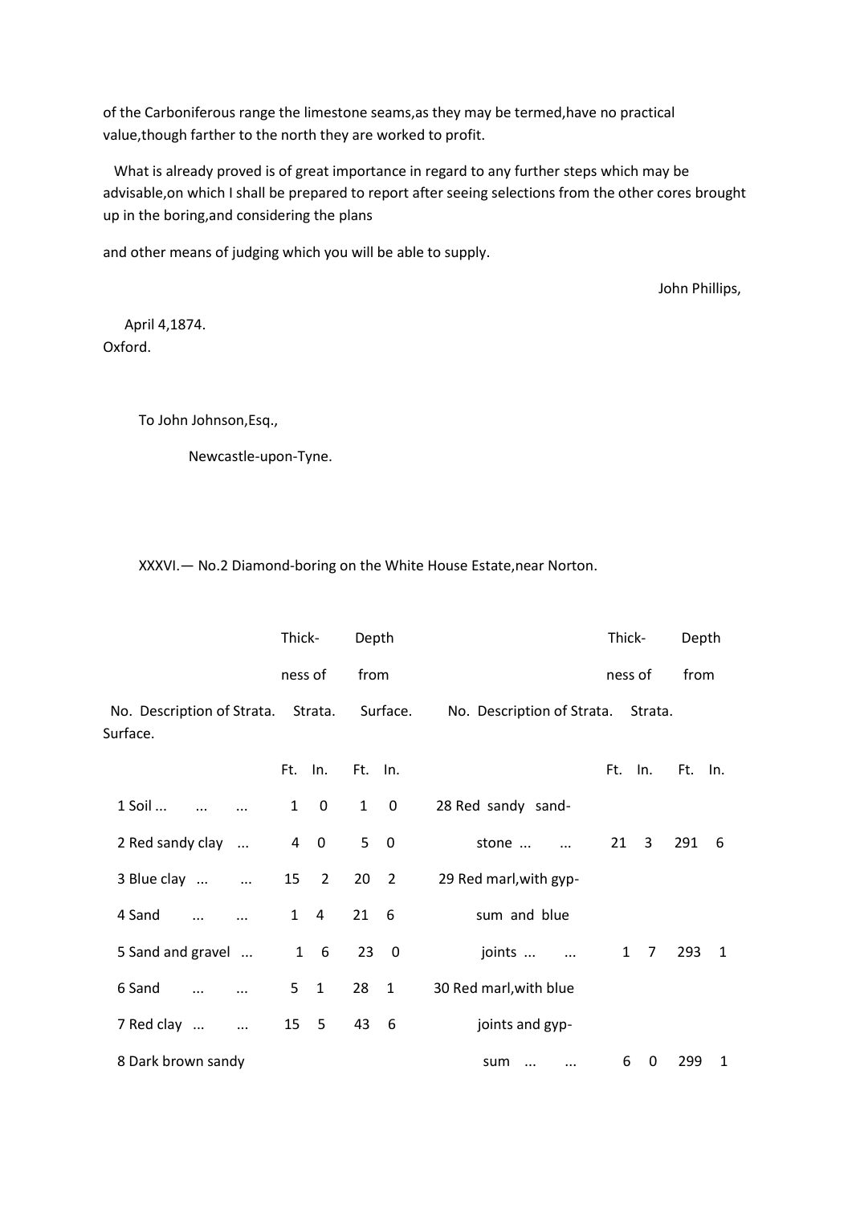of the Carboniferous range the limestone seams,as they may be termed,have no practical value,though farther to the north they are worked to profit.

What is already proved is of great importance in regard to any further steps which may be advisable,on which I shall be prepared to report after seeing selections from the other cores brought up in the boring,and considering the plans

and other means of judging which you will be able to supply.

John Phillips,

April 4,1874.
Oxford.

To John Johnson,Esq.,

Newcastle-upon-Tyne.

XXXVI.— No.2 Diamond-boring on the White House Estate,near Norton.

| No. Description of Strata. | Thickness of Strata. Ft. | In. | Depth from Surface. Ft. | In. | No. Description of Strata. | Thickness of Strata. Ft. | In. | Depth from Surface. Ft. | In. |
|---|---|---|---|---|---|---|---|---|---|
| 1 Soil ... ... ... | 1 | 0 | 1 | 0 | 28 Red sandy sandstone ... ... | 21 | 3 | 291 | 6 |
| 2 Red sandy clay ... | 4 | 0 | 5 | 0 | 29 Red marl,with gypsum and blue joints ... ... | 1 | 7 | 293 | 1 |
| 3 Blue clay ... ... | 15 | 2 | 20 | 2 | 30 Red marl,with blue joints and gypsum ... ... | 6 | 0 | 299 | 1 |
| 4 Sand ... ... | 1 | 4 | 21 | 6 | | | | | |
| 5 Sand and gravel ... | 1 | 6 | 23 | 0 | | | | | |
| 6 Sand ... ... | 5 | 1 | 28 | 1 | | | | | |
| 7 Red clay ... ... | 15 | 5 | 43 | 6 | | | | | |
| 8 Dark brown sandy | | | | | | | | | |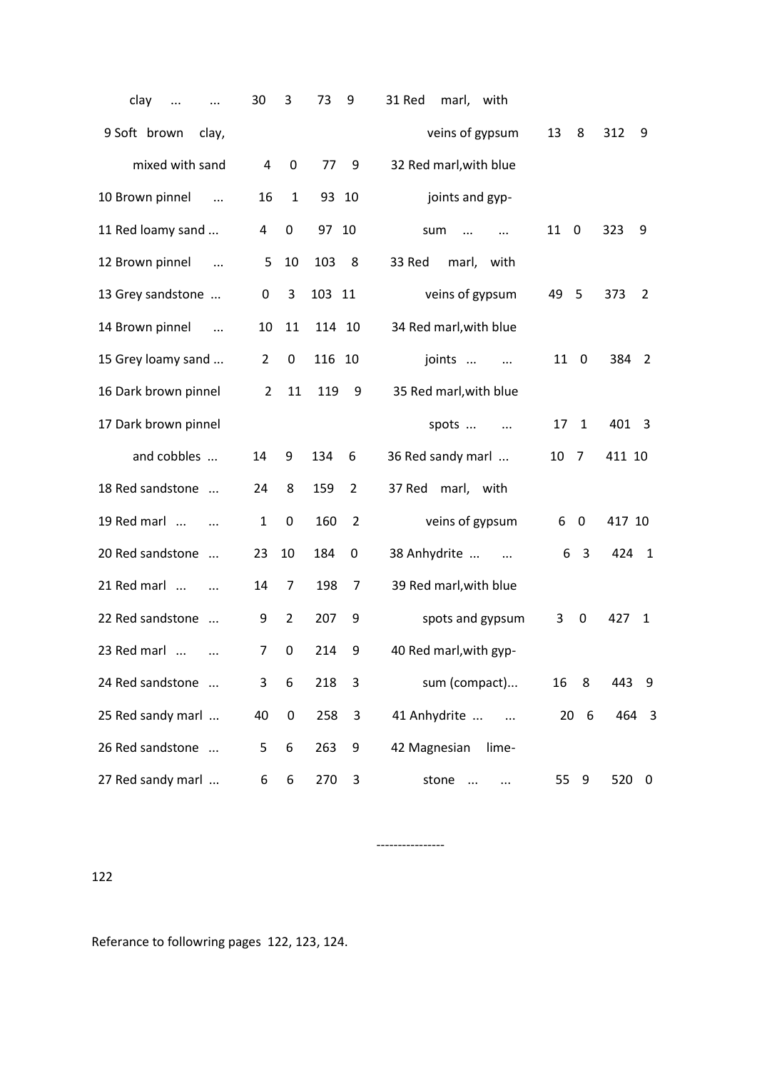| | | | | | | | | | |
|---|---|---|---|---|---|---|---|---|---|
| clay ... ... | 30 | 3 | 73 | 9 | 31 Red marl, with | | | | |
| 9 Soft brown clay, | | | | | veins of gypsum | 13 | 8 | 312 | 9 |
| mixed with sand | 4 | 0 | 77 | 9 | 32 Red marl, with blue | | | | |
| 10 Brown pinnel ... | 16 | 1 | 93 | 10 | joints and gyp- | | | | |
| 11 Red loamy sand ... | 4 | 0 | 97 | 10 | sum ... ... | 11 | 0 | 323 | 9 |
| 12 Brown pinnel ... | 5 | 10 | 103 | 8 | 33 Red marl, with | | | | |
| 13 Grey sandstone ... | 0 | 3 | 103 | 11 | veins of gypsum | 49 | 5 | 373 | 2 |
| 14 Brown pinnel ... | 10 | 11 | 114 | 10 | 34 Red marl, with blue | | | | |
| 15 Grey loamy sand ... | 2 | 0 | 116 | 10 | joints ... ... | 11 | 0 | 384 | 2 |
| 16 Dark brown pinnel | 2 | 11 | 119 | 9 | 35 Red marl, with blue | | | | |
| 17 Dark brown pinnel | | | | | spots ... ... | 17 | 1 | 401 | 3 |
| and cobbles ... | 14 | 9 | 134 | 6 | 36 Red sandy marl ... | 10 | 7 | 411 | 10 |
| 18 Red sandstone ... | 24 | 8 | 159 | 2 | 37 Red marl, with | | | | |
| 19 Red marl ... ... | 1 | 0 | 160 | 2 | veins of gypsum | 6 | 0 | 417 | 10 |
| 20 Red sandstone ... | 23 | 10 | 184 | 0 | 38 Anhydrite ... ... | 6 | 3 | 424 | 1 |
| 21 Red marl ... ... | 14 | 7 | 198 | 7 | 39 Red marl, with blue | | | | |
| 22 Red sandstone ... | 9 | 2 | 207 | 9 | spots and gypsum | 3 | 0 | 427 | 1 |
| 23 Red marl ... ... | 7 | 0 | 214 | 9 | 40 Red marl, with gyp- | | | | |
| 24 Red sandstone ... | 3 | 6 | 218 | 3 | sum (compact)... | 16 | 8 | 443 | 9 |
| 25 Red sandy marl ... | 40 | 0 | 258 | 3 | 41 Anhydrite ... ... | 20 | 6 | 464 | 3 |
| 26 Red sandstone ... | 5 | 6 | 263 | 9 | 42 Magnesian lime- | | | | |
| 27 Red sandy marl ... | 6 | 6 | 270 | 3 | stone ... ... | 55 | 9 | 520 | 0 |

----------------

Referance to followring pages 122, 123, 124.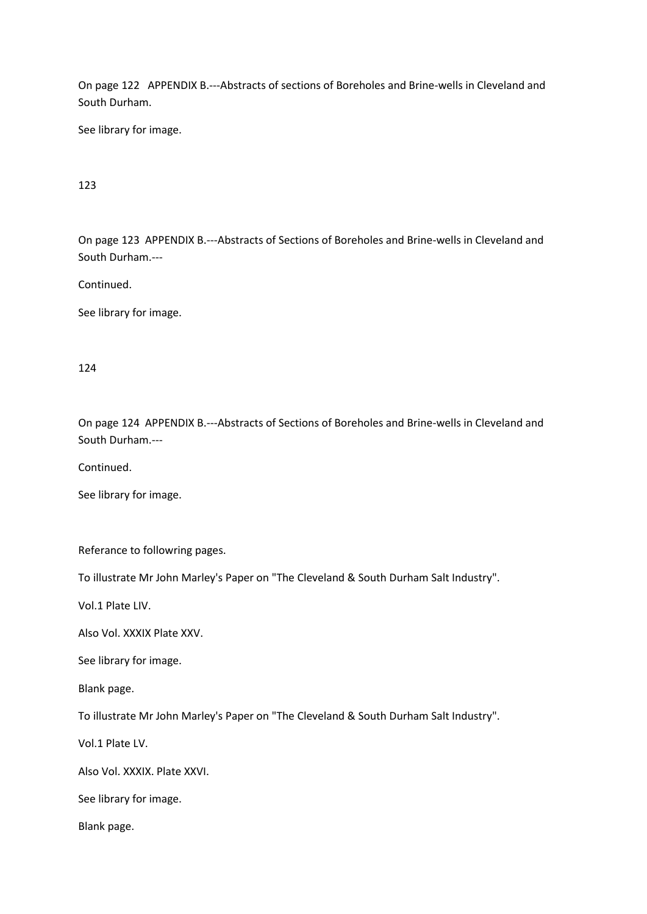On page 122 APPENDIX B.---Abstracts of sections of Boreholes and Brine-wells in Cleveland and South Durham.

See library for image.

123

On page 123 APPENDIX B.---Abstracts of Sections of Boreholes and Brine-wells in Cleveland and South Durham.---

Continued.

See library for image.

124

On page 124 APPENDIX B.---Abstracts of Sections of Boreholes and Brine-wells in Cleveland and South Durham.---

Continued.

See library for image.

Referance to followring pages.

To illustrate Mr John Marley's Paper on "The Cleveland & South Durham Salt Industry".

Vol.1 Plate LIV.

Also Vol. XXXIX Plate XXV.

See library for image.

Blank page.

To illustrate Mr John Marley's Paper on "The Cleveland & South Durham Salt Industry".

Vol.1 Plate LV.

Also Vol. XXXIX. Plate XXVI.

See library for image.

Blank page.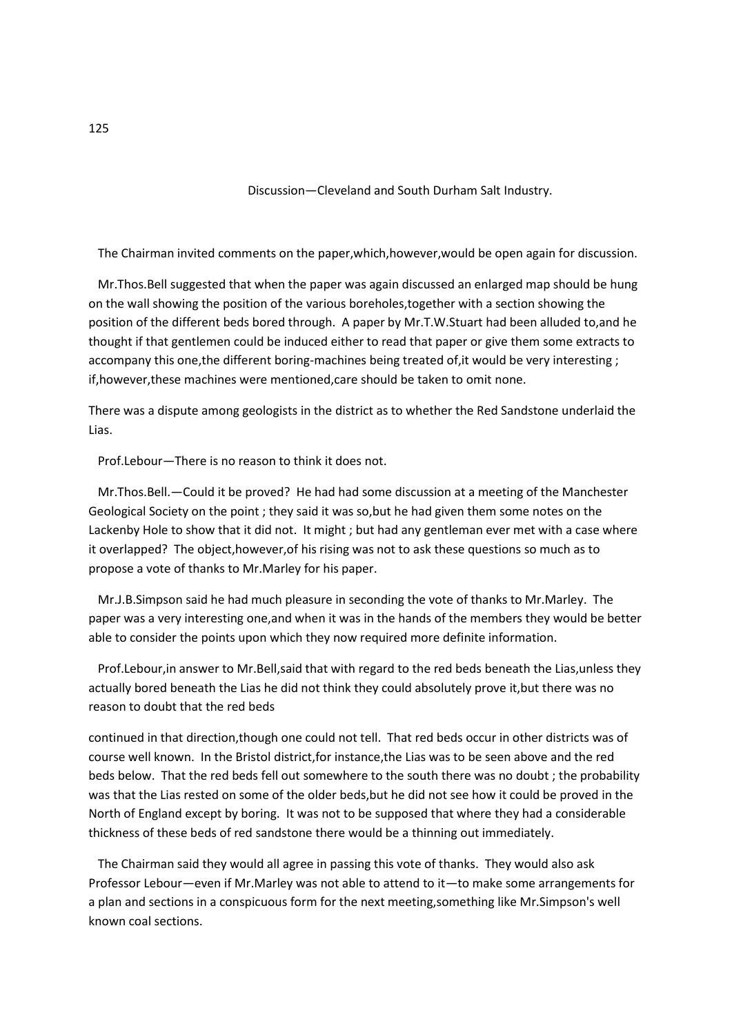Discussion—Cleveland and South Durham Salt Industry.

The Chairman invited comments on the paper,which,however,would be open again for discussion.

Mr.Thos.Bell suggested that when the paper was again discussed an enlarged map should be hung on the wall showing the position of the various boreholes,together with a section showing the position of the different beds bored through. A paper by Mr.T.W.Stuart had been alluded to,and he thought if that gentlemen could be induced either to read that paper or give them some extracts to accompany this one,the different boring-machines being treated of,it would be very interesting ; if,however,these machines were mentioned,care should be taken to omit none.

There was a dispute among geologists in the district as to whether the Red Sandstone underlaid the Lias.

Prof.Lebour—There is no reason to think it does not.

Mr.Thos.Bell.—Could it be proved? He had had some discussion at a meeting of the Manchester Geological Society on the point ; they said it was so,but he had given them some notes on the Lackenby Hole to show that it did not. It might ; but had any gentleman ever met with a case where it overlapped? The object,however,of his rising was not to ask these questions so much as to propose a vote of thanks to Mr.Marley for his paper.

Mr.J.B.Simpson said he had much pleasure in seconding the vote of thanks to Mr.Marley. The paper was a very interesting one,and when it was in the hands of the members they would be better able to consider the points upon which they now required more definite information.

Prof.Lebour,in answer to Mr.Bell,said that with regard to the red beds beneath the Lias,unless they actually bored beneath the Lias he did not think they could absolutely prove it,but there was no reason to doubt that the red beds continued in that direction,though one could not tell. That red beds occur in other districts was of course well known. In the Bristol district,for instance,the Lias was to be seen above and the red beds below. That the red beds fell out somewhere to the south there was no doubt ; the probability was that the Lias rested on some of the older beds,but he did not see how it could be proved in the North of England except by boring. It was not to be supposed that where they had a considerable thickness of these beds of red sandstone there would be a thinning out immediately.

The Chairman said they would all agree in passing this vote of thanks. They would also ask Professor Lebour—even if Mr.Marley was not able to attend to it—to make some arrangements for a plan and sections in a conspicuous form for the next meeting,something like Mr.Simpson's well known coal sections.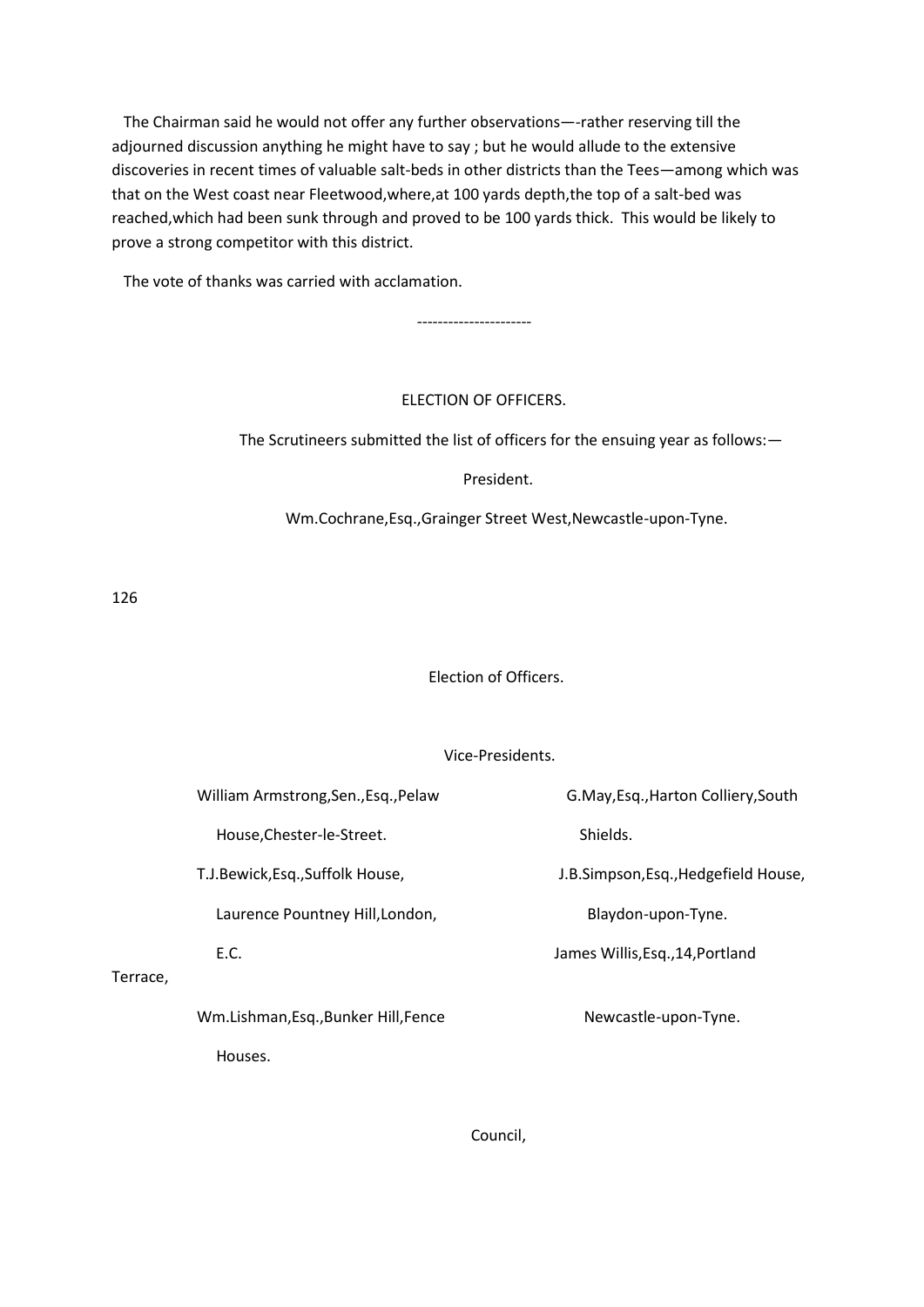The Chairman said he would not offer any further observations—-rather reserving till the adjourned discussion anything he might have to say ; but he would allude to the extensive discoveries in recent times of valuable salt-beds in other districts than the Tees—among which was that on the West coast near Fleetwood,where,at 100 yards depth,the top of a salt-bed was reached,which had been sunk through and proved to be 100 yards thick. This would be likely to prove a strong competitor with this district.

The vote of thanks was carried with acclamation.

---

ELECTION OF OFFICERS.

The Scrutineers submitted the list of officers for the ensuing year as follows:—

President.

Wm.Cochrane,Esq.,Grainger Street West,Newcastle-upon-Tyne.

Vice-Presidents.

William Armstrong,Sen.,Esq.,Pelaw House,Chester-le-Street.

T.J.Bewick,Esq.,Suffolk House, Laurence Pountney Hill,London, E.C.

Wm.Lishman,Esq.,Bunker Hill,Fence Houses.

G.May,Esq.,Harton Colliery,South Shields.

J.B.Simpson,Esq.,Hedgefield House, Blaydon-upon-Tyne.

James Willis,Esq.,14,Portland Terrace, Newcastle-upon-Tyne.

Council,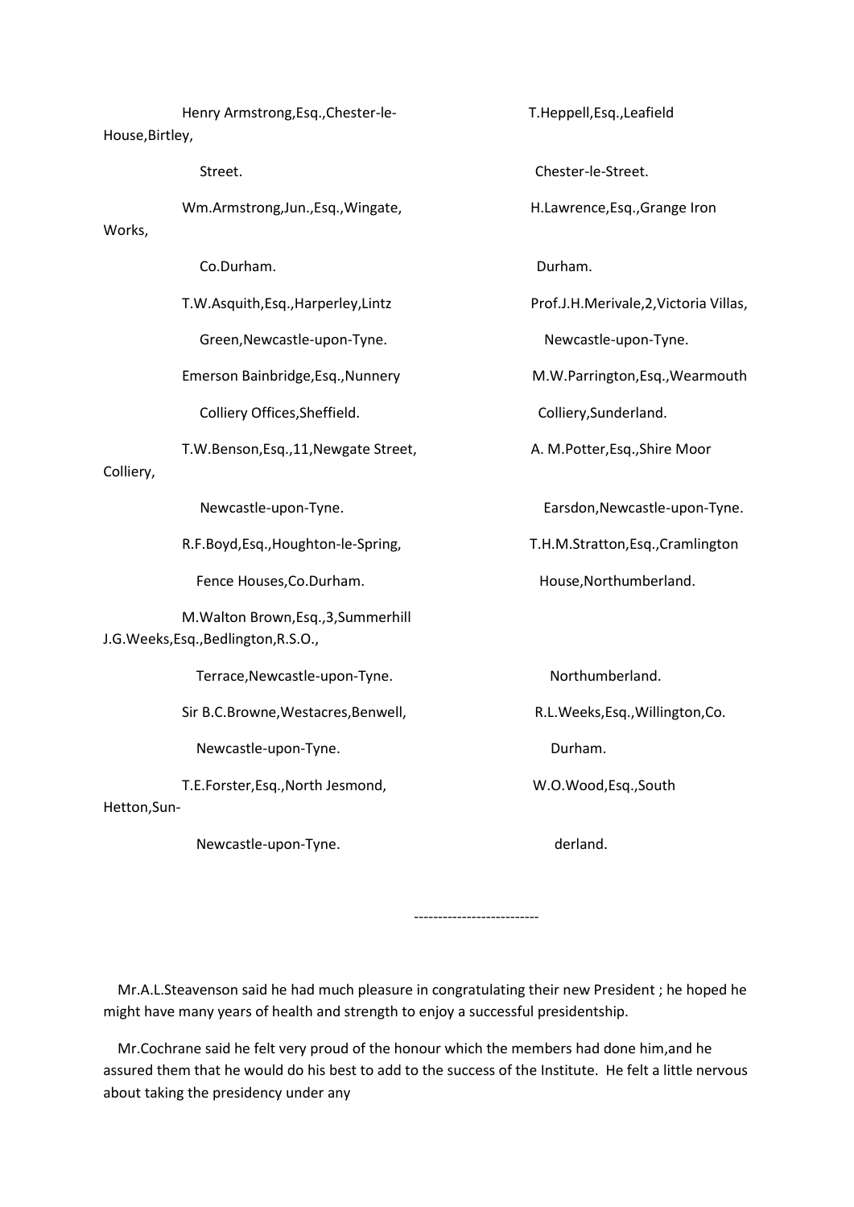Henry Armstrong,Esq.,Chester-le-House,Birtley, Street.

Wm.Armstrong,Jun.,Esq.,Wingate, Co.Durham.

T.W.Asquith,Esq.,Harperley,Lintz Green,Newcastle-upon-Tyne.

Emerson Bainbridge,Esq.,Nunnery Colliery Offices,Sheffield.

T.W.Benson,Esq.,11,Newgate Street, Newcastle-upon-Tyne.

R.F.Boyd,Esq.,Houghton-le-Spring, Fence Houses,Co.Durham.

M.Walton Brown,Esq.,3,Summerhill Terrace,Newcastle-upon-Tyne.

Sir B.C.Browne,Westacres,Benwell, Newcastle-upon-Tyne.

T.E.Forster,Esq.,North Jesmond, Newcastle-upon-Tyne.

T.Heppell,Esq.,Leafield Chester-le-Street.

H.Lawrence,Esq.,Grange Iron Works, Durham.

Prof.J.H.Merivale,2,Victoria Villas, Newcastle-upon-Tyne.

M.W.Parrington,Esq.,Wearmouth Colliery,Sunderland.

A. M.Potter,Esq.,Shire Moor Colliery, Earsdon,Newcastle-upon-Tyne.

T.H.M.Stratton,Esq.,Cramlington House,Northumberland.

J.G.Weeks,Esq.,Bedlington,R.S.O., Northumberland.

R.L.Weeks,Esq.,Willington,Co. Durham.

W.O.Wood,Esq.,South Hetton,Sunderland.

--------------------------

Mr.A.L.Steavenson said he had much pleasure in congratulating their new President ; he hoped he might have many years of health and strength to enjoy a successful presidentship.

Mr.Cochrane said he felt very proud of the honour which the members had done him,and he assured them that he would do his best to add to the success of the Institute. He felt a little nervous about taking the presidency under any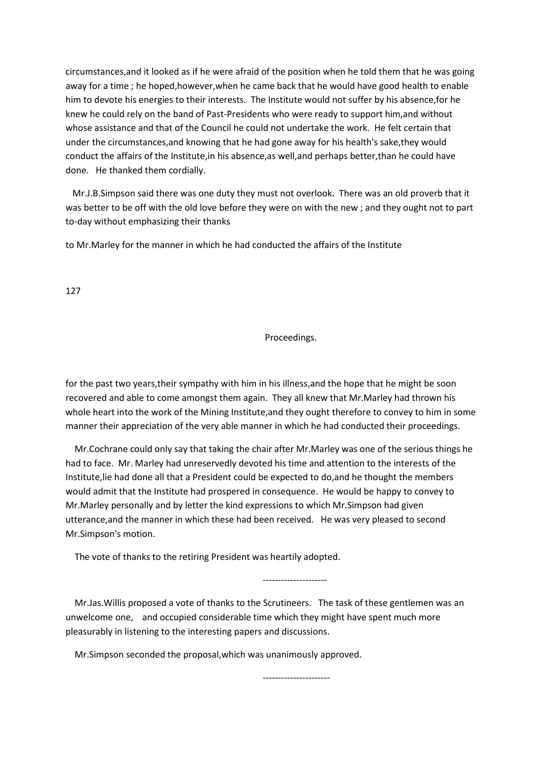circumstances,and it looked as if he were afraid of the position when he told them that he was going away for a time ; he hoped,however,when he came back that he would have good health to enable him to devote his energies to their interests. The Institute would not suffer by his absence,for he knew he could rely on the band of Past-Presidents who were ready to support him,and without whose assistance and that of the Council he could not undertake the work. He felt certain that under the circumstances,and knowing that he had gone away for his health's sake,they would conduct the affairs of the Institute,in his absence,as well,and perhaps better,than he could have done. He thanked them cordially.

Mr.J.B.Simpson said there was one duty they must not overlook. There was an old proverb that it was better to be off with the old love before they were on with the new ; and they ought not to part to-day without emphasizing their thanks to Mr.Marley for the manner in which he had conducted the affairs of the Institute for the past two years,their sympathy with him in his illness,and the hope that he might be soon recovered and able to come amongst them again. They all knew that Mr.Marley had thrown his whole heart into the work of the Mining Institute,and they ought therefore to convey to him in some manner their appreciation of the very able manner in which he had conducted their proceedings.

Mr.Cochrane could only say that taking the chair after Mr.Marley was one of the serious things he had to face. Mr. Marley had unreservedly devoted his time and attention to the interests of the Institute,lie had done all that a President could be expected to do,and he thought the members would admit that the Institute had prospered in consequence. He would be happy to convey to Mr.Marley personally and by letter the kind expressions to which Mr.Simpson had given utterance,and the manner in which these had been received. He was very pleased to second Mr.Simpson's motion.

The vote of thanks to the retiring President was heartily adopted.

---------------------

Mr.Jas.Willis proposed a vote of thanks to the Scrutineers. The task of these gentlemen was an unwelcome one, and occupied considerable time which they might have spent much more pleasurably in listening to the interesting papers and discussions.

Mr.Simpson seconded the proposal,which was unanimously approved.

----------------------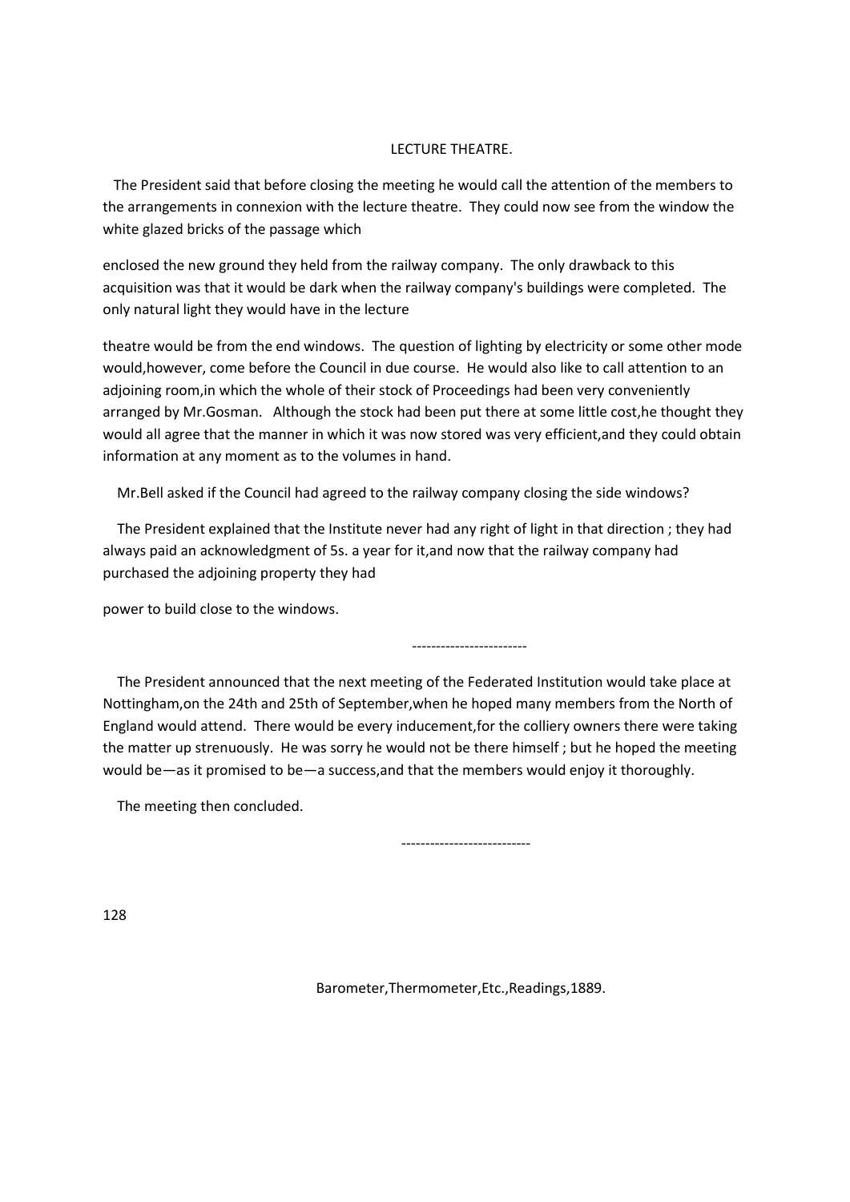## LECTURE THEATRE.

The President said that before closing the meeting he would call the attention of the members to the arrangements in connexion with the lecture theatre. They could now see from the window the white glazed bricks of the passage which enclosed the new ground they held from the railway company. The only drawback to this acquisition was that it would be dark when the railway company's buildings were completed. The only natural light they would have in the lecture theatre would be from the end windows. The question of lighting by electricity or some other mode would,however, come before the Council in due course. He would also like to call attention to an adjoining room,in which the whole of their stock of Proceedings had been very conveniently arranged by Mr.Gosman. Although the stock had been put there at some little cost,he thought they would all agree that the manner in which it was now stored was very efficient,and they could obtain information at any moment as to the volumes in hand.

Mr.Bell asked if the Council had agreed to the railway company closing the side windows?

The President explained that the Institute never had any right of light in that direction ; they had always paid an acknowledgment of 5s. a year for it,and now that the railway company had purchased the adjoining property they had power to build close to the windows.

------------------------

The President announced that the next meeting of the Federated Institution would take place at Nottingham,on the 24th and 25th of September,when he hoped many members from the North of England would attend. There would be every inducement,for the colliery owners there were taking the matter up strenuously. He was sorry he would not be there himself ; but he hoped the meeting would be—as it promised to be—a success,and that the members would enjoy it thoroughly.

The meeting then concluded.

---------------------------

Barometer,Thermometer,Etc.,Readings,1889.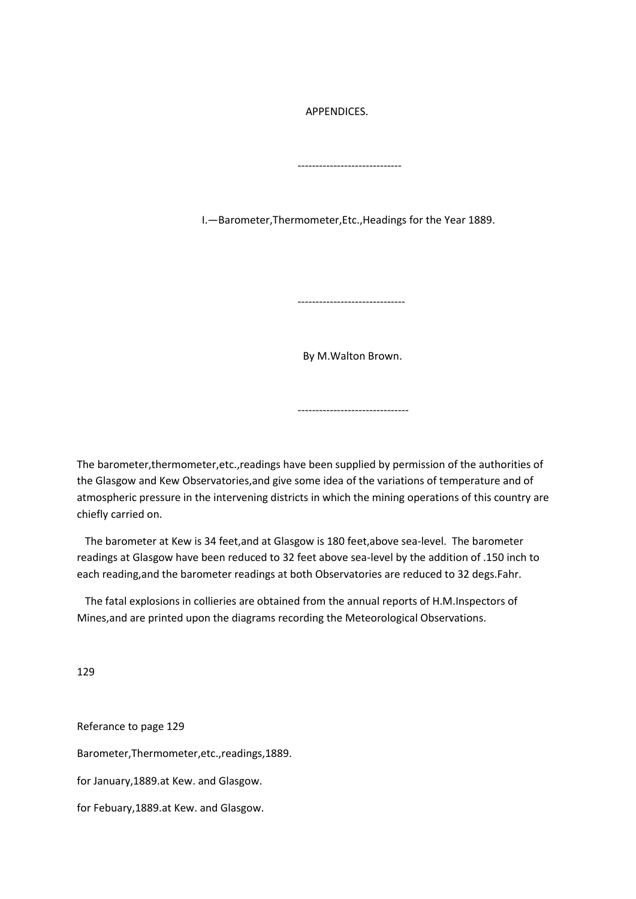# APPENDICES.

-----------------------------

## I.—Barometer,Thermometer,Etc.,Headings for the Year 1889.

------------------------------

By M.Walton Brown.

-------------------------------

The barometer,thermometer,etc.,readings have been supplied by permission of the authorities of the Glasgow and Kew Observatories,and give some idea of the variations of temperature and of atmospheric pressure in the intervening districts in which the mining operations of this country are chiefly carried on.

The barometer at Kew is 34 feet,and at Glasgow is 180 feet,above sea-level. The barometer readings at Glasgow have been reduced to 32 feet above sea-level by the addition of .150 inch to each reading,and the barometer readings at both Observatories are reduced to 32 degs.Fahr.

The fatal explosions in collieries are obtained from the annual reports of H.M.Inspectors of Mines,and are printed upon the diagrams recording the Meteorological Observations.

129

Referance to page 129

Barometer,Thermometer,etc.,readings,1889.

for January,1889.at Kew. and Glasgow.

for Febuary,1889.at Kew. and Glasgow.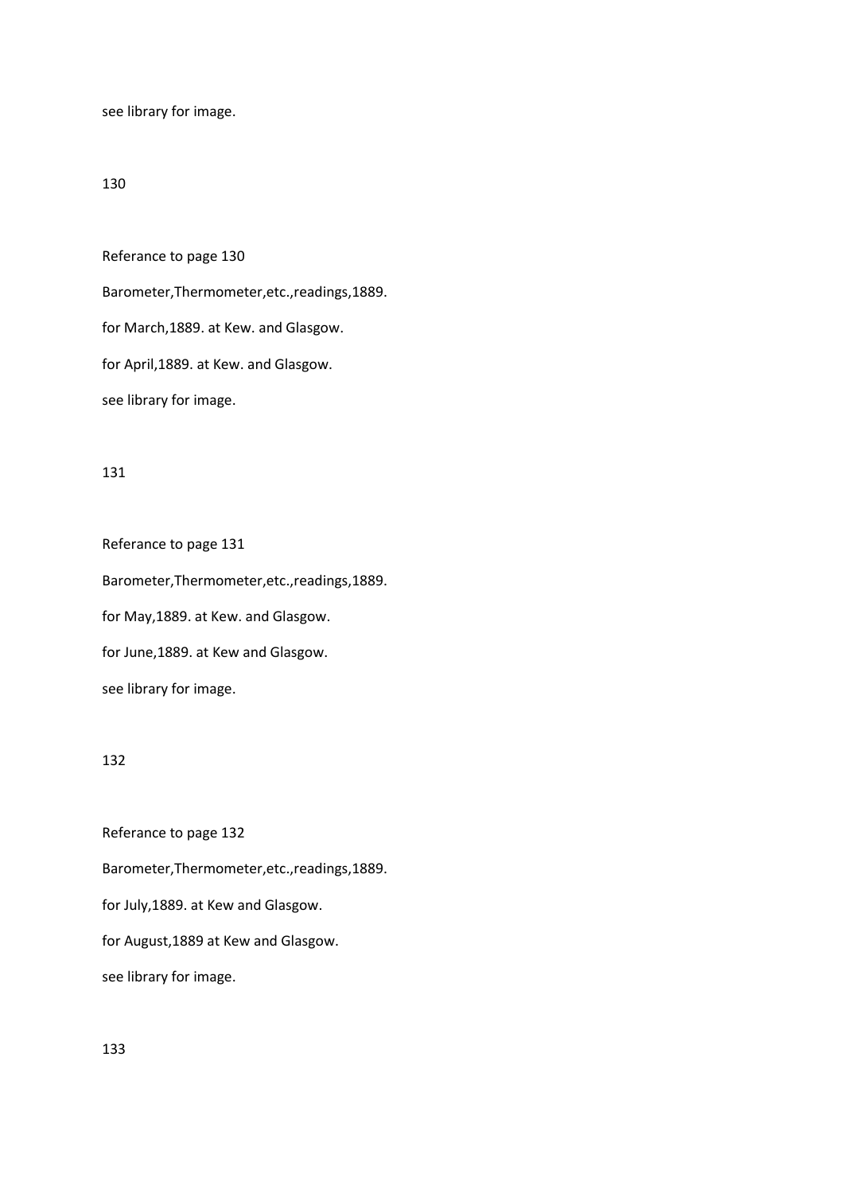see library for image.

130

Referance to page 130

Barometer,Thermometer,etc.,readings,1889.

for March,1889. at Kew. and Glasgow.

for April,1889. at Kew. and Glasgow.

see library for image.

131

Referance to page 131

Barometer,Thermometer,etc.,readings,1889.

for May,1889. at Kew. and Glasgow.

for June,1889. at Kew and Glasgow.

see library for image.

132

Referance to page 132

Barometer,Thermometer,etc.,readings,1889.

for July,1889. at Kew and Glasgow.

for August,1889 at Kew and Glasgow.

see library for image.

133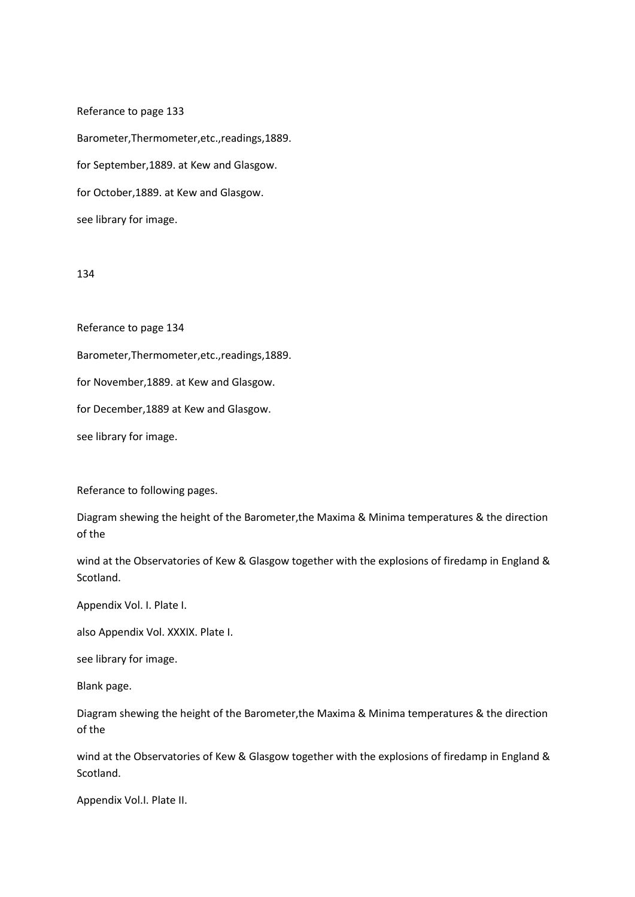Referance to page 133

Barometer,Thermometer,etc.,readings,1889.

for September,1889. at Kew and Glasgow.

for October,1889. at Kew and Glasgow.

see library for image.

134

Referance to page 134

Barometer,Thermometer,etc.,readings,1889.

for November,1889. at Kew and Glasgow.

for December,1889 at Kew and Glasgow.

see library for image.

Referance to following pages.

Diagram shewing the height of the Barometer,the Maxima & Minima temperatures & the direction of the

wind at the Observatories of Kew & Glasgow together with the explosions of firedamp in England & Scotland.

Appendix Vol. I. Plate I.

also Appendix Vol. XXXIX. Plate I.

see library for image.

Blank page.

Diagram shewing the height of the Barometer,the Maxima & Minima temperatures & the direction of the

wind at the Observatories of Kew & Glasgow together with the explosions of firedamp in England & Scotland.

Appendix Vol.I. Plate II.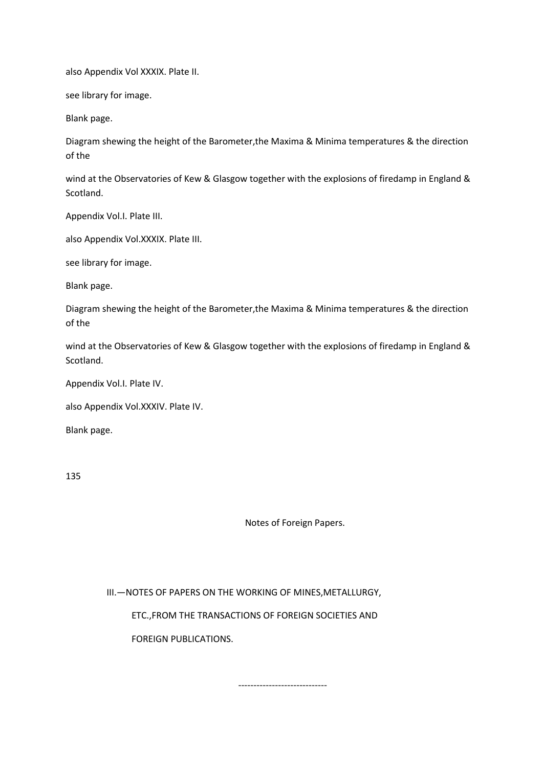also Appendix Vol XXXIX. Plate II.

see library for image.

Blank page.

Diagram shewing the height of the Barometer,the Maxima & Minima temperatures & the direction of the

wind at the Observatories of Kew & Glasgow together with the explosions of firedamp in England & Scotland.

Appendix Vol.I. Plate III.

also Appendix Vol.XXXIX. Plate III.

see library for image.

Blank page.

Diagram shewing the height of the Barometer,the Maxima & Minima temperatures & the direction of the

wind at the Observatories of Kew & Glasgow together with the explosions of firedamp in England & Scotland.

Appendix Vol.I. Plate IV.

also Appendix Vol.XXXIV. Plate IV.

Blank page.

Notes of Foreign Papers.

## III.—NOTES OF PAPERS ON THE WORKING OF MINES,METALLURGY, ETC.,FROM THE TRANSACTIONS OF FOREIGN SOCIETIES AND FOREIGN PUBLICATIONS.

-----------------------------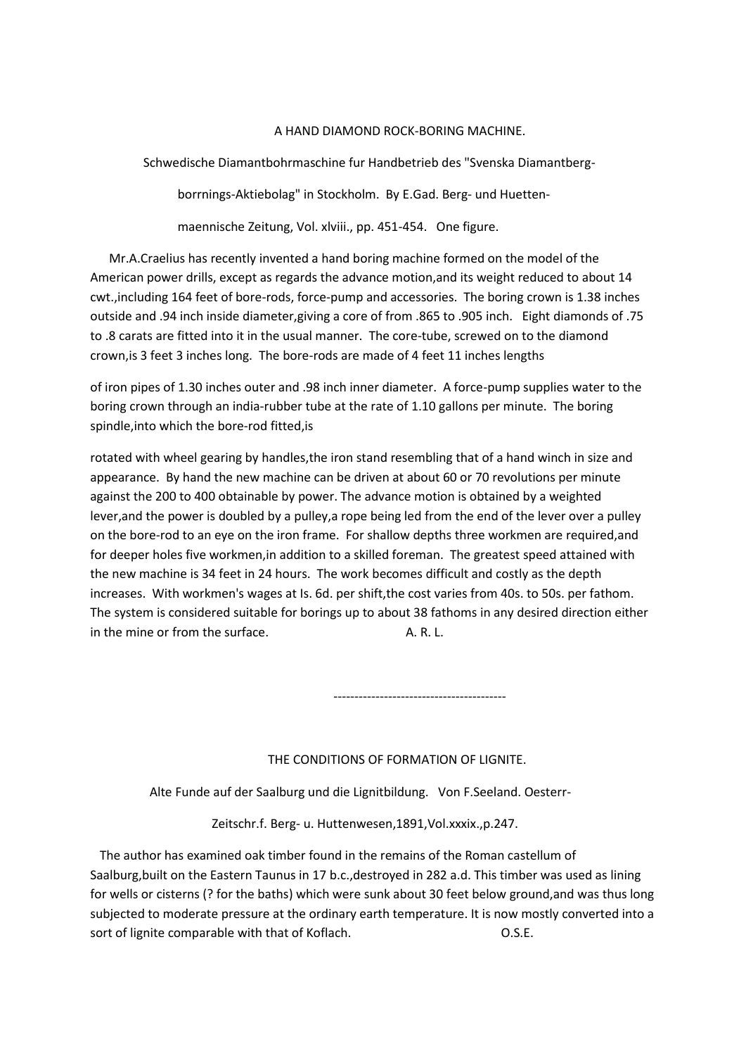## A HAND DIAMOND ROCK-BORING MACHINE.

Schwedische Diamantbohrmaschine fur Handbetrieb des "Svenska Diamantberg-borrnings-Aktiebolag" in Stockholm. By E.Gad. Berg- und Huetten-maennische Zeitung, Vol. xlviii., pp. 451-454. One figure.

Mr.A.Craelius has recently invented a hand boring machine formed on the model of the American power drills, except as regards the advance motion,and its weight reduced to about 14 cwt.,including 164 feet of bore-rods, force-pump and accessories. The boring crown is 1.38 inches outside and .94 inch inside diameter,giving a core of from .865 to .905 inch. Eight diamonds of .75 to .8 carats are fitted into it in the usual manner. The core-tube, screwed on to the diamond crown,is 3 feet 3 inches long. The bore-rods are made of 4 feet 11 inches lengths of iron pipes of 1.30 inches outer and .98 inch inner diameter. A force-pump supplies water to the boring crown through an india-rubber tube at the rate of 1.10 gallons per minute. The boring spindle,into which the bore-rod fitted,is rotated with wheel gearing by handles,the iron stand resembling that of a hand winch in size and appearance. By hand the new machine can be driven at about 60 or 70 revolutions per minute against the 200 to 400 obtainable by power. The advance motion is obtained by a weighted lever,and the power is doubled by a pulley,a rope being led from the end of the lever over a pulley on the bore-rod to an eye on the iron frame. For shallow depths three workmen are required,and for deeper holes five workmen,in addition to a skilled foreman. The greatest speed attained with the new machine is 34 feet in 24 hours. The work becomes difficult and costly as the depth increases. With workmen's wages at Is. 6d. per shift,the cost varies from 40s. to 50s. per fathom. The system is considered suitable for borings up to about 38 fathoms in any desired direction either in the mine or from the surface. A. R. L.

-----------------------------------------

## THE CONDITIONS OF FORMATION OF LIGNITE.

Alte Funde auf der Saalburg und die Lignitbildung. Von F.Seeland. Oesterr-Zeitschr.f. Berg- u. Huttenwesen,1891,Vol.xxxix.,p.247.

The author has examined oak timber found in the remains of the Roman castellum of Saalburg,built on the Eastern Taunus in 17 b.c.,destroyed in 282 a.d. This timber was used as lining for wells or cisterns (? for the baths) which were sunk about 30 feet below ground,and was thus long subjected to moderate pressure at the ordinary earth temperature. It is now mostly converted into a sort of lignite comparable with that of Koflach. O.S.E.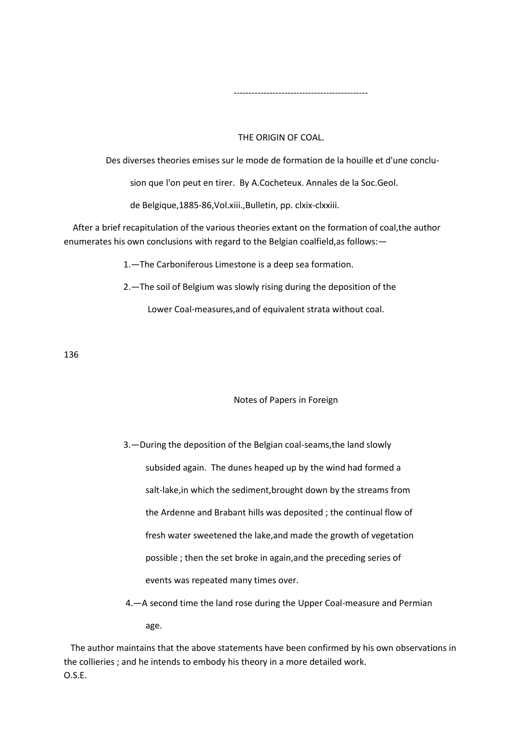---

### THE ORIGIN OF COAL.

Des diverses theories emises sur le mode de formation de la houille et d'une conclusion que l'on peut en tirer. By A.Cocheteux. Annales de la Soc.Geol. de Belgique,1885-86,Vol.xiii.,Bulletin, pp. clxix-clxxiii.

After a brief recapitulation of the various theories extant on the formation of coal,the author enumerates his own conclusions with regard to the Belgian coalfield,as follows:—

1.—The Carboniferous Limestone is a deep sea formation.

2.—The soil of Belgium was slowly rising during the deposition of the Lower Coal-measures,and of equivalent strata without coal.

3.—During the deposition of the Belgian coal-seams,the land slowly subsided again. The dunes heaped up by the wind had formed a salt-lake,in which the sediment,brought down by the streams from the Ardenne and Brabant hills was deposited ; the continual flow of fresh water sweetened the lake,and made the growth of vegetation possible ; then the set broke in again,and the preceding series of events was repeated many times over.

4.—A second time the land rose during the Upper Coal-measure and Permian age.

The author maintains that the above statements have been confirmed by his own observations in the collieries ; and he intends to embody his theory in a more detailed work.
O.S.E.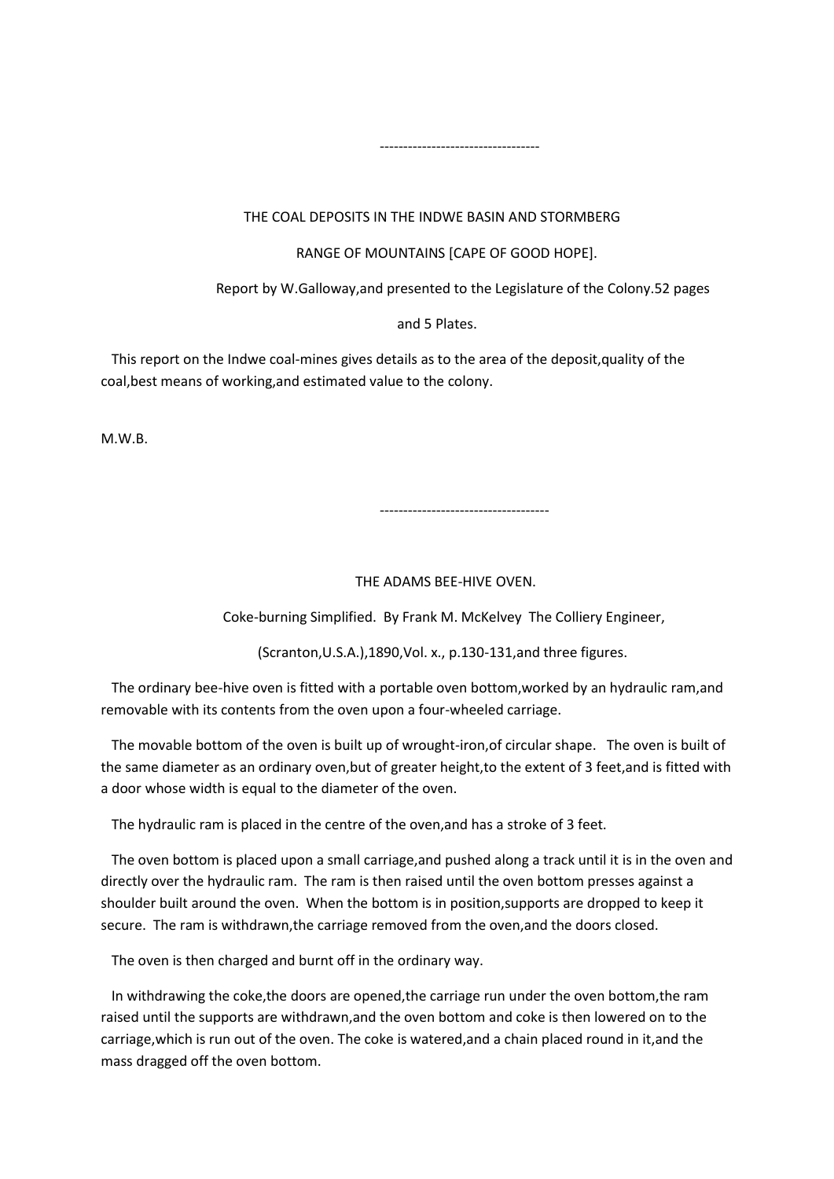----------------------------------

THE COAL DEPOSITS IN THE INDWE BASIN AND STORMBERG

RANGE OF MOUNTAINS [CAPE OF GOOD HOPE].

Report by W.Galloway,and presented to the Legislature of the Colony.52 pages

and 5 Plates.

This report on the Indwe coal-mines gives details as to the area of the deposit,quality of the coal,best means of working,and estimated value to the colony.

M.W.B.

------------------------------------

THE ADAMS BEE-HIVE OVEN.

Coke-burning Simplified. By Frank M. McKelvey The Colliery Engineer,

(Scranton,U.S.A.),1890,Vol. x., p.130-131,and three figures.

The ordinary bee-hive oven is fitted with a portable oven bottom,worked by an hydraulic ram,and removable with its contents from the oven upon a four-wheeled carriage.

The movable bottom of the oven is built up of wrought-iron,of circular shape. The oven is built of the same diameter as an ordinary oven,but of greater height,to the extent of 3 feet,and is fitted with a door whose width is equal to the diameter of the oven.

The hydraulic ram is placed in the centre of the oven,and has a stroke of 3 feet.

The oven bottom is placed upon a small carriage,and pushed along a track until it is in the oven and directly over the hydraulic ram. The ram is then raised until the oven bottom presses against a shoulder built around the oven. When the bottom is in position,supports are dropped to keep it secure. The ram is withdrawn,the carriage removed from the oven,and the doors closed.

The oven is then charged and burnt off in the ordinary way.

In withdrawing the coke,the doors are opened,the carriage run under the oven bottom,the ram raised until the supports are withdrawn,and the oven bottom and coke is then lowered on to the carriage,which is run out of the oven. The coke is watered,and a chain placed round in it,and the mass dragged off the oven bottom.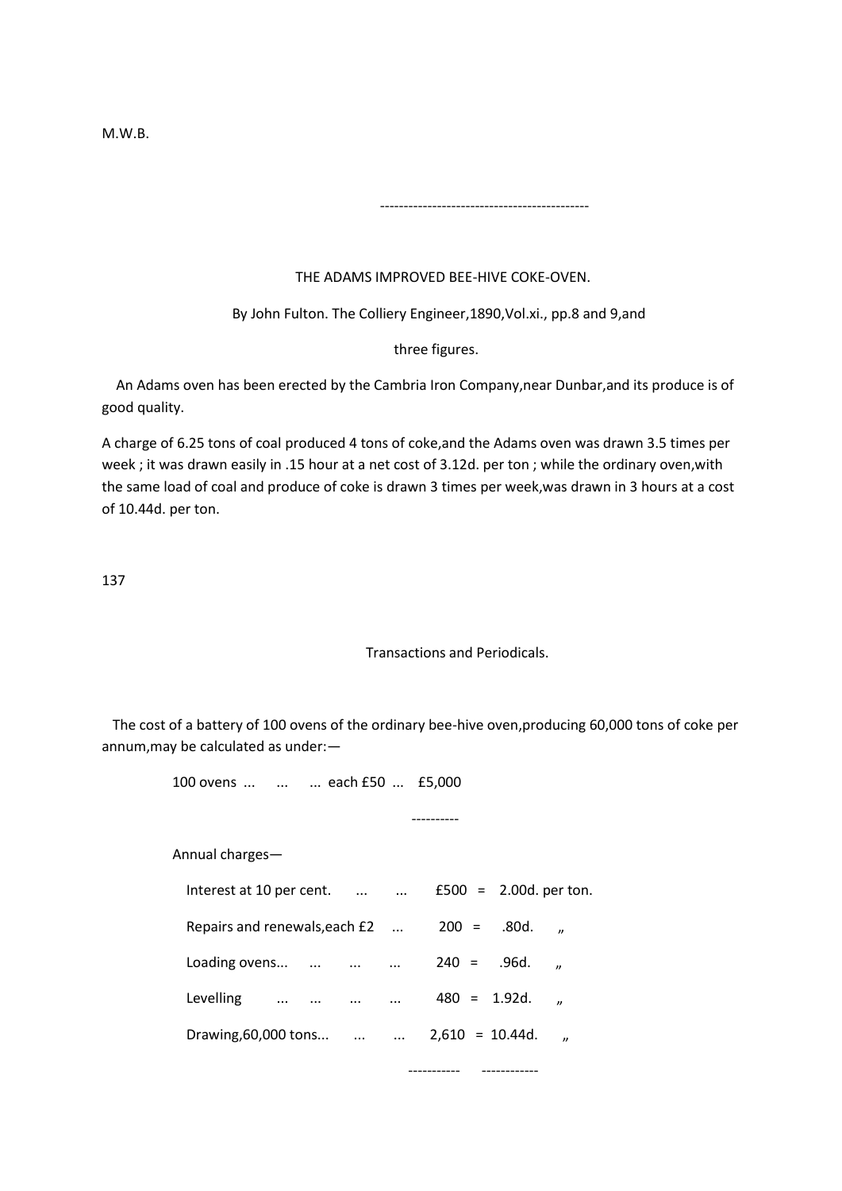M.W.B.

--------------------------------------------

THE ADAMS IMPROVED BEE-HIVE COKE-OVEN.

By John Fulton. The Colliery Engineer,1890,Vol.xi., pp.8 and 9,and three figures.

An Adams oven has been erected by the Cambria Iron Company,near Dunbar,and its produce is of good quality.

A charge of 6.25 tons of coal produced 4 tons of coke,and the Adams oven was drawn 3.5 times per week ; it was drawn easily in .15 hour at a net cost of 3.12d. per ton ; while the ordinary oven,with the same load of coal and produce of coke is drawn 3 times per week,was drawn in 3 hours at a cost of 10.44d. per ton.

The cost of a battery of 100 ovens of the ordinary bee-hive oven,producing 60,000 tons of coke per annum,may be calculated as under:—

| | | | |
|---|---|---|---|
| 100 ovens ... ... ... each £50 ... | £5,000 | | |
| Annual charges— | | | |
| Interest at 10 per cent. ... ... | £500 | = | 2.00d. per ton. |
| Repairs and renewals,each £2 ... | 200 | = | .80d. „ |
| Loading ovens... ... ... ... | 240 | = | .96d. „ |
| Levelling ... ... ... ... | 480 | = | 1.92d. „ |
| Drawing,60,000 tons... ... ... | 2,610 | = | 10.44d. „ |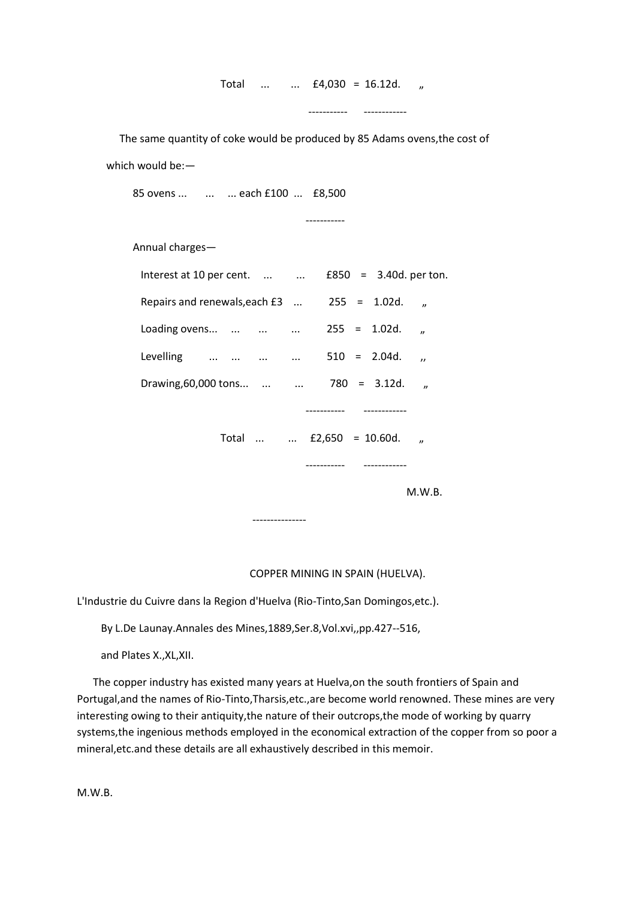Total ... ... £4,030 = 16.12d. „

----------- ------------

The same quantity of coke would be produced by 85 Adams ovens,the cost of which would be:—

85 ovens ... ... ... each £100 ... £8,500

-----------

Annual charges—

| | | | |
|---|---|---|---|
| Interest at 10 per cent. ... ... | £850 | = | 3.40d. per ton. |
| Repairs and renewals,each £3 ... | 255 | = | 1.02d. „ |
| Loading ovens... ... ... ... | 255 | = | 1.02d. „ |
| Levelling ... ... ... ... | 510 | = | 2.04d. „ |
| Drawing,60,000 tons... ... ... | 780 | = | 3.12d. „ |
| Total ... ... | £2,650 | = | 10.60d. „ |

M.W.B.

---------------

## COPPER MINING IN SPAIN (HUELVA).

L'Industrie du Cuivre dans la Region d'Huelva (Rio-Tinto,San Domingos,etc.).

By L.De Launay.Annales des Mines,1889,Ser.8,Vol.xvi,,pp.427--516,

and Plates X.,XL,XII.

The copper industry has existed many years at Huelva,on the south frontiers of Spain and Portugal,and the names of Rio-Tinto,Tharsis,etc.,are become world renowned. These mines are very interesting owing to their antiquity,the nature of their outcrops,the mode of working by quarry systems,the ingenious methods employed in the economical extraction of the copper from so poor a mineral,etc.and these details are all exhaustively described in this memoir.

M.W.B.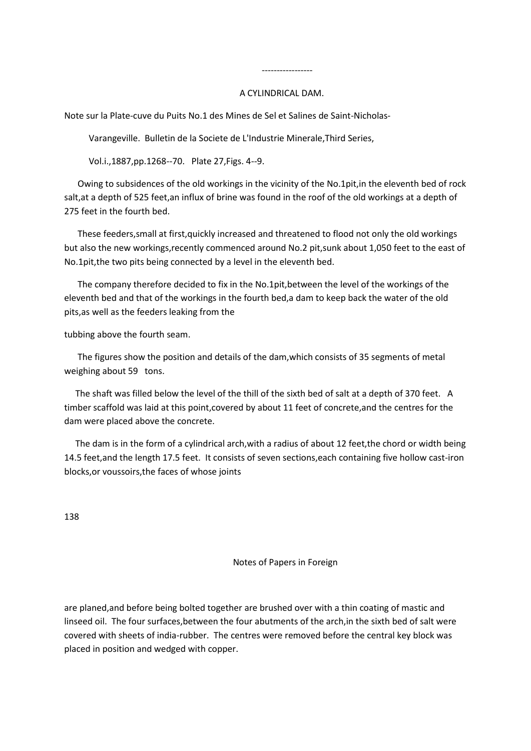-----------------

## A CYLINDRICAL DAM.

Note sur la Plate-cuve du Puits No.1 des Mines de Sel et Salines de Saint-Nicholas-Varangeville. Bulletin de la Societe de L'Industrie Minerale,Third Series, Vol.i.,1887,pp.1268--70. Plate 27,Figs. 4--9.

Owing to subsidences of the old workings in the vicinity of the No.1pit,in the eleventh bed of rock salt,at a depth of 525 feet,an influx of brine was found in the roof of the old workings at a depth of 275 feet in the fourth bed.

These feeders,small at first,quickly increased and threatened to flood not only the old workings but also the new workings,recently commenced around No.2 pit,sunk about 1,050 feet to the east of No.1pit,the two pits being connected by a level in the eleventh bed.

The company therefore decided to fix in the No.1pit,between the level of the workings of the eleventh bed and that of the workings in the fourth bed,a dam to keep back the water of the old pits,as well as the feeders leaking from the tubbing above the fourth seam.

The figures show the position and details of the dam,which consists of 35 segments of metal weighing about 59 tons.

The shaft was filled below the level of the thill of the sixth bed of salt at a depth of 370 feet. A timber scaffold was laid at this point,covered by about 11 feet of concrete,and the centres for the dam were placed above the concrete.

The dam is in the form of a cylindrical arch,with a radius of about 12 feet,the chord or width being 14.5 feet,and the length 17.5 feet. It consists of seven sections,each containing five hollow cast-iron blocks,or voussoirs,the faces of whose joints are planed,and before being bolted together are brushed over with a thin coating of mastic and linseed oil. The four surfaces,between the four abutments of the arch,in the sixth bed of salt were covered with sheets of india-rubber. The centres were removed before the central key block was placed in position and wedged with copper.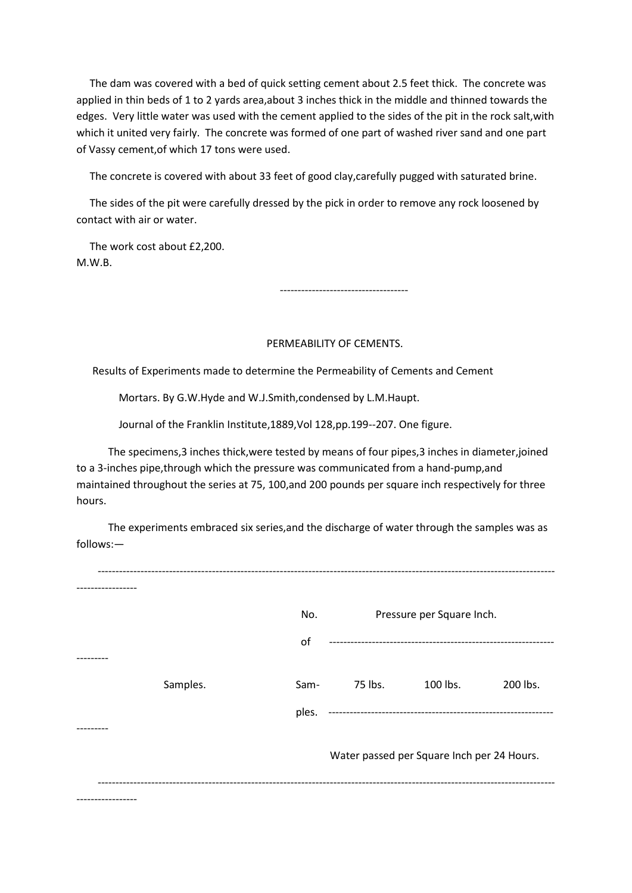The dam was covered with a bed of quick setting cement about 2.5 feet thick. The concrete was applied in thin beds of 1 to 2 yards area,about 3 inches thick in the middle and thinned towards the edges. Very little water was used with the cement applied to the sides of the pit in the rock salt,with which it united very fairly. The concrete was formed of one part of washed river sand and one part of Vassy cement,of which 17 tons were used.

The concrete is covered with about 33 feet of good clay,carefully pugged with saturated brine.

The sides of the pit were carefully dressed by the pick in order to remove any rock loosened by contact with air or water.

The work cost about £2,200.
M.W.B.

------------------------------------

## PERMEABILITY OF CEMENTS.

Results of Experiments made to determine the Permeability of Cements and Cement Mortars. By G.W.Hyde and W.J.Smith,condensed by L.M.Haupt.

Journal of the Franklin Institute,1889,Vol 128,pp.199--207. One figure.

The specimens,3 inches thick,were tested by means of four pipes,3 inches in diameter,joined to a 3-inches pipe,through which the pressure was communicated from a hand-pump,and maintained throughout the series at 75, 100,and 200 pounds per square inch respectively for three hours.

The experiments embraced six series,and the discharge of water through the samples was as follows:—

| Samples. | No. of Samples. | Pressure per Square Inch. 75 lbs. | 100 lbs. | 200 lbs. |
|---|---|---|---|---|
| | | Water passed per Square Inch per 24 Hours. | | |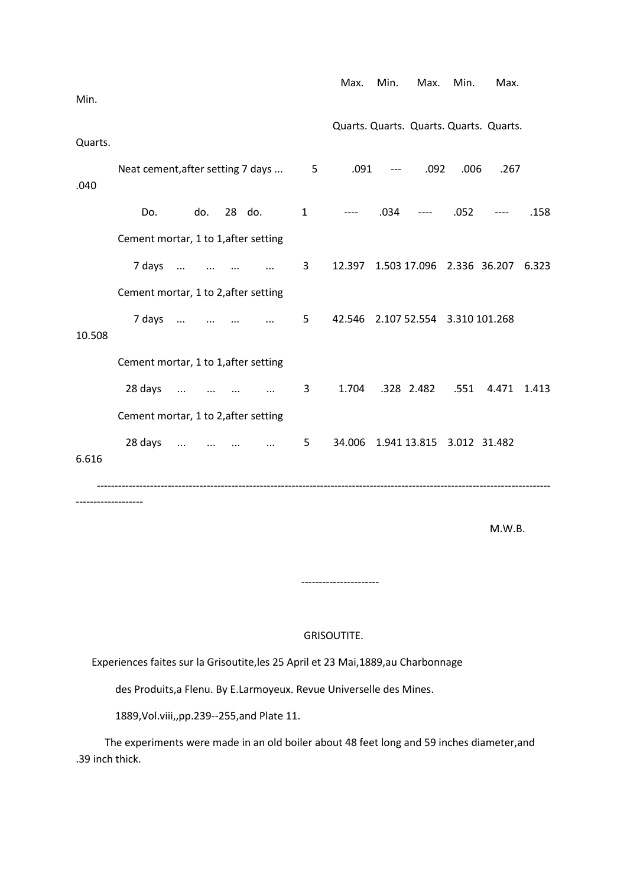| | | Max. | Min. | Max. | Min. | Max. | Min. |
|---|---|---|---|---|---|---|---|
| | | Quarts. | Quarts. | Quarts. | Quarts. | Quarts. | Quarts. |
| Neat cement, after setting 7 days ... | 5 | .091 | --- | .092 | .006 | .267 | .040 |
| Do. do. 28 do. | 1 | ---- | .034 | ---- | .052 | ---- | .158 |
| Cement mortar, 1 to 1, after setting 7 days ... ... ... ... | 3 | 12.397 | 1.503 | 17.096 | 2.336 | 36.207 | 6.323 |
| Cement mortar, 1 to 2, after setting 7 days ... ... ... ... | 5 | 42.546 | 2.107 | 52.554 | 3.310 | 101.268 | 10.508 |
| Cement mortar, 1 to 1, after setting 28 days ... ... ... ... | 3 | 1.704 | .328 | 2.482 | .551 | 4.471 | 1.413 |
| Cement mortar, 1 to 2, after setting 28 days ... ... ... ... | 5 | 34.006 | 1.941 | 13.815 | 3.012 | 31.482 | 6.616 |

M.W.B.

---

## GRISOUTITE.

Experiences faites sur la Grisoutite, les 25 April et 23 Mai, 1889, au Charbonnage des Produits, a Flenu. By E. Larmoyeux. Revue Universelle des Mines. 1889, Vol. viii,, pp. 239--255, and Plate 11.

The experiments were made in an old boiler about 48 feet long and 59 inches diameter, and .39 inch thick.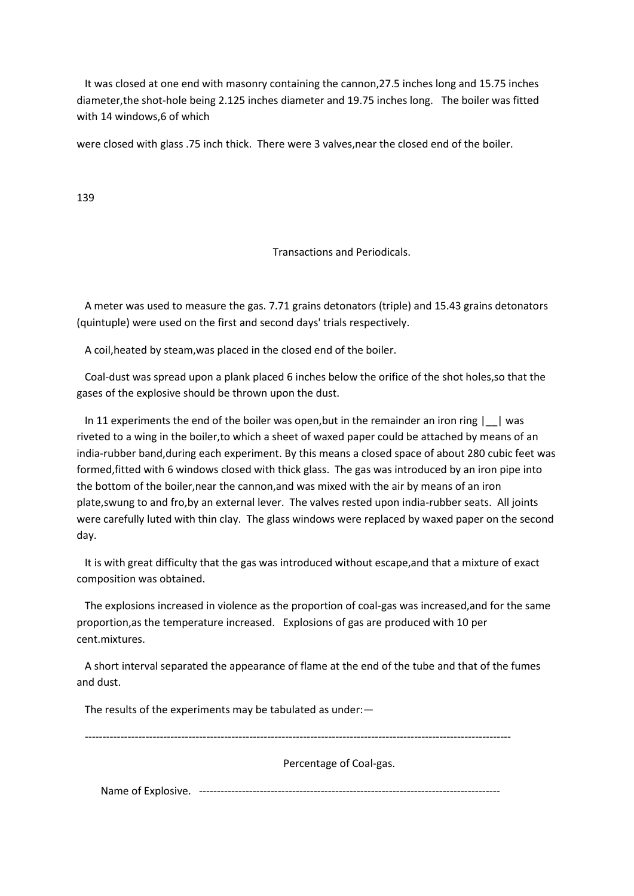It was closed at one end with masonry containing the cannon,27.5 inches long and 15.75 inches diameter,the shot-hole being 2.125 inches diameter and 19.75 inches long. The boiler was fitted with 14 windows,6 of which

were closed with glass .75 inch thick. There were 3 valves,near the closed end of the boiler.

A meter was used to measure the gas. 7.71 grains detonators (triple) and 15.43 grains detonators (quintuple) were used on the first and second days' trials respectively.

A coil,heated by steam,was placed in the closed end of the boiler.

Coal-dust was spread upon a plank placed 6 inches below the orifice of the shot holes,so that the gases of the explosive should be thrown upon the dust.

In 11 experiments the end of the boiler was open,but in the remainder an iron ring |__| was riveted to a wing in the boiler,to which a sheet of waxed paper could be attached by means of an india-rubber band,during each experiment. By this means a closed space of about 280 cubic feet was formed,fitted with 6 windows closed with thick glass. The gas was introduced by an iron pipe into the bottom of the boiler,near the cannon,and was mixed with the air by means of an iron plate,swung to and fro,by an external lever. The valves rested upon india-rubber seats. All joints were carefully luted with thin clay. The glass windows were replaced by waxed paper on the second day.

It is with great difficulty that the gas was introduced without escape,and that a mixture of exact composition was obtained.

The explosions increased in violence as the proportion of coal-gas was increased,and for the same proportion,as the temperature increased. Explosions of gas are produced with 10 per cent.mixtures.

A short interval separated the appearance of flame at the end of the tube and that of the fumes and dust.

The results of the experiments may be tabulated as under:—

| Name of Explosive. | Percentage of Coal-gas. |
|---|---|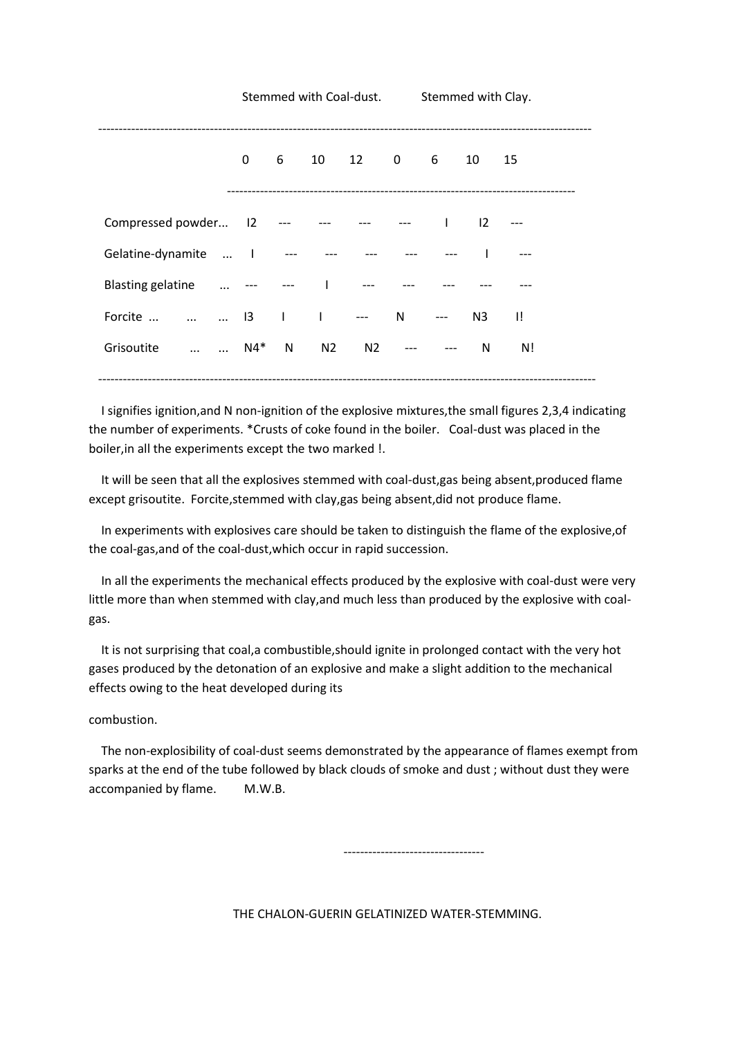| | Stemmed with Coal-dust. | | | | Stemmed with Clay. | | | |
|---|---|---|---|---|---|---|---|---|
| | 0 | 6 | 10 | 12 | 0 | 6 | 10 | 15 |
| Compressed powder... | I2 | --- | --- | --- | --- | I | I2 | --- |
| Gelatine-dynamite ... | I | --- | --- | --- | --- | --- | I | --- |
| Blasting gelatine ... | --- | --- | I | --- | --- | --- | --- | --- |
| Forcite ... ... ... | I3 | I | I | --- | N | --- | N3 | I! |
| Grisoutite ... ... | N4* | N | N2 | N2 | --- | --- | N | N! |

I signifies ignition,and N non-ignition of the explosive mixtures,the small figures 2,3,4 indicating the number of experiments. *Crusts of coke found in the boiler. Coal-dust was placed in the boiler,in all the experiments except the two marked !.

It will be seen that all the explosives stemmed with coal-dust,gas being absent,produced flame except grisoutite. Forcite,stemmed with clay,gas being absent,did not produce flame.

In experiments with explosives care should be taken to distinguish the flame of the explosive,of the coal-gas,and of the coal-dust,which occur in rapid succession.

In all the experiments the mechanical effects produced by the explosive with coal-dust were very little more than when stemmed with clay,and much less than produced by the explosive with coal-gas.

It is not surprising that coal,a combustible,should ignite in prolonged contact with the very hot gases produced by the detonation of an explosive and make a slight addition to the mechanical effects owing to the heat developed during its

combustion.

The non-explosibility of coal-dust seems demonstrated by the appearance of flames exempt from sparks at the end of the tube followed by black clouds of smoke and dust ; without dust they were accompanied by flame. M.W.B.

---

THE CHALON-GUERIN GELATINIZED WATER-STEMMING.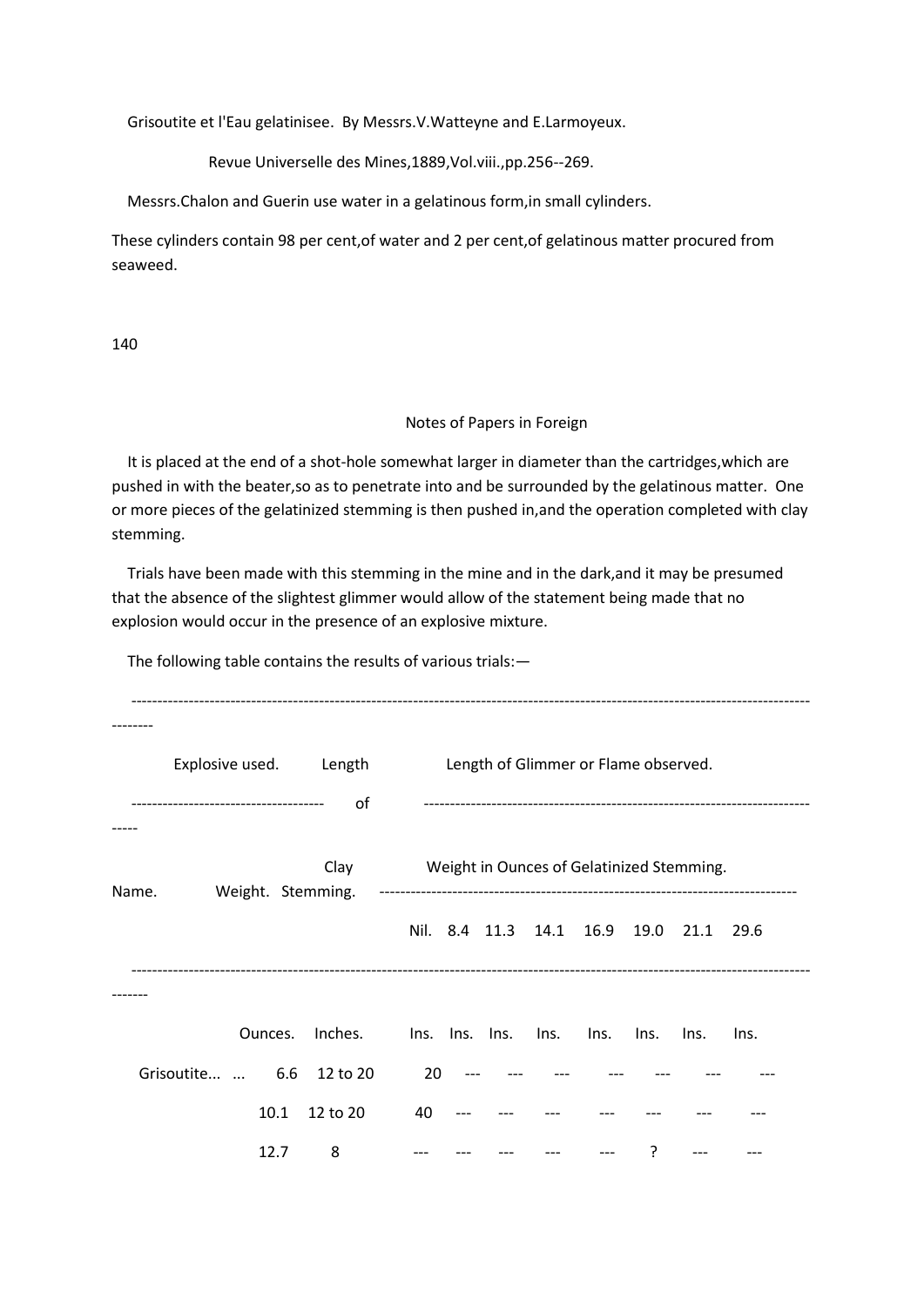Grisoutite et l'Eau gelatinisee. By Messrs.V.Watteyne and E.Larmoyeux.

Revue Universelle des Mines,1889,Vol.viii.,pp.256--269.

Messrs.Chalon and Guerin use water in a gelatinous form,in small cylinders.

These cylinders contain 98 per cent,of water and 2 per cent,of gelatinous matter procured from seaweed.

It is placed at the end of a shot-hole somewhat larger in diameter than the cartridges,which are pushed in with the beater,so as to penetrate into and be surrounded by the gelatinous matter. One or more pieces of the gelatinized stemming is then pushed in,and the operation completed with clay stemming.

Trials have been made with this stemming in the mine and in the dark,and it may be presumed that the absence of the slightest glimmer would allow of the statement being made that no explosion would occur in the presence of an explosive mixture.

The following table contains the results of various trials:—

| Explosive used. | | Length of Clay Stemming. | Length of Glimmer or Flame observed. | | | | | | | |
|---|---|---|---|---|---|---|---|---|---|---|
| | | | Weight in Ounces of Gelatinized Stemming. | | | | | | | |
| Name. | Weight. | | Nil. | 8.4 | 11.3 | 14.1 | 16.9 | 19.0 | 21.1 | 29.6 |
| | Ounces. | Inches. | Ins. | Ins. | Ins. | Ins. | Ins. | Ins. | Ins. | Ins. |
| Grisoutite... ... | 6.6 | 12 to 20 | 20 | --- | --- | --- | --- | --- | --- | --- |
| | 10.1 | 12 to 20 | 40 | --- | --- | --- | --- | --- | --- | --- |
| | 12.7 | 8 | --- | --- | --- | --- | --- | ? | --- | --- |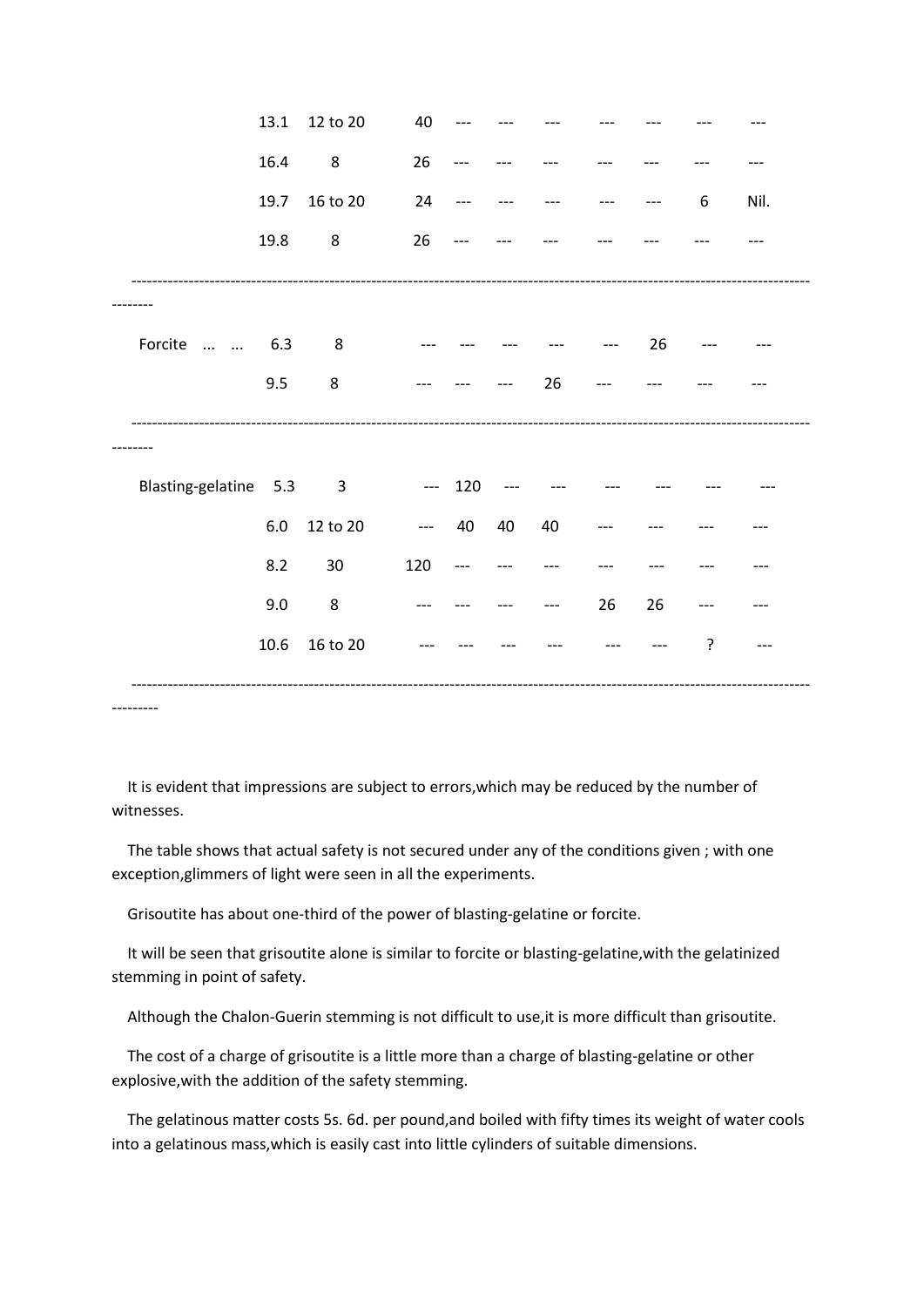|  |  |  |  |  |  |  |  |  |  |  |
|---|---|---|---|---|---|---|---|---|---|---|
|  | 13.1 | 12 to 20 | 40 | --- | --- | --- | --- | --- | --- | --- |
|  | 16.4 | 8 | 26 | --- | --- | --- | --- | --- | --- | --- |
|  | 19.7 | 16 to 20 | 24 | --- | --- | --- | --- | --- | 6 | Nil. |
|  | 19.8 | 8 | 26 | --- | --- | --- | --- | --- | --- | --- |
| Forcite ... ... | 6.3 | 8 | --- | --- | --- | --- | --- | 26 | --- | --- |
|  | 9.5 | 8 | --- | --- | --- | 26 | --- | --- | --- | --- |
| Blasting-gelatine | 5.3 | 3 | --- | 120 | --- | --- | --- | --- | --- | --- |
|  | 6.0 | 12 to 20 | --- | 40 | 40 | 40 | --- | --- | --- | --- |
|  | 8.2 | 30 | 120 | --- | --- | --- | --- | --- | --- | --- |
|  | 9.0 | 8 | --- | --- | --- | --- | 26 | 26 | --- | --- |
|  | 10.6 | 16 to 20 | --- | --- | --- | --- | --- | --- | ? | --- |

It is evident that impressions are subject to errors,which may be reduced by the number of witnesses.

The table shows that actual safety is not secured under any of the conditions given ; with one exception,glimmers of light were seen in all the experiments.

Grisoutite has about one-third of the power of blasting-gelatine or forcite.

It will be seen that grisoutite alone is similar to forcite or blasting-gelatine,with the gelatinized stemming in point of safety.

Although the Chalon-Guerin stemming is not difficult to use,it is more difficult than grisoutite.

The cost of a charge of grisoutite is a little more than a charge of blasting-gelatine or other explosive,with the addition of the safety stemming.

The gelatinous matter costs 5s. 6d. per pound,and boiled with fifty times its weight of water cools into a gelatinous mass,which is easily cast into little cylinders of suitable dimensions.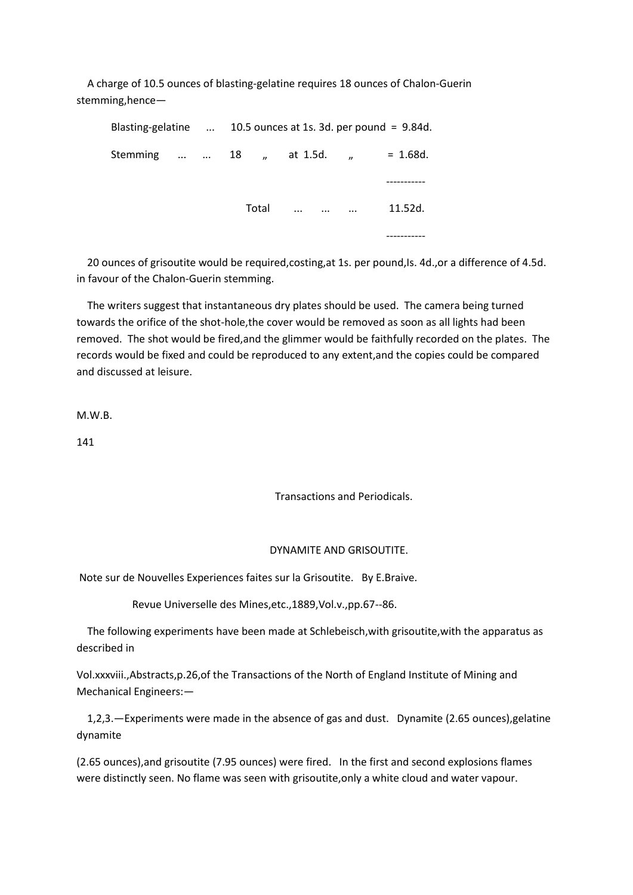A charge of 10.5 ounces of blasting-gelatine requires 18 ounces of Chalon-Guerin stemming,hence—

| | | | |
|---|---|---|---|
| Blasting-gelatine ... | 10.5 ounces | at 1s. 3d. per pound | = 9.84d. |
| Stemming ... ... | 18 „ | at 1.5d. „ | = 1.68d. |
| | | Total ... ... ... | 11.52d. |

20 ounces of grisoutite would be required,costing,at 1s. per pound,Is. 4d.,or a difference of 4.5d. in favour of the Chalon-Guerin stemming.

The writers suggest that instantaneous dry plates should be used. The camera being turned towards the orifice of the shot-hole,the cover would be removed as soon as all lights had been removed. The shot would be fired,and the glimmer would be faithfully recorded on the plates. The records would be fixed and could be reproduced to any extent,and the copies could be compared and discussed at leisure.

M.W.B.

141

Transactions and Periodicals.

## DYNAMITE AND GRISOUTITE.

Note sur de Nouvelles Experiences faites sur la Grisoutite. By E.Braive.

Revue Universelle des Mines,etc.,1889,Vol.v.,pp.67--86.

The following experiments have been made at Schlebeisch,with grisoutite,with the apparatus as described in

Vol.xxxviii.,Abstracts,p.26,of the Transactions of the North of England Institute of Mining and Mechanical Engineers:—

1,2,3.—Experiments were made in the absence of gas and dust. Dynamite (2.65 ounces),gelatine dynamite

(2.65 ounces),and grisoutite (7.95 ounces) were fired. In the first and second explosions flames were distinctly seen. No flame was seen with grisoutite,only a white cloud and water vapour.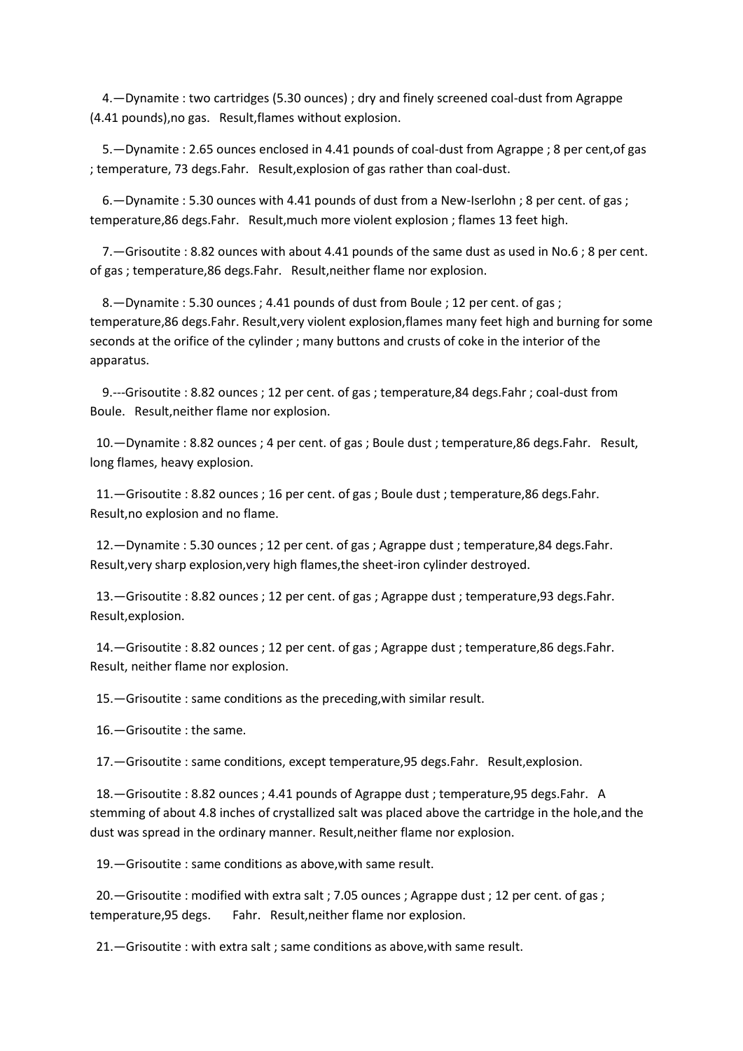4.—Dynamite : two cartridges (5.30 ounces) ; dry and finely screened coal-dust from Agrappe (4.41 pounds),no gas.   Result,flames without explosion.

5.—Dynamite : 2.65 ounces enclosed in 4.41 pounds of coal-dust from Agrappe ; 8 per cent,of gas ; temperature, 73 degs.Fahr.   Result,explosion of gas rather than coal-dust.

6.—Dynamite : 5.30 ounces with 4.41 pounds of dust from a New-Iserlohn ; 8 per cent. of gas ; temperature,86 degs.Fahr.   Result,much more violent explosion ; flames 13 feet high.

7.—Grisoutite : 8.82 ounces with about 4.41 pounds of the same dust as used in No.6 ; 8 per cent. of gas ; temperature,86 degs.Fahr.   Result,neither flame nor explosion.

8.—Dynamite : 5.30 ounces ; 4.41 pounds of dust from Boule ; 12 per cent. of gas ; temperature,86 degs.Fahr. Result,very violent explosion,flames many feet high and burning for some seconds at the orifice of the cylinder ; many buttons and crusts of coke in the interior of the apparatus.

9.---Grisoutite : 8.82 ounces ; 12 per cent. of gas ; temperature,84 degs.Fahr ; coal-dust from Boule.   Result,neither flame nor explosion.

10.—Dynamite : 8.82 ounces ; 4 per cent. of gas ; Boule dust ; temperature,86 degs.Fahr.   Result, long flames, heavy explosion.

11.—Grisoutite : 8.82 ounces ; 16 per cent. of gas ; Boule dust ; temperature,86 degs.Fahr. Result,no explosion and no flame.

12.—Dynamite : 5.30 ounces ; 12 per cent. of gas ; Agrappe dust ; temperature,84 degs.Fahr. Result,very sharp explosion,very high flames,the sheet-iron cylinder destroyed.

13.—Grisoutite : 8.82 ounces ; 12 per cent. of gas ; Agrappe dust ; temperature,93 degs.Fahr. Result,explosion.

14.—Grisoutite : 8.82 ounces ; 12 per cent. of gas ; Agrappe dust ; temperature,86 degs.Fahr. Result, neither flame nor explosion.

15.—Grisoutite : same conditions as the preceding,with similar result.

16.—Grisoutite : the same.

17.—Grisoutite : same conditions, except temperature,95 degs.Fahr.   Result,explosion.

18.—Grisoutite : 8.82 ounces ; 4.41 pounds of Agrappe dust ; temperature,95 degs.Fahr.   A stemming of about 4.8 inches of crystallized salt was placed above the cartridge in the hole,and the dust was spread in the ordinary manner. Result,neither flame nor explosion.

19.—Grisoutite : same conditions as above,with same result.

20.—Grisoutite : modified with extra salt ; 7.05 ounces ; Agrappe dust ; 12 per cent. of gas ; temperature,95 degs.   Fahr.   Result,neither flame nor explosion.

21.—Grisoutite : with extra salt ; same conditions as above,with same result.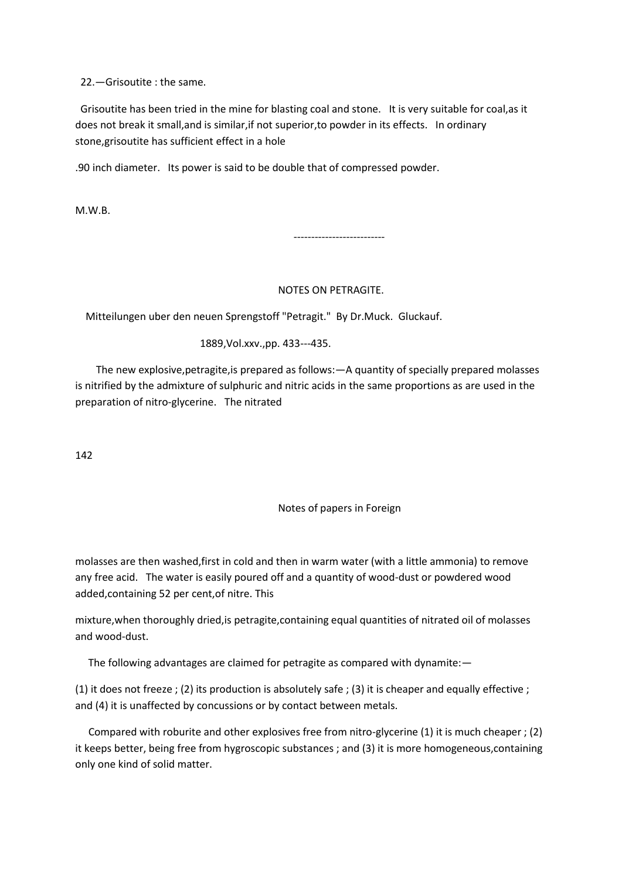22.—Grisoutite : the same.

Grisoutite has been tried in the mine for blasting coal and stone. It is very suitable for coal,as it does not break it small,and is similar,if not superior,to powder in its effects. In ordinary stone,grisoutite has sufficient effect in a hole .90 inch diameter. Its power is said to be double that of compressed powder.

M.W.B.

---

## NOTES ON PETRAGITE.

Mitteilungen uber den neuen Sprengstoff "Petragit." By Dr.Muck. Gluckauf. 1889,Vol.xxv.,pp. 433---435.

The new explosive,petragite,is prepared as follows:—A quantity of specially prepared molasses is nitrified by the admixture of sulphuric and nitric acids in the same proportions as are used in the preparation of nitro-glycerine. The nitrated molasses are then washed,first in cold and then in warm water (with a little ammonia) to remove any free acid. The water is easily poured off and a quantity of wood-dust or powdered wood added,containing 52 per cent,of nitre. This mixture,when thoroughly dried,is petragite,containing equal quantities of nitrated oil of molasses and wood-dust.

The following advantages are claimed for petragite as compared with dynamite:—

(1) it does not freeze ; (2) its production is absolutely safe ; (3) it is cheaper and equally effective ; and (4) it is unaffected by concussions or by contact between metals.

Compared with roburite and other explosives free from nitro-glycerine (1) it is much cheaper ; (2) it keeps better, being free from hygroscopic substances ; and (3) it is more homogeneous,containing only one kind of solid matter.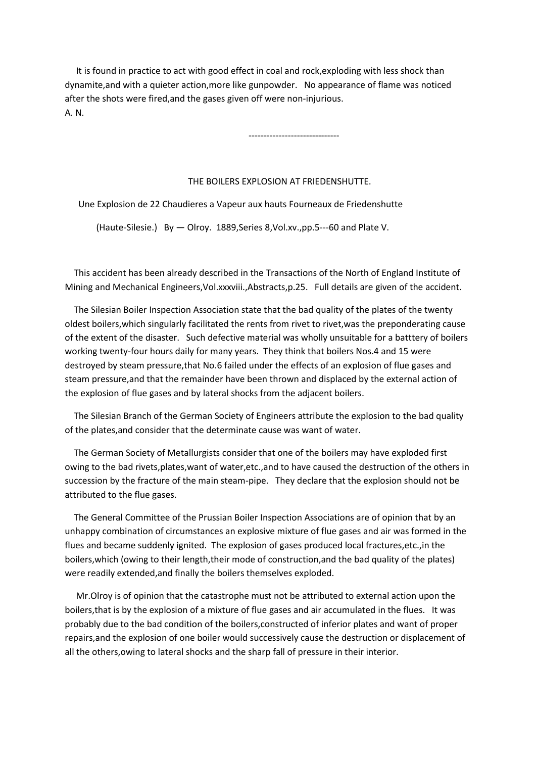It is found in practice to act with good effect in coal and rock,exploding with less shock than dynamite,and with a quieter action,more like gunpowder. No appearance of flame was noticed after the shots were fired,and the gases given off were non-injurious.
A. N.

------------------------------

## THE BOILERS EXPLOSION AT FRIEDENSHUTTE.

Une Explosion de 22 Chaudieres a Vapeur aux hauts Fourneaux de Friedenshutte

(Haute-Silesie.) By — Olroy. 1889,Series 8,Vol.xv.,pp.5---60 and Plate V.

This accident has been already described in the Transactions of the North of England Institute of Mining and Mechanical Engineers,Vol.xxxviii.,Abstracts,p.25. Full details are given of the accident.

The Silesian Boiler Inspection Association state that the bad quality of the plates of the twenty oldest boilers,which singularly facilitated the rents from rivet to rivet,was the preponderating cause of the extent of the disaster. Such defective material was wholly unsuitable for a batttery of boilers working twenty-four hours daily for many years. They think that boilers Nos.4 and 15 were destroyed by steam pressure,that No.6 failed under the effects of an explosion of flue gases and steam pressure,and that the remainder have been thrown and displaced by the external action of the explosion of flue gases and by lateral shocks from the adjacent boilers.

The Silesian Branch of the German Society of Engineers attribute the explosion to the bad quality of the plates,and consider that the determinate cause was want of water.

The German Society of Metallurgists consider that one of the boilers may have exploded first owing to the bad rivets,plates,want of water,etc.,and to have caused the destruction of the others in succession by the fracture of the main steam-pipe. They declare that the explosion should not be attributed to the flue gases.

The General Committee of the Prussian Boiler Inspection Associations are of opinion that by an unhappy combination of circumstances an explosive mixture of flue gases and air was formed in the flues and became suddenly ignited. The explosion of gases produced local fractures,etc.,in the boilers,which (owing to their length,their mode of construction,and the bad quality of the plates) were readily extended,and finally the boilers themselves exploded.

Mr.Olroy is of opinion that the catastrophe must not be attributed to external action upon the boilers,that is by the explosion of a mixture of flue gases and air accumulated in the flues. It was probably due to the bad condition of the boilers,constructed of inferior plates and want of proper repairs,and the explosion of one boiler would successively cause the destruction or displacement of all the others,owing to lateral shocks and the sharp fall of pressure in their interior.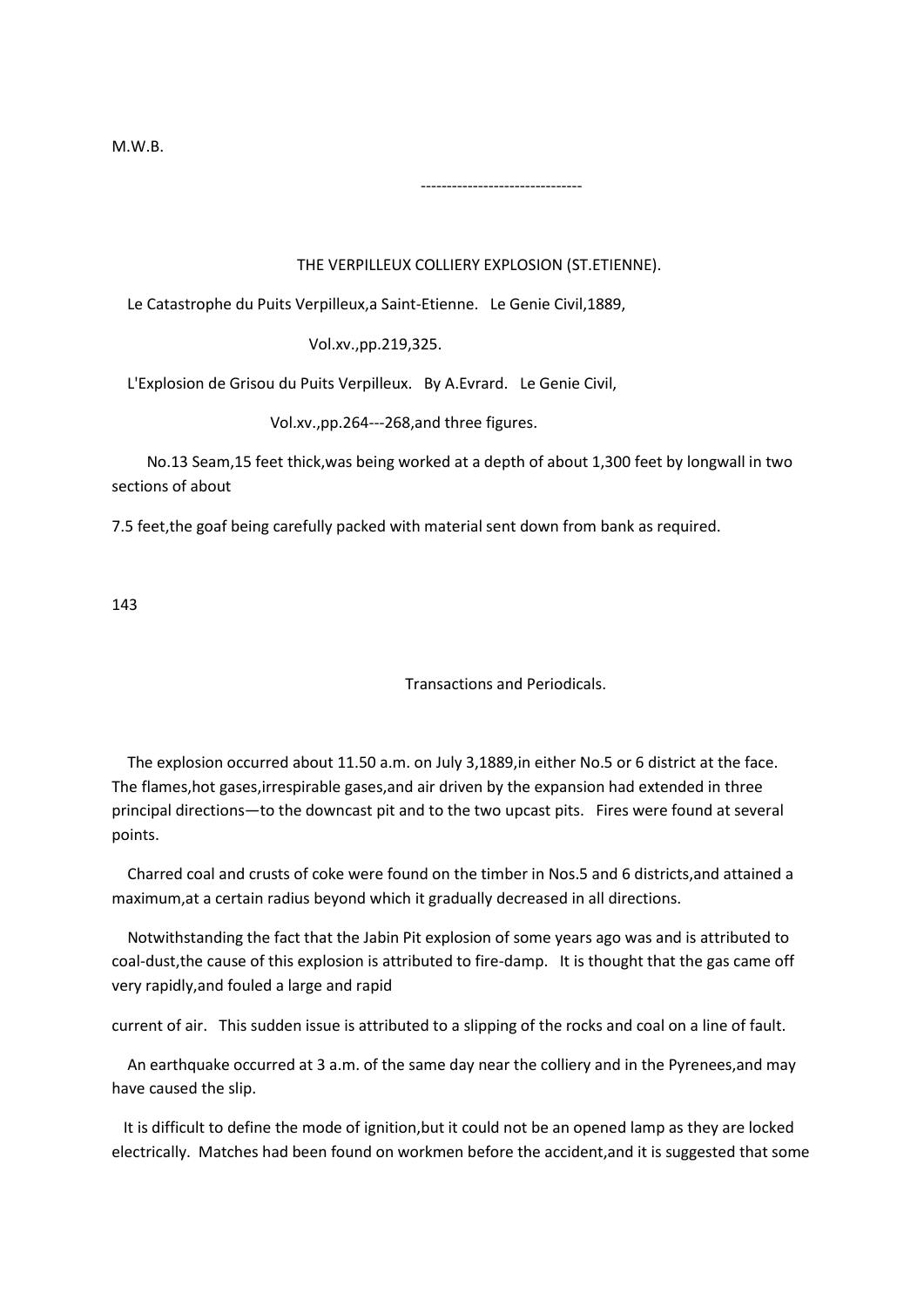M.W.B.

-------------------------------

### THE VERPILLEUX COLLIERY EXPLOSION (ST.ETIENNE).

Le Catastrophe du Puits Verpilleux,a Saint-Etienne. Le Genie Civil,1889, Vol.xv.,pp.219,325.

L'Explosion de Grisou du Puits Verpilleux. By A.Evrard. Le Genie Civil, Vol.xv.,pp.264---268,and three figures.

No.13 Seam,15 feet thick,was being worked at a depth of about 1,300 feet by longwall in two sections of about 7.5 feet,the goaf being carefully packed with material sent down from bank as required.

The explosion occurred about 11.50 a.m. on July 3,1889,in either No.5 or 6 district at the face. The flames,hot gases,irrespirable gases,and air driven by the expansion had extended in three principal directions—to the downcast pit and to the two upcast pits. Fires were found at several points.

Charred coal and crusts of coke were found on the timber in Nos.5 and 6 districts,and attained a maximum,at a certain radius beyond which it gradually decreased in all directions.

Notwithstanding the fact that the Jabin Pit explosion of some years ago was and is attributed to coal-dust,the cause of this explosion is attributed to fire-damp. It is thought that the gas came off very rapidly,and fouled a large and rapid current of air. This sudden issue is attributed to a slipping of the rocks and coal on a line of fault.

An earthquake occurred at 3 a.m. of the same day near the colliery and in the Pyrenees,and may have caused the slip.

It is difficult to define the mode of ignition,but it could not be an opened lamp as they are locked electrically. Matches had been found on workmen before the accident,and it is suggested that some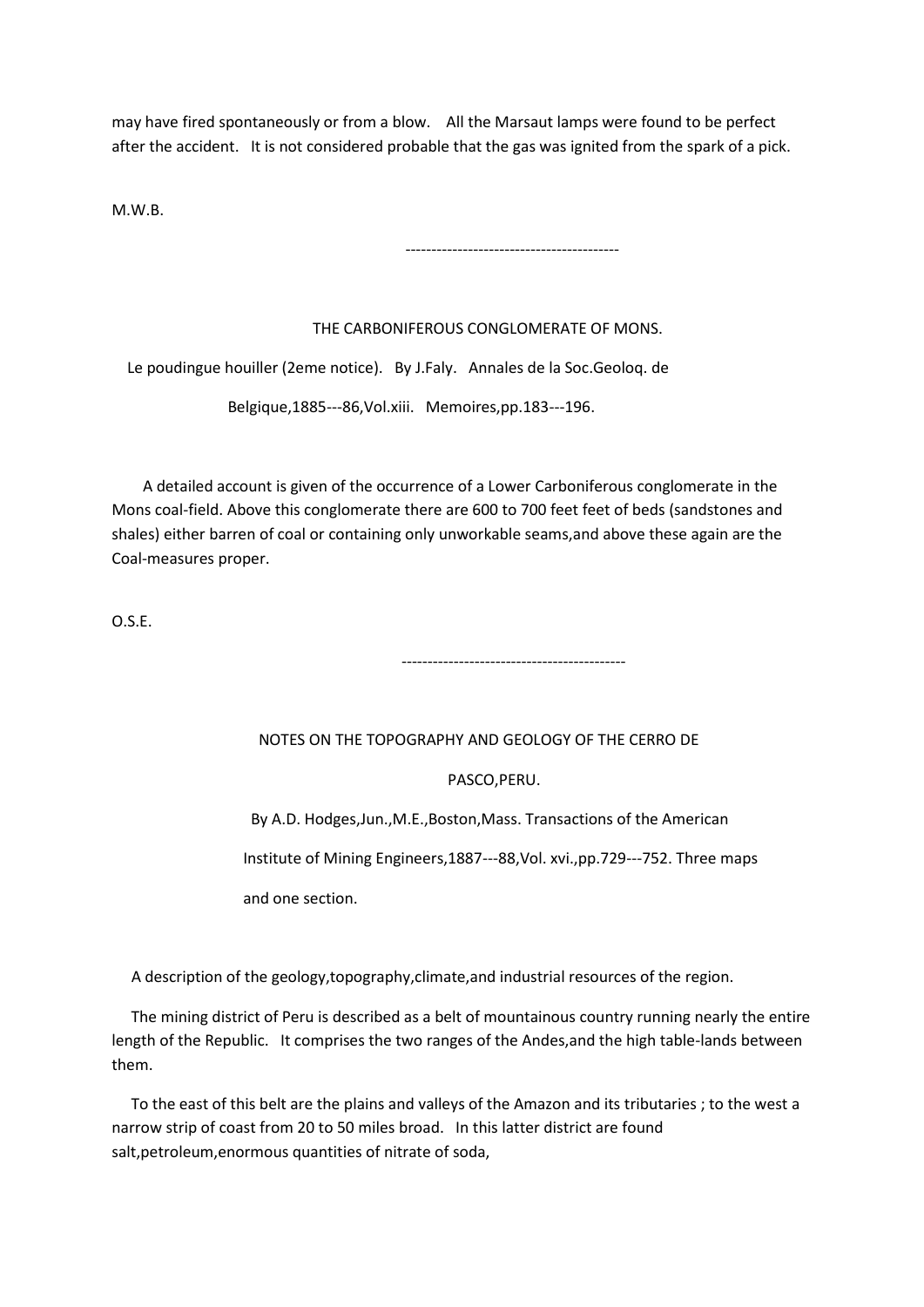may have fired spontaneously or from a blow. All the Marsaut lamps were found to be perfect after the accident. It is not considered probable that the gas was ignited from the spark of a pick.

M.W.B.

-----------------------------------------

## THE CARBONIFEROUS CONGLOMERATE OF MONS.

Le poudingue houiller (2eme notice). By J.Faly. Annales de la Soc.Geoloq. de Belgique,1885---86,Vol.xiii. Memoires,pp.183---196.

A detailed account is given of the occurrence of a Lower Carboniferous conglomerate in the Mons coal-field. Above this conglomerate there are 600 to 700 feet feet of beds (sandstones and shales) either barren of coal or containing only unworkable seams,and above these again are the Coal-measures proper.

O.S.E.

-------------------------------------------

## NOTES ON THE TOPOGRAPHY AND GEOLOGY OF THE CERRO DE PASCO,PERU.

By A.D. Hodges,Jun.,M.E.,Boston,Mass. Transactions of the American Institute of Mining Engineers,1887---88,Vol. xvi.,pp.729---752. Three maps and one section.

A description of the geology,topography,climate,and industrial resources of the region.

The mining district of Peru is described as a belt of mountainous country running nearly the entire length of the Republic. It comprises the two ranges of the Andes,and the high table-lands between them.

To the east of this belt are the plains and valleys of the Amazon and its tributaries ; to the west a narrow strip of coast from 20 to 50 miles broad. In this latter district are found salt,petroleum,enormous quantities of nitrate of soda,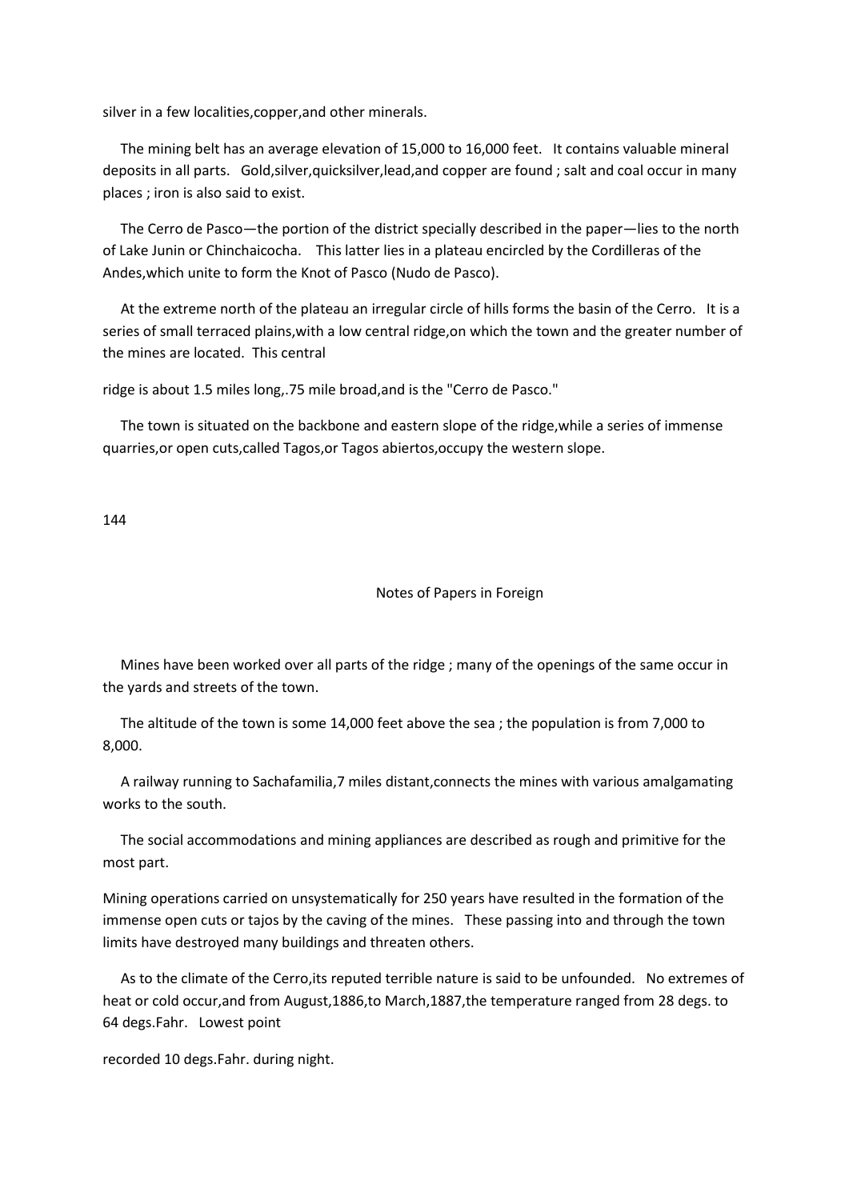silver in a few localities,copper,and other minerals.

The mining belt has an average elevation of 15,000 to 16,000 feet. It contains valuable mineral deposits in all parts. Gold,silver,quicksilver,lead,and copper are found ; salt and coal occur in many places ; iron is also said to exist.

The Cerro de Pasco—the portion of the district specially described in the paper—lies to the north of Lake Junin or Chinchaicocha. This latter lies in a plateau encircled by the Cordilleras of the Andes,which unite to form the Knot of Pasco (Nudo de Pasco).

At the extreme north of the plateau an irregular circle of hills forms the basin of the Cerro. It is a series of small terraced plains,with a low central ridge,on which the town and the greater number of the mines are located. This central ridge is about 1.5 miles long,.75 mile broad,and is the "Cerro de Pasco."

The town is situated on the backbone and eastern slope of the ridge,while a series of immense quarries,or open cuts,called Tagos,or Tagos abiertos,occupy the western slope.

Mines have been worked over all parts of the ridge ; many of the openings of the same occur in the yards and streets of the town.

The altitude of the town is some 14,000 feet above the sea ; the population is from 7,000 to 8,000.

A railway running to Sachafamilia,7 miles distant,connects the mines with various amalgamating works to the south.

The social accommodations and mining appliances are described as rough and primitive for the most part.

Mining operations carried on unsystematically for 250 years have resulted in the formation of the immense open cuts or tajos by the caving of the mines. These passing into and through the town limits have destroyed many buildings and threaten others.

As to the climate of the Cerro,its reputed terrible nature is said to be unfounded. No extremes of heat or cold occur,and from August,1886,to March,1887,the temperature ranged from 28 degs. to 64 degs.Fahr. Lowest point recorded 10 degs.Fahr. during night.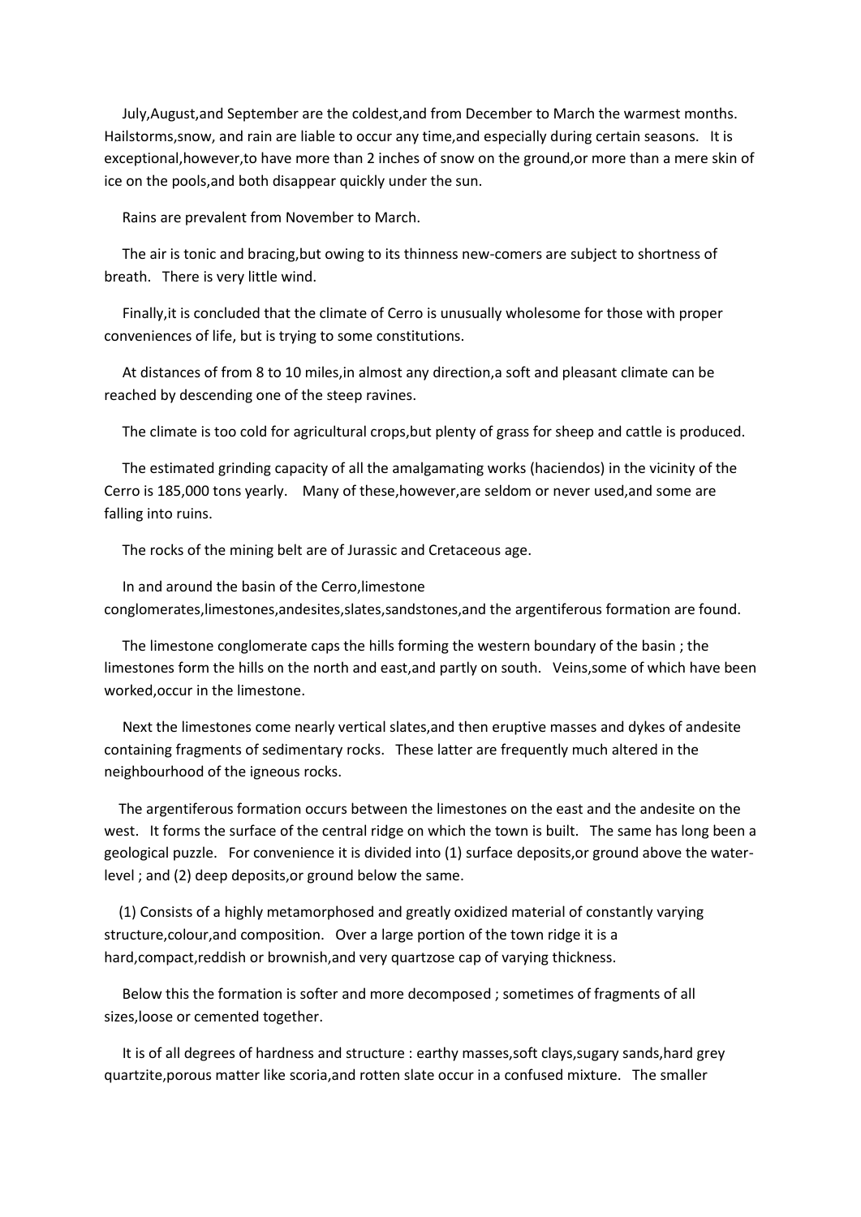July,August,and September are the coldest,and from December to March the warmest months. Hailstorms,snow, and rain are liable to occur any time,and especially during certain seasons. It is exceptional,however,to have more than 2 inches of snow on the ground,or more than a mere skin of ice on the pools,and both disappear quickly under the sun.

Rains are prevalent from November to March.

The air is tonic and bracing,but owing to its thinness new-comers are subject to shortness of breath. There is very little wind.

Finally,it is concluded that the climate of Cerro is unusually wholesome for those with proper conveniences of life, but is trying to some constitutions.

At distances of from 8 to 10 miles,in almost any direction,a soft and pleasant climate can be reached by descending one of the steep ravines.

The climate is too cold for agricultural crops,but plenty of grass for sheep and cattle is produced.

The estimated grinding capacity of all the amalgamating works (haciendos) in the vicinity of the Cerro is 185,000 tons yearly. Many of these,however,are seldom or never used,and some are falling into ruins.

The rocks of the mining belt are of Jurassic and Cretaceous age.

In and around the basin of the Cerro,limestone conglomerates,limestones,andesites,slates,sandstones,and the argentiferous formation are found.

The limestone conglomerate caps the hills forming the western boundary of the basin ; the limestones form the hills on the north and east,and partly on south. Veins,some of which have been worked,occur in the limestone.

Next the limestones come nearly vertical slates,and then eruptive masses and dykes of andesite containing fragments of sedimentary rocks. These latter are frequently much altered in the neighbourhood of the igneous rocks.

The argentiferous formation occurs between the limestones on the east and the andesite on the west. It forms the surface of the central ridge on which the town is built. The same has long been a geological puzzle. For convenience it is divided into (1) surface deposits,or ground above the water-level ; and (2) deep deposits,or ground below the same.

(1) Consists of a highly metamorphosed and greatly oxidized material of constantly varying structure,colour,and composition. Over a large portion of the town ridge it is a hard,compact,reddish or brownish,and very quartzose cap of varying thickness.

Below this the formation is softer and more decomposed ; sometimes of fragments of all sizes,loose or cemented together.

It is of all degrees of hardness and structure : earthy masses,soft clays,sugary sands,hard grey quartzite,porous matter like scoria,and rotten slate occur in a confused mixture. The smaller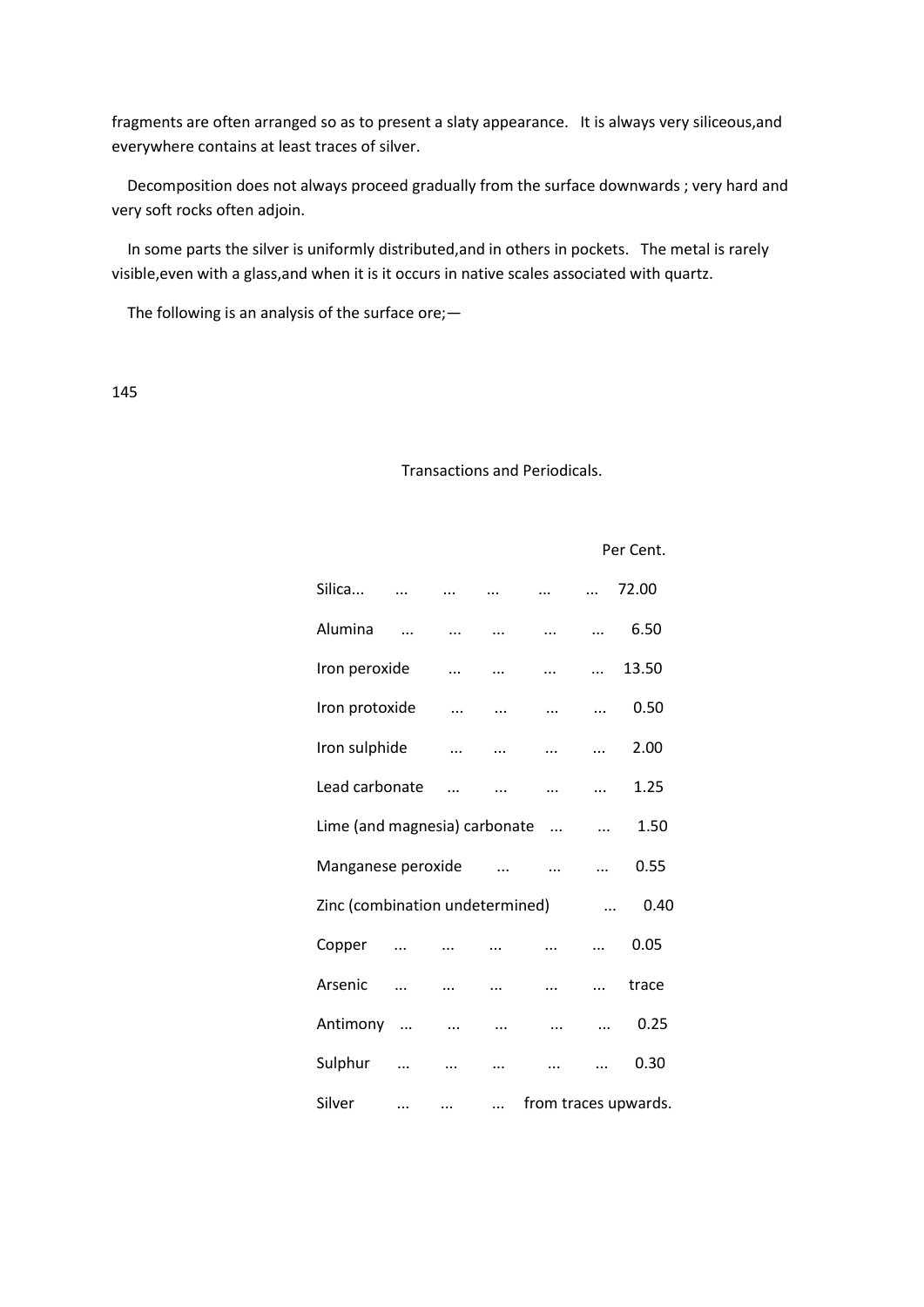fragments are often arranged so as to present a slaty appearance. It is always very siliceous, and everywhere contains at least traces of silver.

Decomposition does not always proceed gradually from the surface downwards ; very hard and very soft rocks often adjoin.

In some parts the silver is uniformly distributed, and in others in pockets. The metal is rarely visible, even with a glass, and when it is it occurs in native scales associated with quartz.

The following is an analysis of the surface ore;—

| | Per Cent. |
|---|---|
| Silica... | 72.00 |
| Alumina | 6.50 |
| Iron peroxide | 13.50 |
| Iron protoxide | 0.50 |
| Iron sulphide | 2.00 |
| Lead carbonate | 1.25 |
| Lime (and magnesia) carbonate | 1.50 |
| Manganese peroxide | 0.55 |
| Zinc (combination undetermined) | 0.40 |
| Copper | 0.05 |
| Arsenic | trace |
| Antimony | 0.25 |
| Sulphur | 0.30 |
| Silver | from traces upwards. |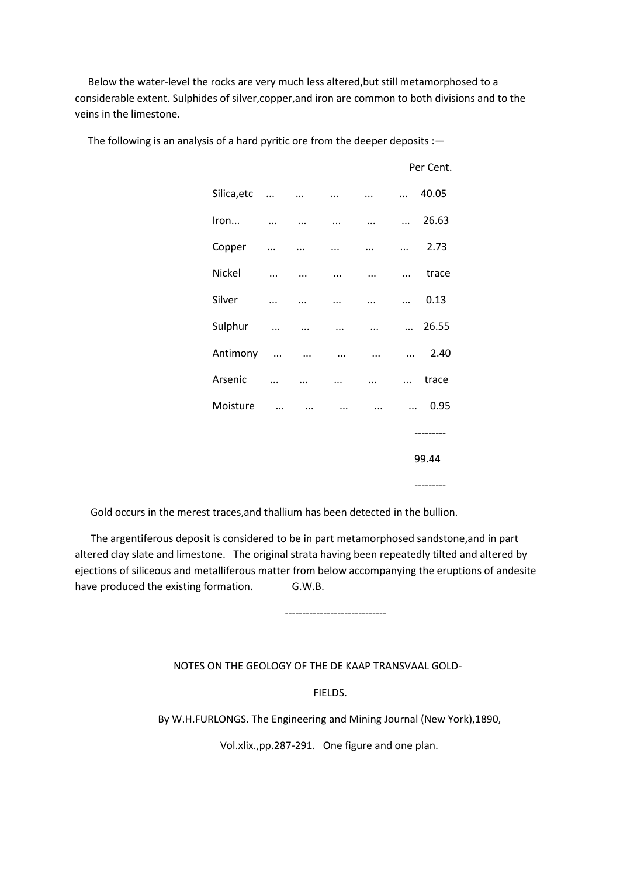Below the water-level the rocks are very much less altered,but still metamorphosed to a considerable extent. Sulphides of silver,copper,and iron are common to both divisions and to the veins in the limestone.

The following is an analysis of a hard pyritic ore from the deeper deposits :—

| | Per Cent. |
|---|---|
| Silica,etc ... ... ... ... ... | 40.05 |
| Iron... ... ... ... ... ... | 26.63 |
| Copper ... ... ... ... ... | 2.73 |
| Nickel ... ... ... ... ... | trace |
| Silver ... ... ... ... ... | 0.13 |
| Sulphur ... ... ... ... ... | 26.55 |
| Antimony ... ... ... ... ... | 2.40 |
| Arsenic ... ... ... ... ... | trace |
| Moisture ... ... ... ... ... | 0.95 |
| | 99.44 |

Gold occurs in the merest traces,and thallium has been detected in the bullion.

The argentiferous deposit is considered to be in part metamorphosed sandstone,and in part altered clay slate and limestone. The original strata having been repeatedly tilted and altered by ejections of siliceous and metalliferous matter from below accompanying the eruptions of andesite have produced the existing formation. G.W.B.

-----------------------------

NOTES ON THE GEOLOGY OF THE DE KAAP TRANSVAAL GOLD-FIELDS.

By W.H.FURLONGS. The Engineering and Mining Journal (New York),1890, Vol.xlix.,pp.287-291. One figure and one plan.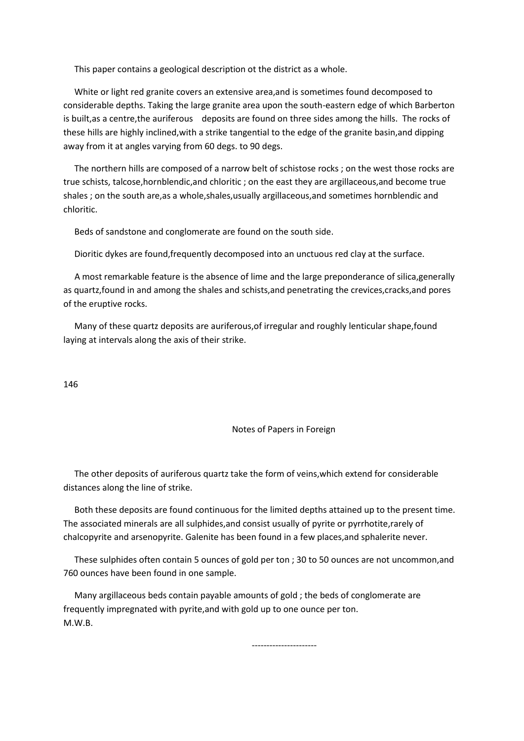This paper contains a geological description ot the district as a whole.

White or light red granite covers an extensive area,and is sometimes found decomposed to considerable depths. Taking the large granite area upon the south-eastern edge of which Barberton is built,as a centre,the auriferous deposits are found on three sides among the hills. The rocks of these hills are highly inclined,with a strike tangential to the edge of the granite basin,and dipping away from it at angles varying from 60 degs. to 90 degs.

The northern hills are composed of a narrow belt of schistose rocks ; on the west those rocks are true schists, talcose,hornblendic,and chloritic ; on the east they are argillaceous,and become true shales ; on the south are,as a whole,shales,usually argillaceous,and sometimes hornblendic and chloritic.

Beds of sandstone and conglomerate are found on the south side.

Dioritic dykes are found,frequently decomposed into an unctuous red clay at the surface.

A most remarkable feature is the absence of lime and the large preponderance of silica,generally as quartz,found in and among the shales and schists,and penetrating the crevices,cracks,and pores of the eruptive rocks.

Many of these quartz deposits are auriferous,of irregular and roughly lenticular shape,found laying at intervals along the axis of their strike.

The other deposits of auriferous quartz take the form of veins,which extend for considerable distances along the line of strike.

Both these deposits are found continuous for the limited depths attained up to the present time. The associated minerals are all sulphides,and consist usually of pyrite or pyrrhotite,rarely of chalcopyrite and arsenopyrite. Galenite has been found in a few places,and sphalerite never.

These sulphides often contain 5 ounces of gold per ton ; 30 to 50 ounces are not uncommon,and 760 ounces have been found in one sample.

Many argillaceous beds contain payable amounts of gold ; the beds of conglomerate are frequently impregnated with pyrite,and with gold up to one ounce per ton.
M.W.B.

----------------------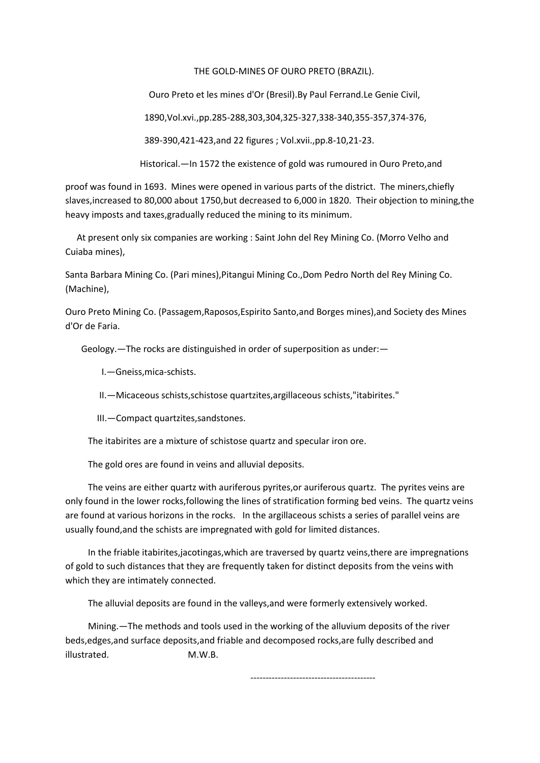# THE GOLD-MINES OF OURO PRETO (BRAZIL).

Ouro Preto et les mines d'Or (Bresil).By Paul Ferrand.Le Genie Civil, 1890,Vol.xvi.,pp.285-288,303,304,325-327,338-340,355-357,374-376, 389-390,421-423,and 22 figures ; Vol.xvii.,pp.8-10,21-23.

Historical.—In 1572 the existence of gold was rumoured in Ouro Preto,and proof was found in 1693. Mines were opened in various parts of the district. The miners,chiefly slaves,increased to 80,000 about 1750,but decreased to 6,000 in 1820. Their objection to mining,the heavy imposts and taxes,gradually reduced the mining to its minimum.

At present only six companies are working : Saint John del Rey Mining Co. (Morro Velho and Cuiaba mines), Santa Barbara Mining Co. (Pari mines),Pitangui Mining Co.,Dom Pedro North del Rey Mining Co. (Machine), Ouro Preto Mining Co. (Passagem,Raposos,Espirito Santo,and Borges mines),and Society des Mines d'Or de Faria.

Geology.—The rocks are distinguished in order of superposition as under:—

I.—Gneiss,mica-schists.

II.—Micaceous schists,schistose quartzites,argillaceous schists,"itabirites."

III.—Compact quartzites,sandstones.

The itabirites are a mixture of schistose quartz and specular iron ore.

The gold ores are found in veins and alluvial deposits.

The veins are either quartz with auriferous pyrites,or auriferous quartz. The pyrites veins are only found in the lower rocks,following the lines of stratification forming bed veins. The quartz veins are found at various horizons in the rocks. In the argillaceous schists a series of parallel veins are usually found,and the schists are impregnated with gold for limited distances.

In the friable itabirites,jacotingas,which are traversed by quartz veins,there are impregnations of gold to such distances that they are frequently taken for distinct deposits from the veins with which they are intimately connected.

The alluvial deposits are found in the valleys,and were formerly extensively worked.

Mining.—The methods and tools used in the working of the alluvium deposits of the river beds,edges,and surface deposits,and friable and decomposed rocks,are fully described and illustrated. M.W.B.

---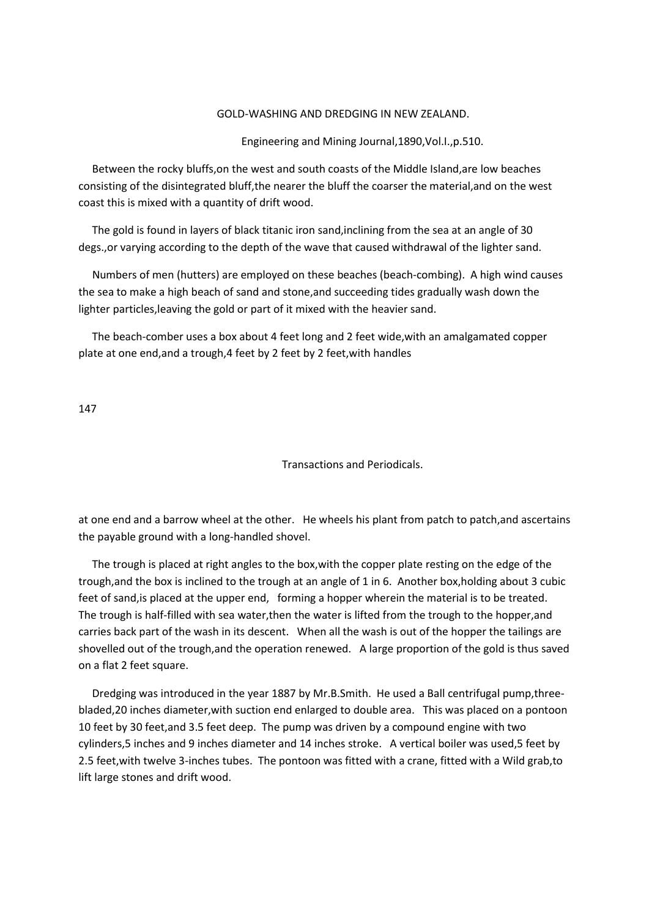## GOLD-WASHING AND DREDGING IN NEW ZEALAND.

Engineering and Mining Journal,1890,Vol.I.,p.510.

Between the rocky bluffs,on the west and south coasts of the Middle Island,are low beaches consisting of the disintegrated bluff,the nearer the bluff the coarser the material,and on the west coast this is mixed with a quantity of drift wood.

The gold is found in layers of black titanic iron sand,inclining from the sea at an angle of 30 degs.,or varying according to the depth of the wave that caused withdrawal of the lighter sand.

Numbers of men (hutters) are employed on these beaches (beach-combing). A high wind causes the sea to make a high beach of sand and stone,and succeeding tides gradually wash down the lighter particles,leaving the gold or part of it mixed with the heavier sand.

The beach-comber uses a box about 4 feet long and 2 feet wide,with an amalgamated copper plate at one end,and a trough,4 feet by 2 feet by 2 feet,with handles at one end and a barrow wheel at the other. He wheels his plant from patch to patch,and ascertains the payable ground with a long-handled shovel.

The trough is placed at right angles to the box,with the copper plate resting on the edge of the trough,and the box is inclined to the trough at an angle of 1 in 6. Another box,holding about 3 cubic feet of sand,is placed at the upper end, forming a hopper wherein the material is to be treated. The trough is half-filled with sea water,then the water is lifted from the trough to the hopper,and carries back part of the wash in its descent. When all the wash is out of the hopper the tailings are shovelled out of the trough,and the operation renewed. A large proportion of the gold is thus saved on a flat 2 feet square.

Dredging was introduced in the year 1887 by Mr.B.Smith. He used a Ball centrifugal pump,three-bladed,20 inches diameter,with suction end enlarged to double area. This was placed on a pontoon 10 feet by 30 feet,and 3.5 feet deep. The pump was driven by a compound engine with two cylinders,5 inches and 9 inches diameter and 14 inches stroke. A vertical boiler was used,5 feet by 2.5 feet,with twelve 3-inches tubes. The pontoon was fitted with a crane, fitted with a Wild grab,to lift large stones and drift wood.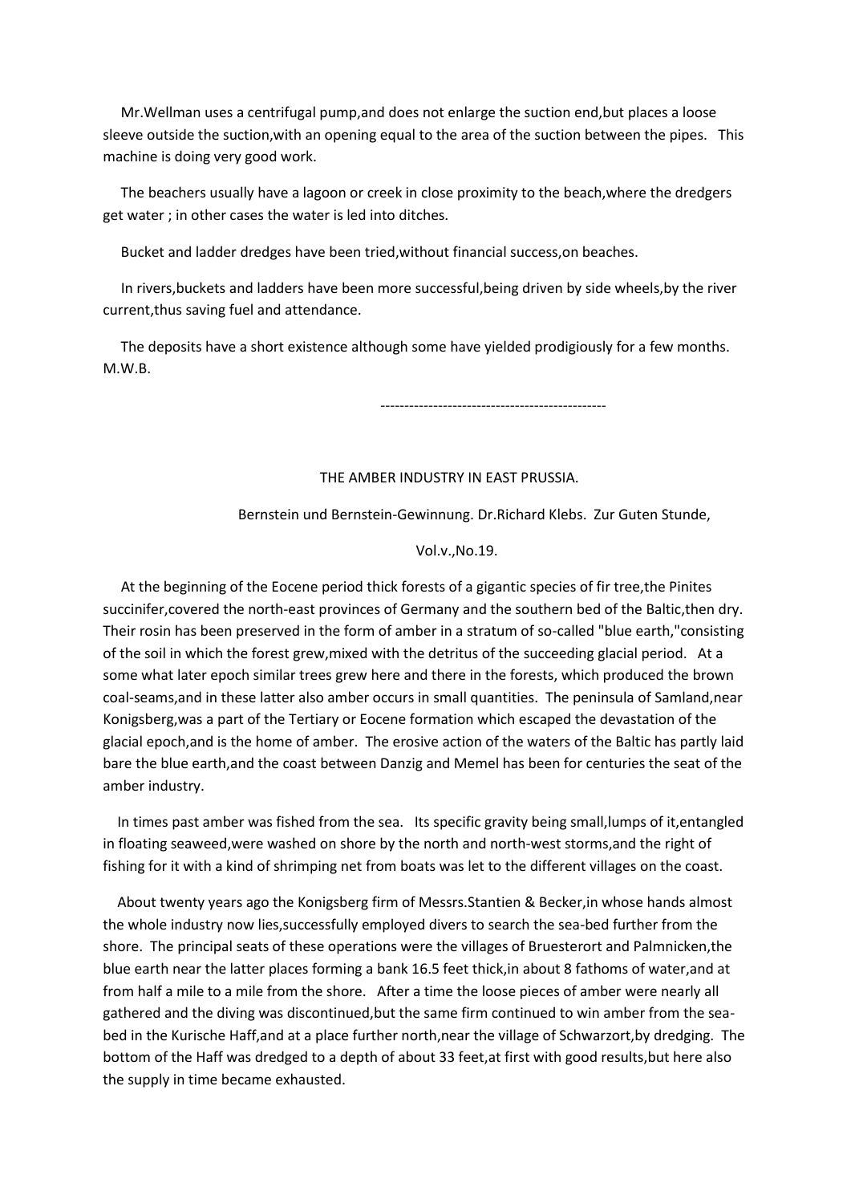Mr.Wellman uses a centrifugal pump,and does not enlarge the suction end,but places a loose sleeve outside the suction,with an opening equal to the area of the suction between the pipes. This machine is doing very good work.

The beachers usually have a lagoon or creek in close proximity to the beach,where the dredgers get water ; in other cases the water is led into ditches.

Bucket and ladder dredges have been tried,without financial success,on beaches.

In rivers,buckets and ladders have been more successful,being driven by side wheels,by the river current,thus saving fuel and attendance.

The deposits have a short existence although some have yielded prodigiously for a few months. M.W.B.

-----------------------------------------------

## THE AMBER INDUSTRY IN EAST PRUSSIA.

Bernstein und Bernstein-Gewinnung. Dr.Richard Klebs. Zur Guten Stunde, Vol.v.,No.19.

At the beginning of the Eocene period thick forests of a gigantic species of fir tree,the Pinites succinifer,covered the north-east provinces of Germany and the southern bed of the Baltic,then dry. Their rosin has been preserved in the form of amber in a stratum of so-called "blue earth,"consisting of the soil in which the forest grew,mixed with the detritus of the succeeding glacial period. At a some what later epoch similar trees grew here and there in the forests, which produced the brown coal-seams,and in these latter also amber occurs in small quantities. The peninsula of Samland,near Konigsberg,was a part of the Tertiary or Eocene formation which escaped the devastation of the glacial epoch,and is the home of amber. The erosive action of the waters of the Baltic has partly laid bare the blue earth,and the coast between Danzig and Memel has been for centuries the seat of the amber industry.

In times past amber was fished from the sea. Its specific gravity being small,lumps of it,entangled in floating seaweed,were washed on shore by the north and north-west storms,and the right of fishing for it with a kind of shrimping net from boats was let to the different villages on the coast.

About twenty years ago the Konigsberg firm of Messrs.Stantien & Becker,in whose hands almost the whole industry now lies,successfully employed divers to search the sea-bed further from the shore. The principal seats of these operations were the villages of Bruesterort and Palmnicken,the blue earth near the latter places forming a bank 16.5 feet thick,in about 8 fathoms of water,and at from half a mile to a mile from the shore. After a time the loose pieces of amber were nearly all gathered and the diving was discontinued,but the same firm continued to win amber from the sea-bed in the Kurische Haff,and at a place further north,near the village of Schwarzort,by dredging. The bottom of the Haff was dredged to a depth of about 33 feet,at first with good results,but here also the supply in time became exhausted.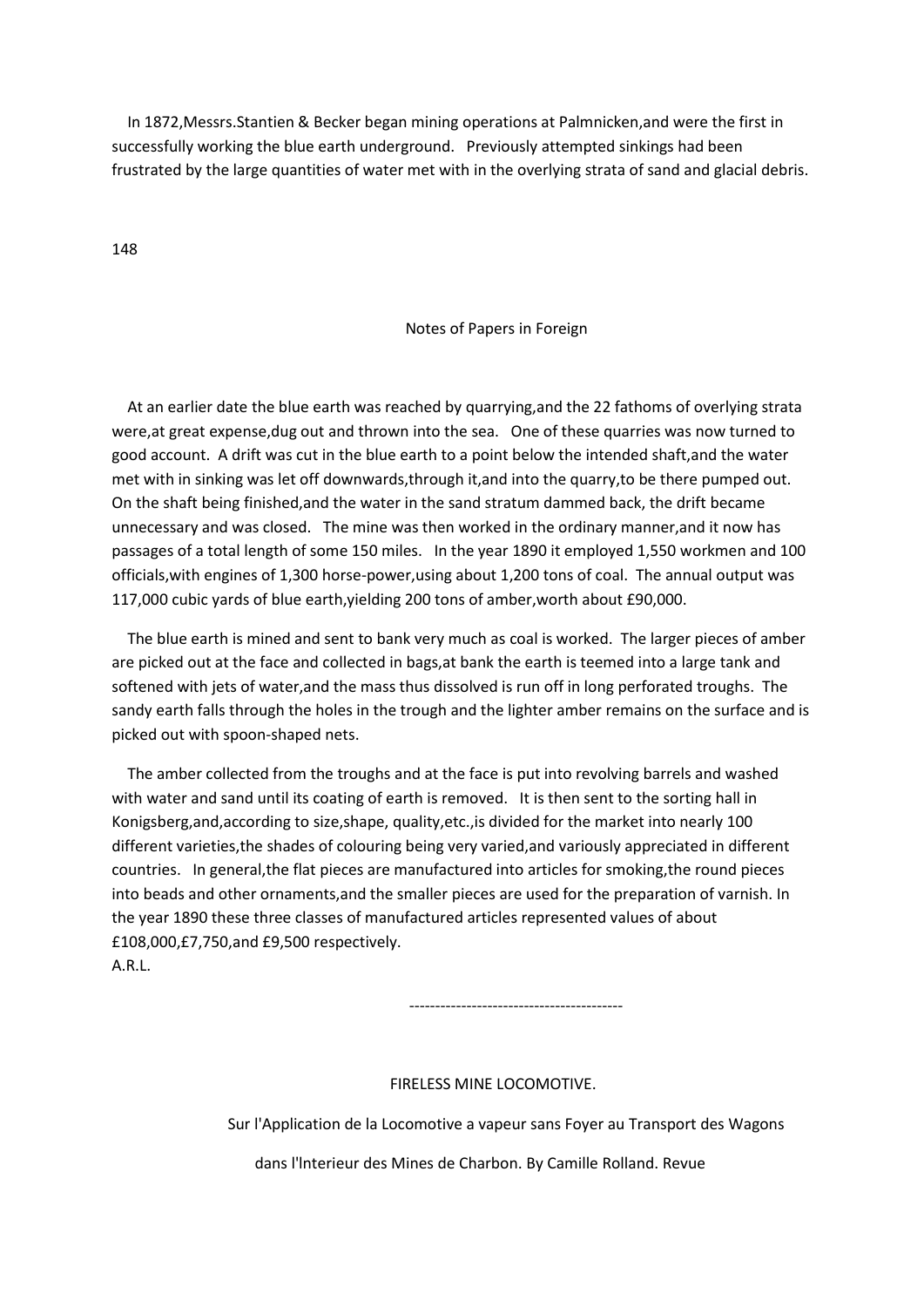In 1872,Messrs.Stantien & Becker began mining operations at Palmnicken,and were the first in successfully working the blue earth underground. Previously attempted sinkings had been frustrated by the large quantities of water met with in the overlying strata of sand and glacial debris.

At an earlier date the blue earth was reached by quarrying,and the 22 fathoms of overlying strata were,at great expense,dug out and thrown into the sea. One of these quarries was now turned to good account. A drift was cut in the blue earth to a point below the intended shaft,and the water met with in sinking was let off downwards,through it,and into the quarry,to be there pumped out. On the shaft being finished,and the water in the sand stratum dammed back, the drift became unnecessary and was closed. The mine was then worked in the ordinary manner,and it now has passages of a total length of some 150 miles. In the year 1890 it employed 1,550 workmen and 100 officials,with engines of 1,300 horse-power,using about 1,200 tons of coal. The annual output was 117,000 cubic yards of blue earth,yielding 200 tons of amber,worth about £90,000.

The blue earth is mined and sent to bank very much as coal is worked. The larger pieces of amber are picked out at the face and collected in bags,at bank the earth is teemed into a large tank and softened with jets of water,and the mass thus dissolved is run off in long perforated troughs. The sandy earth falls through the holes in the trough and the lighter amber remains on the surface and is picked out with spoon-shaped nets.

The amber collected from the troughs and at the face is put into revolving barrels and washed with water and sand until its coating of earth is removed. It is then sent to the sorting hall in Konigsberg,and,according to size,shape, quality,etc.,is divided for the market into nearly 100 different varieties,the shades of colouring being very varied,and variously appreciated in different countries. In general,the flat pieces are manufactured into articles for smoking,the round pieces into beads and other ornaments,and the smaller pieces are used for the preparation of varnish. In the year 1890 these three classes of manufactured articles represented values of about £108,000,£7,750,and £9,500 respectively.
A.R.L.

---

FIRELESS MINE LOCOMOTIVE.

Sur l'Application de la Locomotive a vapeur sans Foyer au Transport des Wagons dans l'lnterieur des Mines de Charbon. By Camille Rolland. Revue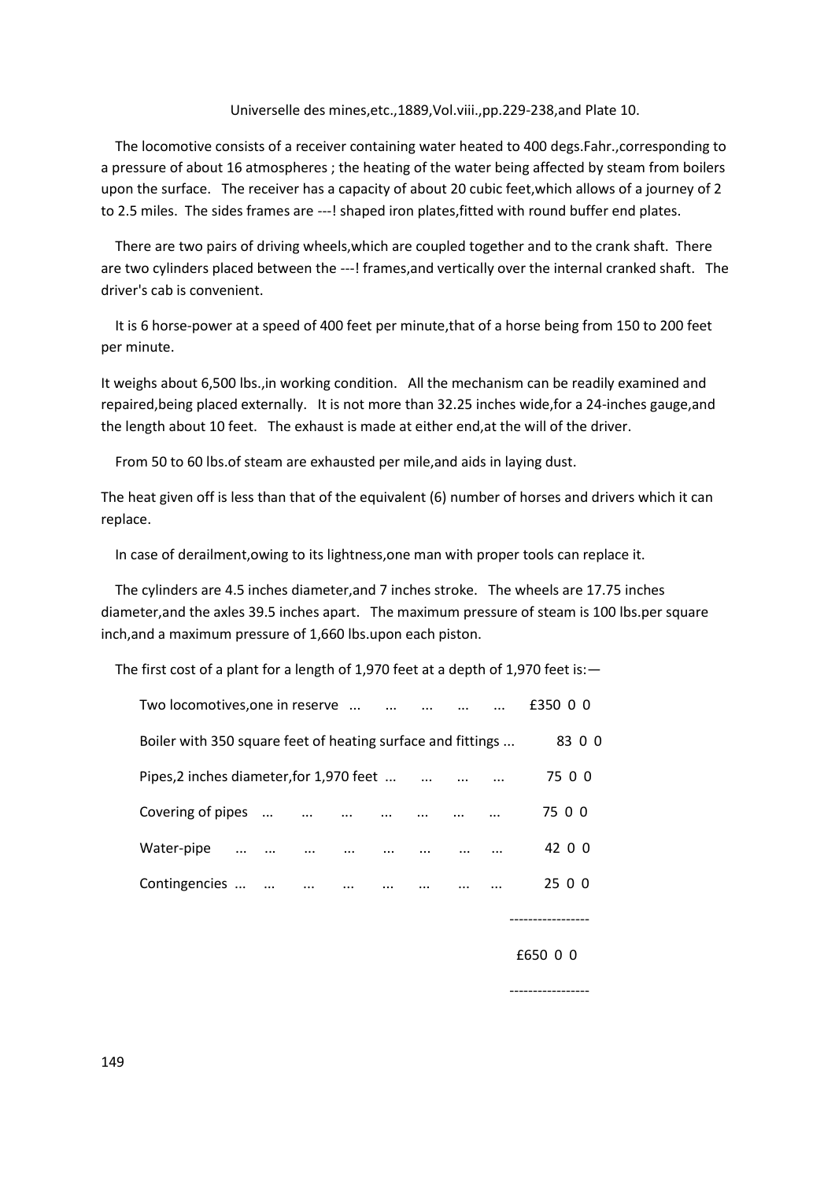Universelle des mines,etc.,1889,Vol.viii.,pp.229-238,and Plate 10.

The locomotive consists of a receiver containing water heated to 400 degs.Fahr.,corresponding to a pressure of about 16 atmospheres ; the heating of the water being affected by steam from boilers upon the surface. The receiver has a capacity of about 20 cubic feet,which allows of a journey of 2 to 2.5 miles. The sides frames are ---! shaped iron plates,fitted with round buffer end plates.

There are two pairs of driving wheels,which are coupled together and to the crank shaft. There are two cylinders placed between the ---! frames,and vertically over the internal cranked shaft. The driver's cab is convenient.

It is 6 horse-power at a speed of 400 feet per minute,that of a horse being from 150 to 200 feet per minute.

It weighs about 6,500 lbs.,in working condition. All the mechanism can be readily examined and repaired,being placed externally. It is not more than 32.25 inches wide,for a 24-inches gauge,and the length about 10 feet. The exhaust is made at either end,at the will of the driver.

From 50 to 60 lbs.of steam are exhausted per mile,and aids in laying dust.

The heat given off is less than that of the equivalent (6) number of horses and drivers which it can replace.

In case of derailment,owing to its lightness,one man with proper tools can replace it.

The cylinders are 4.5 inches diameter,and 7 inches stroke. The wheels are 17.75 inches diameter,and the axles 39.5 inches apart. The maximum pressure of steam is 100 lbs.per square inch,and a maximum pressure of 1,660 lbs.upon each piston.

The first cost of a plant for a length of 1,970 feet at a depth of 1,970 feet is:—

| Item | Cost |
|---|---|
| Two locomotives,one in reserve ... ... ... ... ... | £350 0 0 |
| Boiler with 350 square feet of heating surface and fittings ... | 83 0 0 |
| Pipes,2 inches diameter,for 1,970 feet ... ... ... ... | 75 0 0 |
| Covering of pipes ... ... ... ... ... ... ... | 75 0 0 |
| Water-pipe ... ... ... ... ... ... ... ... | 42 0 0 |
| Contingencies ... ... ... ... ... ... ... ... | 25 0 0 |
| | £650 0 0 |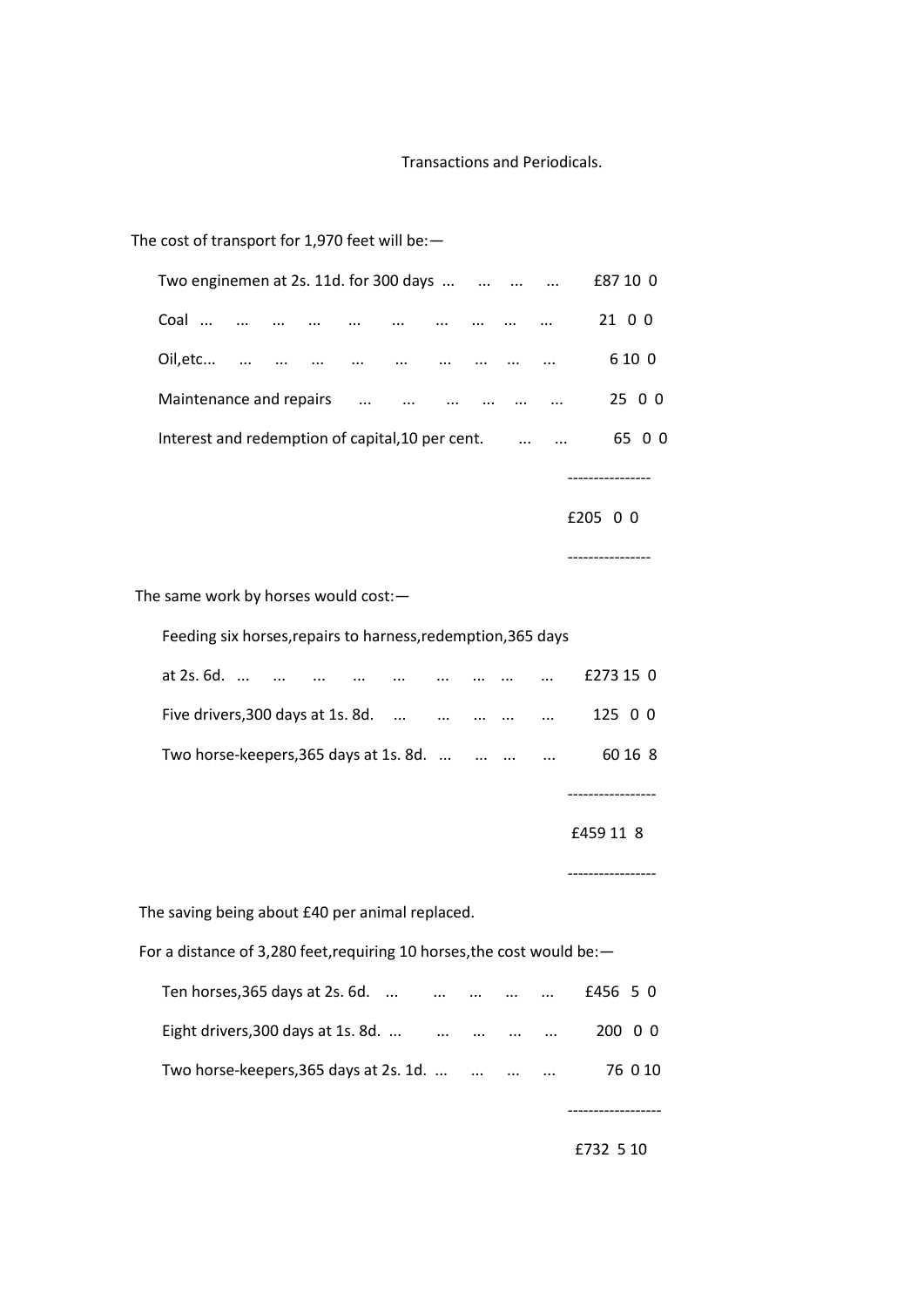Transactions and Periodicals.

The cost of transport for 1,970 feet will be:—

| | |
|---|---|
| Two enginemen at 2s. 11d. for 300 days ... ... ... ... | £87 10 0 |
| Coal ... ... ... ... ... ... ... ... ... ... | 21 0 0 |
| Oil,etc... ... ... ... ... ... ... ... ... ... | 6 10 0 |
| Maintenance and repairs ... ... ... ... ... ... | 25 0 0 |
| Interest and redemption of capital,10 per cent. ... ... | 65 0 0 |
| | £205 0 0 |

The same work by horses would cost:—

| | |
|---|---|
| Feeding six horses,repairs to harness,redemption,365 days at 2s. 6d. ... ... ... ... ... ... ... ... ... | £273 15 0 |
| Five drivers,300 days at 1s. 8d. ... ... ... ... ... | 125 0 0 |
| Two horse-keepers,365 days at 1s. 8d. ... ... ... ... | 60 16 8 |
| | £459 11 8 |

The saving being about £40 per animal replaced.

For a distance of 3,280 feet,requiring 10 horses,the cost would be:—

| | |
|---|---|
| Ten horses,365 days at 2s. 6d. ... ... ... ... ... | £456 5 0 |
| Eight drivers,300 days at 1s. 8d. ... ... ... ... ... | 200 0 0 |
| Two horse-keepers,365 days at 2s. 1d. ... ... ... ... | 76 0 10 |
| | £732 5 10 |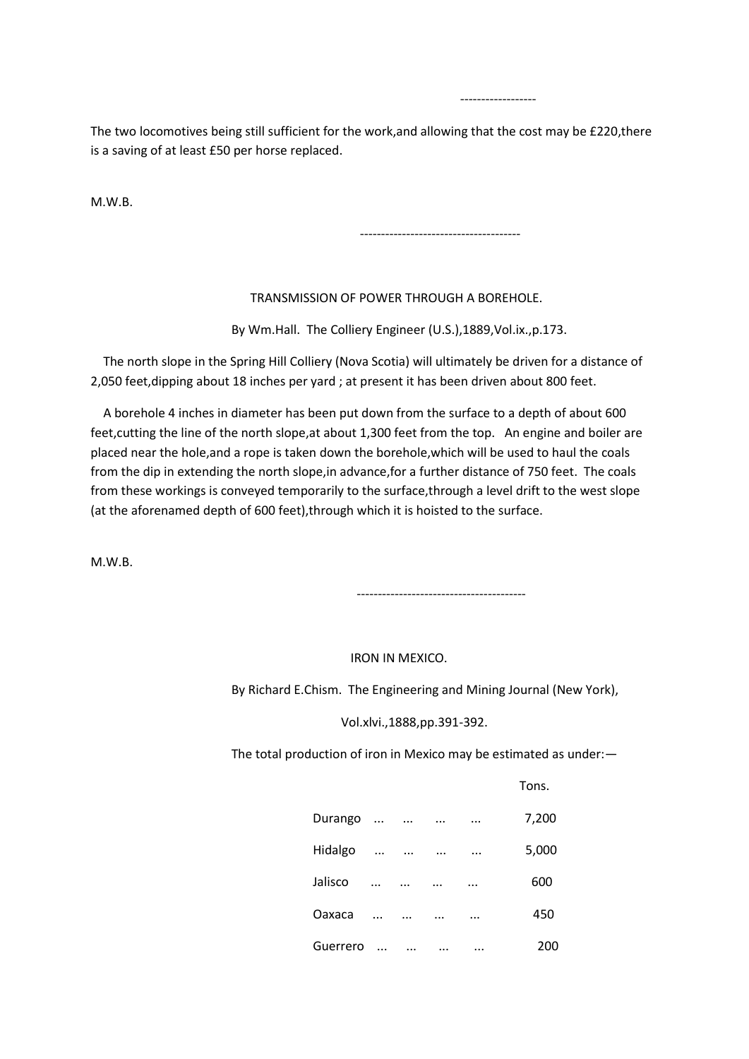------------------

The two locomotives being still sufficient for the work,and allowing that the cost may be £220,there is a saving of at least £50 per horse replaced.

M.W.B.

--------------------------------------

## TRANSMISSION OF POWER THROUGH A BOREHOLE.

By Wm.Hall. The Colliery Engineer (U.S.),1889,Vol.ix.,p.173.

The north slope in the Spring Hill Colliery (Nova Scotia) will ultimately be driven for a distance of 2,050 feet,dipping about 18 inches per yard ; at present it has been driven about 800 feet.

A borehole 4 inches in diameter has been put down from the surface to a depth of about 600 feet,cutting the line of the north slope,at about 1,300 feet from the top. An engine and boiler are placed near the hole,and a rope is taken down the borehole,which will be used to haul the coals from the dip in extending the north slope,in advance,for a further distance of 750 feet. The coals from these workings is conveyed temporarily to the surface,through a level drift to the west slope (at the aforenamed depth of 600 feet),through which it is hoisted to the surface.

M.W.B.

----------------------------------------

## IRON IN MEXICO.

By Richard E.Chism. The Engineering and Mining Journal (New York),

Vol.xlvi.,1888,pp.391-392.

The total production of iron in Mexico may be estimated as under:—

| | Tons. |
|---|---|
| Durango ... ... ... ... | 7,200 |
| Hidalgo ... ... ... ... | 5,000 |
| Jalisco ... ... ... ... | 600 |
| Oaxaca ... ... ... ... | 450 |
| Guerrero ... ... ... ... | 200 |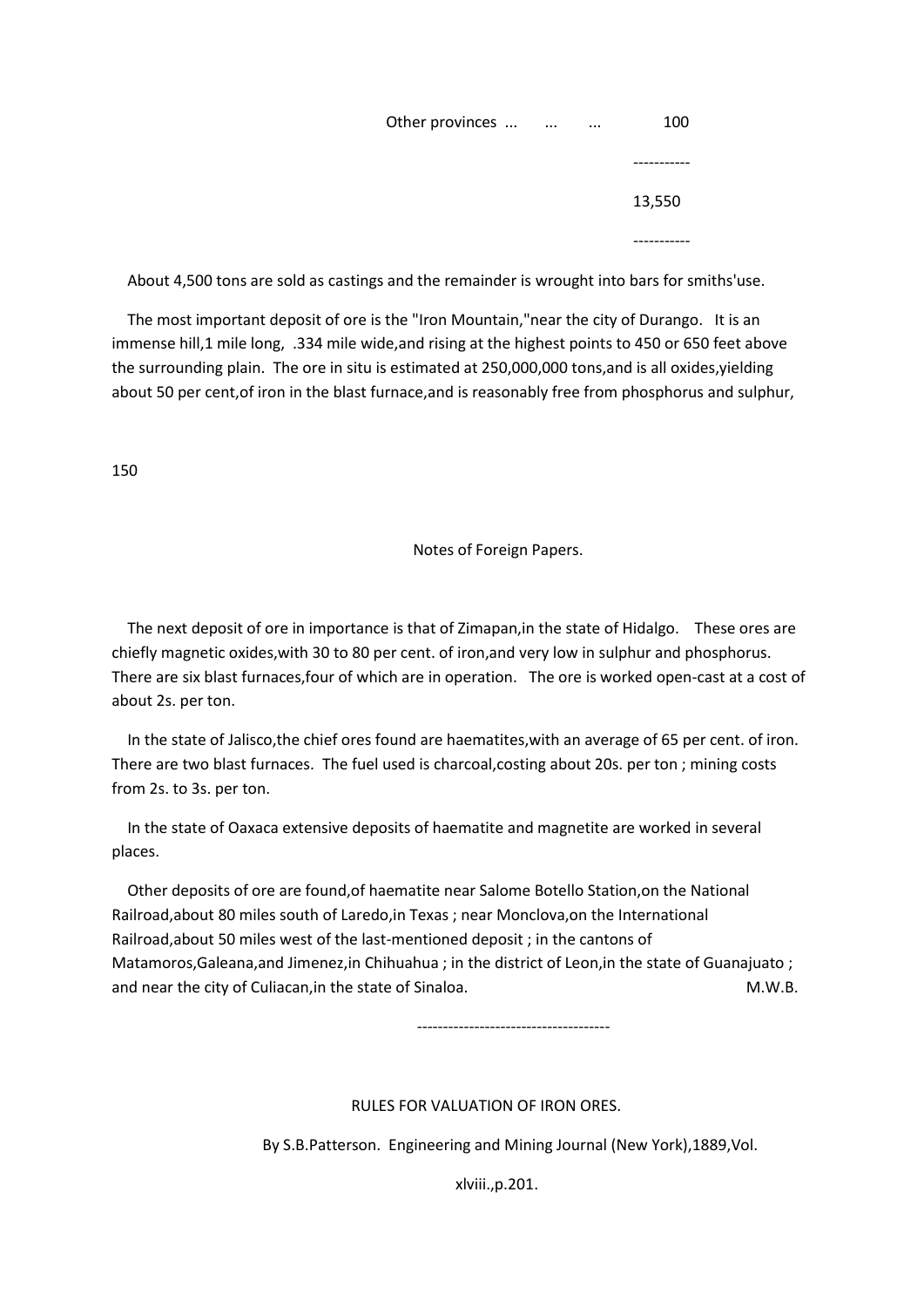| | |
|---|---|
| Other provinces ... ... ... | 100 |
| | 13,550 |

About 4,500 tons are sold as castings and the remainder is wrought into bars for smiths'use.

The most important deposit of ore is the "Iron Mountain,"near the city of Durango. It is an immense hill,1 mile long, .334 mile wide,and rising at the highest points to 450 or 650 feet above the surrounding plain. The ore in situ is estimated at 250,000,000 tons,and is all oxides,yielding about 50 per cent,of iron in the blast furnace,and is reasonably free from phosphorus and sulphur,

The next deposit of ore in importance is that of Zimapan,in the state of Hidalgo. These ores are chiefly magnetic oxides,with 30 to 80 per cent. of iron,and very low in sulphur and phosphorus. There are six blast furnaces,four of which are in operation. The ore is worked open-cast at a cost of about 2s. per ton.

In the state of Jalisco,the chief ores found are haematites,with an average of 65 per cent. of iron. There are two blast furnaces. The fuel used is charcoal,costing about 20s. per ton ; mining costs from 2s. to 3s. per ton.

In the state of Oaxaca extensive deposits of haematite and magnetite are worked in several places.

Other deposits of ore are found,of haematite near Salome Botello Station,on the National Railroad,about 80 miles south of Laredo,in Texas ; near Monclova,on the International Railroad,about 50 miles west of the last-mentioned deposit ; in the cantons of Matamoros,Galeana,and Jimenez,in Chihuahua ; in the district of Leon,in the state of Guanajuato ; and near the city of Culiacan,in the state of Sinaloa. M.W.B.

---

## RULES FOR VALUATION OF IRON ORES.

By S.B.Patterson. Engineering and Mining Journal (New York),1889,Vol. xlviii.,p.201.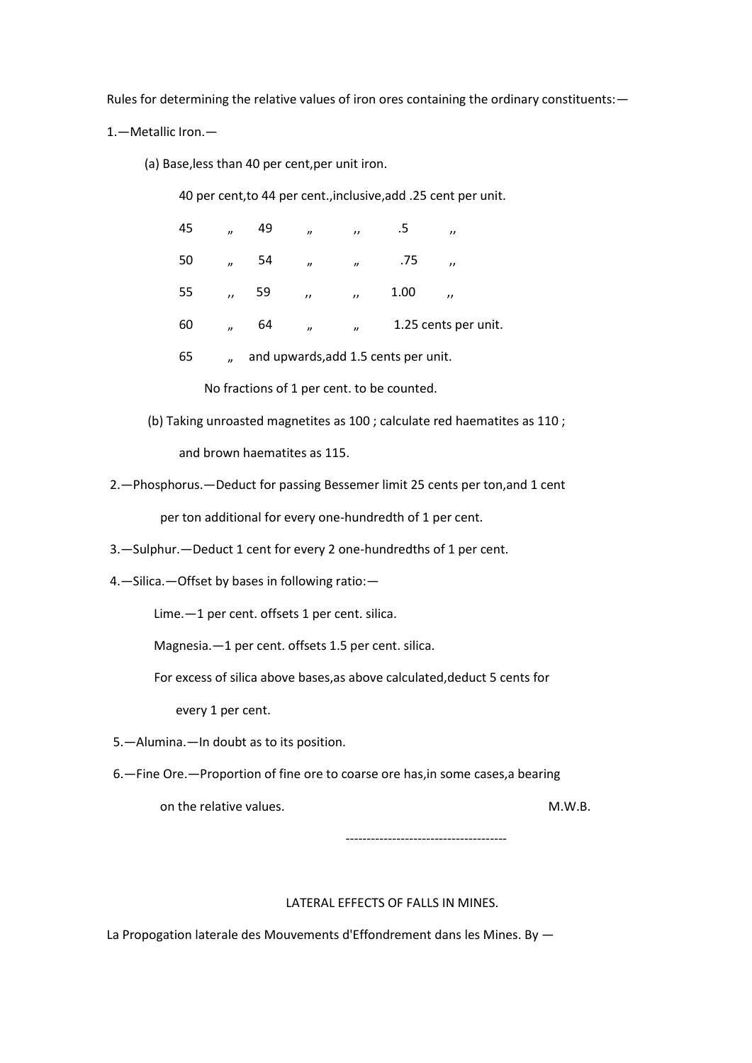Rules for determining the relative values of iron ores containing the ordinary constituents:—

1.—Metallic Iron.—

(a) Base, less than 40 per cent, per unit iron.

| | | | | | |
|---|---|---|---|---|---|
| 40 per cent, to 44 per cent., inclusive, add .25 cent per unit. | | | | | |
| 45 | „ | 49 | „ | ,, | .5 ,, |
| 50 | „ | 54 | „ | „ | .75 ,, |
| 55 | ,, | 59 | ,, | ,, | 1.00 ,, |
| 60 | „ | 64 | „ | „ | 1.25 cents per unit. |
| 65 | „ | and upwards, add 1.5 cents per unit. | | | |

No fractions of 1 per cent. to be counted.

(b) Taking unroasted magnetites as 100 ; calculate red haematites as 110 ; and brown haematites as 115.

2.—Phosphorus.—Deduct for passing Bessemer limit 25 cents per ton, and 1 cent per ton additional for every one-hundredth of 1 per cent.

3.—Sulphur.—Deduct 1 cent for every 2 one-hundredths of 1 per cent.

4.—Silica.—Offset by bases in following ratio:—

Lime.—1 per cent. offsets 1 per cent. silica.

Magnesia.—1 per cent. offsets 1.5 per cent. silica.

For excess of silica above bases, as above calculated, deduct 5 cents for every 1 per cent.

5.—Alumina.—In doubt as to its position.

6.—Fine Ore.—Proportion of fine ore to coarse ore has, in some cases, a bearing on the relative values.

M.W.B.

---

## LATERAL EFFECTS OF FALLS IN MINES.

La Propogation laterale des Mouvements d'Effondrement dans les Mines. By —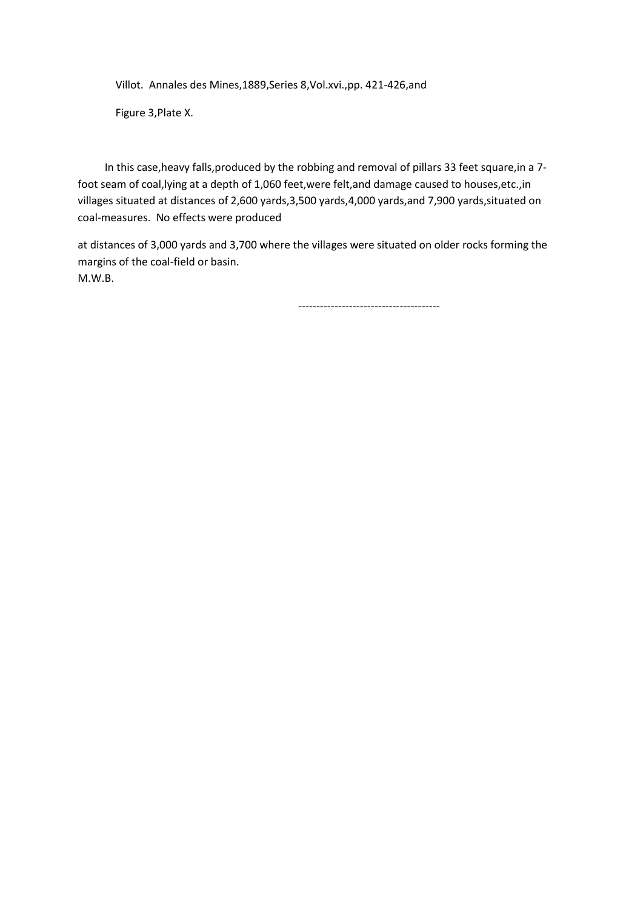Villot. Annales des Mines,1889,Series 8,Vol.xvi.,pp. 421-426,and

Figure 3,Plate X.

In this case,heavy falls,produced by the robbing and removal of pillars 33 feet square,in a 7-foot seam of coal,lying at a depth of 1,060 feet,were felt,and damage caused to houses,etc.,in villages situated at distances of 2,600 yards,3,500 yards,4,000 yards,and 7,900 yards,situated on coal-measures. No effects were produced

at distances of 3,000 yards and 3,700 where the villages were situated on older rocks forming the margins of the coal-field or basin.
M.W.B.

---